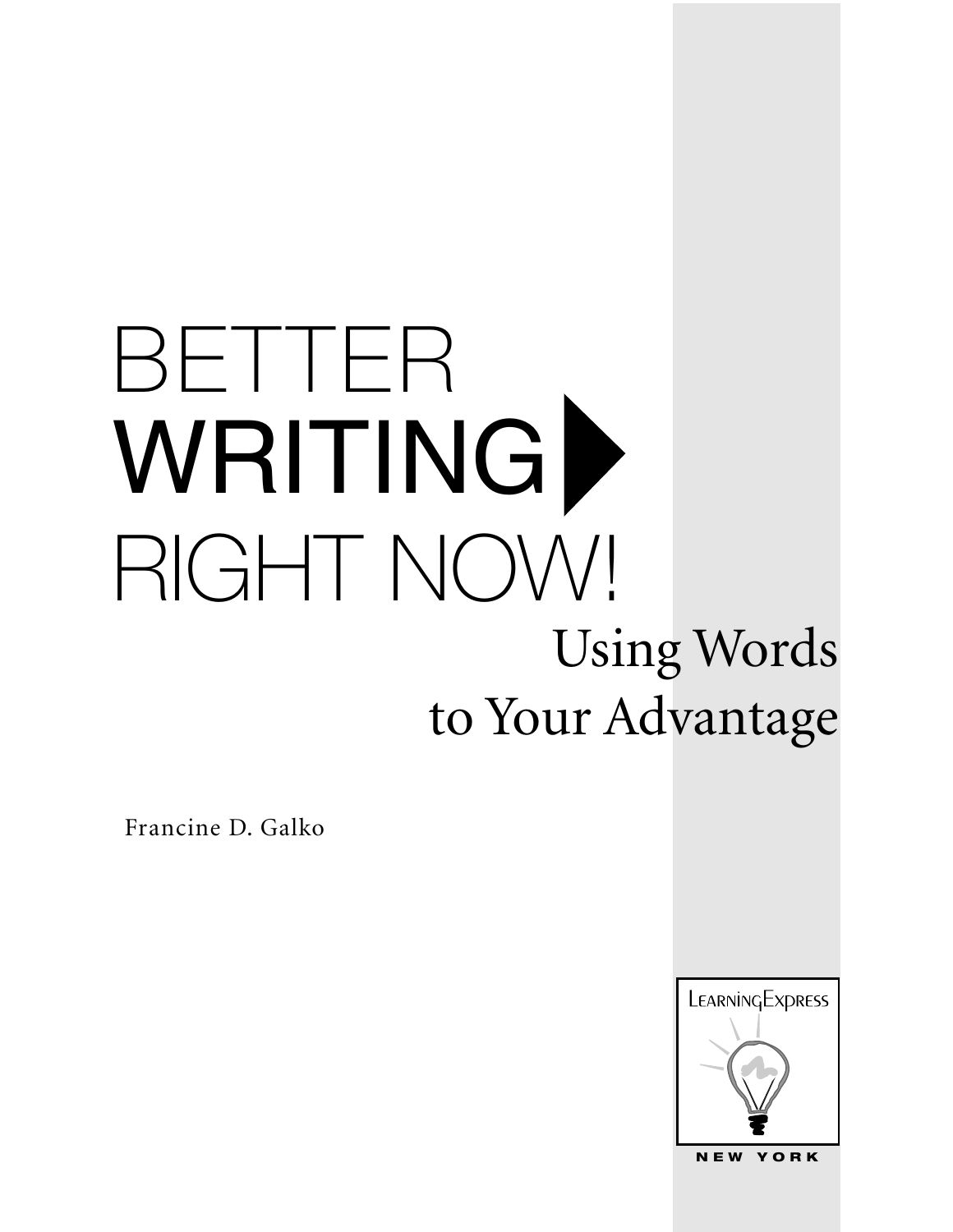# BETTER WRITING RIGHT NOW!

## Using Words to Your Advantage

Francine D. Galko

LearningExpress

NEW YORK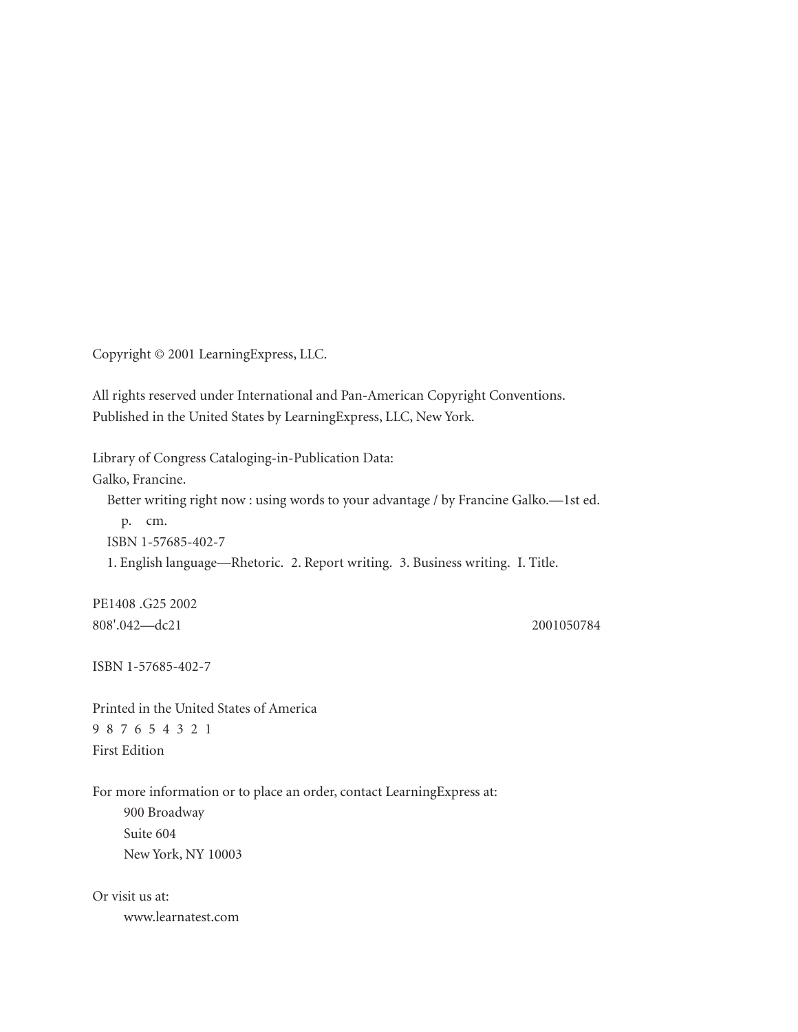Copyright © 2001 LearningExpress, LLC.

All rights reserved under International and Pan-American Copyright Conventions.
Published in the United States by LearningExpress, LLC, New York.

Library of Congress Cataloging-in-Publication Data:
Galko, Francine.
Better writing right now : using words to your advantage / by Francine Galko.—1st ed.
p. cm.
ISBN 1-57685-402-7
1. English language—Rhetoric. 2. Report writing. 3. Business writing. I. Title.

PE1408 .G25 2002
808'.042—dc21 2001050784

ISBN 1-57685-402-7

Printed in the United States of America
9 8 7 6 5 4 3 2 1
First Edition

For more information or to place an order, contact LearningExpress at:
900 Broadway
Suite 604
New York, NY 10003

Or visit us at:
www.learnatest.com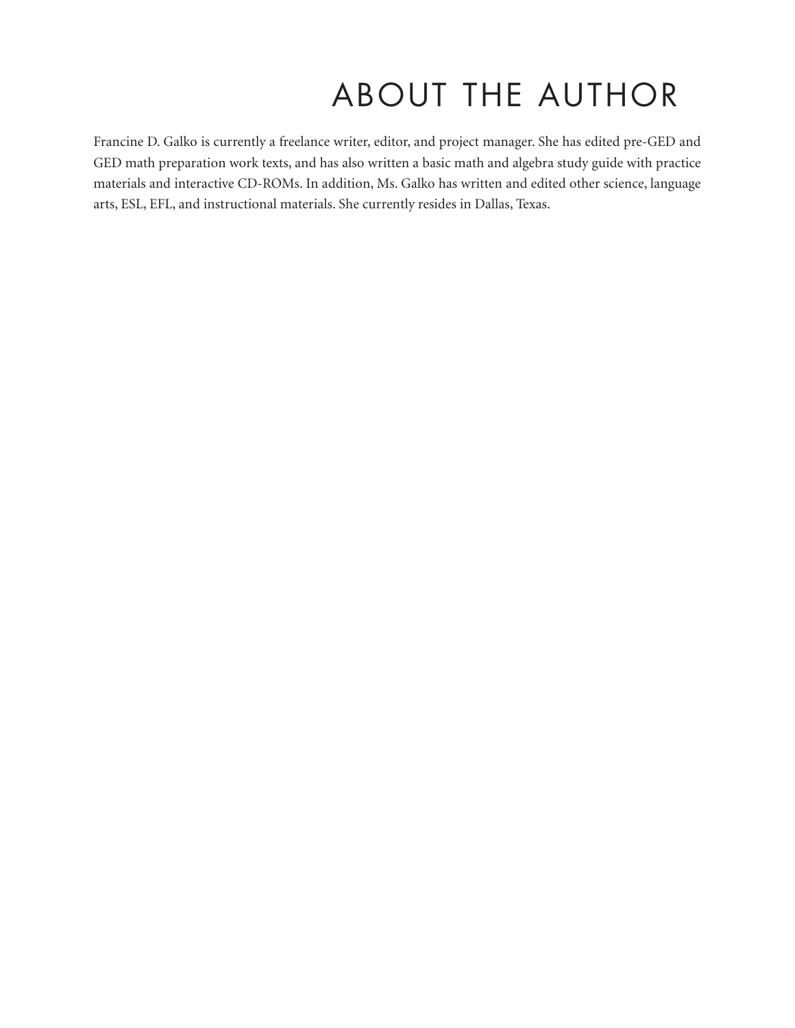# ABOUT THE AUTHOR

Francine D. Galko is currently a freelance writer, editor, and project manager. She has edited pre-GED and GED math preparation work texts, and has also written a basic math and algebra study guide with practice materials and interactive CD-ROMs. In addition, Ms. Galko has written and edited other science, language arts, ESL, EFL, and instructional materials. She currently resides in Dallas, Texas.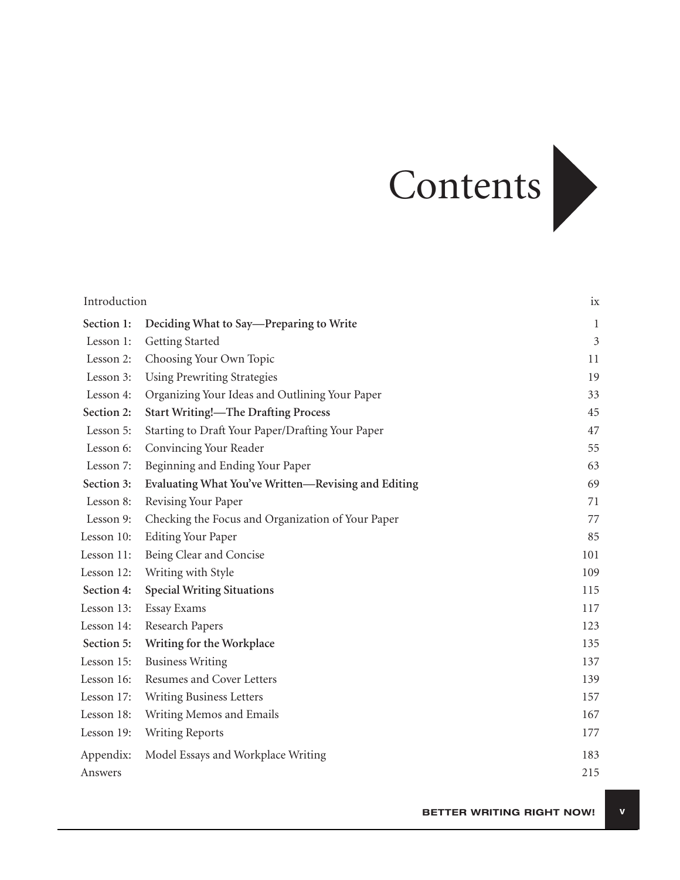# Contents

| | | |
|---|---|---|
| Introduction | | ix |
| **Section 1:** | **Deciding What to Say—Preparing to Write** | 1 |
| Lesson 1: | Getting Started | 3 |
| Lesson 2: | Choosing Your Own Topic | 11 |
| Lesson 3: | Using Prewriting Strategies | 19 |
| Lesson 4: | Organizing Your Ideas and Outlining Your Paper | 33 |
| **Section 2:** | **Start Writing!—The Drafting Process** | 45 |
| Lesson 5: | Starting to Draft Your Paper/Drafting Your Paper | 47 |
| Lesson 6: | Convincing Your Reader | 55 |
| Lesson 7: | Beginning and Ending Your Paper | 63 |
| **Section 3:** | **Evaluating What You've Written—Revising and Editing** | 69 |
| Lesson 8: | Revising Your Paper | 71 |
| Lesson 9: | Checking the Focus and Organization of Your Paper | 77 |
| Lesson 10: | Editing Your Paper | 85 |
| Lesson 11: | Being Clear and Concise | 101 |
| Lesson 12: | Writing with Style | 109 |
| **Section 4:** | **Special Writing Situations** | 115 |
| Lesson 13: | Essay Exams | 117 |
| Lesson 14: | Research Papers | 123 |
| **Section 5:** | **Writing for the Workplace** | 135 |
| Lesson 15: | Business Writing | 137 |
| Lesson 16: | Resumes and Cover Letters | 139 |
| Lesson 17: | Writing Business Letters | 157 |
| Lesson 18: | Writing Memos and Emails | 167 |
| Lesson 19: | Writing Reports | 177 |
| Appendix: | Model Essays and Workplace Writing | 183 |
| Answers | | 215 |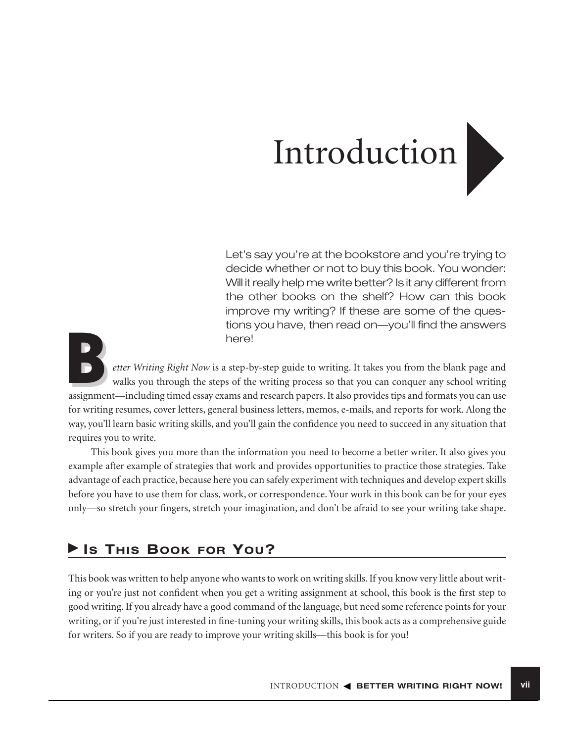# Introduction

Let's say you're at the bookstore and you're trying to decide whether or not to buy this book. You wonder: Will it really help me write better? Is it any different from the other books on the shelf? How can this book improve my writing? If these are some of the questions you have, then read on—you'll find the answers here!

***Better Writing Right Now*** is a step-by-step guide to writing. It takes you from the blank page and walks you through the steps of the writing process so that you can conquer any school writing assignment—including timed essay exams and research papers. It also provides tips and formats you can use for writing resumes, cover letters, general business letters, memos, e-mails, and reports for work. Along the way, you'll learn basic writing skills, and you'll gain the confidence you need to succeed in any situation that requires you to write.

This book gives you more than the information you need to become a better writer. It also gives you example after example of strategies that work and provides opportunities to practice those strategies. Take advantage of each practice, because here you can safely experiment with techniques and develop expert skills before you have to use them for class, work, or correspondence. Your work in this book can be for your eyes only—so stretch your fingers, stretch your imagination, and don't be afraid to see your writing take shape.

## Is This Book for You?

This book was written to help anyone who wants to work on writing skills. If you know very little about writing or you're just not confident when you get a writing assignment at school, this book is the first step to good writing. If you already have a good command of the language, but need some reference points for your writing, or if you're just interested in fine-tuning your writing skills, this book acts as a comprehensive guide for writers. So if you are ready to improve your writing skills—this book is for you!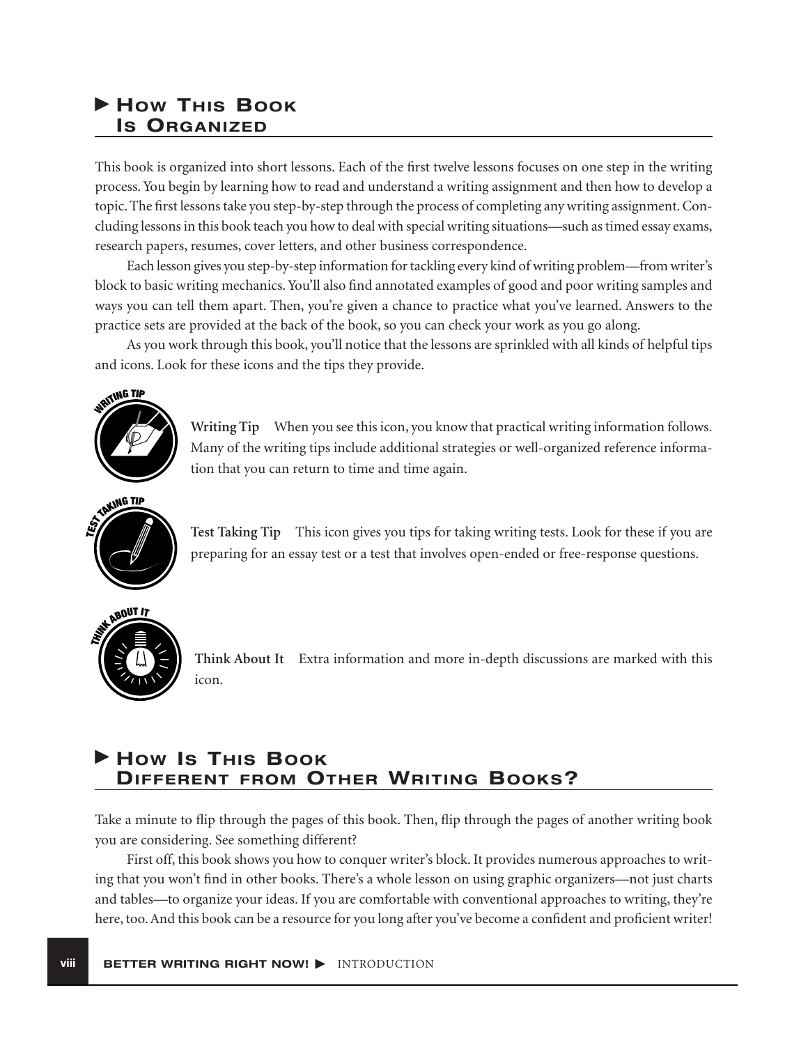## How This Book Is Organized

This book is organized into short lessons. Each of the first twelve lessons focuses on one step in the writing process. You begin by learning how to read and understand a writing assignment and then how to develop a topic. The first lessons take you step-by-step through the process of completing any writing assignment. Concluding lessons in this book teach you how to deal with special writing situations—such as timed essay exams, research papers, resumes, cover letters, and other business correspondence.

Each lesson gives you step-by-step information for tackling every kind of writing problem—from writer's block to basic writing mechanics. You'll also find annotated examples of good and poor writing samples and ways you can tell them apart. Then, you're given a chance to practice what you've learned. Answers to the practice sets are provided at the back of the book, so you can check your work as you go along.

As you work through this book, you'll notice that the lessons are sprinkled with all kinds of helpful tips and icons. Look for these icons and the tips they provide.

**Writing Tip** When you see this icon, you know that practical writing information follows. Many of the writing tips include additional strategies or well-organized reference information that you can return to time and time again.

**Test Taking Tip** This icon gives you tips for taking writing tests. Look for these if you are preparing for an essay test or a test that involves open-ended or free-response questions.

**Think About It** Extra information and more in-depth discussions are marked with this icon.

## How Is This Book Different from Other Writing Books?

Take a minute to flip through the pages of this book. Then, flip through the pages of another writing book you are considering. See something different?

First off, this book shows you how to conquer writer's block. It provides numerous approaches to writing that you won't find in other books. There's a whole lesson on using graphic organizers—not just charts and tables—to organize your ideas. If you are comfortable with conventional approaches to writing, they're here, too. And this book can be a resource for you long after you've become a confident and proficient writer!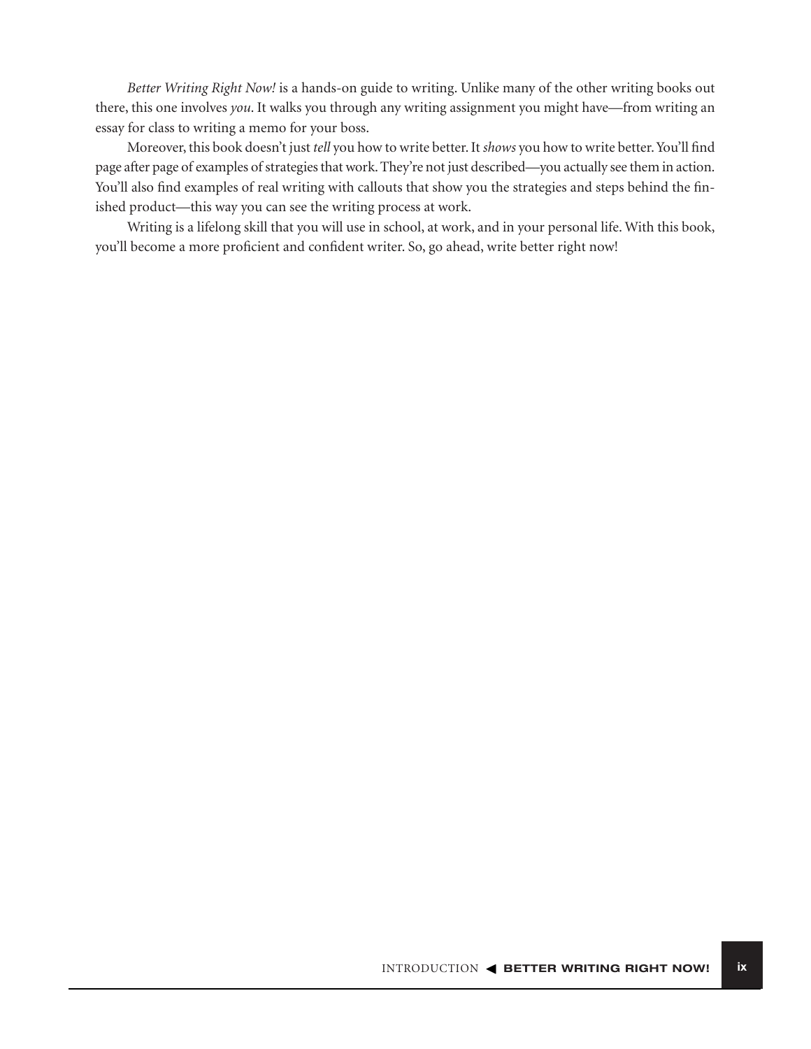*Better Writing Right Now!* is a hands-on guide to writing. Unlike many of the other writing books out there, this one involves *you*. It walks you through any writing assignment you might have—from writing an essay for class to writing a memo for your boss.

Moreover, this book doesn't just *tell* you how to write better. It *shows* you how to write better. You'll find page after page of examples of strategies that work. They're not just described—you actually see them in action. You'll also find examples of real writing with callouts that show you the strategies and steps behind the finished product—this way you can see the writing process at work.

Writing is a lifelong skill that you will use in school, at work, and in your personal life. With this book, you'll become a more proficient and confident writer. So, go ahead, write better right now!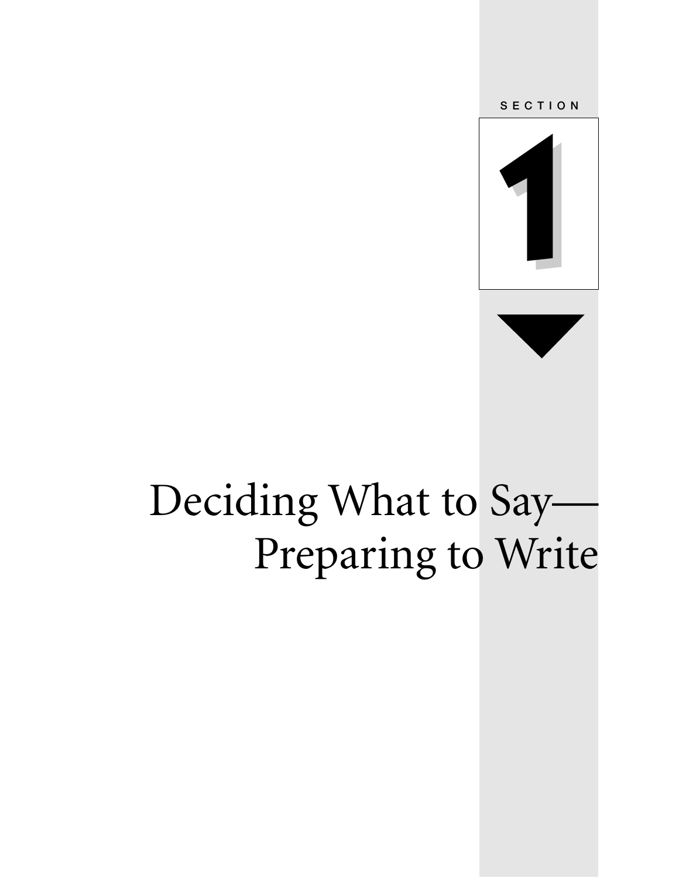SECTION 1

# Deciding What to Say—Preparing to Write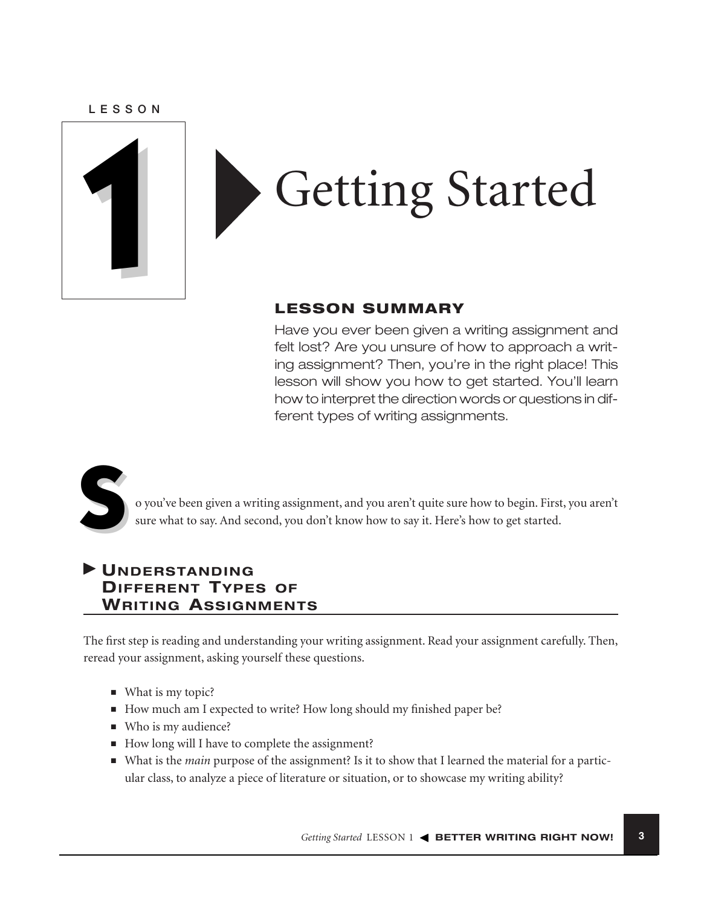LESSON

# 1 Getting Started

### LESSON SUMMARY

Have you ever been given a writing assignment and felt lost? Are you unsure of how to approach a writing assignment? Then, you're in the right place! This lesson will show you how to get started. You'll learn how to interpret the direction words or questions in different types of writing assignments.

So you've been given a writing assignment, and you aren't quite sure how to begin. First, you aren't sure what to say. And second, you don't know how to say it. Here's how to get started.

## Understanding Different Types of Writing Assignments

The first step is reading and understanding your writing assignment. Read your assignment carefully. Then, reread your assignment, asking yourself these questions.

- What is my topic?
- How much am I expected to write? How long should my finished paper be?
- Who is my audience?
- How long will I have to complete the assignment?
- What is the *main* purpose of the assignment? Is it to show that I learned the material for a particular class, to analyze a piece of literature or situation, or to showcase my writing ability?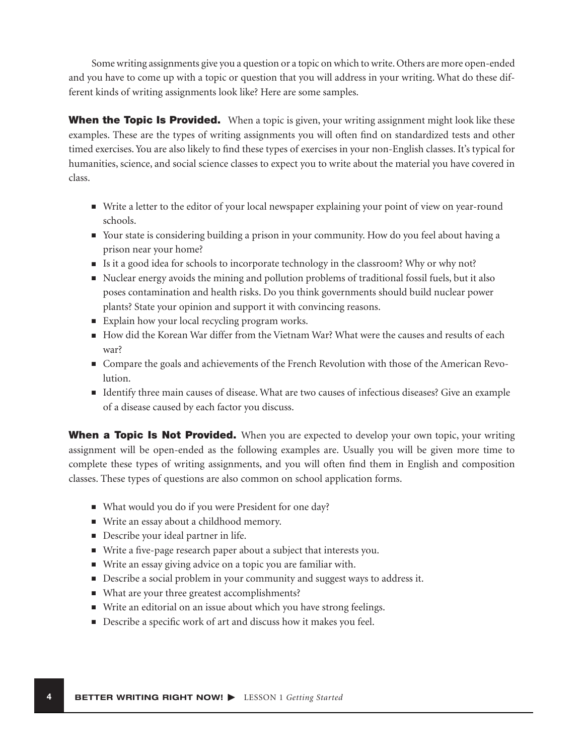Some writing assignments give you a question or a topic on which to write. Others are more open-ended and you have to come up with a topic or question that you will address in your writing. What do these different kinds of writing assignments look like? Here are some samples.

**When the Topic Is Provided.** When a topic is given, your writing assignment might look like these examples. These are the types of writing assignments you will often find on standardized tests and other timed exercises. You are also likely to find these types of exercises in your non-English classes. It's typical for humanities, science, and social science classes to expect you to write about the material you have covered in class.

- Write a letter to the editor of your local newspaper explaining your point of view on year-round schools.
- Your state is considering building a prison in your community. How do you feel about having a prison near your home?
- Is it a good idea for schools to incorporate technology in the classroom? Why or why not?
- Nuclear energy avoids the mining and pollution problems of traditional fossil fuels, but it also poses contamination and health risks. Do you think governments should build nuclear power plants? State your opinion and support it with convincing reasons.
- Explain how your local recycling program works.
- How did the Korean War differ from the Vietnam War? What were the causes and results of each war?
- Compare the goals and achievements of the French Revolution with those of the American Revolution.
- Identify three main causes of disease. What are two causes of infectious diseases? Give an example of a disease caused by each factor you discuss.

**When a Topic Is Not Provided.** When you are expected to develop your own topic, your writing assignment will be open-ended as the following examples are. Usually you will be given more time to complete these types of writing assignments, and you will often find them in English and composition classes. These types of questions are also common on school application forms.

- What would you do if you were President for one day?
- Write an essay about a childhood memory.
- Describe your ideal partner in life.
- Write a five-page research paper about a subject that interests you.
- Write an essay giving advice on a topic you are familiar with.
- Describe a social problem in your community and suggest ways to address it.
- What are your three greatest accomplishments?
- Write an editorial on an issue about which you have strong feelings.
- Describe a specific work of art and discuss how it makes you feel.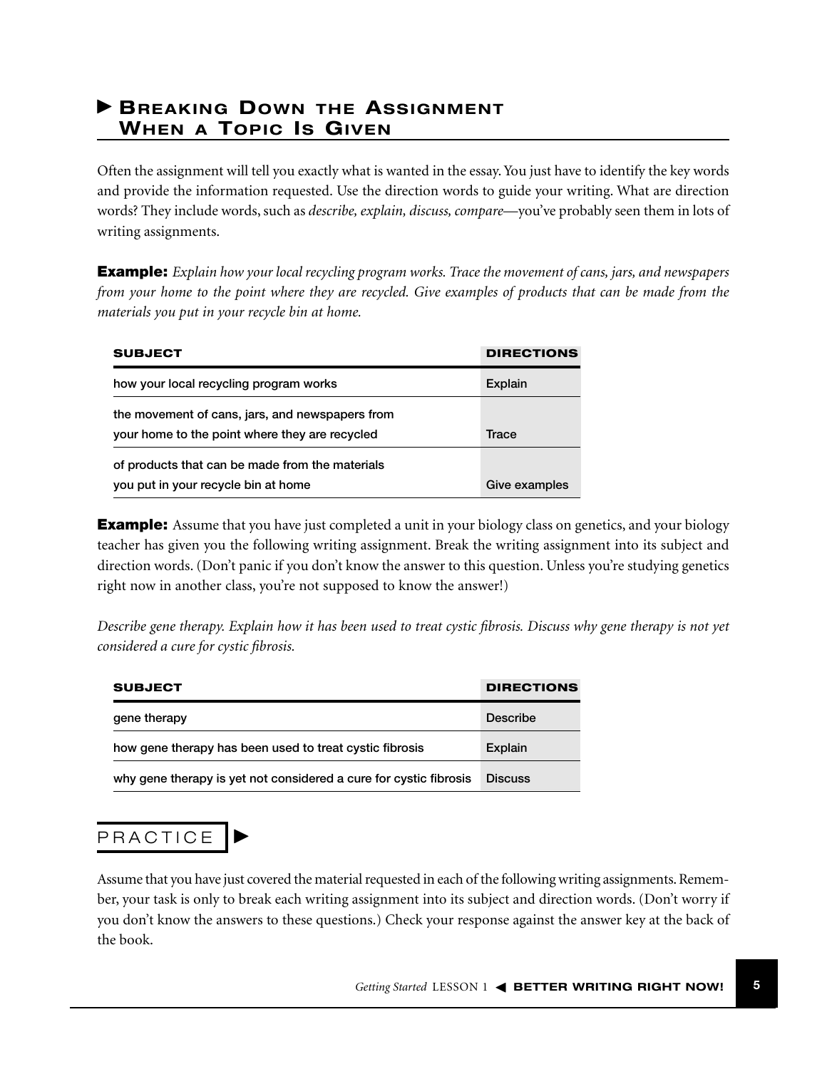## ► Breaking Down the Assignment When a Topic Is Given

Often the assignment will tell you exactly what is wanted in the essay. You just have to identify the key words and provide the information requested. Use the direction words to guide your writing. What are direction words? They include words, such as *describe, explain, discuss, compare*—you've probably seen them in lots of writing assignments.

**Example:** *Explain how your local recycling program works. Trace the movement of cans, jars, and newspapers from your home to the point where they are recycled. Give examples of products that can be made from the materials you put in your recycle bin at home.*

| SUBJECT | DIRECTIONS |
|---|---|
| how your local recycling program works | Explain |
| the movement of cans, jars, and newspapers from your home to the point where they are recycled | Trace |
| of products that can be made from the materials you put in your recycle bin at home | Give examples |

**Example:** Assume that you have just completed a unit in your biology class on genetics, and your biology teacher has given you the following writing assignment. Break the writing assignment into its subject and direction words. (Don't panic if you don't know the answer to this question. Unless you're studying genetics right now in another class, you're not supposed to know the answer!)

*Describe gene therapy. Explain how it has been used to treat cystic fibrosis. Discuss why gene therapy is not yet considered a cure for cystic fibrosis.*

| SUBJECT | DIRECTIONS |
|---|---|
| gene therapy | Describe |
| how gene therapy has been used to treat cystic fibrosis | Explain |
| why gene therapy is yet not considered a cure for cystic fibrosis | Discuss |

### PRACTICE ►

Assume that you have just covered the material requested in each of the following writing assignments. Remember, your task is only to break each writing assignment into its subject and direction words. (Don't worry if you don't know the answers to these questions.) Check your response against the answer key at the back of the book.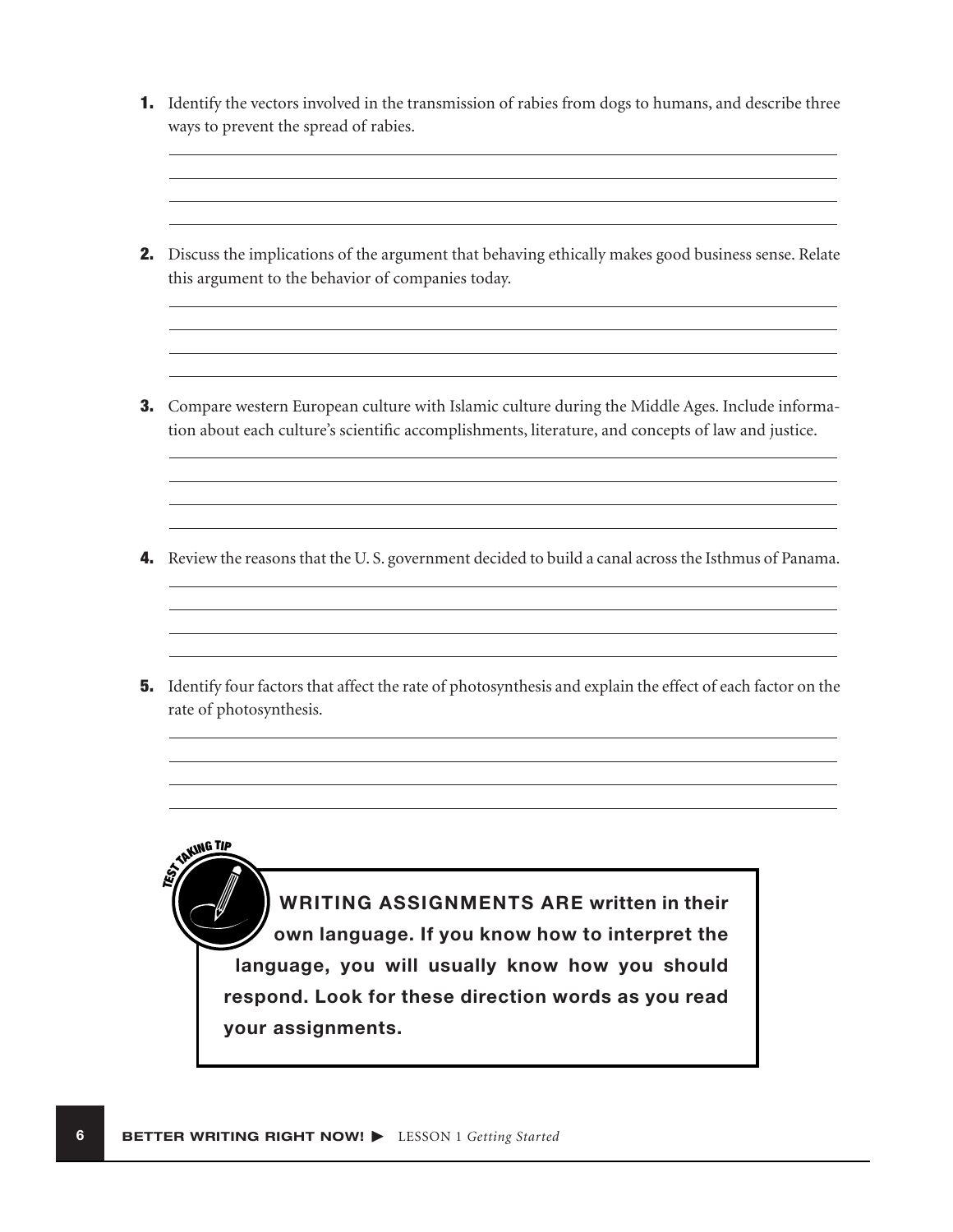1. Identify the vectors involved in the transmission of rabies from dogs to humans, and describe three ways to prevent the spread of rabies.

2. Discuss the implications of the argument that behaving ethically makes good business sense. Relate this argument to the behavior of companies today.

3. Compare western European culture with Islamic culture during the Middle Ages. Include information about each culture's scientific accomplishments, literature, and concepts of law and justice.

4. Review the reasons that the U. S. government decided to build a canal across the Isthmus of Panama.

5. Identify four factors that affect the rate of photosynthesis and explain the effect of each factor on the rate of photosynthesis.

> **TEST TAKING TIP**
>
> **WRITING ASSIGNMENTS ARE written in their own language. If you know how to interpret the language, you will usually know how you should respond. Look for these direction words as you read your assignments.**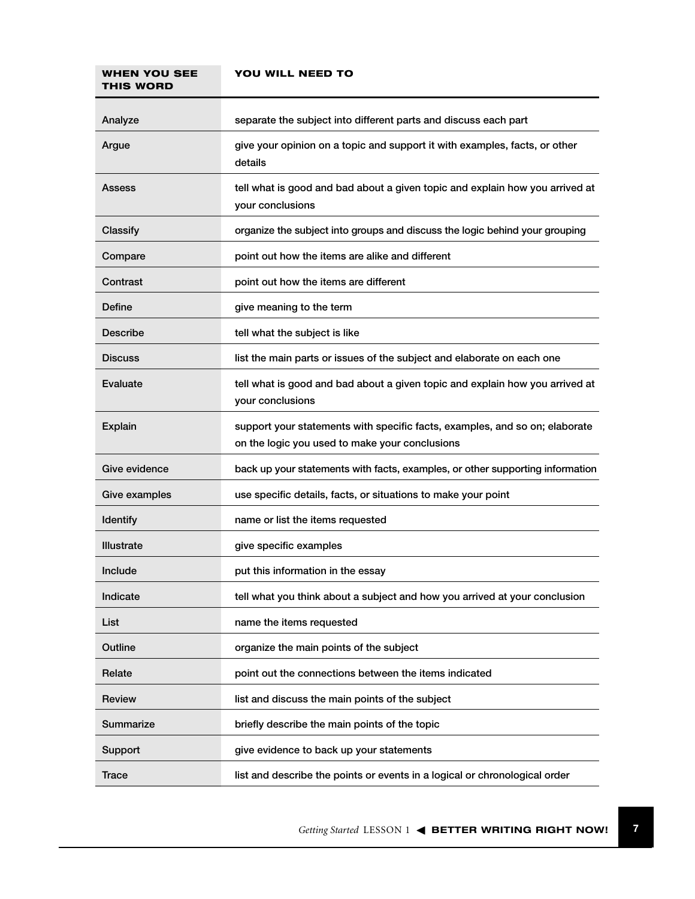| WHEN YOU SEE THIS WORD | YOU WILL NEED TO |
|---|---|
| Analyze | separate the subject into different parts and discuss each part |
| Argue | give your opinion on a topic and support it with examples, facts, or other details |
| Assess | tell what is good and bad about a given topic and explain how you arrived at your conclusions |
| Classify | organize the subject into groups and discuss the logic behind your grouping |
| Compare | point out how the items are alike and different |
| Contrast | point out how the items are different |
| Define | give meaning to the term |
| Describe | tell what the subject is like |
| Discuss | list the main parts or issues of the subject and elaborate on each one |
| Evaluate | tell what is good and bad about a given topic and explain how you arrived at your conclusions |
| Explain | support your statements with specific facts, examples, and so on; elaborate on the logic you used to make your conclusions |
| Give evidence | back up your statements with facts, examples, or other supporting information |
| Give examples | use specific details, facts, or situations to make your point |
| Identify | name or list the items requested |
| Illustrate | give specific examples |
| Include | put this information in the essay |
| Indicate | tell what you think about a subject and how you arrived at your conclusion |
| List | name the items requested |
| Outline | organize the main points of the subject |
| Relate | point out the connections between the items indicated |
| Review | list and discuss the main points of the subject |
| Summarize | briefly describe the main points of the topic |
| Support | give evidence to back up your statements |
| Trace | list and describe the points or events in a logical or chronological order |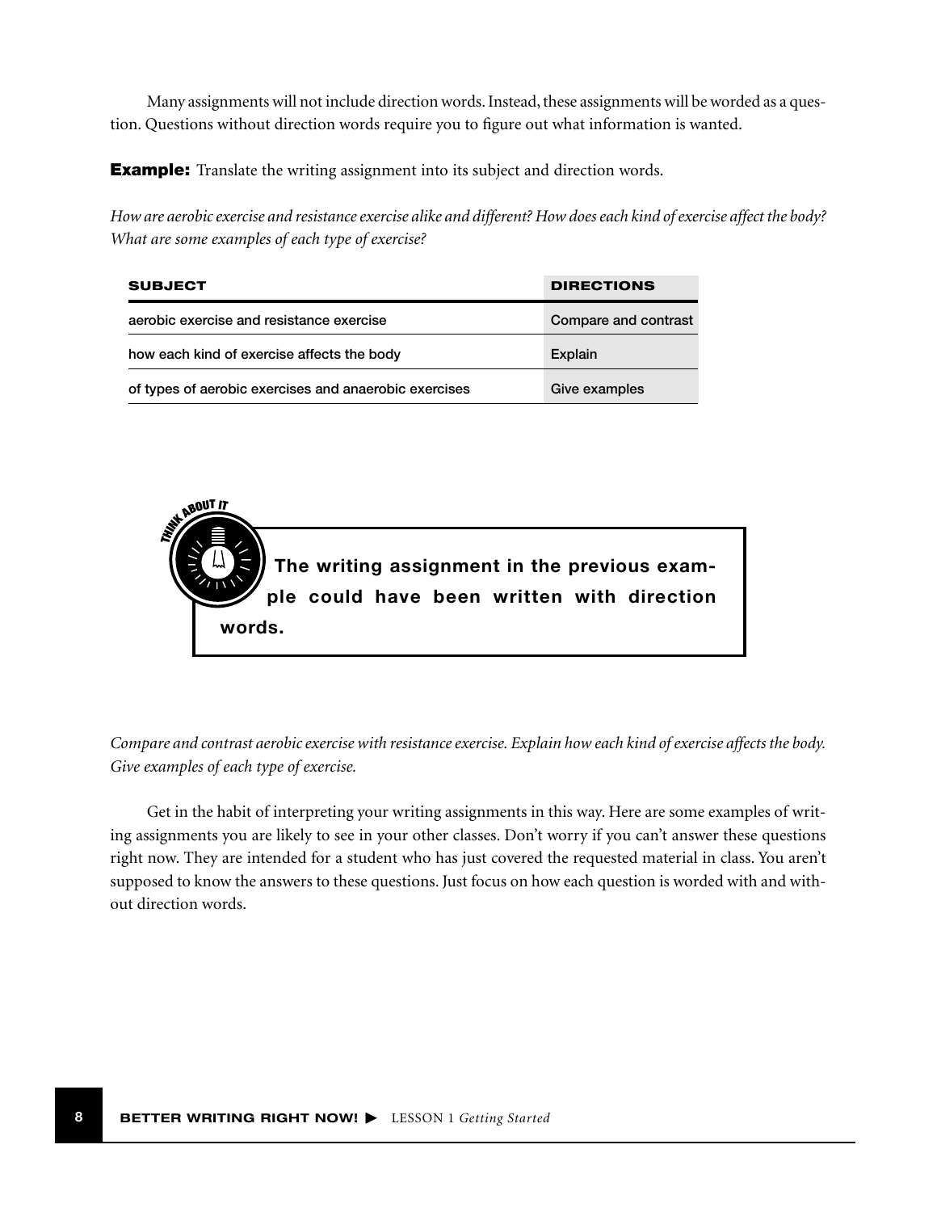Many assignments will not include direction words. Instead, these assignments will be worded as a question. Questions without direction words require you to figure out what information is wanted.

**Example:** Translate the writing assignment into its subject and direction words.

*How are aerobic exercise and resistance exercise alike and different? How does each kind of exercise affect the body? What are some examples of each type of exercise?*

| SUBJECT | DIRECTIONS |
|---|---|
| aerobic exercise and resistance exercise | Compare and contrast |
| how each kind of exercise affects the body | Explain |
| of types of aerobic exercises and anaerobic exercises | Give examples |

> **THINK ABOUT IT**
>
> **The writing assignment in the previous example could have been written with direction words.**

*Compare and contrast aerobic exercise with resistance exercise. Explain how each kind of exercise affects the body. Give examples of each type of exercise.*

Get in the habit of interpreting your writing assignments in this way. Here are some examples of writing assignments you are likely to see in your other classes. Don't worry if you can't answer these questions right now. They are intended for a student who has just covered the requested material in class. You aren't supposed to know the answers to these questions. Just focus on how each question is worded with and without direction words.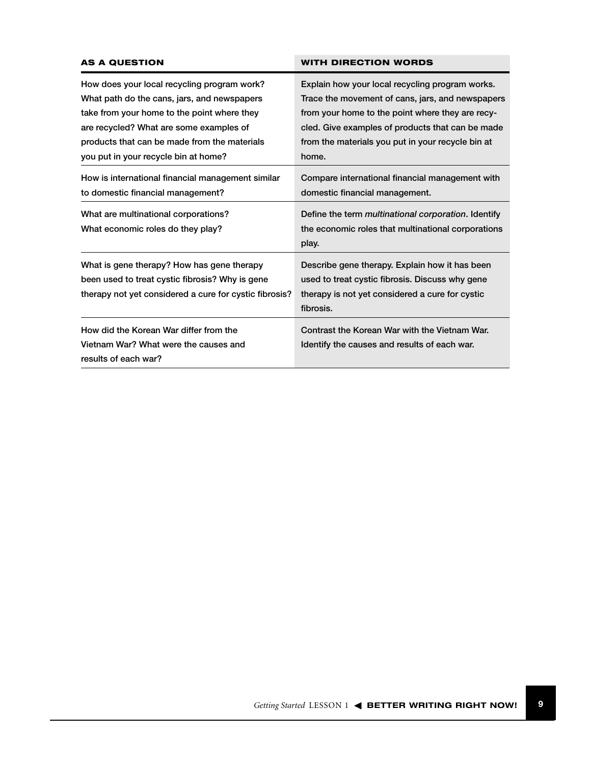| AS A QUESTION | WITH DIRECTION WORDS |
| --- | --- |
| How does your local recycling program work? What path do the cans, jars, and newspapers take from your home to the point where they are recycled? What are some examples of products that can be made from the materials you put in your recycle bin at home? | Explain how your local recycling program works. Trace the movement of cans, jars, and newspapers from your home to the point where they are recycled. Give examples of products that can be made from the materials you put in your recycle bin at home. |
| How is international financial management similar to domestic financial management? | Compare international financial management with domestic financial management. |
| What are multinational corporations? What economic roles do they play? | Define the term *multinational corporation*. Identify the economic roles that multinational corporations play. |
| What is gene therapy? How has gene therapy been used to treat cystic fibrosis? Why is gene therapy not yet considered a cure for cystic fibrosis? | Describe gene therapy. Explain how it has been used to treat cystic fibrosis. Discuss why gene therapy is not yet considered a cure for cystic fibrosis. |
| How did the Korean War differ from the Vietnam War? What were the causes and results of each war? | Contrast the Korean War with the Vietnam War. Identify the causes and results of each war. |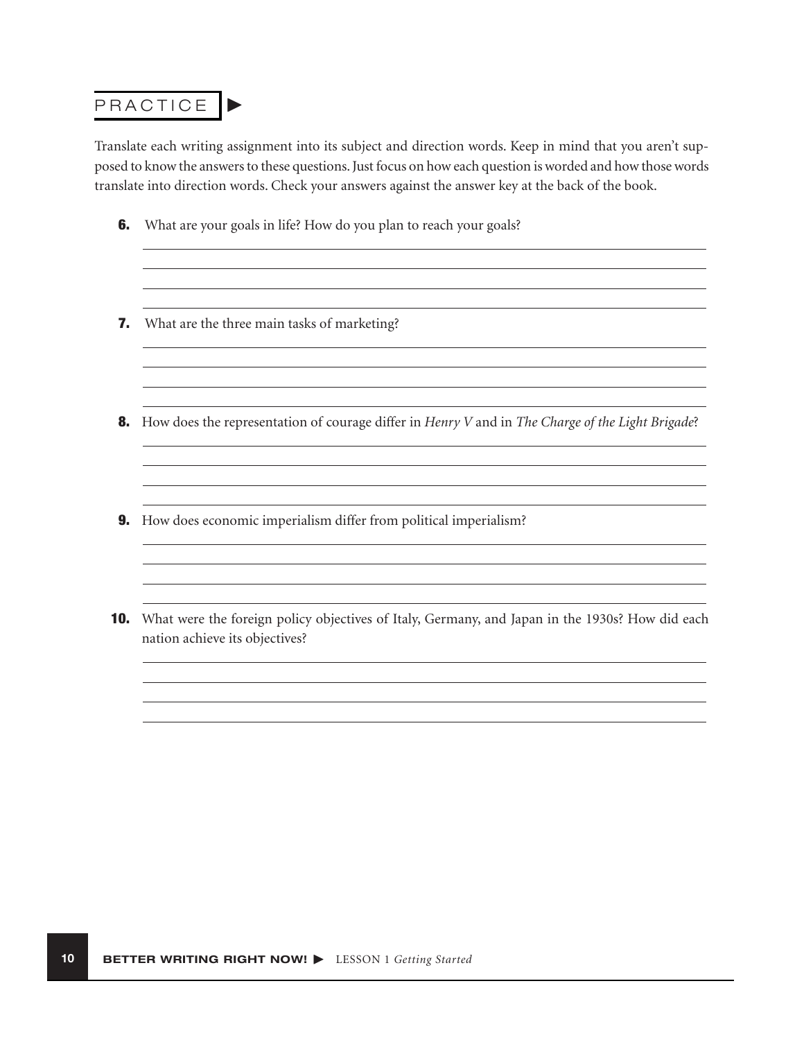## PRACTICE ▶

Translate each writing assignment into its subject and direction words. Keep in mind that you aren't supposed to know the answers to these questions. Just focus on how each question is worded and how those words translate into direction words. Check your answers against the answer key at the back of the book.

**6.** What are your goals in life? How do you plan to reach your goals?

**7.** What are the three main tasks of marketing?

**8.** How does the representation of courage differ in *Henry V* and in *The Charge of the Light Brigade*?

**9.** How does economic imperialism differ from political imperialism?

**10.** What were the foreign policy objectives of Italy, Germany, and Japan in the 1930s? How did each nation achieve its objectives?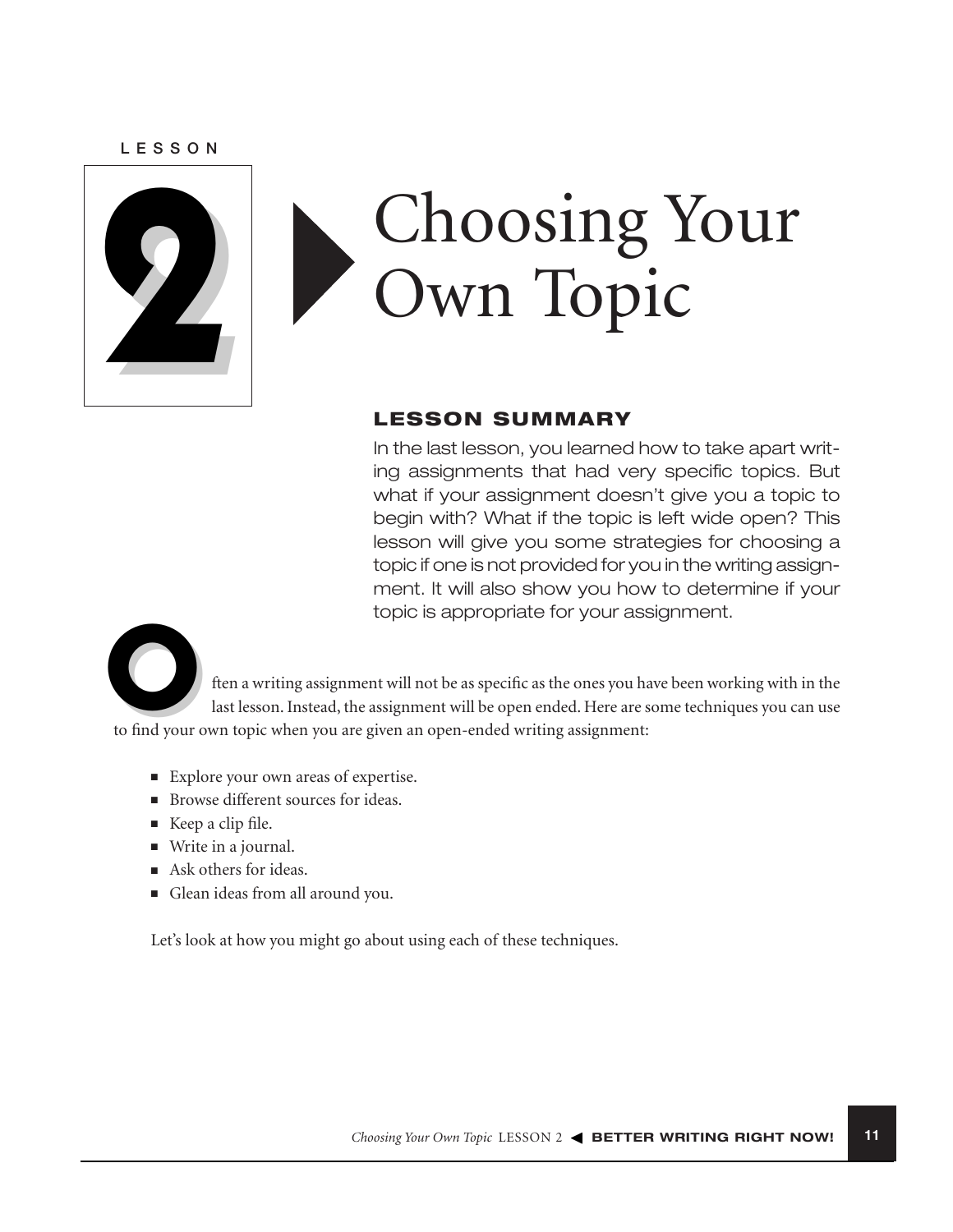# LESSON 2 Choosing Your Own Topic

## LESSON SUMMARY

In the last lesson, you learned how to take apart writing assignments that had very specific topics. But what if your assignment doesn't give you a topic to begin with? What if the topic is left wide open? This lesson will give you some strategies for choosing a topic if one is not provided for you in the writing assignment. It will also show you how to determine if your topic is appropriate for your assignment.

Often a writing assignment will not be as specific as the ones you have been working with in the last lesson. Instead, the assignment will be open ended. Here are some techniques you can use to find your own topic when you are given an open-ended writing assignment:

- Explore your own areas of expertise.
- Browse different sources for ideas.
- Keep a clip file.
- Write in a journal.
- Ask others for ideas.
- Glean ideas from all around you.

Let's look at how you might go about using each of these techniques.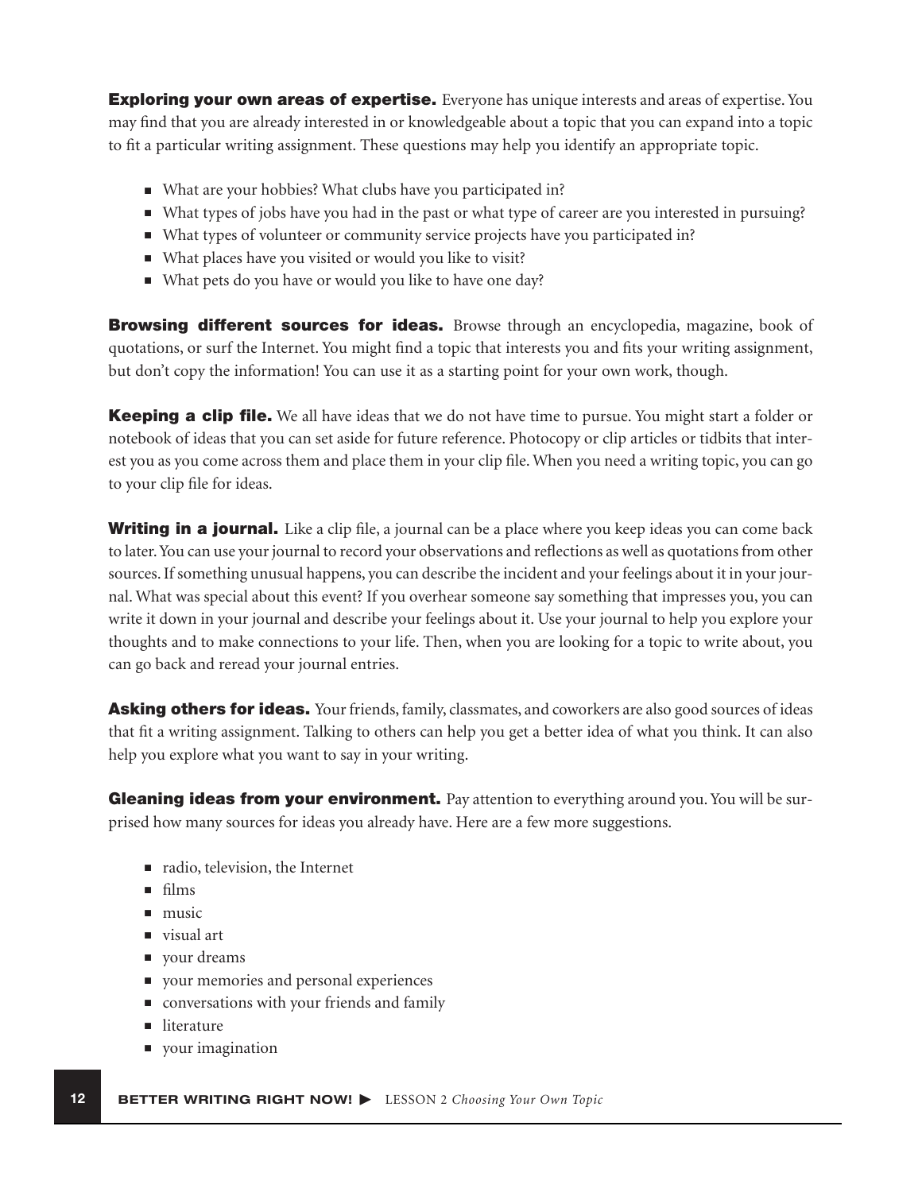**Exploring your own areas of expertise.** Everyone has unique interests and areas of expertise. You may find that you are already interested in or knowledgeable about a topic that you can expand into a topic to fit a particular writing assignment. These questions may help you identify an appropriate topic.

- What are your hobbies? What clubs have you participated in?
- What types of jobs have you had in the past or what type of career are you interested in pursuing?
- What types of volunteer or community service projects have you participated in?
- What places have you visited or would you like to visit?
- What pets do you have or would you like to have one day?

**Browsing different sources for ideas.** Browse through an encyclopedia, magazine, book of quotations, or surf the Internet. You might find a topic that interests you and fits your writing assignment, but don't copy the information! You can use it as a starting point for your own work, though.

**Keeping a clip file.** We all have ideas that we do not have time to pursue. You might start a folder or notebook of ideas that you can set aside for future reference. Photocopy or clip articles or tidbits that interest you as you come across them and place them in your clip file. When you need a writing topic, you can go to your clip file for ideas.

**Writing in a journal.** Like a clip file, a journal can be a place where you keep ideas you can come back to later. You can use your journal to record your observations and reflections as well as quotations from other sources. If something unusual happens, you can describe the incident and your feelings about it in your journal. What was special about this event? If you overhear someone say something that impresses you, you can write it down in your journal and describe your feelings about it. Use your journal to help you explore your thoughts and to make connections to your life. Then, when you are looking for a topic to write about, you can go back and reread your journal entries.

**Asking others for ideas.** Your friends, family, classmates, and coworkers are also good sources of ideas that fit a writing assignment. Talking to others can help you get a better idea of what you think. It can also help you explore what you want to say in your writing.

**Gleaning ideas from your environment.** Pay attention to everything around you. You will be surprised how many sources for ideas you already have. Here are a few more suggestions.

- radio, television, the Internet
- films
- music
- visual art
- your dreams
- your memories and personal experiences
- conversations with your friends and family
- literature
- your imagination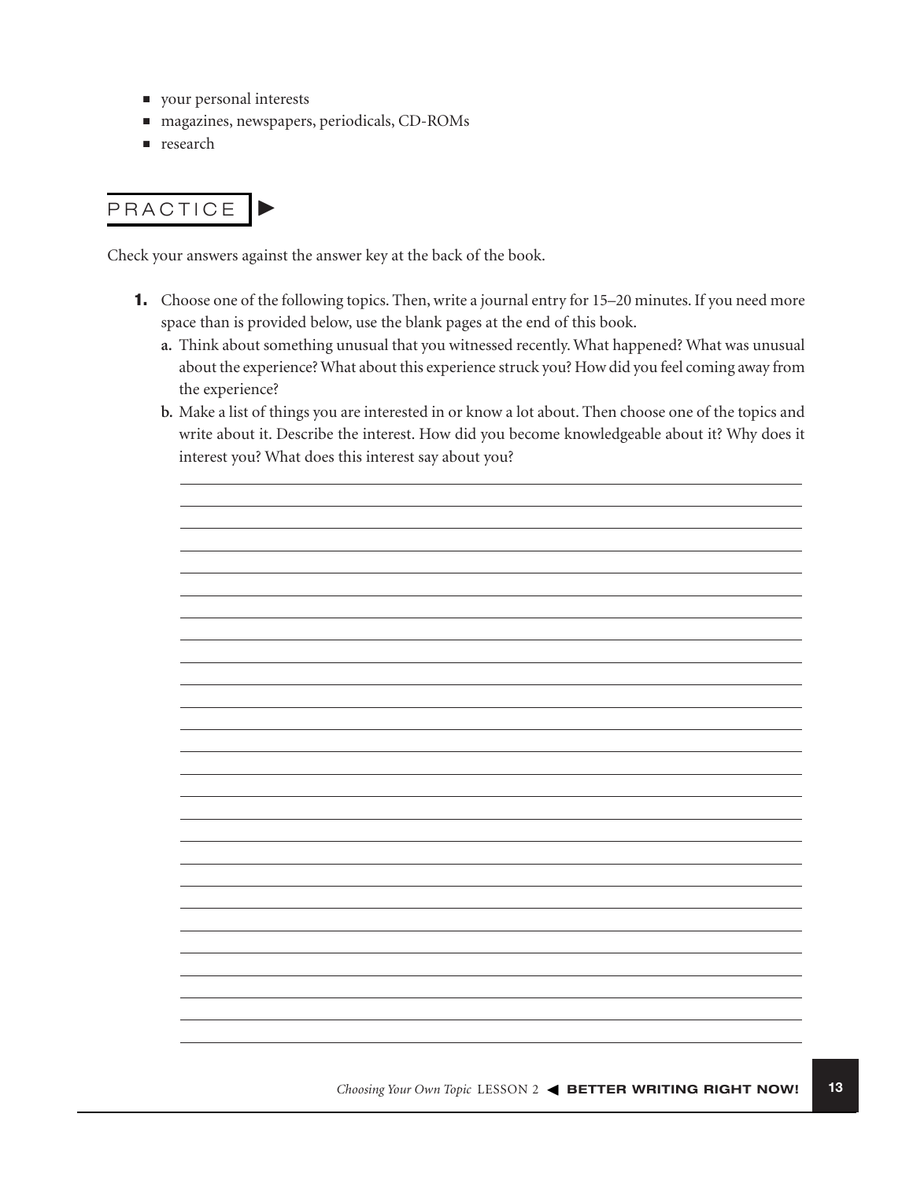- your personal interests
- magazines, newspapers, periodicals, CD-ROMs
- research

## PRACTICE

Check your answers against the answer key at the back of the book.

**1.** Choose one of the following topics. Then, write a journal entry for 15–20 minutes. If you need more space than is provided below, use the blank pages at the end of this book.

   **a.** Think about something unusual that you witnessed recently. What happened? What was unusual about the experience? What about this experience struck you? How did you feel coming away from the experience?

   **b.** Make a list of things you are interested in or know a lot about. Then choose one of the topics and write about it. Describe the interest. How did you become knowledgeable about it? Why does it interest you? What does this interest say about you?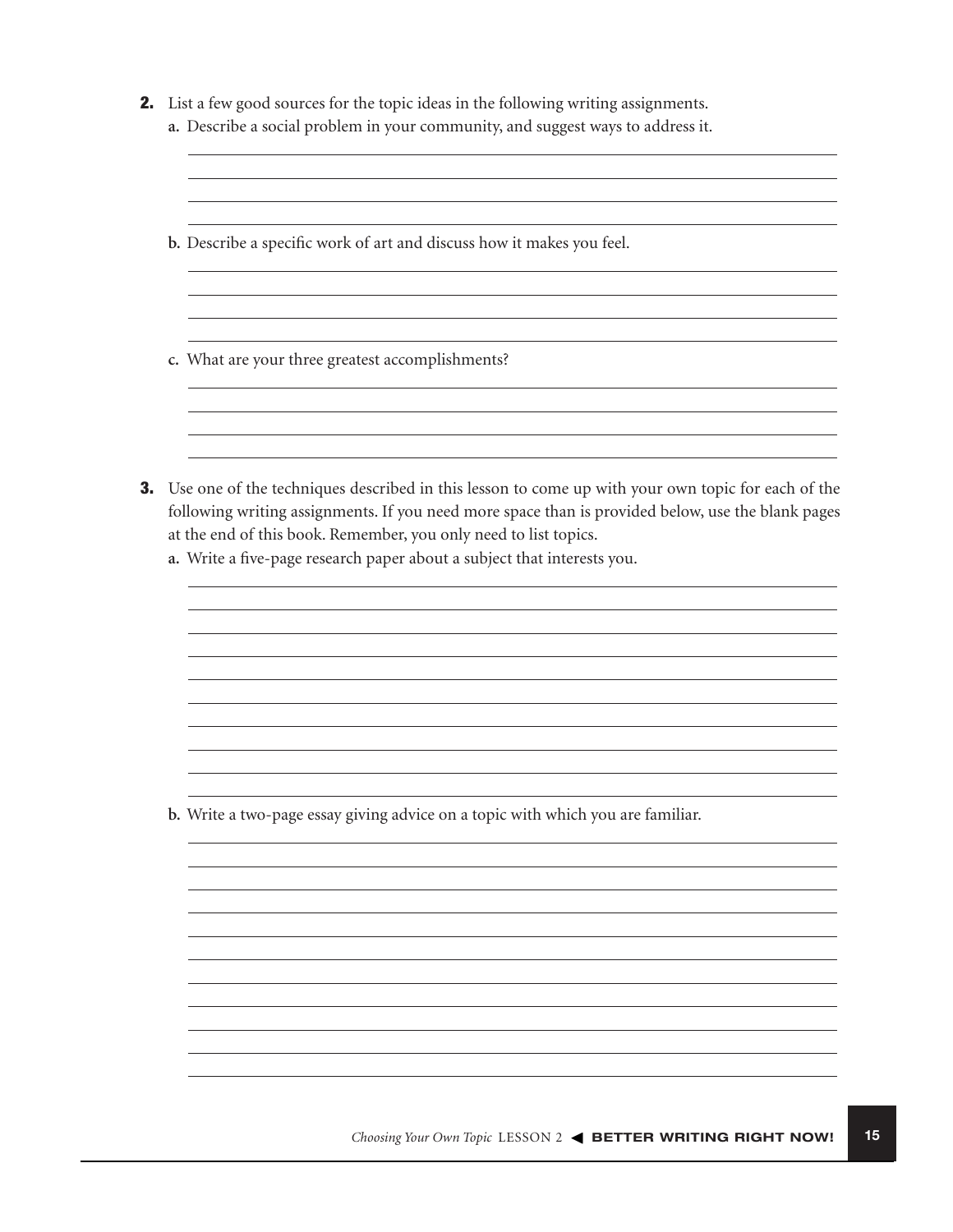**2.** List a few good sources for the topic ideas in the following writing assignments.

**a.** Describe a social problem in your community, and suggest ways to address it.

______________________________________________________________________

______________________________________________________________________

______________________________________________________________________

______________________________________________________________________

**b.** Describe a specific work of art and discuss how it makes you feel.

______________________________________________________________________

______________________________________________________________________

______________________________________________________________________

______________________________________________________________________

**c.** What are your three greatest accomplishments?

______________________________________________________________________

______________________________________________________________________

______________________________________________________________________

______________________________________________________________________

**3.** Use one of the techniques described in this lesson to come up with your own topic for each of the following writing assignments. If you need more space than is provided below, use the blank pages at the end of this book. Remember, you only need to list topics.

**a.** Write a five-page research paper about a subject that interests you.

______________________________________________________________________

______________________________________________________________________

______________________________________________________________________

______________________________________________________________________

______________________________________________________________________

______________________________________________________________________

______________________________________________________________________

______________________________________________________________________

______________________________________________________________________

**b.** Write a two-page essay giving advice on a topic with which you are familiar.

______________________________________________________________________

______________________________________________________________________

______________________________________________________________________

______________________________________________________________________

______________________________________________________________________

______________________________________________________________________

______________________________________________________________________

______________________________________________________________________

______________________________________________________________________

______________________________________________________________________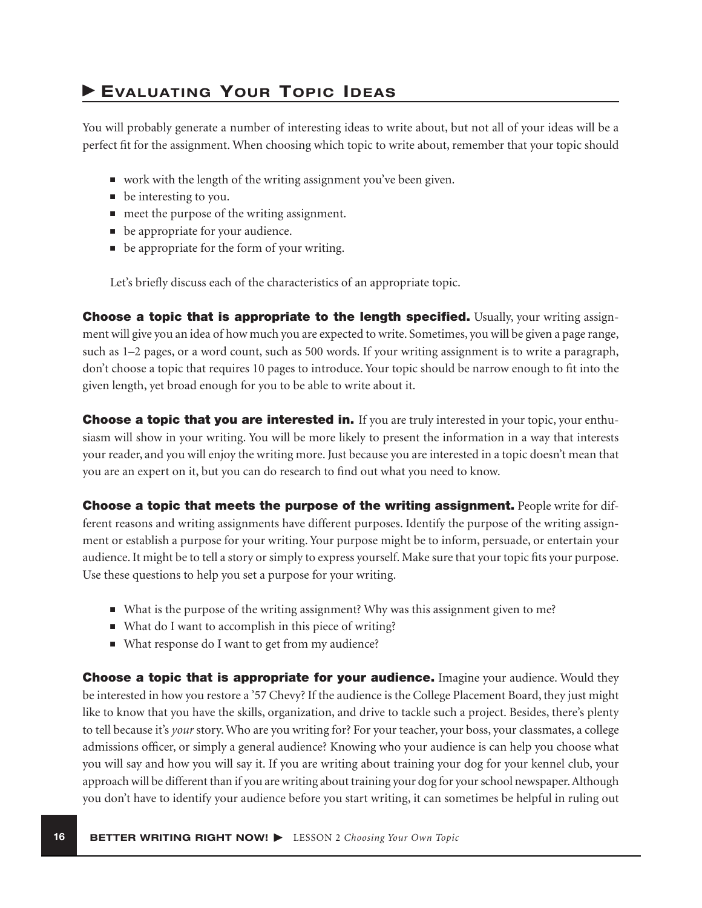## ▶ Evaluating Your Topic Ideas

You will probably generate a number of interesting ideas to write about, but not all of your ideas will be a perfect fit for the assignment. When choosing which topic to write about, remember that your topic should

- work with the length of the writing assignment you've been given.
- be interesting to you.
- meet the purpose of the writing assignment.
- be appropriate for your audience.
- be appropriate for the form of your writing.

Let's briefly discuss each of the characteristics of an appropriate topic.

**Choose a topic that is appropriate to the length specified.** Usually, your writing assignment will give you an idea of how much you are expected to write. Sometimes, you will be given a page range, such as 1–2 pages, or a word count, such as 500 words. If your writing assignment is to write a paragraph, don't choose a topic that requires 10 pages to introduce. Your topic should be narrow enough to fit into the given length, yet broad enough for you to be able to write about it.

**Choose a topic that you are interested in.** If you are truly interested in your topic, your enthusiasm will show in your writing. You will be more likely to present the information in a way that interests your reader, and you will enjoy the writing more. Just because you are interested in a topic doesn't mean that you are an expert on it, but you can do research to find out what you need to know.

**Choose a topic that meets the purpose of the writing assignment.** People write for different reasons and writing assignments have different purposes. Identify the purpose of the writing assignment or establish a purpose for your writing. Your purpose might be to inform, persuade, or entertain your audience. It might be to tell a story or simply to express yourself. Make sure that your topic fits your purpose. Use these questions to help you set a purpose for your writing.

- What is the purpose of the writing assignment? Why was this assignment given to me?
- What do I want to accomplish in this piece of writing?
- What response do I want to get from my audience?

**Choose a topic that is appropriate for your audience.** Imagine your audience. Would they be interested in how you restore a '57 Chevy? If the audience is the College Placement Board, they just might like to know that you have the skills, organization, and drive to tackle such a project. Besides, there's plenty to tell because it's *your* story. Who are you writing for? For your teacher, your boss, your classmates, a college admissions officer, or simply a general audience? Knowing who your audience is can help you choose what you will say and how you will say it. If you are writing about training your dog for your kennel club, your approach will be different than if you are writing about training your dog for your school newspaper. Although you don't have to identify your audience before you start writing, it can sometimes be helpful in ruling out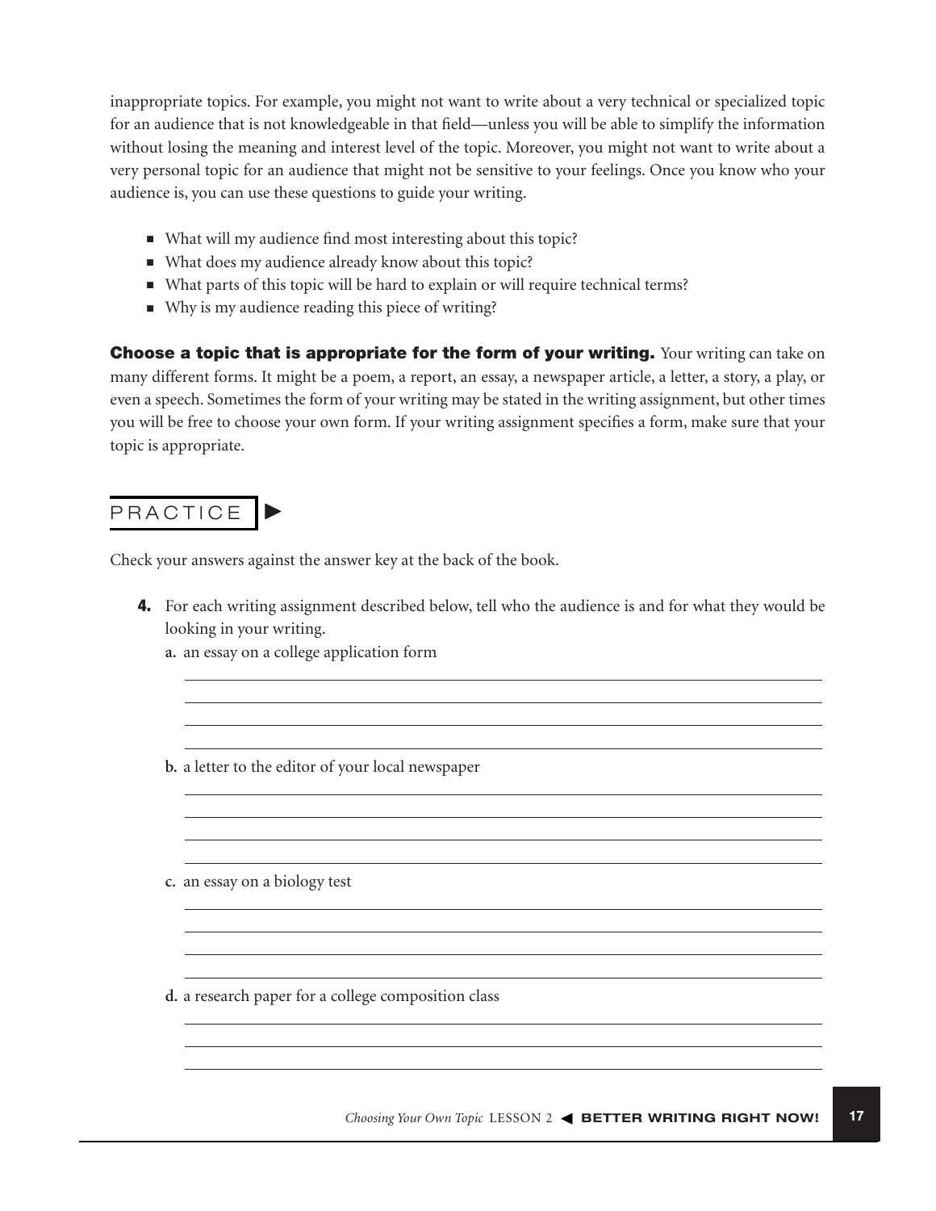inappropriate topics. For example, you might not want to write about a very technical or specialized topic for an audience that is not knowledgeable in that field—unless you will be able to simplify the information without losing the meaning and interest level of the topic. Moreover, you might not want to write about a very personal topic for an audience that might not be sensitive to your feelings. Once you know who your audience is, you can use these questions to guide your writing.

- What will my audience find most interesting about this topic?
- What does my audience already know about this topic?
- What parts of this topic will be hard to explain or will require technical terms?
- Why is my audience reading this piece of writing?

**Choose a topic that is appropriate for the form of your writing.** Your writing can take on many different forms. It might be a poem, a report, an essay, a newspaper article, a letter, a story, a play, or even a speech. Sometimes the form of your writing may be stated in the writing assignment, but other times you will be free to choose your own form. If your writing assignment specifies a form, make sure that your topic is appropriate.

## PRACTICE

Check your answers against the answer key at the back of the book.

**4.** For each writing assignment described below, tell who the audience is and for what they would be looking in your writing.

**a.** an essay on a college application form

______________________________________________________________

______________________________________________________________

______________________________________________________________

______________________________________________________________

**b.** a letter to the editor of your local newspaper

______________________________________________________________

______________________________________________________________

______________________________________________________________

______________________________________________________________

**c.** an essay on a biology test

______________________________________________________________

______________________________________________________________

______________________________________________________________

______________________________________________________________

**d.** a research paper for a college composition class

______________________________________________________________

______________________________________________________________

______________________________________________________________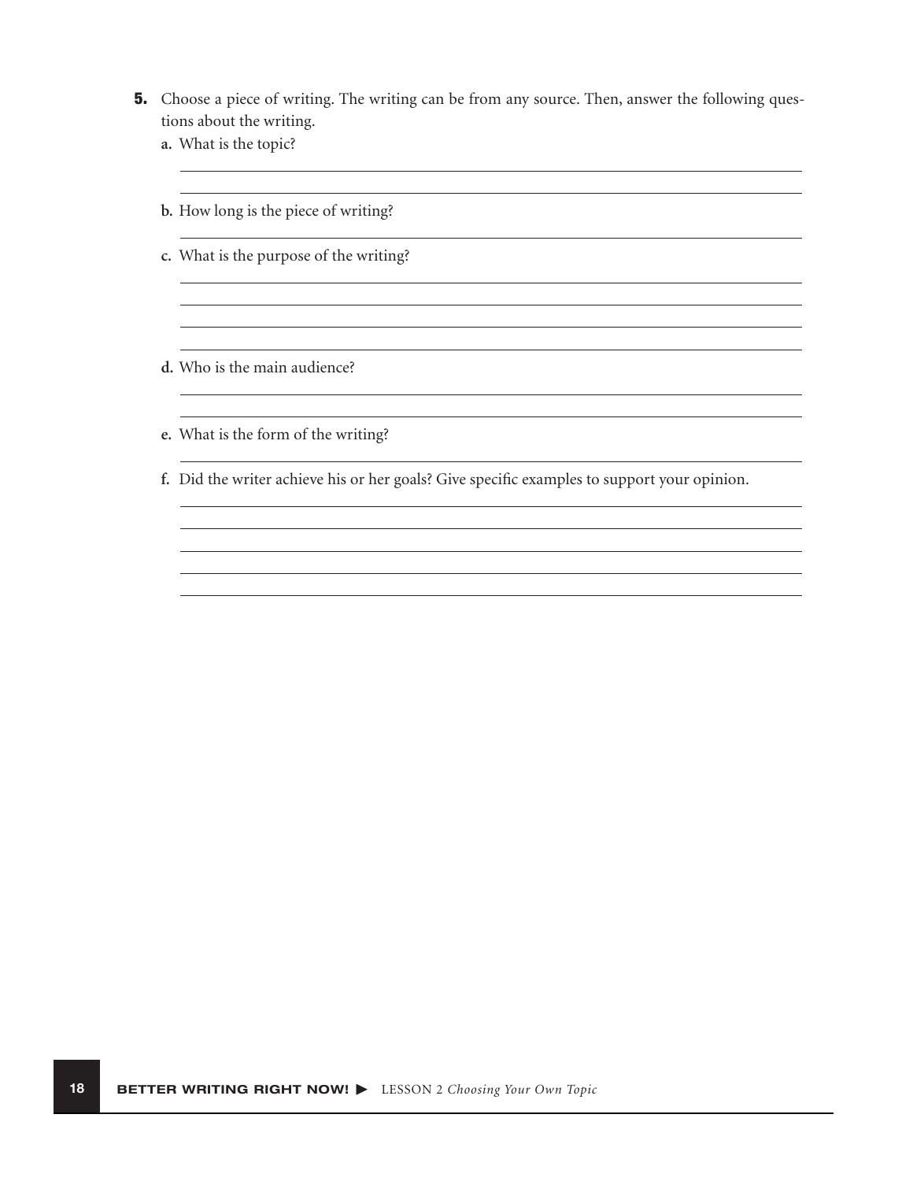**5.** Choose a piece of writing. The writing can be from any source. Then, answer the following questions about the writing.

a. What is the topic?

______________________________________________________________________

______________________________________________________________________

b. How long is the piece of writing?

______________________________________________________________________

c. What is the purpose of the writing?

______________________________________________________________________

______________________________________________________________________

______________________________________________________________________

______________________________________________________________________

d. Who is the main audience?

______________________________________________________________________

______________________________________________________________________

e. What is the form of the writing?

______________________________________________________________________

f. Did the writer achieve his or her goals? Give specific examples to support your opinion.

______________________________________________________________________

______________________________________________________________________

______________________________________________________________________

______________________________________________________________________

______________________________________________________________________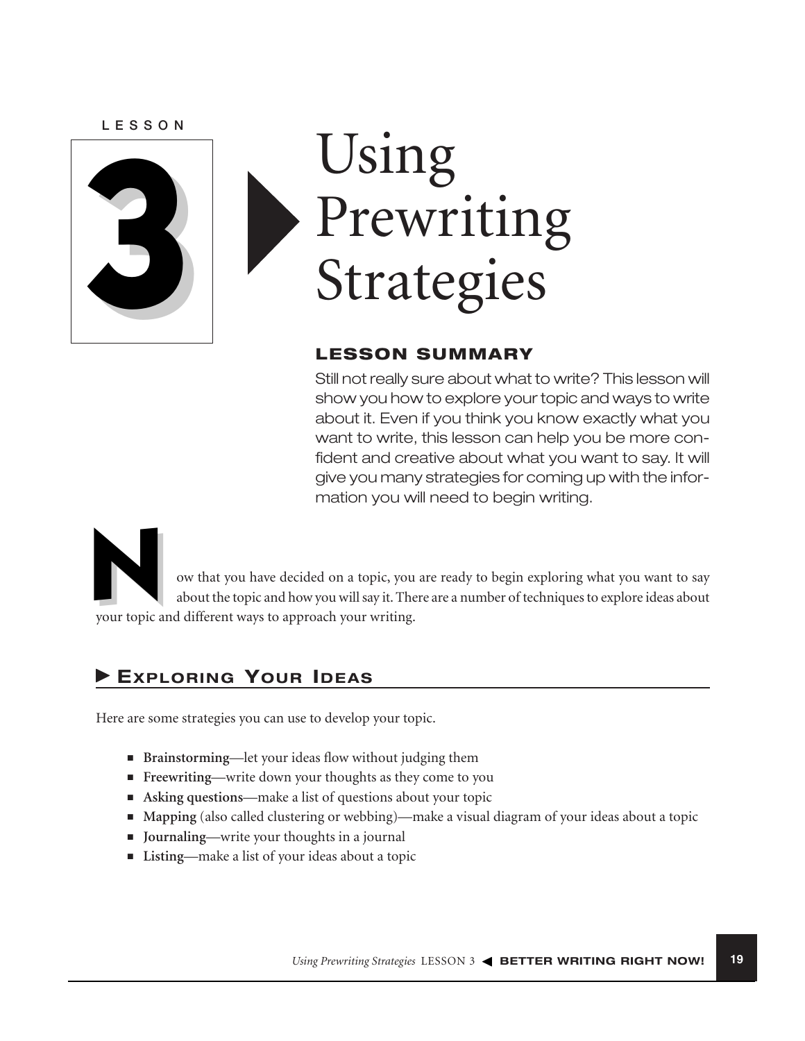# Lesson 3: Using Prewriting Strategies

## LESSON SUMMARY

Still not really sure about what to write? This lesson will show you how to explore your topic and ways to write about it. Even if you think you know exactly what you want to write, this lesson can help you be more confident and creative about what you want to say. It will give you many strategies for coming up with the information you will need to begin writing.

Now that you have decided on a topic, you are ready to begin exploring what you want to say about the topic and how you will say it. There are a number of techniques to explore ideas about your topic and different ways to approach your writing.

## Exploring Your Ideas

Here are some strategies you can use to develop your topic.

- **Brainstorming**—let your ideas flow without judging them
- **Freewriting**—write down your thoughts as they come to you
- **Asking questions**—make a list of questions about your topic
- **Mapping** (also called clustering or webbing)—make a visual diagram of your ideas about a topic
- **Journaling**—write your thoughts in a journal
- **Listing**—make a list of your ideas about a topic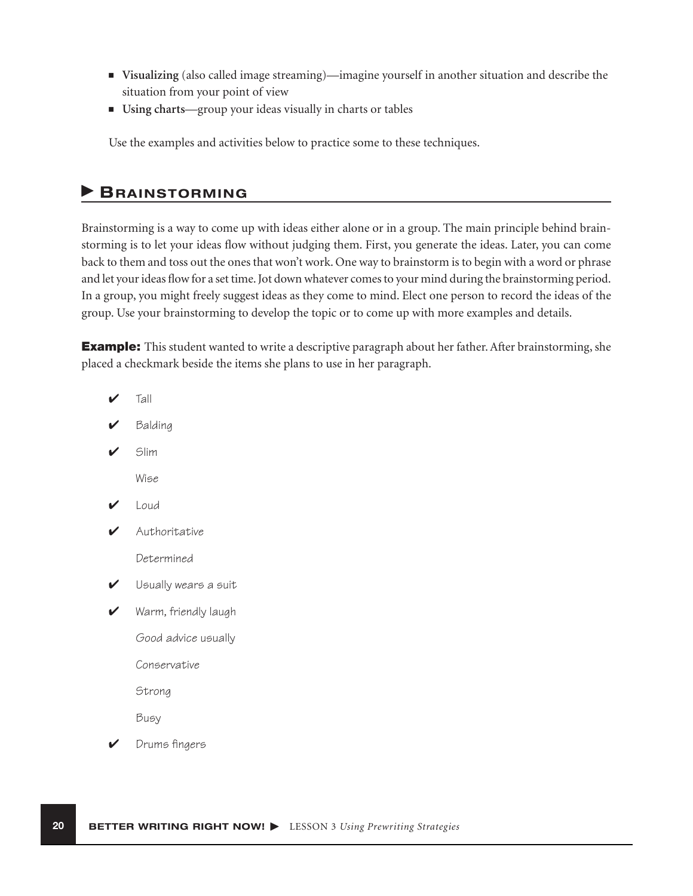- **Visualizing** (also called image streaming)—imagine yourself in another situation and describe the situation from your point of view
- **Using charts**—group your ideas visually in charts or tables

Use the examples and activities below to practice some to these techniques.

## ▶ Brainstorming

Brainstorming is a way to come up with ideas either alone or in a group. The main principle behind brainstorming is to let your ideas flow without judging them. First, you generate the ideas. Later, you can come back to them and toss out the ones that won't work. One way to brainstorm is to begin with a word or phrase and let your ideas flow for a set time. Jot down whatever comes to your mind during the brainstorming period. In a group, you might freely suggest ideas as they come to mind. Elect one person to record the ideas of the group. Use your brainstorming to develop the topic or to come up with more examples and details.

**Example:** This student wanted to write a descriptive paragraph about her father. After brainstorming, she placed a checkmark beside the items she plans to use in her paragraph.

✔ Tall

✔ Balding

✔ Slim

Wise

✔ Loud

✔ Authoritative

Determined

✔ Usually wears a suit

✔ Warm, friendly laugh

Good advice usually

Conservative

Strong

Busy

✔ Drums fingers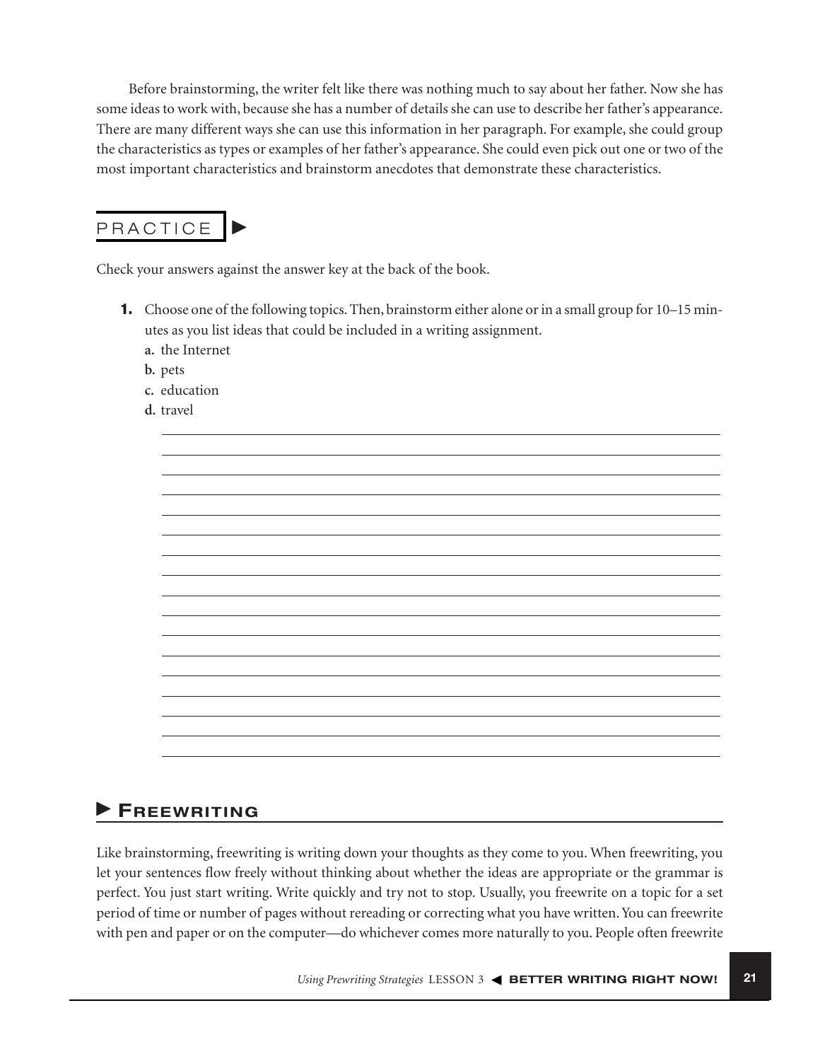Before brainstorming, the writer felt like there was nothing much to say about her father. Now she has some ideas to work with, because she has a number of details she can use to describe her father's appearance. There are many different ways she can use this information in her paragraph. For example, she could group the characteristics as types or examples of her father's appearance. She could even pick out one or two of the most important characteristics and brainstorm anecdotes that demonstrate these characteristics.

## PRACTICE

Check your answers against the answer key at the back of the book.

**1.** Choose one of the following topics. Then, brainstorm either alone or in a small group for 10–15 minutes as you list ideas that could be included in a writing assignment.

a. the Internet
b. pets
c. education
d. travel

## FREEWRITING

Like brainstorming, freewriting is writing down your thoughts as they come to you. When freewriting, you let your sentences flow freely without thinking about whether the ideas are appropriate or the grammar is perfect. You just start writing. Write quickly and try not to stop. Usually, you freewrite on a topic for a set period of time or number of pages without rereading or correcting what you have written. You can freewrite with pen and paper or on the computer—do whichever comes more naturally to you. People often freewrite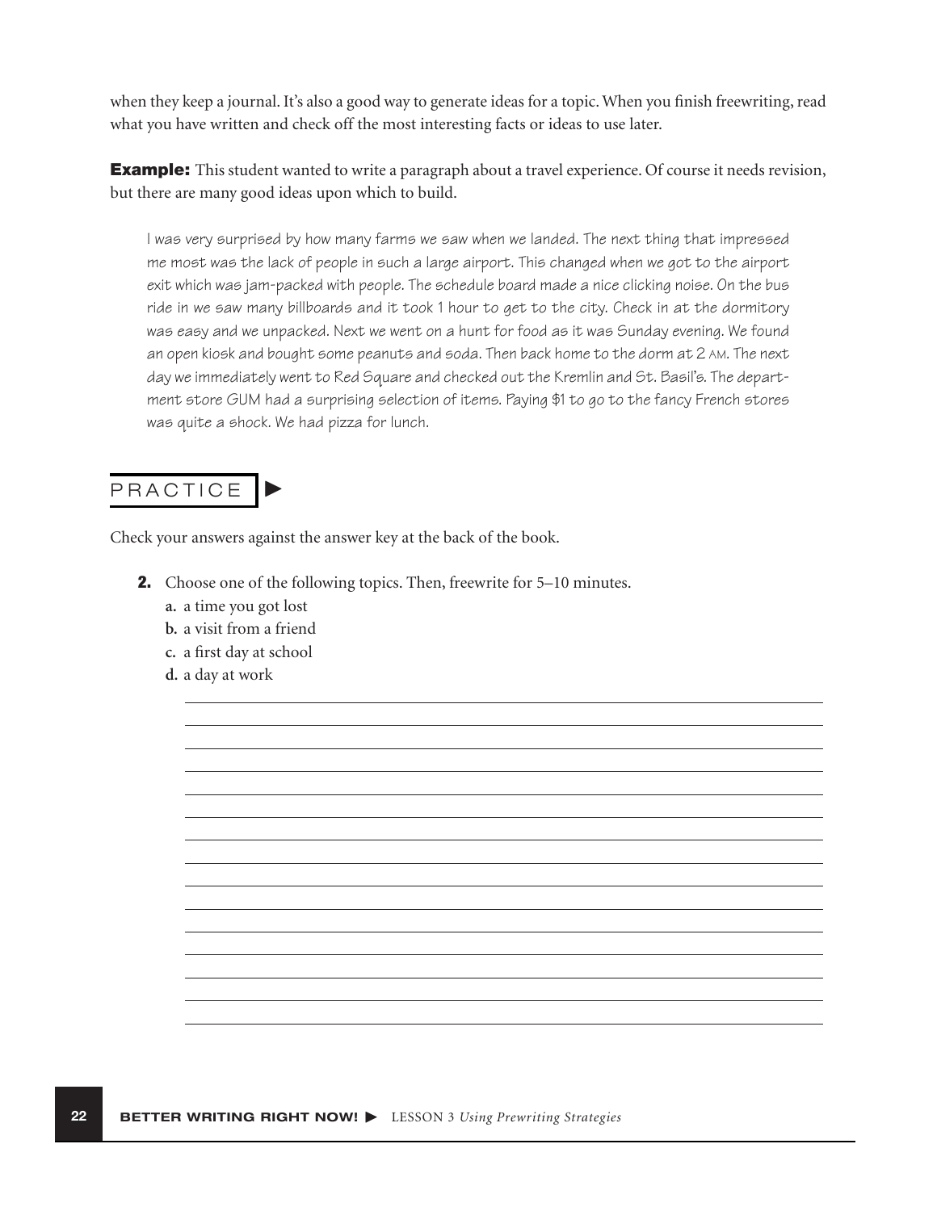when they keep a journal. It's also a good way to generate ideas for a topic. When you finish freewriting, read what you have written and check off the most interesting facts or ideas to use later.

**Example:** This student wanted to write a paragraph about a travel experience. Of course it needs revision, but there are many good ideas upon which to build.

> I was very surprised by how many farms we saw when we landed. The next thing that impressed me most was the lack of people in such a large airport. This changed when we got to the airport exit which was jam-packed with people. The schedule board made a nice clicking noise. On the bus ride in we saw many billboards and it took 1 hour to get to the city. Check in at the dormitory was easy and we unpacked. Next we went on a hunt for food as it was Sunday evening. We found an open kiosk and bought some peanuts and soda. Then back home to the dorm at 2 AM. The next day we immediately went to Red Square and checked out the Kremlin and St. Basil's. The department store GUM had a surprising selection of items. Paying $1 to go to the fancy French stores was quite a shock. We had pizza for lunch.

## PRACTICE ►

Check your answers against the answer key at the back of the book.

**2.** Choose one of the following topics. Then, freewrite for 5–10 minutes.

- **a.** a time you got lost
- **b.** a visit from a friend
- **c.** a first day at school
- **d.** a day at work

______________________________________________________________________
______________________________________________________________________
______________________________________________________________________
______________________________________________________________________
______________________________________________________________________
______________________________________________________________________
______________________________________________________________________
______________________________________________________________________
______________________________________________________________________
______________________________________________________________________
______________________________________________________________________
______________________________________________________________________
______________________________________________________________________
______________________________________________________________________
______________________________________________________________________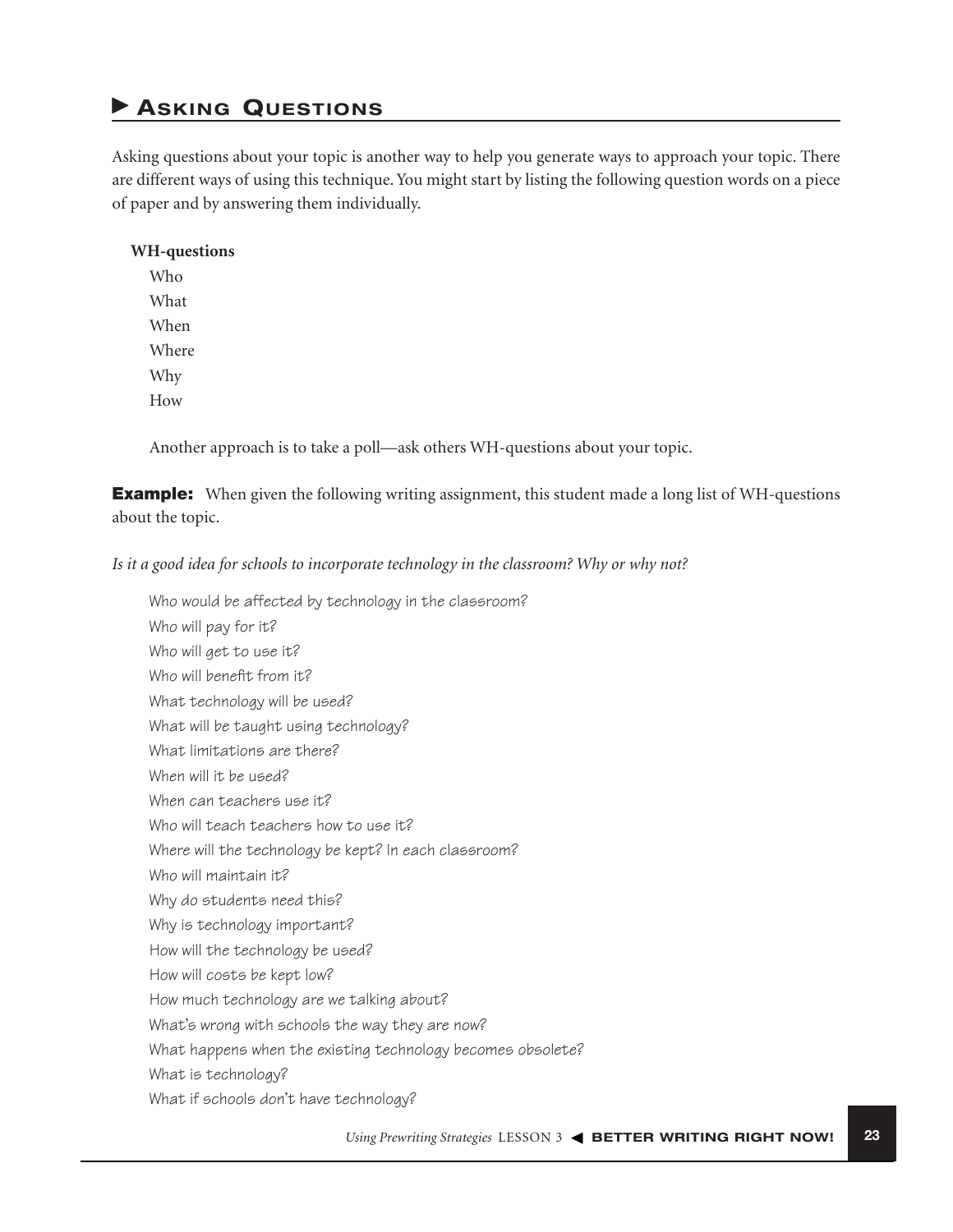## ▶ Asking Questions

Asking questions about your topic is another way to help you generate ways to approach your topic. There are different ways of using this technique. You might start by listing the following question words on a piece of paper and by answering them individually.

**WH-questions**

Who
What
When
Where
Why
How

Another approach is to take a poll—ask others WH-questions about your topic.

**Example:** When given the following writing assignment, this student made a long list of WH-questions about the topic.

*Is it a good idea for schools to incorporate technology in the classroom? Why or why not?*

Who would be affected by technology in the classroom?
Who will pay for it?
Who will get to use it?
Who will benefit from it?
What technology will be used?
What will be taught using technology?
What limitations are there?
When will it be used?
When can teachers use it?
Who will teach teachers how to use it?
Where will the technology be kept? In each classroom?
Who will maintain it?
Why do students need this?
Why is technology important?
How will the technology be used?
How will costs be kept low?
How much technology are we talking about?
What's wrong with schools the way they are now?
What happens when the existing technology becomes obsolete?
What is technology?
What if schools don't have technology?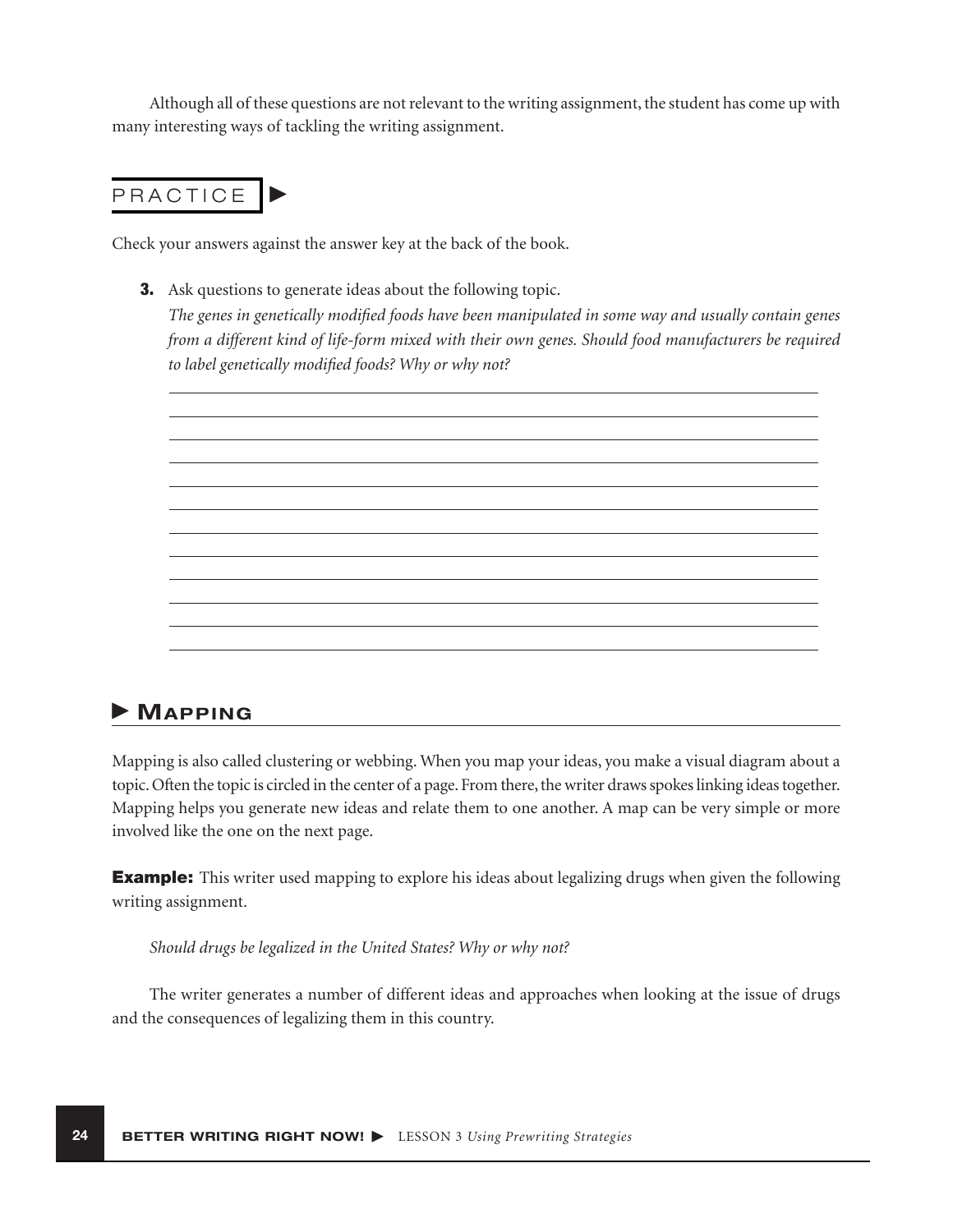Although all of these questions are not relevant to the writing assignment, the student has come up with many interesting ways of tackling the writing assignment.

## PRACTICE

Check your answers against the answer key at the back of the book.

**3.** Ask questions to generate ideas about the following topic.
*The genes in genetically modified foods have been manipulated in some way and usually contain genes from a different kind of life-form mixed with their own genes. Should food manufacturers be required to label genetically modified foods? Why or why not?*

______________________________________________________________

______________________________________________________________

______________________________________________________________

______________________________________________________________

______________________________________________________________

______________________________________________________________

______________________________________________________________

______________________________________________________________

______________________________________________________________

______________________________________________________________

______________________________________________________________

______________________________________________________________

## Mapping

Mapping is also called clustering or webbing. When you map your ideas, you make a visual diagram about a topic. Often the topic is circled in the center of a page. From there, the writer draws spokes linking ideas together. Mapping helps you generate new ideas and relate them to one another. A map can be very simple or more involved like the one on the next page.

**Example:** This writer used mapping to explore his ideas about legalizing drugs when given the following writing assignment.

*Should drugs be legalized in the United States? Why or why not?*

The writer generates a number of different ideas and approaches when looking at the issue of drugs and the consequences of legalizing them in this country.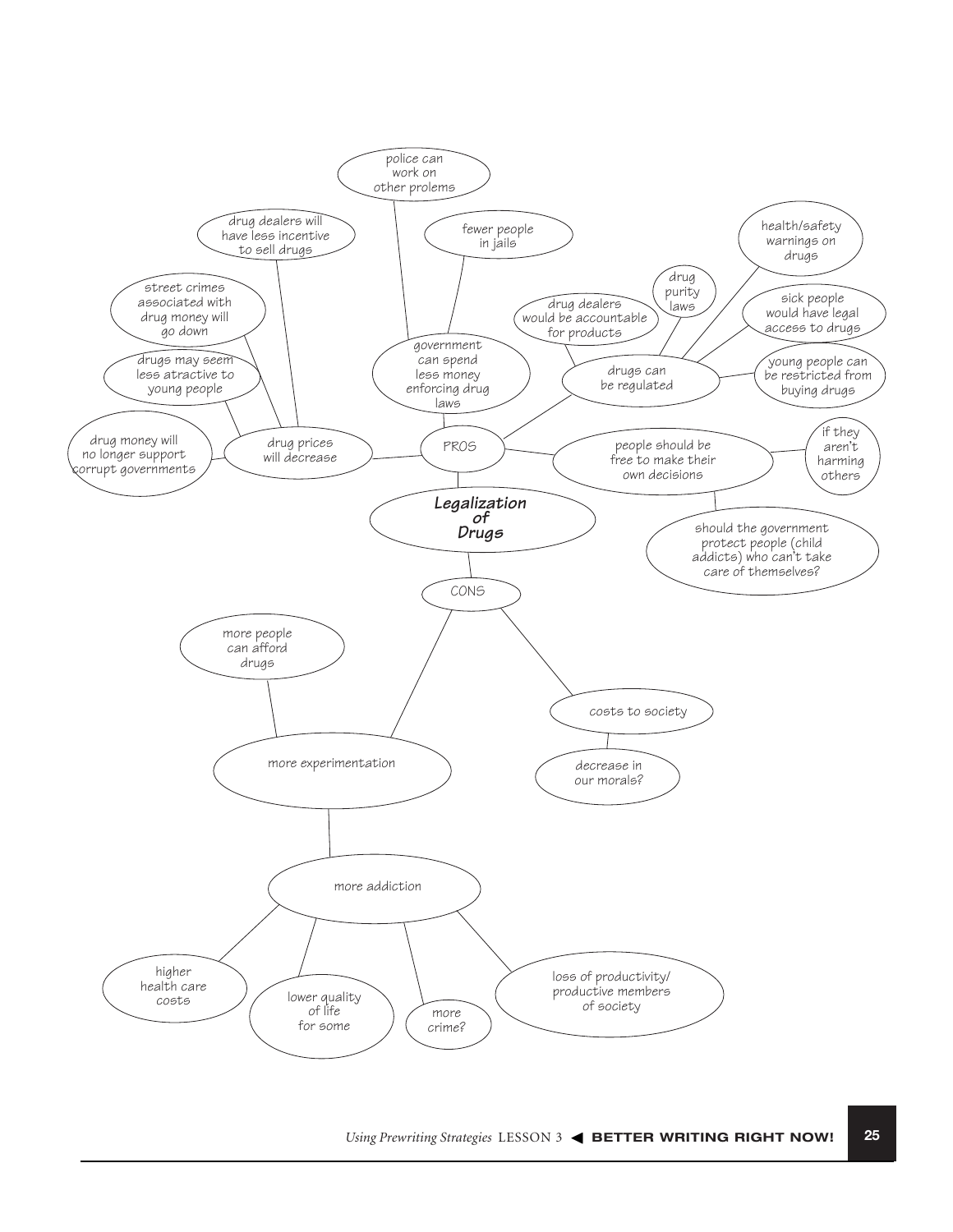# Legalization of Drugs

## PROS

- drug prices will decrease
  - drug dealers will have less incentive to sell drugs
  - street crimes associated with drug money will go down
  - drugs may seem less atractive to young people
  - drug money will no longer support corrupt governments
- government can spend less money enforcing drug laws
  - police can work on other prolems
  - fewer people in jails
- drugs can be regulated
  - drug dealers would be accountable for products
  - drug purity laws
  - health/safety warnings on drugs
  - sick people would have legal access to drugs
  - young people can be restricted from buying drugs
- people should be free to make their own decisions
  - if they aren't harming others
  - should the government protect people (child addicts) who can't take care of themselves?

## CONS

- more experimentation
  - more people can afford drugs
  - more addiction
    - higher health care costs
    - lower quality of life for some
    - more crime?
    - loss of productivity/productive members of society
- costs to society
  - decrease in our morals?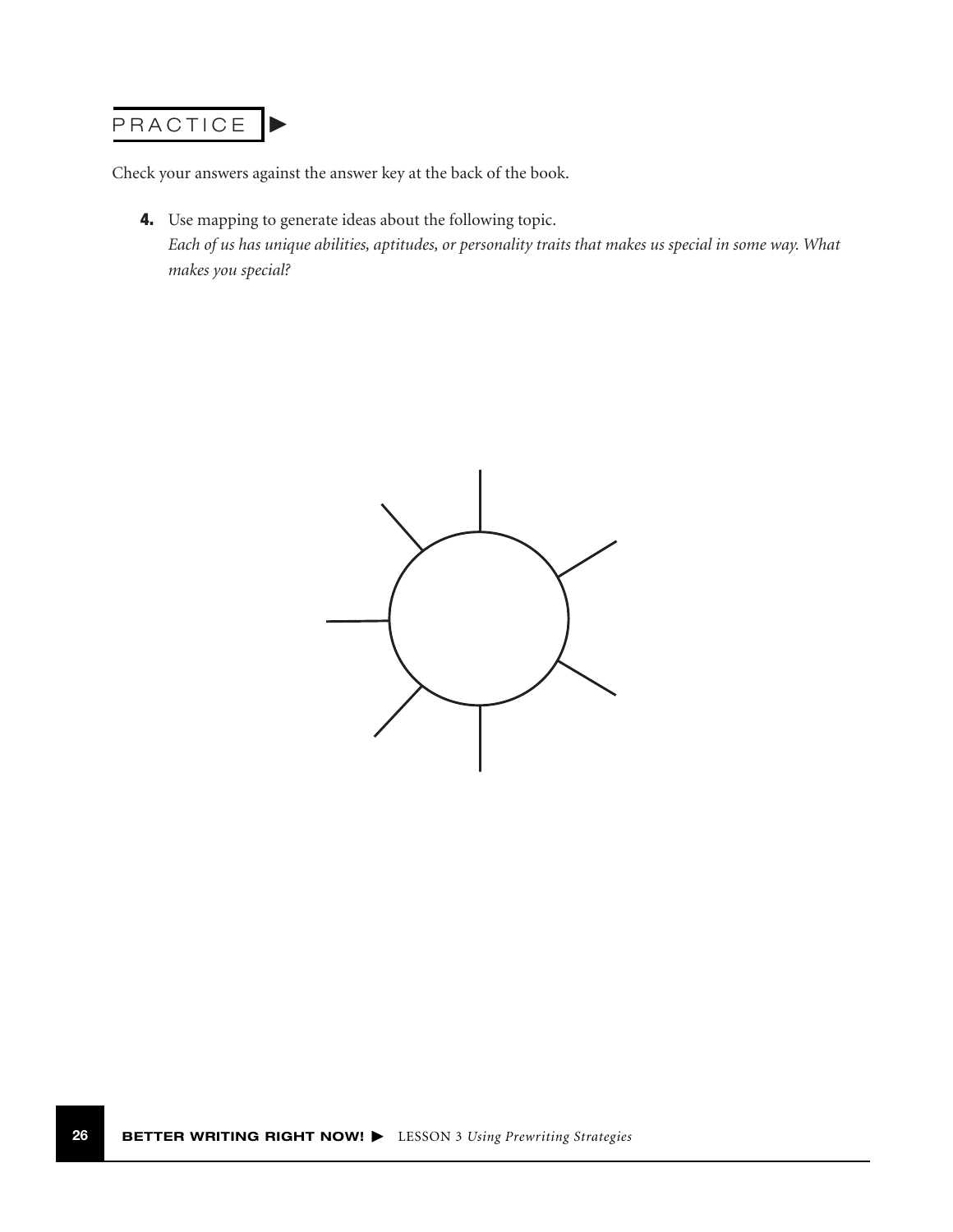## PRACTICE

Check your answers against the answer key at the back of the book.

**4.** Use mapping to generate ideas about the following topic.
*Each of us has unique abilities, aptitudes, or personality traits that makes us special in some way. What makes you special?*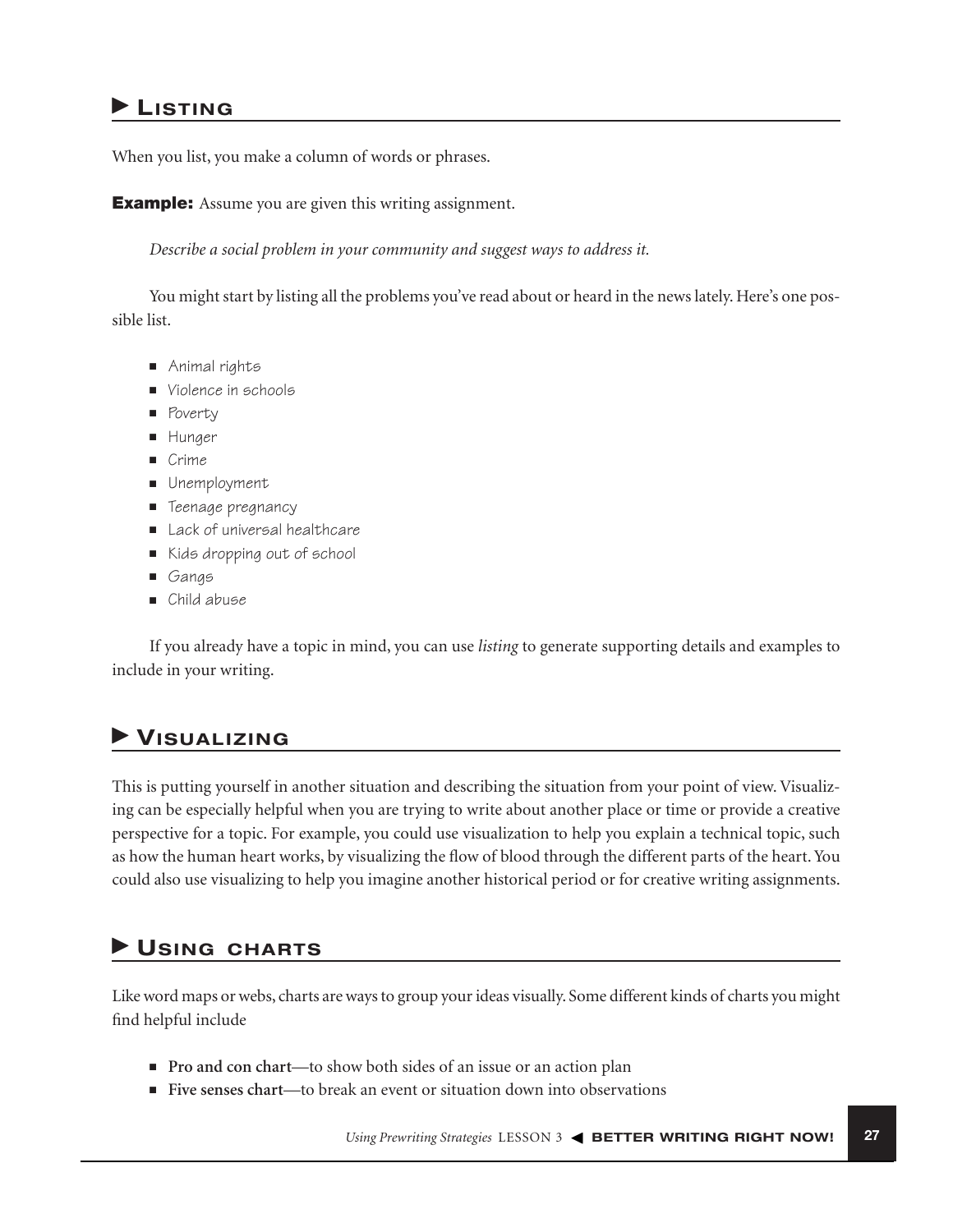## Listing

When you list, you make a column of words or phrases.

**Example:** Assume you are given this writing assignment.

*Describe a social problem in your community and suggest ways to address it.*

You might start by listing all the problems you've read about or heard in the news lately. Here's one possible list.

- Animal rights
- Violence in schools
- Poverty
- Hunger
- Crime
- Unemployment
- Teenage pregnancy
- Lack of universal healthcare
- Kids dropping out of school
- Gangs
- Child abuse

If you already have a topic in mind, you can use *listing* to generate supporting details and examples to include in your writing.

## Visualizing

This is putting yourself in another situation and describing the situation from your point of view. Visualizing can be especially helpful when you are trying to write about another place or time or provide a creative perspective for a topic. For example, you could use visualization to help you explain a technical topic, such as how the human heart works, by visualizing the flow of blood through the different parts of the heart. You could also use visualizing to help you imagine another historical period or for creative writing assignments.

## Using charts

Like word maps or webs, charts are ways to group your ideas visually. Some different kinds of charts you might find helpful include

- **Pro and con chart**—to show both sides of an issue or an action plan
- **Five senses chart**—to break an event or situation down into observations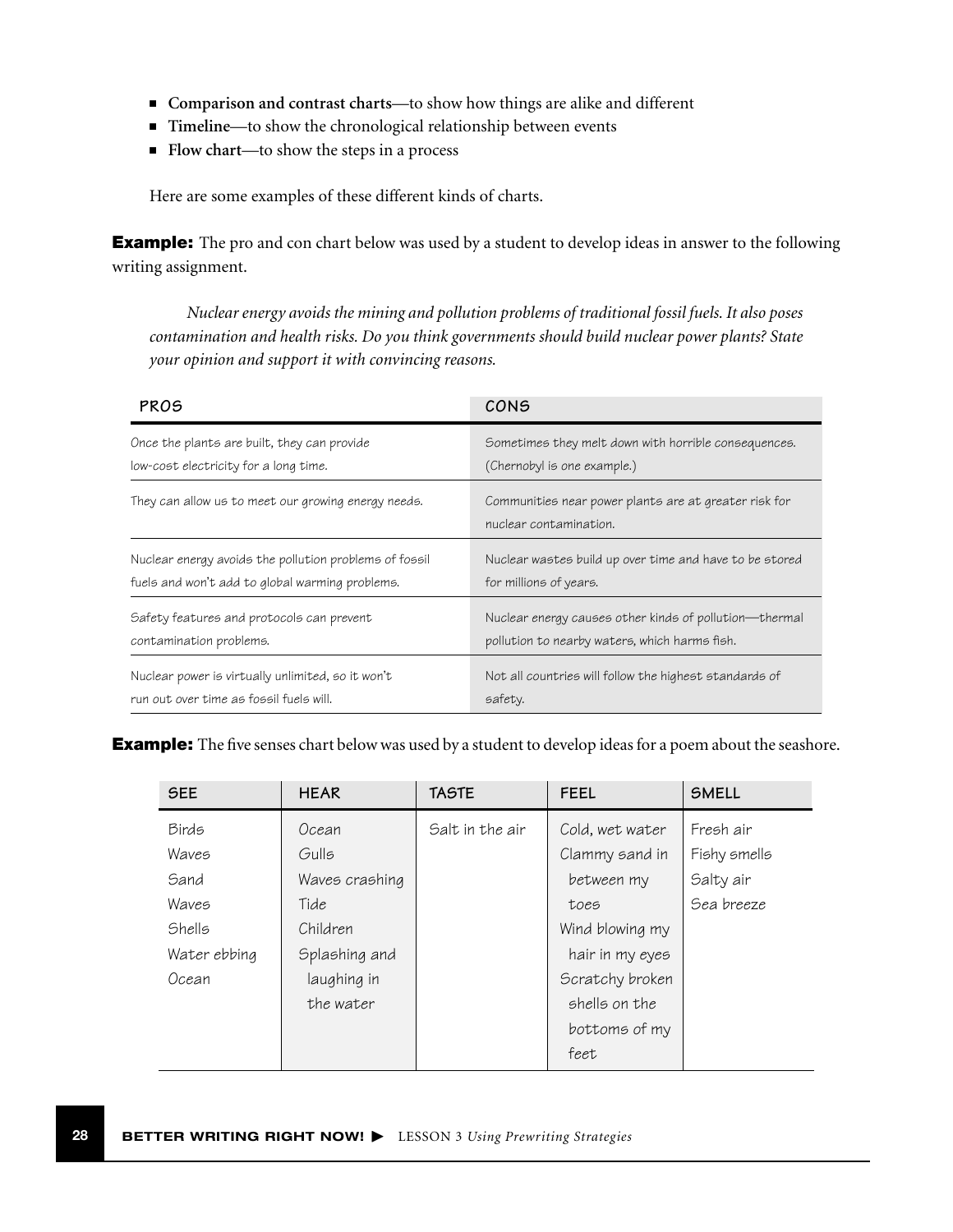- **Comparison and contrast charts**—to show how things are alike and different
- **Timeline**—to show the chronological relationship between events
- **Flow chart**—to show the steps in a process

Here are some examples of these different kinds of charts.

**Example:** The pro and con chart below was used by a student to develop ideas in answer to the following writing assignment.

*Nuclear energy avoids the mining and pollution problems of traditional fossil fuels. It also poses contamination and health risks. Do you think governments should build nuclear power plants? State your opinion and support it with convincing reasons.*

| PROS | CONS |
|---|---|
| Once the plants are built, they can provide low-cost electricity for a long time. | Sometimes they melt down with horrible consequences. (Chernobyl is one example.) |
| They can allow us to meet our growing energy needs. | Communities near power plants are at greater risk for nuclear contamination. |
| Nuclear energy avoids the pollution problems of fossil fuels and won't add to global warming problems. | Nuclear wastes build up over time and have to be stored for millions of years. |
| Safety features and protocols can prevent contamination problems. | Nuclear energy causes other kinds of pollution—thermal pollution to nearby waters, which harms fish. |
| Nuclear power is virtually unlimited, so it won't run out over time as fossil fuels will. | Not all countries will follow the highest standards of safety. |

**Example:** The five senses chart below was used by a student to develop ideas for a poem about the seashore.

| SEE | HEAR | TASTE | FEEL | SMELL |
|---|---|---|---|---|
| Birds<br>Waves<br>Sand<br>Waves<br>Shells<br>Water ebbing<br>Ocean | Ocean<br>Gulls<br>Waves crashing<br>Tide<br>Children<br>Splashing and laughing in the water | Salt in the air | Cold, wet water<br>Clammy sand in between my toes<br>Wind blowing my hair in my eyes<br>Scratchy broken shells on the bottoms of my feet | Fresh air<br>Fishy smells<br>Salty air<br>Sea breeze |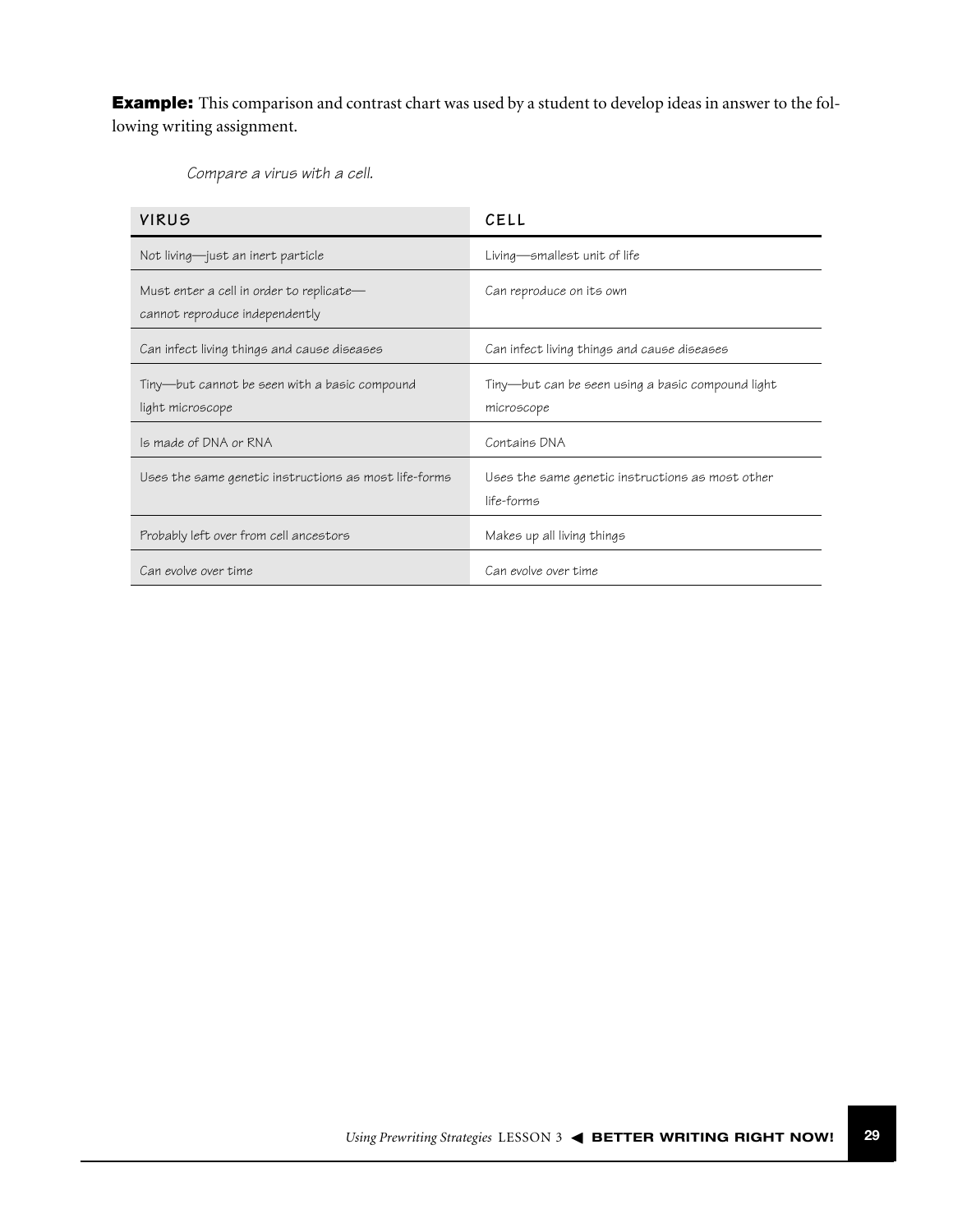**Example:** This comparison and contrast chart was used by a student to develop ideas in answer to the following writing assignment.

*Compare a virus with a cell.*

| VIRUS | CELL |
|---|---|
| Not living—just an inert particle | Living—smallest unit of life |
| Must enter a cell in order to replicate—cannot reproduce independently | Can reproduce on its own |
| Can infect living things and cause diseases | Can infect living things and cause diseases |
| Tiny—but cannot be seen with a basic compound light microscope | Tiny—but can be seen using a basic compound light microscope |
| Is made of DNA or RNA | Contains DNA |
| Uses the same genetic instructions as most life-forms | Uses the same genetic instructions as most other life-forms |
| Probably left over from cell ancestors | Makes up all living things |
| Can evolve over time | Can evolve over time |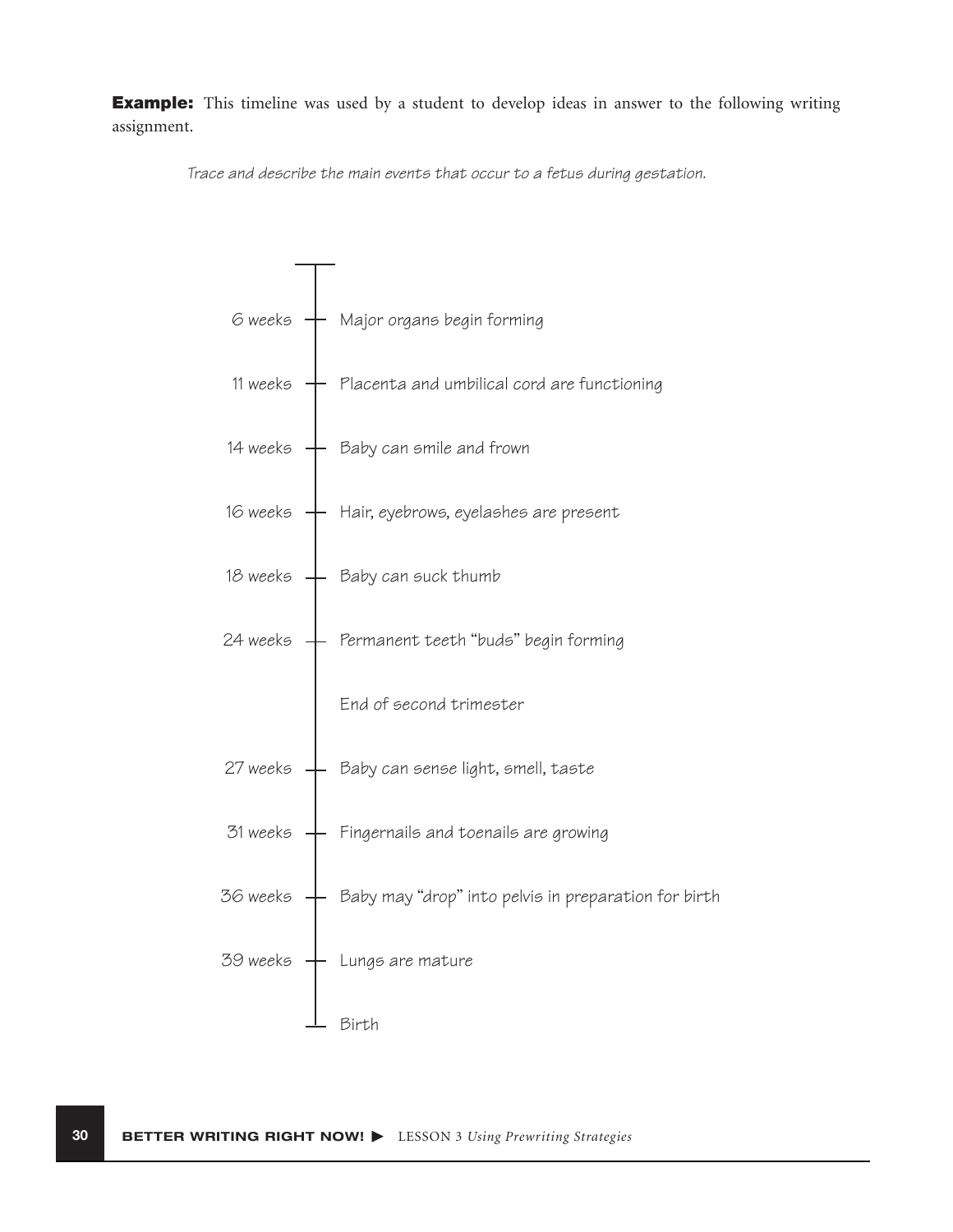**Example:** This timeline was used by a student to develop ideas in answer to the following writing assignment.

*Trace and describe the main events that occur to a fetus during gestation.*

| | |
|---|---|
| 6 weeks | Major organs begin forming |
| 11 weeks | Placenta and umbilical cord are functioning |
| 14 weeks | Baby can smile and frown |
| 16 weeks | Hair, eyebrows, eyelashes are present |
| 18 weeks | Baby can suck thumb |
| 24 weeks | Permanent teeth "buds" begin forming |
| | End of second trimester |
| 27 weeks | Baby can sense light, smell, taste |
| 31 weeks | Fingernails and toenails are growing |
| 36 weeks | Baby may "drop" into pelvis in preparation for birth |
| 39 weeks | Lungs are mature |
| | Birth |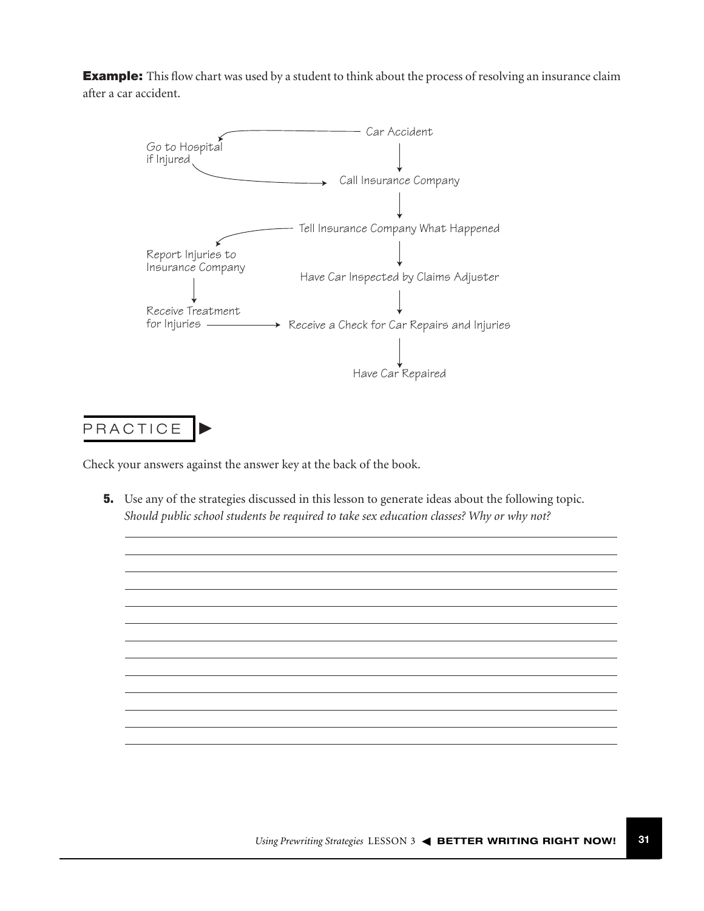**Example:** This flow chart was used by a student to think about the process of resolving an insurance claim after a car accident.

Car Accident

Go to Hospital if Injured

Call Insurance Company

Tell Insurance Company What Happened

Report Injuries to Insurance Company

Have Car Inspected by Claims Adjuster

Receive Treatment for Injuries

Receive a Check for Car Repairs and Injuries

Have Car Repaired

## PRACTICE

Check your answers against the answer key at the back of the book.

**5.** Use any of the strategies discussed in this lesson to generate ideas about the following topic.
*Should public school students be required to take sex education classes? Why or why not?*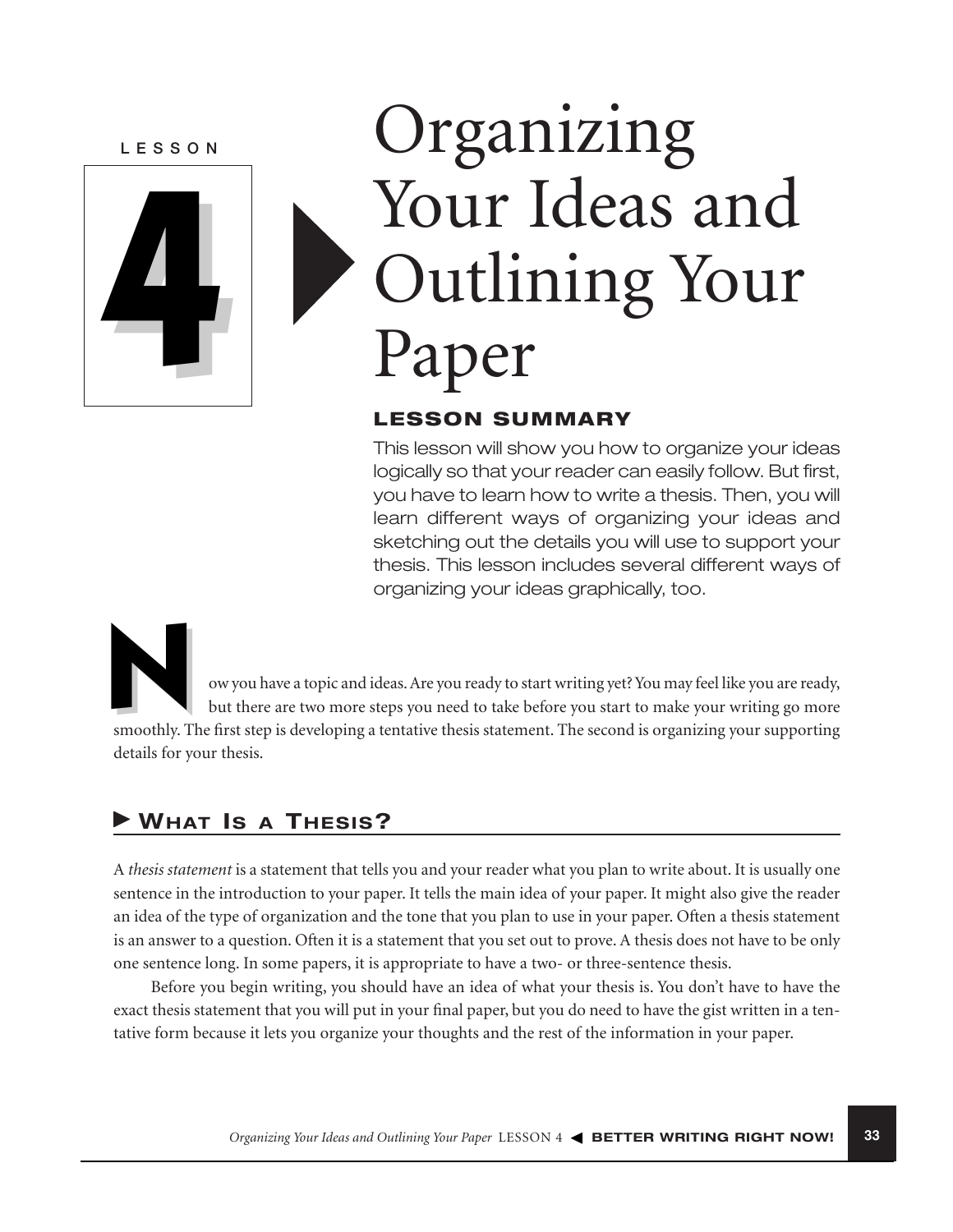LESSON 4

# Organizing Your Ideas and Outlining Your Paper

### LESSON SUMMARY

This lesson will show you how to organize your ideas logically so that your reader can easily follow. But first, you have to learn how to write a thesis. Then, you will learn different ways of organizing your ideas and sketching out the details you will use to support your thesis. This lesson includes several different ways of organizing your ideas graphically, too.

Now you have a topic and ideas. Are you ready to start writing yet? You may feel like you are ready, but there are two more steps you need to take before you start to make your writing go more smoothly. The first step is developing a tentative thesis statement. The second is organizing your supporting details for your thesis.

## What Is a Thesis?

A *thesis statement* is a statement that tells you and your reader what you plan to write about. It is usually one sentence in the introduction to your paper. It tells the main idea of your paper. It might also give the reader an idea of the type of organization and the tone that you plan to use in your paper. Often a thesis statement is an answer to a question. Often it is a statement that you set out to prove. A thesis does not have to be only one sentence long. In some papers, it is appropriate to have a two- or three-sentence thesis.

Before you begin writing, you should have an idea of what your thesis is. You don't have to have the exact thesis statement that you will put in your final paper, but you do need to have the gist written in a tentative form because it lets you organize your thoughts and the rest of the information in your paper.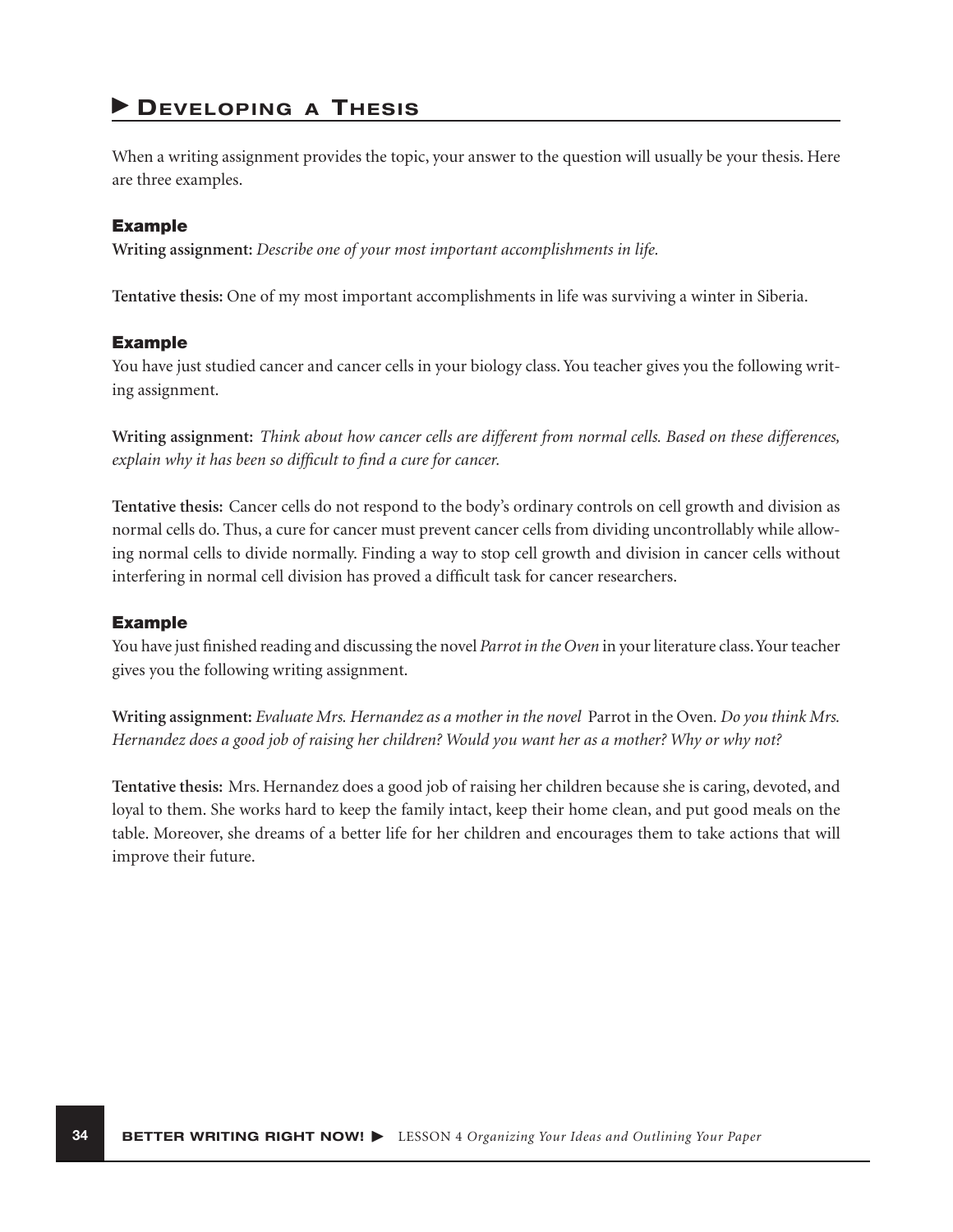## ▶ Developing a Thesis

When a writing assignment provides the topic, your answer to the question will usually be your thesis. Here are three examples.

### Example

**Writing assignment:** *Describe one of your most important accomplishments in life.*

**Tentative thesis:** One of my most important accomplishments in life was surviving a winter in Siberia.

### Example

You have just studied cancer and cancer cells in your biology class. You teacher gives you the following writing assignment.

**Writing assignment:** *Think about how cancer cells are different from normal cells. Based on these differences, explain why it has been so difficult to find a cure for cancer.*

**Tentative thesis:** Cancer cells do not respond to the body's ordinary controls on cell growth and division as normal cells do. Thus, a cure for cancer must prevent cancer cells from dividing uncontrollably while allowing normal cells to divide normally. Finding a way to stop cell growth and division in cancer cells without interfering in normal cell division has proved a difficult task for cancer researchers.

### Example

You have just finished reading and discussing the novel *Parrot in the Oven* in your literature class. Your teacher gives you the following writing assignment.

**Writing assignment:** *Evaluate Mrs. Hernandez as a mother in the novel* Parrot in the Oven*. Do you think Mrs. Hernandez does a good job of raising her children? Would you want her as a mother? Why or why not?*

**Tentative thesis:** Mrs. Hernandez does a good job of raising her children because she is caring, devoted, and loyal to them. She works hard to keep the family intact, keep their home clean, and put good meals on the table. Moreover, she dreams of a better life for her children and encourages them to take actions that will improve their future.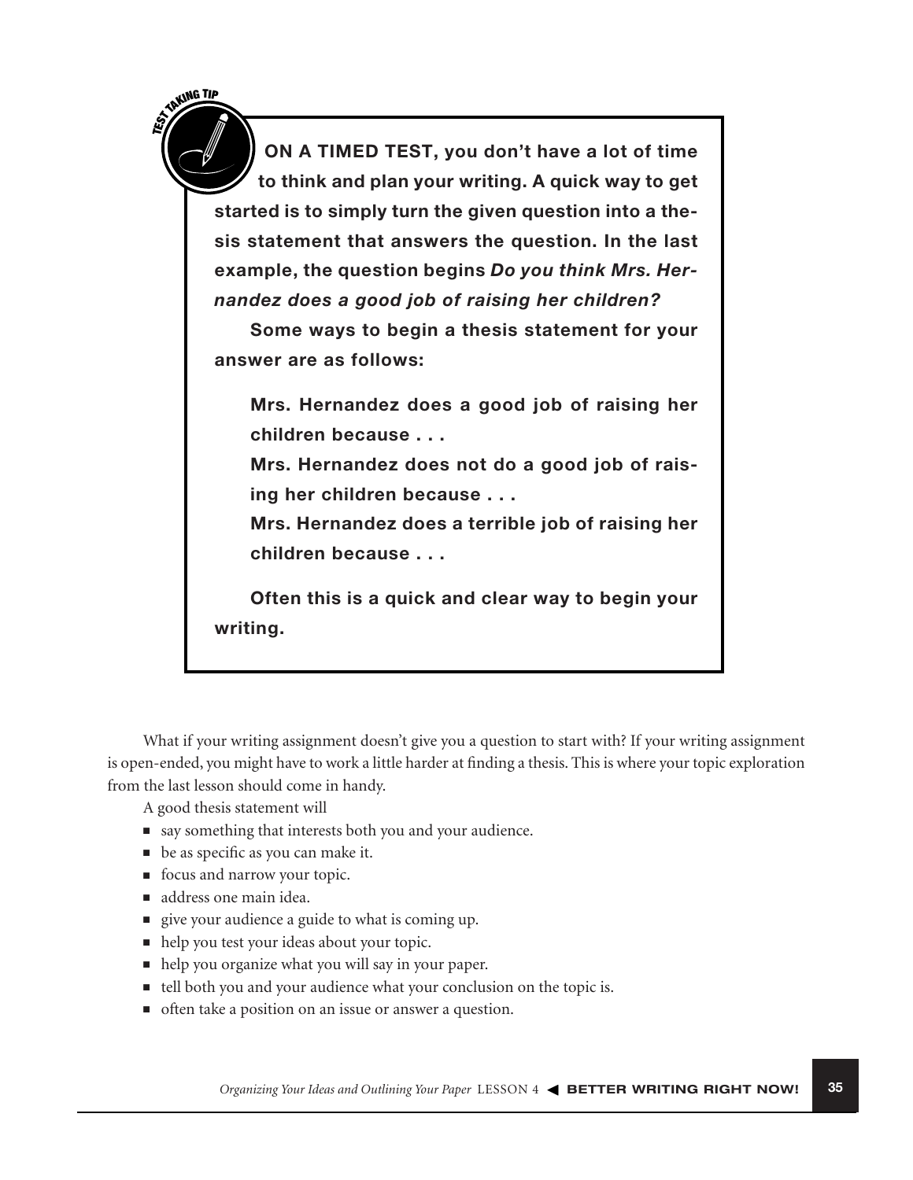**TEST TAKING TIP**

**ON A TIMED TEST, you don't have a lot of time to think and plan your writing. A quick way to get started is to simply turn the given question into a thesis statement that answers the question. In the last example, the question begins *Do you think Mrs. Hernandez does a good job of raising her children?***

**Some ways to begin a thesis statement for your answer are as follows:**

> **Mrs. Hernandez does a good job of raising her children because . . .**
>
> **Mrs. Hernandez does not do a good job of raising her children because . . .**
>
> **Mrs. Hernandez does a terrible job of raising her children because . . .**

**Often this is a quick and clear way to begin your writing.**

What if your writing assignment doesn't give you a question to start with? If your writing assignment is open-ended, you might have to work a little harder at finding a thesis. This is where your topic exploration from the last lesson should come in handy.

A good thesis statement will

- say something that interests both you and your audience.
- be as specific as you can make it.
- focus and narrow your topic.
- address one main idea.
- give your audience a guide to what is coming up.
- help you test your ideas about your topic.
- help you organize what you will say in your paper.
- tell both you and your audience what your conclusion on the topic is.
- often take a position on an issue or answer a question.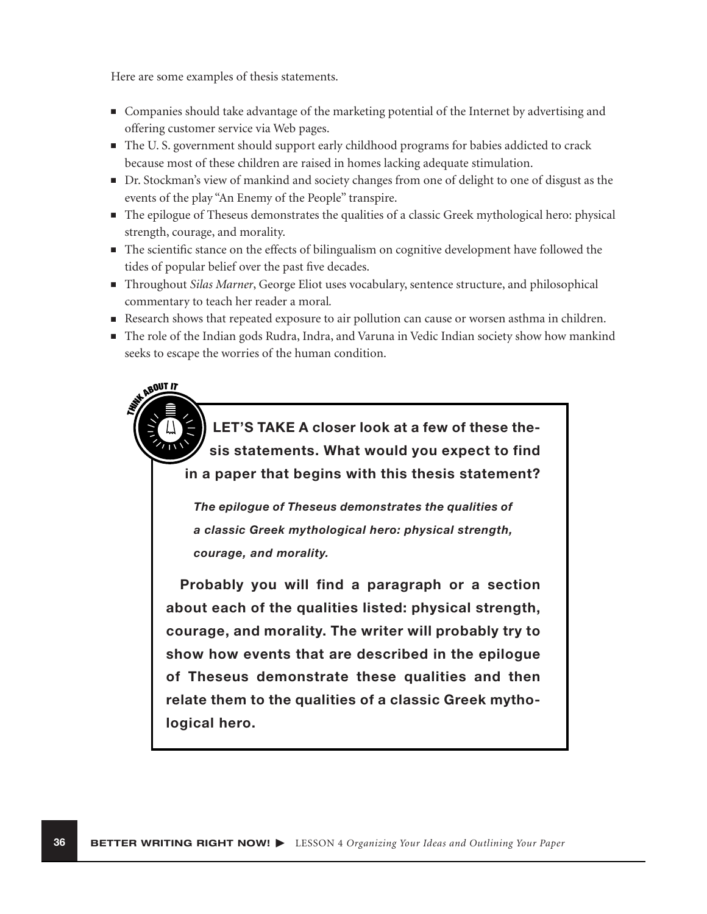Here are some examples of thesis statements.

- Companies should take advantage of the marketing potential of the Internet by advertising and offering customer service via Web pages.
- The U. S. government should support early childhood programs for babies addicted to crack because most of these children are raised in homes lacking adequate stimulation.
- Dr. Stockman's view of mankind and society changes from one of delight to one of disgust as the events of the play "An Enemy of the People" transpire.
- The epilogue of Theseus demonstrates the qualities of a classic Greek mythological hero: physical strength, courage, and morality.
- The scientific stance on the effects of bilingualism on cognitive development have followed the tides of popular belief over the past five decades.
- Throughout *Silas Marner*, George Eliot uses vocabulary, sentence structure, and philosophical commentary to teach her reader a moral.
- Research shows that repeated exposure to air pollution can cause or worsen asthma in children.
- The role of the Indian gods Rudra, Indra, and Varuna in Vedic Indian society show how mankind seeks to escape the worries of the human condition.

THINK ABOUT IT

**LET'S TAKE A closer look at a few of these thesis statements. What would you expect to find in a paper that begins with this thesis statement?**

***The epilogue of Theseus demonstrates the qualities of a classic Greek mythological hero: physical strength, courage, and morality.***

**Probably you will find a paragraph or a section about each of the qualities listed: physical strength, courage, and morality. The writer will probably try to show how events that are described in the epilogue of Theseus demonstrate these qualities and then relate them to the qualities of a classic Greek mythological hero.**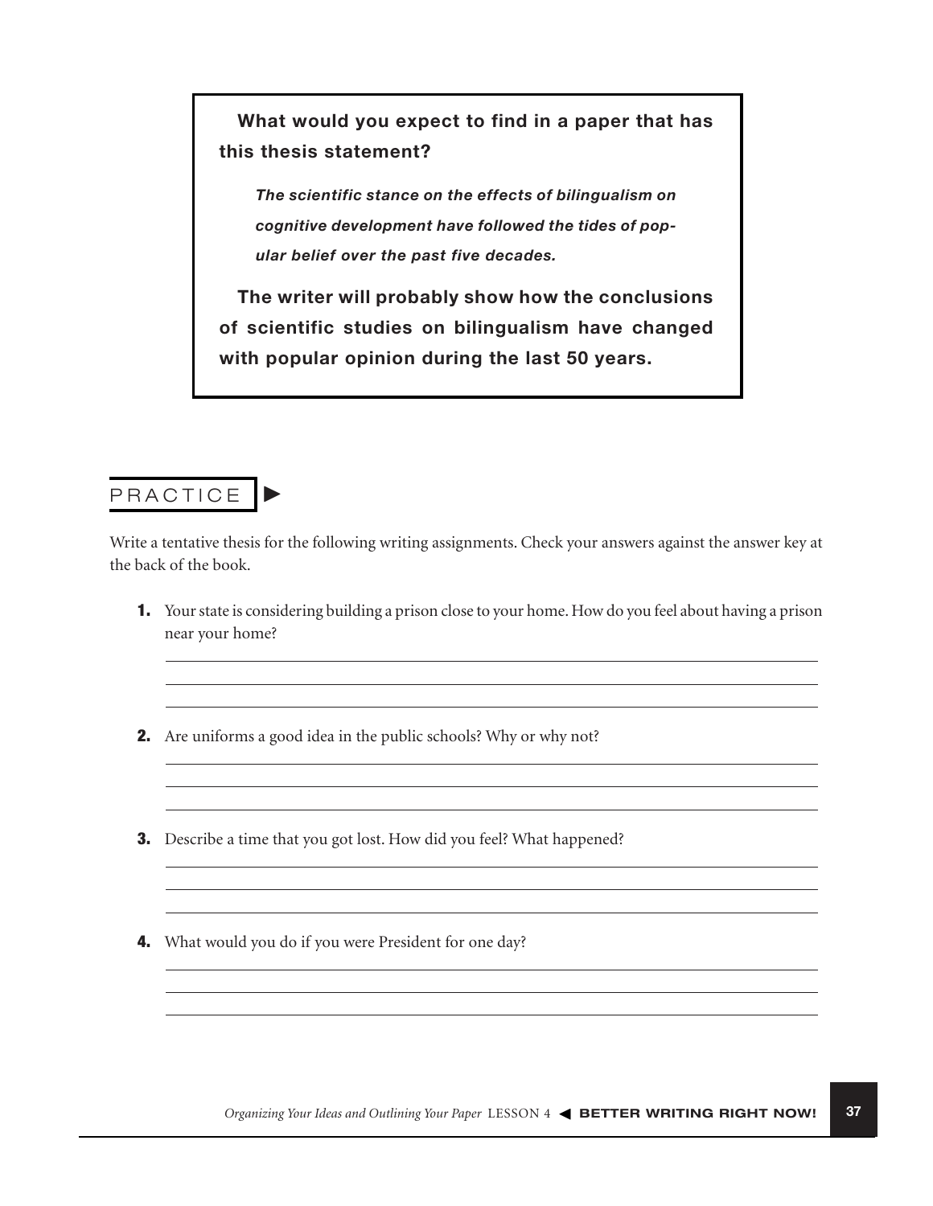**What would you expect to find in a paper that has this thesis statement?**

> ***The scientific stance on the effects of bilingualism on cognitive development have followed the tides of popular belief over the past five decades.***

**The writer will probably show how the conclusions of scientific studies on bilingualism have changed with popular opinion during the last 50 years.**

## PRACTICE ►

Write a tentative thesis for the following writing assignments. Check your answers against the answer key at the back of the book.

**1.** Your state is considering building a prison close to your home. How do you feel about having a prison near your home?

**2.** Are uniforms a good idea in the public schools? Why or why not?

**3.** Describe a time that you got lost. How did you feel? What happened?

**4.** What would you do if you were President for one day?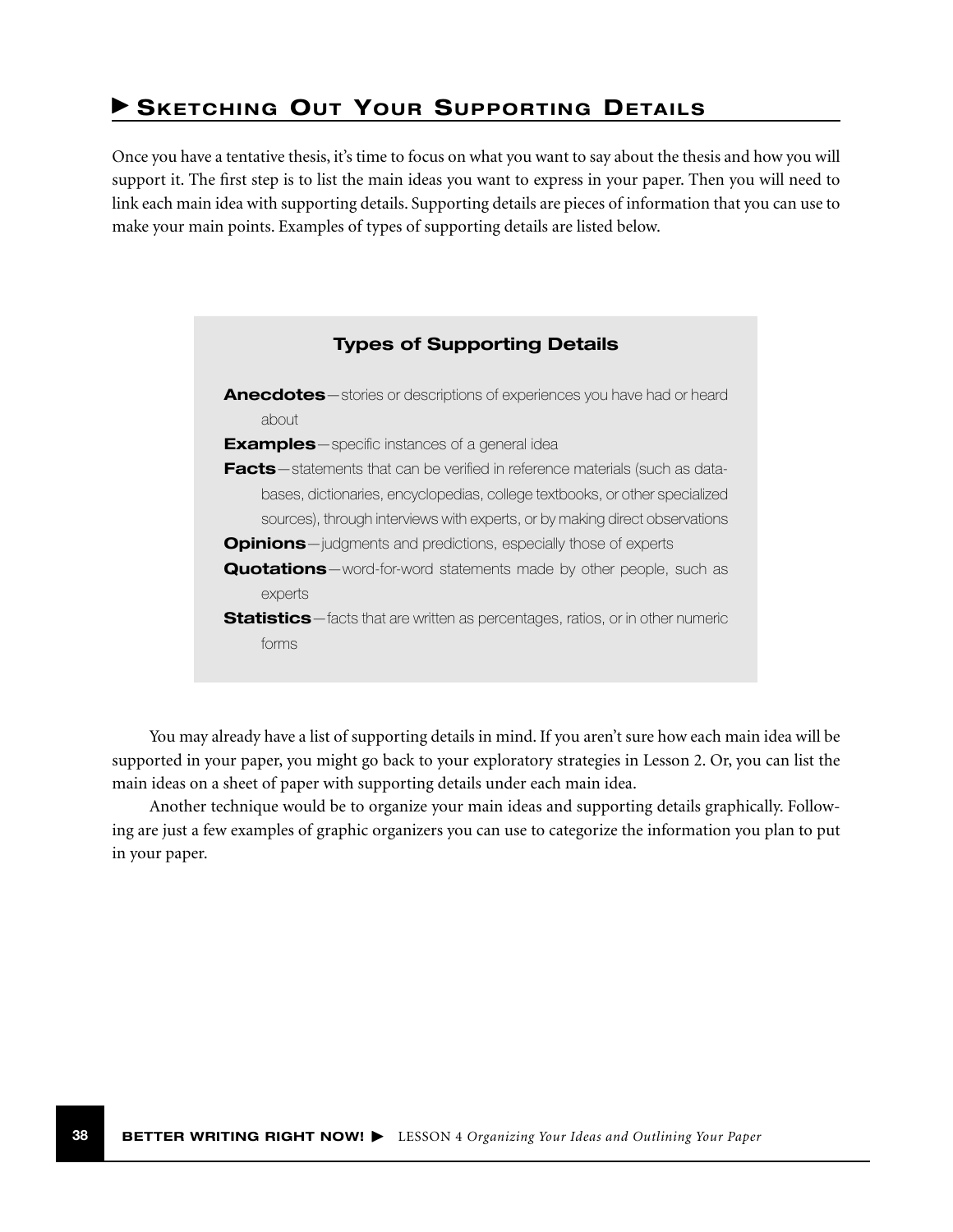## ▶ Sketching Out Your Supporting Details

Once you have a tentative thesis, it's time to focus on what you want to say about the thesis and how you will support it. The first step is to list the main ideas you want to express in your paper. Then you will need to link each main idea with supporting details. Supporting details are pieces of information that you can use to make your main points. Examples of types of supporting details are listed below.

### Types of Supporting Details

**Anecdotes**—stories or descriptions of experiences you have had or heard about

**Examples**—specific instances of a general idea

**Facts**—statements that can be verified in reference materials (such as databases, dictionaries, encyclopedias, college textbooks, or other specialized sources), through interviews with experts, or by making direct observations

**Opinions**—judgments and predictions, especially those of experts

**Quotations**—word-for-word statements made by other people, such as experts

**Statistics**—facts that are written as percentages, ratios, or in other numeric forms

You may already have a list of supporting details in mind. If you aren't sure how each main idea will be supported in your paper, you might go back to your exploratory strategies in Lesson 2. Or, you can list the main ideas on a sheet of paper with supporting details under each main idea.

Another technique would be to organize your main ideas and supporting details graphically. Following are just a few examples of graphic organizers you can use to categorize the information you plan to put in your paper.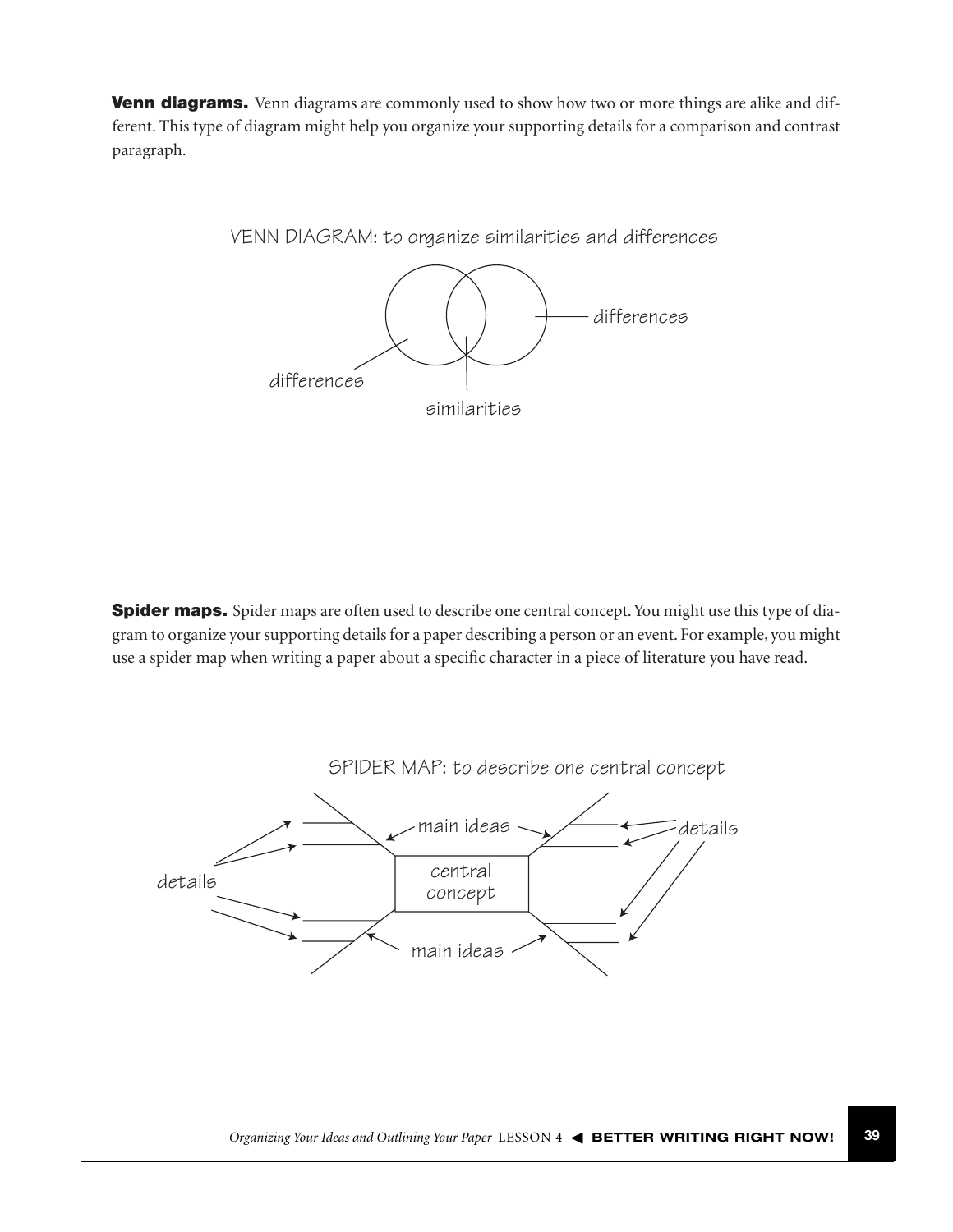**Venn diagrams.** Venn diagrams are commonly used to show how two or more things are alike and different. This type of diagram might help you organize your supporting details for a comparison and contrast paragraph.

VENN DIAGRAM: to organize similarities and differences

differences

differences

similarities

**Spider maps.** Spider maps are often used to describe one central concept. You might use this type of diagram to organize your supporting details for a paper describing a person or an event. For example, you might use a spider map when writing a paper about a specific character in a piece of literature you have read.

SPIDER MAP: to describe one central concept

main ideas

details

details

central concept

main ideas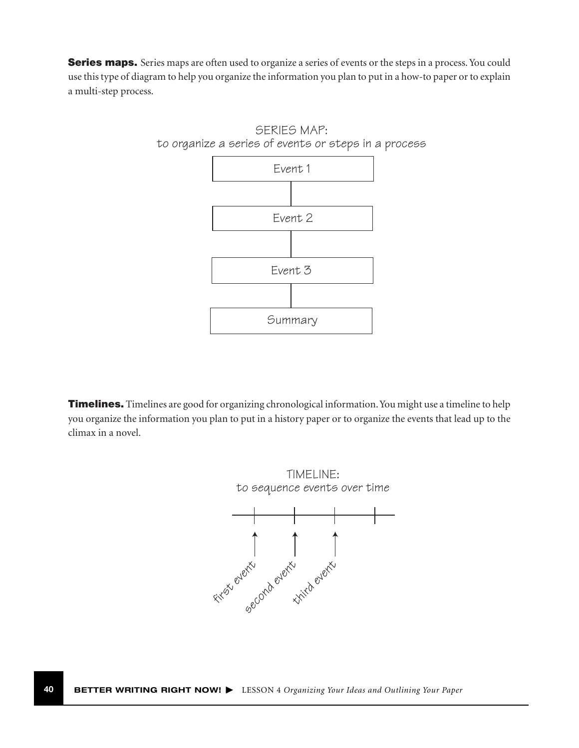**Series maps.** Series maps are often used to organize a series of events or the steps in a process. You could use this type of diagram to help you organize the information you plan to put in a how-to paper or to explain a multi-step process.

SERIES MAP:
to organize a series of events or steps in a process

Event 1

Event 2

Event 3

Summary

**Timelines.** Timelines are good for organizing chronological information. You might use a timeline to help you organize the information you plan to put in a history paper or to organize the events that lead up to the climax in a novel.

TIMELINE:
to sequence events over time

first event

second event

third event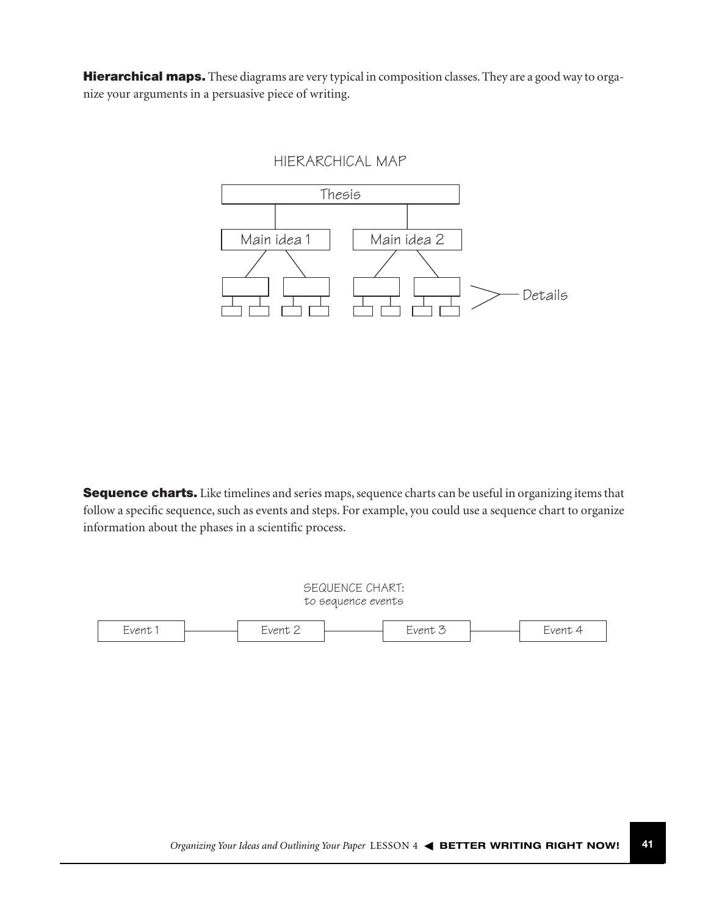**Hierarchical maps.** These diagrams are very typical in composition classes. They are a good way to organize your arguments in a persuasive piece of writing.

HIERARCHICAL MAP

Thesis

Main idea 1

Main idea 2

Details

**Sequence charts.** Like timelines and series maps, sequence charts can be useful in organizing items that follow a specific sequence, such as events and steps. For example, you could use a sequence chart to organize information about the phases in a scientific process.

SEQUENCE CHART:
to sequence events

Event 1 — Event 2 — Event 3 — Event 4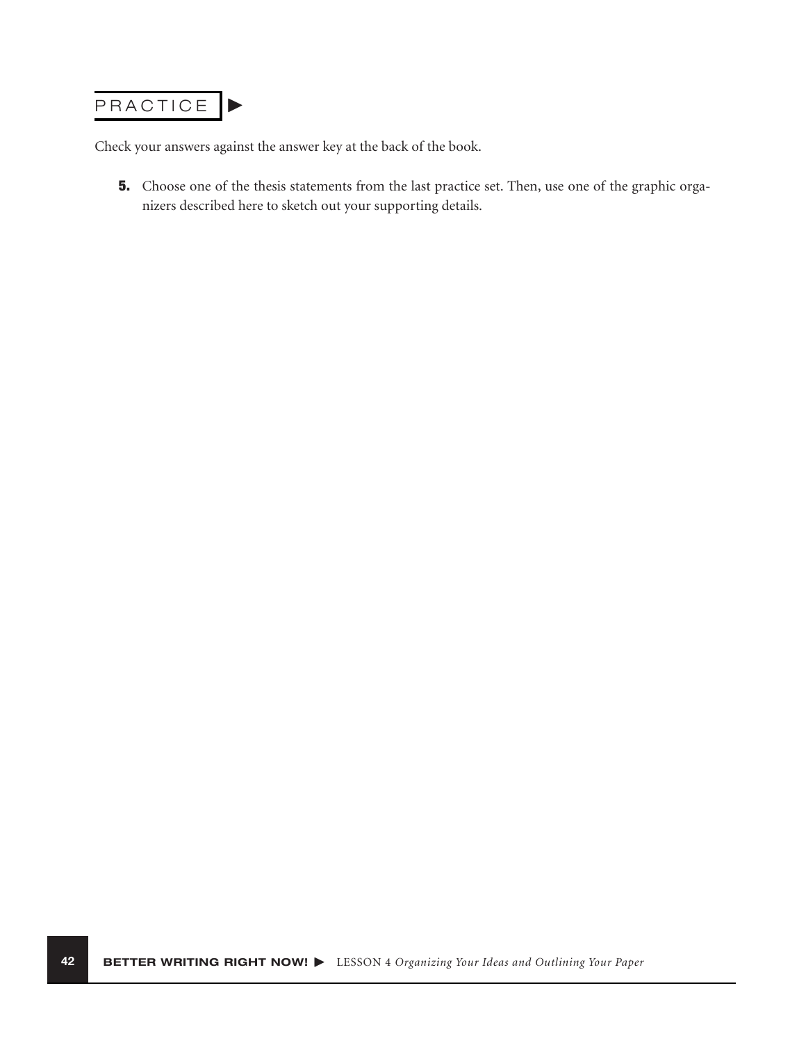## PRACTICE ▶

Check your answers against the answer key at the back of the book.

**5.** Choose one of the thesis statements from the last practice set. Then, use one of the graphic organizers described here to sketch out your supporting details.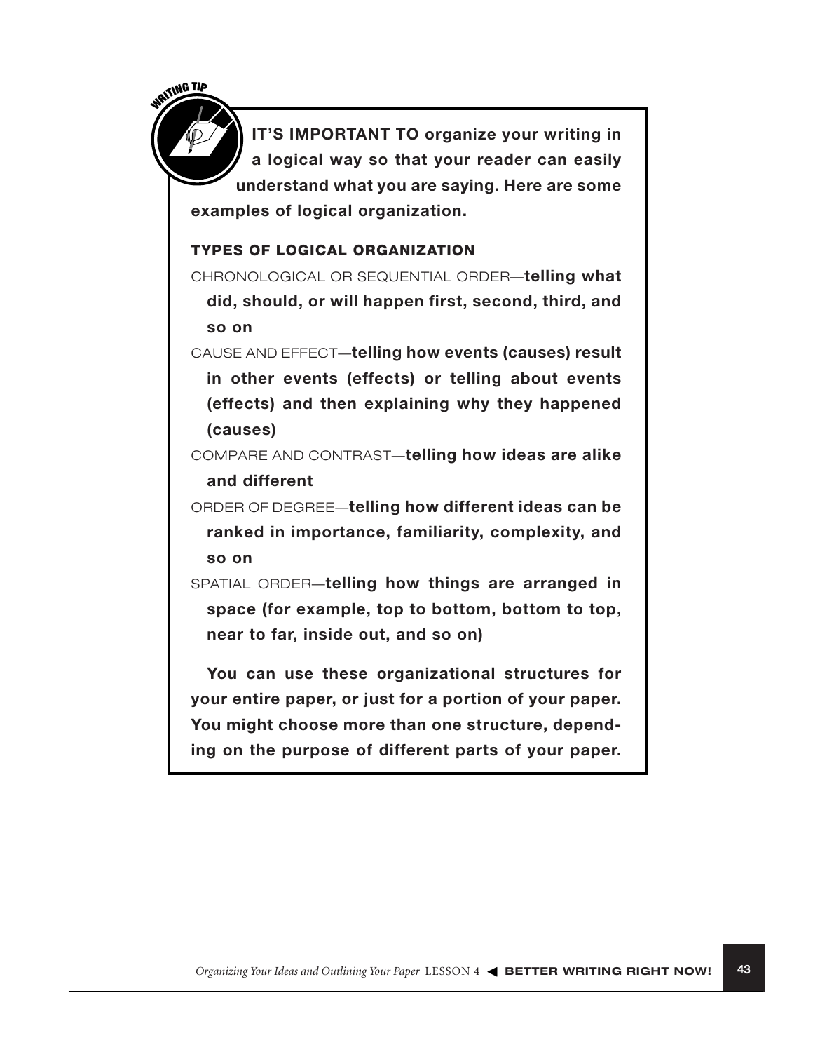**WRITING TIP**

**IT'S IMPORTANT TO organize your writing in a logical way so that your reader can easily understand what you are saying. Here are some examples of logical organization.**

**TYPES OF LOGICAL ORGANIZATION**

CHRONOLOGICAL OR SEQUENTIAL ORDER—**telling what did, should, or will happen first, second, third, and so on**

CAUSE AND EFFECT—**telling how events (causes) result in other events (effects) or telling about events (effects) and then explaining why they happened (causes)**

COMPARE AND CONTRAST—**telling how ideas are alike and different**

ORDER OF DEGREE—**telling how different ideas can be ranked in importance, familiarity, complexity, and so on**

SPATIAL ORDER—**telling how things are arranged in space (for example, top to bottom, bottom to top, near to far, inside out, and so on)**

**You can use these organizational structures for your entire paper, or just for a portion of your paper. You might choose more than one structure, depending on the purpose of different parts of your paper.**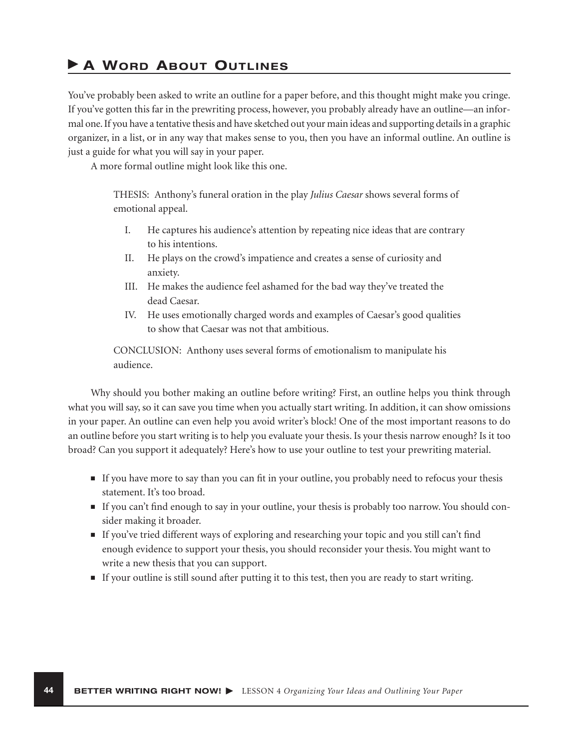## ▶ A Word About Outlines

You've probably been asked to write an outline for a paper before, and this thought might make you cringe. If you've gotten this far in the prewriting process, however, you probably already have an outline—an informal one. If you have a tentative thesis and have sketched out your main ideas and supporting details in a graphic organizer, in a list, or in any way that makes sense to you, then you have an informal outline. An outline is just a guide for what you will say in your paper.

A more formal outline might look like this one.

> THESIS: Anthony's funeral oration in the play *Julius Caesar* shows several forms of emotional appeal.
>
> I. He captures his audience's attention by repeating nice ideas that are contrary to his intentions.
>
> II. He plays on the crowd's impatience and creates a sense of curiosity and anxiety.
>
> III. He makes the audience feel ashamed for the bad way they've treated the dead Caesar.
>
> IV. He uses emotionally charged words and examples of Caesar's good qualities to show that Caesar was not that ambitious.
>
> CONCLUSION: Anthony uses several forms of emotionalism to manipulate his audience.

Why should you bother making an outline before writing? First, an outline helps you think through what you will say, so it can save you time when you actually start writing. In addition, it can show omissions in your paper. An outline can even help you avoid writer's block! One of the most important reasons to do an outline before you start writing is to help you evaluate your thesis. Is your thesis narrow enough? Is it too broad? Can you support it adequately? Here's how to use your outline to test your prewriting material.

- If you have more to say than you can fit in your outline, you probably need to refocus your thesis statement. It's too broad.
- If you can't find enough to say in your outline, your thesis is probably too narrow. You should consider making it broader.
- If you've tried different ways of exploring and researching your topic and you still can't find enough evidence to support your thesis, you should reconsider your thesis. You might want to write a new thesis that you can support.
- If your outline is still sound after putting it to this test, then you are ready to start writing.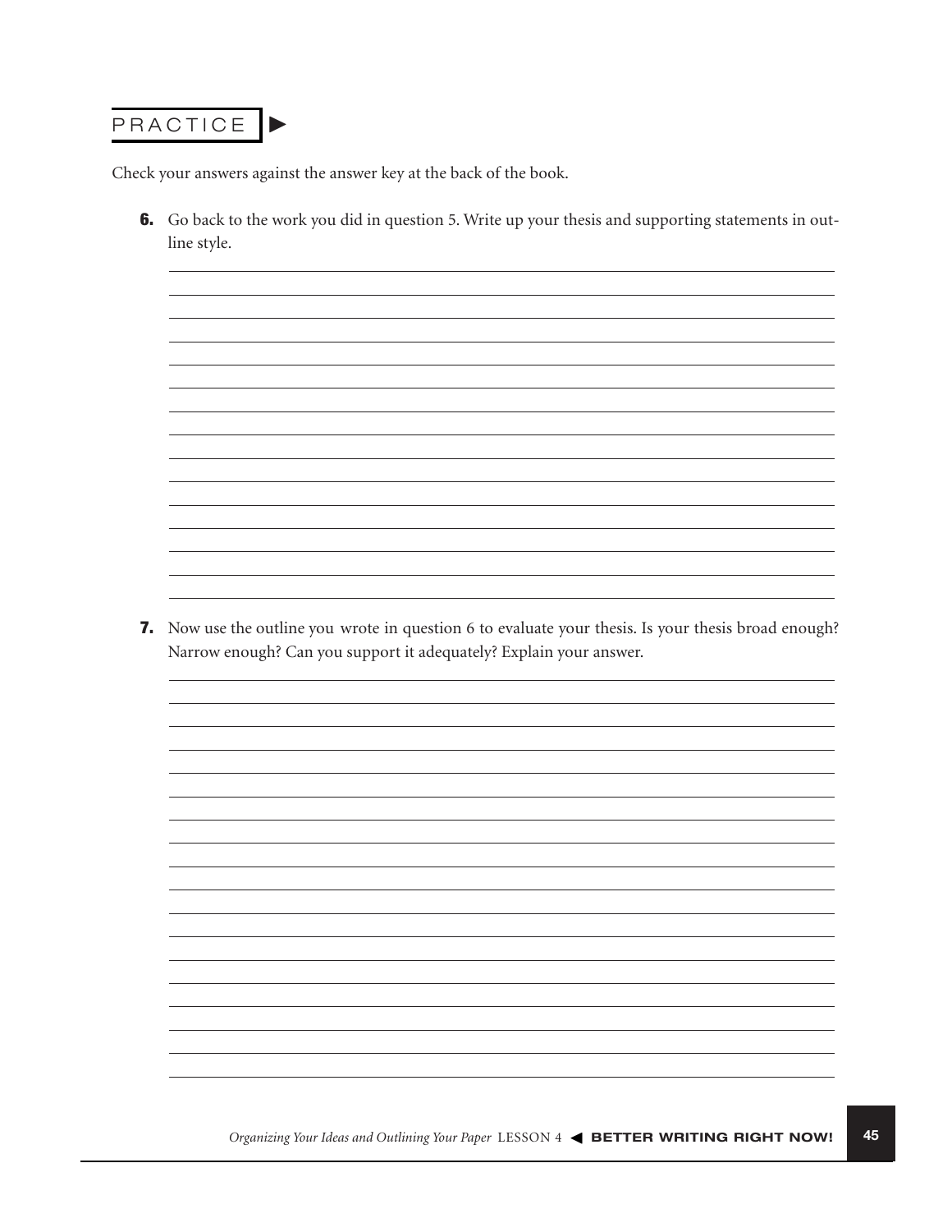## PRACTICE

Check your answers against the answer key at the back of the book.

**6.** Go back to the work you did in question 5. Write up your thesis and supporting statements in outline style.

**7.** Now use the outline you wrote in question 6 to evaluate your thesis. Is your thesis broad enough? Narrow enough? Can you support it adequately? Explain your answer.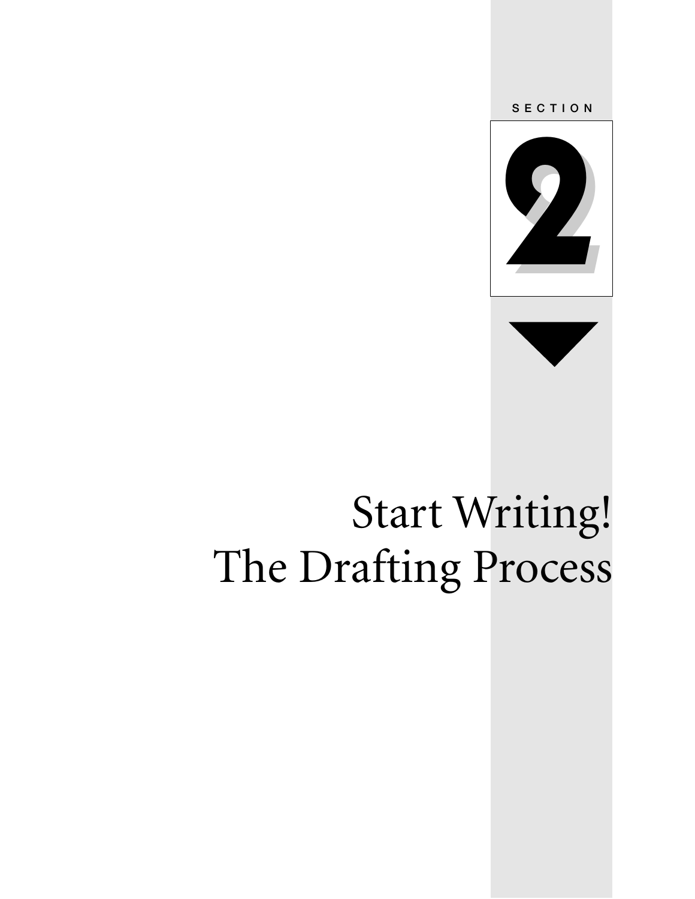SECTION

# 2

# Start Writing! The Drafting Process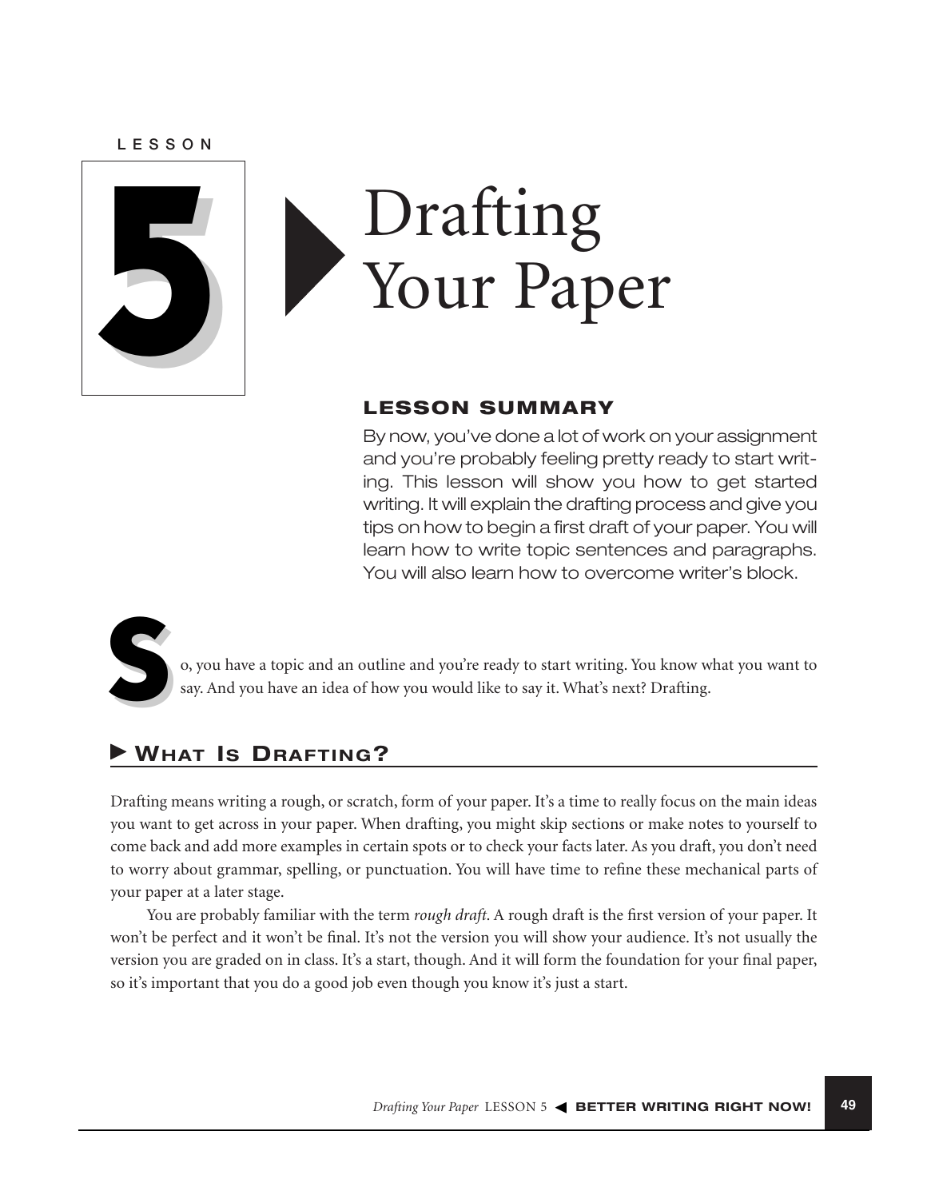LESSON

# 5 Drafting Your Paper

## LESSON SUMMARY

By now, you've done a lot of work on your assignment and you're probably feeling pretty ready to start writing. This lesson will show you how to get started writing. It will explain the drafting process and give you tips on how to begin a first draft of your paper. You will learn how to write topic sentences and paragraphs. You will also learn how to overcome writer's block.

So, you have a topic and an outline and you're ready to start writing. You know what you want to say. And you have an idea of how you would like to say it. What's next? Drafting.

## What Is Drafting?

Drafting means writing a rough, or scratch, form of your paper. It's a time to really focus on the main ideas you want to get across in your paper. When drafting, you might skip sections or make notes to yourself to come back and add more examples in certain spots or to check your facts later. As you draft, you don't need to worry about grammar, spelling, or punctuation. You will have time to refine these mechanical parts of your paper at a later stage.

You are probably familiar with the term *rough draft*. A rough draft is the first version of your paper. It won't be perfect and it won't be final. It's not the version you will show your audience. It's not usually the version you are graded on in class. It's a start, though. And it will form the foundation for your final paper, so it's important that you do a good job even though you know it's just a start.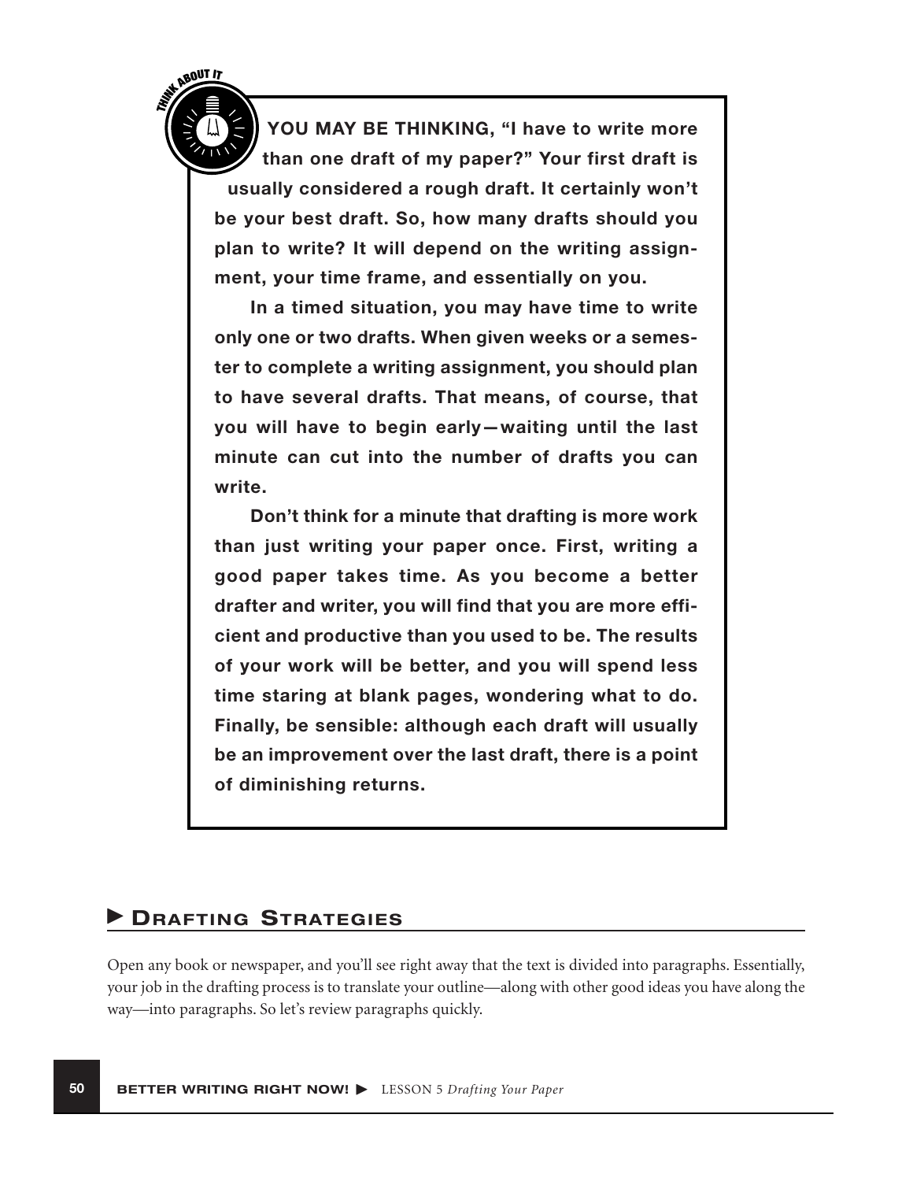**THINK ABOUT IT**

**YOU MAY BE THINKING, "I have to write more than one draft of my paper?" Your first draft is usually considered a rough draft. It certainly won't be your best draft. So, how many drafts should you plan to write? It will depend on the writing assignment, your time frame, and essentially on you.**

**In a timed situation, you may have time to write only one or two drafts. When given weeks or a semester to complete a writing assignment, you should plan to have several drafts. That means, of course, that you will have to begin early—waiting until the last minute can cut into the number of drafts you can write.**

**Don't think for a minute that drafting is more work than just writing your paper once. First, writing a good paper takes time. As you become a better drafter and writer, you will find that you are more efficient and productive than you used to be. The results of your work will be better, and you will spend less time staring at blank pages, wondering what to do. Finally, be sensible: although each draft will usually be an improvement over the last draft, there is a point of diminishing returns.**

## Drafting Strategies

Open any book or newspaper, and you'll see right away that the text is divided into paragraphs. Essentially, your job in the drafting process is to translate your outline—along with other good ideas you have along the way—into paragraphs. So let's review paragraphs quickly.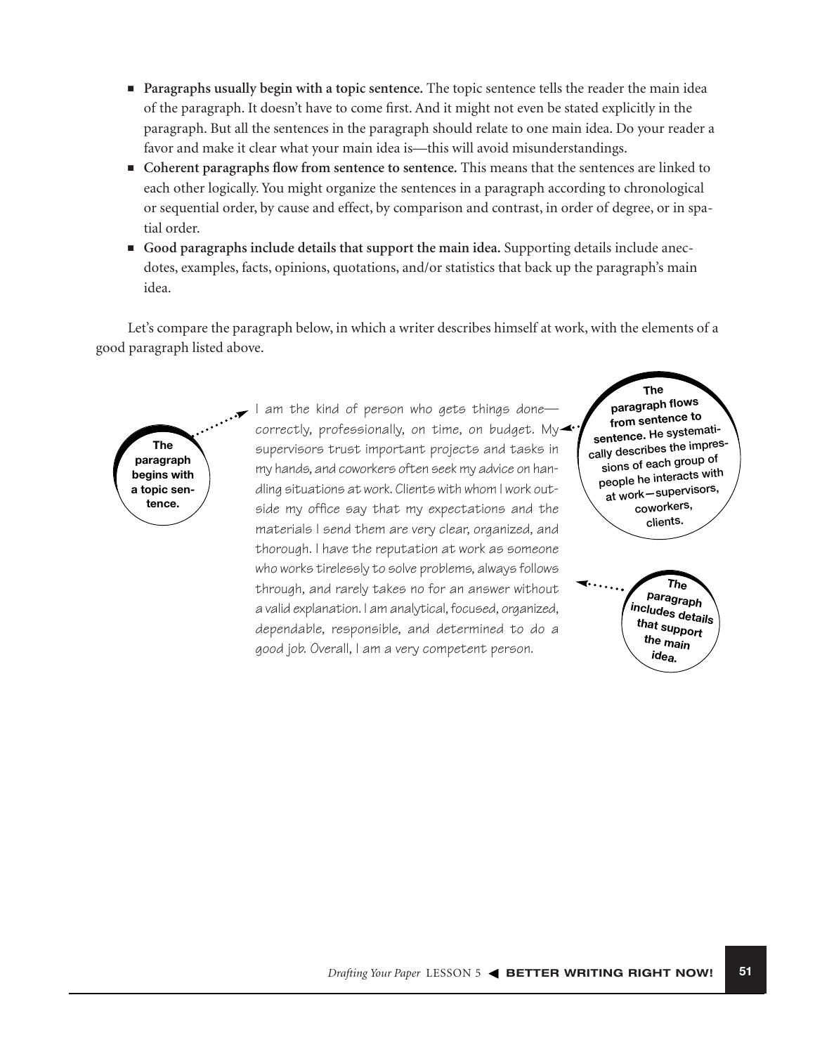- **Paragraphs usually begin with a topic sentence.** The topic sentence tells the reader the main idea of the paragraph. It doesn't have to come first. And it might not even be stated explicitly in the paragraph. But all the sentences in the paragraph should relate to one main idea. Do your reader a favor and make it clear what your main idea is—this will avoid misunderstandings.
- **Coherent paragraphs flow from sentence to sentence.** This means that the sentences are linked to each other logically. You might organize the sentences in a paragraph according to chronological or sequential order, by cause and effect, by comparison and contrast, in order of degree, or in spatial order.
- **Good paragraphs include details that support the main idea.** Supporting details include anecdotes, examples, facts, opinions, quotations, and/or statistics that back up the paragraph's main idea.

Let's compare the paragraph below, in which a writer describes himself at work, with the elements of a good paragraph listed above.

**The paragraph begins with a topic sentence.**

I am the kind of person who gets things done—correctly, professionally, on time, on budget. My supervisors trust important projects and tasks in my hands, and coworkers often seek my advice on handling situations at work. Clients with whom I work outside my office say that my expectations and the materials I send them are very clear, organized, and thorough. I have the reputation at work as someone who works tirelessly to solve problems, always follows through, and rarely takes no for an answer without a valid explanation. I am analytical, focused, organized, dependable, responsible, and determined to do a good job. Overall, I am a very competent person.

**The paragraph flows from sentence to sentence.** He systematically describes the impressions of each group of people he interacts with at work—supervisors, coworkers, clients.

**The paragraph includes details that support the main idea.**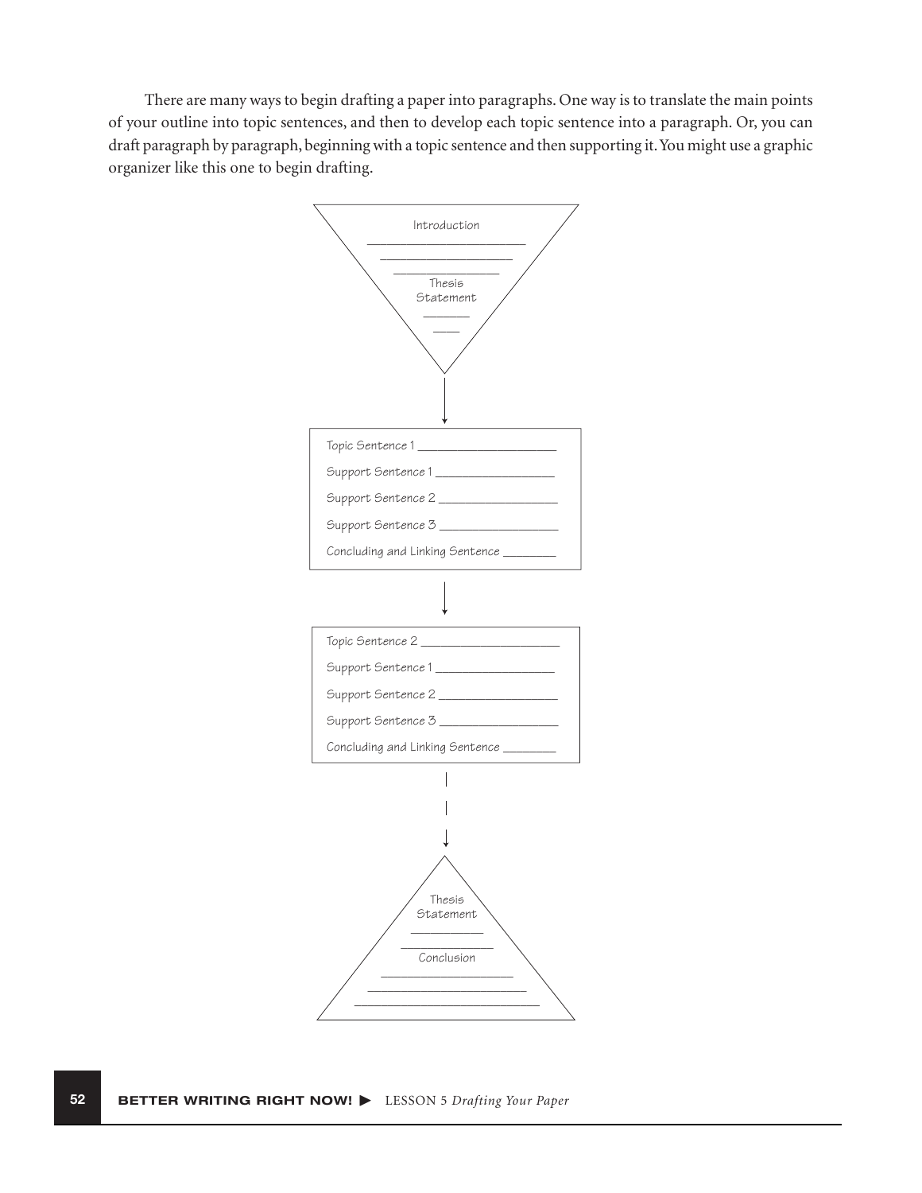There are many ways to begin drafting a paper into paragraphs. One way is to translate the main points of your outline into topic sentences, and then to develop each topic sentence into a paragraph. Or, you can draft paragraph by paragraph, beginning with a topic sentence and then supporting it. You might use a graphic organizer like this one to begin drafting.

Introduction
______________________
___________________
_______________
Thesis
Statement
_______
____

↓

Topic Sentence 1 ____________________

Support Sentence 1 _________________

Support Sentence 2 _________________

Support Sentence 3 _________________

Concluding and Linking Sentence ________

↓

Topic Sentence 2 ____________________

Support Sentence 1 _________________

Support Sentence 2 _________________

Support Sentence 3 _________________

Concluding and Linking Sentence ________

↓

Thesis
Statement
__________
_____________
Conclusion
___________________
______________________
__________________________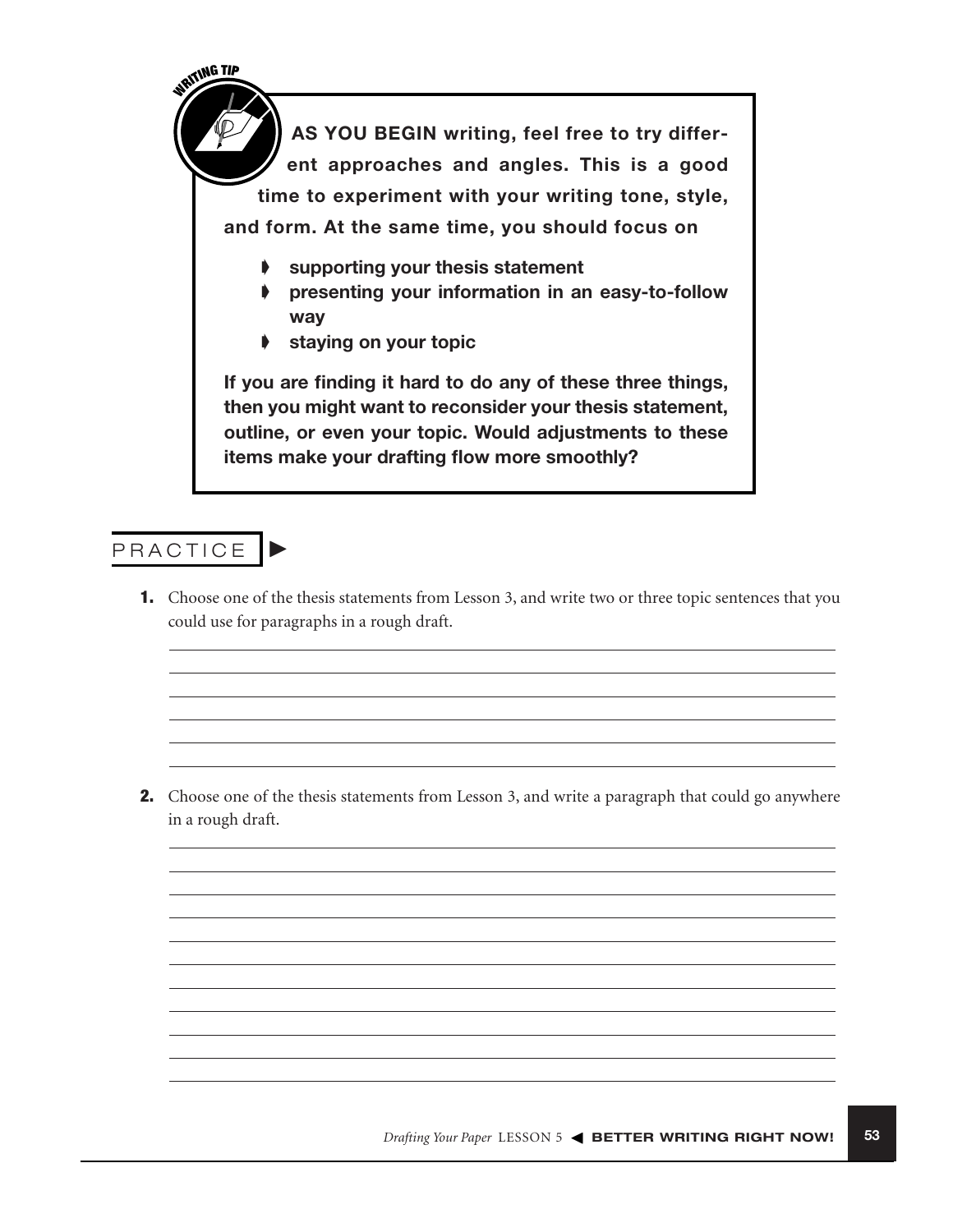**WRITING TIP**

**AS YOU BEGIN writing, feel free to try different approaches and angles. This is a good time to experiment with your writing tone, style, and form. At the same time, you should focus on**

- **supporting your thesis statement**
- **presenting your information in an easy-to-follow way**
- **staying on your topic**

**If you are finding it hard to do any of these three things, then you might want to reconsider your thesis statement, outline, or even your topic. Would adjustments to these items make your drafting flow more smoothly?**

## PRACTICE

**1.** Choose one of the thesis statements from Lesson 3, and write two or three topic sentences that you could use for paragraphs in a rough draft.

______________________________________________________________________

______________________________________________________________________

______________________________________________________________________

______________________________________________________________________

______________________________________________________________________

**2.** Choose one of the thesis statements from Lesson 3, and write a paragraph that could go anywhere in a rough draft.

______________________________________________________________________

______________________________________________________________________

______________________________________________________________________

______________________________________________________________________

______________________________________________________________________

______________________________________________________________________

______________________________________________________________________

______________________________________________________________________

______________________________________________________________________

______________________________________________________________________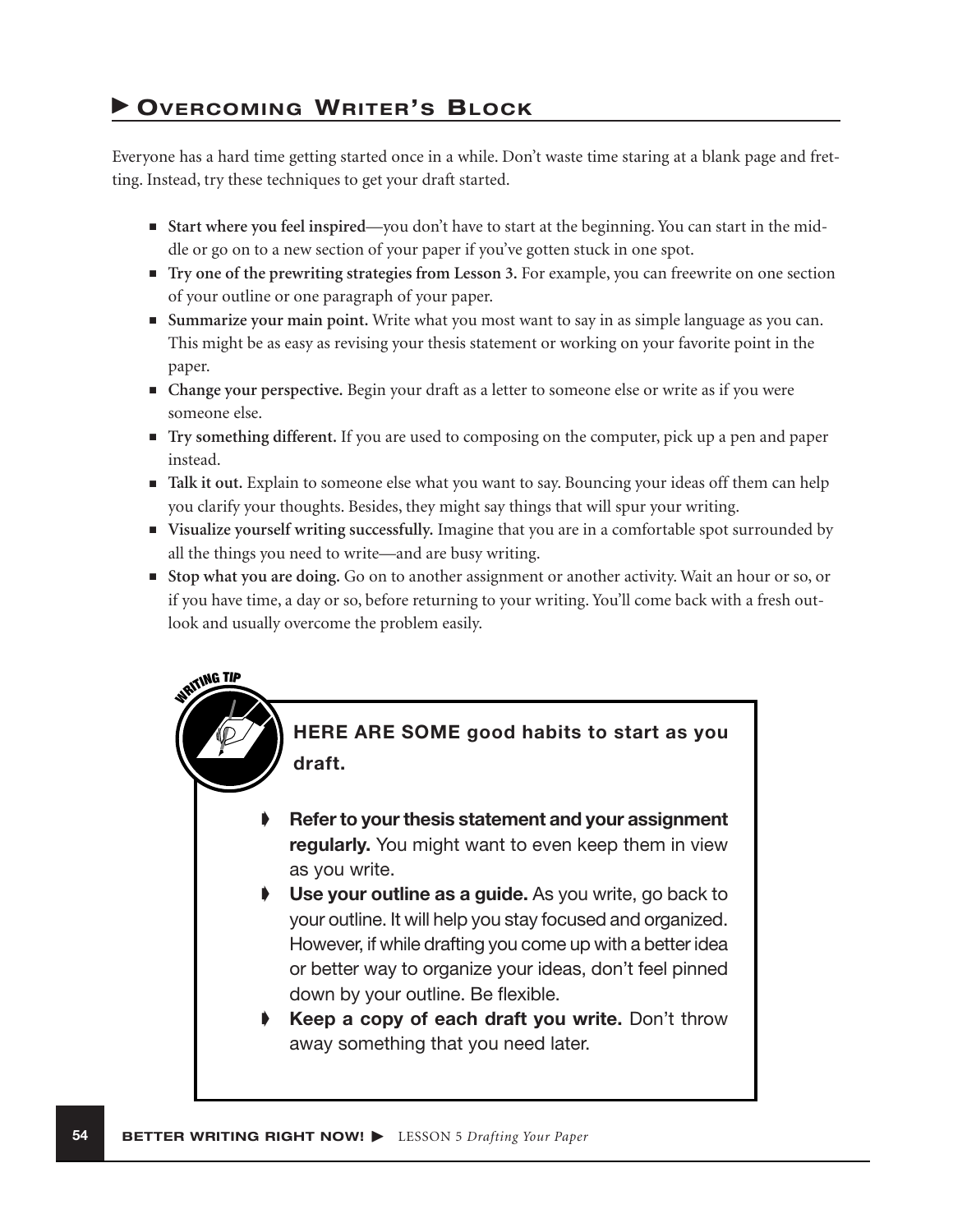## ▶ Overcoming Writer's Block

Everyone has a hard time getting started once in a while. Don't waste time staring at a blank page and fretting. Instead, try these techniques to get your draft started.

- **Start where you feel inspired**—you don't have to start at the beginning. You can start in the middle or go on to a new section of your paper if you've gotten stuck in one spot.
- **Try one of the prewriting strategies from Lesson 3.** For example, you can freewrite on one section of your outline or one paragraph of your paper.
- **Summarize your main point.** Write what you most want to say in as simple language as you can. This might be as easy as revising your thesis statement or working on your favorite point in the paper.
- **Change your perspective.** Begin your draft as a letter to someone else or write as if you were someone else.
- **Try something different.** If you are used to composing on the computer, pick up a pen and paper instead.
- **Talk it out.** Explain to someone else what you want to say. Bouncing your ideas off them can help you clarify your thoughts. Besides, they might say things that will spur your writing.
- **Visualize yourself writing successfully.** Imagine that you are in a comfortable spot surrounded by all the things you need to write—and are busy writing.
- **Stop what you are doing.** Go on to another assignment or another activity. Wait an hour or so, or if you have time, a day or so, before returning to your writing. You'll come back with a fresh outlook and usually overcome the problem easily.

> **WRITING TIP**
>
> **HERE ARE SOME good habits to start as you draft.**
>
> - **Refer to your thesis statement and your assignment regularly.** You might want to even keep them in view as you write.
> - **Use your outline as a guide.** As you write, go back to your outline. It will help you stay focused and organized. However, if while drafting you come up with a better idea or better way to organize your ideas, don't feel pinned down by your outline. Be flexible.
> - **Keep a copy of each draft you write.** Don't throw away something that you need later.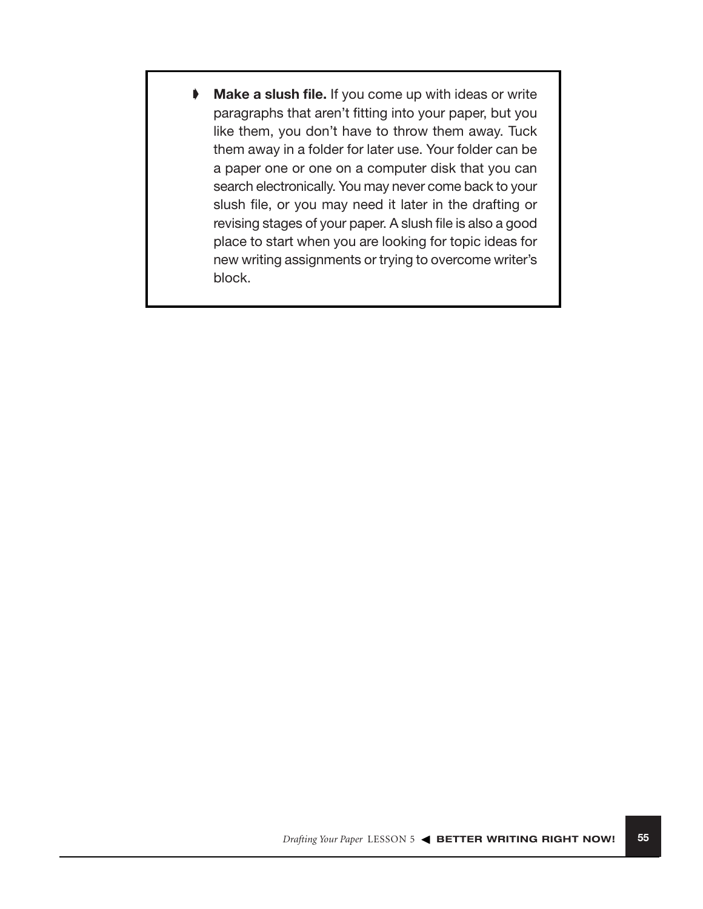- **Make a slush file.** If you come up with ideas or write paragraphs that aren't fitting into your paper, but you like them, you don't have to throw them away. Tuck them away in a folder for later use. Your folder can be a paper one or one on a computer disk that you can search electronically. You may never come back to your slush file, or you may need it later in the drafting or revising stages of your paper. A slush file is also a good place to start when you are looking for topic ideas for new writing assignments or trying to overcome writer's block.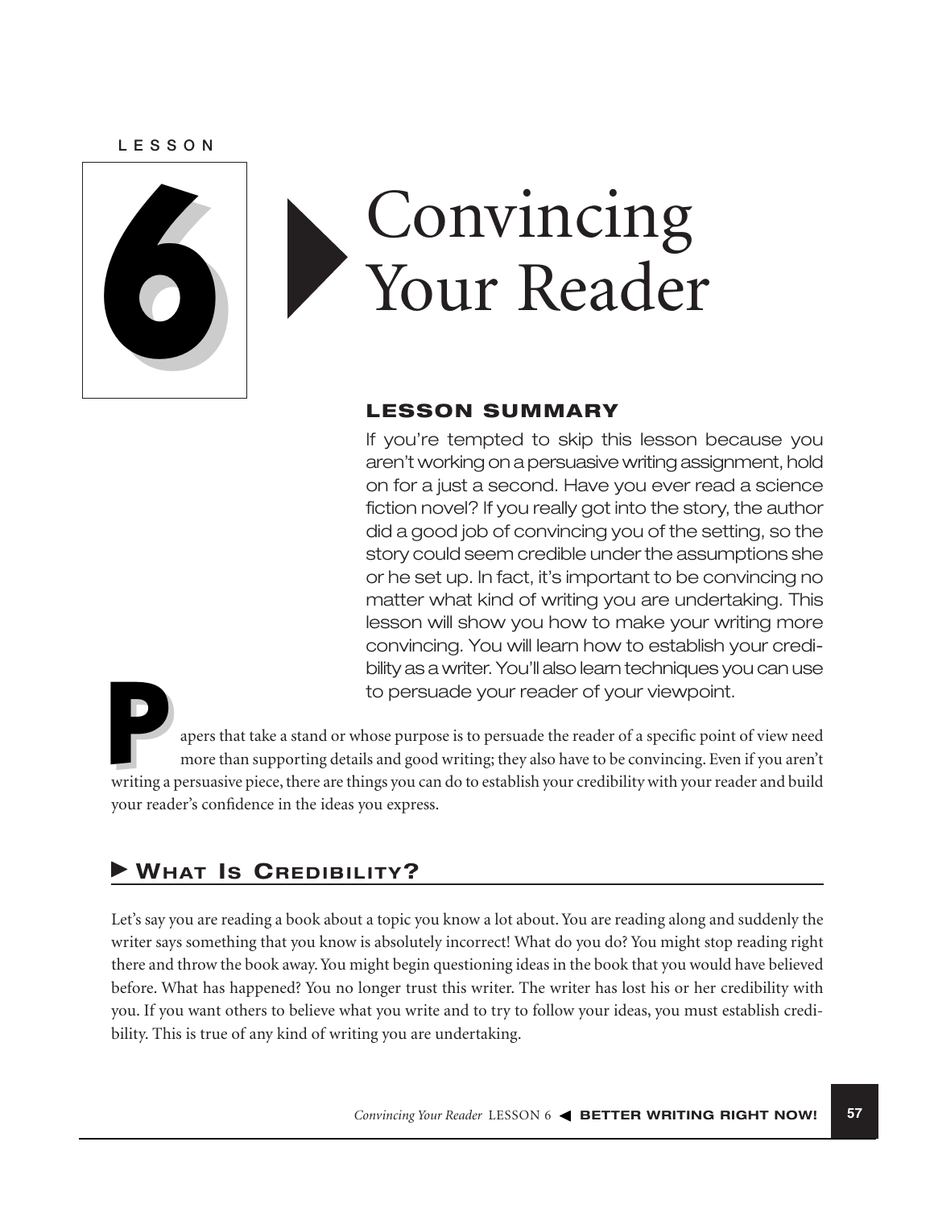LESSON

# 6 Convincing Your Reader

## LESSON SUMMARY

If you're tempted to skip this lesson because you aren't working on a persuasive writing assignment, hold on for a just a second. Have you ever read a science fiction novel? If you really got into the story, the author did a good job of convincing you of the setting, so the story could seem credible under the assumptions she or he set up. In fact, it's important to be convincing no matter what kind of writing you are undertaking. This lesson will show you how to make your writing more convincing. You will learn how to establish your credibility as a writer. You'll also learn techniques you can use to persuade your reader of your viewpoint.

Papers that take a stand or whose purpose is to persuade the reader of a specific point of view need more than supporting details and good writing; they also have to be convincing. Even if you aren't writing a persuasive piece, there are things you can do to establish your credibility with your reader and build your reader's confidence in the ideas you express.

## What Is Credibility?

Let's say you are reading a book about a topic you know a lot about. You are reading along and suddenly the writer says something that you know is absolutely incorrect! What do you do? You might stop reading right there and throw the book away. You might begin questioning ideas in the book that you would have believed before. What has happened? You no longer trust this writer. The writer has lost his or her credibility with you. If you want others to believe what you write and to try to follow your ideas, you must establish credibility. This is true of any kind of writing you are undertaking.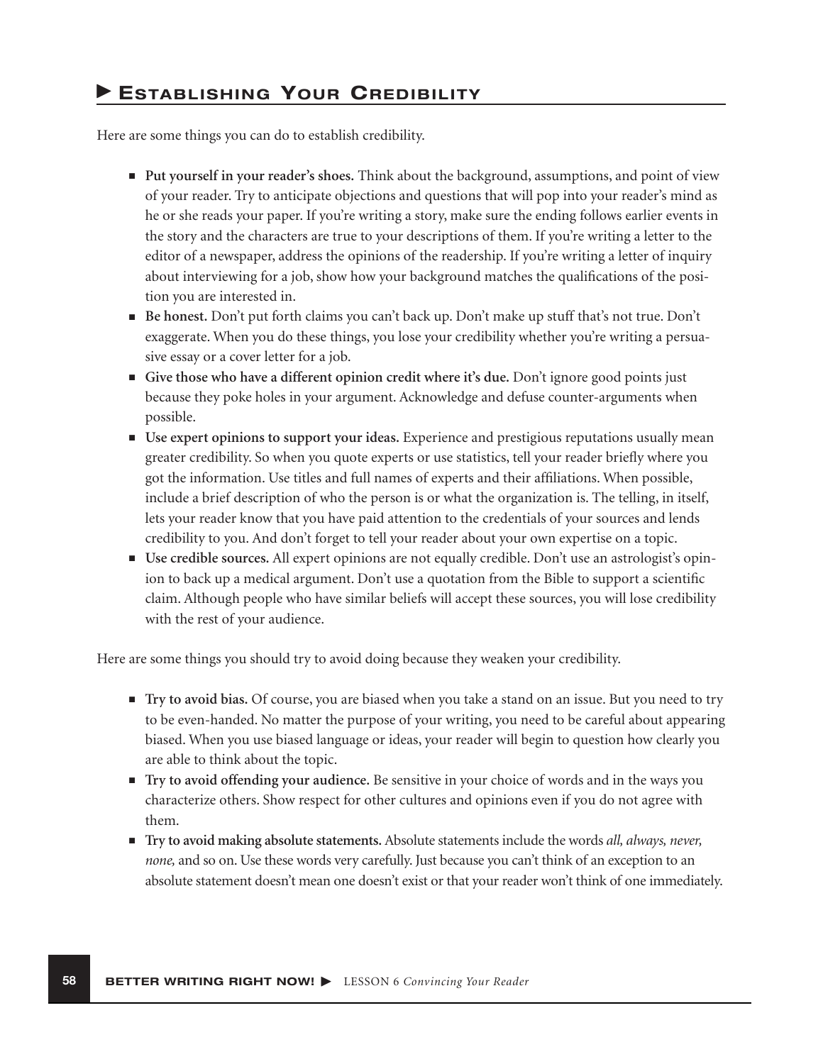## ▶ Establishing Your Credibility

Here are some things you can do to establish credibility.

- **Put yourself in your reader's shoes.** Think about the background, assumptions, and point of view of your reader. Try to anticipate objections and questions that will pop into your reader's mind as he or she reads your paper. If you're writing a story, make sure the ending follows earlier events in the story and the characters are true to your descriptions of them. If you're writing a letter to the editor of a newspaper, address the opinions of the readership. If you're writing a letter of inquiry about interviewing for a job, show how your background matches the qualifications of the position you are interested in.
- **Be honest.** Don't put forth claims you can't back up. Don't make up stuff that's not true. Don't exaggerate. When you do these things, you lose your credibility whether you're writing a persuasive essay or a cover letter for a job.
- **Give those who have a different opinion credit where it's due.** Don't ignore good points just because they poke holes in your argument. Acknowledge and defuse counter-arguments when possible.
- **Use expert opinions to support your ideas.** Experience and prestigious reputations usually mean greater credibility. So when you quote experts or use statistics, tell your reader briefly where you got the information. Use titles and full names of experts and their affiliations. When possible, include a brief description of who the person is or what the organization is. The telling, in itself, lets your reader know that you have paid attention to the credentials of your sources and lends credibility to you. And don't forget to tell your reader about your own expertise on a topic.
- **Use credible sources.** All expert opinions are not equally credible. Don't use an astrologist's opinion to back up a medical argument. Don't use a quotation from the Bible to support a scientific claim. Although people who have similar beliefs will accept these sources, you will lose credibility with the rest of your audience.

Here are some things you should try to avoid doing because they weaken your credibility.

- **Try to avoid bias.** Of course, you are biased when you take a stand on an issue. But you need to try to be even-handed. No matter the purpose of your writing, you need to be careful about appearing biased. When you use biased language or ideas, your reader will begin to question how clearly you are able to think about the topic.
- **Try to avoid offending your audience.** Be sensitive in your choice of words and in the ways you characterize others. Show respect for other cultures and opinions even if you do not agree with them.
- **Try to avoid making absolute statements.** Absolute statements include the words *all, always, never, none,* and so on. Use these words very carefully. Just because you can't think of an exception to an absolute statement doesn't mean one doesn't exist or that your reader won't think of one immediately.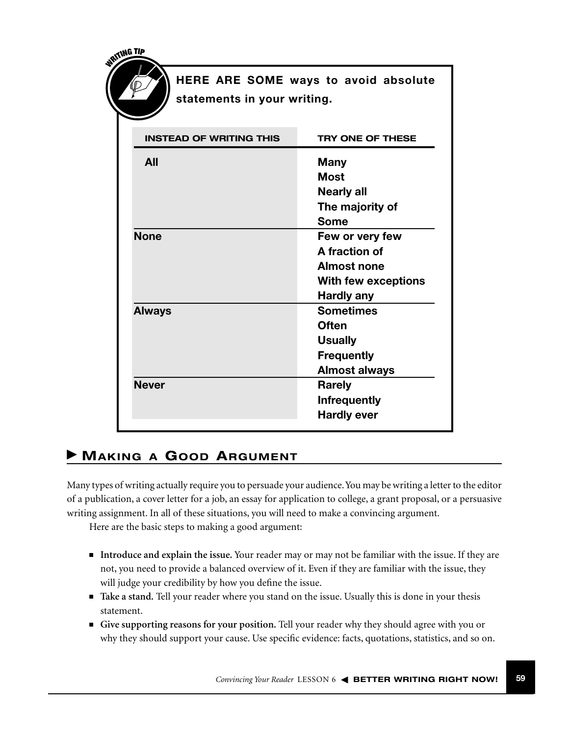WRITING TIP

**HERE ARE SOME ways to avoid absolute statements in your writing.**

| INSTEAD OF WRITING THIS | TRY ONE OF THESE |
| --- | --- |
| All | Many<br>Most<br>Nearly all<br>The majority of<br>Some |
| None | Few or very few<br>A fraction of<br>Almost none<br>With few exceptions<br>Hardly any |
| Always | Sometimes<br>Often<br>Usually<br>Frequently<br>Almost always |
| Never | Rarely<br>Infrequently<br>Hardly ever |

## Making a Good Argument

Many types of writing actually require you to persuade your audience. You may be writing a letter to the editor of a publication, a cover letter for a job, an essay for application to college, a grant proposal, or a persuasive writing assignment. In all of these situations, you will need to make a convincing argument.

Here are the basic steps to making a good argument:

- **Introduce and explain the issue.** Your reader may or may not be familiar with the issue. If they are not, you need to provide a balanced overview of it. Even if they are familiar with the issue, they will judge your credibility by how you define the issue.
- **Take a stand.** Tell your reader where you stand on the issue. Usually this is done in your thesis statement.
- **Give supporting reasons for your position.** Tell your reader why they should agree with you or why they should support your cause. Use specific evidence: facts, quotations, statistics, and so on.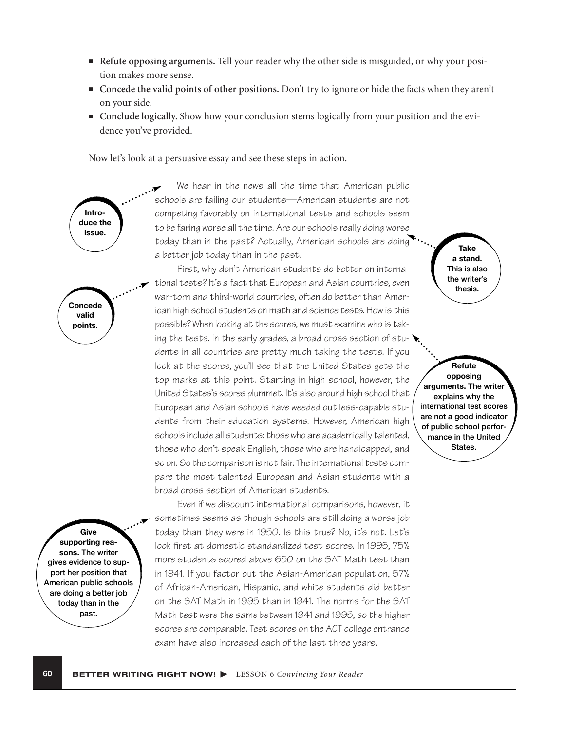- **Refute opposing arguments.** Tell your reader why the other side is misguided, or why your position makes more sense.
- **Concede the valid points of other positions.** Don't try to ignore or hide the facts when they aren't on your side.
- **Conclude logically.** Show how your conclusion stems logically from your position and the evidence you've provided.

Now let's look at a persuasive essay and see these steps in action.

**Introduce the issue.**

We hear in the news all the time that American public schools are failing our students—American students are not competing favorably on international tests and schools seem to be faring worse all the time. Are our schools really doing worse today than in the past? Actually, American schools are doing a better job today than in the past.

**Take a stand.** This is also the writer's thesis.

**Concede valid points.**

First, why don't American students do better on international tests? It's a fact that European and Asian countries, even war-torn and third-world countries, often do better than American high school students on math and science tests. How is this possible? When looking at the scores, we must examine who is taking the tests. In the early grades, a broad cross section of students in all countries are pretty much taking the tests. If you look at the scores, you'll see that the United States gets the top marks at this point. Starting in high school, however, the United States's scores plummet. It's also around high school that European and Asian schools have weeded out less-capable students from their education systems. However, American high schools include all students: those who are academically talented, those who don't speak English, those who are handicapped, and so on. So the comparison is not fair. The international tests compare the most talented European and Asian students with a broad cross section of American students.

**Refute opposing arguments.** The writer explains why the international test scores are not a good indicator of public school performance in the United States.

**Give supporting reasons.** The writer gives evidence to support her position that American public schools are doing a better job today than in the past.

Even if we discount international comparisons, however, it sometimes seems as though schools are still doing a worse job today than they were in 1950. Is this true? No, it's not. Let's look first at domestic standardized test scores. In 1995, 75% more students scored above 650 on the SAT Math test than in 1941. If you factor out the Asian-American population, 57% of African-American, Hispanic, and white students did better on the SAT Math in 1995 than in 1941. The norms for the SAT Math test were the same between 1941 and 1995, so the higher scores are comparable. Test scores on the ACT college entrance exam have also increased each of the last three years.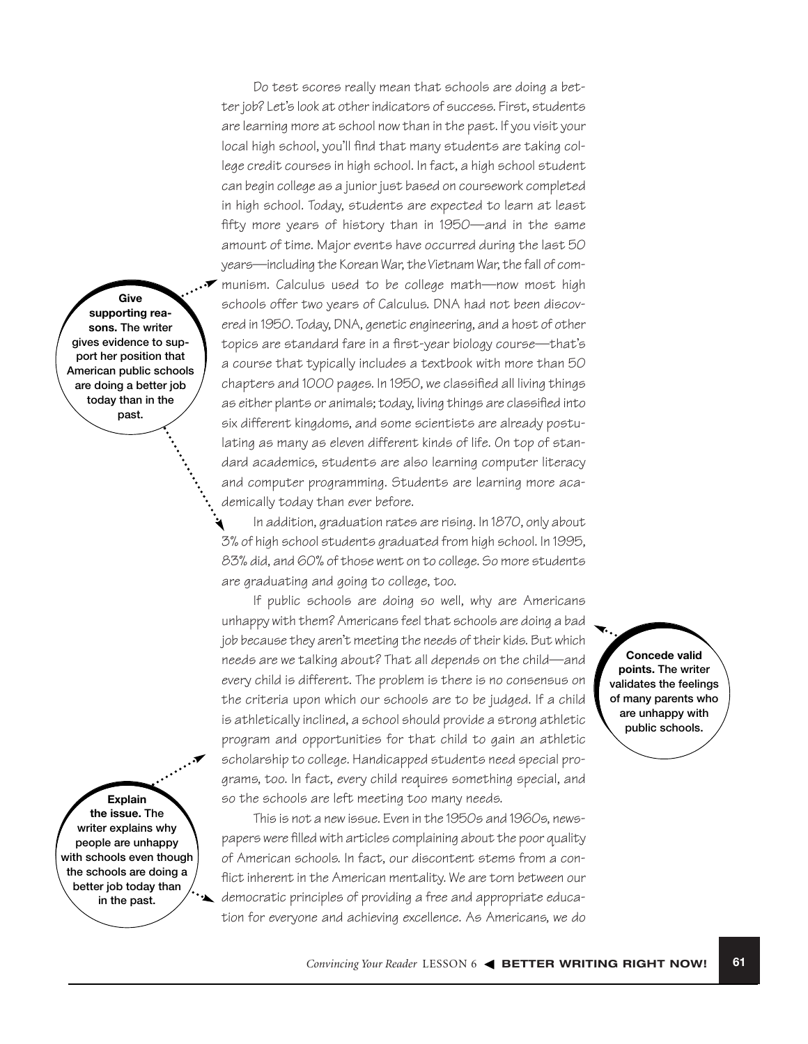Do test scores really mean that schools are doing a better job? Let's look at other indicators of success. First, students are learning more at school now than in the past. If you visit your local high school, you'll find that many students are taking college credit courses in high school. In fact, a high school student can begin college as a junior just based on coursework completed in high school. Today, students are expected to learn at least fifty more years of history than in 1950—and in the same amount of time. Major events have occurred during the last 50 years—including the Korean War, the Vietnam War, the fall of communism. Calculus used to be college math—now most high schools offer two years of Calculus. DNA had not been discovered in 1950. Today, DNA, genetic engineering, and a host of other topics are standard fare in a first-year biology course—that's a course that typically includes a textbook with more than 50 chapters and 1000 pages. In 1950, we classified all living things as either plants or animals; today, living things are classified into six different kingdoms, and some scientists are already postulating as many as eleven different kinds of life. On top of standard academics, students are also learning computer literacy and computer programming. Students are learning more academically today than ever before.

**Give supporting reasons.** The writer gives evidence to support her position that American public schools are doing a better job today than in the past.

In addition, graduation rates are rising. In 1870, only about 3% of high school students graduated from high school. In 1995, 83% did, and 60% of those went on to college. So more students are graduating and going to college, too.

If public schools are doing so well, why are Americans unhappy with them? Americans feel that schools are doing a bad job because they aren't meeting the needs of their kids. But which needs are we talking about? That all depends on the child—and every child is different. The problem is there is no consensus on the criteria upon which our schools are to be judged. If a child is athletically inclined, a school should provide a strong athletic program and opportunities for that child to gain an athletic scholarship to college. Handicapped students need special programs, too. In fact, every child requires something special, and so the schools are left meeting too many needs.

**Concede valid points.** The writer validates the feelings of many parents who are unhappy with public schools.

**Explain the issue.** The writer explains why people are unhappy with schools even though the schools are doing a better job today than in the past.

This is not a new issue. Even in the 1950s and 1960s, newspapers were filled with articles complaining about the poor quality of American schools. In fact, our discontent stems from a conflict inherent in the American mentality. We are torn between our democratic principles of providing a free and appropriate education for everyone and achieving excellence. As Americans, we do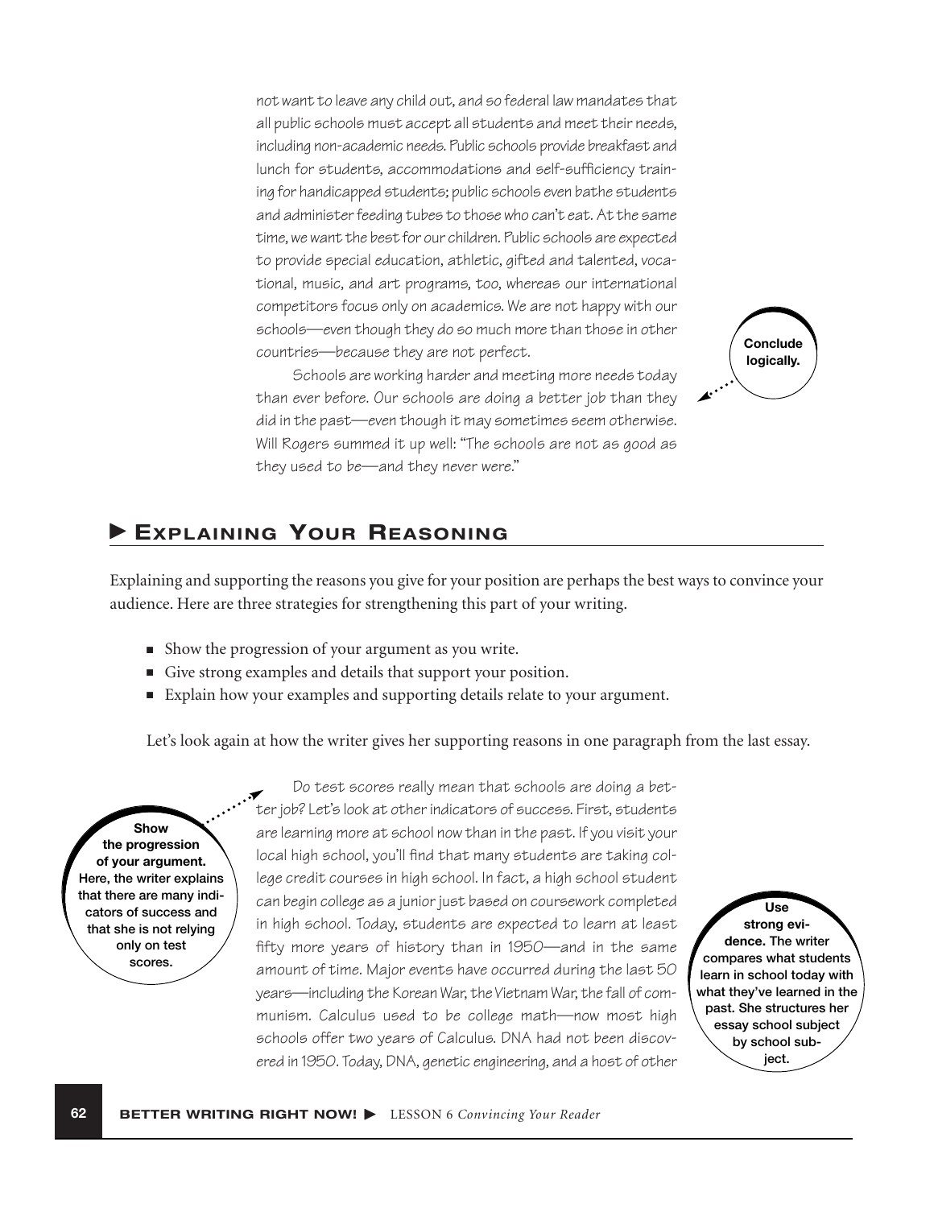not want to leave any child out, and so federal law mandates that all public schools must accept all students and meet their needs, including non-academic needs. Public schools provide breakfast and lunch for students, accommodations and self-sufficiency training for handicapped students; public schools even bathe students and administer feeding tubes to those who can't eat. At the same time, we want the best for our children. Public schools are expected to provide special education, athletic, gifted and talented, vocational, music, and art programs, too, whereas our international competitors focus only on academics. We are not happy with our schools—even though they do so much more than those in other countries—because they are not perfect.

**Conclude logically.**

Schools are working harder and meeting more needs today than ever before. Our schools are doing a better job than they did in the past—even though it may sometimes seem otherwise. Will Rogers summed it up well: "The schools are not as good as they used to be—and they never were."

## ► Explaining Your Reasoning

Explaining and supporting the reasons you give for your position are perhaps the best ways to convince your audience. Here are three strategies for strengthening this part of your writing.

- Show the progression of your argument as you write.
- Give strong examples and details that support your position.
- Explain how your examples and supporting details relate to your argument.

Let's look again at how the writer gives her supporting reasons in one paragraph from the last essay.

**Show the progression of your argument.** Here, the writer explains that there are many indicators of success and that she is not relying only on test scores.

Do test scores really mean that schools are doing a better job? Let's look at other indicators of success. First, students are learning more at school now than in the past. If you visit your local high school, you'll find that many students are taking college credit courses in high school. In fact, a high school student can begin college as a junior just based on coursework completed in high school. Today, students are expected to learn at least fifty more years of history than in 1950—and in the same amount of time. Major events have occurred during the last 50 years—including the Korean War, the Vietnam War, the fall of communism. Calculus used to be college math—now most high schools offer two years of Calculus. DNA had not been discovered in 1950. Today, DNA, genetic engineering, and a host of other

**Use strong evidence.** The writer compares what students learn in school today with what they've learned in the past. She structures her essay school subject by school subject.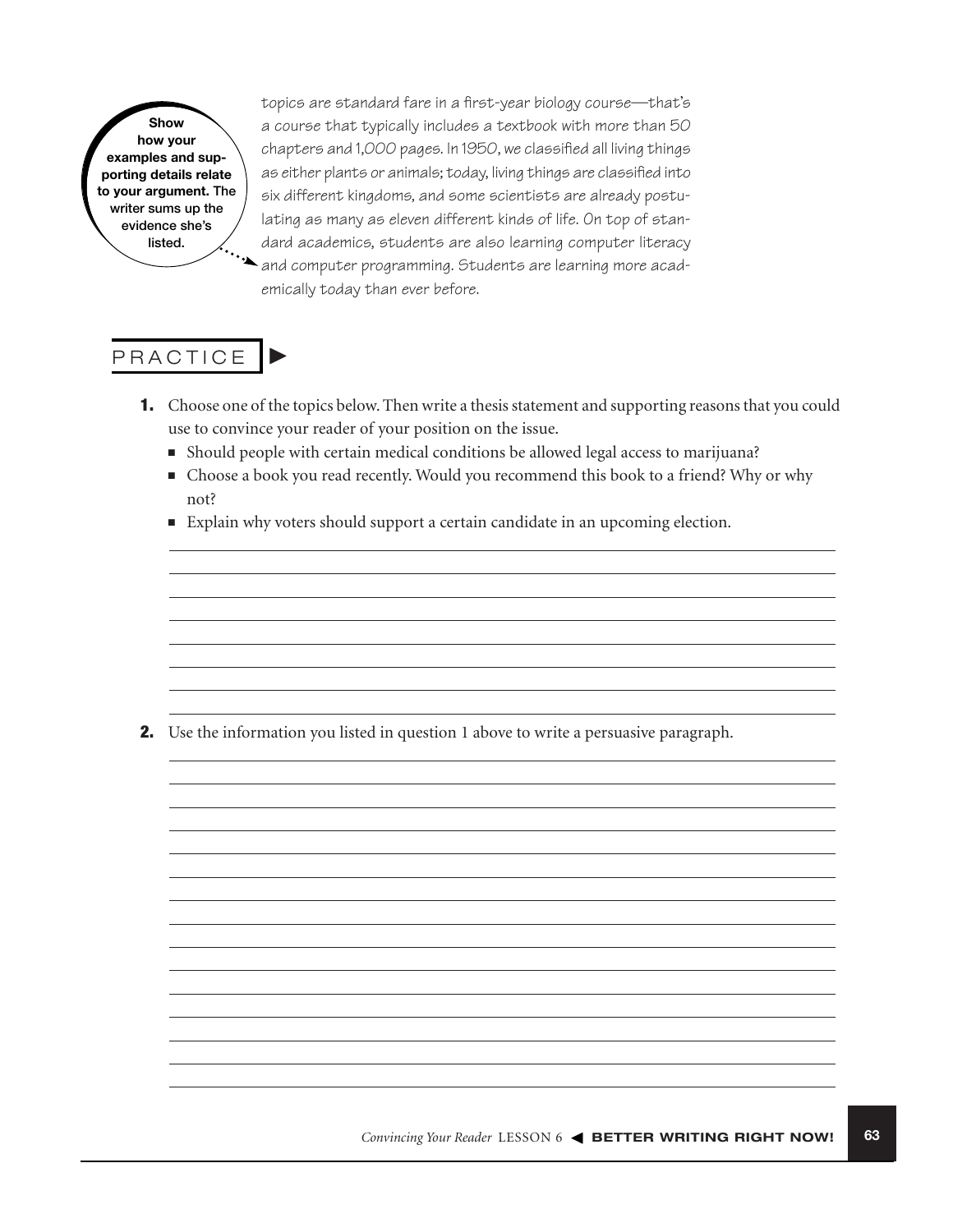**Show how your examples and supporting details relate to your argument.** The writer sums up the evidence she's listed.

topics are standard fare in a first-year biology course—that's a course that typically includes a textbook with more than 50 chapters and 1,000 pages. In 1950, we classified all living things as either plants or animals; today, living things are classified into six different kingdoms, and some scientists are already postulating as many as eleven different kinds of life. On top of standard academics, students are also learning computer literacy and computer programming. Students are learning more academically today than ever before.

## PRACTICE ►

**1.** Choose one of the topics below. Then write a thesis statement and supporting reasons that you could use to convince your reader of your position on the issue.

- Should people with certain medical conditions be allowed legal access to marijuana?
- Choose a book you read recently. Would you recommend this book to a friend? Why or why not?
- Explain why voters should support a certain candidate in an upcoming election.

______________________________________________________________________

______________________________________________________________________

______________________________________________________________________

______________________________________________________________________

______________________________________________________________________

______________________________________________________________________

______________________________________________________________________

______________________________________________________________________

**2.** Use the information you listed in question 1 above to write a persuasive paragraph.

______________________________________________________________________

______________________________________________________________________

______________________________________________________________________

______________________________________________________________________

______________________________________________________________________

______________________________________________________________________

______________________________________________________________________

______________________________________________________________________

______________________________________________________________________

______________________________________________________________________

______________________________________________________________________

______________________________________________________________________

______________________________________________________________________

______________________________________________________________________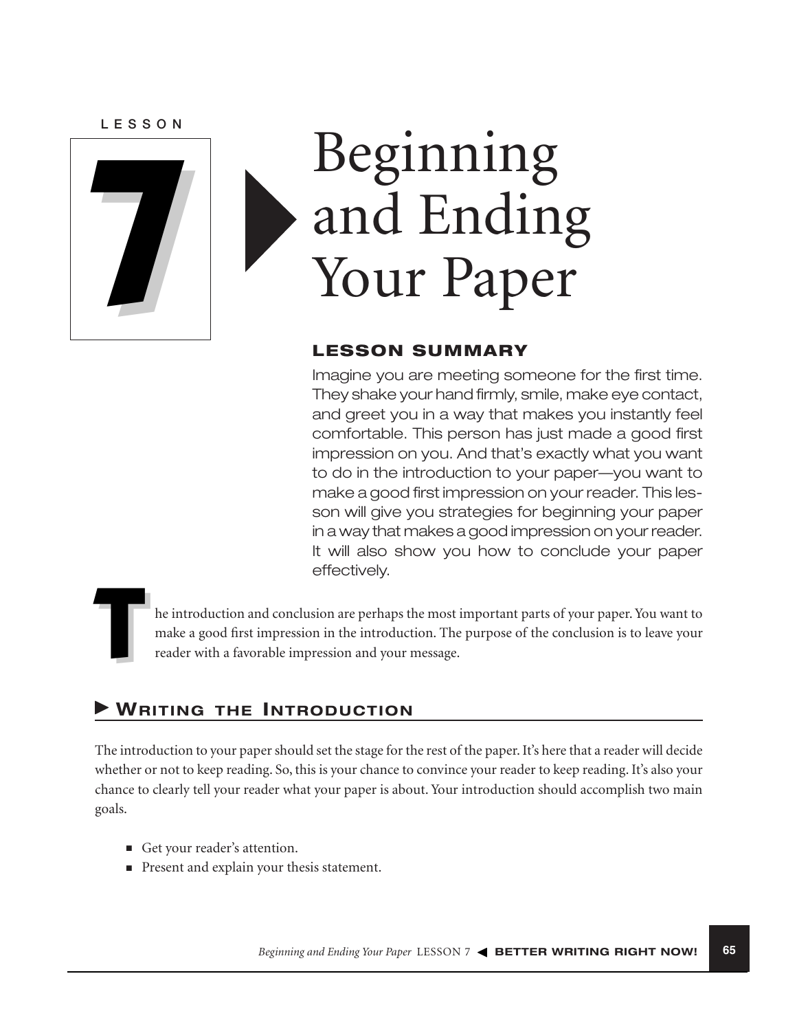LESSON

# 7 Beginning and Ending Your Paper

## LESSON SUMMARY

Imagine you are meeting someone for the first time. They shake your hand firmly, smile, make eye contact, and greet you in a way that makes you instantly feel comfortable. This person has just made a good first impression on you. And that's exactly what you want to do in the introduction to your paper—you want to make a good first impression on your reader. This lesson will give you strategies for beginning your paper in a way that makes a good impression on your reader. It will also show you how to conclude your paper effectively.

The introduction and conclusion are perhaps the most important parts of your paper. You want to make a good first impression in the introduction. The purpose of the conclusion is to leave your reader with a favorable impression and your message.

## Writing the Introduction

The introduction to your paper should set the stage for the rest of the paper. It's here that a reader will decide whether or not to keep reading. So, this is your chance to convince your reader to keep reading. It's also your chance to clearly tell your reader what your paper is about. Your introduction should accomplish two main goals.

- Get your reader's attention.
- Present and explain your thesis statement.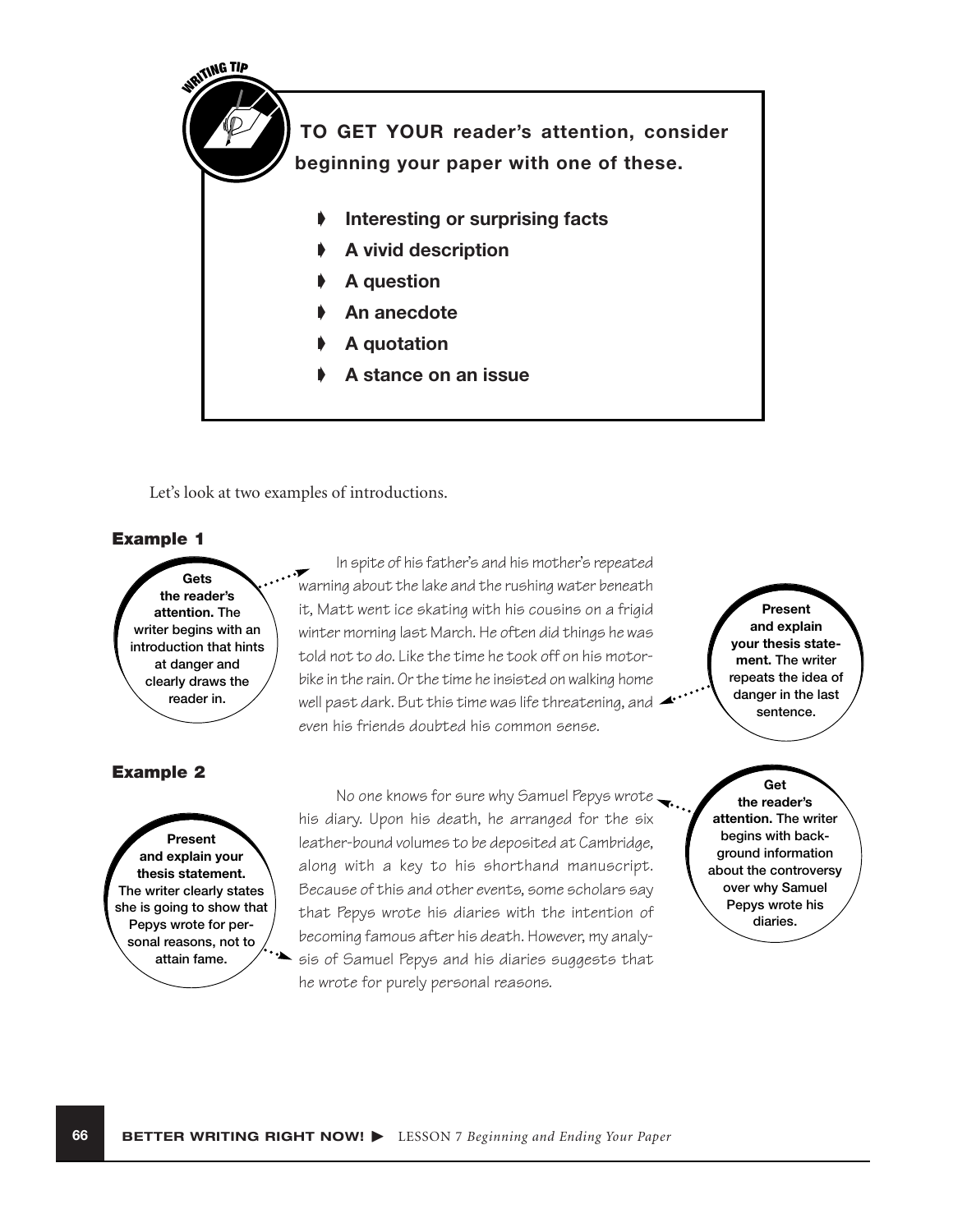**WRITING TIP**

**TO GET YOUR reader's attention, consider beginning your paper with one of these.**

- **Interesting or surprising facts**
- **A vivid description**
- **A question**
- **An anecdote**
- **A quotation**
- **A stance on an issue**

Let's look at two examples of introductions.

### Example 1

In spite of his father's and his mother's repeated warning about the lake and the rushing water beneath it, Matt went ice skating with his cousins on a frigid winter morning last March. He often did things he was told not to do. Like the time he took off on his motorbike in the rain. Or the time he insisted on walking home well past dark. But this time was life threatening, and even his friends doubted his common sense.

**Gets the reader's attention.** The writer begins with an introduction that hints at danger and clearly draws the reader in.

**Present and explain your thesis statement.** The writer repeats the idea of danger in the last sentence.

### Example 2

No one knows for sure why Samuel Pepys wrote his diary. Upon his death, he arranged for the six leather-bound volumes to be deposited at Cambridge, along with a key to his shorthand manuscript. Because of this and other events, some scholars say that Pepys wrote his diaries with the intention of becoming famous after his death. However, my analysis of Samuel Pepys and his diaries suggests that he wrote for purely personal reasons.

**Get the reader's attention.** The writer begins with background information about the controversy over why Samuel Pepys wrote his diaries.

**Present and explain your thesis statement.** The writer clearly states she is going to show that Pepys wrote for personal reasons, not to attain fame.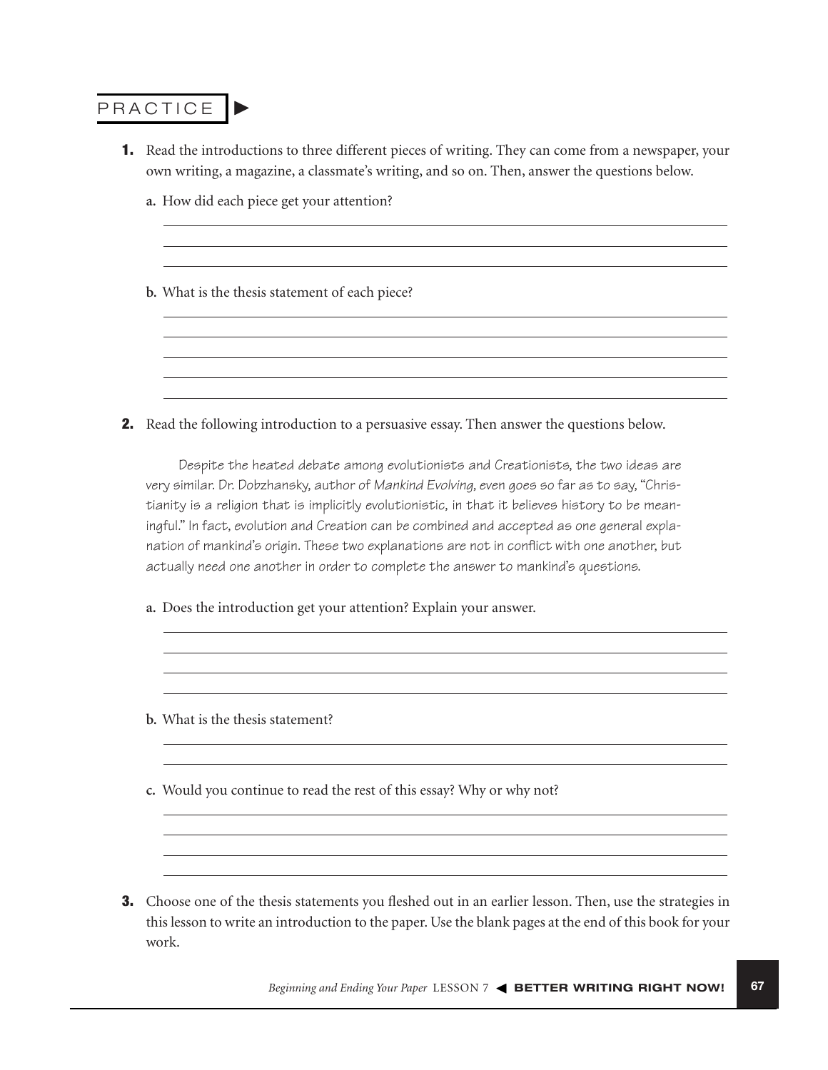## PRACTICE

**1.** Read the introductions to three different pieces of writing. They can come from a newspaper, your own writing, a magazine, a classmate's writing, and so on. Then, answer the questions below.

**a.** How did each piece get your attention?

**b.** What is the thesis statement of each piece?

**2.** Read the following introduction to a persuasive essay. Then answer the questions below.

> Despite the heated debate among evolutionists and Creationists, the two ideas are very similar. Dr. Dobzhansky, author of *Mankind Evolving*, even goes so far as to say, "Christianity is a religion that is implicitly evolutionistic, in that it believes history to be meaningful." In fact, evolution and Creation can be combined and accepted as one general explanation of mankind's origin. These two explanations are not in conflict with one another, but actually need one another in order to complete the answer to mankind's questions.

**a.** Does the introduction get your attention? Explain your answer.

**b.** What is the thesis statement?

**c.** Would you continue to read the rest of this essay? Why or why not?

**3.** Choose one of the thesis statements you fleshed out in an earlier lesson. Then, use the strategies in this lesson to write an introduction to the paper. Use the blank pages at the end of this book for your work.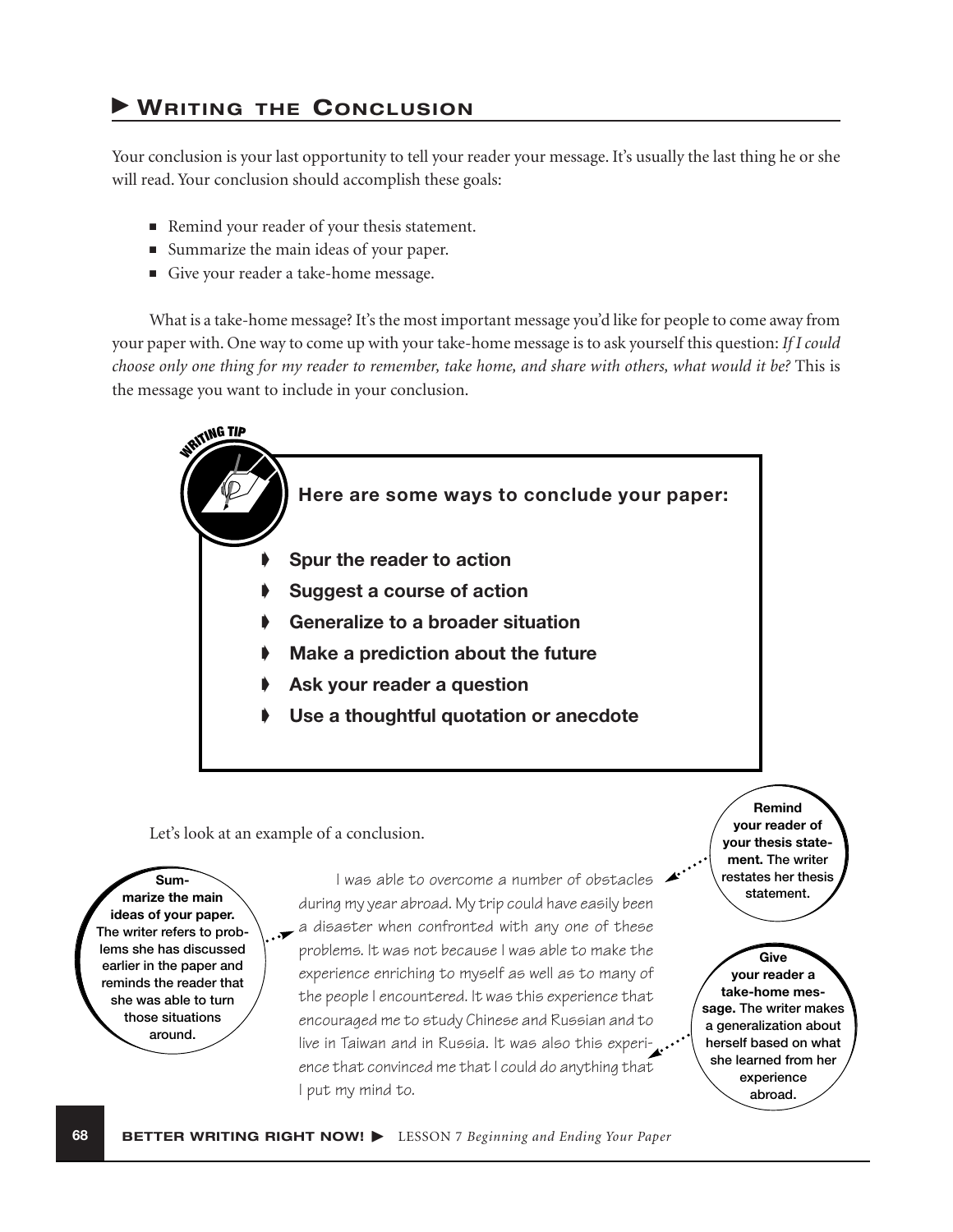## ▶ Writing the Conclusion

Your conclusion is your last opportunity to tell your reader your message. It's usually the last thing he or she will read. Your conclusion should accomplish these goals:

- Remind your reader of your thesis statement.
- Summarize the main ideas of your paper.
- Give your reader a take-home message.

What is a take-home message? It's the most important message you'd like for people to come away from your paper with. One way to come up with your take-home message is to ask yourself this question: *If I could choose only one thing for my reader to remember, take home, and share with others, what would it be?* This is the message you want to include in your conclusion.

**WRITING TIP**

**Here are some ways to conclude your paper:**

- **Spur the reader to action**
- **Suggest a course of action**
- **Generalize to a broader situation**
- **Make a prediction about the future**
- **Ask your reader a question**
- **Use a thoughtful quotation or anecdote**

Let's look at an example of a conclusion.

I was able to overcome a number of obstacles during my year abroad. My trip could have easily been a disaster when confronted with any one of these problems. It was not because I was able to make the experience enriching to myself as well as to many of the people I encountered. It was this experience that encouraged me to study Chinese and Russian and to live in Taiwan and in Russia. It was also this experience that convinced me that I could do anything that I put my mind to.

**Remind your reader of your thesis statement.** The writer restates her thesis statement.

**Summarize the main ideas of your paper.** The writer refers to problems she has discussed earlier in the paper and reminds the reader that she was able to turn those situations around.

**Give your reader a take-home message.** The writer makes a generalization about herself based on what she learned from her experience abroad.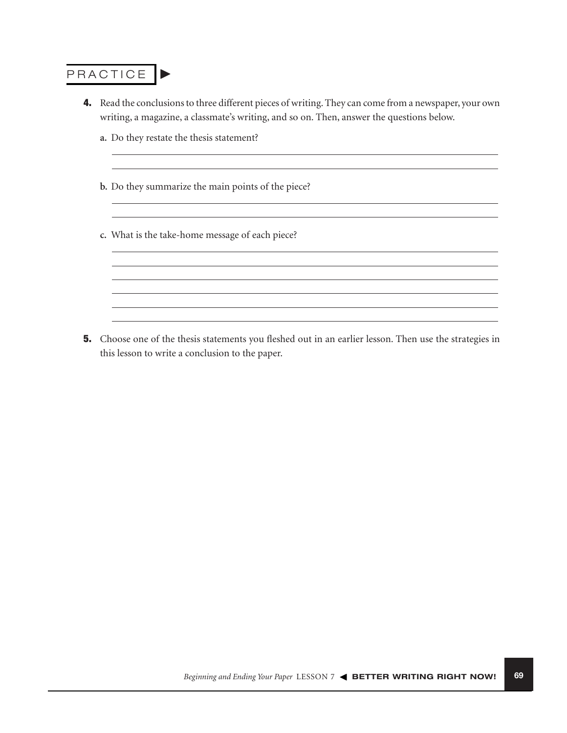## PRACTICE

**4.** Read the conclusions to three different pieces of writing. They can come from a newspaper, your own writing, a magazine, a classmate's writing, and so on. Then, answer the questions below.

**a.** Do they restate the thesis statement?

**b.** Do they summarize the main points of the piece?

**c.** What is the take-home message of each piece?

**5.** Choose one of the thesis statements you fleshed out in an earlier lesson. Then use the strategies in this lesson to write a conclusion to the paper.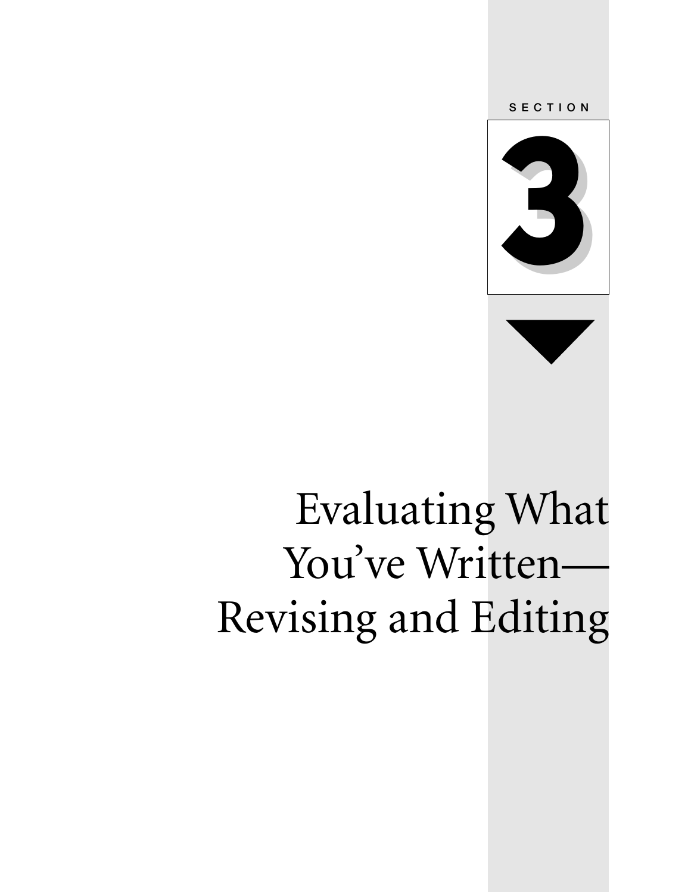SECTION

# 3

# Evaluating What You've Written—Revising and Editing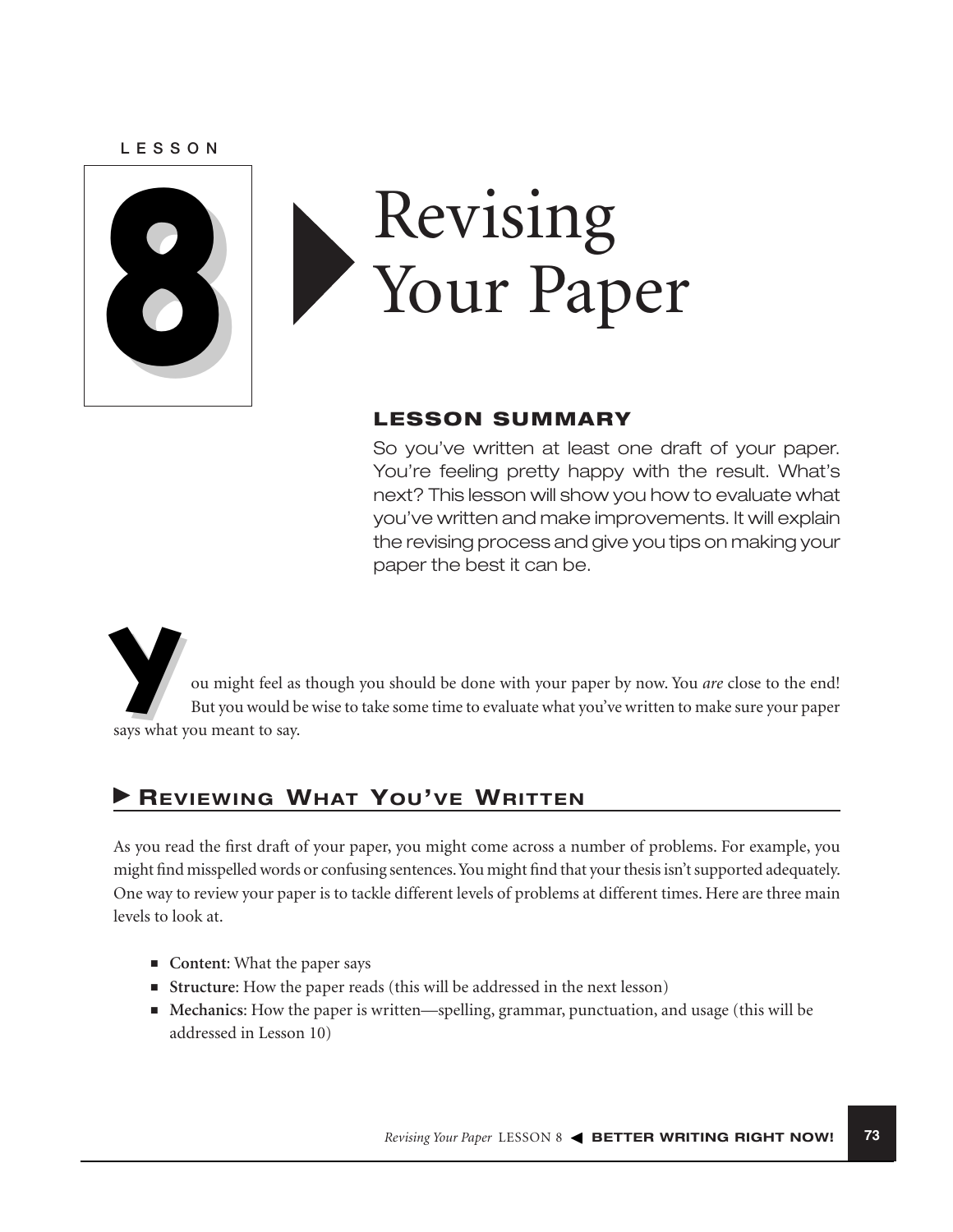LESSON

# 8 Revising Your Paper

### LESSON SUMMARY

So you've written at least one draft of your paper. You're feeling pretty happy with the result. What's next? This lesson will show you how to evaluate what you've written and make improvements. It will explain the revising process and give you tips on making your paper the best it can be.

You might feel as though you should be done with your paper by now. You *are* close to the end! But you would be wise to take some time to evaluate what you've written to make sure your paper says what you meant to say.

## Reviewing What You've Written

As you read the first draft of your paper, you might come across a number of problems. For example, you might find misspelled words or confusing sentences. You might find that your thesis isn't supported adequately. One way to review your paper is to tackle different levels of problems at different times. Here are three main levels to look at.

- **Content**: What the paper says
- **Structure**: How the paper reads (this will be addressed in the next lesson)
- **Mechanics**: How the paper is written—spelling, grammar, punctuation, and usage (this will be addressed in Lesson 10)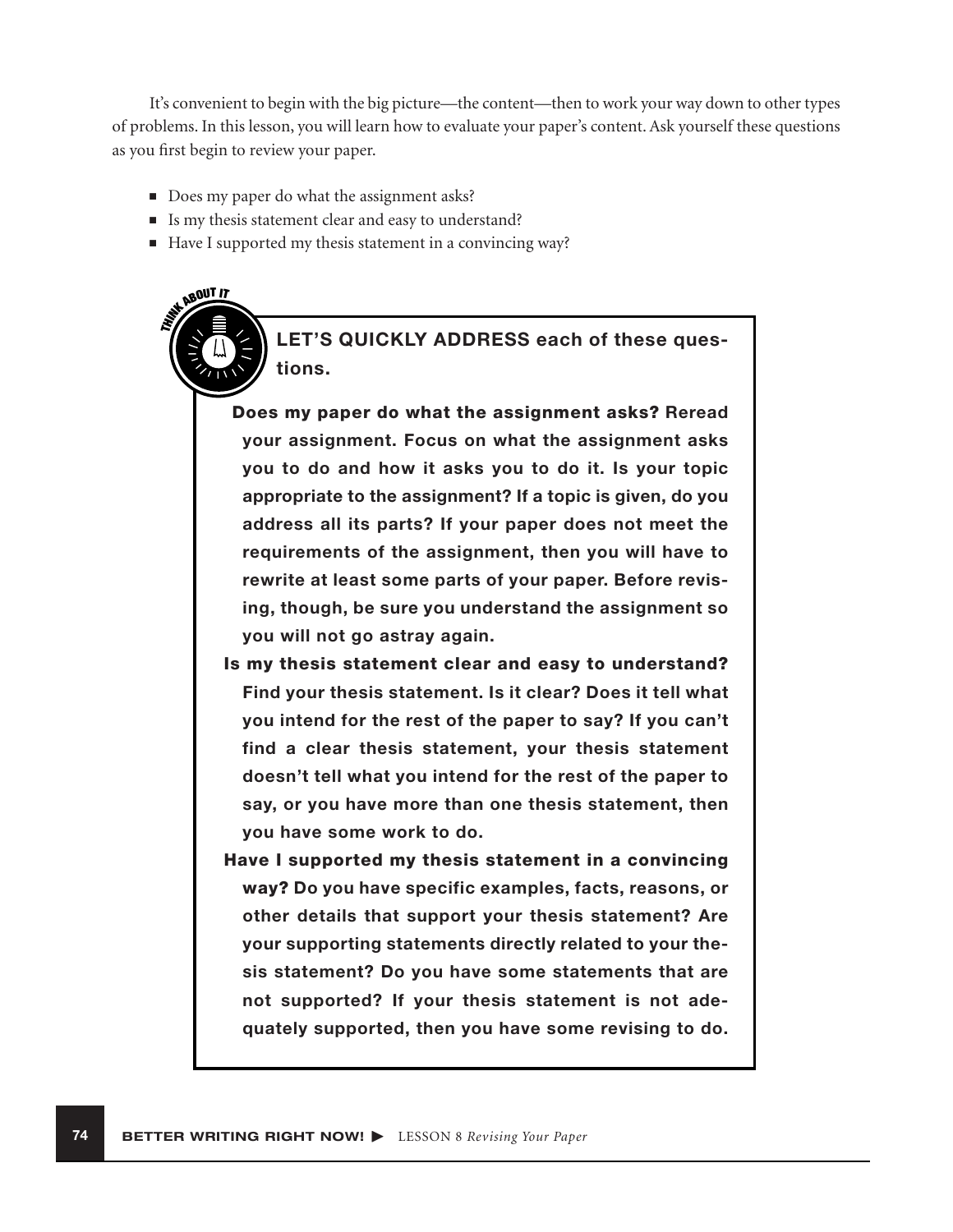It's convenient to begin with the big picture—the content—then to work your way down to other types of problems. In this lesson, you will learn how to evaluate your paper's content. Ask yourself these questions as you first begin to review your paper.

- Does my paper do what the assignment asks?
- Is my thesis statement clear and easy to understand?
- Have I supported my thesis statement in a convincing way?

THINK ABOUT IT

**LET'S QUICKLY ADDRESS each of these questions.**

**Does my paper do what the assignment asks?** Reread your assignment. Focus on what the assignment asks you to do and how it asks you to do it. Is your topic appropriate to the assignment? If a topic is given, do you address all its parts? If your paper does not meet the requirements of the assignment, then you will have to rewrite at least some parts of your paper. Before revising, though, be sure you understand the assignment so you will not go astray again.

**Is my thesis statement clear and easy to understand?** Find your thesis statement. Is it clear? Does it tell what you intend for the rest of the paper to say? If you can't find a clear thesis statement, your thesis statement doesn't tell what you intend for the rest of the paper to say, or you have more than one thesis statement, then you have some work to do.

**Have I supported my thesis statement in a convincing way?** Do you have specific examples, facts, reasons, or other details that support your thesis statement? Are your supporting statements directly related to your thesis statement? Do you have some statements that are not supported? If your thesis statement is not adequately supported, then you have some revising to do.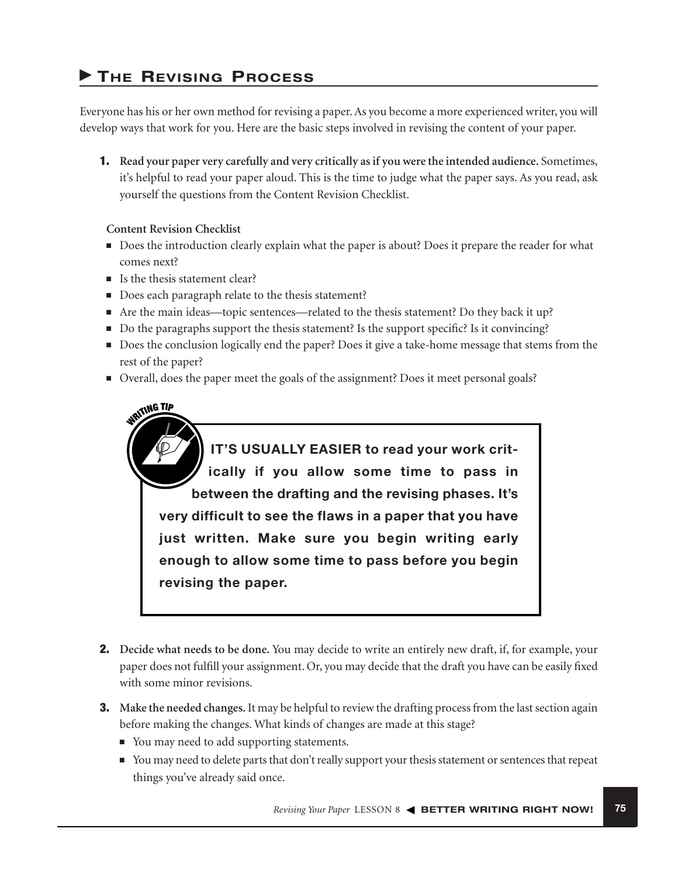## THE REVISING PROCESS

Everyone has his or her own method for revising a paper. As you become a more experienced writer, you will develop ways that work for you. Here are the basic steps involved in revising the content of your paper.

1. **Read your paper very carefully and very critically as if you were the intended audience.** Sometimes, it's helpful to read your paper aloud. This is the time to judge what the paper says. As you read, ask yourself the questions from the Content Revision Checklist.

**Content Revision Checklist**

- Does the introduction clearly explain what the paper is about? Does it prepare the reader for what comes next?
- Is the thesis statement clear?
- Does each paragraph relate to the thesis statement?
- Are the main ideas—topic sentences—related to the thesis statement? Do they back it up?
- Do the paragraphs support the thesis statement? Is the support specific? Is it convincing?
- Does the conclusion logically end the paper? Does it give a take-home message that stems from the rest of the paper?
- Overall, does the paper meet the goals of the assignment? Does it meet personal goals?

> **WRITING TIP**
>
> **IT'S USUALLY EASIER to read your work critically if you allow some time to pass in between the drafting and the revising phases. It's very difficult to see the flaws in a paper that you have just written. Make sure you begin writing early enough to allow some time to pass before you begin revising the paper.**

2. **Decide what needs to be done.** You may decide to write an entirely new draft, if, for example, your paper does not fulfill your assignment. Or, you may decide that the draft you have can be easily fixed with some minor revisions.
3. **Make the needed changes.** It may be helpful to review the drafting process from the last section again before making the changes. What kinds of changes are made at this stage?
   - You may need to add supporting statements.
   - You may need to delete parts that don't really support your thesis statement or sentences that repeat things you've already said once.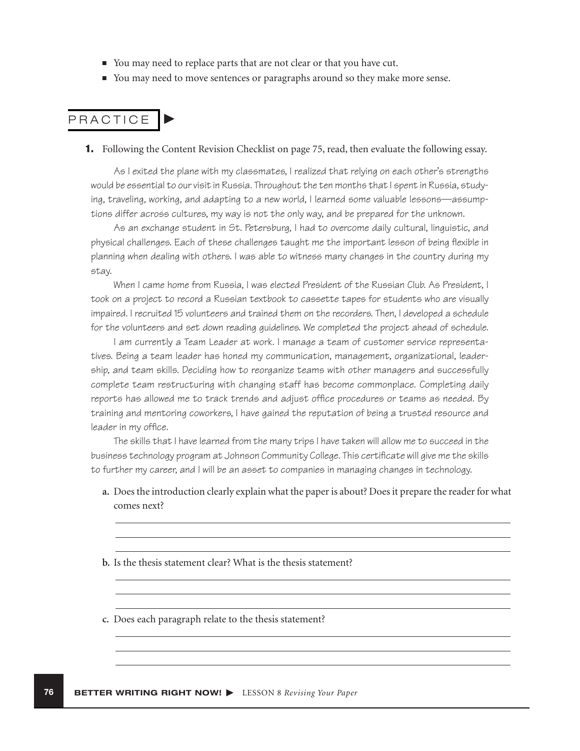- You may need to replace parts that are not clear or that you have cut.
- You may need to move sentences or paragraphs around so they make more sense.

## PRACTICE ▶

**1.** Following the Content Revision Checklist on page 75, read, then evaluate the following essay.

As I exited the plane with my classmates, I realized that relying on each other's strengths would be essential to our visit in Russia. Throughout the ten months that I spent in Russia, studying, traveling, working, and adapting to a new world, I learned some valuable lessons—assumptions differ across cultures, my way is not the only way, and be prepared for the unknown.

As an exchange student in St. Petersburg, I had to overcome daily cultural, linguistic, and physical challenges. Each of these challenges taught me the important lesson of being flexible in planning when dealing with others. I was able to witness many changes in the country during my stay.

When I came home from Russia, I was elected President of the Russian Club. As President, I took on a project to record a Russian textbook to cassette tapes for students who are visually impaired. I recruited 15 volunteers and trained them on the recorders. Then, I developed a schedule for the volunteers and set down reading guidelines. We completed the project ahead of schedule.

I am currently a Team Leader at work. I manage a team of customer service representatives. Being a team leader has honed my communication, management, organizational, leadership, and team skills. Deciding how to reorganize teams with other managers and successfully complete team restructuring with changing staff has become commonplace. Completing daily reports has allowed me to track trends and adjust office procedures or teams as needed. By training and mentoring coworkers, I have gained the reputation of being a trusted resource and leader in my office.

The skills that I have learned from the many trips I have taken will allow me to succeed in the business technology program at Johnson Community College. This certificate will give me the skills to further my career, and I will be an asset to companies in managing changes in technology.

**a.** Does the introduction clearly explain what the paper is about? Does it prepare the reader for what comes next?

______________________________

______________________________

______________________________

**b.** Is the thesis statement clear? What is the thesis statement?

______________________________

______________________________

______________________________

**c.** Does each paragraph relate to the thesis statement?

______________________________

______________________________

______________________________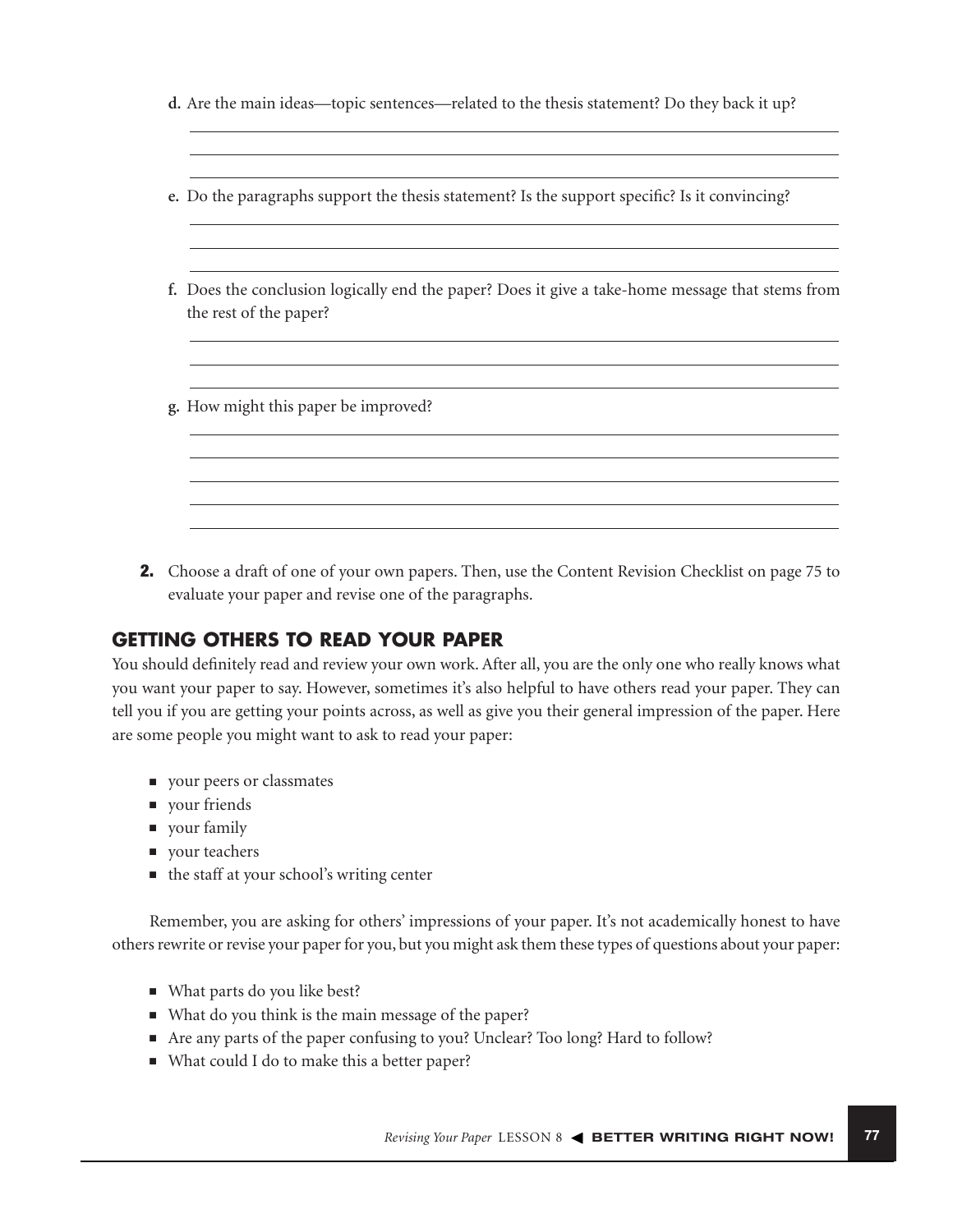d. Are the main ideas—topic sentences—related to the thesis statement? Do they back it up?

e. Do the paragraphs support the thesis statement? Is the support specific? Is it convincing?

f. Does the conclusion logically end the paper? Does it give a take-home message that stems from the rest of the paper?

g. How might this paper be improved?

**2.** Choose a draft of one of your own papers. Then, use the Content Revision Checklist on page 75 to evaluate your paper and revise one of the paragraphs.

## GETTING OTHERS TO READ YOUR PAPER

You should definitely read and review your own work. After all, you are the only one who really knows what you want your paper to say. However, sometimes it's also helpful to have others read your paper. They can tell you if you are getting your points across, as well as give you their general impression of the paper. Here are some people you might want to ask to read your paper:

- your peers or classmates
- your friends
- your family
- your teachers
- the staff at your school's writing center

Remember, you are asking for others' impressions of your paper. It's not academically honest to have others rewrite or revise your paper for you, but you might ask them these types of questions about your paper:

- What parts do you like best?
- What do you think is the main message of the paper?
- Are any parts of the paper confusing to you? Unclear? Too long? Hard to follow?
- What could I do to make this a better paper?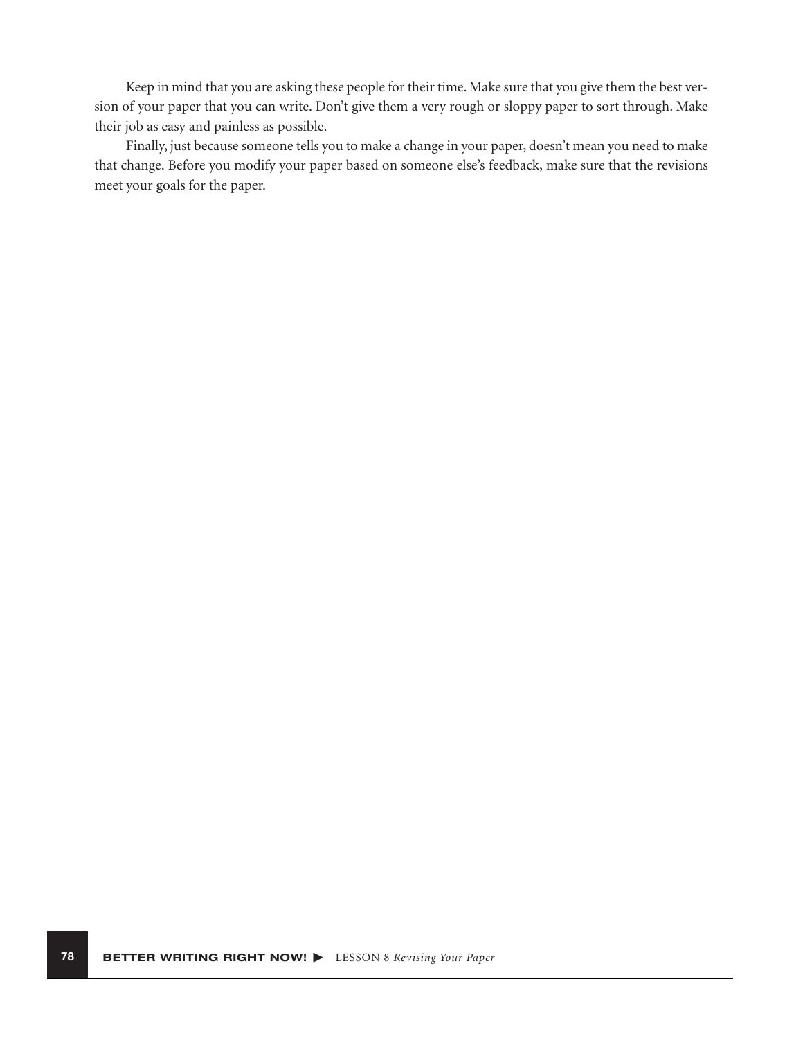Keep in mind that you are asking these people for their time. Make sure that you give them the best version of your paper that you can write. Don't give them a very rough or sloppy paper to sort through. Make their job as easy and painless as possible.

Finally, just because someone tells you to make a change in your paper, doesn't mean you need to make that change. Before you modify your paper based on someone else's feedback, make sure that the revisions meet your goals for the paper.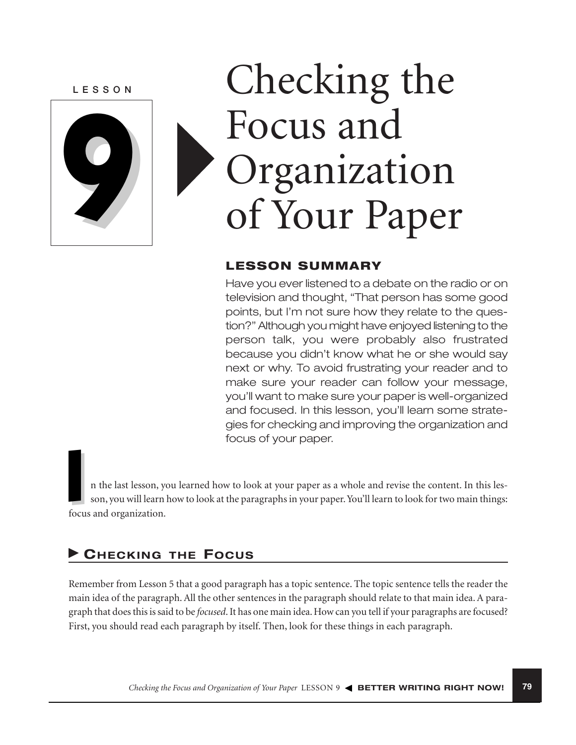LESSON

# 9 Checking the Focus and Organization of Your Paper

## LESSON SUMMARY

Have you ever listened to a debate on the radio or on television and thought, "That person has some good points, but I'm not sure how they relate to the question?" Although you might have enjoyed listening to the person talk, you were probably also frustrated because you didn't know what he or she would say next or why. To avoid frustrating your reader and to make sure your reader can follow your message, you'll want to make sure your paper is well-organized and focused. In this lesson, you'll learn some strategies for checking and improving the organization and focus of your paper.

In the last lesson, you learned how to look at your paper as a whole and revise the content. In this lesson, you will learn how to look at the paragraphs in your paper. You'll learn to look for two main things: focus and organization.

## Checking the Focus

Remember from Lesson 5 that a good paragraph has a topic sentence. The topic sentence tells the reader the main idea of the paragraph. All the other sentences in the paragraph should relate to that main idea. A paragraph that does this is said to be *focused*. It has one main idea. How can you tell if your paragraphs are focused? First, you should read each paragraph by itself. Then, look for these things in each paragraph.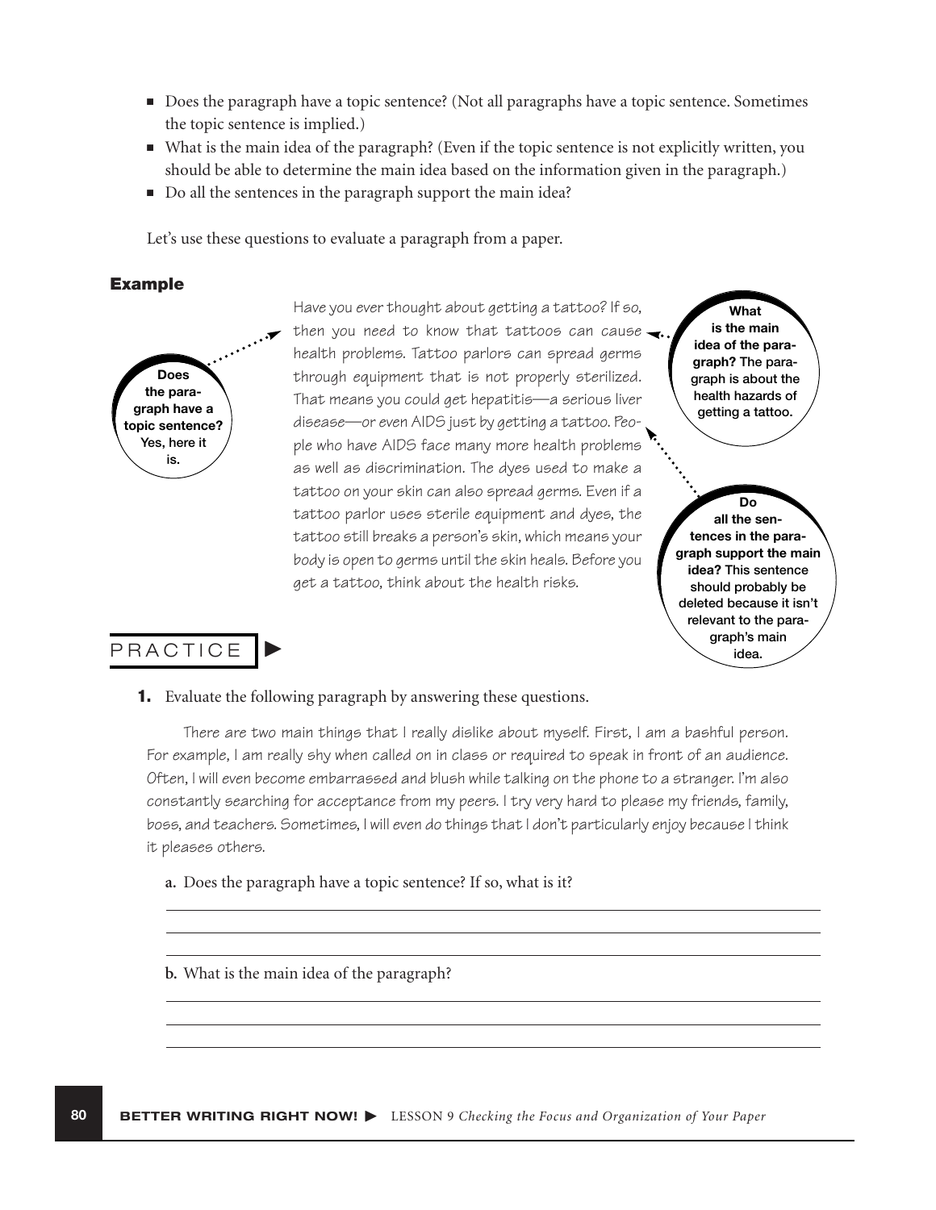- Does the paragraph have a topic sentence? (Not all paragraphs have a topic sentence. Sometimes the topic sentence is implied.)
- What is the main idea of the paragraph? (Even if the topic sentence is not explicitly written, you should be able to determine the main idea based on the information given in the paragraph.)
- Do all the sentences in the paragraph support the main idea?

Let's use these questions to evaluate a paragraph from a paper.

### Example

Have you ever thought about getting a tattoo? If so, then you need to know that tattoos can cause health problems. Tattoo parlors can spread germs through equipment that is not properly sterilized. That means you could get hepatitis—a serious liver disease—or even AIDS just by getting a tattoo. People who have AIDS face many more health problems as well as discrimination. The dyes used to make a tattoo on your skin can also spread germs. Even if a tattoo parlor uses sterile equipment and dyes, the tattoo still breaks a person's skin, which means your body is open to germs until the skin heals. Before you get a tattoo, think about the health risks.

**Does the paragraph have a topic sentence?** Yes, here it is.

**What is the main idea of the paragraph?** The paragraph is about the health hazards of getting a tattoo.

**Do all the sentences in the paragraph support the main idea?** This sentence should probably be deleted because it isn't relevant to the paragraph's main idea.

## PRACTICE

**1.** Evaluate the following paragraph by answering these questions.

There are two main things that I really dislike about myself. First, I am a bashful person. For example, I am really shy when called on in class or required to speak in front of an audience. Often, I will even become embarrassed and blush while talking on the phone to a stranger. I'm also constantly searching for acceptance from my peers. I try very hard to please my friends, family, boss, and teachers. Sometimes, I will even do things that I don't particularly enjoy because I think it pleases others.

**a.** Does the paragraph have a topic sentence? If so, what is it?

______________________________________________

______________________________________________

______________________________________________

**b.** What is the main idea of the paragraph?

______________________________________________

______________________________________________

______________________________________________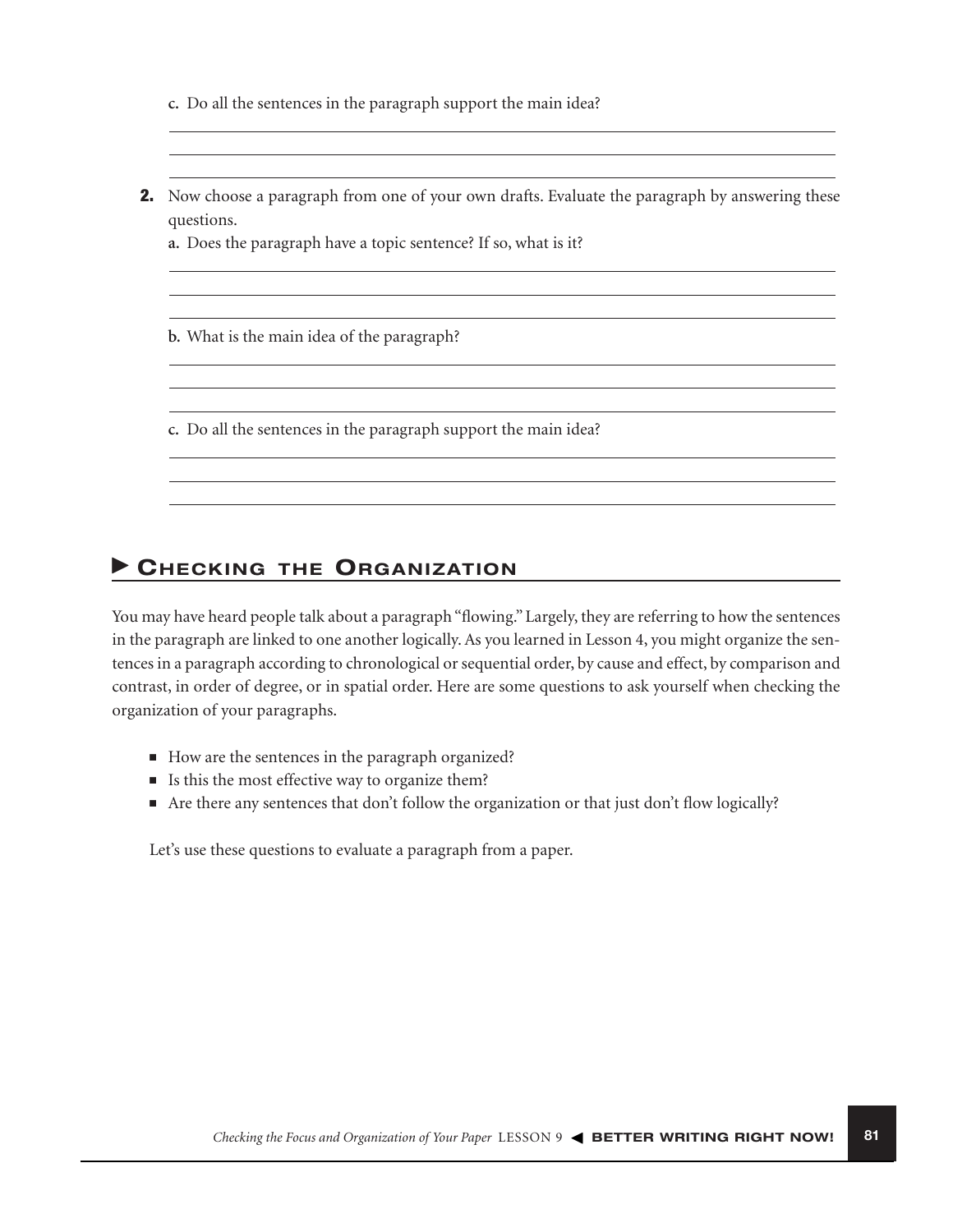c. Do all the sentences in the paragraph support the main idea?

**2.** Now choose a paragraph from one of your own drafts. Evaluate the paragraph by answering these questions.

a. Does the paragraph have a topic sentence? If so, what is it?

b. What is the main idea of the paragraph?

c. Do all the sentences in the paragraph support the main idea?

## Checking the Organization

You may have heard people talk about a paragraph "flowing." Largely, they are referring to how the sentences in the paragraph are linked to one another logically. As you learned in Lesson 4, you might organize the sentences in a paragraph according to chronological or sequential order, by cause and effect, by comparison and contrast, in order of degree, or in spatial order. Here are some questions to ask yourself when checking the organization of your paragraphs.

- How are the sentences in the paragraph organized?
- Is this the most effective way to organize them?
- Are there any sentences that don't follow the organization or that just don't flow logically?

Let's use these questions to evaluate a paragraph from a paper.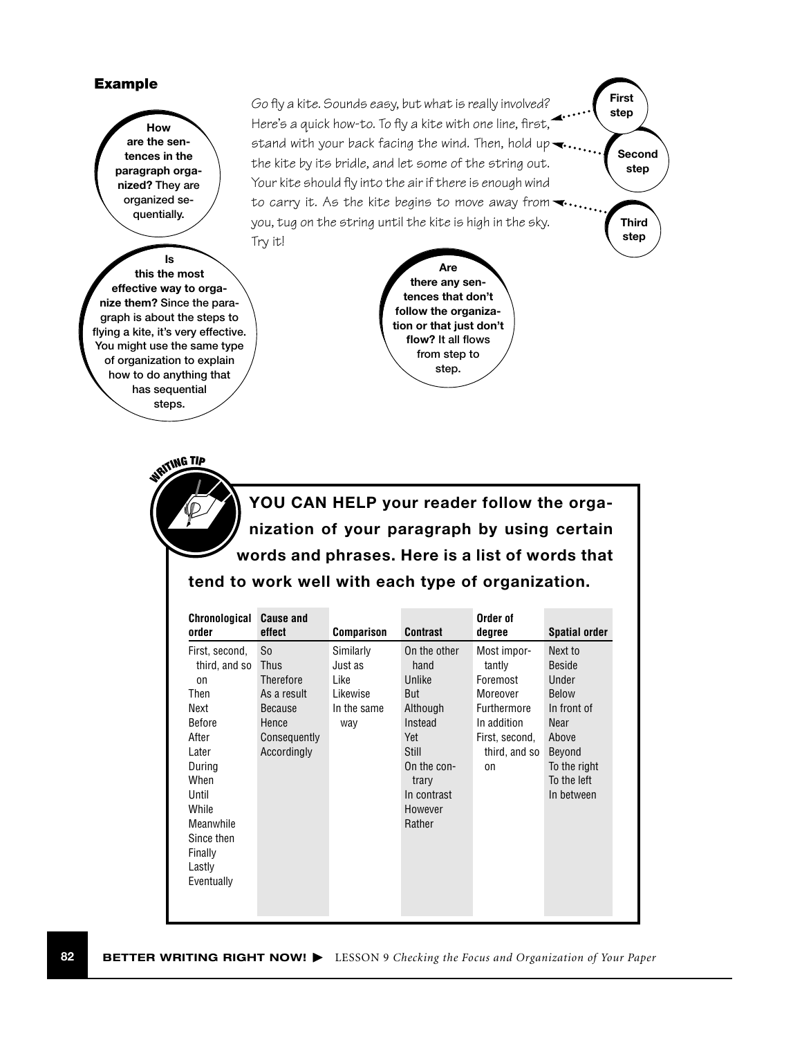### Example

*Go fly a kite. Sounds easy, but what is really involved? Here's a quick how-to. To fly a kite with one line, first, stand with your back facing the wind. Then, hold up the kite by its bridle, and let some of the string out. Your kite should fly into the air if there is enough wind to carry it. As the kite begins to move away from you, tug on the string until the kite is high in the sky. Try it!*

**First step**

**Second step**

**Third step**

**How are the sentences in the paragraph organized?** They are organized sequentially.

**Is this the most effective way to organize them?** Since the paragraph is about the steps to flying a kite, it's very effective. You might use the same type of organization to explain how to do anything that has sequential steps.

**Are there any sentences that don't follow the organization or that just don't flow?** It all flows from step to step.

**WRITING TIP**

**YOU CAN HELP your reader follow the organization of your paragraph by using certain words and phrases. Here is a list of words that tend to work well with each type of organization.**

| Chronological order | Cause and effect | Comparison | Contrast | Order of degree | Spatial order |
|---|---|---|---|---|---|
| First, second, third, and so on | So | Similarly | On the other hand | Most importantly | Next to |
| Then | Thus | Just as | Unlike | Foremost | Beside |
| Next | Therefore | Like | But | Moreover | Under |
| Before | As a result | Likewise | Although | Furthermore | Below |
| After | Because | In the same way | Instead | In addition | In front of |
| Later | Hence | | Yet | First, second, third, and so on | Near |
| During | Consequently | | Still | | Above |
| When | Accordingly | | On the contrary | | Beyond |
| Until | | | In contrast | | To the right |
| While | | | However | | To the left |
| Meanwhile | | | Rather | | In between |
| Since then | | | | | |
| Finally | | | | | |
| Lastly | | | | | |
| Eventually | | | | | |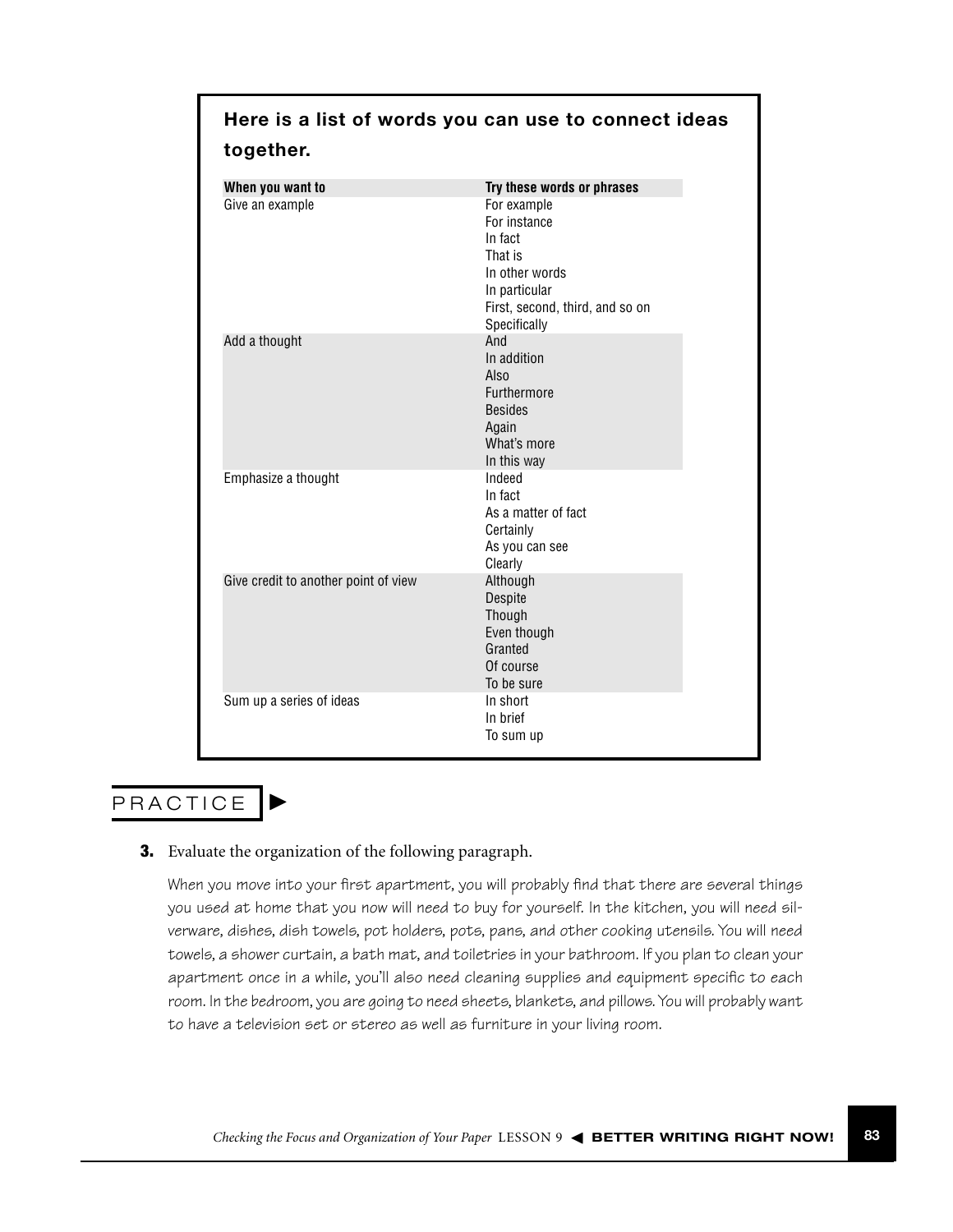## Here is a list of words you can use to connect ideas together.

| When you want to | Try these words or phrases |
|---|---|
| Give an example | For example<br>For instance<br>In fact<br>That is<br>In other words<br>In particular<br>First, second, third, and so on<br>Specifically |
| Add a thought | And<br>In addition<br>Also<br>Furthermore<br>Besides<br>Again<br>What's more<br>In this way |
| Emphasize a thought | Indeed<br>In fact<br>As a matter of fact<br>Certainly<br>As you can see<br>Clearly |
| Give credit to another point of view | Although<br>Despite<br>Though<br>Even though<br>Granted<br>Of course<br>To be sure |
| Sum up a series of ideas | In short<br>In brief<br>To sum up |

## PRACTICE

**3.** Evaluate the organization of the following paragraph.

When you move into your first apartment, you will probably find that there are several things you used at home that you now will need to buy for yourself. In the kitchen, you will need silverware, dishes, dish towels, pot holders, pots, pans, and other cooking utensils. You will need towels, a shower curtain, a bath mat, and toiletries in your bathroom. If you plan to clean your apartment once in a while, you'll also need cleaning supplies and equipment specific to each room. In the bedroom, you are going to need sheets, blankets, and pillows. You will probably want to have a television set or stereo as well as furniture in your living room.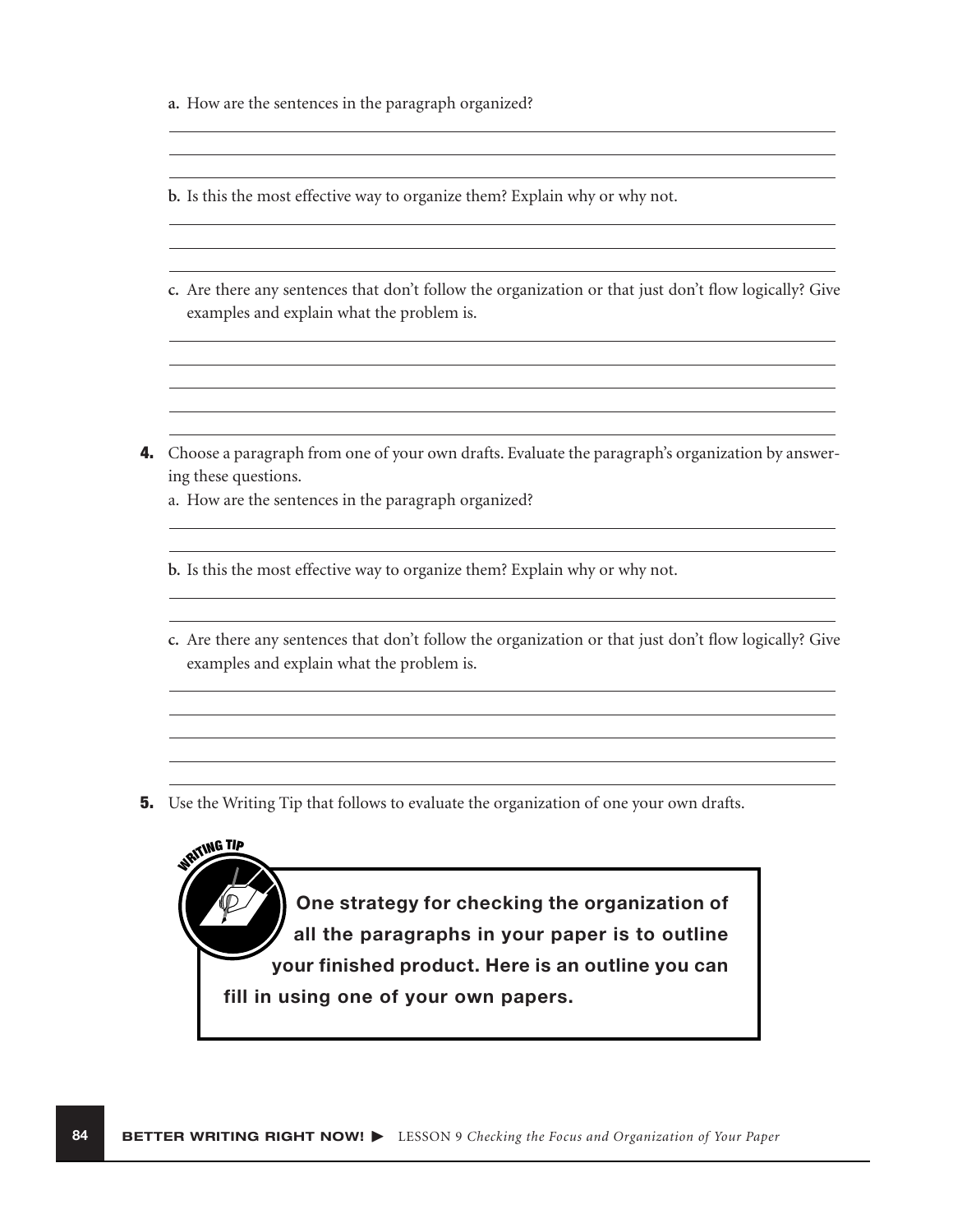a. How are the sentences in the paragraph organized?

b. Is this the most effective way to organize them? Explain why or why not.

c. Are there any sentences that don't follow the organization or that just don't flow logically? Give examples and explain what the problem is.

**4.** Choose a paragraph from one of your own drafts. Evaluate the paragraph's organization by answering these questions.

a. How are the sentences in the paragraph organized?

b. Is this the most effective way to organize them? Explain why or why not.

c. Are there any sentences that don't follow the organization or that just don't flow logically? Give examples and explain what the problem is.

**5.** Use the Writing Tip that follows to evaluate the organization of one your own drafts.

**WRITING TIP**

**One strategy for checking the organization of all the paragraphs in your paper is to outline your finished product. Here is an outline you can fill in using one of your own papers.**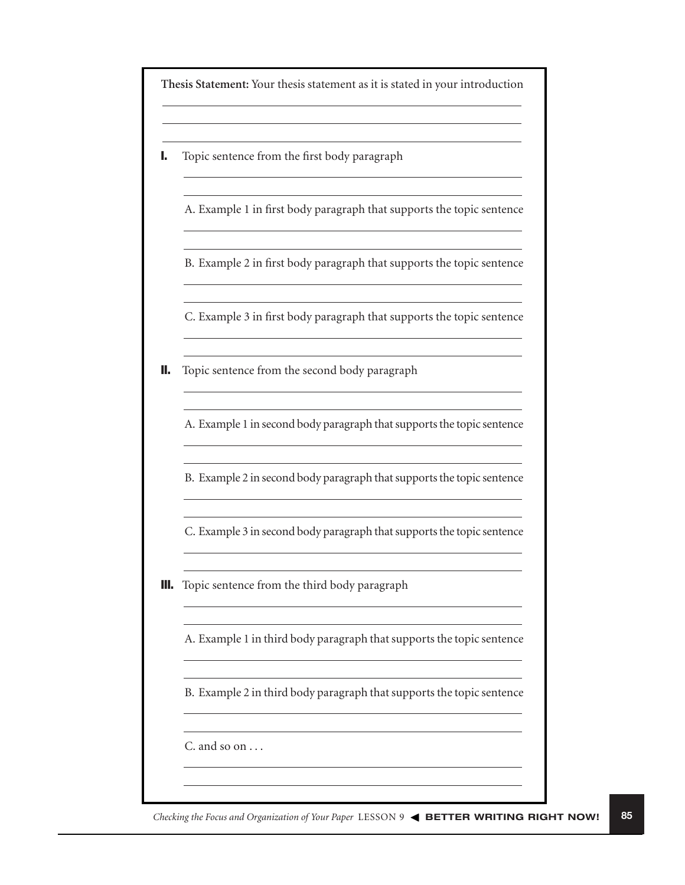**Thesis Statement:** Your thesis statement as it is stated in your introduction

**I.** Topic sentence from the first body paragraph

A. Example 1 in first body paragraph that supports the topic sentence

B. Example 2 in first body paragraph that supports the topic sentence

C. Example 3 in first body paragraph that supports the topic sentence

**II.** Topic sentence from the second body paragraph

A. Example 1 in second body paragraph that supports the topic sentence

B. Example 2 in second body paragraph that supports the topic sentence

C. Example 3 in second body paragraph that supports the topic sentence

**III.** Topic sentence from the third body paragraph

A. Example 1 in third body paragraph that supports the topic sentence

B. Example 2 in third body paragraph that supports the topic sentence

C. and so on . . .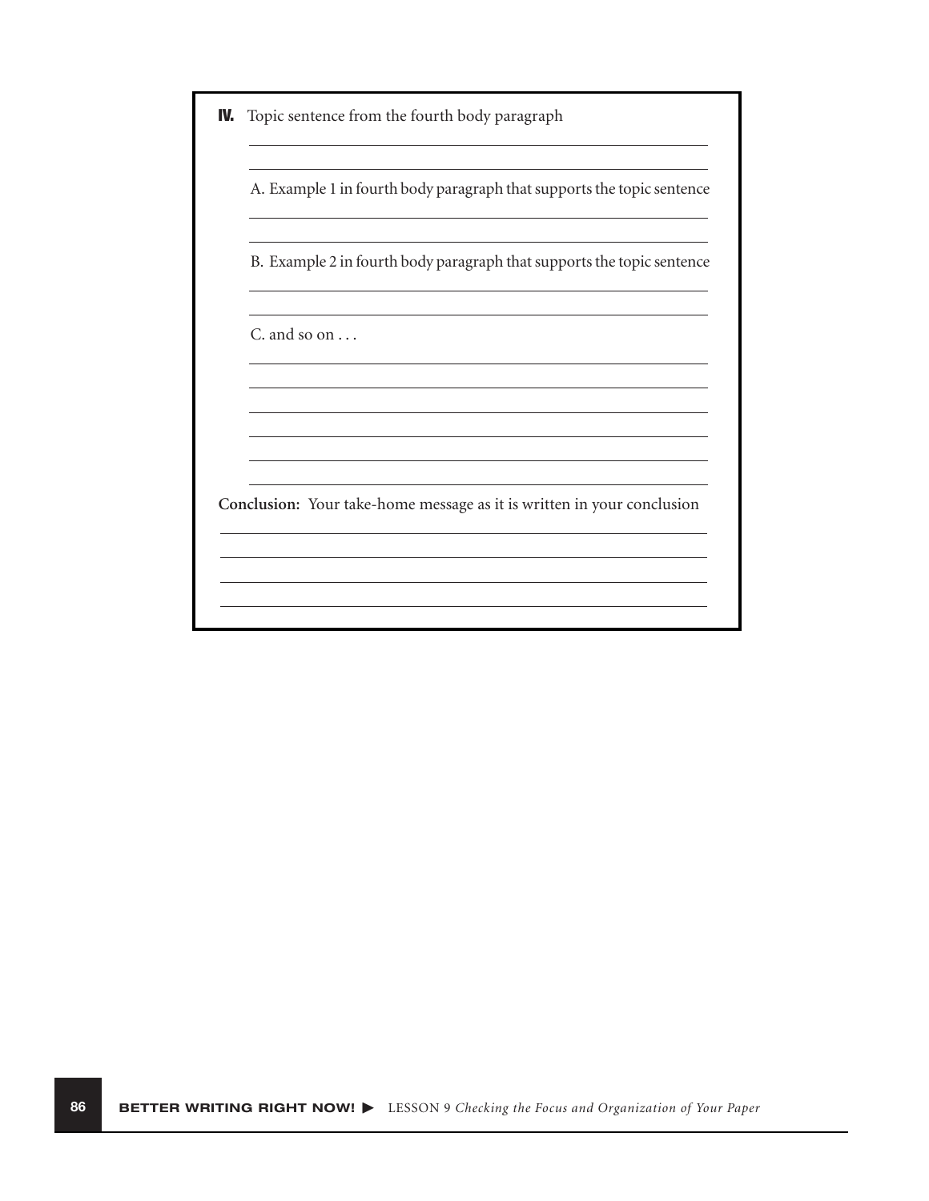**IV.** Topic sentence from the fourth body paragraph

\_\_\_\_\_\_\_\_\_\_\_\_\_\_\_\_\_\_\_\_\_\_\_\_\_\_\_\_\_\_\_\_\_\_\_\_\_\_\_\_\_\_\_\_\_\_\_\_\_\_\_\_\_\_\_\_\_\_

\_\_\_\_\_\_\_\_\_\_\_\_\_\_\_\_\_\_\_\_\_\_\_\_\_\_\_\_\_\_\_\_\_\_\_\_\_\_\_\_\_\_\_\_\_\_\_\_\_\_\_\_\_\_\_\_\_\_

A. Example 1 in fourth body paragraph that supports the topic sentence

\_\_\_\_\_\_\_\_\_\_\_\_\_\_\_\_\_\_\_\_\_\_\_\_\_\_\_\_\_\_\_\_\_\_\_\_\_\_\_\_\_\_\_\_\_\_\_\_\_\_\_\_\_\_\_\_\_\_

\_\_\_\_\_\_\_\_\_\_\_\_\_\_\_\_\_\_\_\_\_\_\_\_\_\_\_\_\_\_\_\_\_\_\_\_\_\_\_\_\_\_\_\_\_\_\_\_\_\_\_\_\_\_\_\_\_\_

B. Example 2 in fourth body paragraph that supports the topic sentence

\_\_\_\_\_\_\_\_\_\_\_\_\_\_\_\_\_\_\_\_\_\_\_\_\_\_\_\_\_\_\_\_\_\_\_\_\_\_\_\_\_\_\_\_\_\_\_\_\_\_\_\_\_\_\_\_\_\_

\_\_\_\_\_\_\_\_\_\_\_\_\_\_\_\_\_\_\_\_\_\_\_\_\_\_\_\_\_\_\_\_\_\_\_\_\_\_\_\_\_\_\_\_\_\_\_\_\_\_\_\_\_\_\_\_\_\_

C. and so on . . .

\_\_\_\_\_\_\_\_\_\_\_\_\_\_\_\_\_\_\_\_\_\_\_\_\_\_\_\_\_\_\_\_\_\_\_\_\_\_\_\_\_\_\_\_\_\_\_\_\_\_\_\_\_\_\_\_\_\_

\_\_\_\_\_\_\_\_\_\_\_\_\_\_\_\_\_\_\_\_\_\_\_\_\_\_\_\_\_\_\_\_\_\_\_\_\_\_\_\_\_\_\_\_\_\_\_\_\_\_\_\_\_\_\_\_\_\_

\_\_\_\_\_\_\_\_\_\_\_\_\_\_\_\_\_\_\_\_\_\_\_\_\_\_\_\_\_\_\_\_\_\_\_\_\_\_\_\_\_\_\_\_\_\_\_\_\_\_\_\_\_\_\_\_\_\_

\_\_\_\_\_\_\_\_\_\_\_\_\_\_\_\_\_\_\_\_\_\_\_\_\_\_\_\_\_\_\_\_\_\_\_\_\_\_\_\_\_\_\_\_\_\_\_\_\_\_\_\_\_\_\_\_\_\_

\_\_\_\_\_\_\_\_\_\_\_\_\_\_\_\_\_\_\_\_\_\_\_\_\_\_\_\_\_\_\_\_\_\_\_\_\_\_\_\_\_\_\_\_\_\_\_\_\_\_\_\_\_\_\_\_\_\_

\_\_\_\_\_\_\_\_\_\_\_\_\_\_\_\_\_\_\_\_\_\_\_\_\_\_\_\_\_\_\_\_\_\_\_\_\_\_\_\_\_\_\_\_\_\_\_\_\_\_\_\_\_\_\_\_\_\_

**Conclusion:** Your take-home message as it is written in your conclusion

\_\_\_\_\_\_\_\_\_\_\_\_\_\_\_\_\_\_\_\_\_\_\_\_\_\_\_\_\_\_\_\_\_\_\_\_\_\_\_\_\_\_\_\_\_\_\_\_\_\_\_\_\_\_\_\_\_\_\_\_

\_\_\_\_\_\_\_\_\_\_\_\_\_\_\_\_\_\_\_\_\_\_\_\_\_\_\_\_\_\_\_\_\_\_\_\_\_\_\_\_\_\_\_\_\_\_\_\_\_\_\_\_\_\_\_\_\_\_\_\_

\_\_\_\_\_\_\_\_\_\_\_\_\_\_\_\_\_\_\_\_\_\_\_\_\_\_\_\_\_\_\_\_\_\_\_\_\_\_\_\_\_\_\_\_\_\_\_\_\_\_\_\_\_\_\_\_\_\_\_\_

\_\_\_\_\_\_\_\_\_\_\_\_\_\_\_\_\_\_\_\_\_\_\_\_\_\_\_\_\_\_\_\_\_\_\_\_\_\_\_\_\_\_\_\_\_\_\_\_\_\_\_\_\_\_\_\_\_\_\_\_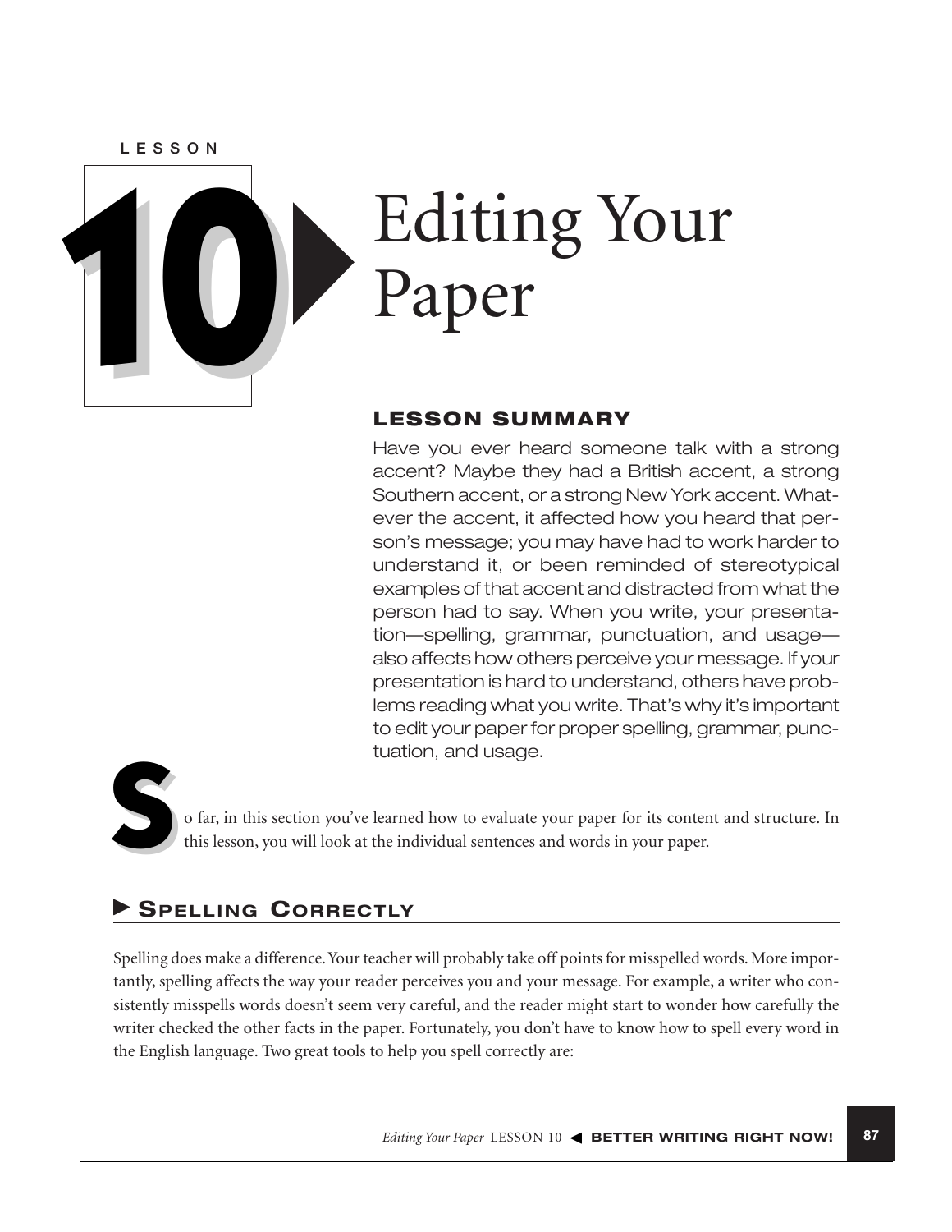LESSON

# 10 Editing Your Paper

## LESSON SUMMARY

Have you ever heard someone talk with a strong accent? Maybe they had a British accent, a strong Southern accent, or a strong New York accent. Whatever the accent, it affected how you heard that person's message; you may have had to work harder to understand it, or been reminded of stereotypical examples of that accent and distracted from what the person had to say. When you write, your presentation—spelling, grammar, punctuation, and usage—also affects how others perceive your message. If your presentation is hard to understand, others have problems reading what you write. That's why it's important to edit your paper for proper spelling, grammar, punctuation, and usage.

So far, in this section you've learned how to evaluate your paper for its content and structure. In this lesson, you will look at the individual sentences and words in your paper.

## Spelling Correctly

Spelling does make a difference. Your teacher will probably take off points for misspelled words. More importantly, spelling affects the way your reader perceives you and your message. For example, a writer who consistently misspells words doesn't seem very careful, and the reader might start to wonder how carefully the writer checked the other facts in the paper. Fortunately, you don't have to know how to spell every word in the English language. Two great tools to help you spell correctly are: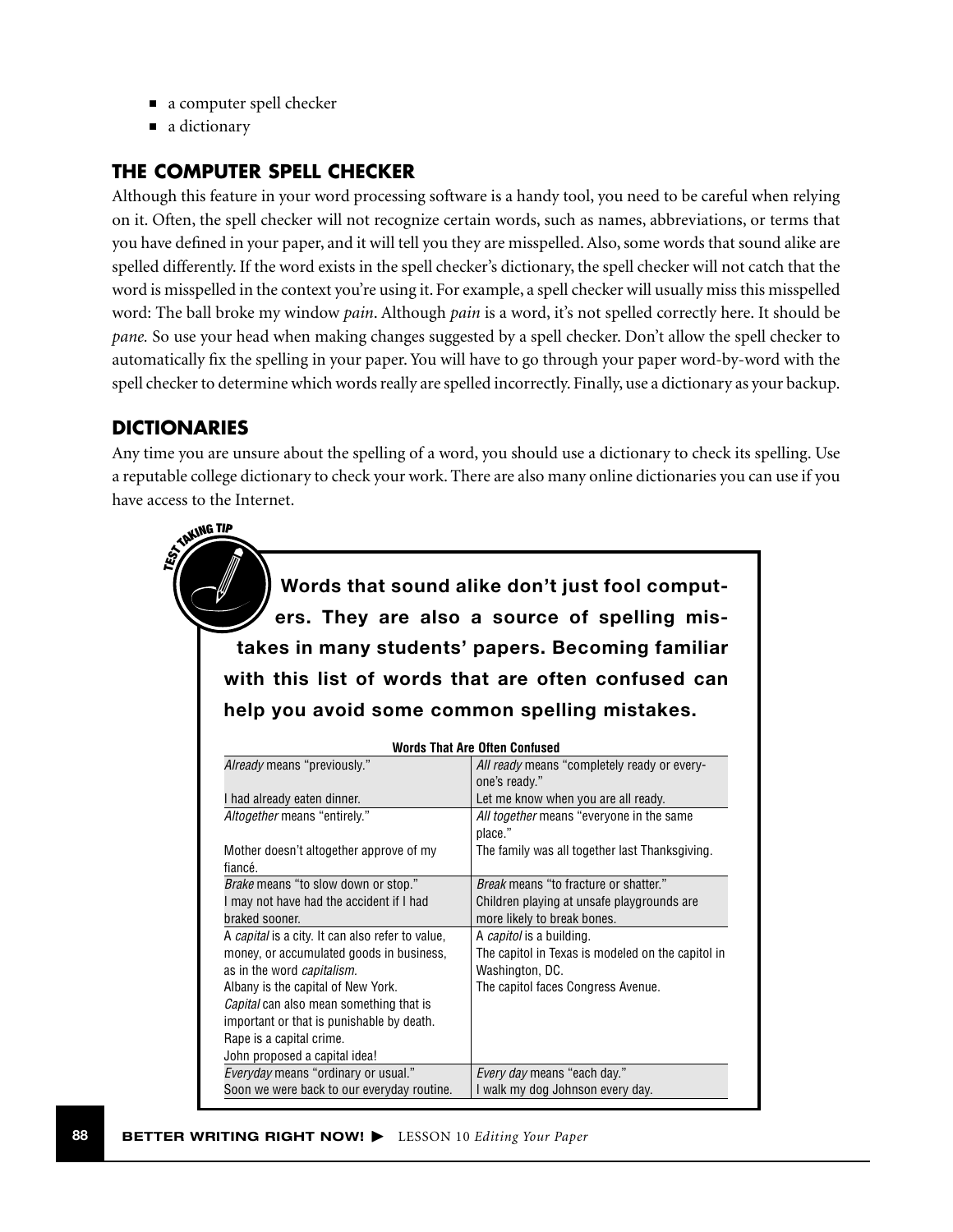- a computer spell checker
- a dictionary

## THE COMPUTER SPELL CHECKER

Although this feature in your word processing software is a handy tool, you need to be careful when relying on it. Often, the spell checker will not recognize certain words, such as names, abbreviations, or terms that you have defined in your paper, and it will tell you they are misspelled. Also, some words that sound alike are spelled differently. If the word exists in the spell checker's dictionary, the spell checker will not catch that the word is misspelled in the context you're using it. For example, a spell checker will usually miss this misspelled word: The ball broke my window *pain*. Although *pain* is a word, it's not spelled correctly here. It should be *pane.* So use your head when making changes suggested by a spell checker. Don't allow the spell checker to automatically fix the spelling in your paper. You will have to go through your paper word-by-word with the spell checker to determine which words really are spelled incorrectly. Finally, use a dictionary as your backup.

## DICTIONARIES

Any time you are unsure about the spelling of a word, you should use a dictionary to check its spelling. Use a reputable college dictionary to check your work. There are also many online dictionaries you can use if you have access to the Internet.

**TEST TAKING TIP**

**Words that sound alike don't just fool computers. They are also a source of spelling mistakes in many students' papers. Becoming familiar with this list of words that are often confused can help you avoid some common spelling mistakes.**

**Words That Are Often Confused**

| | |
|---|---|
| *Already* means "previously."<br><br>I had already eaten dinner. | *All ready* means "completely ready or everyone's ready."<br>Let me know when you are all ready. |
| *Altogether* means "entirely."<br><br>Mother doesn't altogether approve of my fiancé. | *All together* means "everyone in the same place."<br>The family was all together last Thanksgiving. |
| *Brake* means "to slow down or stop."<br>I may not have had the accident if I had braked sooner. | *Break* means "to fracture or shatter."<br>Children playing at unsafe playgrounds are more likely to break bones. |
| A *capital* is a city. It can also refer to value, money, or accumulated goods in business, as in the word *capitalism.*<br>Albany is the capital of New York.<br>*Capital* can also mean something that is important or that is punishable by death.<br>Rape is a capital crime.<br>John proposed a capital idea! | A *capitol* is a building.<br>The capitol in Texas is modeled on the capitol in Washington, DC.<br>The capitol faces Congress Avenue. |
| *Everyday* means "ordinary or usual."<br>Soon we were back to our everyday routine. | *Every day* means "each day."<br>I walk my dog Johnson every day. |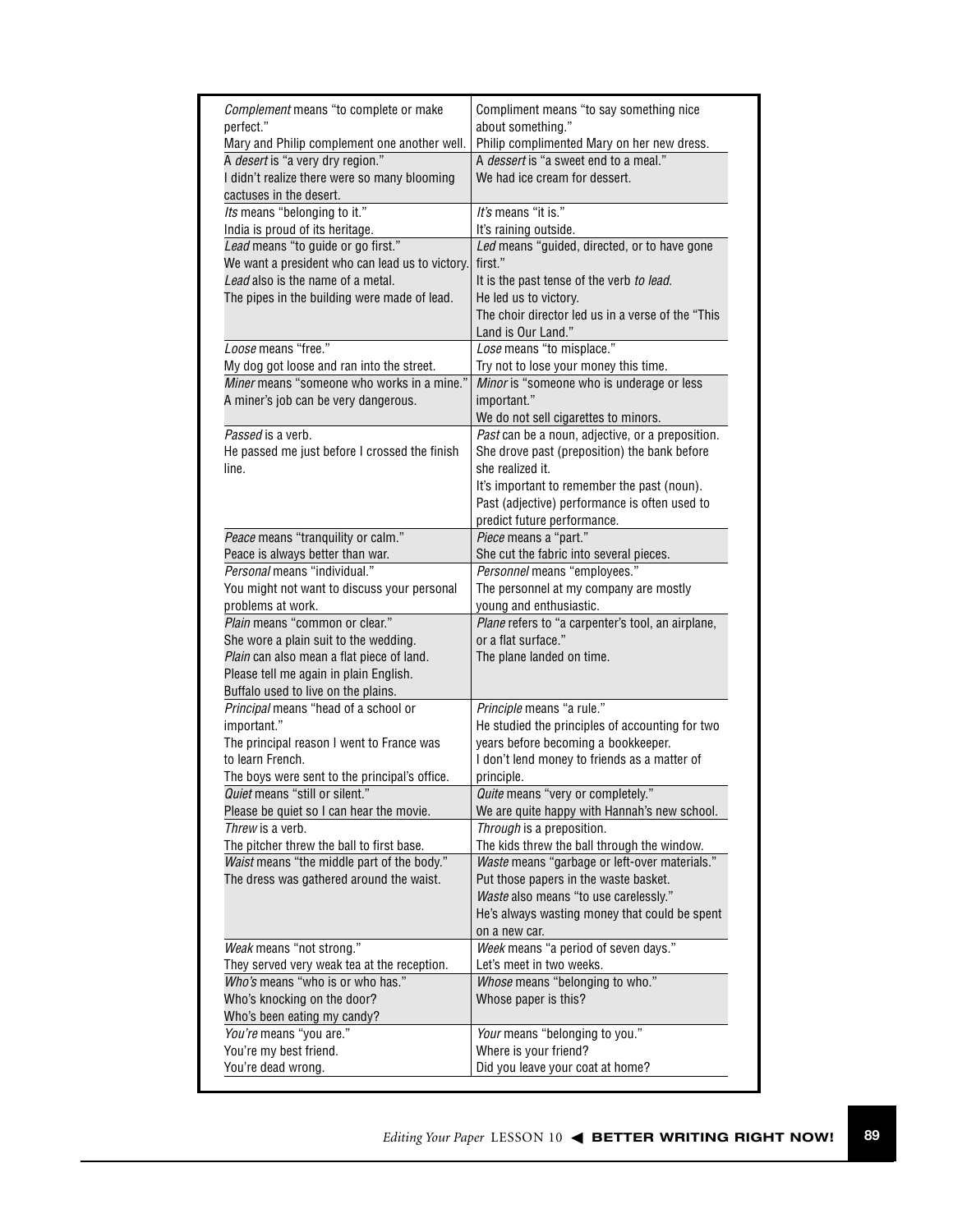| | |
|---|---|
| *Complement* means "to complete or make perfect."<br>Mary and Philip complement one another well. | Compliment means "to say something nice about something."<br>Philip complimented Mary on her new dress. |
| A *desert* is "a very dry region."<br>I didn't realize there were so many blooming cactuses in the desert. | A *dessert* is "a sweet end to a meal."<br>We had ice cream for dessert. |
| *Its* means "belonging to it."<br>India is proud of its heritage. | *It's* means "it is."<br>It's raining outside. |
| *Lead* means "to guide or go first."<br>We want a president who can lead us to victory.<br>*Lead* also is the name of a metal.<br>The pipes in the building were made of lead. | *Led* means "guided, directed, or to have gone first."<br>It is the past tense of the verb *to lead*.<br>He led us to victory.<br>The choir director led us in a verse of the "This Land is Our Land." |
| *Loose* means "free."<br>My dog got loose and ran into the street. | *Lose* means "to misplace."<br>Try not to lose your money this time. |
| *Miner* means "someone who works in a mine."<br>A miner's job can be very dangerous. | *Minor* is "someone who is underage or less important."<br>We do not sell cigarettes to minors. |
| *Passed* is a verb.<br>He passed me just before I crossed the finish line. | *Past* can be a noun, adjective, or a preposition.<br>She drove past (preposition) the bank before she realized it.<br>It's important to remember the past (noun).<br>Past (adjective) performance is often used to predict future performance. |
| *Peace* means "tranquility or calm."<br>Peace is always better than war. | *Piece* means a "part."<br>She cut the fabric into several pieces. |
| *Personal* means "individual."<br>You might not want to discuss your personal problems at work. | *Personnel* means "employees."<br>The personnel at my company are mostly young and enthusiastic. |
| *Plain* means "common or clear."<br>She wore a plain suit to the wedding.<br>*Plain* can also mean a flat piece of land.<br>Please tell me again in plain English.<br>Buffalo used to live on the plains. | *Plane* refers to "a carpenter's tool, an airplane, or a flat surface."<br>The plane landed on time. |
| *Principal* means "head of a school or important."<br>The principal reason I went to France was to learn French.<br>The boys were sent to the principal's office. | *Principle* means "a rule."<br>He studied the principles of accounting for two years before becoming a bookkeeper.<br>I don't lend money to friends as a matter of principle. |
| *Quiet* means "still or silent."<br>Please be quiet so I can hear the movie. | *Quite* means "very or completely."<br>We are quite happy with Hannah's new school. |
| *Threw* is a verb.<br>The pitcher threw the ball to first base. | *Through* is a preposition.<br>The kids threw the ball through the window. |
| *Waist* means "the middle part of the body."<br>The dress was gathered around the waist. | *Waste* means "garbage or left-over materials."<br>Put those papers in the waste basket.<br>*Waste* also means "to use carelessly."<br>He's always wasting money that could be spent on a new car. |
| *Weak* means "not strong."<br>They served very weak tea at the reception. | *Week* means "a period of seven days."<br>Let's meet in two weeks. |
| *Who's* means "who is or who has."<br>Who's knocking on the door?<br>Who's been eating my candy? | *Whose* means "belonging to who."<br>Whose paper is this? |
| *You're* means "you are."<br>You're my best friend.<br>You're dead wrong. | *Your* means "belonging to you."<br>Where is your friend?<br>Did you leave your coat at home? |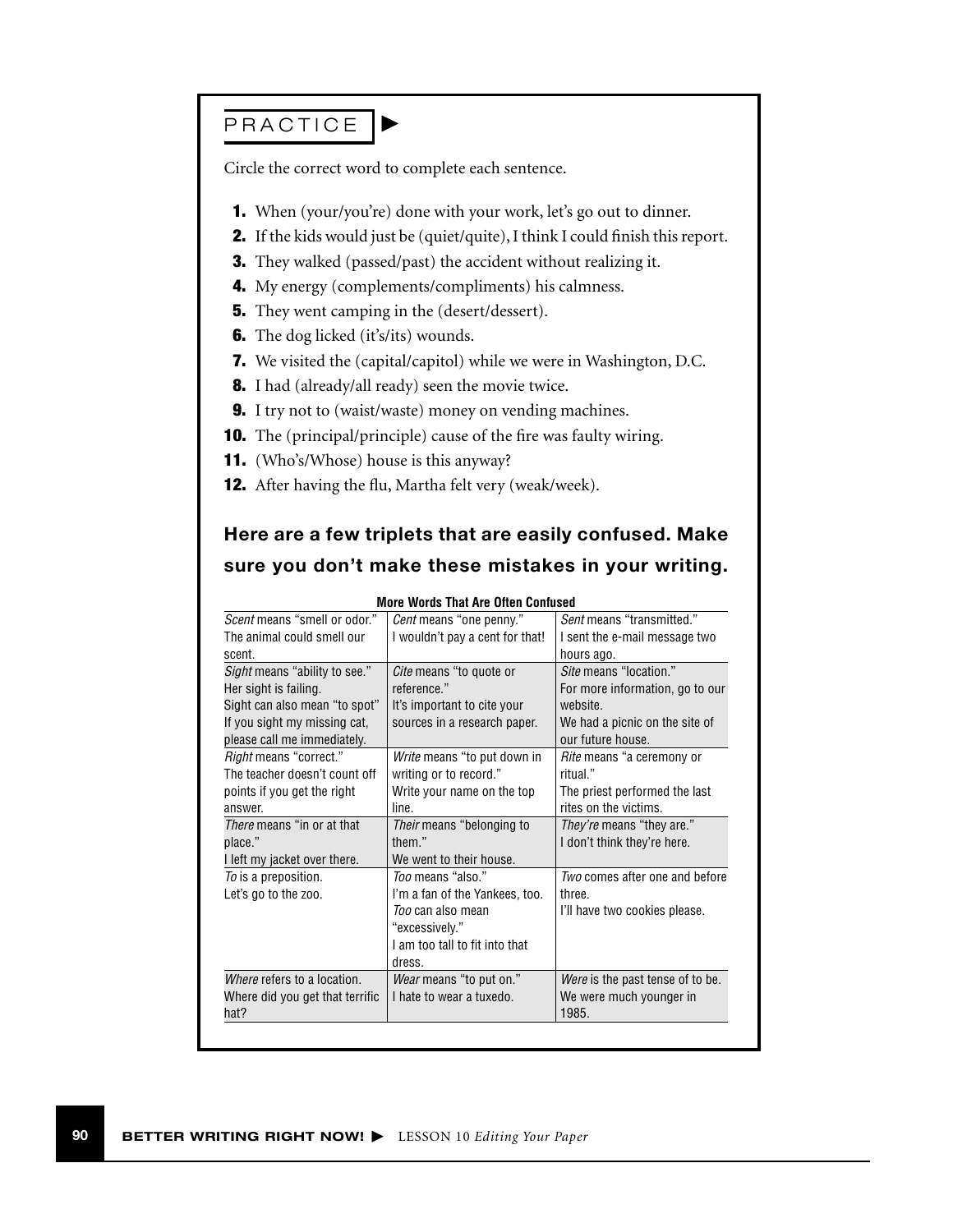## PRACTICE

Circle the correct word to complete each sentence.

1. When (your/you're) done with your work, let's go out to dinner.
2. If the kids would just be (quiet/quite), I think I could finish this report.
3. They walked (passed/past) the accident without realizing it.
4. My energy (complements/compliments) his calmness.
5. They went camping in the (desert/dessert).
6. The dog licked (it's/its) wounds.
7. We visited the (capital/capitol) while we were in Washington, D.C.
8. I had (already/all ready) seen the movie twice.
9. I try not to (waist/waste) money on vending machines.
10. The (principal/principle) cause of the fire was faulty wiring.
11. (Who's/Whose) house is this anyway?
12. After having the flu, Martha felt very (weak/week).

### Here are a few triplets that are easily confused. Make sure you don't make these mistakes in your writing.

**More Words That Are Often Confused**

| | | |
|---|---|---|
| *Scent* means "smell or odor." The animal could smell our scent. | *Cent* means "one penny." I wouldn't pay a cent for that! | *Sent* means "transmitted." I sent the e-mail message two hours ago. |
| *Sight* means "ability to see." Her sight is failing. Sight can also mean "to spot" If you sight my missing cat, please call me immediately. | *Cite* means "to quote or reference." It's important to cite your sources in a research paper. | *Site* means "location." For more information, go to our website. We had a picnic on the site of our future house. |
| *Right* means "correct." The teacher doesn't count off points if you get the right answer. | *Write* means "to put down in writing or to record." Write your name on the top line. | *Rite* means "a ceremony or ritual." The priest performed the last rites on the victims. |
| *There* means "in or at that place." I left my jacket over there. | *Their* means "belonging to them." We went to their house. | *They're* means "they are." I don't think they're here. |
| *To* is a preposition. Let's go to the zoo. | *Too* means "also." I'm a fan of the Yankees, too. *Too* can also mean "excessively." I am too tall to fit into that dress. | *Two* comes after one and before three. I'll have two cookies please. |
| *Where* refers to a location. Where did you get that terrific hat? | *Wear* means "to put on." I hate to wear a tuxedo. | *Were* is the past tense of to be. We were much younger in 1985. |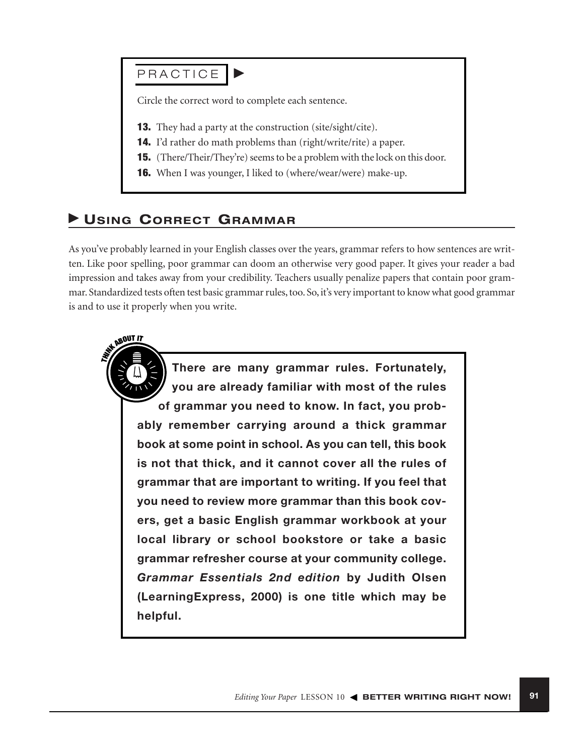## PRACTICE

Circle the correct word to complete each sentence.

**13.** They had a party at the construction (site/sight/cite).

**14.** I'd rather do math problems than (right/write/rite) a paper.

**15.** (There/Their/They're) seems to be a problem with the lock on this door.

**16.** When I was younger, I liked to (where/wear/were) make-up.

## Using Correct Grammar

As you've probably learned in your English classes over the years, grammar refers to how sentences are written. Like poor spelling, poor grammar can doom an otherwise very good paper. It gives your reader a bad impression and takes away from your credibility. Teachers usually penalize papers that contain poor grammar. Standardized tests often test basic grammar rules, too. So, it's very important to know what good grammar is and to use it properly when you write.

**THINK ABOUT IT**

**There are many grammar rules. Fortunately, you are already familiar with most of the rules of grammar you need to know. In fact, you probably remember carrying around a thick grammar book at some point in school. As you can tell, this book is not that thick, and it cannot cover all the rules of grammar that are important to writing. If you feel that you need to review more grammar than this book covers, get a basic English grammar workbook at your local library or school bookstore or take a basic grammar refresher course at your community college. *Grammar Essentials 2nd edition* by Judith Olsen (LearningExpress, 2000) is one title which may be helpful.**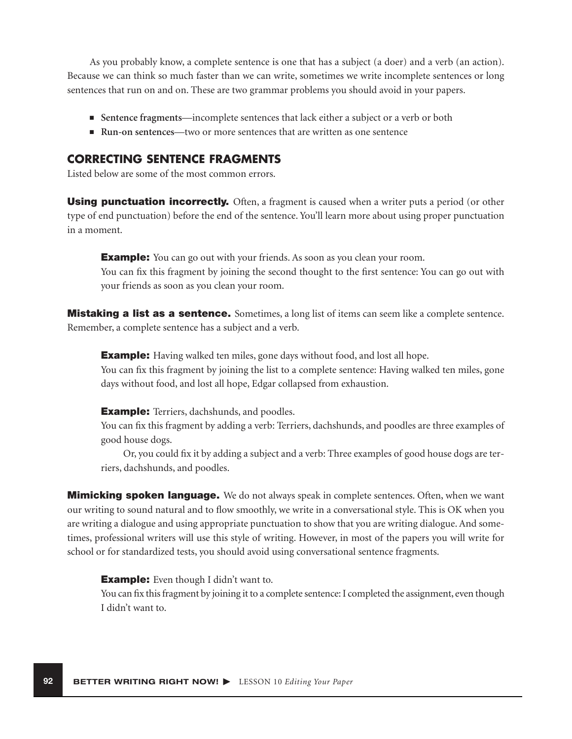As you probably know, a complete sentence is one that has a subject (a doer) and a verb (an action). Because we can think so much faster than we can write, sometimes we write incomplete sentences or long sentences that run on and on. These are two grammar problems you should avoid in your papers.

- **Sentence fragments**—incomplete sentences that lack either a subject or a verb or both
- **Run-on sentences**—two or more sentences that are written as one sentence

## CORRECTING SENTENCE FRAGMENTS

Listed below are some of the most common errors.

**Using punctuation incorrectly.** Often, a fragment is caused when a writer puts a period (or other type of end punctuation) before the end of the sentence. You'll learn more about using proper punctuation in a moment.

> **Example:** You can go out with your friends. As soon as you clean your room.
> You can fix this fragment by joining the second thought to the first sentence: You can go out with your friends as soon as you clean your room.

**Mistaking a list as a sentence.** Sometimes, a long list of items can seem like a complete sentence. Remember, a complete sentence has a subject and a verb.

> **Example:** Having walked ten miles, gone days without food, and lost all hope.
> You can fix this fragment by joining the list to a complete sentence: Having walked ten miles, gone days without food, and lost all hope, Edgar collapsed from exhaustion.

> **Example:** Terriers, dachshunds, and poodles.
> You can fix this fragment by adding a verb: Terriers, dachshunds, and poodles are three examples of good house dogs.
> Or, you could fix it by adding a subject and a verb: Three examples of good house dogs are terriers, dachshunds, and poodles.

**Mimicking spoken language.** We do not always speak in complete sentences. Often, when we want our writing to sound natural and to flow smoothly, we write in a conversational style. This is OK when you are writing a dialogue and using appropriate punctuation to show that you are writing dialogue. And sometimes, professional writers will use this style of writing. However, in most of the papers you will write for school or for standardized tests, you should avoid using conversational sentence fragments.

> **Example:** Even though I didn't want to.
> You can fix this fragment by joining it to a complete sentence: I completed the assignment, even though I didn't want to.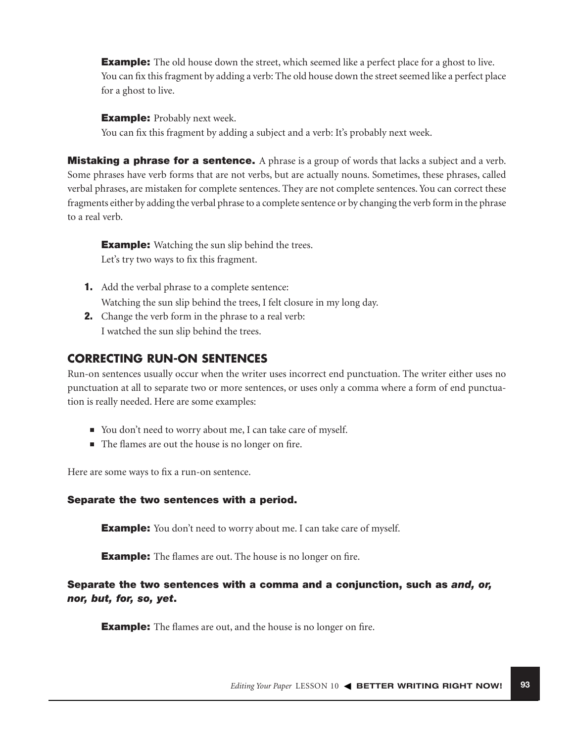**Example:** The old house down the street, which seemed like a perfect place for a ghost to live.
You can fix this fragment by adding a verb: The old house down the street seemed like a perfect place for a ghost to live.

**Example:** Probably next week.
You can fix this fragment by adding a subject and a verb: It's probably next week.

**Mistaking a phrase for a sentence.** A phrase is a group of words that lacks a subject and a verb. Some phrases have verb forms that are not verbs, but are actually nouns. Sometimes, these phrases, called verbal phrases, are mistaken for complete sentences. They are not complete sentences. You can correct these fragments either by adding the verbal phrase to a complete sentence or by changing the verb form in the phrase to a real verb.

**Example:** Watching the sun slip behind the trees.
Let's try two ways to fix this fragment.

1. Add the verbal phrase to a complete sentence:
   Watching the sun slip behind the trees, I felt closure in my long day.
2. Change the verb form in the phrase to a real verb:
   I watched the sun slip behind the trees.

## CORRECTING RUN-ON SENTENCES

Run-on sentences usually occur when the writer uses incorrect end punctuation. The writer either uses no punctuation at all to separate two or more sentences, or uses only a comma where a form of end punctuation is really needed. Here are some examples:

- You don't need to worry about me, I can take care of myself.
- The flames are out the house is no longer on fire.

Here are some ways to fix a run-on sentence.

### Separate the two sentences with a period.

**Example:** You don't need to worry about me. I can take care of myself.

**Example:** The flames are out. The house is no longer on fire.

### Separate the two sentences with a comma and a conjunction, such as *and, or, nor, but, for, so, yet*.

**Example:** The flames are out, and the house is no longer on fire.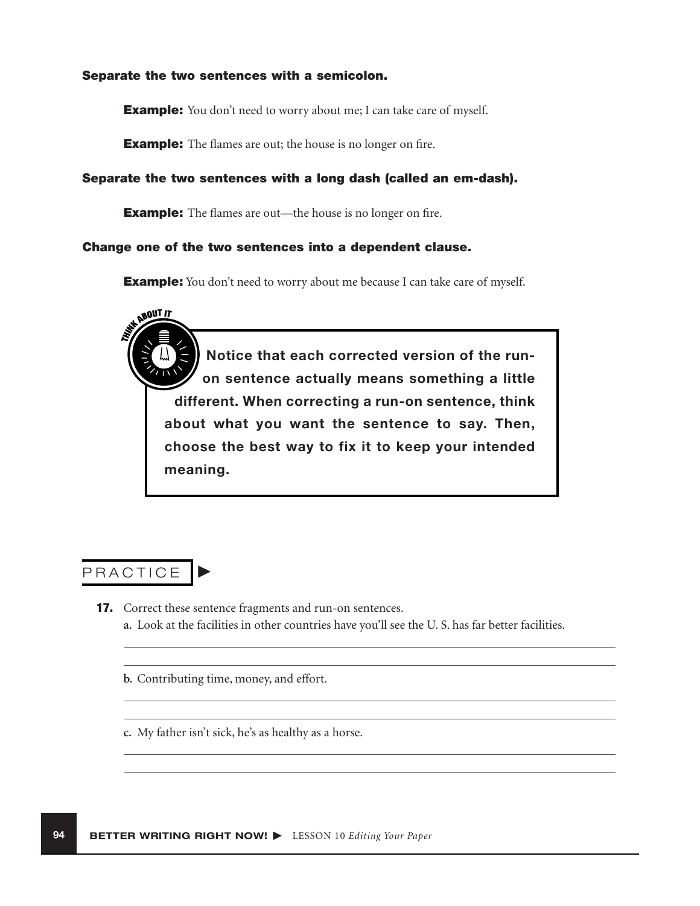**Separate the two sentences with a semicolon.**

> **Example:** You don't need to worry about me; I can take care of myself.
>
> **Example:** The flames are out; the house is no longer on fire.

**Separate the two sentences with a long dash (called an em-dash).**

> **Example:** The flames are out—the house is no longer on fire.

**Change one of the two sentences into a dependent clause.**

> **Example:** You don't need to worry about me because I can take care of myself.

> **THINK ABOUT IT**
>
> **Notice that each corrected version of the run-on sentence actually means something a little different. When correcting a run-on sentence, think about what you want the sentence to say. Then, choose the best way to fix it to keep your intended meaning.**

## PRACTICE ▶

**17.** Correct these sentence fragments and run-on sentences.

a. Look at the facilities in other countries have you'll see the U. S. has far better facilities.

______________________________________________

______________________________________________

b. Contributing time, money, and effort.

______________________________________________

______________________________________________

c. My father isn't sick, he's as healthy as a horse.

______________________________________________

______________________________________________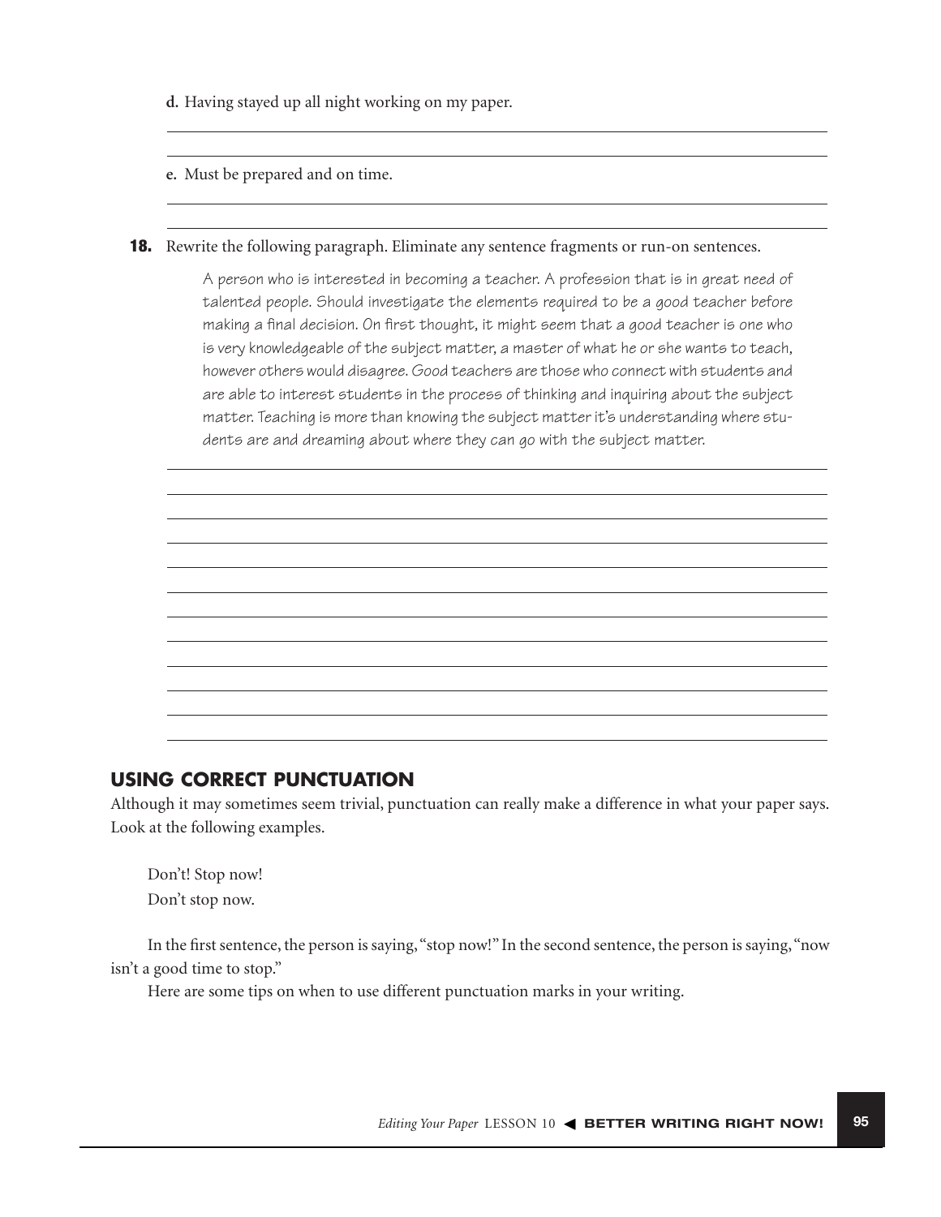**d.** Having stayed up all night working on my paper.

**e.** Must be prepared and on time.

**18.** Rewrite the following paragraph. Eliminate any sentence fragments or run-on sentences.

> A person who is interested in becoming a teacher. A profession that is in great need of talented people. Should investigate the elements required to be a good teacher before making a final decision. On first thought, it might seem that a good teacher is one who is very knowledgeable of the subject matter, a master of what he or she wants to teach, however others would disagree. Good teachers are those who connect with students and are able to interest students in the process of thinking and inquiring about the subject matter. Teaching is more than knowing the subject matter it's understanding where students are and dreaming about where they can go with the subject matter.

## USING CORRECT PUNCTUATION

Although it may sometimes seem trivial, punctuation can really make a difference in what your paper says. Look at the following examples.

Don't! Stop now!
Don't stop now.

In the first sentence, the person is saying, "stop now!" In the second sentence, the person is saying, "now isn't a good time to stop."

Here are some tips on when to use different punctuation marks in your writing.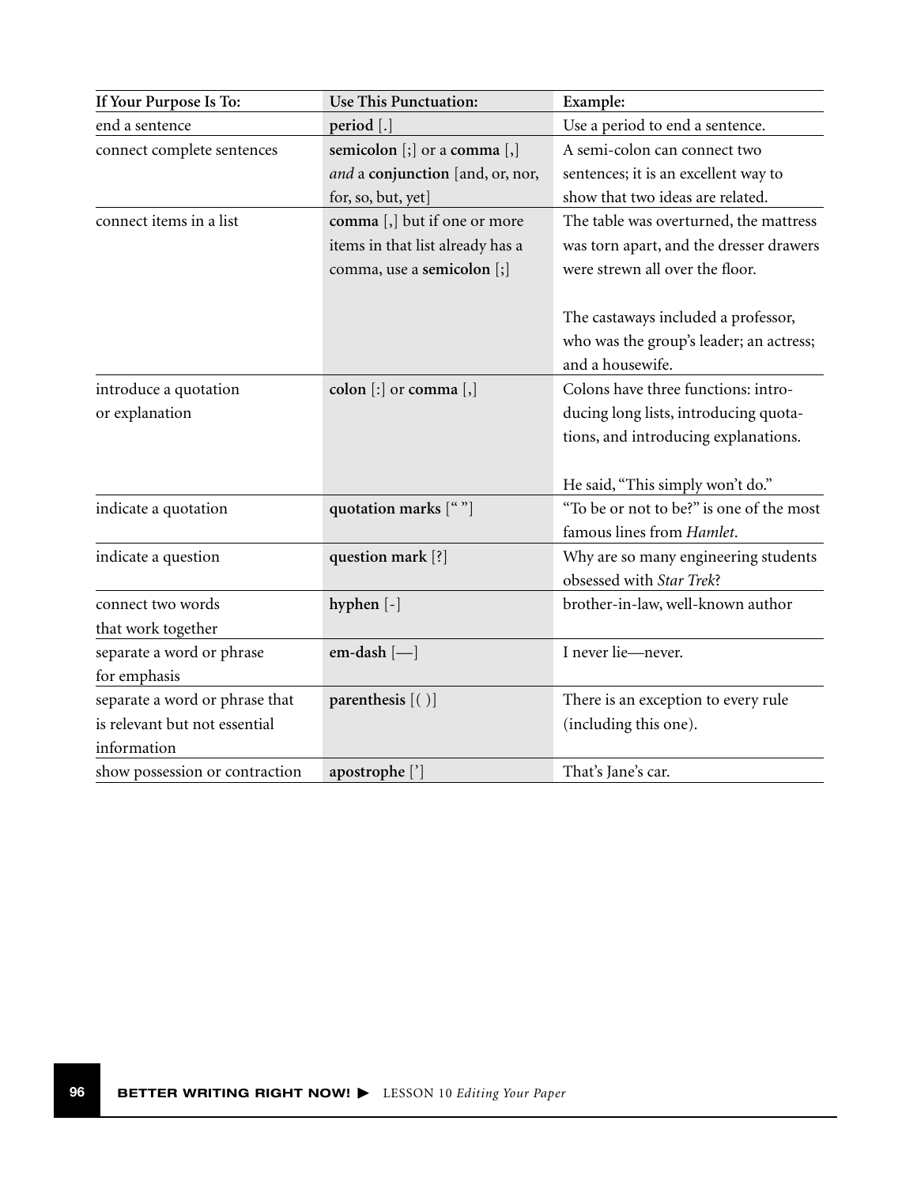| If Your Purpose Is To: | Use This Punctuation: | Example: |
|---|---|---|
| end a sentence | **period** [.] | Use a period to end a sentence. |
| connect complete sentences | **semicolon** [;] or a **comma** [,] *and* a **conjunction** [and, or, nor, for, so, but, yet] | A semi-colon can connect two sentences; it is an excellent way to show that two ideas are related. |
| connect items in a list | **comma** [,] but if one or more items in that list already has a comma, use a **semicolon** [;] | The table was overturned, the mattress was torn apart, and the dresser drawers were strewn all over the floor.<br><br>The castaways included a professor, who was the group's leader; an actress; and a housewife. |
| introduce a quotation or explanation | **colon** [:] or **comma** [,] | Colons have three functions: introducing long lists, introducing quotations, and introducing explanations.<br><br>He said, "This simply won't do." |
| indicate a quotation | **quotation marks** [" "] | "To be or not to be?" is one of the most famous lines from *Hamlet*. |
| indicate a question | **question mark** [?] | Why are so many engineering students obsessed with *Star Trek*? |
| connect two words that work together | **hyphen** [-] | brother-in-law, well-known author |
| separate a word or phrase for emphasis | **em-dash** [—] | I never lie—never. |
| separate a word or phrase that is relevant but not essential information | **parenthesis** [( )] | There is an exception to every rule (including this one). |
| show possession or contraction | **apostrophe** ['] | That's Jane's car. |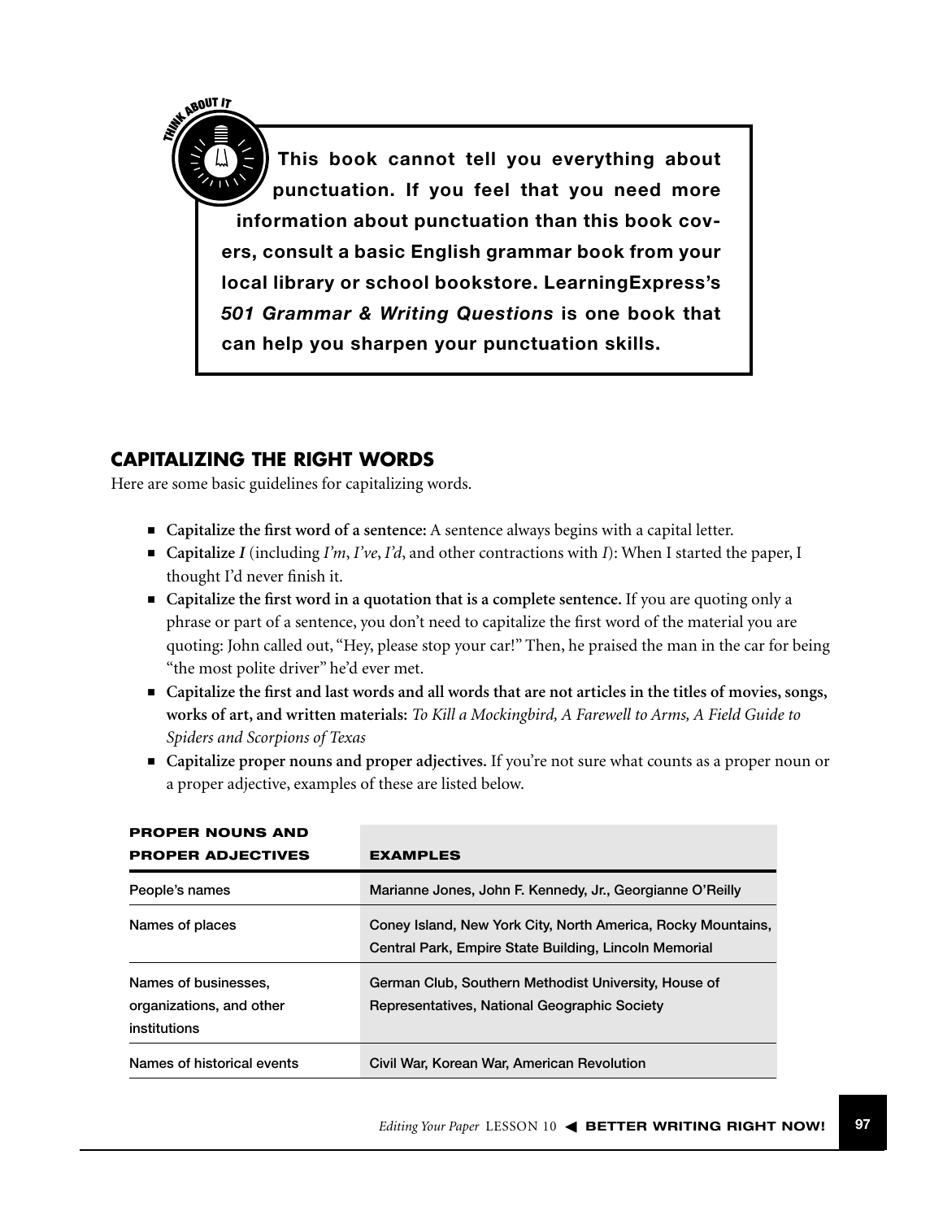THINK ABOUT IT

**This book cannot tell you everything about punctuation. If you feel that you need more information about punctuation than this book covers, consult a basic English grammar book from your local library or school bookstore. LearningExpress's *501 Grammar & Writing Questions* is one book that can help you sharpen your punctuation skills.**

## CAPITALIZING THE RIGHT WORDS

Here are some basic guidelines for capitalizing words.

- **Capitalize the first word of a sentence:** A sentence always begins with a capital letter.
- **Capitalize *I*** (including *I'm*, *I've*, *I'd*, and other contractions with *I*): When I started the paper, I thought I'd never finish it.
- **Capitalize the first word in a quotation that is a complete sentence.** If you are quoting only a phrase or part of a sentence, you don't need to capitalize the first word of the material you are quoting: John called out, "Hey, please stop your car!" Then, he praised the man in the car for being "the most polite driver" he'd ever met.
- **Capitalize the first and last words and all words that are not articles in the titles of movies, songs, works of art, and written materials:** *To Kill a Mockingbird, A Farewell to Arms, A Field Guide to Spiders and Scorpions of Texas*
- **Capitalize proper nouns and proper adjectives.** If you're not sure what counts as a proper noun or a proper adjective, examples of these are listed below.

| PROPER NOUNS AND PROPER ADJECTIVES | EXAMPLES |
|---|---|
| People's names | Marianne Jones, John F. Kennedy, Jr., Georgianne O'Reilly |
| Names of places | Coney Island, New York City, North America, Rocky Mountains, Central Park, Empire State Building, Lincoln Memorial |
| Names of businesses, organizations, and other institutions | German Club, Southern Methodist University, House of Representatives, National Geographic Society |
| Names of historical events | Civil War, Korean War, American Revolution |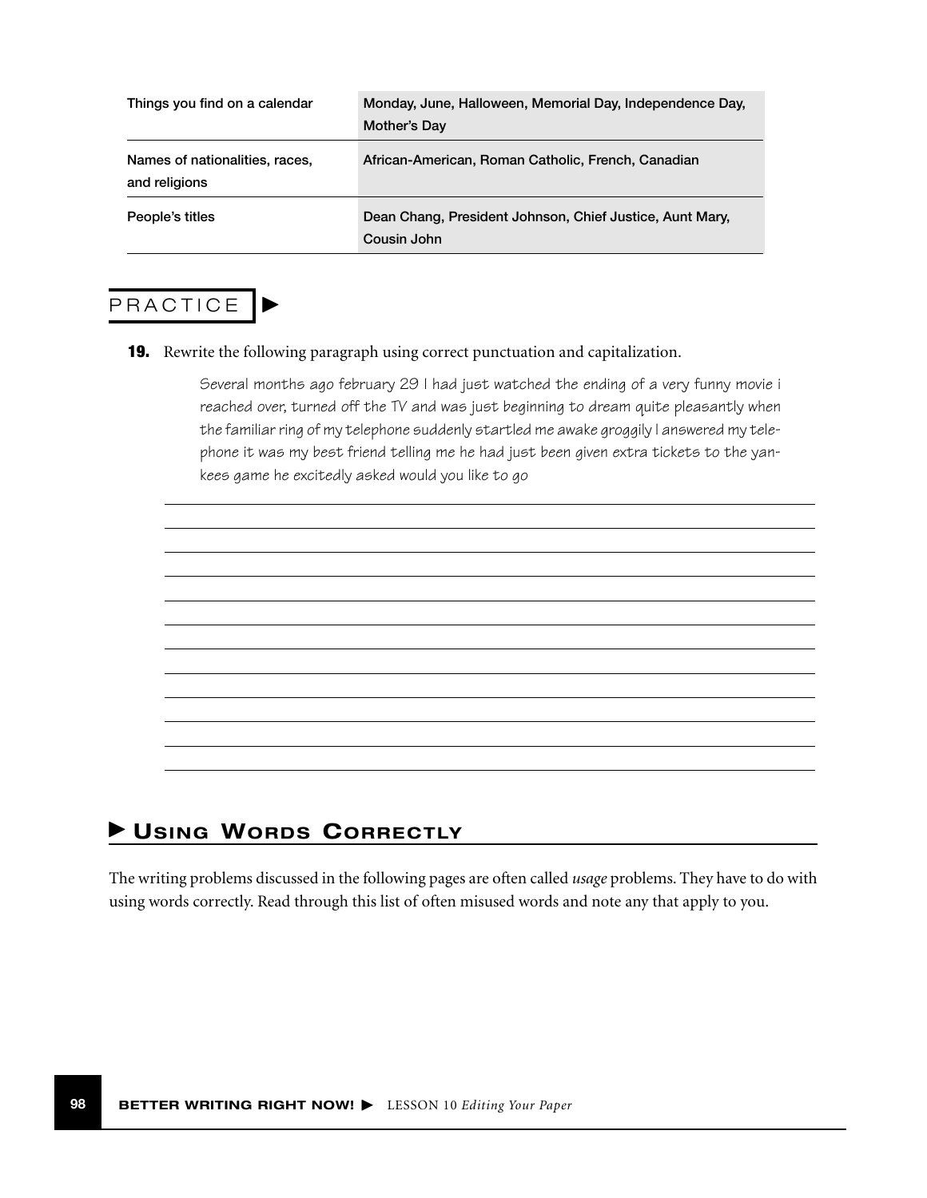| | |
|---|---|
| Things you find on a calendar | Monday, June, Halloween, Memorial Day, Independence Day, Mother's Day |
| Names of nationalities, races, and religions | African-American, Roman Catholic, French, Canadian |
| People's titles | Dean Chang, President Johnson, Chief Justice, Aunt Mary, Cousin John |

## PRACTICE

**19.** Rewrite the following paragraph using correct punctuation and capitalization.

> Several months ago february 29 I had just watched the ending of a very funny movie i reached over, turned off the TV and was just beginning to dream quite pleasantly when the familiar ring of my telephone suddenly startled me awake groggily I answered my telephone it was my best friend telling me he had just been given extra tickets to the yankees game he excitedly asked would you like to go

## ▶ Using Words Correctly

The writing problems discussed in the following pages are often called *usage* problems. They have to do with using words correctly. Read through this list of often misused words and note any that apply to you.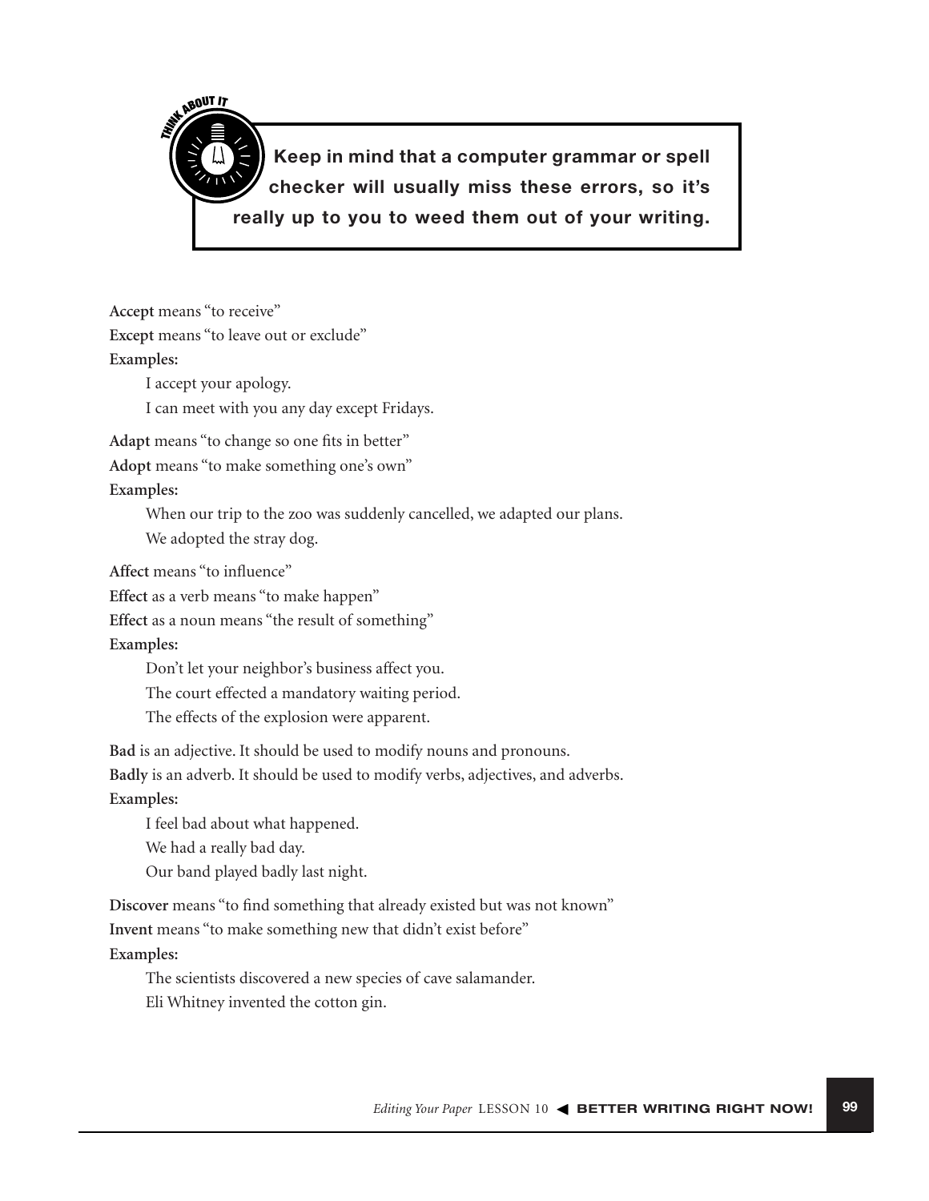> **THINK ABOUT IT**
>
> **Keep in mind that a computer grammar or spell checker will usually miss these errors, so it's really up to you to weed them out of your writing.**

**Accept** means "to receive"

**Except** means "to leave out or exclude"

**Examples:**

I accept your apology.

I can meet with you any day except Fridays.

**Adapt** means "to change so one fits in better"

**Adopt** means "to make something one's own"

**Examples:**

When our trip to the zoo was suddenly cancelled, we adapted our plans.

We adopted the stray dog.

**Affect** means "to influence"

**Effect** as a verb means "to make happen"

**Effect** as a noun means "the result of something"

**Examples:**

Don't let your neighbor's business affect you.

The court effected a mandatory waiting period.

The effects of the explosion were apparent.

**Bad** is an adjective. It should be used to modify nouns and pronouns.

**Badly** is an adverb. It should be used to modify verbs, adjectives, and adverbs.

**Examples:**

I feel bad about what happened.

We had a really bad day.

Our band played badly last night.

**Discover** means "to find something that already existed but was not known"

**Invent** means "to make something new that didn't exist before"

**Examples:**

The scientists discovered a new species of cave salamander.

Eli Whitney invented the cotton gin.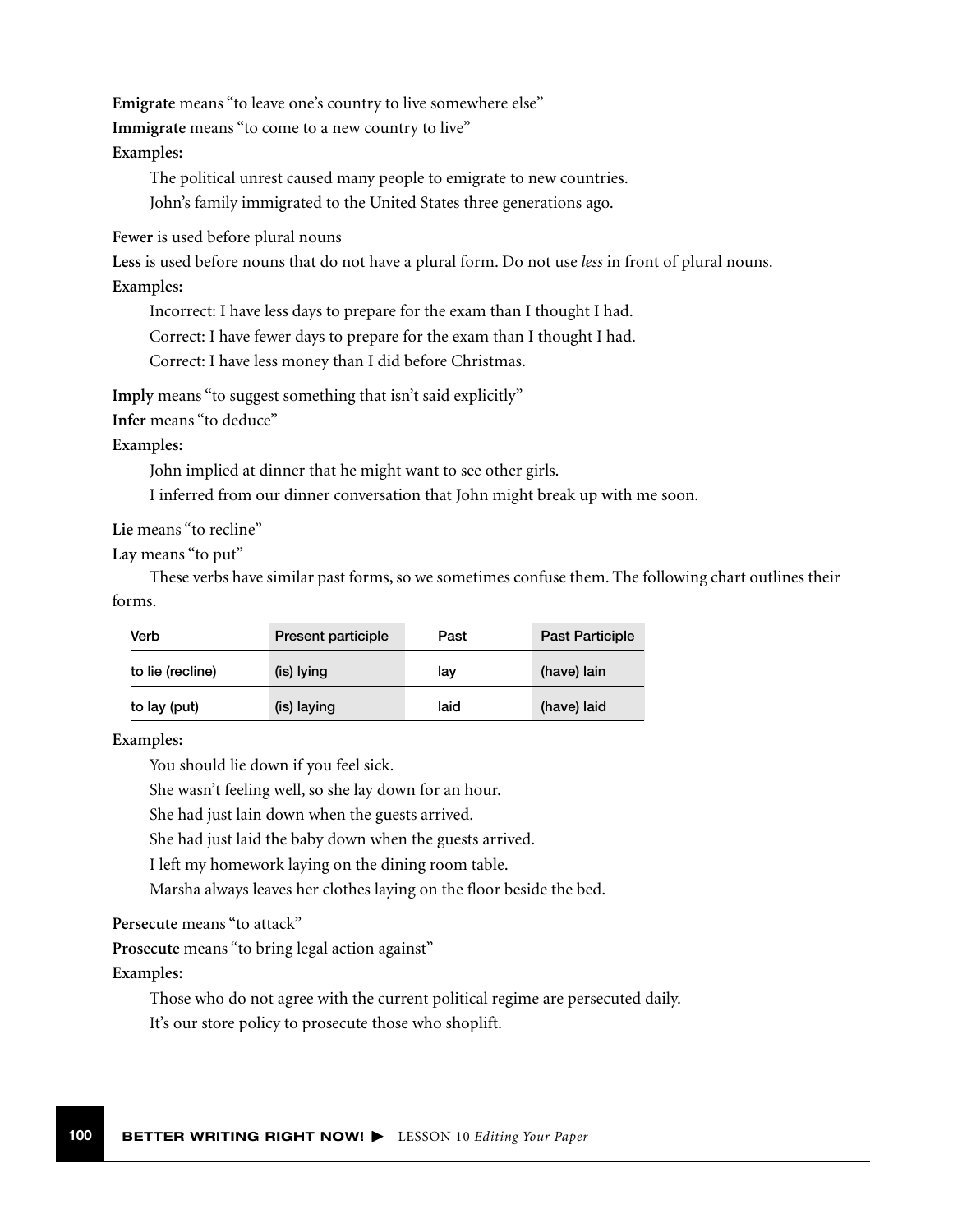**Emigrate** means "to leave one's country to live somewhere else"

**Immigrate** means "to come to a new country to live"

**Examples:**

The political unrest caused many people to emigrate to new countries.

John's family immigrated to the United States three generations ago.

**Fewer** is used before plural nouns

**Less** is used before nouns that do not have a plural form. Do not use *less* in front of plural nouns.

**Examples:**

Incorrect: I have less days to prepare for the exam than I thought I had.

Correct: I have fewer days to prepare for the exam than I thought I had.

Correct: I have less money than I did before Christmas.

**Imply** means "to suggest something that isn't said explicitly"

**Infer** means "to deduce"

**Examples:**

John implied at dinner that he might want to see other girls.

I inferred from our dinner conversation that John might break up with me soon.

**Lie** means "to recline"

**Lay** means "to put"

These verbs have similar past forms, so we sometimes confuse them. The following chart outlines their forms.

| Verb | Present participle | Past | Past Participle |
|---|---|---|---|
| to lie (recline) | (is) lying | lay | (have) lain |
| to lay (put) | (is) laying | laid | (have) laid |

**Examples:**

You should lie down if you feel sick.

She wasn't feeling well, so she lay down for an hour.

She had just lain down when the guests arrived.

She had just laid the baby down when the guests arrived.

I left my homework laying on the dining room table.

Marsha always leaves her clothes laying on the floor beside the bed.

**Persecute** means "to attack"

**Prosecute** means "to bring legal action against"

**Examples:**

Those who do not agree with the current political regime are persecuted daily.

It's our store policy to prosecute those who shoplift.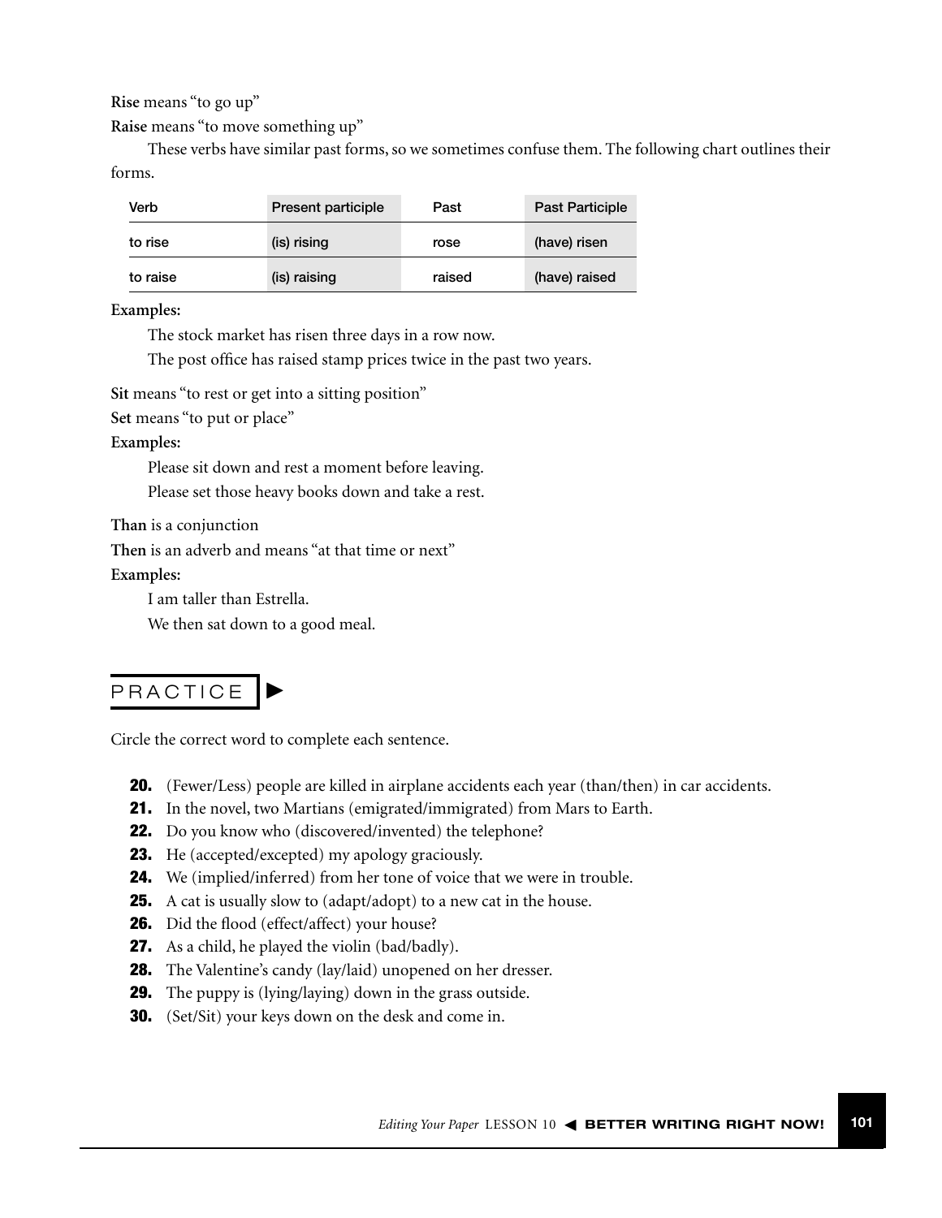**Rise** means "to go up"

**Raise** means "to move something up"

These verbs have similar past forms, so we sometimes confuse them. The following chart outlines their forms.

| Verb | Present participle | Past | Past Participle |
|---|---|---|---|
| to rise | (is) rising | rose | (have) risen |
| to raise | (is) raising | raised | (have) raised |

**Examples:**

The stock market has risen three days in a row now.

The post office has raised stamp prices twice in the past two years.

**Sit** means "to rest or get into a sitting position"

**Set** means "to put or place"

**Examples:**

Please sit down and rest a moment before leaving.

Please set those heavy books down and take a rest.

**Than** is a conjunction

**Then** is an adverb and means "at that time or next"

**Examples:**

I am taller than Estrella.

We then sat down to a good meal.

## PRACTICE

Circle the correct word to complete each sentence.

**20.** (Fewer/Less) people are killed in airplane accidents each year (than/then) in car accidents.

**21.** In the novel, two Martians (emigrated/immigrated) from Mars to Earth.

**22.** Do you know who (discovered/invented) the telephone?

**23.** He (accepted/excepted) my apology graciously.

**24.** We (implied/inferred) from her tone of voice that we were in trouble.

**25.** A cat is usually slow to (adapt/adopt) to a new cat in the house.

**26.** Did the flood (effect/affect) your house?

**27.** As a child, he played the violin (bad/badly).

**28.** The Valentine's candy (lay/laid) unopened on her dresser.

**29.** The puppy is (lying/laying) down in the grass outside.

**30.** (Set/Sit) your keys down on the desk and come in.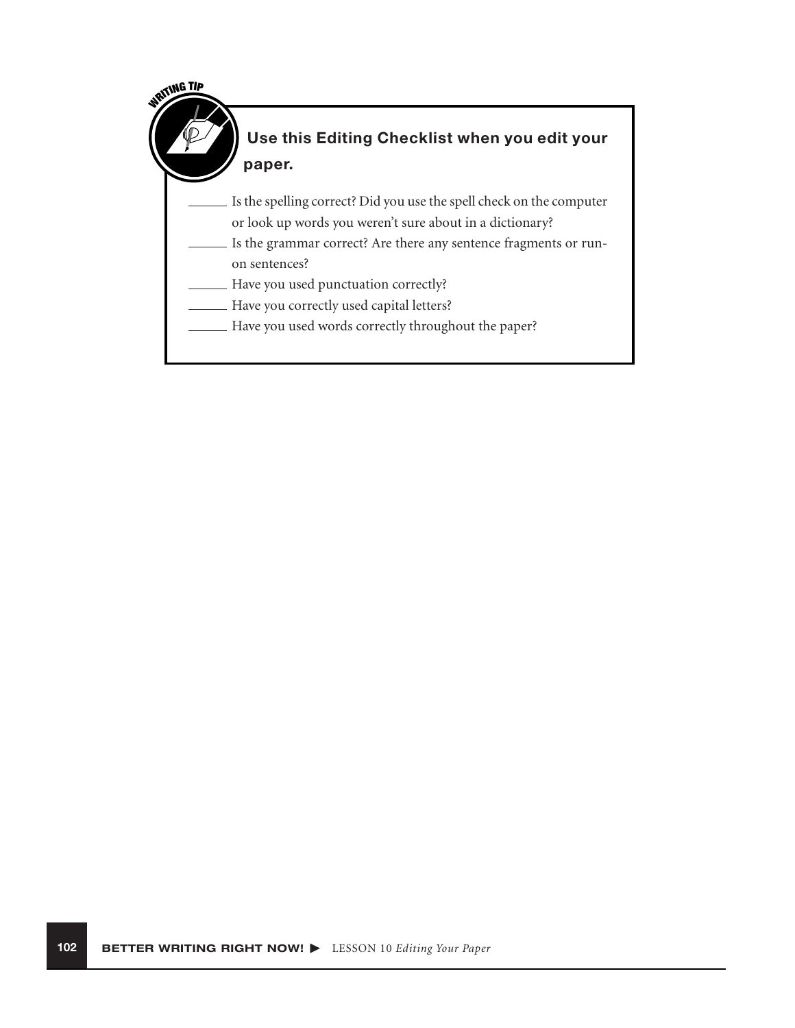WRITING TIP

**Use this Editing Checklist when you edit your paper.**

______ Is the spelling correct? Did you use the spell check on the computer or look up words you weren't sure about in a dictionary?

______ Is the grammar correct? Are there any sentence fragments or run-on sentences?

______ Have you used punctuation correctly?

______ Have you correctly used capital letters?

______ Have you used words correctly throughout the paper?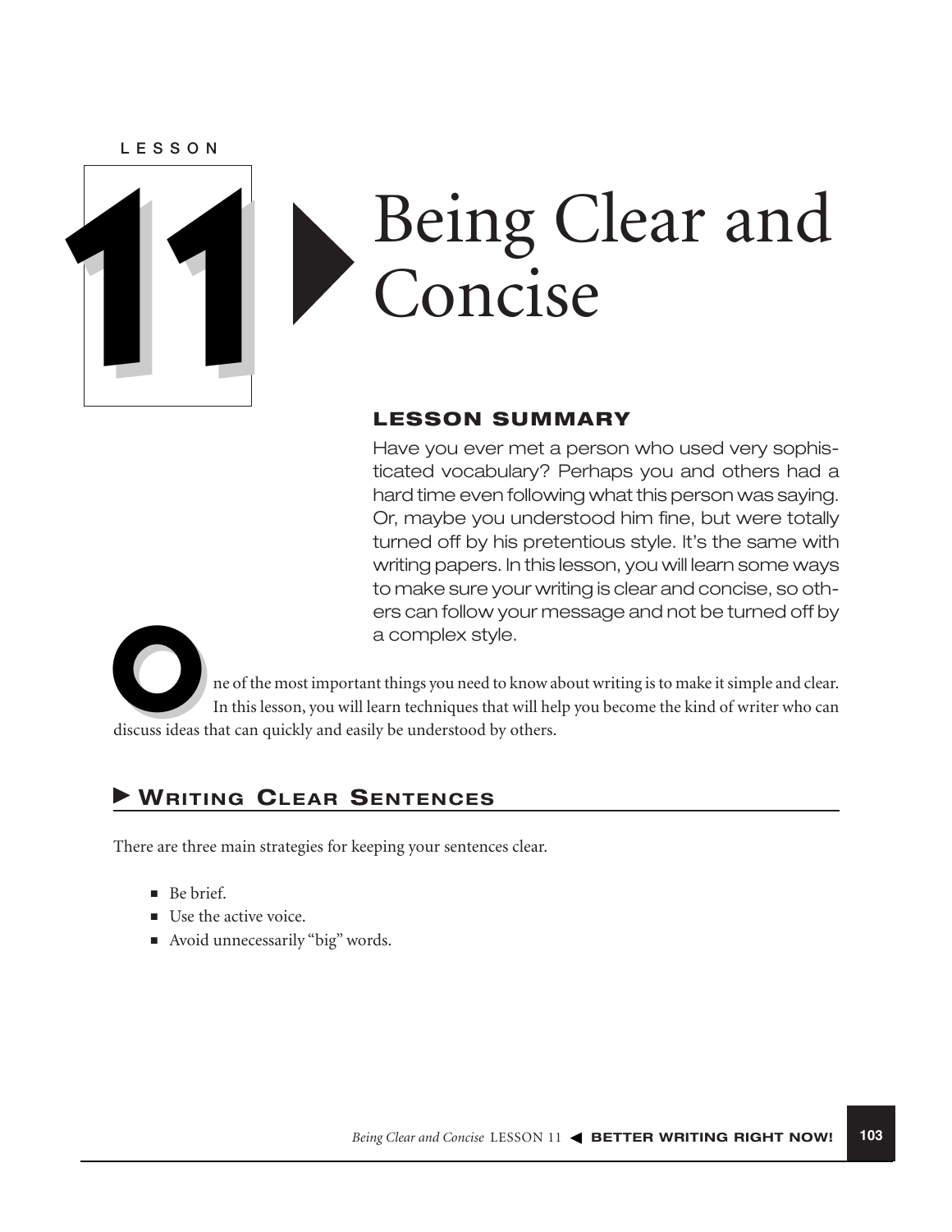LESSON

# 11 Being Clear and Concise

## LESSON SUMMARY

Have you ever met a person who used very sophisticated vocabulary? Perhaps you and others had a hard time even following what this person was saying. Or, maybe you understood him fine, but were totally turned off by his pretentious style. It's the same with writing papers. In this lesson, you will learn some ways to make sure your writing is clear and concise, so others can follow your message and not be turned off by a complex style.

One of the most important things you need to know about writing is to make it simple and clear. In this lesson, you will learn techniques that will help you become the kind of writer who can discuss ideas that can quickly and easily be understood by others.

## Writing Clear Sentences

There are three main strategies for keeping your sentences clear.

- Be brief.
- Use the active voice.
- Avoid unnecessarily "big" words.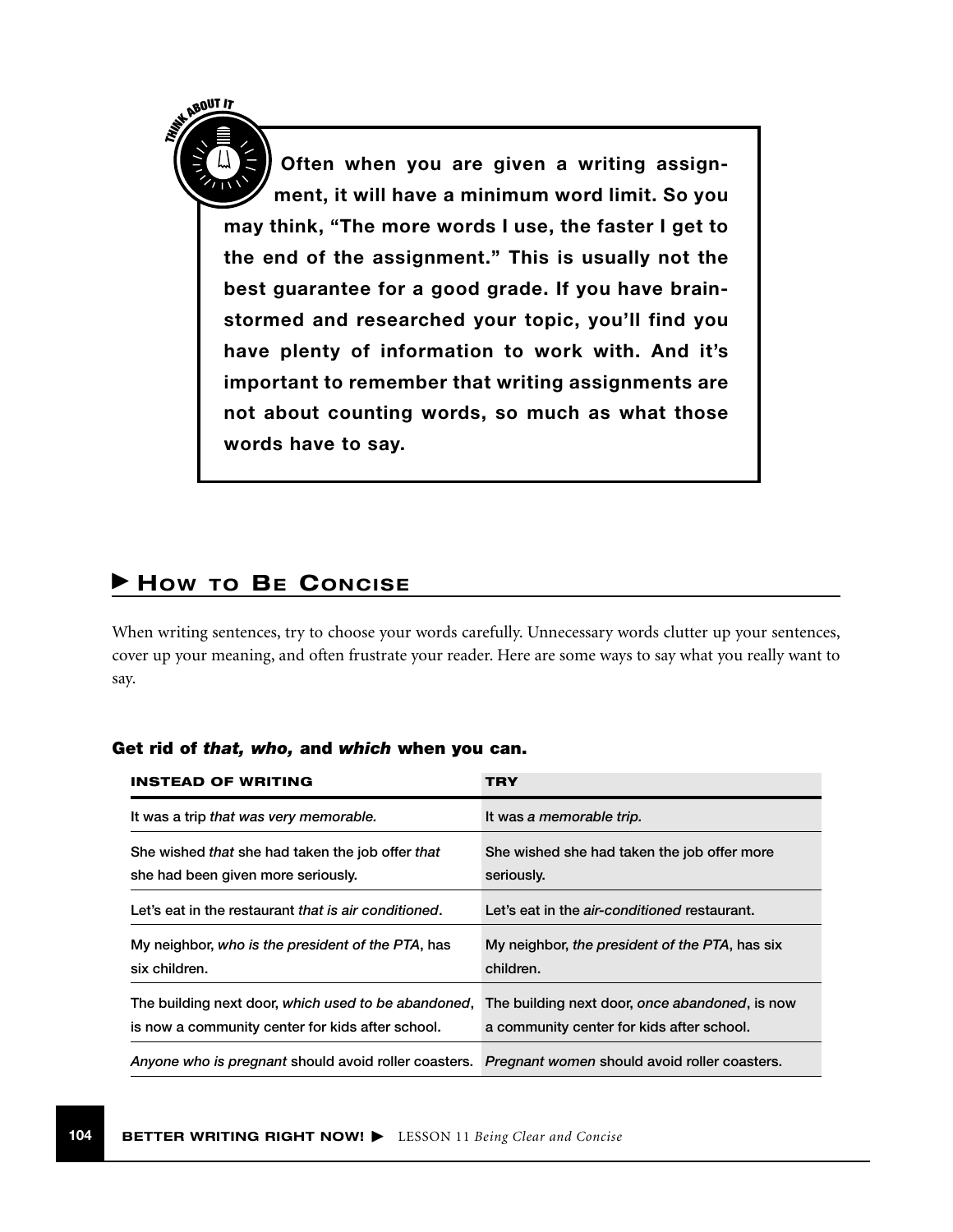**THINK ABOUT IT**

**Often when you are given a writing assignment, it will have a minimum word limit. So you may think, "The more words I use, the faster I get to the end of the assignment." This is usually not the best guarantee for a good grade. If you have brainstormed and researched your topic, you'll find you have plenty of information to work with. And it's important to remember that writing assignments are not about counting words, so much as what those words have to say.**

## ▶ How to Be Concise

When writing sentences, try to choose your words carefully. Unnecessary words clutter up your sentences, cover up your meaning, and often frustrate your reader. Here are some ways to say what you really want to say.

### Get rid of *that, who,* and *which* when you can.

| INSTEAD OF WRITING | TRY |
|---|---|
| It was a trip *that was very memorable.* | It was a *memorable trip.* |
| She wished *that* she had taken the job offer *that* she had been given more seriously. | She wished she had taken the job offer more seriously. |
| Let's eat in the restaurant *that is air conditioned*. | Let's eat in the *air-conditioned* restaurant. |
| My neighbor, *who is the president of the PTA*, has six children. | My neighbor, *the president of the PTA*, has six children. |
| The building next door, *which used to be abandoned*, is now a community center for kids after school. | The building next door, *once abandoned*, is now a community center for kids after school. |
| *Anyone who is pregnant* should avoid roller coasters. | *Pregnant women* should avoid roller coasters. |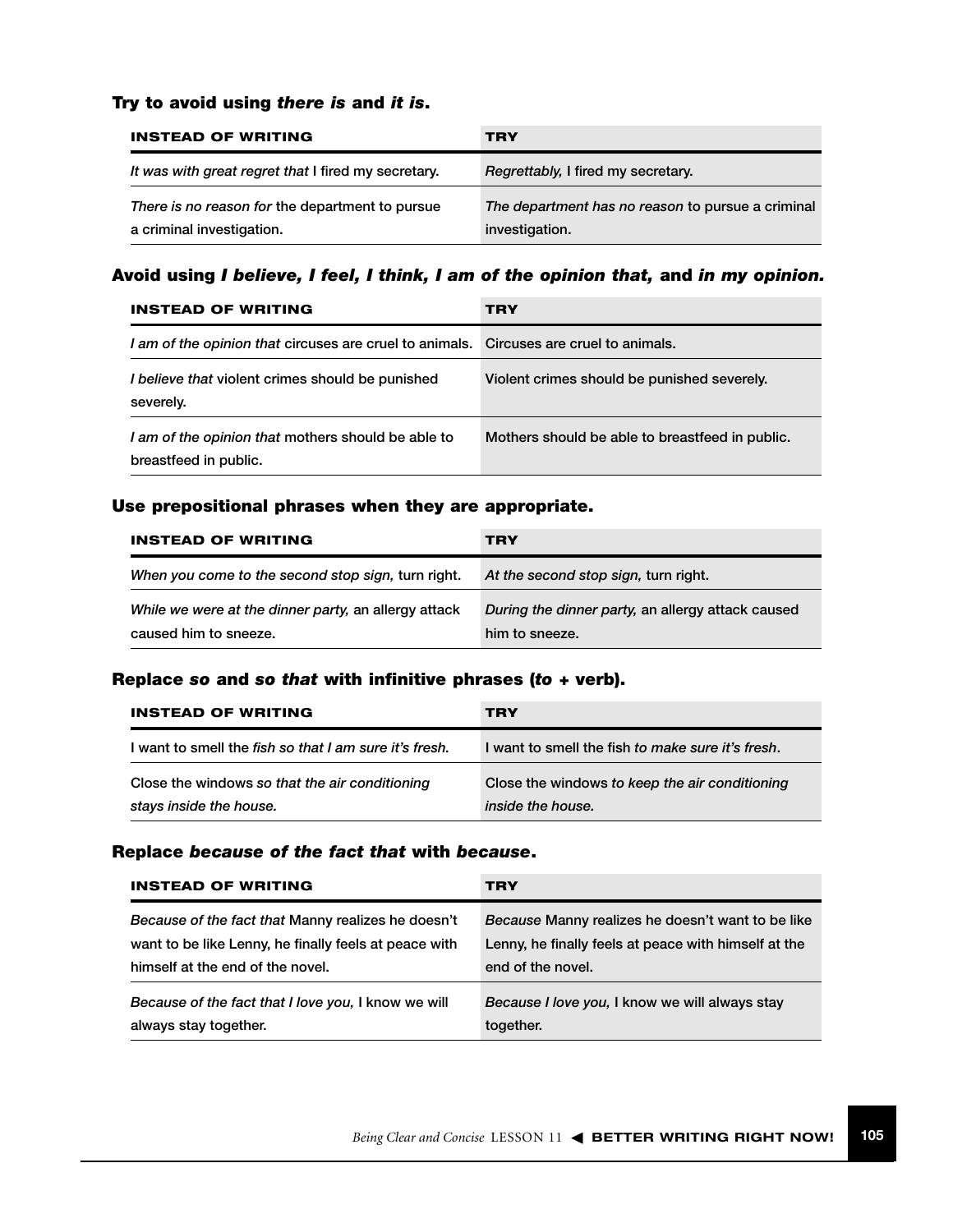### Try to avoid using *there is* and *it is*.

| INSTEAD OF WRITING | TRY |
|---|---|
| *It was with great regret that* I fired my secretary. | *Regrettably,* I fired my secretary. |
| *There is no reason for* the department to pursue a criminal investigation. | *The department has no reason* to pursue a criminal investigation. |

### Avoid using *I believe, I feel, I think, I am of the opinion that,* and *in my opinion.*

| INSTEAD OF WRITING | TRY |
|---|---|
| *I am of the opinion that* circuses are cruel to animals. | Circuses are cruel to animals. |
| *I believe that* violent crimes should be punished severely. | Violent crimes should be punished severely. |
| *I am of the opinion that* mothers should be able to breastfeed in public. | Mothers should be able to breastfeed in public. |

### Use prepositional phrases when they are appropriate.

| INSTEAD OF WRITING | TRY |
|---|---|
| *When you come to the second stop sign,* turn right. | *At the second stop sign,* turn right. |
| *While we were at the dinner party,* an allergy attack caused him to sneeze. | *During the dinner party,* an allergy attack caused him to sneeze. |

### Replace *so* and *so that* with infinitive phrases (*to* + verb).

| INSTEAD OF WRITING | TRY |
|---|---|
| I want to smell the *fish so that I am sure it's fresh.* | I want to smell the fish *to make sure it's fresh*. |
| Close the windows *so that the air conditioning stays inside the house.* | Close the windows *to keep the air conditioning inside the house.* |

### Replace *because of the fact that* with *because*.

| INSTEAD OF WRITING | TRY |
|---|---|
| *Because of the fact that* Manny realizes he doesn't want to be like Lenny, he finally feels at peace with himself at the end of the novel. | *Because* Manny realizes he doesn't want to be like Lenny, he finally feels at peace with himself at the end of the novel. |
| *Because of the fact that I love you,* I know we will always stay together. | *Because I love you,* I know we will always stay together. |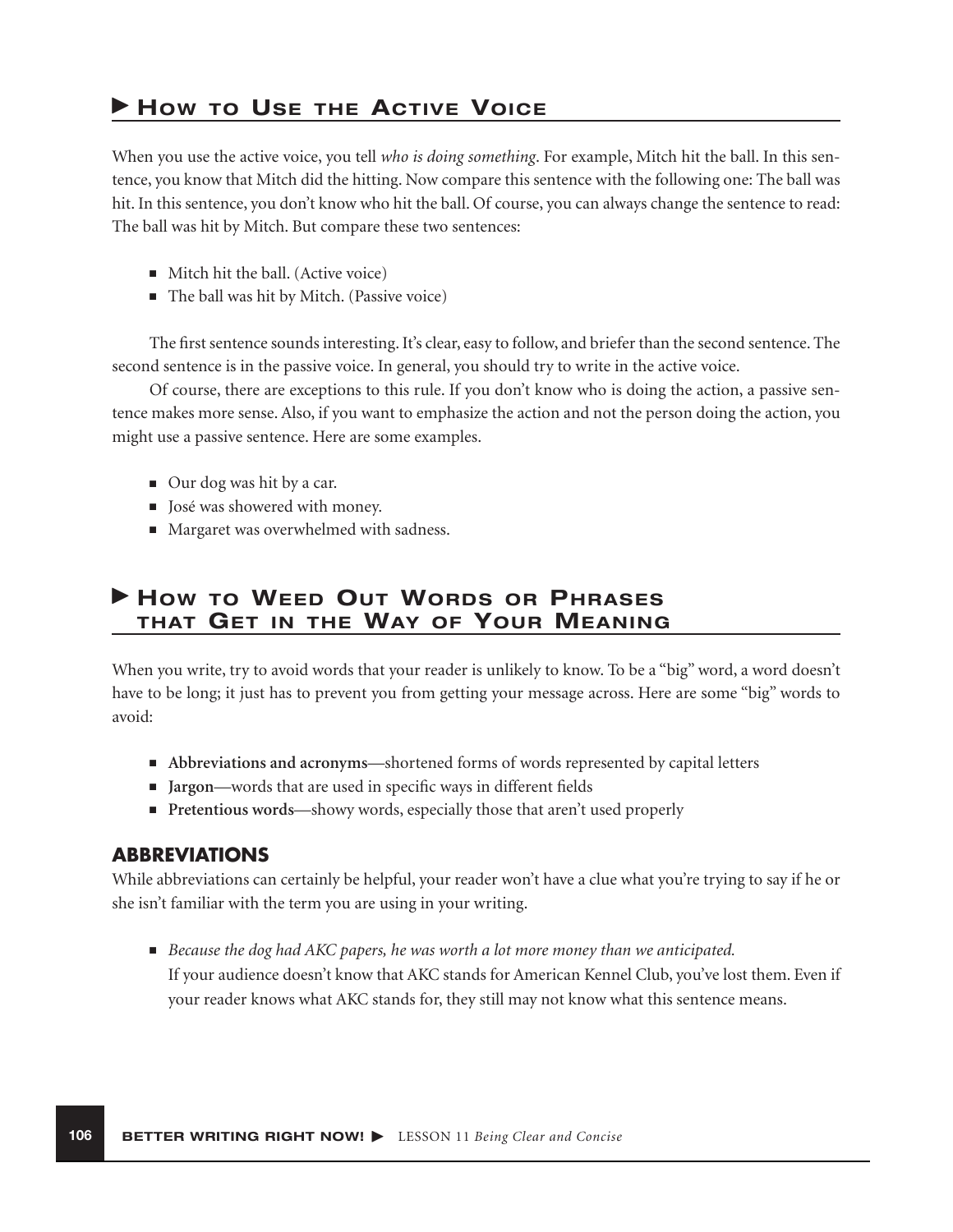## ▶ How to Use the Active Voice

When you use the active voice, you tell *who is doing something*. For example, Mitch hit the ball. In this sentence, you know that Mitch did the hitting. Now compare this sentence with the following one: The ball was hit. In this sentence, you don't know who hit the ball. Of course, you can always change the sentence to read: The ball was hit by Mitch. But compare these two sentences:

- Mitch hit the ball. (Active voice)
- The ball was hit by Mitch. (Passive voice)

The first sentence sounds interesting. It's clear, easy to follow, and briefer than the second sentence. The second sentence is in the passive voice. In general, you should try to write in the active voice.

Of course, there are exceptions to this rule. If you don't know who is doing the action, a passive sentence makes more sense. Also, if you want to emphasize the action and not the person doing the action, you might use a passive sentence. Here are some examples.

- Our dog was hit by a car.
- José was showered with money.
- Margaret was overwhelmed with sadness.

## ▶ How to Weed Out Words or Phrases that Get in the Way of Your Meaning

When you write, try to avoid words that your reader is unlikely to know. To be a "big" word, a word doesn't have to be long; it just has to prevent you from getting your message across. Here are some "big" words to avoid:

- **Abbreviations and acronyms**—shortened forms of words represented by capital letters
- **Jargon**—words that are used in specific ways in different fields
- **Pretentious words**—showy words, especially those that aren't used properly

### ABBREVIATIONS

While abbreviations can certainly be helpful, your reader won't have a clue what you're trying to say if he or she isn't familiar with the term you are using in your writing.

- *Because the dog had AKC papers, he was worth a lot more money than we anticipated.*
  If your audience doesn't know that AKC stands for American Kennel Club, you've lost them. Even if your reader knows what AKC stands for, they still may not know what this sentence means.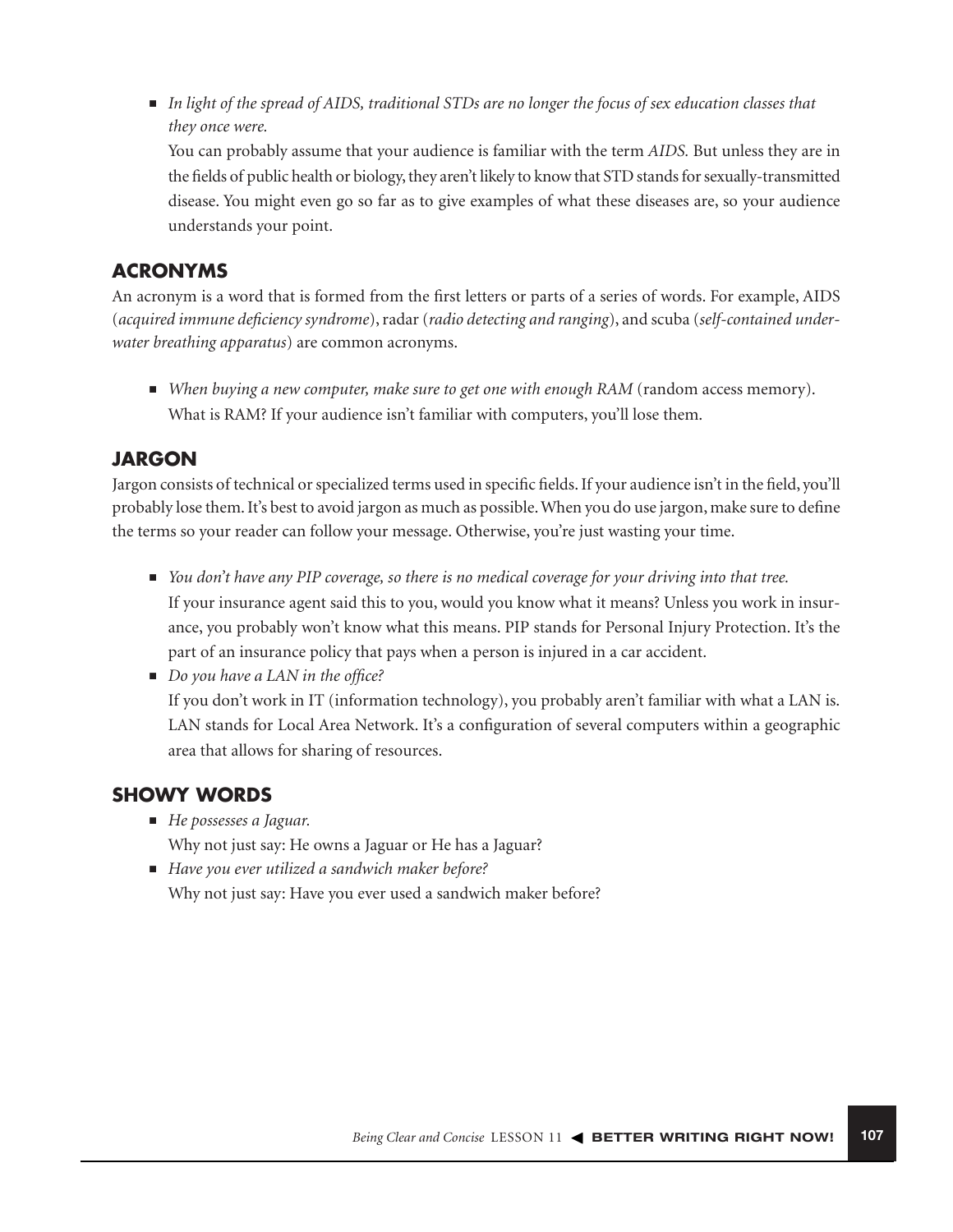- *In light of the spread of AIDS, traditional STDs are no longer the focus of sex education classes that they once were.*

  You can probably assume that your audience is familiar with the term *AIDS.* But unless they are in the fields of public health or biology, they aren't likely to know that STD stands for sexually-transmitted disease. You might even go so far as to give examples of what these diseases are, so your audience understands your point.

## ACRONYMS

An acronym is a word that is formed from the first letters or parts of a series of words. For example, AIDS (*acquired immune deficiency syndrome*), radar (*radio detecting and ranging*), and scuba (*self-contained underwater breathing apparatus*) are common acronyms.

- *When buying a new computer, make sure to get one with enough RAM* (random access memory).

  What is RAM? If your audience isn't familiar with computers, you'll lose them.

## JARGON

Jargon consists of technical or specialized terms used in specific fields. If your audience isn't in the field, you'll probably lose them. It's best to avoid jargon as much as possible. When you do use jargon, make sure to define the terms so your reader can follow your message. Otherwise, you're just wasting your time.

- *You don't have any PIP coverage, so there is no medical coverage for your driving into that tree.*

  If your insurance agent said this to you, would you know what it means? Unless you work in insurance, you probably won't know what this means. PIP stands for Personal Injury Protection. It's the part of an insurance policy that pays when a person is injured in a car accident.

- *Do you have a LAN in the office?*

  If you don't work in IT (information technology), you probably aren't familiar with what a LAN is. LAN stands for Local Area Network. It's a configuration of several computers within a geographic area that allows for sharing of resources.

## SHOWY WORDS

- *He possesses a Jaguar.*

  Why not just say: He owns a Jaguar or He has a Jaguar?

- *Have you ever utilized a sandwich maker before?*

  Why not just say: Have you ever used a sandwich maker before?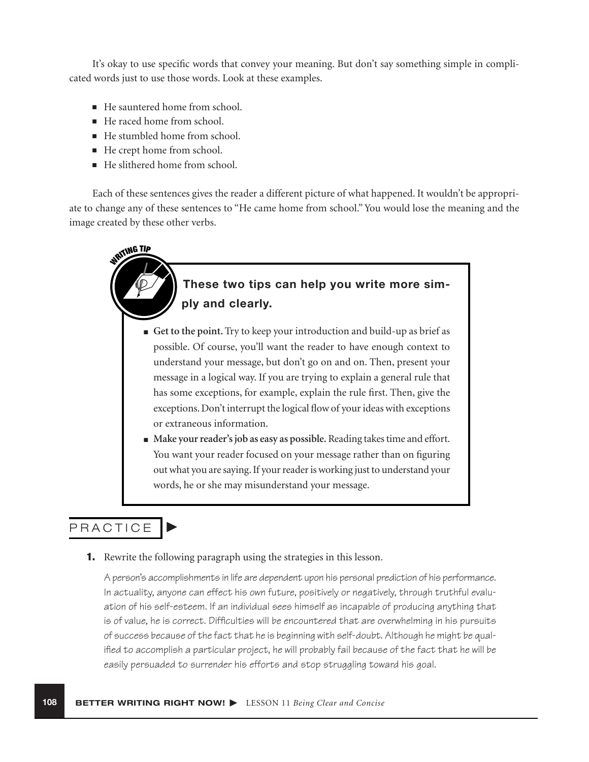It's okay to use specific words that convey your meaning. But don't say something simple in complicated words just to use those words. Look at these examples.

- He sauntered home from school.
- He raced home from school.
- He stumbled home from school.
- He crept home from school.
- He slithered home from school.

Each of these sentences gives the reader a different picture of what happened. It wouldn't be appropriate to change any of these sentences to "He came home from school." You would lose the meaning and the image created by these other verbs.

WRITING TIP

**These two tips can help you write more simply and clearly.**

- **Get to the point.** Try to keep your introduction and build-up as brief as possible. Of course, you'll want the reader to have enough context to understand your message, but don't go on and on. Then, present your message in a logical way. If you are trying to explain a general rule that has some exceptions, for example, explain the rule first. Then, give the exceptions. Don't interrupt the logical flow of your ideas with exceptions or extraneous information.
- **Make your reader's job as easy as possible.** Reading takes time and effort. You want your reader focused on your message rather than on figuring out what you are saying. If your reader is working just to understand your words, he or she may misunderstand your message.

## PRACTICE ►

**1.** Rewrite the following paragraph using the strategies in this lesson.

A person's accomplishments in life are dependent upon his personal prediction of his performance. In actuality, anyone can effect his own future, positively or negatively, through truthful evaluation of his self-esteem. If an individual sees himself as incapable of producing anything that is of value, he is correct. Difficulties will be encountered that are overwhelming in his pursuits of success because of the fact that he is beginning with self-doubt. Although he might be qualified to accomplish a particular project, he will probably fail because of the fact that he will be easily persuaded to surrender his efforts and stop struggling toward his goal.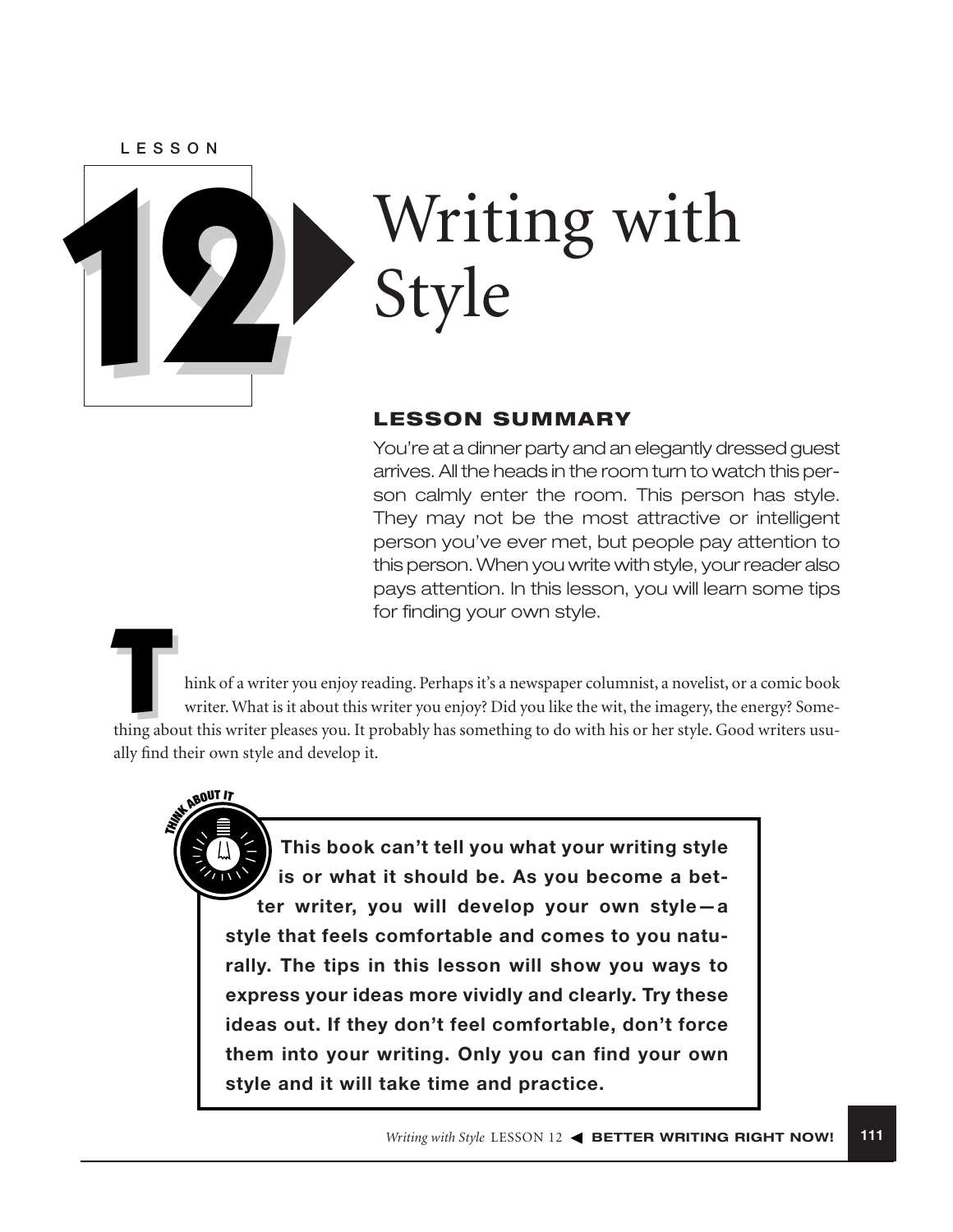LESSON

# 12 Writing with Style

## LESSON SUMMARY

You're at a dinner party and an elegantly dressed guest arrives. All the heads in the room turn to watch this person calmly enter the room. This person has style. They may not be the most attractive or intelligent person you've ever met, but people pay attention to this person. When you write with style, your reader also pays attention. In this lesson, you will learn some tips for finding your own style.

Think of a writer you enjoy reading. Perhaps it's a newspaper columnist, a novelist, or a comic book writer. What is it about this writer you enjoy? Did you like the wit, the imagery, the energy? Something about this writer pleases you. It probably has something to do with his or her style. Good writers usually find their own style and develop it.

> **THINK ABOUT IT**
>
> **This book can't tell you what your writing style is or what it should be. As you become a better writer, you will develop your own style—a style that feels comfortable and comes to you naturally. The tips in this lesson will show you ways to express your ideas more vividly and clearly. Try these ideas out. If they don't feel comfortable, don't force them into your writing. Only you can find your own style and it will take time and practice.**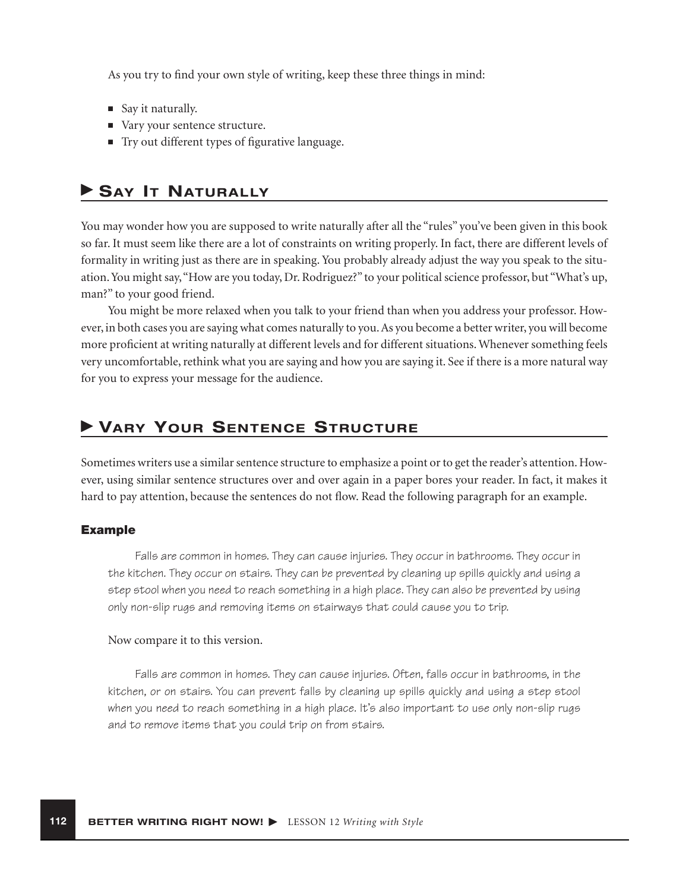As you try to find your own style of writing, keep these three things in mind:

- Say it naturally.
- Vary your sentence structure.
- Try out different types of figurative language.

## Say It Naturally

You may wonder how you are supposed to write naturally after all the "rules" you've been given in this book so far. It must seem like there are a lot of constraints on writing properly. In fact, there are different levels of formality in writing just as there are in speaking. You probably already adjust the way you speak to the situation. You might say, "How are you today, Dr. Rodriguez?" to your political science professor, but "What's up, man?" to your good friend.

You might be more relaxed when you talk to your friend than when you address your professor. However, in both cases you are saying what comes naturally to you. As you become a better writer, you will become more proficient at writing naturally at different levels and for different situations. Whenever something feels very uncomfortable, rethink what you are saying and how you are saying it. See if there is a more natural way for you to express your message for the audience.

## Vary Your Sentence Structure

Sometimes writers use a similar sentence structure to emphasize a point or to get the reader's attention. However, using similar sentence structures over and over again in a paper bores your reader. In fact, it makes it hard to pay attention, because the sentences do not flow. Read the following paragraph for an example.

### Example

> Falls are common in homes. They can cause injuries. They occur in bathrooms. They occur in the kitchen. They occur on stairs. They can be prevented by cleaning up spills quickly and using a step stool when you need to reach something in a high place. They can also be prevented by using only non-slip rugs and removing items on stairways that could cause you to trip.

Now compare it to this version.

> Falls are common in homes. They can cause injuries. Often, falls occur in bathrooms, in the kitchen, or on stairs. You can prevent falls by cleaning up spills quickly and using a step stool when you need to reach something in a high place. It's also important to use only non-slip rugs and to remove items that you could trip on from stairs.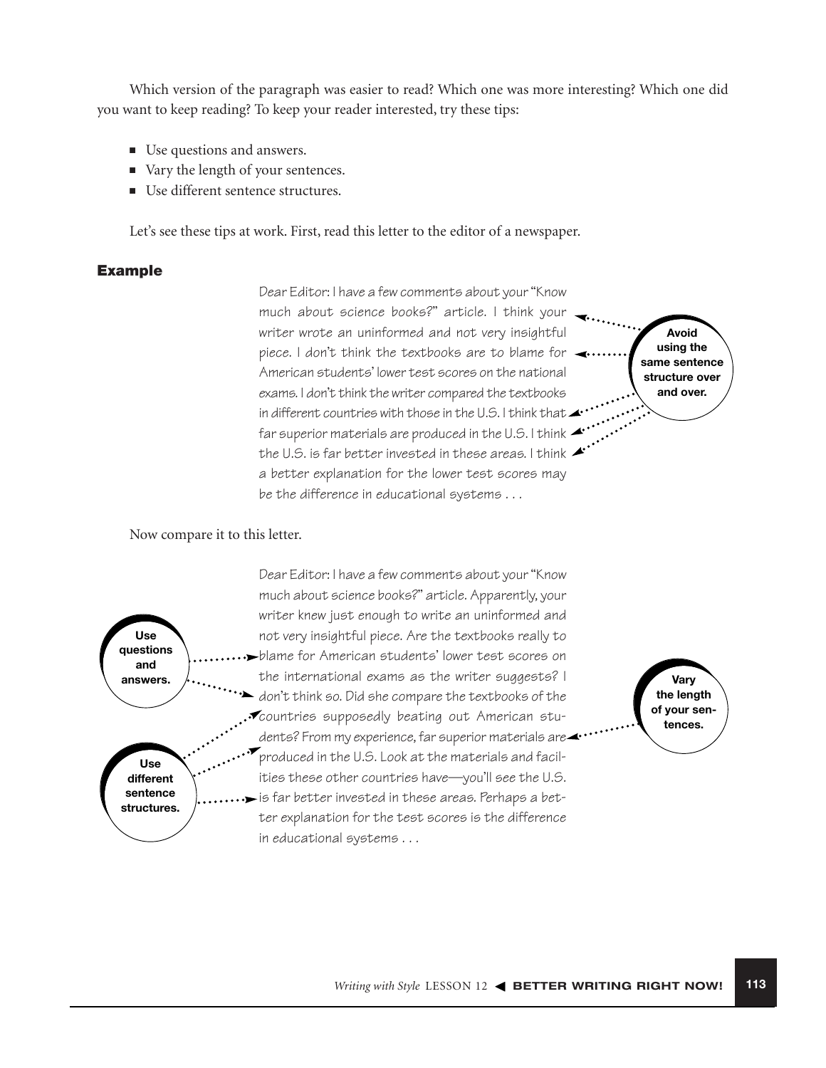Which version of the paragraph was easier to read? Which one was more interesting? Which one did you want to keep reading? To keep your reader interested, try these tips:

- Use questions and answers.
- Vary the length of your sentences.
- Use different sentence structures.

Let's see these tips at work. First, read this letter to the editor of a newspaper.

### Example

Dear Editor: I have a few comments about your "Know much about science books?" article. I think your writer wrote an uninformed and not very insightful piece. I don't think the textbooks are to blame for American students' lower test scores on the national exams. I don't think the writer compared the textbooks in different countries with those in the U.S. I think that far superior materials are produced in the U.S. I think the U.S. is far better invested in these areas. I think a better explanation for the lower test scores may be the difference in educational systems . . .

**Avoid using the same sentence structure over and over.**

Now compare it to this letter.

Dear Editor: I have a few comments about your "Know much about science books?" article. Apparently, your writer knew just enough to write an uninformed and not very insightful piece. Are the textbooks really to blame for American students' lower test scores on the international exams as the writer suggests? I don't think so. Did she compare the textbooks of the countries supposedly beating out American students? From my experience, far superior materials are produced in the U.S. Look at the materials and facilities these other countries have—you'll see the U.S. is far better invested in these areas. Perhaps a better explanation for the test scores is the difference in educational systems . . .

**Use questions and answers.**

**Use different sentence structures.**

**Vary the length of your sentences.**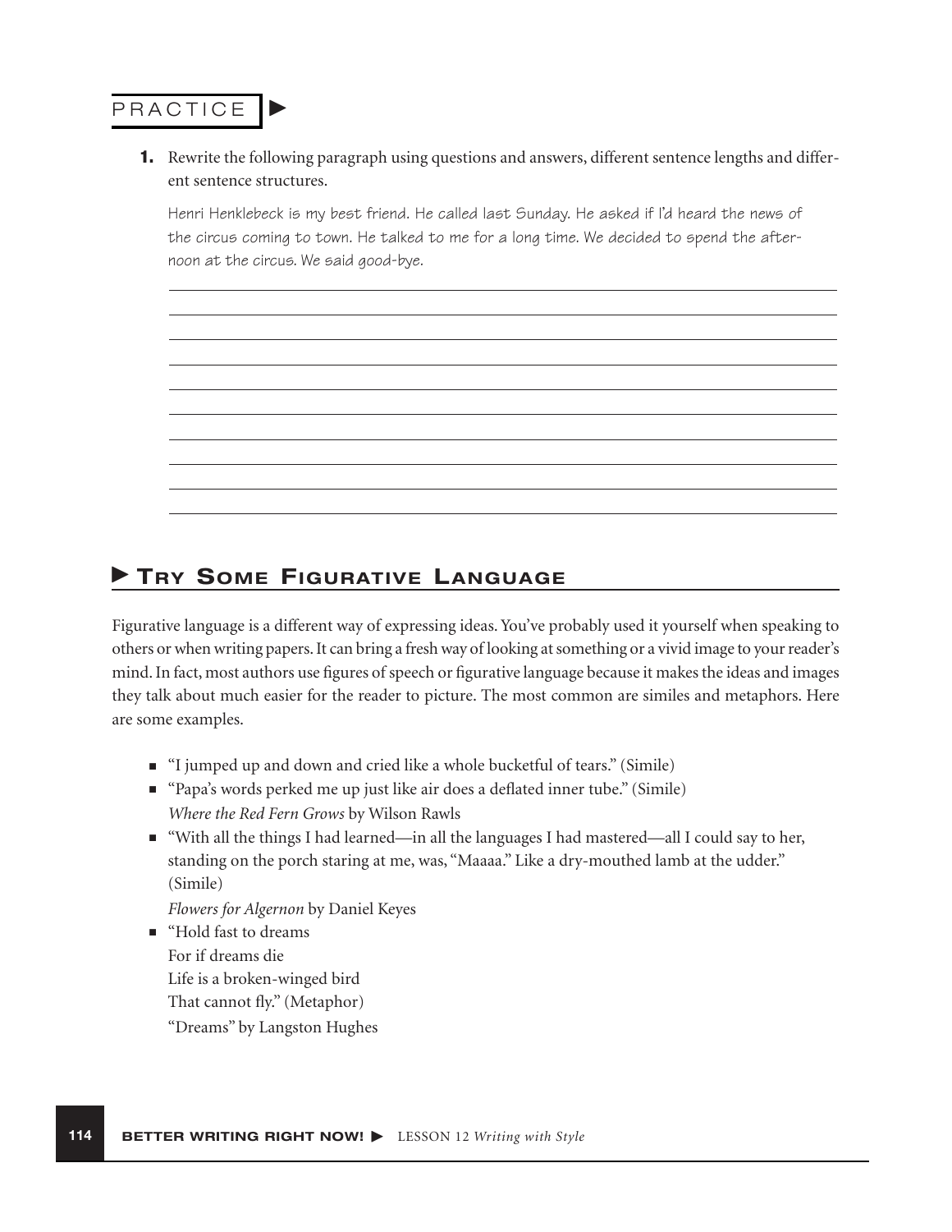## PRACTICE

**1.** Rewrite the following paragraph using questions and answers, different sentence lengths and different sentence structures.

Henri Henklebeck is my best friend. He called last Sunday. He asked if I'd heard the news of the circus coming to town. He talked to me for a long time. We decided to spend the afternoon at the circus. We said good-bye.

## Try Some Figurative Language

Figurative language is a different way of expressing ideas. You've probably used it yourself when speaking to others or when writing papers. It can bring a fresh way of looking at something or a vivid image to your reader's mind. In fact, most authors use figures of speech or figurative language because it makes the ideas and images they talk about much easier for the reader to picture. The most common are similes and metaphors. Here are some examples.

- "I jumped up and down and cried like a whole bucketful of tears." (Simile)
- "Papa's words perked me up just like air does a deflated inner tube." (Simile)
  *Where the Red Fern Grows* by Wilson Rawls
- "With all the things I had learned—in all the languages I had mastered—all I could say to her, standing on the porch staring at me, was, "Maaaa." Like a dry-mouthed lamb at the udder." (Simile)
  *Flowers for Algernon* by Daniel Keyes
- "Hold fast to dreams
  For if dreams die
  Life is a broken-winged bird
  That cannot fly." (Metaphor)
  "Dreams" by Langston Hughes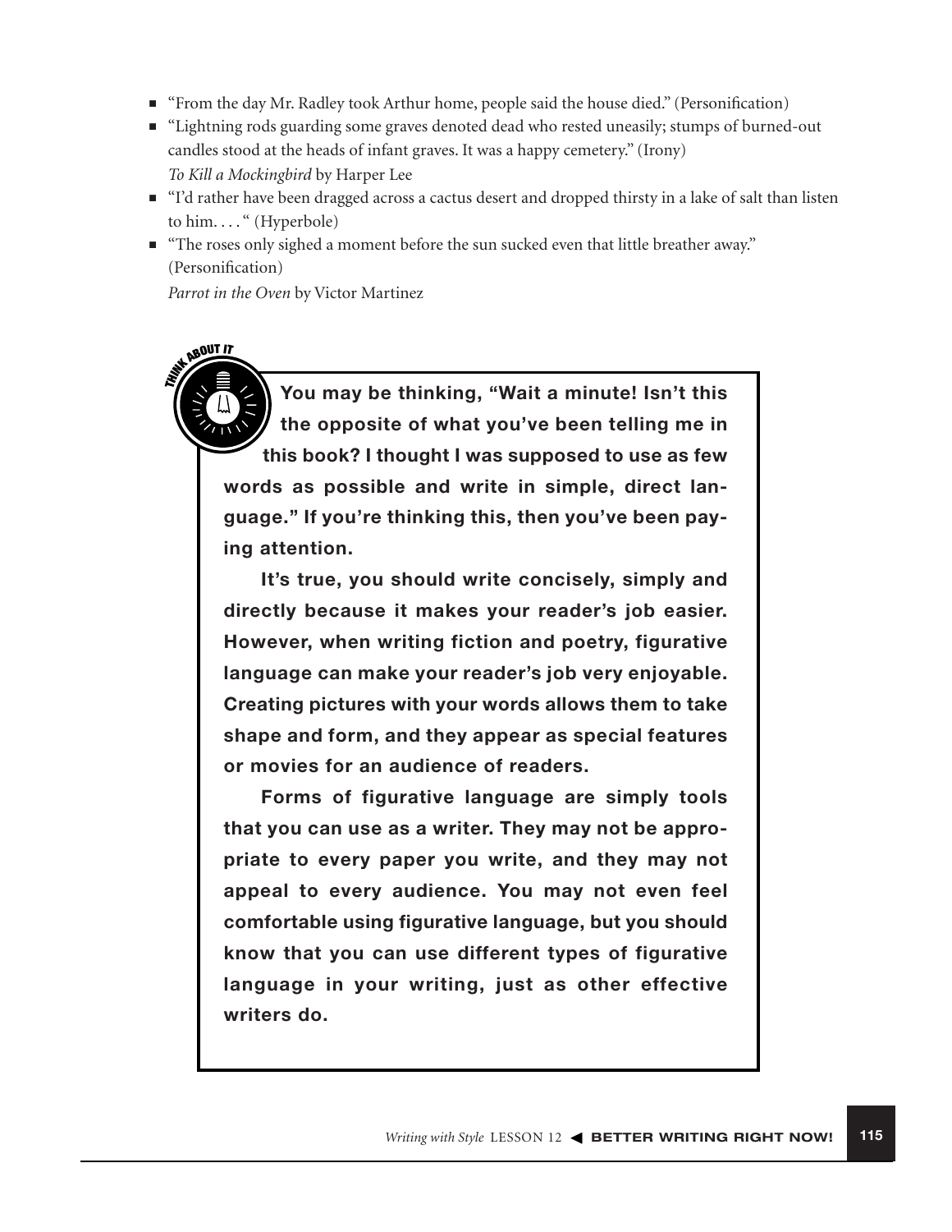- "From the day Mr. Radley took Arthur home, people said the house died." (Personification)
- "Lightning rods guarding some graves denoted dead who rested uneasily; stumps of burned-out candles stood at the heads of infant graves. It was a happy cemetery." (Irony)
  *To Kill a Mockingbird* by Harper Lee
- "I'd rather have been dragged across a cactus desert and dropped thirsty in a lake of salt than listen to him. . . . " (Hyperbole)
- "The roses only sighed a moment before the sun sucked even that little breather away." (Personification)
  *Parrot in the Oven* by Victor Martinez

**THINK ABOUT IT**

**You may be thinking, "Wait a minute! Isn't this the opposite of what you've been telling me in this book? I thought I was supposed to use as few words as possible and write in simple, direct language." If you're thinking this, then you've been paying attention.**

**It's true, you should write concisely, simply and directly because it makes your reader's job easier. However, when writing fiction and poetry, figurative language can make your reader's job very enjoyable. Creating pictures with your words allows them to take shape and form, and they appear as special features or movies for an audience of readers.**

**Forms of figurative language are simply tools that you can use as a writer. They may not be appropriate to every paper you write, and they may not appeal to every audience. You may not even feel comfortable using figurative language, but you should know that you can use different types of figurative language in your writing, just as other effective writers do.**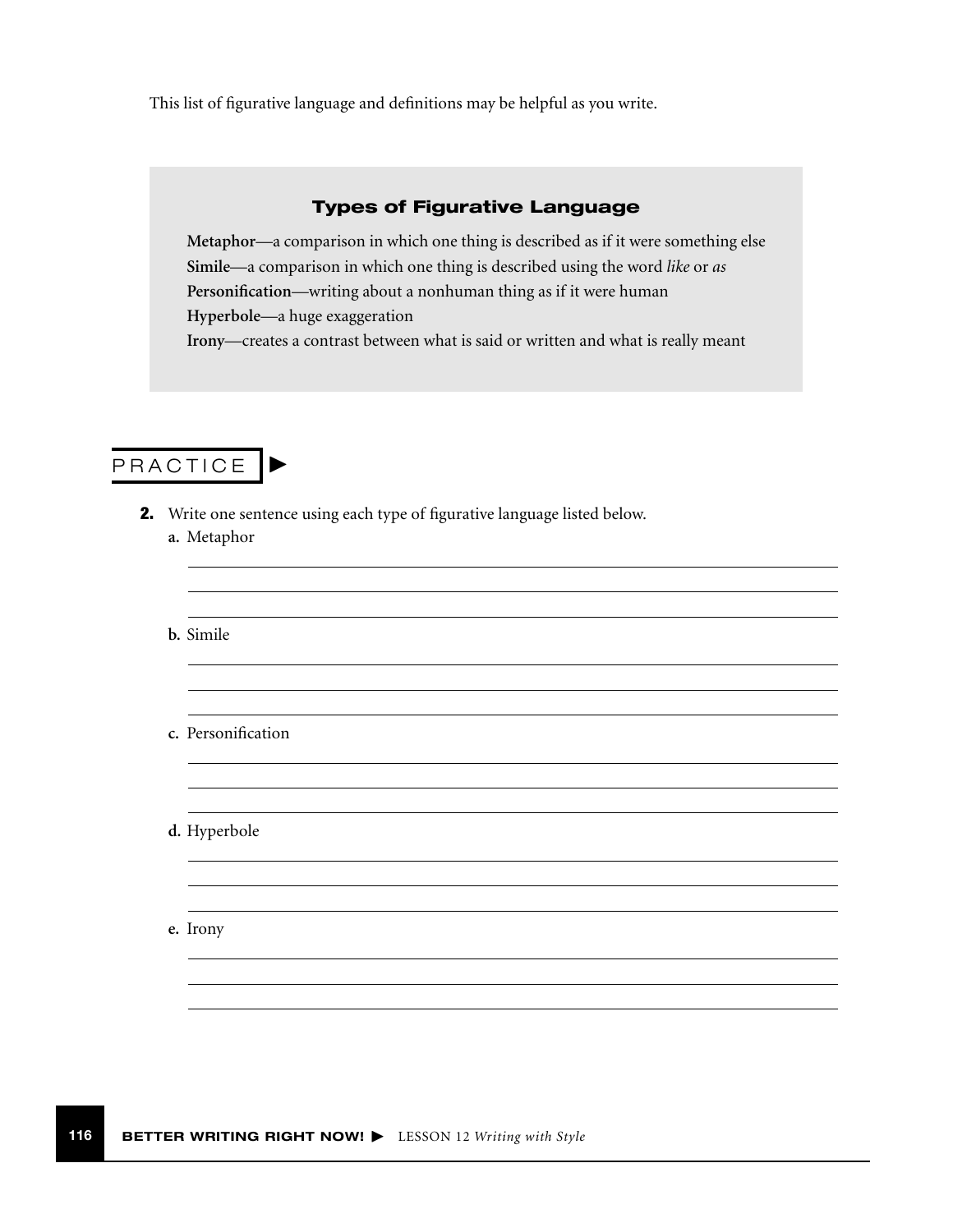This list of figurative language and definitions may be helpful as you write.

### Types of Figurative Language

**Metaphor**—a comparison in which one thing is described as if it were something else
**Simile**—a comparison in which one thing is described using the word *like* or *as*
**Personification**—writing about a nonhuman thing as if it were human
**Hyperbole**—a huge exaggeration
**Irony**—creates a contrast between what is said or written and what is really meant

## PRACTICE ►

**2.** Write one sentence using each type of figurative language listed below.

**a.** Metaphor

\_\_\_\_\_\_\_\_\_\_\_\_\_\_\_\_\_\_\_\_\_\_\_\_\_\_\_\_\_\_\_\_\_\_\_\_\_\_\_\_
\_\_\_\_\_\_\_\_\_\_\_\_\_\_\_\_\_\_\_\_\_\_\_\_\_\_\_\_\_\_\_\_\_\_\_\_\_\_\_\_
\_\_\_\_\_\_\_\_\_\_\_\_\_\_\_\_\_\_\_\_\_\_\_\_\_\_\_\_\_\_\_\_\_\_\_\_\_\_\_\_

**b.** Simile

\_\_\_\_\_\_\_\_\_\_\_\_\_\_\_\_\_\_\_\_\_\_\_\_\_\_\_\_\_\_\_\_\_\_\_\_\_\_\_\_
\_\_\_\_\_\_\_\_\_\_\_\_\_\_\_\_\_\_\_\_\_\_\_\_\_\_\_\_\_\_\_\_\_\_\_\_\_\_\_\_
\_\_\_\_\_\_\_\_\_\_\_\_\_\_\_\_\_\_\_\_\_\_\_\_\_\_\_\_\_\_\_\_\_\_\_\_\_\_\_\_

**c.** Personification

\_\_\_\_\_\_\_\_\_\_\_\_\_\_\_\_\_\_\_\_\_\_\_\_\_\_\_\_\_\_\_\_\_\_\_\_\_\_\_\_
\_\_\_\_\_\_\_\_\_\_\_\_\_\_\_\_\_\_\_\_\_\_\_\_\_\_\_\_\_\_\_\_\_\_\_\_\_\_\_\_
\_\_\_\_\_\_\_\_\_\_\_\_\_\_\_\_\_\_\_\_\_\_\_\_\_\_\_\_\_\_\_\_\_\_\_\_\_\_\_\_

**d.** Hyperbole

\_\_\_\_\_\_\_\_\_\_\_\_\_\_\_\_\_\_\_\_\_\_\_\_\_\_\_\_\_\_\_\_\_\_\_\_\_\_\_\_
\_\_\_\_\_\_\_\_\_\_\_\_\_\_\_\_\_\_\_\_\_\_\_\_\_\_\_\_\_\_\_\_\_\_\_\_\_\_\_\_
\_\_\_\_\_\_\_\_\_\_\_\_\_\_\_\_\_\_\_\_\_\_\_\_\_\_\_\_\_\_\_\_\_\_\_\_\_\_\_\_

**e.** Irony

\_\_\_\_\_\_\_\_\_\_\_\_\_\_\_\_\_\_\_\_\_\_\_\_\_\_\_\_\_\_\_\_\_\_\_\_\_\_\_\_
\_\_\_\_\_\_\_\_\_\_\_\_\_\_\_\_\_\_\_\_\_\_\_\_\_\_\_\_\_\_\_\_\_\_\_\_\_\_\_\_
\_\_\_\_\_\_\_\_\_\_\_\_\_\_\_\_\_\_\_\_\_\_\_\_\_\_\_\_\_\_\_\_\_\_\_\_\_\_\_\_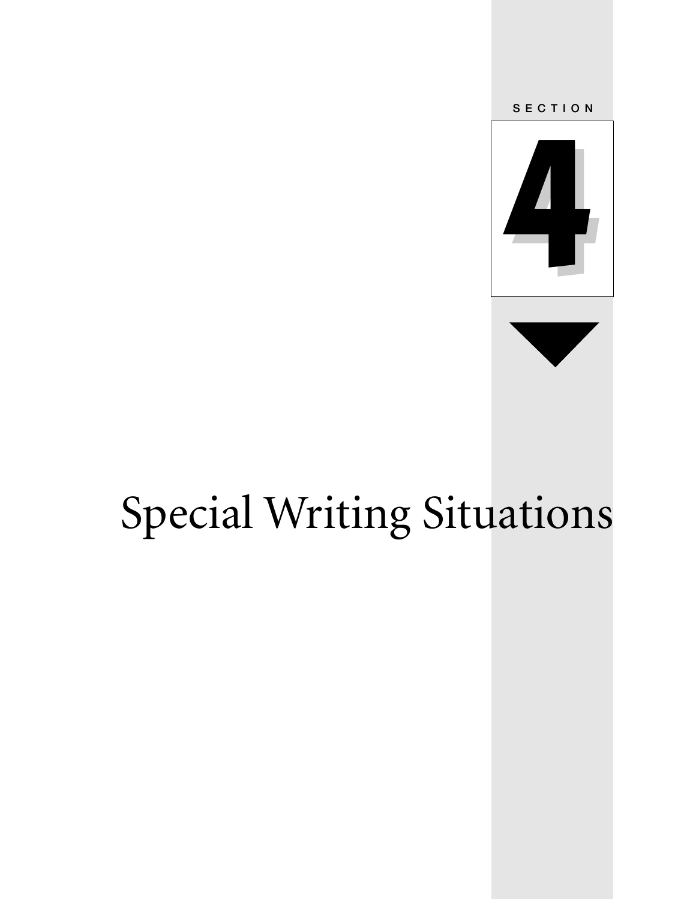SECTION

# 4

# Special Writing Situations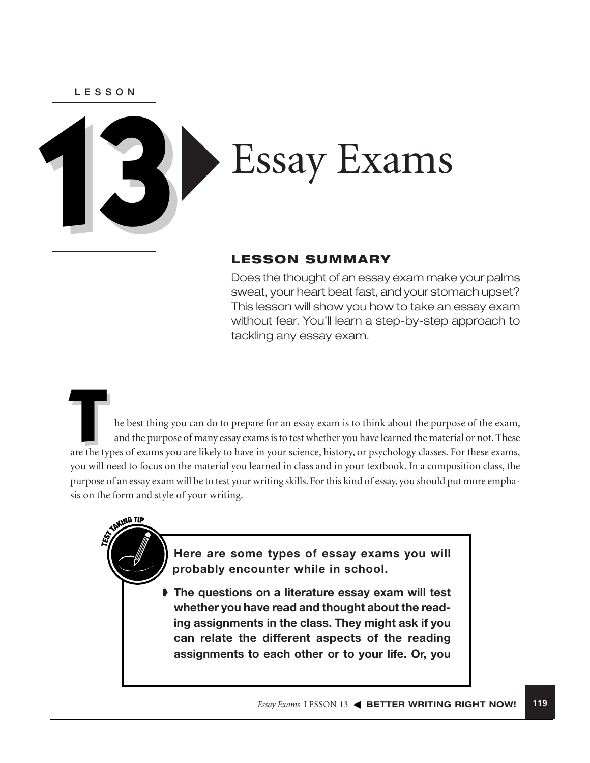LESSON

# 13 Essay Exams

## LESSON SUMMARY

Does the thought of an essay exam make your palms sweat, your heart beat fast, and your stomach upset? This lesson will show you how to take an essay exam without fear. You'll learn a step-by-step approach to tackling any essay exam.

The best thing you can do to prepare for an essay exam is to think about the purpose of the exam, and the purpose of many essay exams is to test whether you have learned the material or not. These are the types of exams you are likely to have in your science, history, or psychology classes. For these exams, you will need to focus on the material you learned in class and in your textbook. In a composition class, the purpose of an essay exam will be to test your writing skills. For this kind of essay, you should put more emphasis on the form and style of your writing.

> TEST TAKING TIP
>
> **Here are some types of essay exams you will probably encounter while in school.**
>
> - **The questions on a literature essay exam will test whether you have read and thought about the reading assignments in the class. They might ask if you can relate the different aspects of the reading assignments to each other or to your life. Or, you**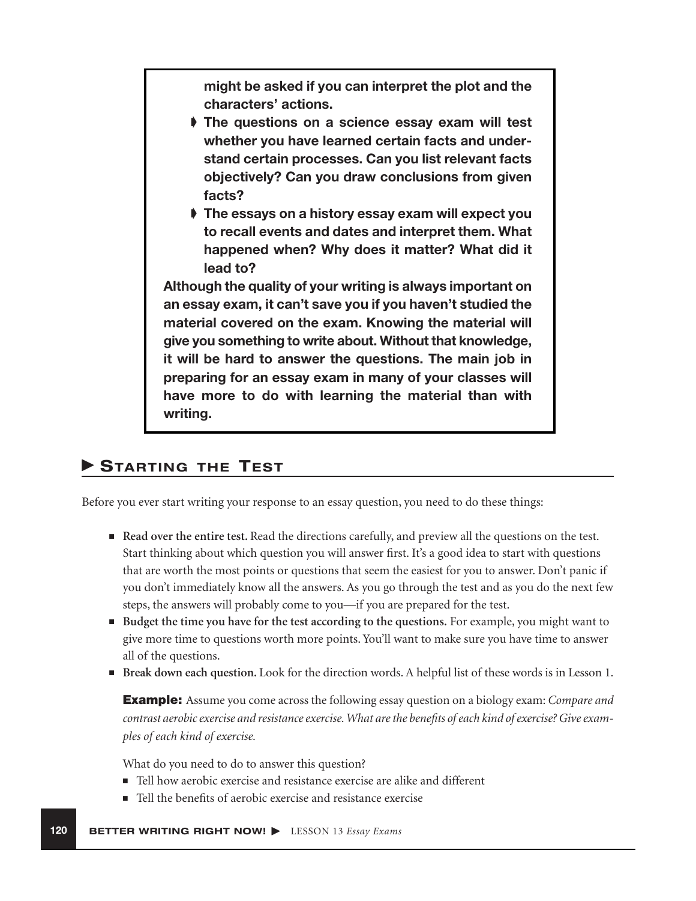**might be asked if you can interpret the plot and the characters' actions.**

- **The questions on a science essay exam will test whether you have learned certain facts and understand certain processes. Can you list relevant facts objectively? Can you draw conclusions from given facts?**
- **The essays on a history essay exam will expect you to recall events and dates and interpret them. What happened when? Why does it matter? What did it lead to?**

**Although the quality of your writing is always important on an essay exam, it can't save you if you haven't studied the material covered on the exam. Knowing the material will give you something to write about. Without that knowledge, it will be hard to answer the questions. The main job in preparing for an essay exam in many of your classes will have more to do with learning the material than with writing.**

## Starting the Test

Before you ever start writing your response to an essay question, you need to do these things:

- **Read over the entire test.** Read the directions carefully, and preview all the questions on the test. Start thinking about which question you will answer first. It's a good idea to start with questions that are worth the most points or questions that seem the easiest for you to answer. Don't panic if you don't immediately know all the answers. As you go through the test and as you do the next few steps, the answers will probably come to you—if you are prepared for the test.
- **Budget the time you have for the test according to the questions.** For example, you might want to give more time to questions worth more points. You'll want to make sure you have time to answer all of the questions.
- **Break down each question.** Look for the direction words. A helpful list of these words is in Lesson 1.

  **Example:** Assume you come across the following essay question on a biology exam: *Compare and contrast aerobic exercise and resistance exercise. What are the benefits of each kind of exercise? Give examples of each kind of exercise.*

  What do you need to do to answer this question?

  - Tell how aerobic exercise and resistance exercise are alike and different
  - Tell the benefits of aerobic exercise and resistance exercise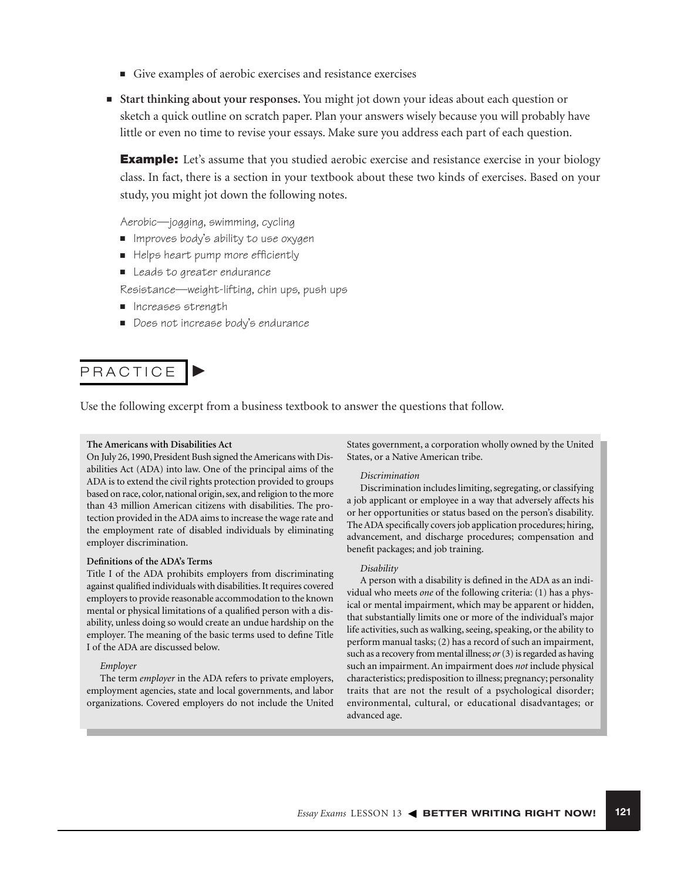- Give examples of aerobic exercises and resistance exercises

- **Start thinking about your responses.** You might jot down your ideas about each question or sketch a quick outline on scratch paper. Plan your answers wisely because you will probably have little or even no time to revise your essays. Make sure you address each part of each question.

**Example:** Let's assume that you studied aerobic exercise and resistance exercise in your biology class. In fact, there is a section in your textbook about these two kinds of exercises. Based on your study, you might jot down the following notes.

Aerobic—jogging, swimming, cycling

- Improves body's ability to use oxygen
- Helps heart pump more efficiently
- Leads to greater endurance

Resistance—weight-lifting, chin ups, push ups

- Increases strength
- Does not increase body's endurance

## PRACTICE

Use the following excerpt from a business textbook to answer the questions that follow.

**The Americans with Disabilities Act**

On July 26, 1990, President Bush signed the Americans with Disabilities Act (ADA) into law. One of the principal aims of the ADA is to extend the civil rights protection provided to groups based on race, color, national origin, sex, and religion to the more than 43 million American citizens with disabilities. The protection provided in the ADA aims to increase the wage rate and the employment rate of disabled individuals by eliminating employer discrimination.

**Definitions of the ADA's Terms**

Title I of the ADA prohibits employers from discriminating against qualified individuals with disabilities. It requires covered employers to provide reasonable accommodation to the known mental or physical limitations of a qualified person with a disability, unless doing so would create an undue hardship on the employer. The meaning of the basic terms used to define Title I of the ADA are discussed below.

*Employer*

The term *employer* in the ADA refers to private employers, employment agencies, state and local governments, and labor organizations. Covered employers do not include the United States government, a corporation wholly owned by the United States, or a Native American tribe.

*Discrimination*

Discrimination includes limiting, segregating, or classifying a job applicant or employee in a way that adversely affects his or her opportunities or status based on the person's disability. The ADA specifically covers job application procedures; hiring, advancement, and discharge procedures; compensation and benefit packages; and job training.

*Disability*

A person with a disability is defined in the ADA as an individual who meets *one* of the following criteria: (1) has a physical or mental impairment, which may be apparent or hidden, that substantially limits one or more of the individual's major life activities, such as walking, seeing, speaking, or the ability to perform manual tasks; (2) has a record of such an impairment, such as a recovery from mental illness; *or* (3) is regarded as having such an impairment. An impairment does *not* include physical characteristics; predisposition to illness; pregnancy; personality traits that are not the result of a psychological disorder; environmental, cultural, or educational disadvantages; or advanced age.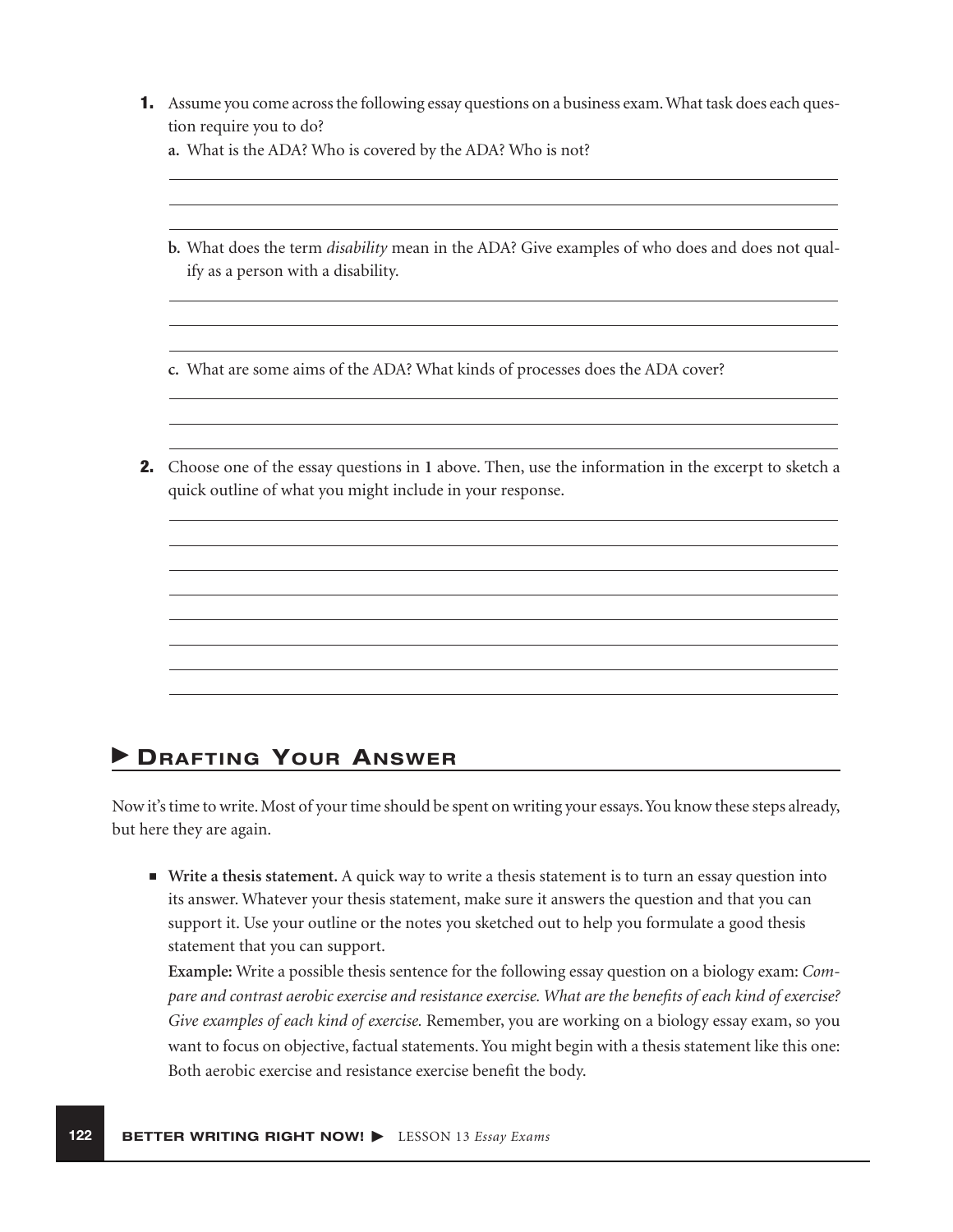1. Assume you come across the following essay questions on a business exam. What task does each question require you to do?

   a. What is the ADA? Who is covered by the ADA? Who is not?

   b. What does the term *disability* mean in the ADA? Give examples of who does and does not qualify as a person with a disability.

   c. What are some aims of the ADA? What kinds of processes does the ADA cover?

2. Choose one of the essay questions in **1** above. Then, use the information in the excerpt to sketch a quick outline of what you might include in your response.

## ▶ Drafting Your Answer

Now it's time to write. Most of your time should be spent on writing your essays. You know these steps already, but here they are again.

- **Write a thesis statement.** A quick way to write a thesis statement is to turn an essay question into its answer. Whatever your thesis statement, make sure it answers the question and that you can support it. Use your outline or the notes you sketched out to help you formulate a good thesis statement that you can support.

  **Example:** Write a possible thesis sentence for the following essay question on a biology exam: *Compare and contrast aerobic exercise and resistance exercise. What are the benefits of each kind of exercise? Give examples of each kind of exercise.* Remember, you are working on a biology essay exam, so you want to focus on objective, factual statements. You might begin with a thesis statement like this one: Both aerobic exercise and resistance exercise benefit the body.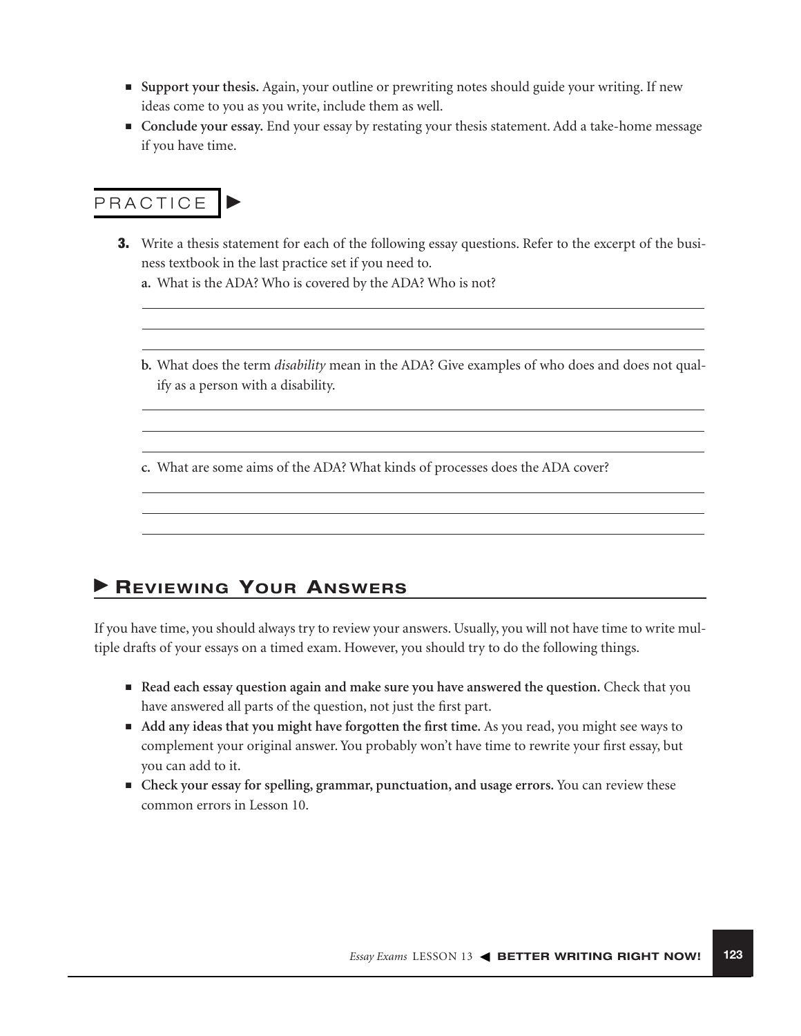- **Support your thesis.** Again, your outline or prewriting notes should guide your writing. If new ideas come to you as you write, include them as well.
- **Conclude your essay.** End your essay by restating your thesis statement. Add a take-home message if you have time.

## PRACTICE

**3.** Write a thesis statement for each of the following essay questions. Refer to the excerpt of the business textbook in the last practice set if you need to.

**a.** What is the ADA? Who is covered by the ADA? Who is not?

______________________________________________

______________________________________________

______________________________________________

**b.** What does the term *disability* mean in the ADA? Give examples of who does and does not qualify as a person with a disability.

______________________________________________

______________________________________________

______________________________________________

**c.** What are some aims of the ADA? What kinds of processes does the ADA cover?

______________________________________________

______________________________________________

______________________________________________

## Reviewing Your Answers

If you have time, you should always try to review your answers. Usually, you will not have time to write multiple drafts of your essays on a timed exam. However, you should try to do the following things.

- **Read each essay question again and make sure you have answered the question.** Check that you have answered all parts of the question, not just the first part.
- **Add any ideas that you might have forgotten the first time.** As you read, you might see ways to complement your original answer. You probably won't have time to rewrite your first essay, but you can add to it.
- **Check your essay for spelling, grammar, punctuation, and usage errors.** You can review these common errors in Lesson 10.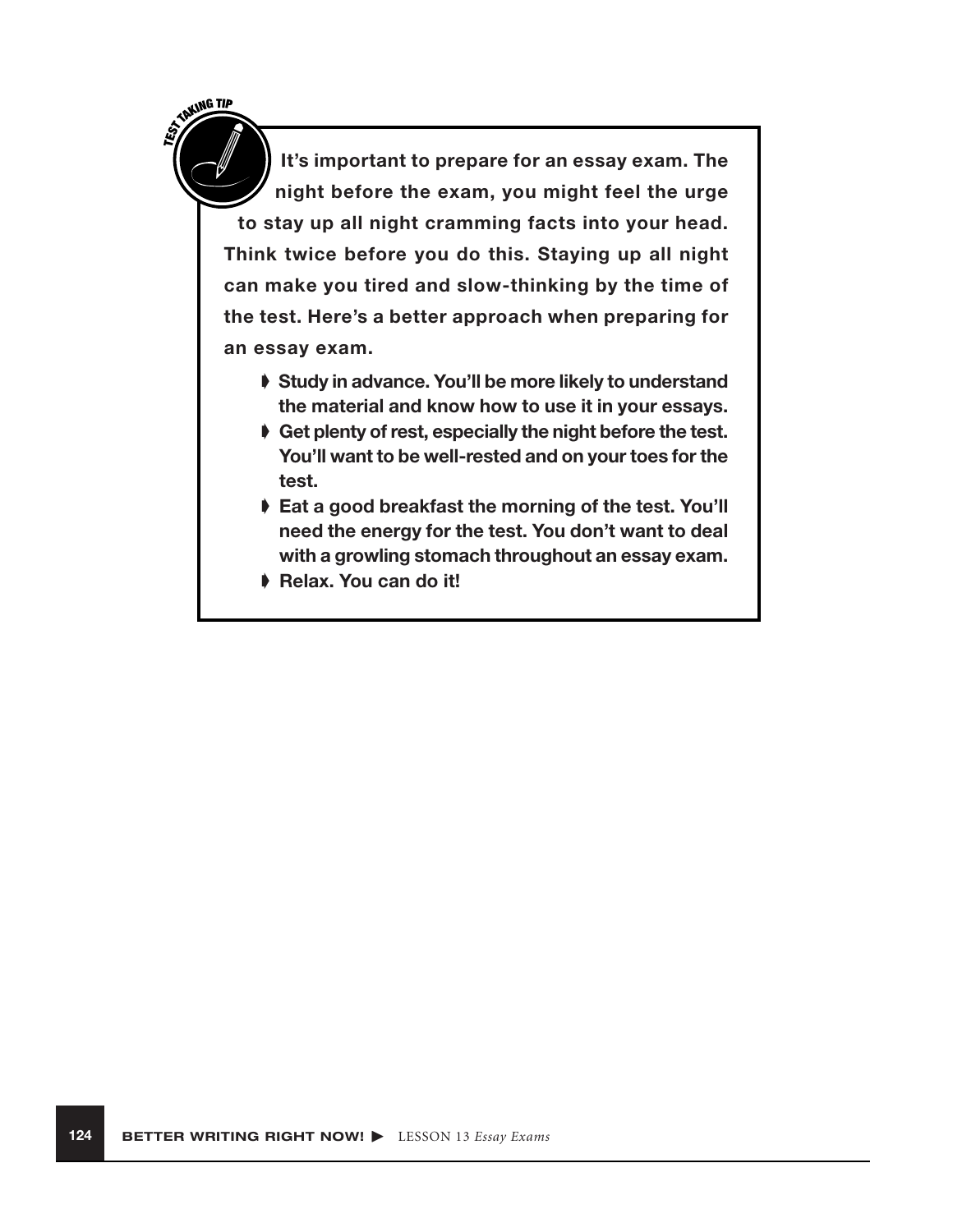**TEST TAKING TIP**

**It's important to prepare for an essay exam. The night before the exam, you might feel the urge to stay up all night cramming facts into your head. Think twice before you do this. Staying up all night can make you tired and slow-thinking by the time of the test. Here's a better approach when preparing for an essay exam.**

- **Study in advance. You'll be more likely to understand the material and know how to use it in your essays.**
- **Get plenty of rest, especially the night before the test. You'll want to be well-rested and on your toes for the test.**
- **Eat a good breakfast the morning of the test. You'll need the energy for the test. You don't want to deal with a growling stomach throughout an essay exam.**
- **Relax. You can do it!**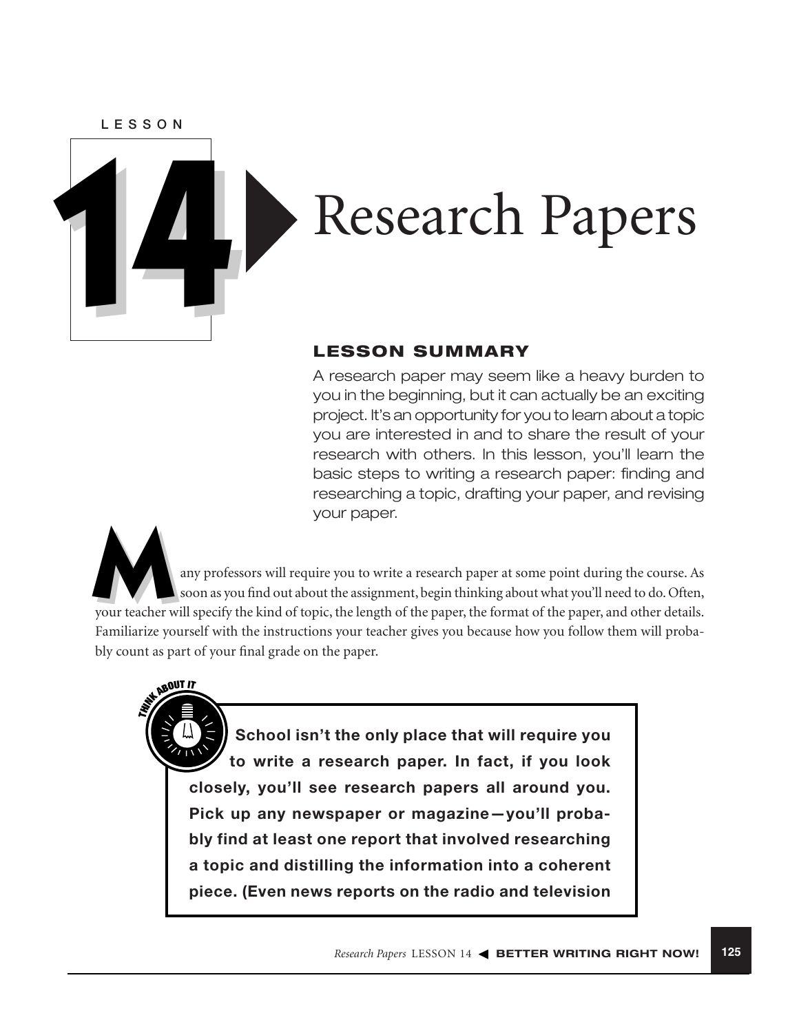LESSON

# 14 Research Papers

## LESSON SUMMARY

A research paper may seem like a heavy burden to you in the beginning, but it can actually be an exciting project. It's an opportunity for you to learn about a topic you are interested in and to share the result of your research with others. In this lesson, you'll learn the basic steps to writing a research paper: finding and researching a topic, drafting your paper, and revising your paper.

Many professors will require you to write a research paper at some point during the course. As soon as you find out about the assignment, begin thinking about what you'll need to do. Often, your teacher will specify the kind of topic, the length of the paper, the format of the paper, and other details. Familiarize yourself with the instructions your teacher gives you because how you follow them will probably count as part of your final grade on the paper.

THINK ABOUT IT

**School isn't the only place that will require you to write a research paper. In fact, if you look closely, you'll see research papers all around you. Pick up any newspaper or magazine—you'll probably find at least one report that involved researching a topic and distilling the information into a coherent piece. (Even news reports on the radio and television**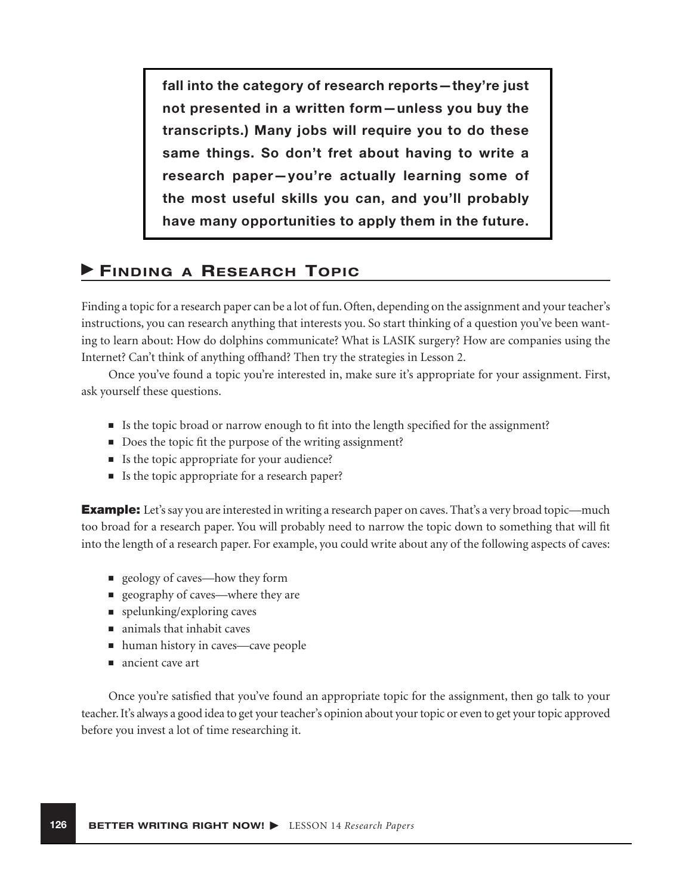**fall into the category of research reports—they're just not presented in a written form—unless you buy the transcripts.) Many jobs will require you to do these same things. So don't fret about having to write a research paper—you're actually learning some of the most useful skills you can, and you'll probably have many opportunities to apply them in the future.**

## ▶ Finding a Research Topic

Finding a topic for a research paper can be a lot of fun. Often, depending on the assignment and your teacher's instructions, you can research anything that interests you. So start thinking of a question you've been wanting to learn about: How do dolphins communicate? What is LASIK surgery? How are companies using the Internet? Can't think of anything offhand? Then try the strategies in Lesson 2.

Once you've found a topic you're interested in, make sure it's appropriate for your assignment. First, ask yourself these questions.

- Is the topic broad or narrow enough to fit into the length specified for the assignment?
- Does the topic fit the purpose of the writing assignment?
- Is the topic appropriate for your audience?
- Is the topic appropriate for a research paper?

**Example:** Let's say you are interested in writing a research paper on caves. That's a very broad topic—much too broad for a research paper. You will probably need to narrow the topic down to something that will fit into the length of a research paper. For example, you could write about any of the following aspects of caves:

- geology of caves—how they form
- geography of caves—where they are
- spelunking/exploring caves
- animals that inhabit caves
- human history in caves—cave people
- ancient cave art

Once you're satisfied that you've found an appropriate topic for the assignment, then go talk to your teacher. It's always a good idea to get your teacher's opinion about your topic or even to get your topic approved before you invest a lot of time researching it.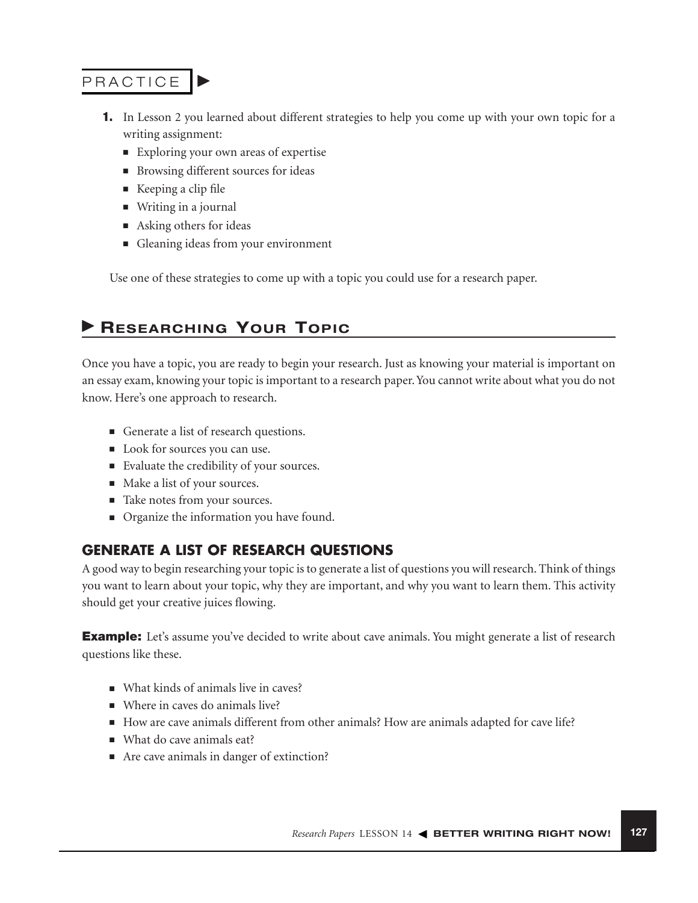## PRACTICE ►

1. In Lesson 2 you learned about different strategies to help you come up with your own topic for a writing assignment:
   - Exploring your own areas of expertise
   - Browsing different sources for ideas
   - Keeping a clip file
   - Writing in a journal
   - Asking others for ideas
   - Gleaning ideas from your environment

   Use one of these strategies to come up with a topic you could use for a research paper.

## ► Researching Your Topic

Once you have a topic, you are ready to begin your research. Just as knowing your material is important on an essay exam, knowing your topic is important to a research paper. You cannot write about what you do not know. Here's one approach to research.

- Generate a list of research questions.
- Look for sources you can use.
- Evaluate the credibility of your sources.
- Make a list of your sources.
- Take notes from your sources.
- Organize the information you have found.

### GENERATE A LIST OF RESEARCH QUESTIONS

A good way to begin researching your topic is to generate a list of questions you will research. Think of things you want to learn about your topic, why they are important, and why you want to learn them. This activity should get your creative juices flowing.

**Example:** Let's assume you've decided to write about cave animals. You might generate a list of research questions like these.

- What kinds of animals live in caves?
- Where in caves do animals live?
- How are cave animals different from other animals? How are animals adapted for cave life?
- What do cave animals eat?
- Are cave animals in danger of extinction?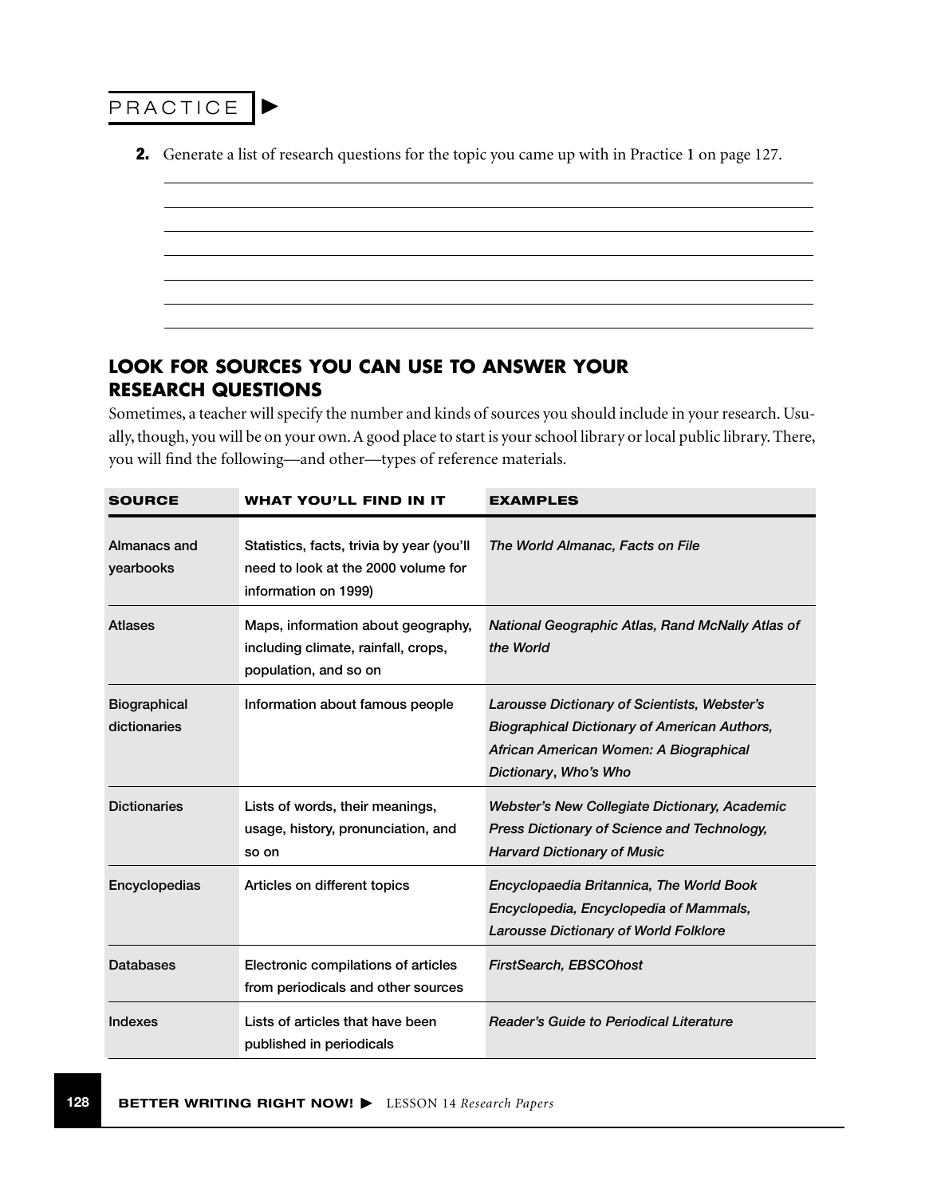PRACTICE ▶

**2.** Generate a list of research questions for the topic you came up with in Practice **1** on page 127.

## LOOK FOR SOURCES YOU CAN USE TO ANSWER YOUR RESEARCH QUESTIONS

Sometimes, a teacher will specify the number and kinds of sources you should include in your research. Usually, though, you will be on your own. A good place to start is your school library or local public library. There, you will find the following—and other—types of reference materials.

| SOURCE | WHAT YOU'LL FIND IN IT | EXAMPLES |
|---|---|---|
| Almanacs and yearbooks | Statistics, facts, trivia by year (you'll need to look at the 2000 volume for information on 1999) | *The World Almanac, Facts on File* |
| Atlases | Maps, information about geography, including climate, rainfall, crops, population, and so on | *National Geographic Atlas, Rand McNally Atlas of the World* |
| Biographical dictionaries | Information about famous people | *Larousse Dictionary of Scientists, Webster's Biographical Dictionary of American Authors, African American Women: A Biographical Dictionary*, *Who's Who* |
| Dictionaries | Lists of words, their meanings, usage, history, pronunciation, and so on | *Webster's New Collegiate Dictionary, Academic Press Dictionary of Science and Technology, Harvard Dictionary of Music* |
| Encyclopedias | Articles on different topics | *Encyclopaedia Britannica, The World Book Encyclopedia, Encyclopedia of Mammals, Larousse Dictionary of World Folklore* |
| Databases | Electronic compilations of articles from periodicals and other sources | *FirstSearch, EBSCOhost* |
| Indexes | Lists of articles that have been published in periodicals | *Reader's Guide to Periodical Literature* |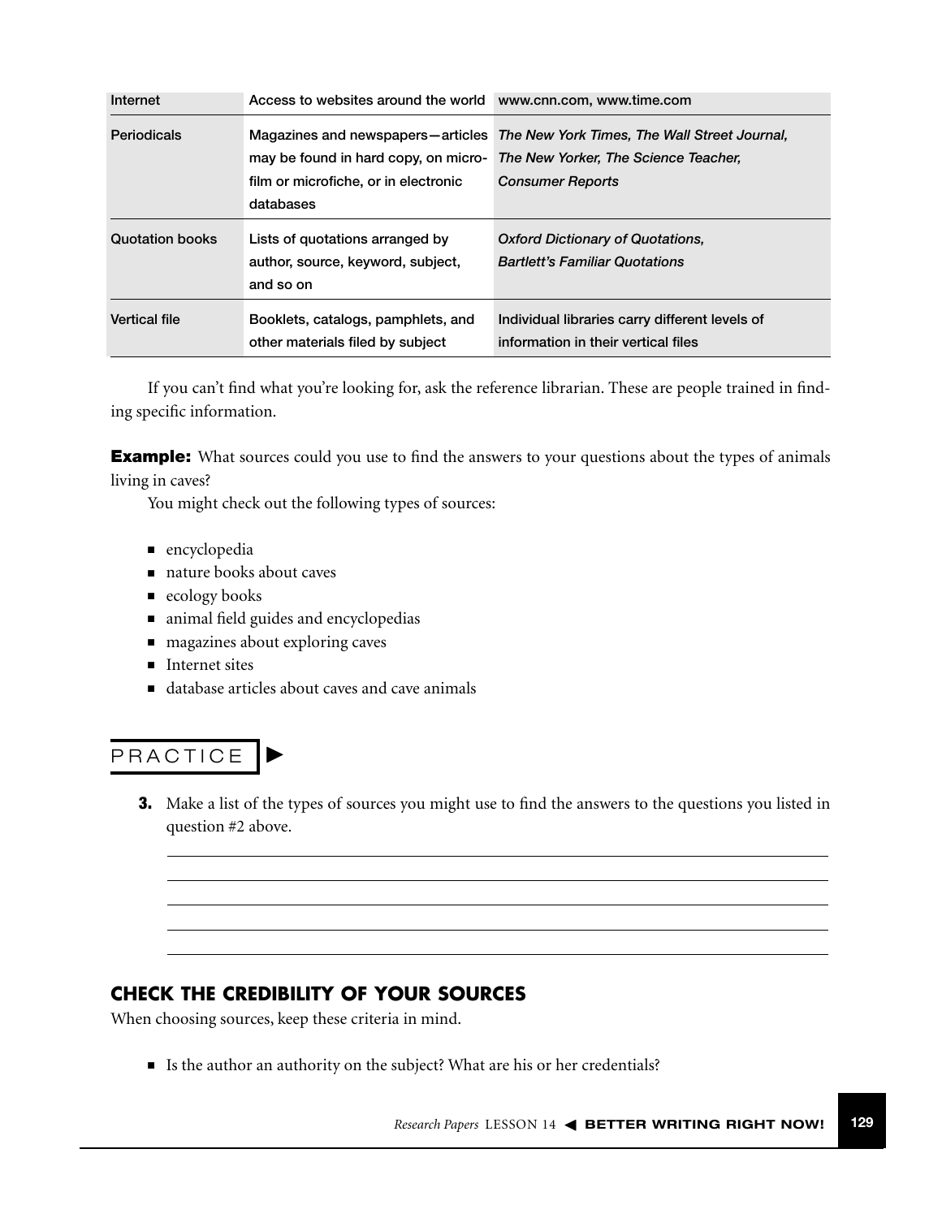| Internet | Access to websites around the world | www.cnn.com, www.time.com |
|---|---|---|
| Periodicals | Magazines and newspapers—articles may be found in hard copy, on microfilm or microfiche, or in electronic databases | *The New York Times, The Wall Street Journal, The New Yorker, The Science Teacher, Consumer Reports* |
| Quotation books | Lists of quotations arranged by author, source, keyword, subject, and so on | *Oxford Dictionary of Quotations, Bartlett's Familiar Quotations* |
| Vertical file | Booklets, catalogs, pamphlets, and other materials filed by subject | Individual libraries carry different levels of information in their vertical files |

If you can't find what you're looking for, ask the reference librarian. These are people trained in finding specific information.

**Example:** What sources could you use to find the answers to your questions about the types of animals living in caves?

You might check out the following types of sources:

- encyclopedia
- nature books about caves
- ecology books
- animal field guides and encyclopedias
- magazines about exploring caves
- Internet sites
- database articles about caves and cave animals

## PRACTICE

**3.** Make a list of the types of sources you might use to find the answers to the questions you listed in question #2 above.

______________________________________________________________________

______________________________________________________________________

______________________________________________________________________

______________________________________________________________________

______________________________________________________________________

## CHECK THE CREDIBILITY OF YOUR SOURCES

When choosing sources, keep these criteria in mind.

- Is the author an authority on the subject? What are his or her credentials?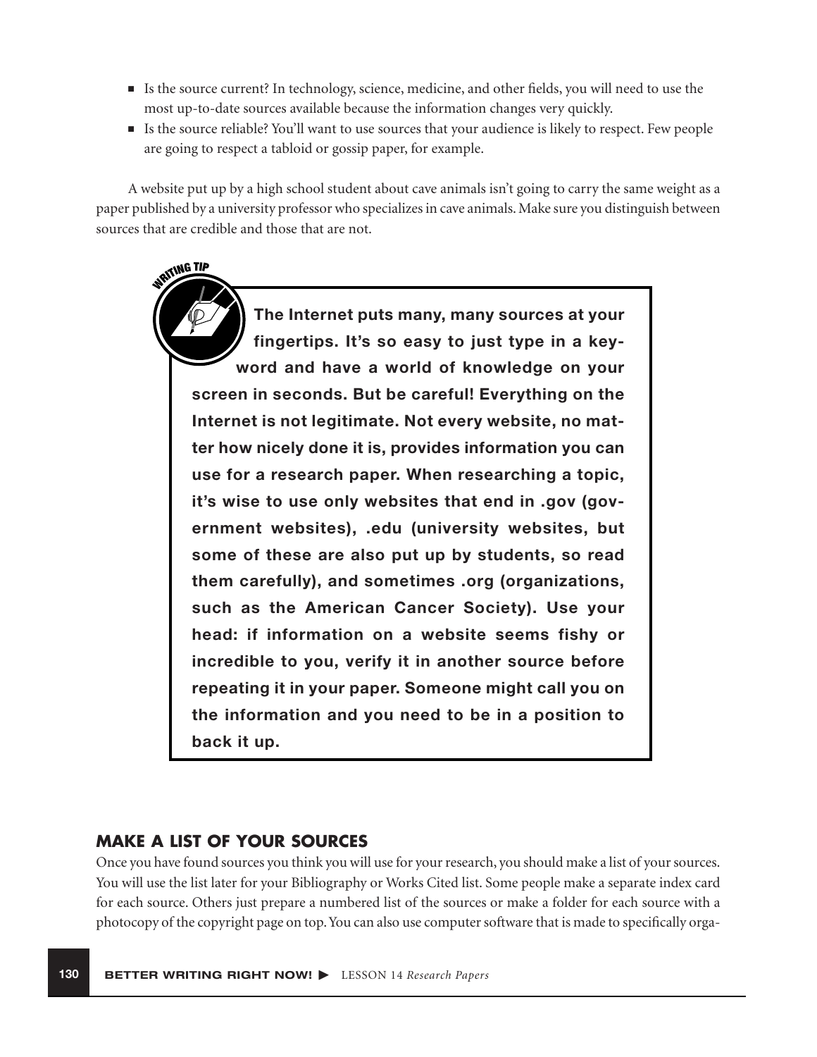- Is the source current? In technology, science, medicine, and other fields, you will need to use the most up-to-date sources available because the information changes very quickly.
- Is the source reliable? You'll want to use sources that your audience is likely to respect. Few people are going to respect a tabloid or gossip paper, for example.

A website put up by a high school student about cave animals isn't going to carry the same weight as a paper published by a university professor who specializes in cave animals. Make sure you distinguish between sources that are credible and those that are not.

> **WRITING TIP**
>
> **The Internet puts many, many sources at your fingertips. It's so easy to just type in a keyword and have a world of knowledge on your screen in seconds. But be careful! Everything on the Internet is not legitimate. Not every website, no matter how nicely done it is, provides information you can use for a research paper. When researching a topic, it's wise to use only websites that end in .gov (government websites), .edu (university websites, but some of these are also put up by students, so read them carefully), and sometimes .org (organizations, such as the American Cancer Society). Use your head: if information on a website seems fishy or incredible to you, verify it in another source before repeating it in your paper. Someone might call you on the information and you need to be in a position to back it up.**

## MAKE A LIST OF YOUR SOURCES

Once you have found sources you think you will use for your research, you should make a list of your sources. You will use the list later for your Bibliography or Works Cited list. Some people make a separate index card for each source. Others just prepare a numbered list of the sources or make a folder for each source with a photocopy of the copyright page on top. You can also use computer software that is made to specifically orga-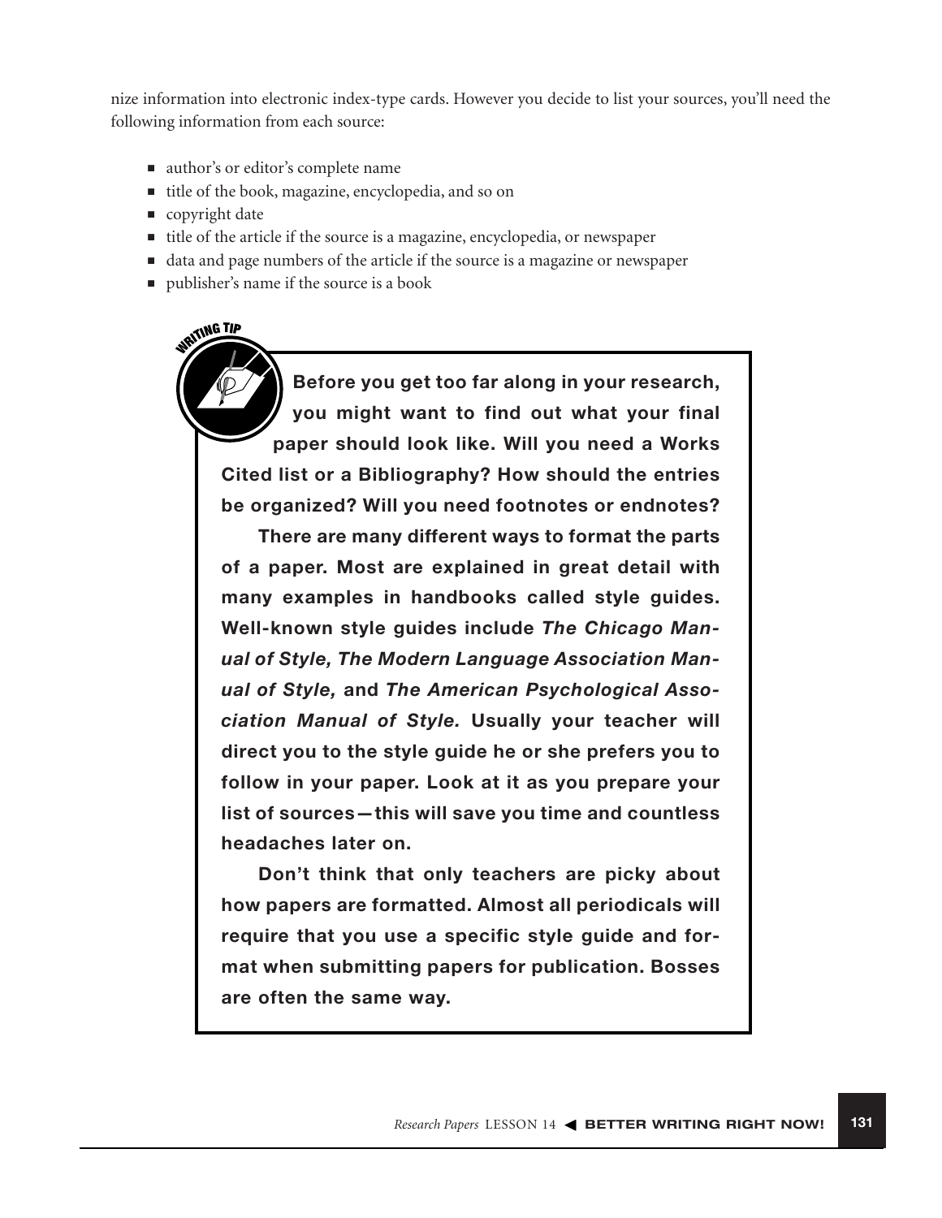nize information into electronic index-type cards. However you decide to list your sources, you'll need the following information from each source:

- author's or editor's complete name
- title of the book, magazine, encyclopedia, and so on
- copyright date
- title of the article if the source is a magazine, encyclopedia, or newspaper
- data and page numbers of the article if the source is a magazine or newspaper
- publisher's name if the source is a book

**WRITING TIP**

**Before you get too far along in your research, you might want to find out what your final paper should look like. Will you need a Works Cited list or a Bibliography? How should the entries be organized? Will you need footnotes or endnotes?**

**There are many different ways to format the parts of a paper. Most are explained in great detail with many examples in handbooks called style guides. Well-known style guides include *The Chicago Manual of Style, The Modern Language Association Manual of Style,* and *The American Psychological Association Manual of Style.* Usually your teacher will direct you to the style guide he or she prefers you to follow in your paper. Look at it as you prepare your list of sources—this will save you time and countless headaches later on.**

**Don't think that only teachers are picky about how papers are formatted. Almost all periodicals will require that you use a specific style guide and format when submitting papers for publication. Bosses are often the same way.**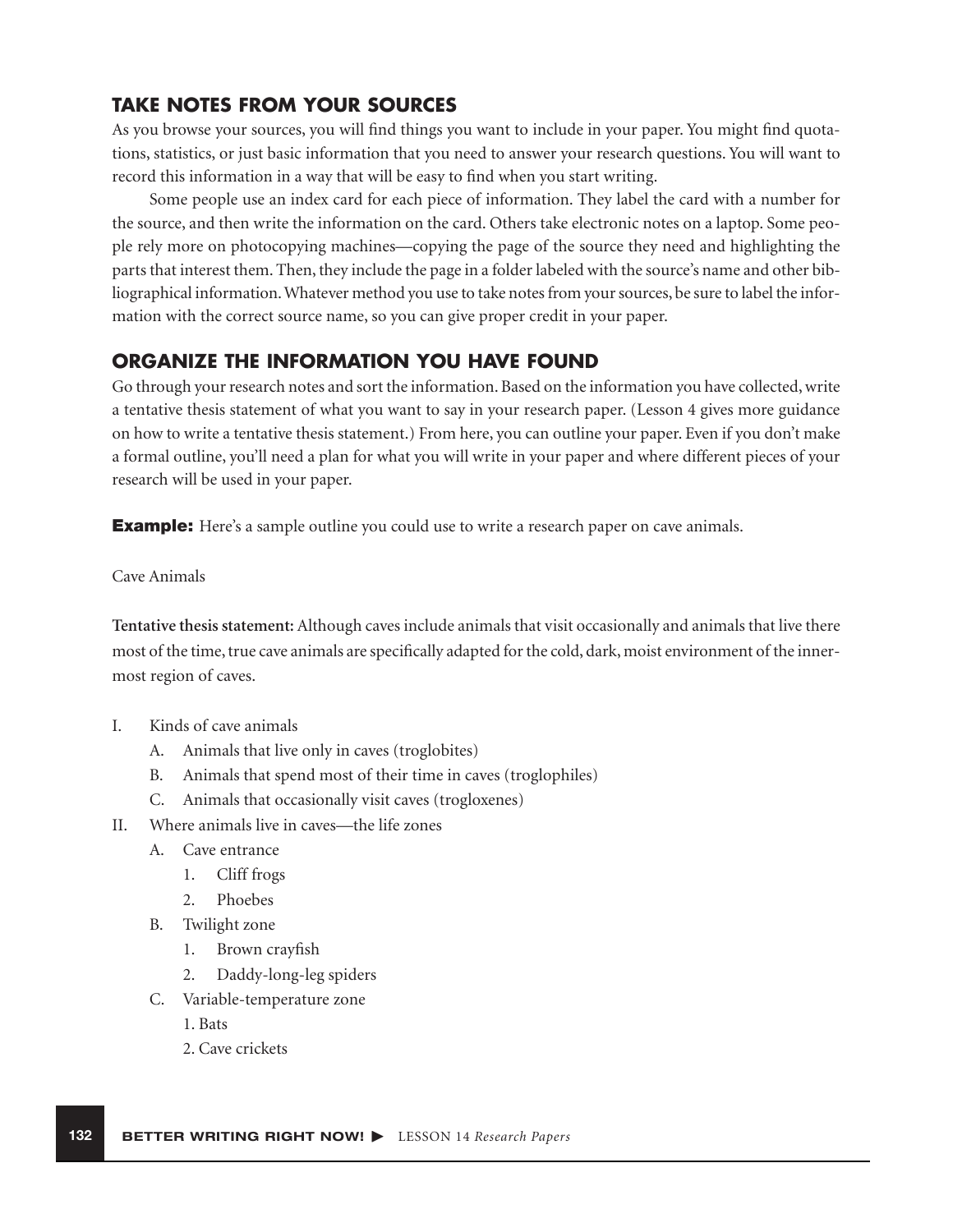## TAKE NOTES FROM YOUR SOURCES

As you browse your sources, you will find things you want to include in your paper. You might find quotations, statistics, or just basic information that you need to answer your research questions. You will want to record this information in a way that will be easy to find when you start writing.

Some people use an index card for each piece of information. They label the card with a number for the source, and then write the information on the card. Others take electronic notes on a laptop. Some people rely more on photocopying machines—copying the page of the source they need and highlighting the parts that interest them. Then, they include the page in a folder labeled with the source's name and other bibliographical information. Whatever method you use to take notes from your sources, be sure to label the information with the correct source name, so you can give proper credit in your paper.

## ORGANIZE THE INFORMATION YOU HAVE FOUND

Go through your research notes and sort the information. Based on the information you have collected, write a tentative thesis statement of what you want to say in your research paper. (Lesson 4 gives more guidance on how to write a tentative thesis statement.) From here, you can outline your paper. Even if you don't make a formal outline, you'll need a plan for what you will write in your paper and where different pieces of your research will be used in your paper.

**Example:** Here's a sample outline you could use to write a research paper on cave animals.

Cave Animals

**Tentative thesis statement:** Although caves include animals that visit occasionally and animals that live there most of the time, true cave animals are specifically adapted for the cold, dark, moist environment of the innermost region of caves.

I. Kinds of cave animals
   A. Animals that live only in caves (troglobites)
   B. Animals that spend most of their time in caves (troglophiles)
   C. Animals that occasionally visit caves (trogloxenes)
II. Where animals live in caves—the life zones
   A. Cave entrance
      1. Cliff frogs
      2. Phoebes
   B. Twilight zone
      1. Brown crayfish
      2. Daddy-long-leg spiders
   C. Variable-temperature zone
      1. Bats
      2. Cave crickets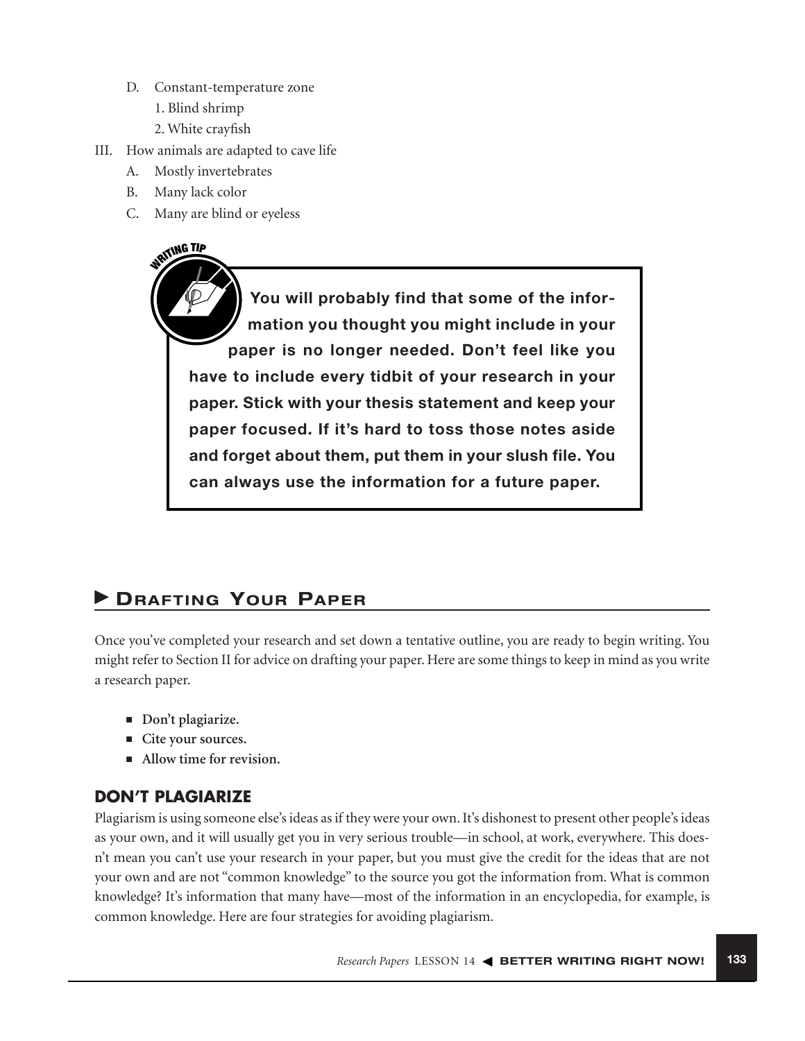D. Constant-temperature zone
   1. Blind shrimp
   2. White crayfish

III. How animals are adapted to cave life
   A. Mostly invertebrates
   B. Many lack color
   C. Many are blind or eyeless

> **WRITING TIP**
>
> **You will probably find that some of the information you thought you might include in your paper is no longer needed. Don't feel like you have to include every tidbit of your research in your paper. Stick with your thesis statement and keep your paper focused. If it's hard to toss those notes aside and forget about them, put them in your slush file. You can always use the information for a future paper.**

## Drafting Your Paper

Once you've completed your research and set down a tentative outline, you are ready to begin writing. You might refer to Section II for advice on drafting your paper. Here are some things to keep in mind as you write a research paper.

- **Don't plagiarize.**
- **Cite your sources.**
- **Allow time for revision.**

### DON'T PLAGIARIZE

Plagiarism is using someone else's ideas as if they were your own. It's dishonest to present other people's ideas as your own, and it will usually get you in very serious trouble—in school, at work, everywhere. This doesn't mean you can't use your research in your paper, but you must give the credit for the ideas that are not your own and are not "common knowledge" to the source you got the information from. What is common knowledge? It's information that many have—most of the information in an encyclopedia, for example, is common knowledge. Here are four strategies for avoiding plagiarism.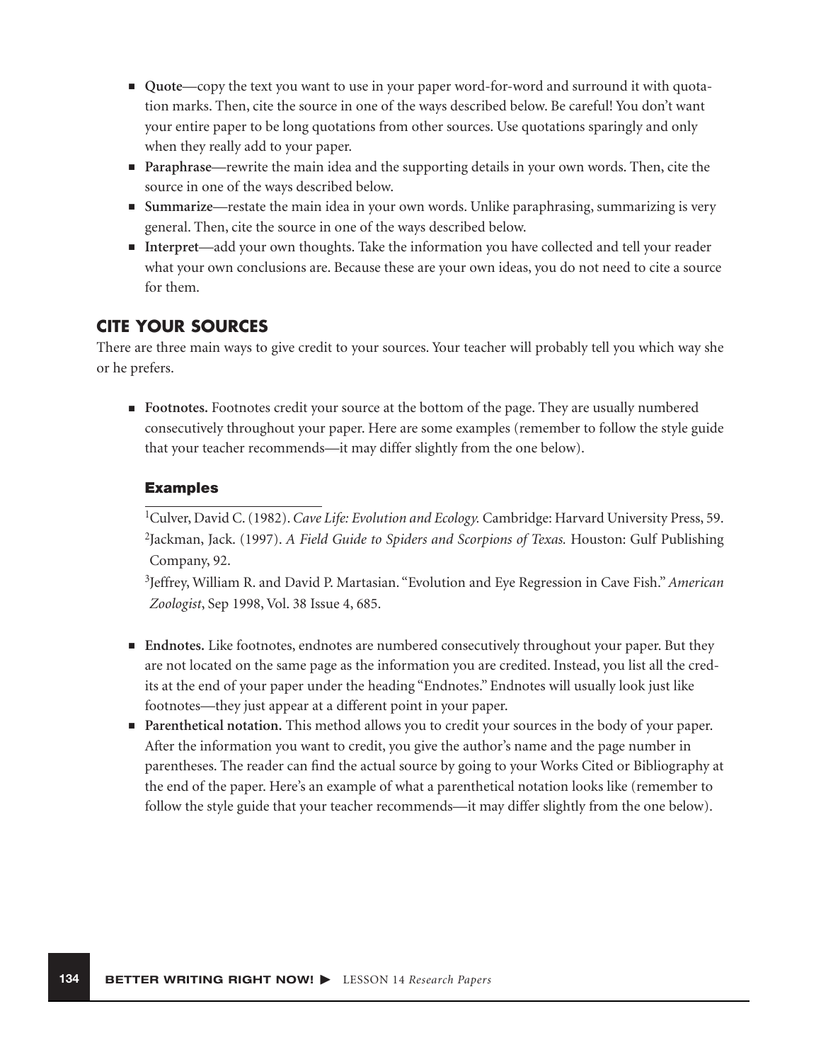- **Quote**—copy the text you want to use in your paper word-for-word and surround it with quotation marks. Then, cite the source in one of the ways described below. Be careful! You don't want your entire paper to be long quotations from other sources. Use quotations sparingly and only when they really add to your paper.
- **Paraphrase**—rewrite the main idea and the supporting details in your own words. Then, cite the source in one of the ways described below.
- **Summarize**—restate the main idea in your own words. Unlike paraphrasing, summarizing is very general. Then, cite the source in one of the ways described below.
- **Interpret**—add your own thoughts. Take the information you have collected and tell your reader what your own conclusions are. Because these are your own ideas, you do not need to cite a source for them.

## CITE YOUR SOURCES

There are three main ways to give credit to your sources. Your teacher will probably tell you which way she or he prefers.

- **Footnotes.** Footnotes credit your source at the bottom of the page. They are usually numbered consecutively throughout your paper. Here are some examples (remember to follow the style guide that your teacher recommends—it may differ slightly from the one below).

### Examples

[1]Culver, David C. (1982). *Cave Life: Evolution and Ecology.* Cambridge: Harvard University Press, 59.
[2]Jackman, Jack. (1997). *A Field Guide to Spiders and Scorpions of Texas.* Houston: Gulf Publishing Company, 92.
[3]Jeffrey, William R. and David P. Martasian. "Evolution and Eye Regression in Cave Fish." *American Zoologist*, Sep 1998, Vol. 38 Issue 4, 685.

- **Endnotes.** Like footnotes, endnotes are numbered consecutively throughout your paper. But they are not located on the same page as the information you are credited. Instead, you list all the credits at the end of your paper under the heading "Endnotes." Endnotes will usually look just like footnotes—they just appear at a different point in your paper.
- **Parenthetical notation.** This method allows you to credit your sources in the body of your paper. After the information you want to credit, you give the author's name and the page number in parentheses. The reader can find the actual source by going to your Works Cited or Bibliography at the end of the paper. Here's an example of what a parenthetical notation looks like (remember to follow the style guide that your teacher recommends—it may differ slightly from the one below).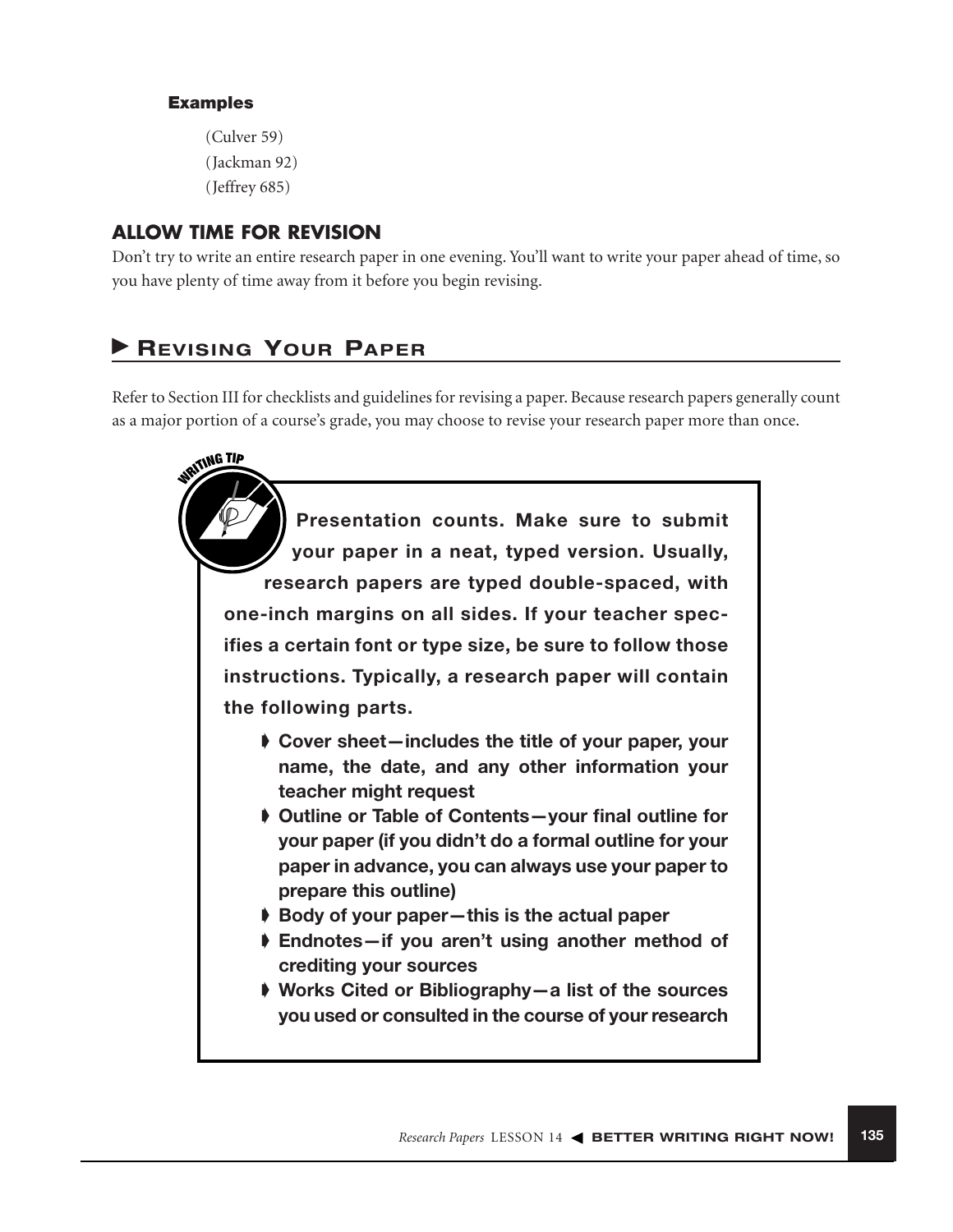#### Examples

(Culver 59)
(Jackman 92)
(Jeffrey 685)

### ALLOW TIME FOR REVISION

Don't try to write an entire research paper in one evening. You'll want to write your paper ahead of time, so you have plenty of time away from it before you begin revising.

## ► Revising Your Paper

Refer to Section III for checklists and guidelines for revising a paper. Because research papers generally count as a major portion of a course's grade, you may choose to revise your research paper more than once.

> **WRITING TIP**
>
> **Presentation counts. Make sure to submit your paper in a neat, typed version. Usually, research papers are typed double-spaced, with one-inch margins on all sides. If your teacher specifies a certain font or type size, be sure to follow those instructions. Typically, a research paper will contain the following parts.**
>
> - **Cover sheet—includes the title of your paper, your name, the date, and any other information your teacher might request**
> - **Outline or Table of Contents—your final outline for your paper (if you didn't do a formal outline for your paper in advance, you can always use your paper to prepare this outline)**
> - **Body of your paper—this is the actual paper**
> - **Endnotes—if you aren't using another method of crediting your sources**
> - **Works Cited or Bibliography—a list of the sources you used or consulted in the course of your research**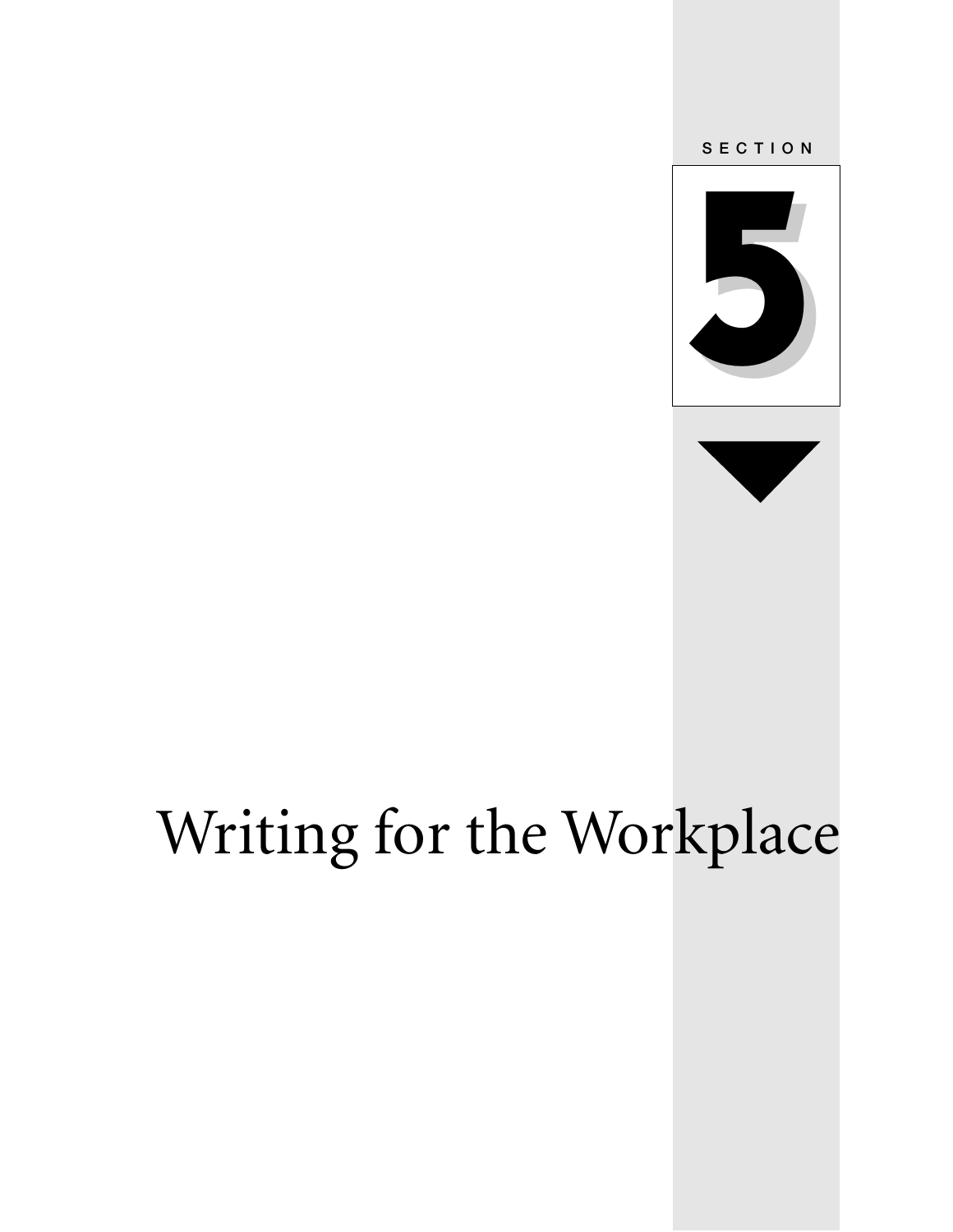SECTION

# 5

# Writing for the Workplace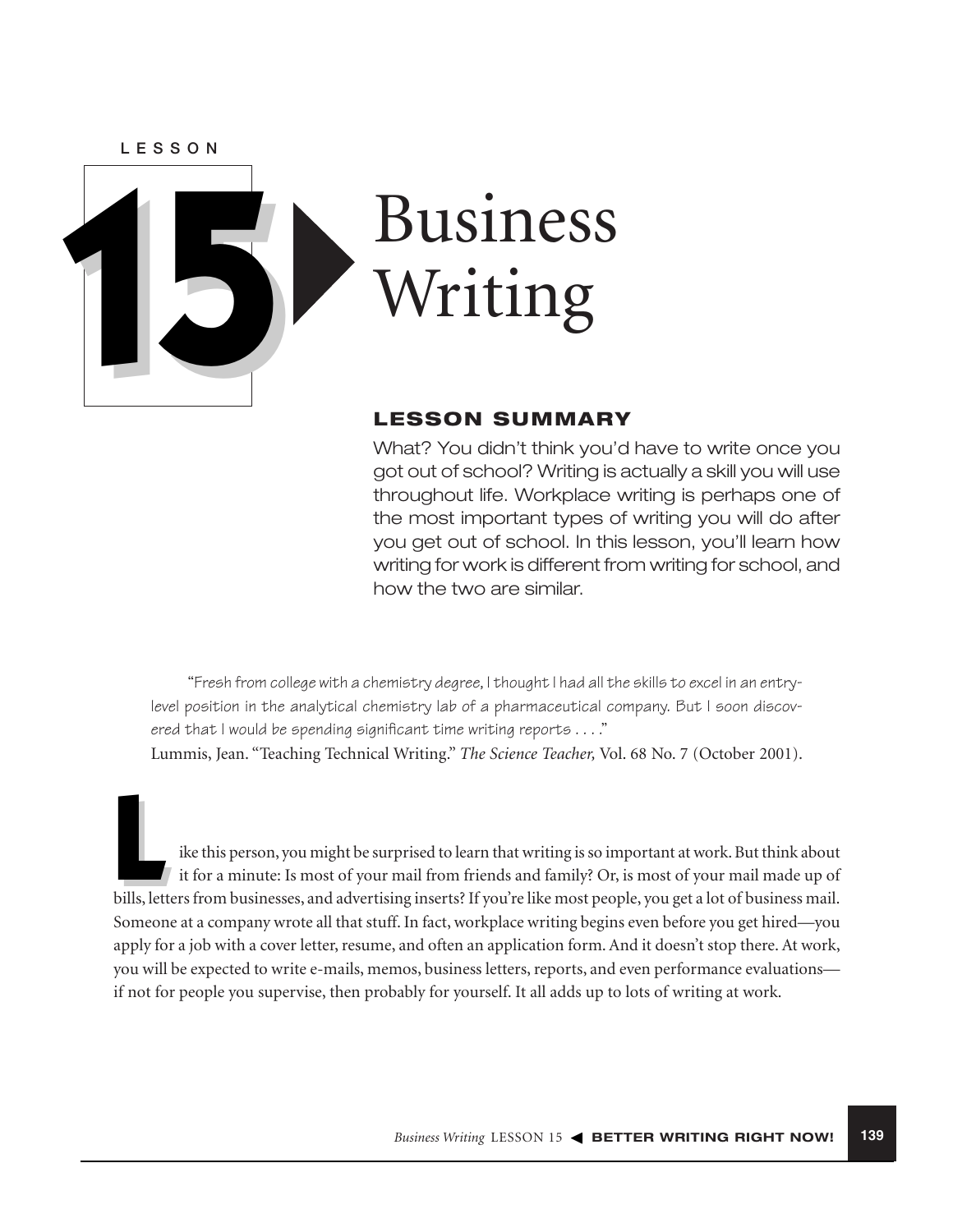LESSON

# 15 Business Writing

## LESSON SUMMARY

What? You didn't think you'd have to write once you got out of school? Writing is actually a skill you will use throughout life. Workplace writing is perhaps one of the most important types of writing you will do after you get out of school. In this lesson, you'll learn how writing for work is different from writing for school, and how the two are similar.

> "Fresh from college with a chemistry degree, I thought I had all the skills to excel in an entry-level position in the analytical chemistry lab of a pharmaceutical company. But I soon discovered that I would be spending significant time writing reports . . . ."
>
> Lummis, Jean. "Teaching Technical Writing." *The Science Teacher,* Vol. 68 No. 7 (October 2001).

Like this person, you might be surprised to learn that writing is so important at work. But think about it for a minute: Is most of your mail from friends and family? Or, is most of your mail made up of bills, letters from businesses, and advertising inserts? If you're like most people, you get a lot of business mail. Someone at a company wrote all that stuff. In fact, workplace writing begins even before you get hired—you apply for a job with a cover letter, resume, and often an application form. And it doesn't stop there. At work, you will be expected to write e-mails, memos, business letters, reports, and even performance evaluations—if not for people you supervise, then probably for yourself. It all adds up to lots of writing at work.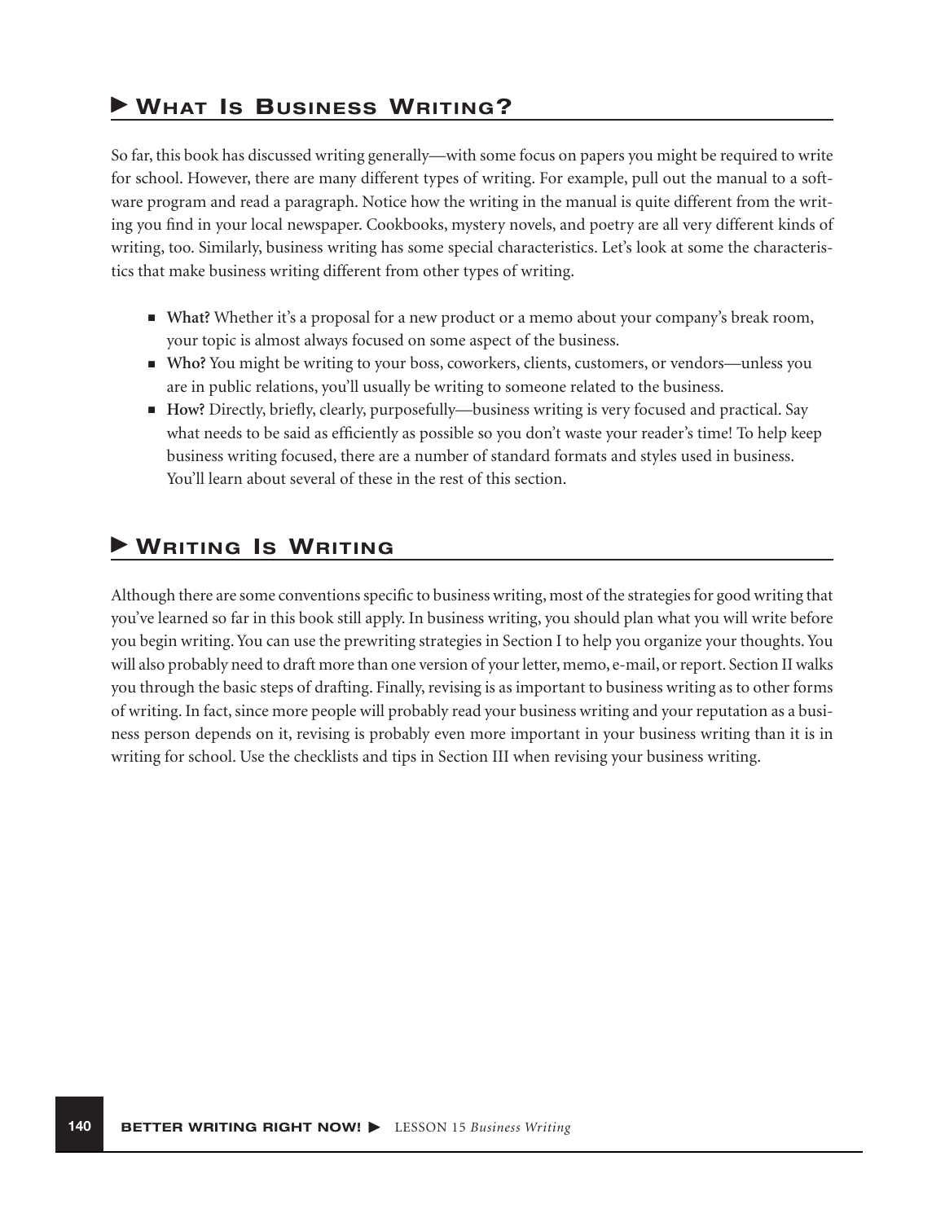## What Is Business Writing?

So far, this book has discussed writing generally—with some focus on papers you might be required to write for school. However, there are many different types of writing. For example, pull out the manual to a software program and read a paragraph. Notice how the writing in the manual is quite different from the writing you find in your local newspaper. Cookbooks, mystery novels, and poetry are all very different kinds of writing, too. Similarly, business writing has some special characteristics. Let's look at some the characteristics that make business writing different from other types of writing.

- **What?** Whether it's a proposal for a new product or a memo about your company's break room, your topic is almost always focused on some aspect of the business.
- **Who?** You might be writing to your boss, coworkers, clients, customers, or vendors—unless you are in public relations, you'll usually be writing to someone related to the business.
- **How?** Directly, briefly, clearly, purposefully—business writing is very focused and practical. Say what needs to be said as efficiently as possible so you don't waste your reader's time! To help keep business writing focused, there are a number of standard formats and styles used in business. You'll learn about several of these in the rest of this section.

## Writing Is Writing

Although there are some conventions specific to business writing, most of the strategies for good writing that you've learned so far in this book still apply. In business writing, you should plan what you will write before you begin writing. You can use the prewriting strategies in Section I to help you organize your thoughts. You will also probably need to draft more than one version of your letter, memo, e-mail, or report. Section II walks you through the basic steps of drafting. Finally, revising is as important to business writing as to other forms of writing. In fact, since more people will probably read your business writing and your reputation as a business person depends on it, revising is probably even more important in your business writing than it is in writing for school. Use the checklists and tips in Section III when revising your business writing.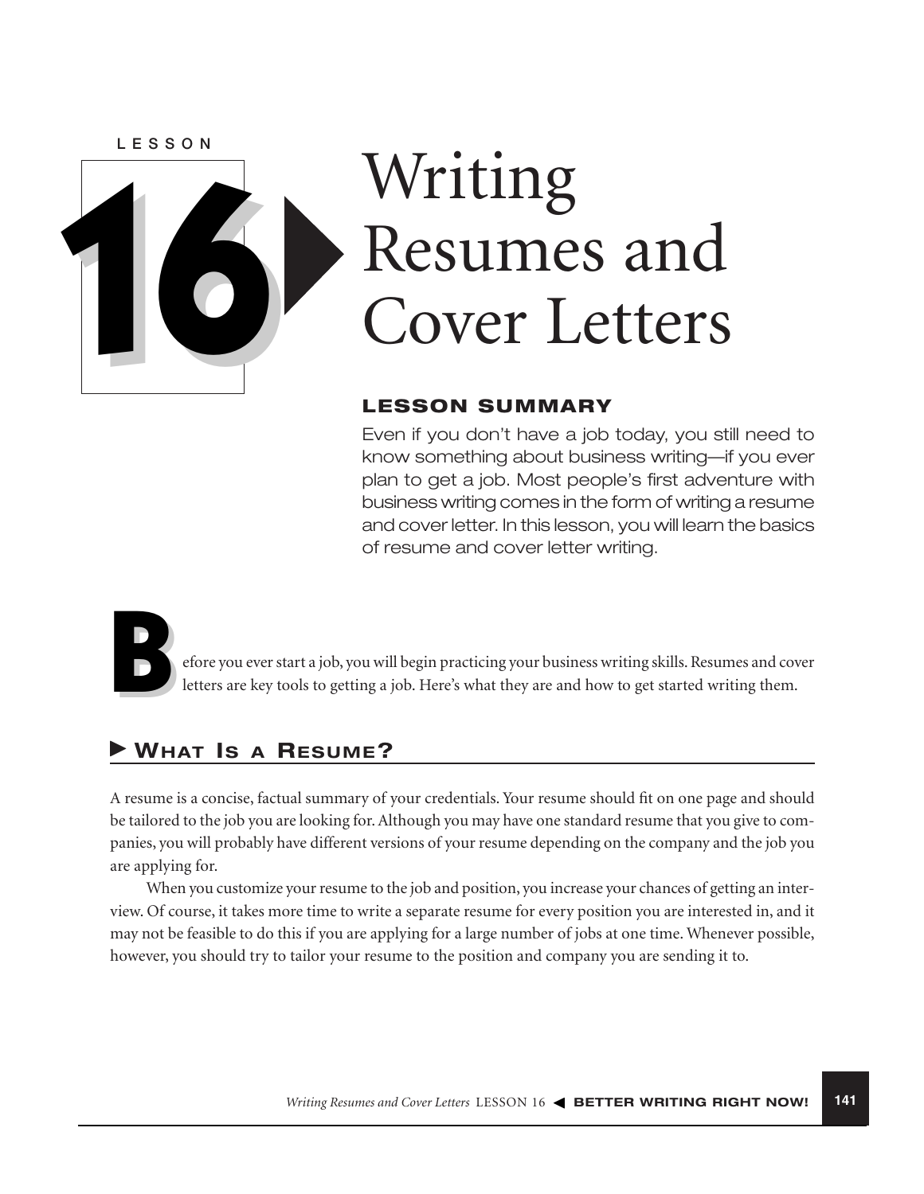LESSON

# 16 Writing Resumes and Cover Letters

## LESSON SUMMARY

Even if you don't have a job today, you still need to know something about business writing—if you ever plan to get a job. Most people's first adventure with business writing comes in the form of writing a resume and cover letter. In this lesson, you will learn the basics of resume and cover letter writing.

Before you ever start a job, you will begin practicing your business writing skills. Resumes and cover letters are key tools to getting a job. Here's what they are and how to get started writing them.

## What Is a Resume?

A resume is a concise, factual summary of your credentials. Your resume should fit on one page and should be tailored to the job you are looking for. Although you may have one standard resume that you give to companies, you will probably have different versions of your resume depending on the company and the job you are applying for.

When you customize your resume to the job and position, you increase your chances of getting an interview. Of course, it takes more time to write a separate resume for every position you are interested in, and it may not be feasible to do this if you are applying for a large number of jobs at one time. Whenever possible, however, you should try to tailor your resume to the position and company you are sending it to.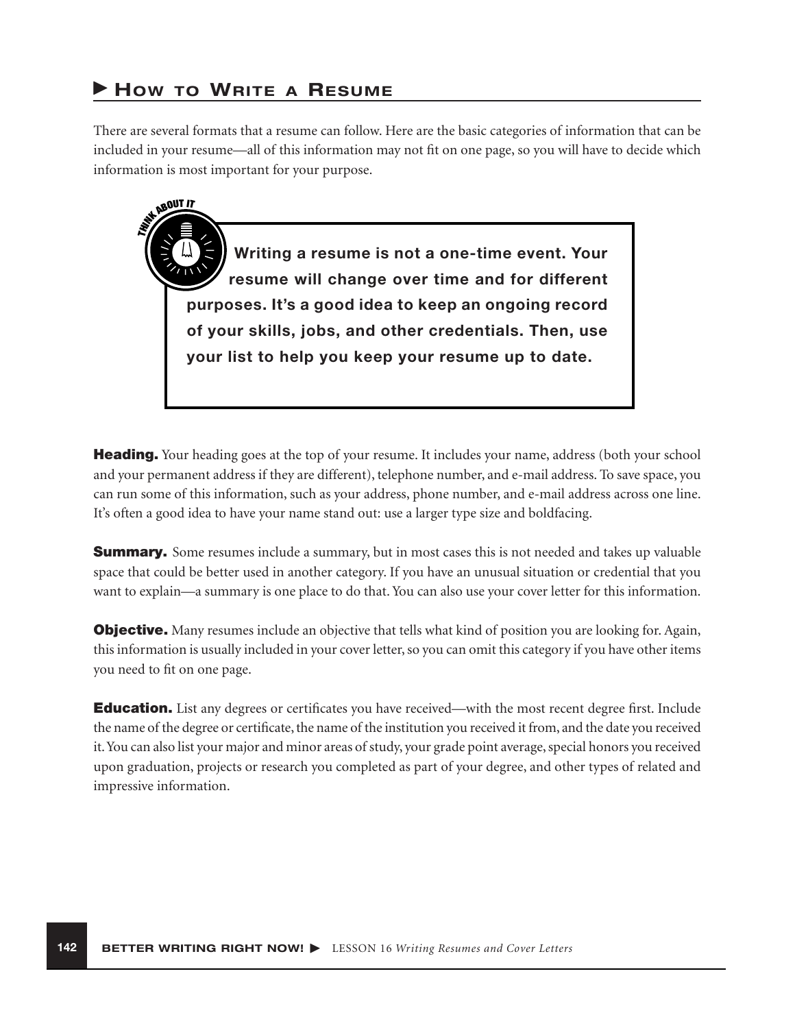## How to Write a Resume

There are several formats that a resume can follow. Here are the basic categories of information that can be included in your resume—all of this information may not fit on one page, so you will have to decide which information is most important for your purpose.

> **THINK ABOUT IT**
>
> **Writing a resume is not a one-time event. Your resume will change over time and for different purposes. It's a good idea to keep an ongoing record of your skills, jobs, and other credentials. Then, use your list to help you keep your resume up to date.**

**Heading.** Your heading goes at the top of your resume. It includes your name, address (both your school and your permanent address if they are different), telephone number, and e-mail address. To save space, you can run some of this information, such as your address, phone number, and e-mail address across one line. It's often a good idea to have your name stand out: use a larger type size and boldfacing.

**Summary.** Some resumes include a summary, but in most cases this is not needed and takes up valuable space that could be better used in another category. If you have an unusual situation or credential that you want to explain—a summary is one place to do that. You can also use your cover letter for this information.

**Objective.** Many resumes include an objective that tells what kind of position you are looking for. Again, this information is usually included in your cover letter, so you can omit this category if you have other items you need to fit on one page.

**Education.** List any degrees or certificates you have received—with the most recent degree first. Include the name of the degree or certificate, the name of the institution you received it from, and the date you received it. You can also list your major and minor areas of study, your grade point average, special honors you received upon graduation, projects or research you completed as part of your degree, and other types of related and impressive information.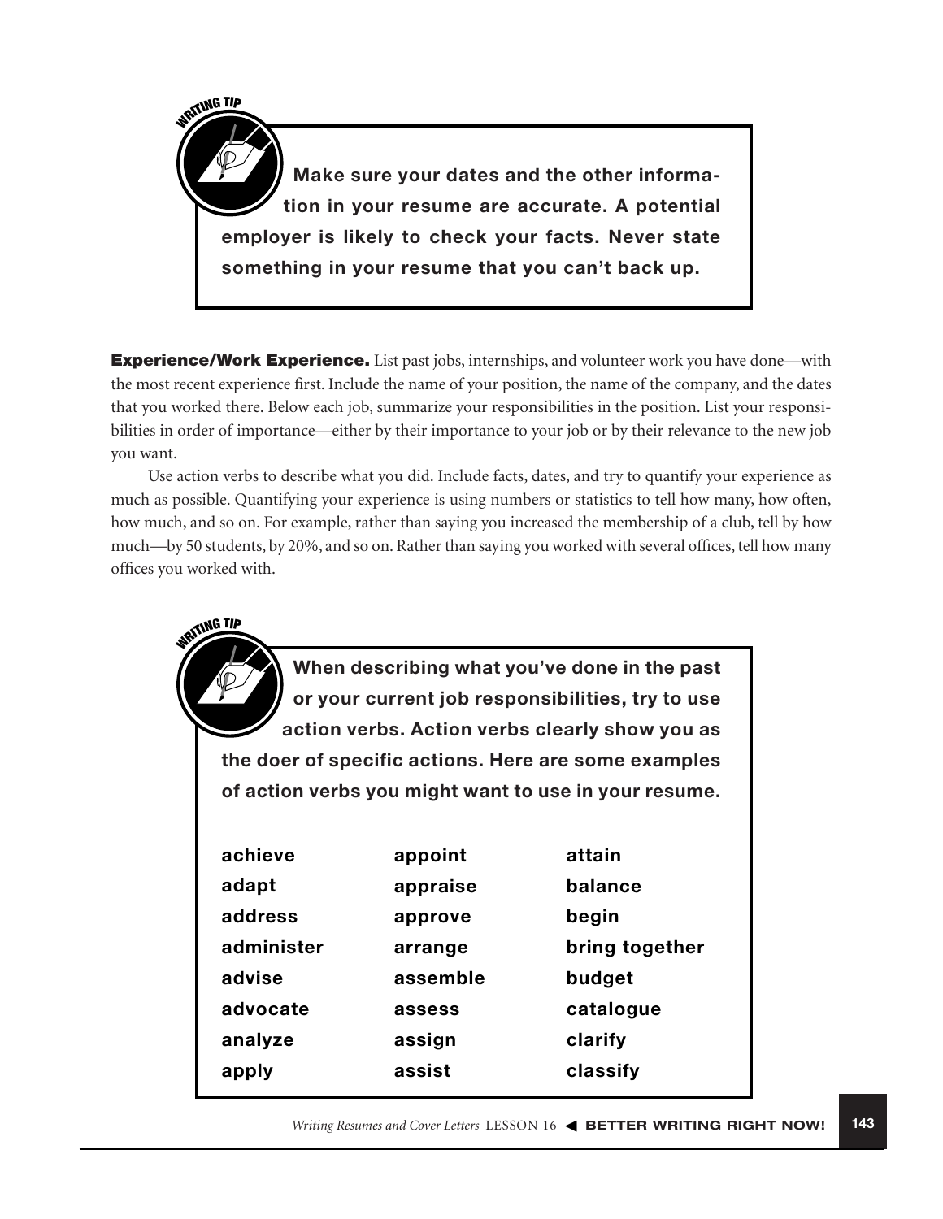**WRITING TIP**

**Make sure your dates and the other information in your resume are accurate. A potential employer is likely to check your facts. Never state something in your resume that you can't back up.**

**Experience/Work Experience.** List past jobs, internships, and volunteer work you have done—with the most recent experience first. Include the name of your position, the name of the company, and the dates that you worked there. Below each job, summarize your responsibilities in the position. List your responsibilities in order of importance—either by their importance to your job or by their relevance to the new job you want.

Use action verbs to describe what you did. Include facts, dates, and try to quantify your experience as much as possible. Quantifying your experience is using numbers or statistics to tell how many, how often, how much, and so on. For example, rather than saying you increased the membership of a club, tell by how much—by 50 students, by 20%, and so on. Rather than saying you worked with several offices, tell how many offices you worked with.

**WRITING TIP**

**When describing what you've done in the past or your current job responsibilities, try to use action verbs. Action verbs clearly show you as the doer of specific actions. Here are some examples of action verbs you might want to use in your resume.**

| | | |
|---|---|---|
| **achieve** | **appoint** | **attain** |
| **adapt** | **appraise** | **balance** |
| **address** | **approve** | **begin** |
| **administer** | **arrange** | **bring together** |
| **advise** | **assemble** | **budget** |
| **advocate** | **assess** | **catalogue** |
| **analyze** | **assign** | **clarify** |
| **apply** | **assist** | **classify** |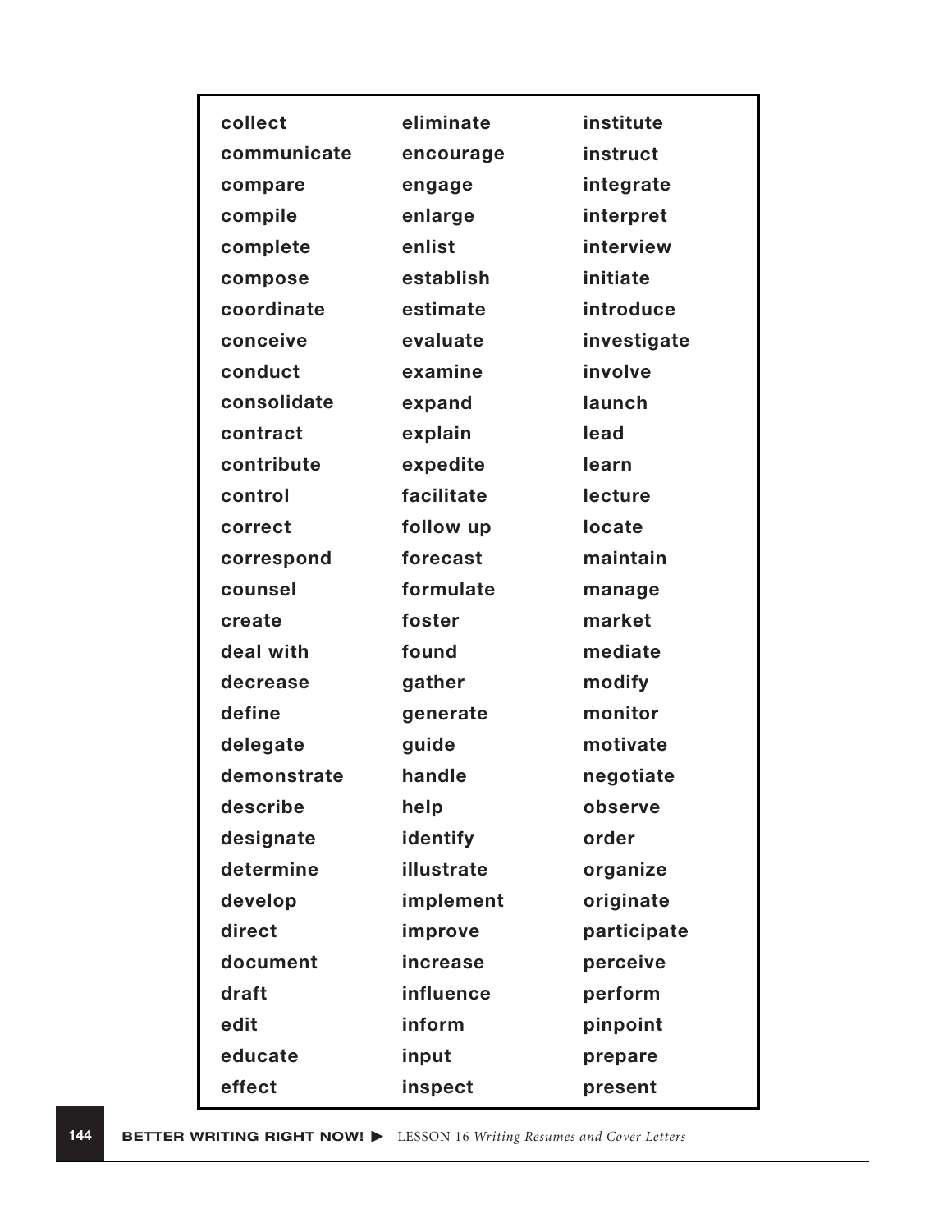| | | |
|---|---|---|
| **collect** | **eliminate** | **institute** |
| **communicate** | **encourage** | **instruct** |
| **compare** | **engage** | **integrate** |
| **compile** | **enlarge** | **interpret** |
| **complete** | **enlist** | **interview** |
| **compose** | **establish** | **initiate** |
| **coordinate** | **estimate** | **introduce** |
| **conceive** | **evaluate** | **investigate** |
| **conduct** | **examine** | **involve** |
| **consolidate** | **expand** | **launch** |
| **contract** | **explain** | **lead** |
| **contribute** | **expedite** | **learn** |
| **control** | **facilitate** | **lecture** |
| **correct** | **follow up** | **locate** |
| **correspond** | **forecast** | **maintain** |
| **counsel** | **formulate** | **manage** |
| **create** | **foster** | **market** |
| **deal with** | **found** | **mediate** |
| **decrease** | **gather** | **modify** |
| **define** | **generate** | **monitor** |
| **delegate** | **guide** | **motivate** |
| **demonstrate** | **handle** | **negotiate** |
| **describe** | **help** | **observe** |
| **designate** | **identify** | **order** |
| **determine** | **illustrate** | **organize** |
| **develop** | **implement** | **originate** |
| **direct** | **improve** | **participate** |
| **document** | **increase** | **perceive** |
| **draft** | **influence** | **perform** |
| **edit** | **inform** | **pinpoint** |
| **educate** | **input** | **prepare** |
| **effect** | **inspect** | **present** |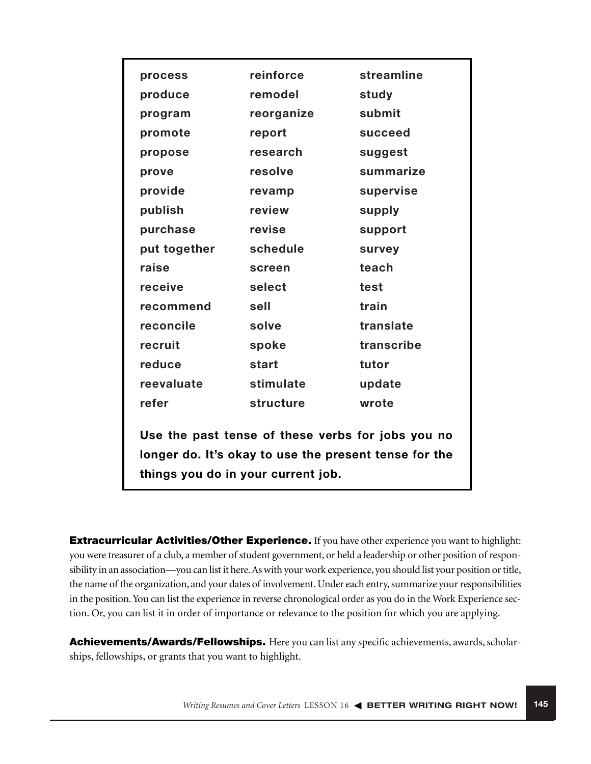| | | |
|---|---|---|
| **process** | **reinforce** | **streamline** |
| **produce** | **remodel** | **study** |
| **program** | **reorganize** | **submit** |
| **promote** | **report** | **succeed** |
| **propose** | **research** | **suggest** |
| **prove** | **resolve** | **summarize** |
| **provide** | **revamp** | **supervise** |
| **publish** | **review** | **supply** |
| **purchase** | **revise** | **support** |
| **put together** | **schedule** | **survey** |
| **raise** | **screen** | **teach** |
| **receive** | **select** | **test** |
| **recommend** | **sell** | **train** |
| **reconcile** | **solve** | **translate** |
| **recruit** | **spoke** | **transcribe** |
| **reduce** | **start** | **tutor** |
| **reevaluate** | **stimulate** | **update** |
| **refer** | **structure** | **wrote** |

**Use the past tense of these verbs for jobs you no longer do. It's okay to use the present tense for the things you do in your current job.**

**Extracurricular Activities/Other Experience.** If you have other experience you want to highlight: you were treasurer of a club, a member of student government, or held a leadership or other position of responsibility in an association—you can list it here. As with your work experience, you should list your position or title, the name of the organization, and your dates of involvement. Under each entry, summarize your responsibilities in the position. You can list the experience in reverse chronological order as you do in the Work Experience section. Or, you can list it in order of importance or relevance to the position for which you are applying.

**Achievements/Awards/Fellowships.** Here you can list any specific achievements, awards, scholarships, fellowships, or grants that you want to highlight.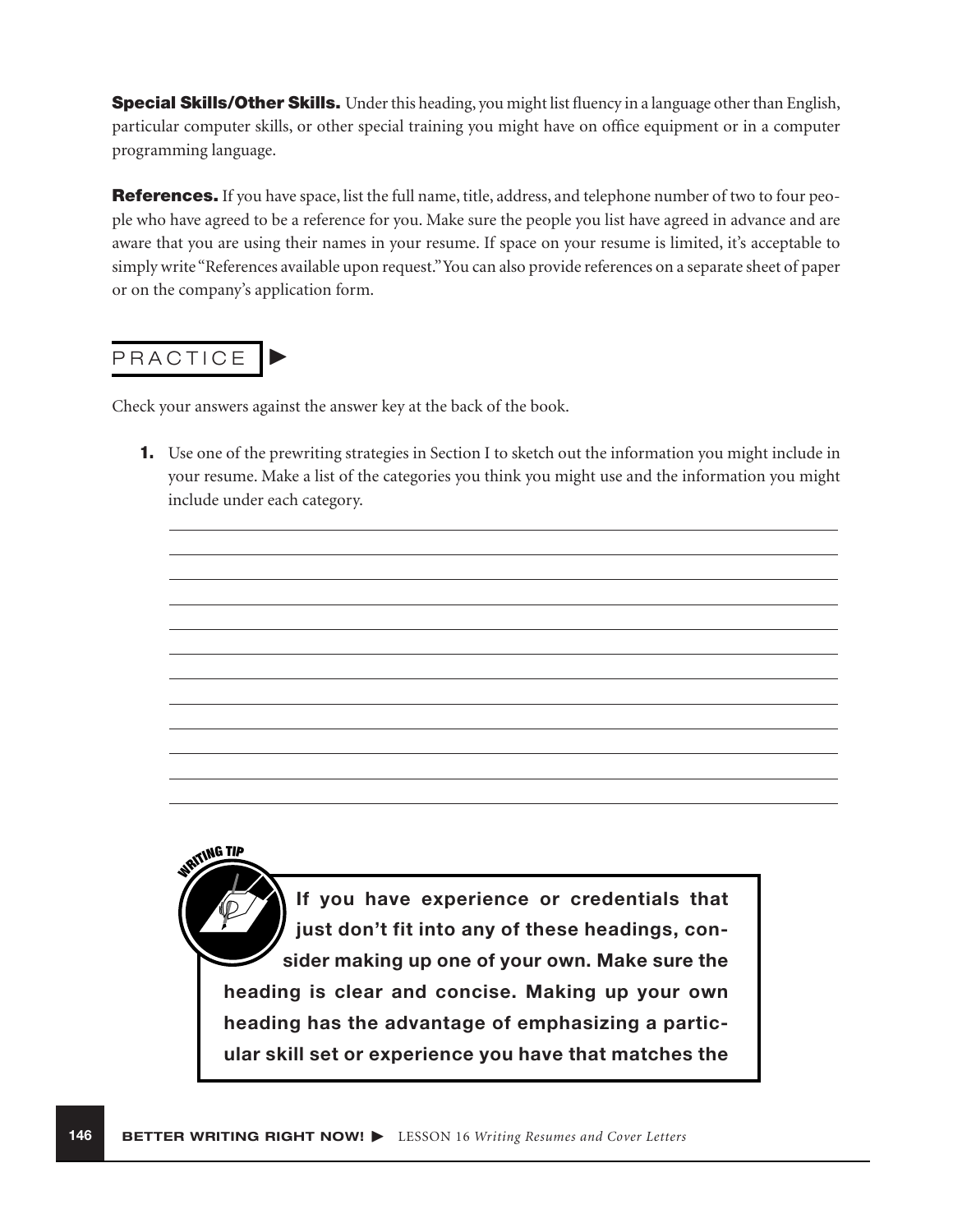**Special Skills/Other Skills.** Under this heading, you might list fluency in a language other than English, particular computer skills, or other special training you might have on office equipment or in a computer programming language.

**References.** If you have space, list the full name, title, address, and telephone number of two to four people who have agreed to be a reference for you. Make sure the people you list have agreed in advance and are aware that you are using their names in your resume. If space on your resume is limited, it's acceptable to simply write "References available upon request." You can also provide references on a separate sheet of paper or on the company's application form.

## PRACTICE ▶

Check your answers against the answer key at the back of the book.

**1.** Use one of the prewriting strategies in Section I to sketch out the information you might include in your resume. Make a list of the categories you think you might use and the information you might include under each category.

______________________________________________________________________

______________________________________________________________________

______________________________________________________________________

______________________________________________________________________

______________________________________________________________________

______________________________________________________________________

______________________________________________________________________

______________________________________________________________________

______________________________________________________________________

______________________________________________________________________

______________________________________________________________________

> **WRITING TIP**
>
> **If you have experience or credentials that just don't fit into any of these headings, consider making up one of your own. Make sure the heading is clear and concise. Making up your own heading has the advantage of emphasizing a particular skill set or experience you have that matches the**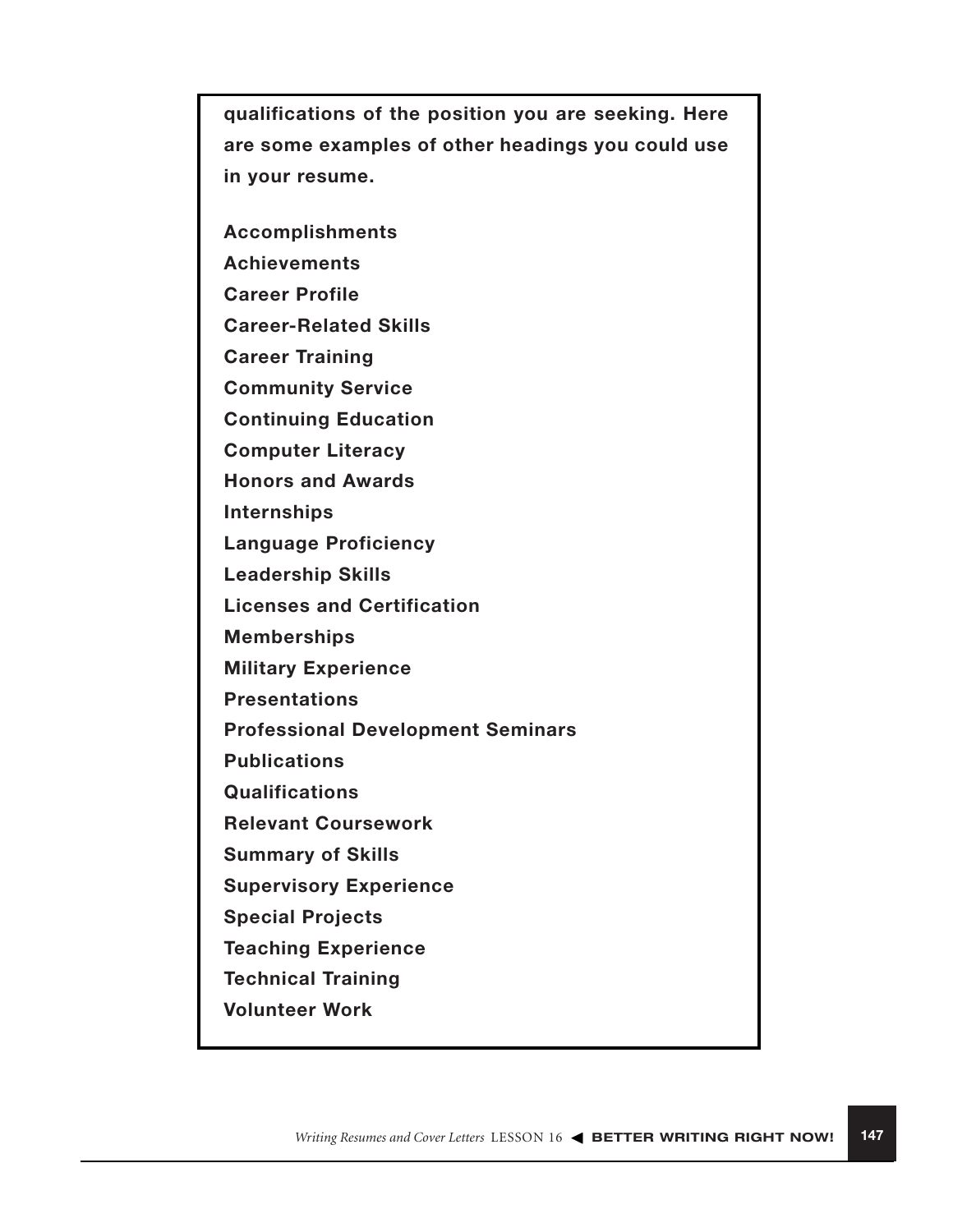**qualifications of the position you are seeking. Here are some examples of other headings you could use in your resume.**

**Accomplishments**
**Achievements**
**Career Profile**
**Career-Related Skills**
**Career Training**
**Community Service**
**Continuing Education**
**Computer Literacy**
**Honors and Awards**
**Internships**
**Language Proficiency**
**Leadership Skills**
**Licenses and Certification**
**Memberships**
**Military Experience**
**Presentations**
**Professional Development Seminars**
**Publications**
**Qualifications**
**Relevant Coursework**
**Summary of Skills**
**Supervisory Experience**
**Special Projects**
**Teaching Experience**
**Technical Training**
**Volunteer Work**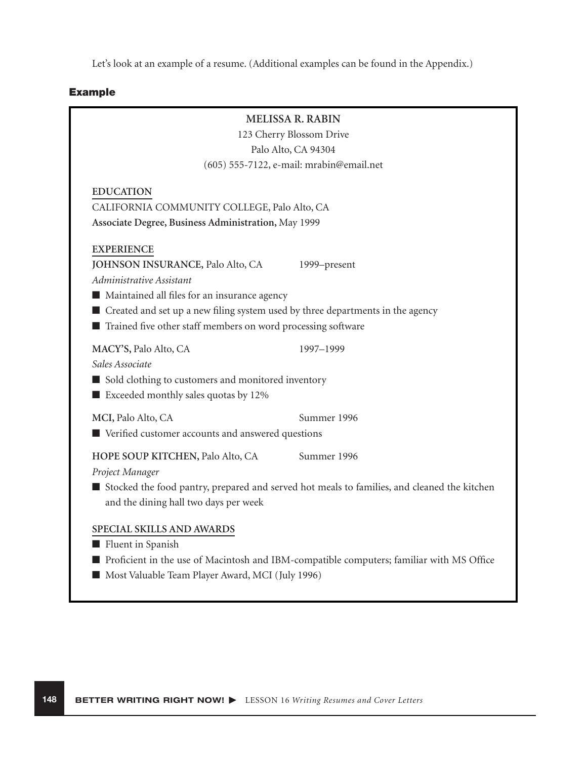Let's look at an example of a resume. (Additional examples can be found in the Appendix.)

### Example

**MELISSA R. RABIN**
123 Cherry Blossom Drive
Palo Alto, CA 94304
(605) 555-7122, e-mail: mrabin@email.net

**EDUCATION**

CALIFORNIA COMMUNITY COLLEGE, Palo Alto, CA
**Associate Degree, Business Administration,** May 1999

**EXPERIENCE**

**JOHNSON INSURANCE,** Palo Alto, CA 1999–present
*Administrative Assistant*

- Maintained all files for an insurance agency
- Created and set up a new filing system used by three departments in the agency
- Trained five other staff members on word processing software

**MACY'S,** Palo Alto, CA 1997–1999
*Sales Associate*

- Sold clothing to customers and monitored inventory
- Exceeded monthly sales quotas by 12%

**MCI,** Palo Alto, CA Summer 1996

- Verified customer accounts and answered questions

**HOPE SOUP KITCHEN,** Palo Alto, CA Summer 1996
*Project Manager*

- Stocked the food pantry, prepared and served hot meals to families, and cleaned the kitchen and the dining hall two days per week

**SPECIAL SKILLS AND AWARDS**

- Fluent in Spanish
- Proficient in the use of Macintosh and IBM-compatible computers; familiar with MS Office
- Most Valuable Team Player Award, MCI (July 1996)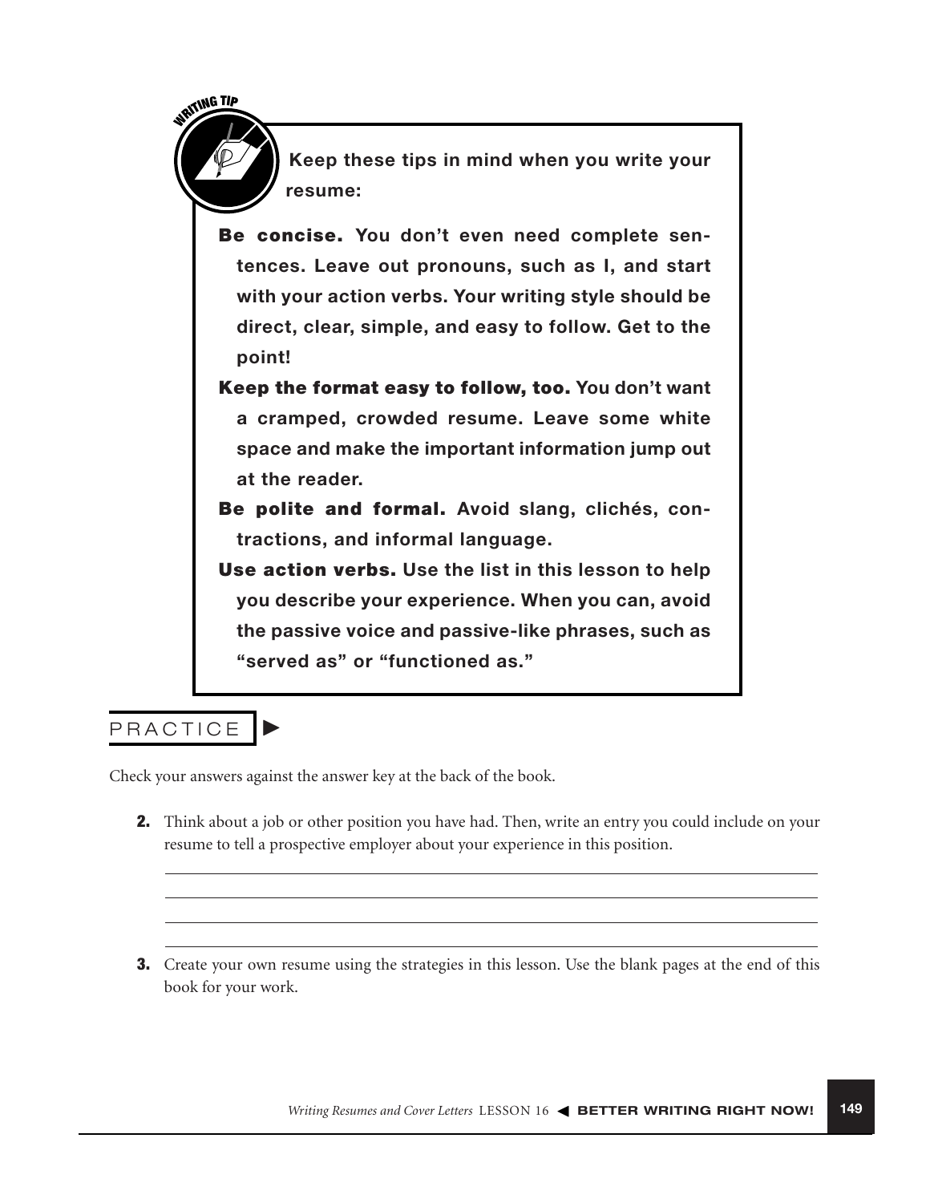**WRITING TIP**

**Keep these tips in mind when you write your resume:**

**Be concise.** You don't even need complete sentences. Leave out pronouns, such as I, and start with your action verbs. Your writing style should be direct, clear, simple, and easy to follow. Get to the point!

**Keep the format easy to follow, too.** You don't want a cramped, crowded resume. Leave some white space and make the important information jump out at the reader.

**Be polite and formal.** Avoid slang, clichés, contractions, and informal language.

**Use action verbs.** Use the list in this lesson to help you describe your experience. When you can, avoid the passive voice and passive-like phrases, such as "served as" or "functioned as."

## PRACTICE

Check your answers against the answer key at the back of the book.

**2.** Think about a job or other position you have had. Then, write an entry you could include on your resume to tell a prospective employer about your experience in this position.

\_\_\_\_\_\_\_\_\_\_\_\_\_\_\_\_\_\_\_\_\_\_\_\_\_\_\_\_\_\_\_\_\_\_\_\_\_\_\_\_\_\_\_\_

\_\_\_\_\_\_\_\_\_\_\_\_\_\_\_\_\_\_\_\_\_\_\_\_\_\_\_\_\_\_\_\_\_\_\_\_\_\_\_\_\_\_\_\_

\_\_\_\_\_\_\_\_\_\_\_\_\_\_\_\_\_\_\_\_\_\_\_\_\_\_\_\_\_\_\_\_\_\_\_\_\_\_\_\_\_\_\_\_

\_\_\_\_\_\_\_\_\_\_\_\_\_\_\_\_\_\_\_\_\_\_\_\_\_\_\_\_\_\_\_\_\_\_\_\_\_\_\_\_\_\_\_\_

**3.** Create your own resume using the strategies in this lesson. Use the blank pages at the end of this book for your work.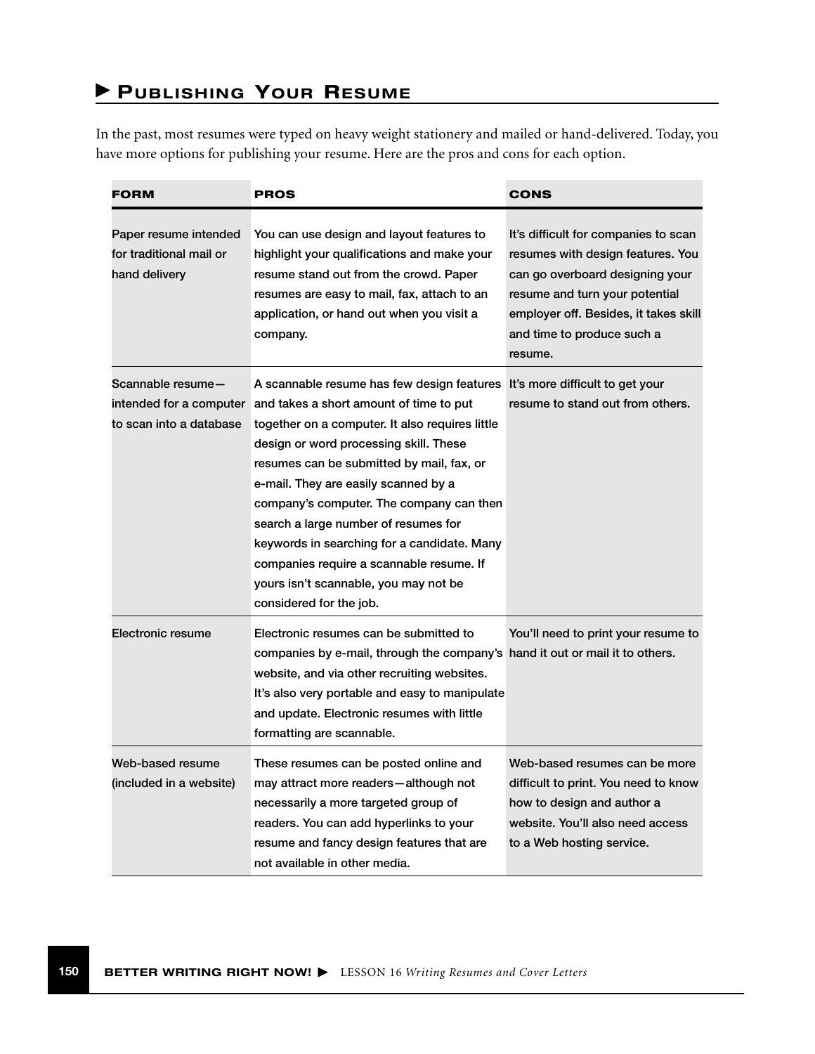## ▶ Publishing Your Resume

In the past, most resumes were typed on heavy weight stationery and mailed or hand-delivered. Today, you have more options for publishing your resume. Here are the pros and cons for each option.

| FORM | PROS | CONS |
|---|---|---|
| Paper resume intended for traditional mail or hand delivery | You can use design and layout features to highlight your qualifications and make your resume stand out from the crowd. Paper resumes are easy to mail, fax, attach to an application, or hand out when you visit a company. | It's difficult for companies to scan resumes with design features. You can go overboard designing your resume and turn your potential employer off. Besides, it takes skill and time to produce such a resume. |
| Scannable resume—intended for a computer to scan into a database | A scannable resume has few design features and takes a short amount of time to put together on a computer. It also requires little design or word processing skill. These resumes can be submitted by mail, fax, or e-mail. They are easily scanned by a company's computer. The company can then search a large number of resumes for keywords in searching for a candidate. Many companies require a scannable resume. If yours isn't scannable, you may not be considered for the job. | It's more difficult to get your resume to stand out from others. |
| Electronic resume | Electronic resumes can be submitted to companies by e-mail, through the company's website, and via other recruiting websites. It's also very portable and easy to manipulate and update. Electronic resumes with little formatting are scannable. | You'll need to print your resume to hand it out or mail it to others. |
| Web-based resume (included in a website) | These resumes can be posted online and may attract more readers—although not necessarily a more targeted group of readers. You can add hyperlinks to your resume and fancy design features that are not available in other media. | Web-based resumes can be more difficult to print. You need to know how to design and author a website. You'll also need access to a Web hosting service. |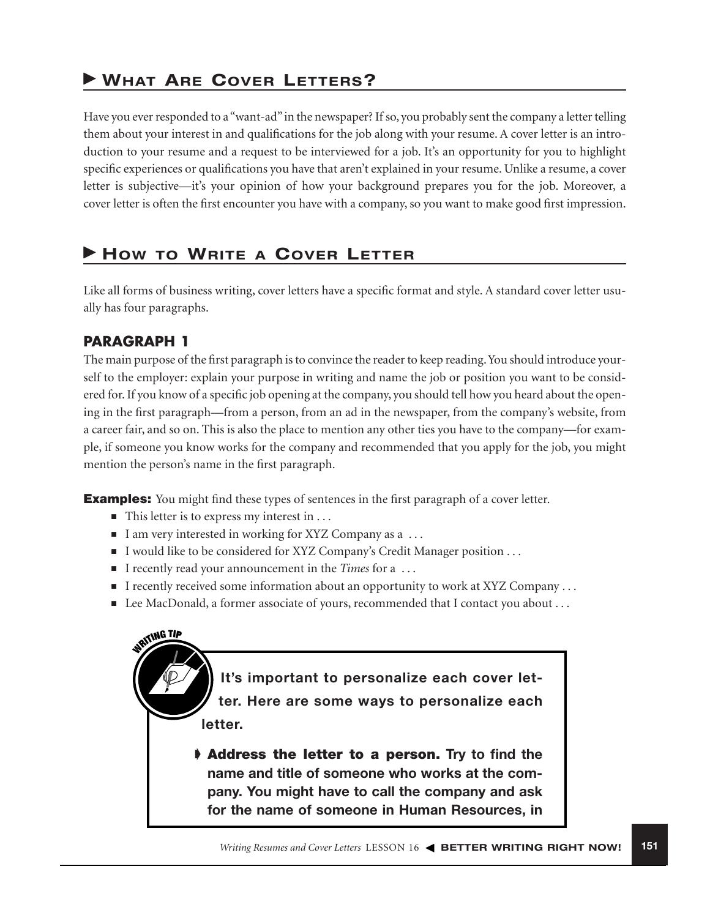## ▶ What Are Cover Letters?

Have you ever responded to a "want-ad" in the newspaper? If so, you probably sent the company a letter telling them about your interest in and qualifications for the job along with your resume. A cover letter is an introduction to your resume and a request to be interviewed for a job. It's an opportunity for you to highlight specific experiences or qualifications you have that aren't explained in your resume. Unlike a resume, a cover letter is subjective—it's your opinion of how your background prepares you for the job. Moreover, a cover letter is often the first encounter you have with a company, so you want to make good first impression.

## ▶ How to Write a Cover Letter

Like all forms of business writing, cover letters have a specific format and style. A standard cover letter usually has four paragraphs.

### PARAGRAPH 1

The main purpose of the first paragraph is to convince the reader to keep reading. You should introduce yourself to the employer: explain your purpose in writing and name the job or position you want to be considered for. If you know of a specific job opening at the company, you should tell how you heard about the opening in the first paragraph—from a person, from an ad in the newspaper, from the company's website, from a career fair, and so on. This is also the place to mention any other ties you have to the company—for example, if someone you know works for the company and recommended that you apply for the job, you might mention the person's name in the first paragraph.

**Examples:** You might find these types of sentences in the first paragraph of a cover letter.

- This letter is to express my interest in . . .
- I am very interested in working for XYZ Company as a . . .
- I would like to be considered for XYZ Company's Credit Manager position . . .
- I recently read your announcement in the *Times* for a . . .
- I recently received some information about an opportunity to work at XYZ Company . . .
- Lee MacDonald, a former associate of yours, recommended that I contact you about . . .

**WRITING TIP**

**It's important to personalize each cover letter. Here are some ways to personalize each letter.**

- **Address the letter to a person. Try to find the name and title of someone who works at the company. You might have to call the company and ask for the name of someone in Human Resources, in**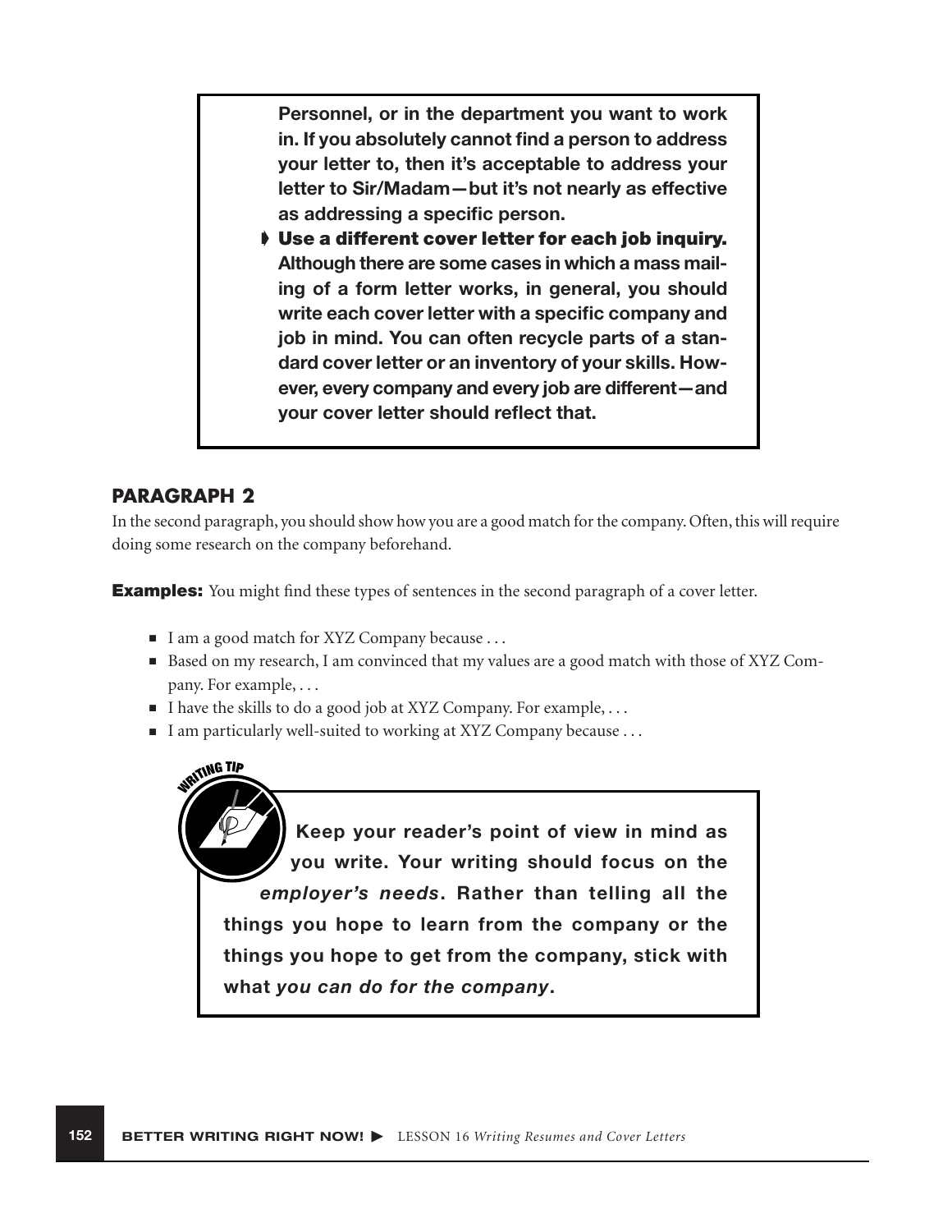**Personnel, or in the department you want to work in. If you absolutely cannot find a person to address your letter to, then it's acceptable to address your letter to Sir/Madam—but it's not nearly as effective as addressing a specific person.**

- **Use a different cover letter for each job inquiry.** **Although there are some cases in which a mass mailing of a form letter works, in general, you should write each cover letter with a specific company and job in mind. You can often recycle parts of a standard cover letter or an inventory of your skills. However, every company and every job are different—and your cover letter should reflect that.**

## PARAGRAPH 2

In the second paragraph, you should show how you are a good match for the company. Often, this will require doing some research on the company beforehand.

**Examples:** You might find these types of sentences in the second paragraph of a cover letter.

- I am a good match for XYZ Company because . . .
- Based on my research, I am convinced that my values are a good match with those of XYZ Company. For example, . . .
- I have the skills to do a good job at XYZ Company. For example, . . .
- I am particularly well-suited to working at XYZ Company because . . .

**WRITING TIP**

**Keep your reader's point of view in mind as you write. Your writing should focus on the *employer's needs*. Rather than telling all the things you hope to learn from the company or the things you hope to get from the company, stick with what *you can do for the company*.**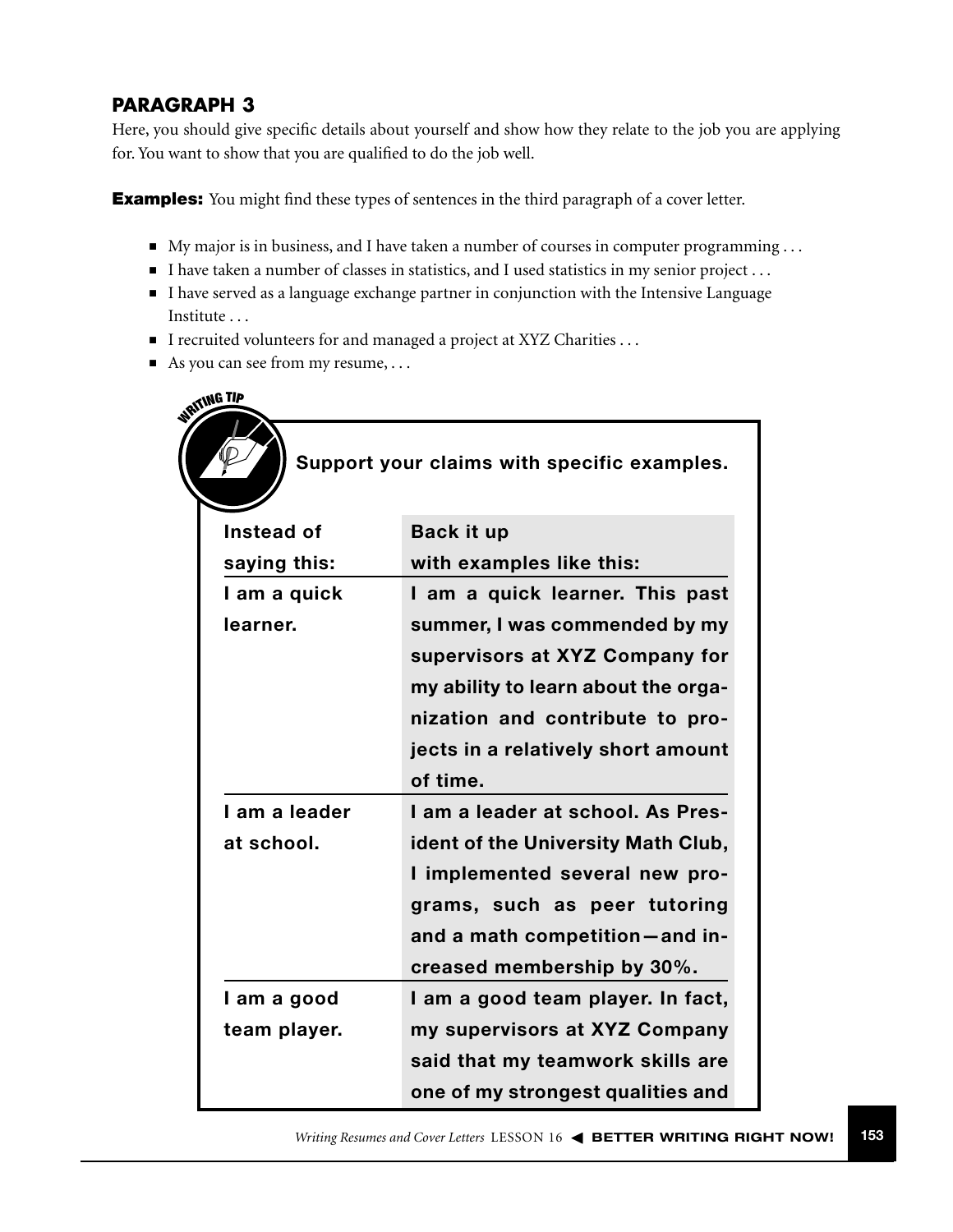## PARAGRAPH 3

Here, you should give specific details about yourself and show how they relate to the job you are applying for. You want to show that you are qualified to do the job well.

**Examples:** You might find these types of sentences in the third paragraph of a cover letter.

- My major is in business, and I have taken a number of courses in computer programming . . .
- I have taken a number of classes in statistics, and I used statistics in my senior project . . .
- I have served as a language exchange partner in conjunction with the Intensive Language Institute . . .
- I recruited volunteers for and managed a project at XYZ Charities . . .
- As you can see from my resume, . . .

**WRITING TIP**

**Support your claims with specific examples.**

| Instead of saying this: | Back it up with examples like this: |
|---|---|
| I am a quick learner. | I am a quick learner. This past summer, I was commended by my supervisors at XYZ Company for my ability to learn about the organization and contribute to projects in a relatively short amount of time. |
| I am a leader at school. | I am a leader at school. As President of the University Math Club, I implemented several new programs, such as peer tutoring and a math competition—and increased membership by 30%. |
| I am a good team player. | I am a good team player. In fact, my supervisors at XYZ Company said that my teamwork skills are one of my strongest qualities and |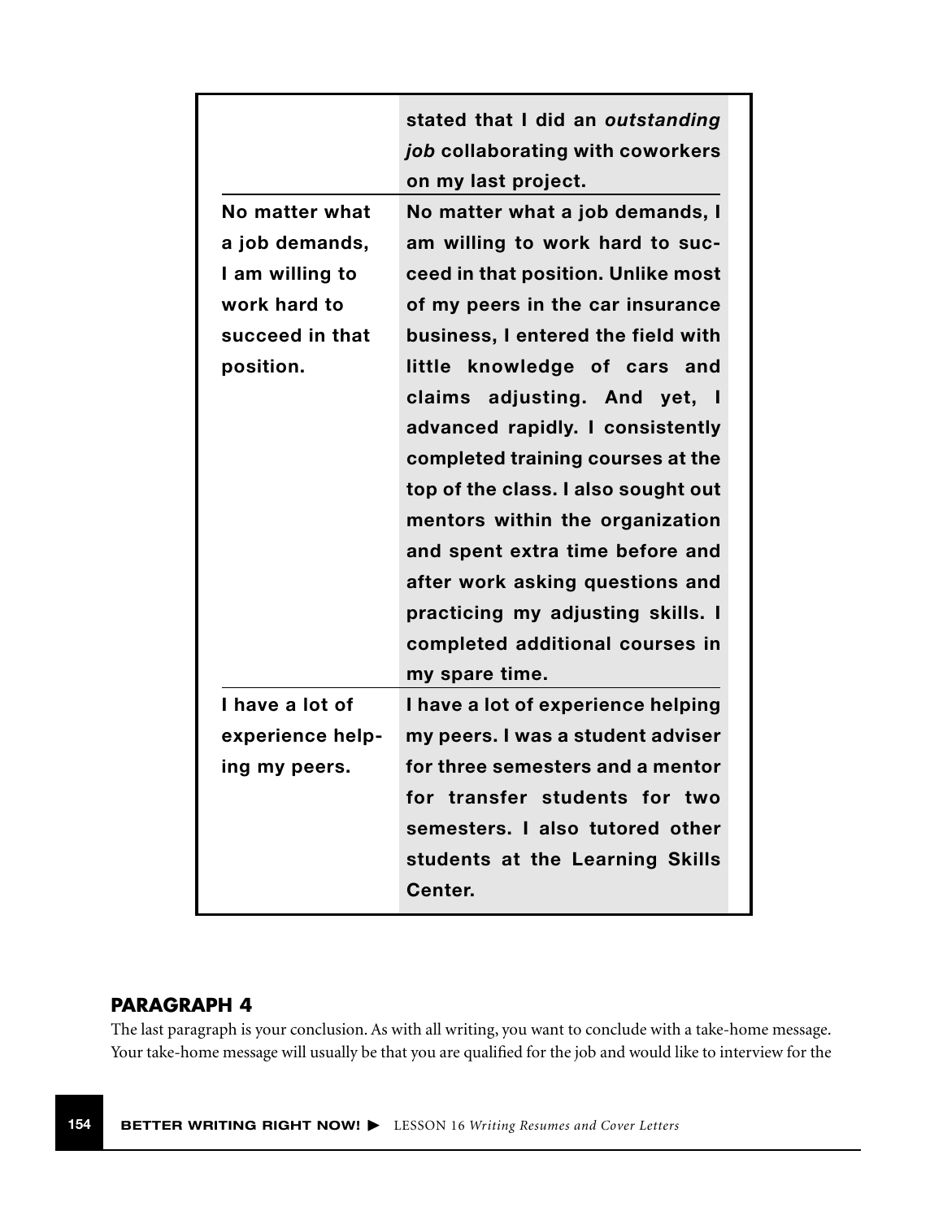| | |
|---|---|
| | **stated that I did an *outstanding job* collaborating with coworkers on my last project.** |
| **No matter what a job demands, I am willing to work hard to succeed in that position.** | **No matter what a job demands, I am willing to work hard to succeed in that position. Unlike most of my peers in the car insurance business, I entered the field with little knowledge of cars and claims adjusting. And yet, I advanced rapidly. I consistently completed training courses at the top of the class. I also sought out mentors within the organization and spent extra time before and after work asking questions and practicing my adjusting skills. I completed additional courses in my spare time.** |
| **I have a lot of experience helping my peers.** | **I have a lot of experience helping my peers. I was a student adviser for three semesters and a mentor for transfer students for two semesters. I also tutored other students at the Learning Skills Center.** |

## PARAGRAPH 4

The last paragraph is your conclusion. As with all writing, you want to conclude with a take-home message. Your take-home message will usually be that you are qualified for the job and would like to interview for the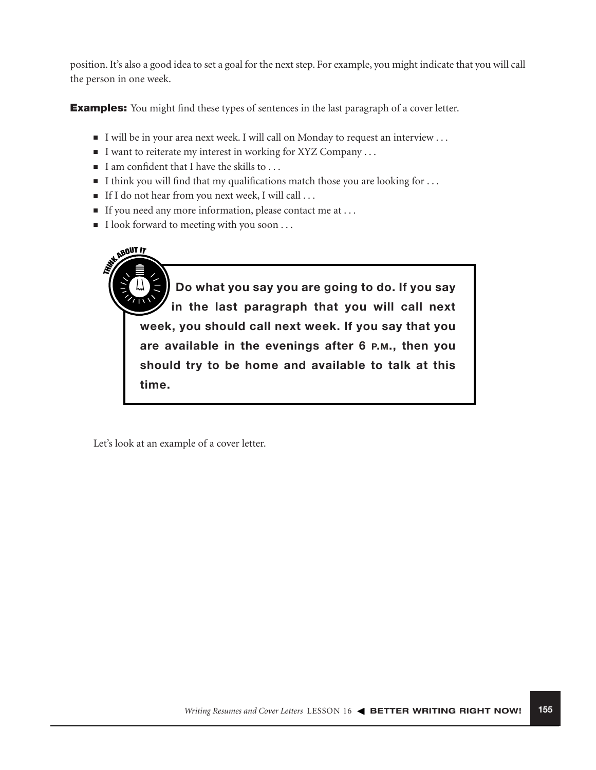position. It's also a good idea to set a goal for the next step. For example, you might indicate that you will call the person in one week.

**Examples:** You might find these types of sentences in the last paragraph of a cover letter.

- I will be in your area next week. I will call on Monday to request an interview . . .
- I want to reiterate my interest in working for XYZ Company . . .
- I am confident that I have the skills to . . .
- I think you will find that my qualifications match those you are looking for . . .
- If I do not hear from you next week, I will call . . .
- If you need any more information, please contact me at . . .
- I look forward to meeting with you soon . . .

> **THINK ABOUT IT**
>
> **Do what you say you are going to do. If you say in the last paragraph that you will call next week, you should call next week. If you say that you are available in the evenings after 6 P.M., then you should try to be home and available to talk at this time.**

Let's look at an example of a cover letter.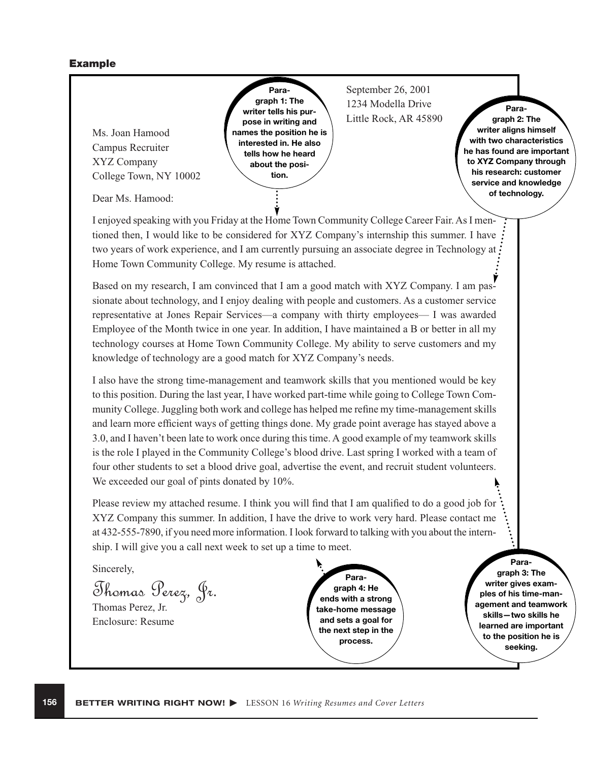#### Example

September 26, 2001
1234 Modella Drive
Little Rock, AR 45890

Ms. Joan Hamood
Campus Recruiter
XYZ Company
College Town, NY 10002

Dear Ms. Hamood:

I enjoyed speaking with you Friday at the Home Town Community College Career Fair. As I mentioned then, I would like to be considered for XYZ Company's internship this summer. I have two years of work experience, and I am currently pursuing an associate degree in Technology at Home Town Community College. My resume is attached.

Based on my research, I am convinced that I am a good match with XYZ Company. I am passionate about technology, and I enjoy dealing with people and customers. As a customer service representative at Jones Repair Services—a company with thirty employees— I was awarded Employee of the Month twice in one year. In addition, I have maintained a B or better in all my technology courses at Home Town Community College. My ability to serve customers and my knowledge of technology are a good match for XYZ Company's needs.

I also have the strong time-management and teamwork skills that you mentioned would be key to this position. During the last year, I have worked part-time while going to College Town Community College. Juggling both work and college has helped me refine my time-management skills and learn more efficient ways of getting things done. My grade point average has stayed above a 3.0, and I haven't been late to work once during this time. A good example of my teamwork skills is the role I played in the Community College's blood drive. Last spring I worked with a team of four other students to set a blood drive goal, advertise the event, and recruit student volunteers. We exceeded our goal of pints donated by 10%.

Please review my attached resume. I think you will find that I am qualified to do a good job for XYZ Company this summer. In addition, I have the drive to work very hard. Please contact me at 432-555-7890, if you need more information. I look forward to talking with you about the internship. I will give you a call next week to set up a time to meet.

Sincerely,

*Thomas Perez, Jr.*

Thomas Perez, Jr.
Enclosure: Resume

**Paragraph 1: The writer tells his purpose in writing and names the position he is interested in. He also tells how he heard about the position.**

**Paragraph 2: The writer aligns himself with two characteristics he has found are important to XYZ Company through his research: customer service and knowledge of technology.**

**Paragraph 3: The writer gives examples of his time-management and teamwork skills—two skills he learned are important to the position he is seeking.**

**Paragraph 4: He ends with a strong take-home message and sets a goal for the next step in the process.**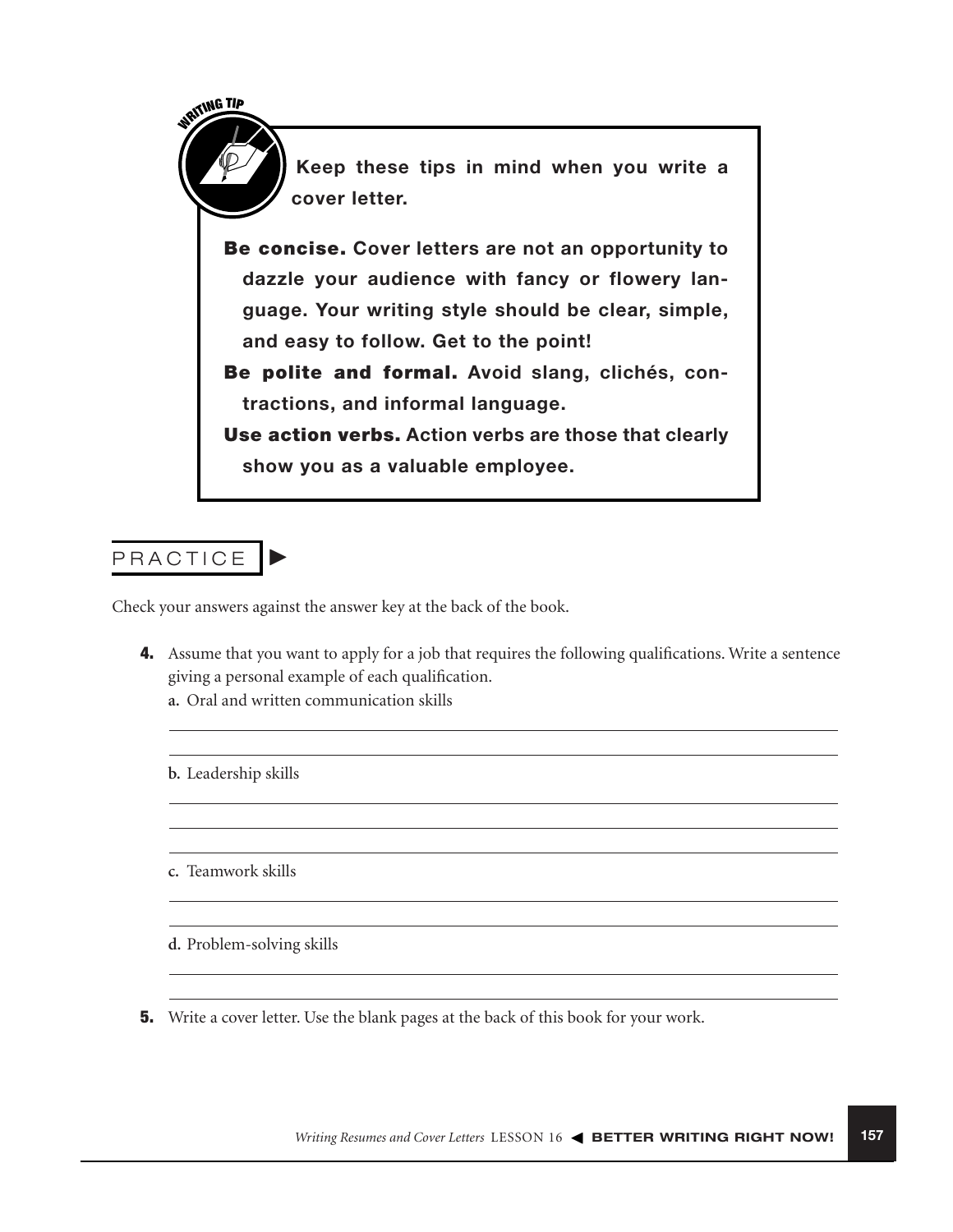**WRITING TIP**

**Keep these tips in mind when you write a cover letter.**

**Be concise.** Cover letters are not an opportunity to dazzle your audience with fancy or flowery language. Your writing style should be clear, simple, and easy to follow. Get to the point!

**Be polite and formal.** Avoid slang, clichés, contractions, and informal language.

**Use action verbs.** Action verbs are those that clearly show you as a valuable employee.

## PRACTICE

Check your answers against the answer key at the back of the book.

**4.** Assume that you want to apply for a job that requires the following qualifications. Write a sentence giving a personal example of each qualification.

**a.** Oral and written communication skills

\_\_\_\_\_\_\_\_\_\_\_\_\_\_\_\_\_\_\_\_\_\_\_\_\_\_\_\_\_\_\_\_\_\_\_\_\_\_\_\_\_\_\_\_

\_\_\_\_\_\_\_\_\_\_\_\_\_\_\_\_\_\_\_\_\_\_\_\_\_\_\_\_\_\_\_\_\_\_\_\_\_\_\_\_\_\_\_\_

**b.** Leadership skills

\_\_\_\_\_\_\_\_\_\_\_\_\_\_\_\_\_\_\_\_\_\_\_\_\_\_\_\_\_\_\_\_\_\_\_\_\_\_\_\_\_\_\_\_

\_\_\_\_\_\_\_\_\_\_\_\_\_\_\_\_\_\_\_\_\_\_\_\_\_\_\_\_\_\_\_\_\_\_\_\_\_\_\_\_\_\_\_\_

\_\_\_\_\_\_\_\_\_\_\_\_\_\_\_\_\_\_\_\_\_\_\_\_\_\_\_\_\_\_\_\_\_\_\_\_\_\_\_\_\_\_\_\_

**c.** Teamwork skills

\_\_\_\_\_\_\_\_\_\_\_\_\_\_\_\_\_\_\_\_\_\_\_\_\_\_\_\_\_\_\_\_\_\_\_\_\_\_\_\_\_\_\_\_

\_\_\_\_\_\_\_\_\_\_\_\_\_\_\_\_\_\_\_\_\_\_\_\_\_\_\_\_\_\_\_\_\_\_\_\_\_\_\_\_\_\_\_\_

**d.** Problem-solving skills

\_\_\_\_\_\_\_\_\_\_\_\_\_\_\_\_\_\_\_\_\_\_\_\_\_\_\_\_\_\_\_\_\_\_\_\_\_\_\_\_\_\_\_\_

\_\_\_\_\_\_\_\_\_\_\_\_\_\_\_\_\_\_\_\_\_\_\_\_\_\_\_\_\_\_\_\_\_\_\_\_\_\_\_\_\_\_\_\_

**5.** Write a cover letter. Use the blank pages at the back of this book for your work.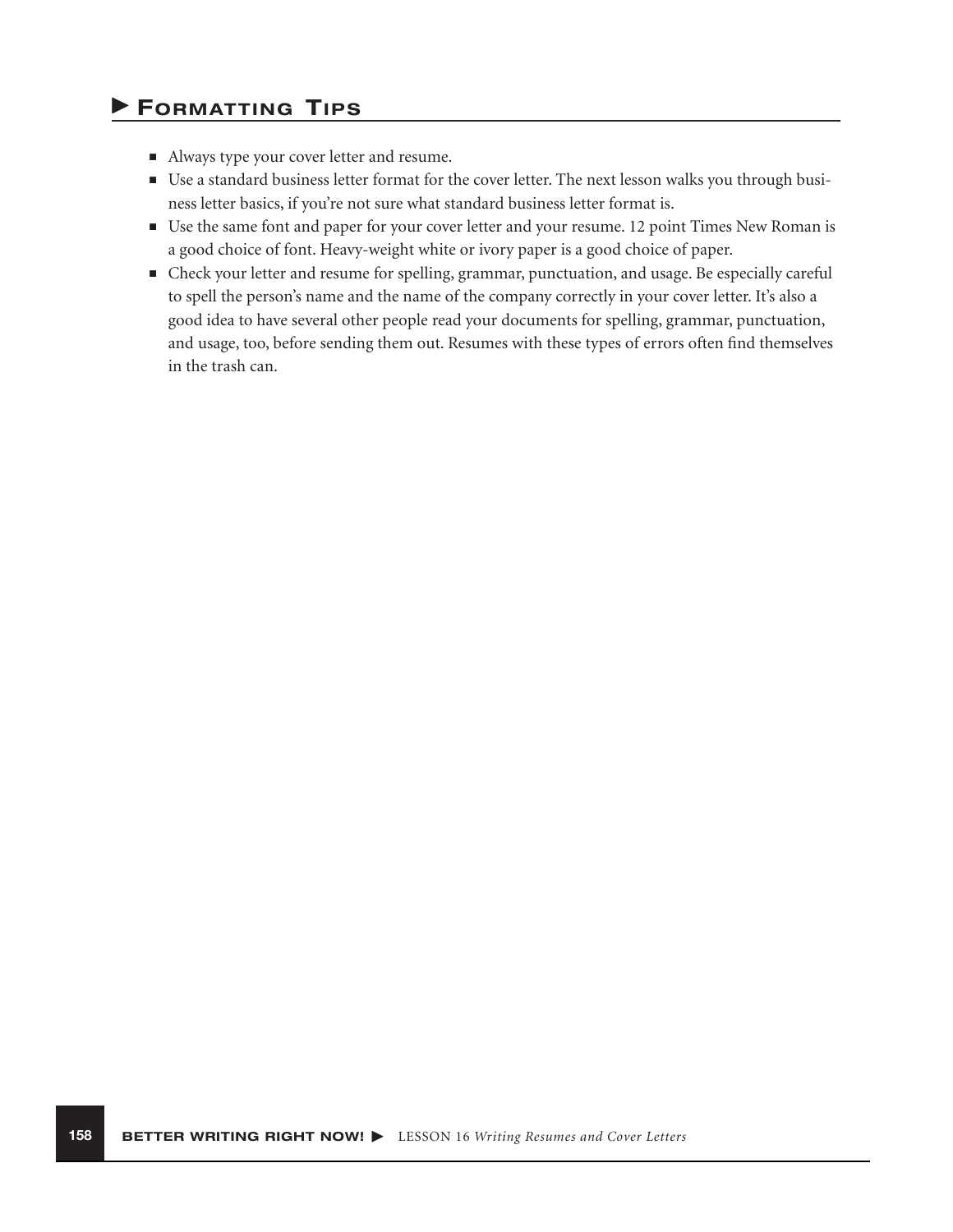## ▶ Formatting Tips

- Always type your cover letter and resume.
- Use a standard business letter format for the cover letter. The next lesson walks you through business letter basics, if you're not sure what standard business letter format is.
- Use the same font and paper for your cover letter and your resume. 12 point Times New Roman is a good choice of font. Heavy-weight white or ivory paper is a good choice of paper.
- Check your letter and resume for spelling, grammar, punctuation, and usage. Be especially careful to spell the person's name and the name of the company correctly in your cover letter. It's also a good idea to have several other people read your documents for spelling, grammar, punctuation, and usage, too, before sending them out. Resumes with these types of errors often find themselves in the trash can.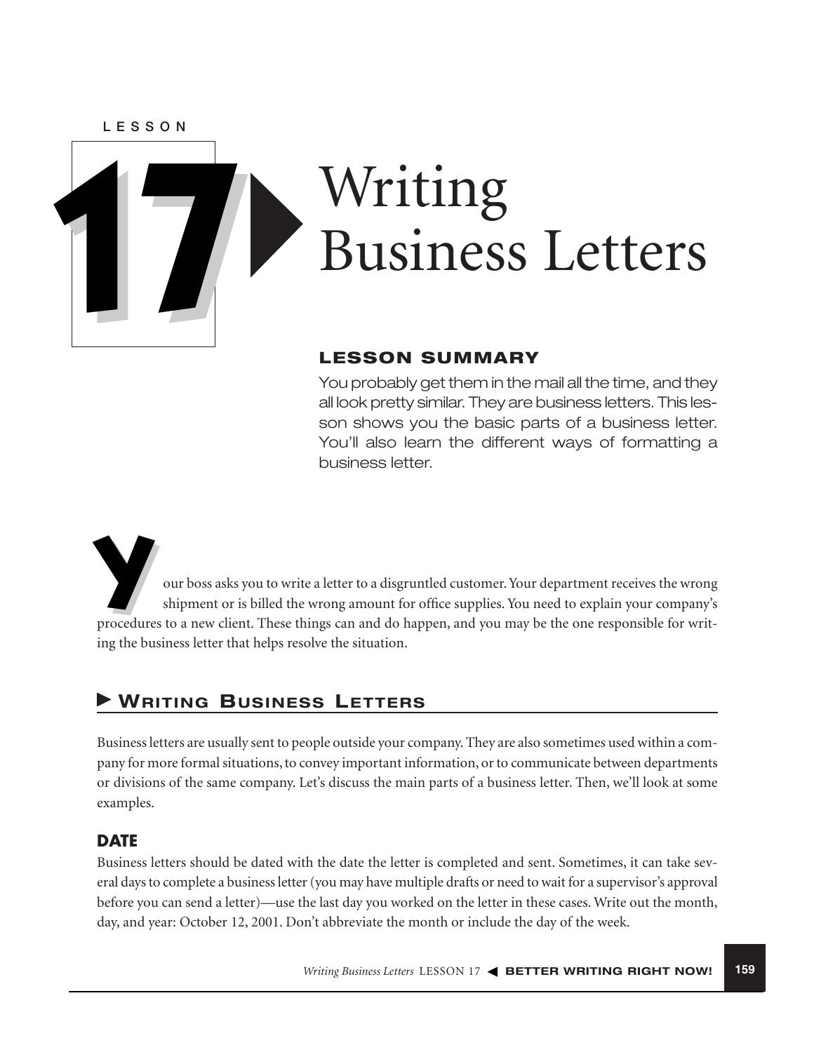LESSON

# 17 Writing Business Letters

## LESSON SUMMARY

You probably get them in the mail all the time, and they all look pretty similar. They are business letters. This lesson shows you the basic parts of a business letter. You'll also learn the different ways of formatting a business letter.

Your boss asks you to write a letter to a disgruntled customer. Your department receives the wrong shipment or is billed the wrong amount for office supplies. You need to explain your company's procedures to a new client. These things can and do happen, and you may be the one responsible for writing the business letter that helps resolve the situation.

## Writing Business Letters

Business letters are usually sent to people outside your company. They are also sometimes used within a company for more formal situations, to convey important information, or to communicate between departments or divisions of the same company. Let's discuss the main parts of a business letter. Then, we'll look at some examples.

### DATE

Business letters should be dated with the date the letter is completed and sent. Sometimes, it can take several days to complete a business letter (you may have multiple drafts or need to wait for a supervisor's approval before you can send a letter)—use the last day you worked on the letter in these cases. Write out the month, day, and year: October 12, 2001. Don't abbreviate the month or include the day of the week.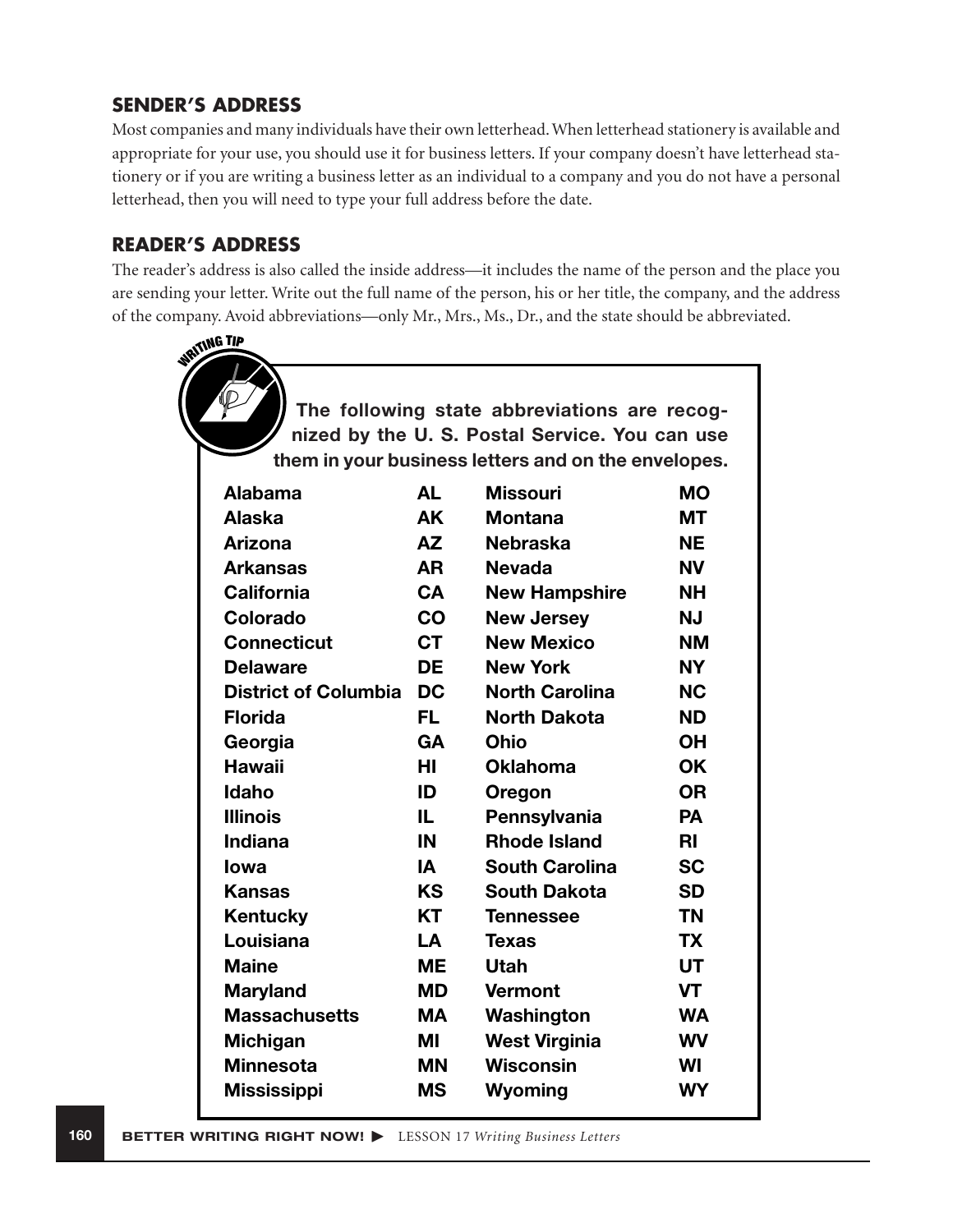## SENDER'S ADDRESS

Most companies and many individuals have their own letterhead. When letterhead stationery is available and appropriate for your use, you should use it for business letters. If your company doesn't have letterhead stationery or if you are writing a business letter as an individual to a company and you do not have a personal letterhead, then you will need to type your full address before the date.

## READER'S ADDRESS

The reader's address is also called the inside address—it includes the name of the person and the place you are sending your letter. Write out the full name of the person, his or her title, the company, and the address of the company. Avoid abbreviations—only Mr., Mrs., Ms., Dr., and the state should be abbreviated.

**WRITING TIP**

**The following state abbreviations are recognized by the U. S. Postal Service. You can use them in your business letters and on the envelopes.**

| | | | |
|---|---|---|---|
| Alabama | AL | Missouri | MO |
| Alaska | AK | Montana | MT |
| Arizona | AZ | Nebraska | NE |
| Arkansas | AR | Nevada | NV |
| California | CA | New Hampshire | NH |
| Colorado | CO | New Jersey | NJ |
| Connecticut | CT | New Mexico | NM |
| Delaware | DE | New York | NY |
| District of Columbia | DC | North Carolina | NC |
| Florida | FL | North Dakota | ND |
| Georgia | GA | Ohio | OH |
| Hawaii | HI | Oklahoma | OK |
| Idaho | ID | Oregon | OR |
| Illinois | IL | Pennsylvania | PA |
| Indiana | IN | Rhode Island | RI |
| Iowa | IA | South Carolina | SC |
| Kansas | KS | South Dakota | SD |
| Kentucky | KT | Tennessee | TN |
| Louisiana | LA | Texas | TX |
| Maine | ME | Utah | UT |
| Maryland | MD | Vermont | VT |
| Massachusetts | MA | Washington | WA |
| Michigan | MI | West Virginia | WV |
| Minnesota | MN | Wisconsin | WI |
| Mississippi | MS | Wyoming | WY |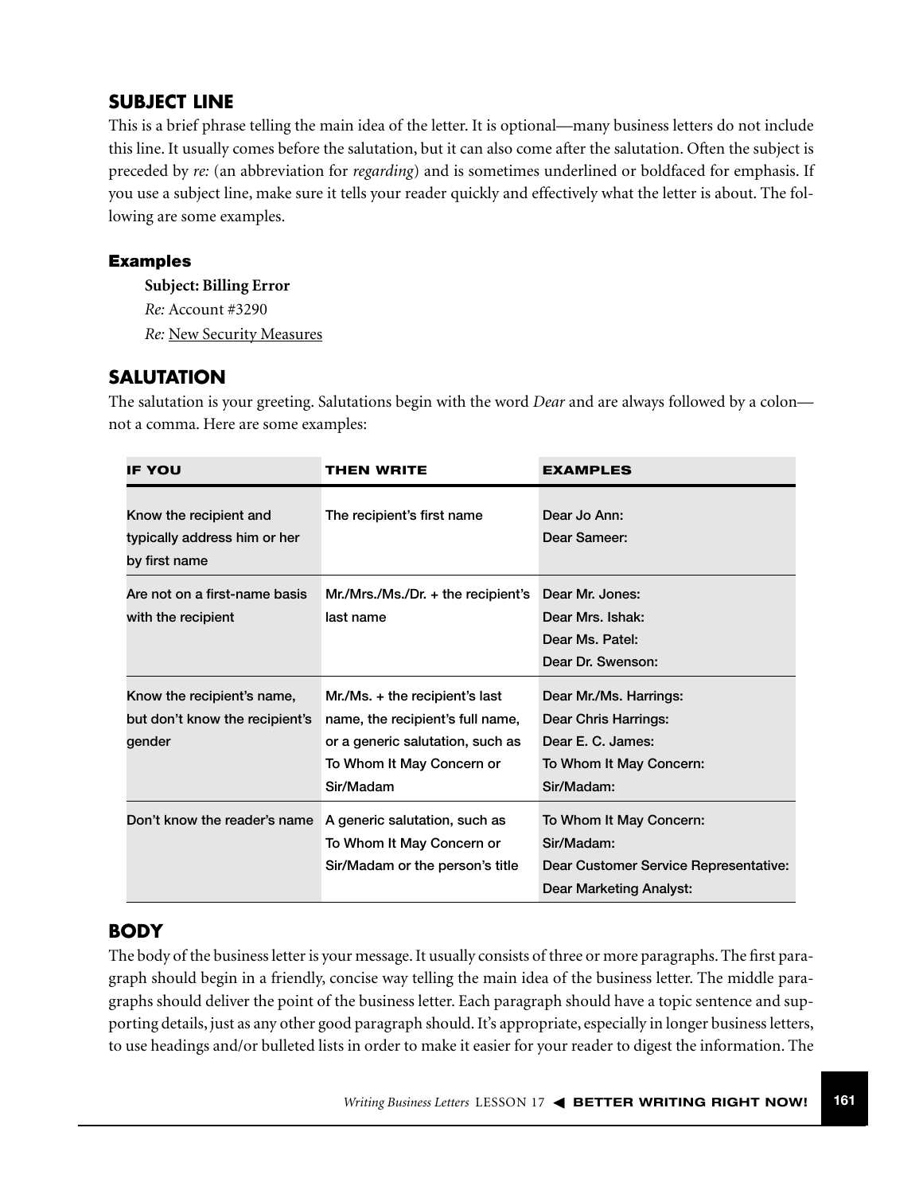## SUBJECT LINE

This is a brief phrase telling the main idea of the letter. It is optional—many business letters do not include this line. It usually comes before the salutation, but it can also come after the salutation. Often the subject is preceded by *re:* (an abbreviation for *regarding*) and is sometimes underlined or boldfaced for emphasis. If you use a subject line, make sure it tells your reader quickly and effectively what the letter is about. The following are some examples.

### Examples

**Subject: Billing Error**
*Re:* Account #3290
*Re:* <u>New Security Measures</u>

## SALUTATION

The salutation is your greeting. Salutations begin with the word *Dear* and are always followed by a colon—not a comma. Here are some examples:

| IF YOU | THEN WRITE | EXAMPLES |
|---|---|---|
| Know the recipient and typically address him or her by first name | The recipient's first name | Dear Jo Ann:<br>Dear Sameer: |
| Are not on a first-name basis with the recipient | Mr./Mrs./Ms./Dr. + the recipient's last name | Dear Mr. Jones:<br>Dear Mrs. Ishak:<br>Dear Ms. Patel:<br>Dear Dr. Swenson: |
| Know the recipient's name, but don't know the recipient's gender | Mr./Ms. + the recipient's last name, the recipient's full name, or a generic salutation, such as To Whom It May Concern or Sir/Madam | Dear Mr./Ms. Harrings:<br>Dear Chris Harrings:<br>Dear E. C. James:<br>To Whom It May Concern:<br>Sir/Madam: |
| Don't know the reader's name | A generic salutation, such as To Whom It May Concern or Sir/Madam or the person's title | To Whom It May Concern:<br>Sir/Madam:<br>Dear Customer Service Representative:<br>Dear Marketing Analyst: |

## BODY

The body of the business letter is your message. It usually consists of three or more paragraphs. The first paragraph should begin in a friendly, concise way telling the main idea of the business letter. The middle paragraphs should deliver the point of the business letter. Each paragraph should have a topic sentence and supporting details, just as any other good paragraph should. It's appropriate, especially in longer business letters, to use headings and/or bulleted lists in order to make it easier for your reader to digest the information. The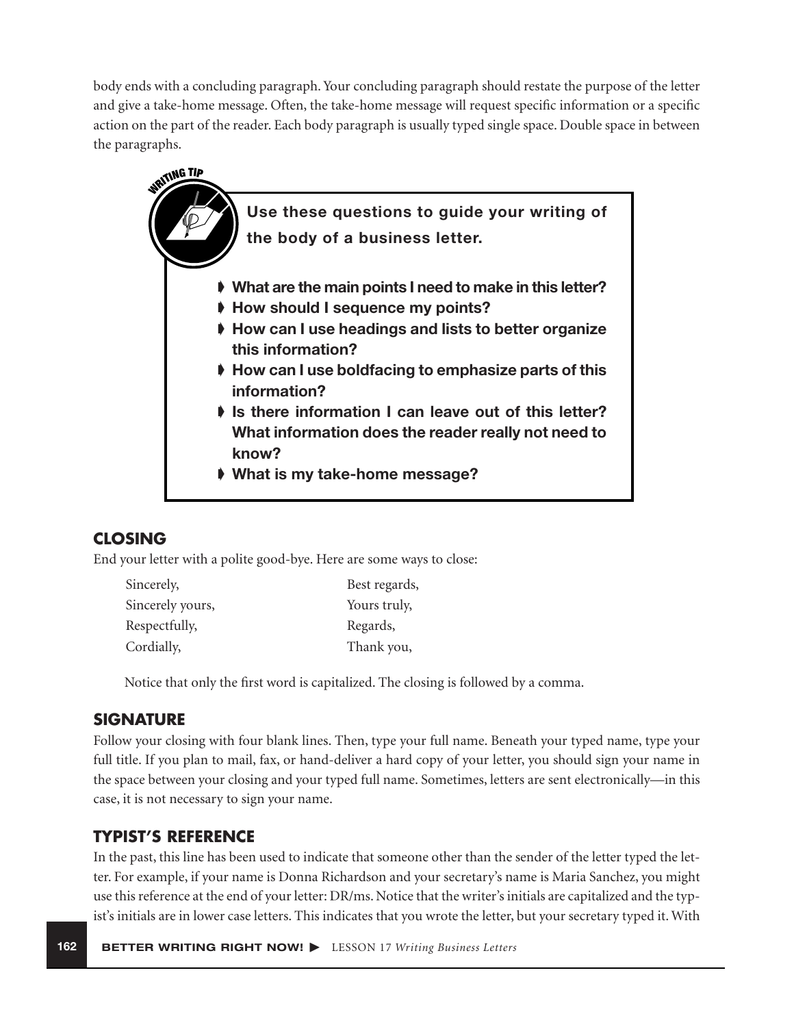body ends with a concluding paragraph. Your concluding paragraph should restate the purpose of the letter and give a take-home message. Often, the take-home message will request specific information or a specific action on the part of the reader. Each body paragraph is usually typed single space. Double space in between the paragraphs.

WRITING TIP

**Use these questions to guide your writing of the body of a business letter.**

- **What are the main points I need to make in this letter?**
- **How should I sequence my points?**
- **How can I use headings and lists to better organize this information?**
- **How can I use boldfacing to emphasize parts of this information?**
- **Is there information I can leave out of this letter? What information does the reader really not need to know?**
- **What is my take-home message?**

## CLOSING

End your letter with a polite good-bye. Here are some ways to close:

| | |
|---|---|
| Sincerely, | Best regards, |
| Sincerely yours, | Yours truly, |
| Respectfully, | Regards, |
| Cordially, | Thank you, |

Notice that only the first word is capitalized. The closing is followed by a comma.

## SIGNATURE

Follow your closing with four blank lines. Then, type your full name. Beneath your typed name, type your full title. If you plan to mail, fax, or hand-deliver a hard copy of your letter, you should sign your name in the space between your closing and your typed full name. Sometimes, letters are sent electronically—in this case, it is not necessary to sign your name.

## TYPIST'S REFERENCE

In the past, this line has been used to indicate that someone other than the sender of the letter typed the letter. For example, if your name is Donna Richardson and your secretary's name is Maria Sanchez, you might use this reference at the end of your letter: DR/ms. Notice that the writer's initials are capitalized and the typist's initials are in lower case letters. This indicates that you wrote the letter, but your secretary typed it. With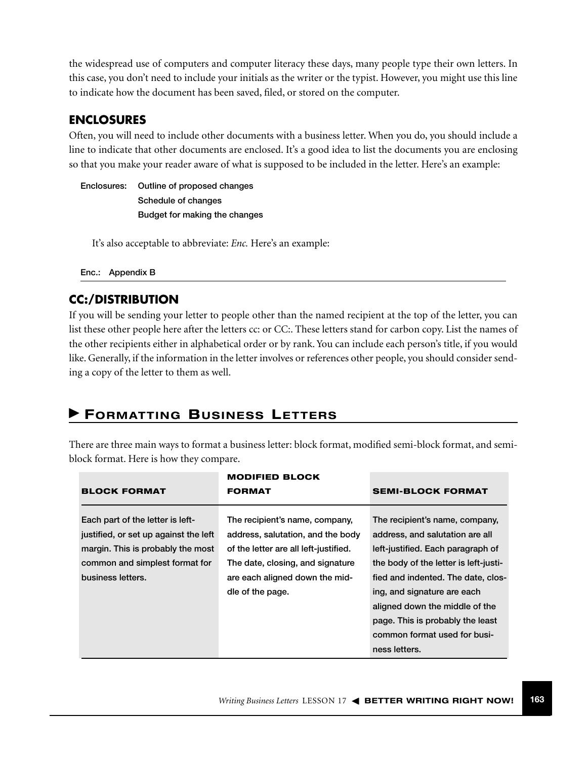the widespread use of computers and computer literacy these days, many people type their own letters. In this case, you don't need to include your initials as the writer or the typist. However, you might use this line to indicate how the document has been saved, filed, or stored on the computer.

### ENCLOSURES

Often, you will need to include other documents with a business letter. When you do, you should include a line to indicate that other documents are enclosed. It's a good idea to list the documents you are enclosing so that you make your reader aware of what is supposed to be included in the letter. Here's an example:

Enclosures: Outline of proposed changes
Schedule of changes
Budget for making the changes

It's also acceptable to abbreviate: *Enc.* Here's an example:

Enc.: Appendix B

### CC:/DISTRIBUTION

If you will be sending your letter to people other than the named recipient at the top of the letter, you can list these other people here after the letters cc: or CC:. These letters stand for carbon copy. List the names of the other recipients either in alphabetical order or by rank. You can include each person's title, if you would like. Generally, if the information in the letter involves or references other people, you should consider sending a copy of the letter to them as well.

## ▶ FORMATTING BUSINESS LETTERS

There are three main ways to format a business letter: block format, modified semi-block format, and semi-block format. Here is how they compare.

| BLOCK FORMAT | MODIFIED BLOCK FORMAT | SEMI-BLOCK FORMAT |
|---|---|---|
| Each part of the letter is left-justified, or set up against the left margin. This is probably the most common and simplest format for business letters. | The recipient's name, company, address, salutation, and the body of the letter are all left-justified. The date, closing, and signature are each aligned down the middle of the page. | The recipient's name, company, address, and salutation are all left-justified. Each paragraph of the body of the letter is left-justified and indented. The date, closing, and signature are each aligned down the middle of the page. This is probably the least common format used for business letters. |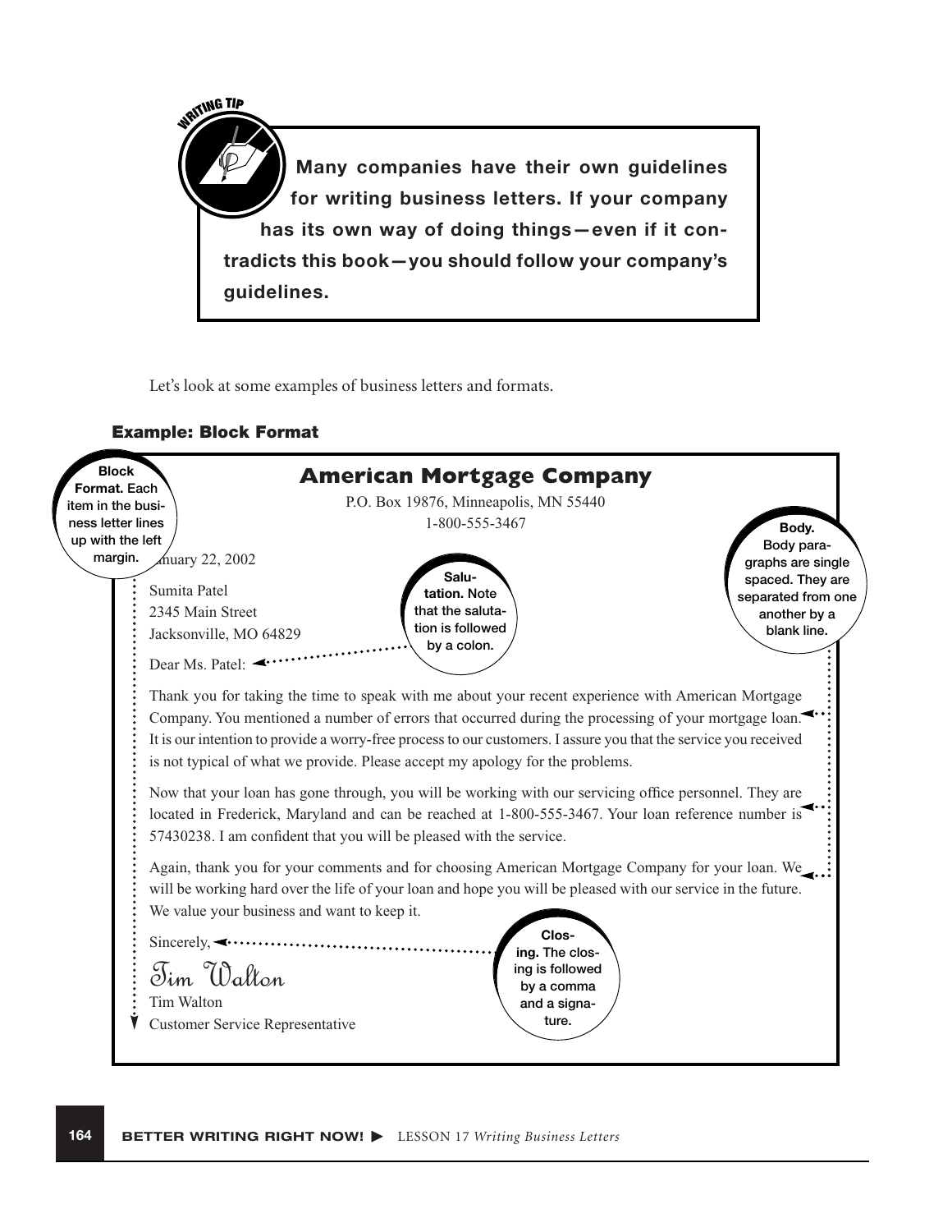> **WRITING TIP**
>
> **Many companies have their own guidelines for writing business letters. If your company has its own way of doing things—even if it contradicts this book—you should follow your company's guidelines.**

Let's look at some examples of business letters and formats.

#### Example: Block Format

**Block Format.** Each item in the business letter lines up with the left margin.

**American Mortgage Company**

P.O. Box 19876, Minneapolis, MN 55440

1-800-555-3467

January 22, 2002

Sumita Patel
2345 Main Street
Jacksonville, MO 64829

Dear Ms. Patel:

**Salutation.** Note that the salutation is followed by a colon.

**Body.** Body paragraphs are single spaced. They are separated from one another by a blank line.

Thank you for taking the time to speak with me about your recent experience with American Mortgage Company. You mentioned a number of errors that occurred during the processing of your mortgage loan. It is our intention to provide a worry-free process to our customers. I assure you that the service you received is not typical of what we provide. Please accept my apology for the problems.

Now that your loan has gone through, you will be working with our servicing office personnel. They are located in Frederick, Maryland and can be reached at 1-800-555-3467. Your loan reference number is 57430238. I am confident that you will be pleased with the service.

Again, thank you for your comments and for choosing American Mortgage Company for your loan. We will be working hard over the life of your loan and hope you will be pleased with our service in the future. We value your business and want to keep it.

Sincerely,

*Tim Walton*

Tim Walton
Customer Service Representative

**Closing.** The closing is followed by a comma and a signature.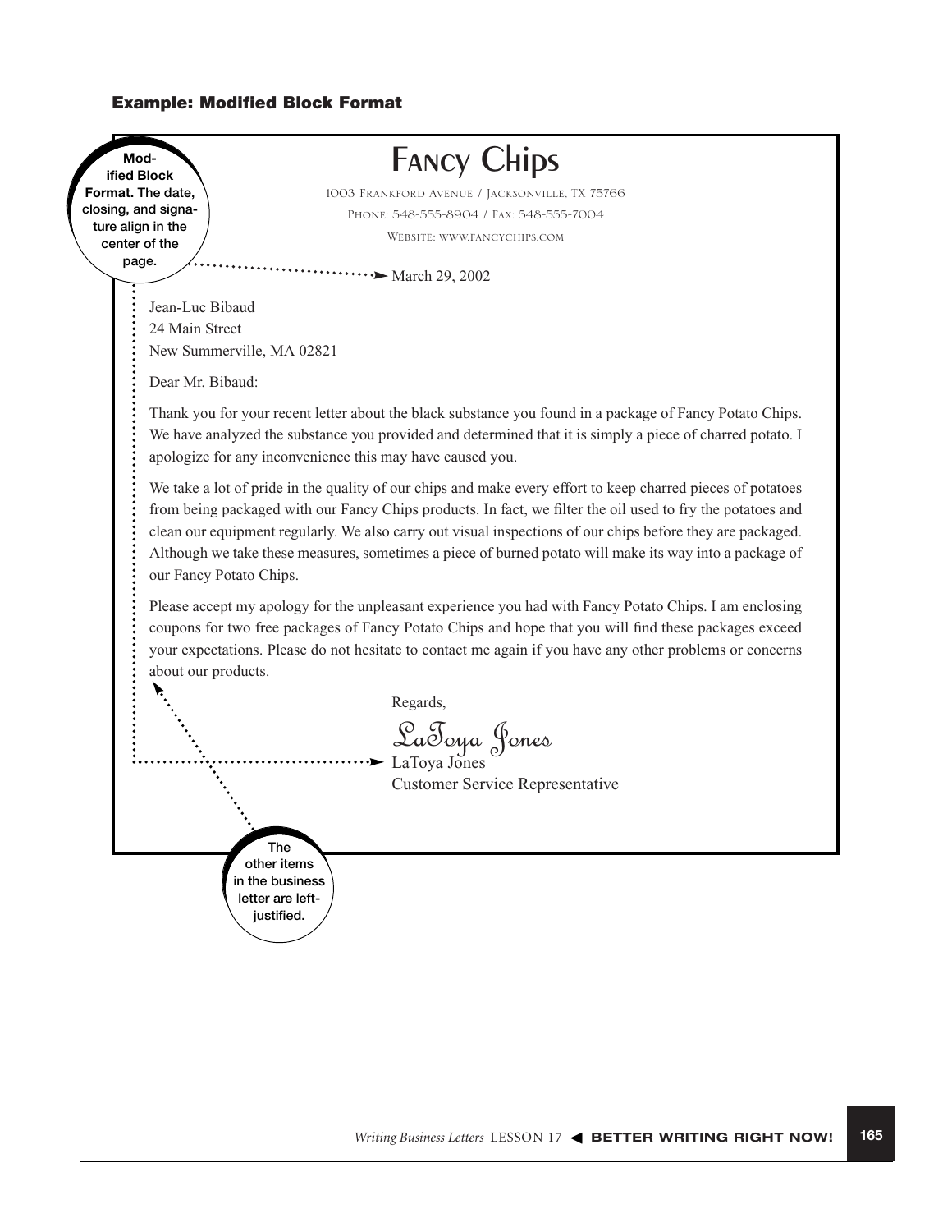#### Example: Modified Block Format

**Modified Block Format.** The date, closing, and signature align in the center of the page.

# Fancy Chips

1003 Frankford Avenue / Jacksonville, TX 75766

Phone: 548-555-8904 / Fax: 548-555-7004

Website: www.fancychips.com

March 29, 2002

Jean-Luc Bibaud
24 Main Street
New Summerville, MA 02821

Dear Mr. Bibaud:

Thank you for your recent letter about the black substance you found in a package of Fancy Potato Chips. We have analyzed the substance you provided and determined that it is simply a piece of charred potato. I apologize for any inconvenience this may have caused you.

We take a lot of pride in the quality of our chips and make every effort to keep charred pieces of potatoes from being packaged with our Fancy Chips products. In fact, we filter the oil used to fry the potatoes and clean our equipment regularly. We also carry out visual inspections of our chips before they are packaged. Although we take these measures, sometimes a piece of burned potato will make its way into a package of our Fancy Potato Chips.

Please accept my apology for the unpleasant experience you had with Fancy Potato Chips. I am enclosing coupons for two free packages of Fancy Potato Chips and hope that you will find these packages exceed your expectations. Please do not hesitate to contact me again if you have any other problems or concerns about our products.

Regards,

*LaToya Jones*
LaToya Jones
Customer Service Representative

**The other items in the business letter are left-justified.**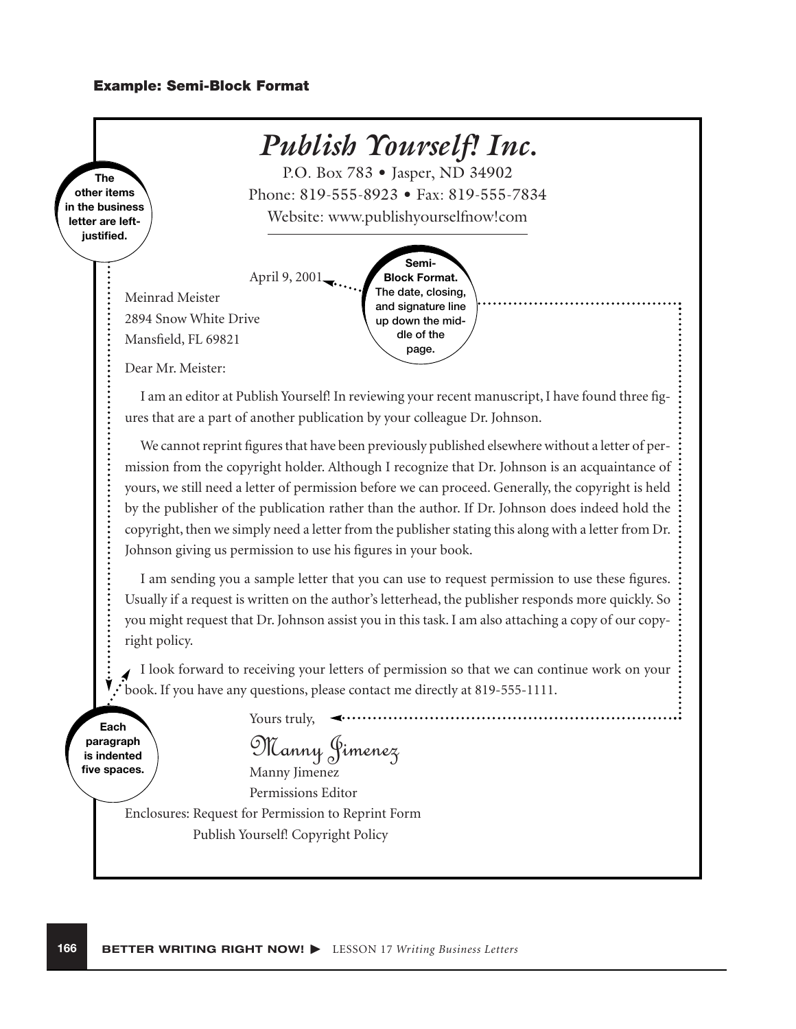#### Example: Semi-Block Format

*Publish Yourself! Inc.*

P.O. Box 783 • Jasper, ND 34902
Phone: 819-555-8923 • Fax: 819-555-7834
Website: www.publishyourselfnow!com

> **The other items in the business letter are left-justified.**

April 9, 2001

> **Semi-Block Format. The date, closing, and signature line up down the middle of the page.**

Meinrad Meister
2894 Snow White Drive
Mansfield, FL 69821

Dear Mr. Meister:

I am an editor at Publish Yourself! In reviewing your recent manuscript, I have found three figures that are a part of another publication by your colleague Dr. Johnson.

We cannot reprint figures that have been previously published elsewhere without a letter of permission from the copyright holder. Although I recognize that Dr. Johnson is an acquaintance of yours, we still need a letter of permission before we can proceed. Generally, the copyright is held by the publisher of the publication rather than the author. If Dr. Johnson does indeed hold the copyright, then we simply need a letter from the publisher stating this along with a letter from Dr. Johnson giving us permission to use his figures in your book.

I am sending you a sample letter that you can use to request permission to use these figures. Usually if a request is written on the author's letterhead, the publisher responds more quickly. So you might request that Dr. Johnson assist you in this task. I am also attaching a copy of our copyright policy.

I look forward to receiving your letters of permission so that we can continue work on your book. If you have any questions, please contact me directly at 819-555-1111.

> **Each paragraph is indented five spaces.**

Yours truly,

*Manny Jimenez*

Manny Jimenez
Permissions Editor

Enclosures: Request for Permission to Reprint Form
Publish Yourself! Copyright Policy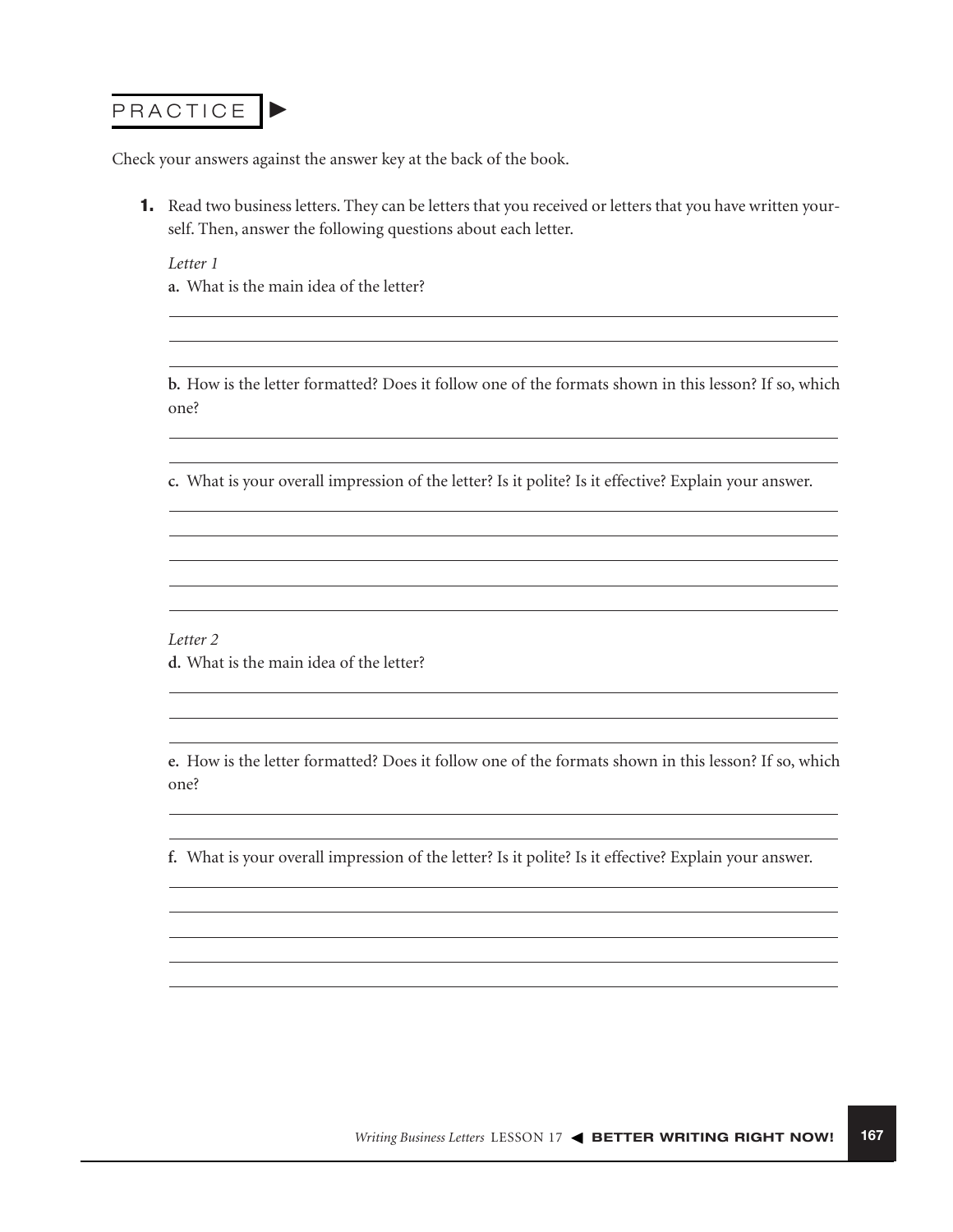## PRACTICE ►

Check your answers against the answer key at the back of the book.

**1.** Read two business letters. They can be letters that you received or letters that you have written yourself. Then, answer the following questions about each letter.

*Letter 1*

**a.** What is the main idea of the letter?

**b.** How is the letter formatted? Does it follow one of the formats shown in this lesson? If so, which one?

**c.** What is your overall impression of the letter? Is it polite? Is it effective? Explain your answer.

*Letter 2*

**d.** What is the main idea of the letter?

**e.** How is the letter formatted? Does it follow one of the formats shown in this lesson? If so, which one?

**f.** What is your overall impression of the letter? Is it polite? Is it effective? Explain your answer.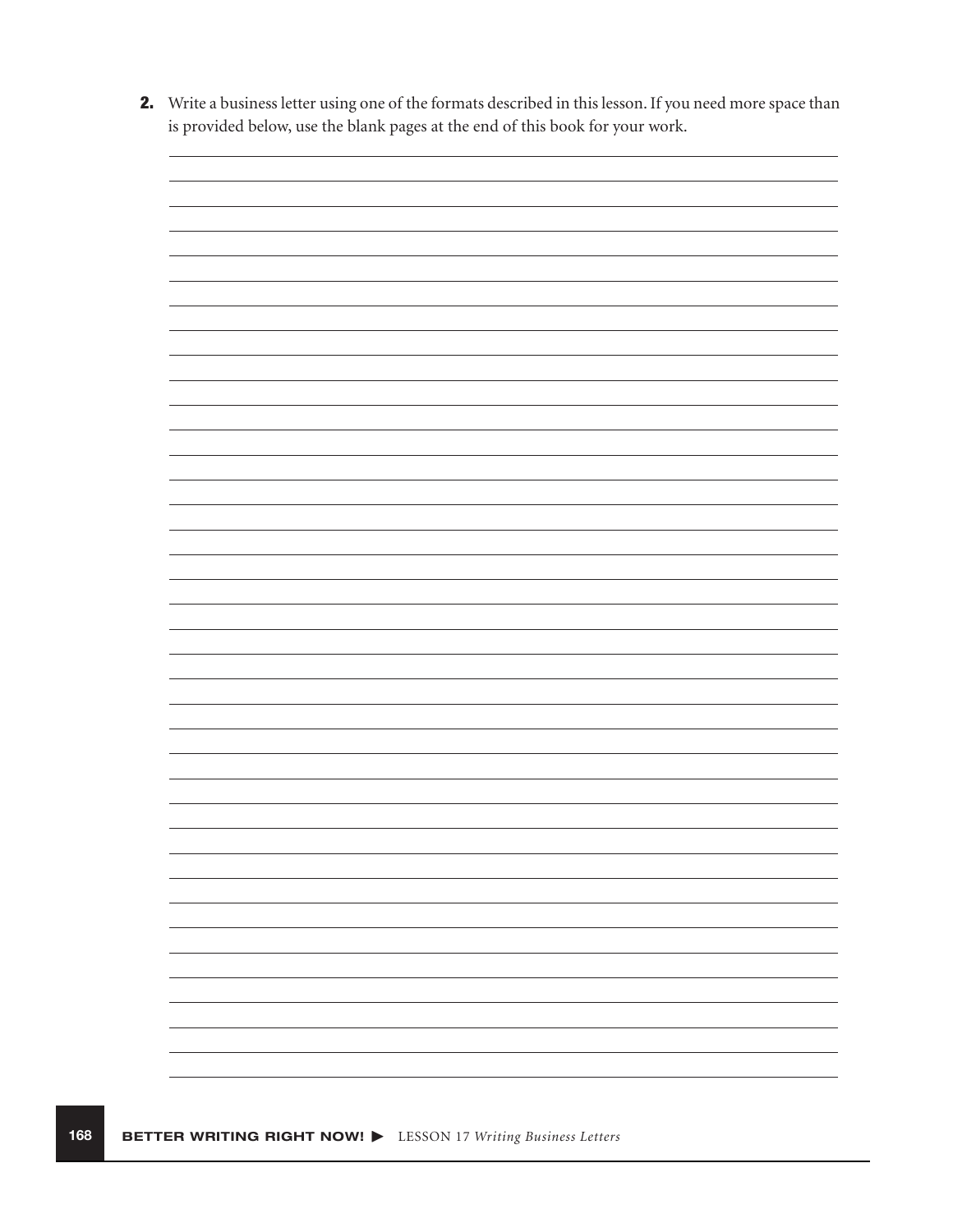2. Write a business letter using one of the formats described in this lesson. If you need more space than is provided below, use the blank pages at the end of this book for your work.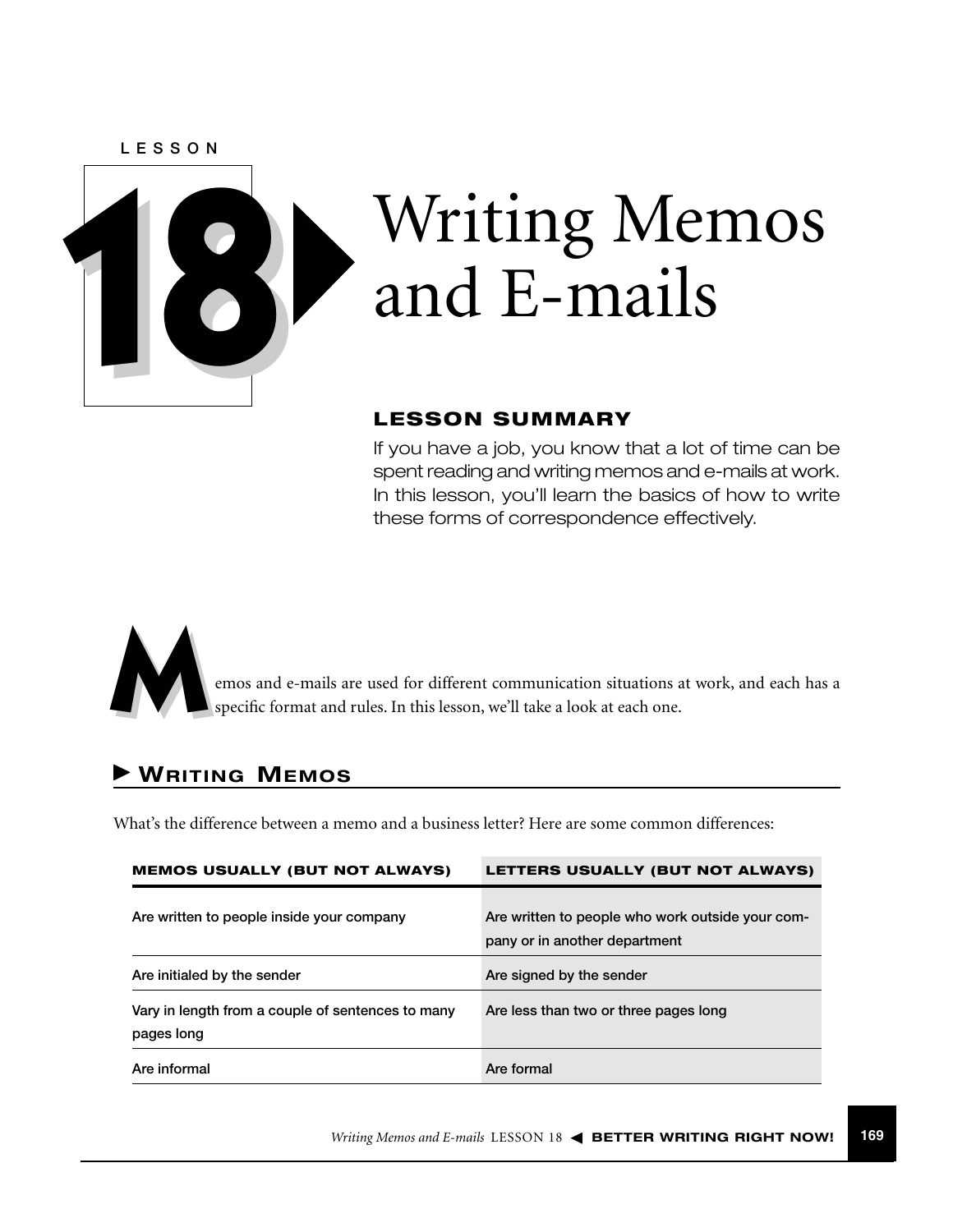LESSON

# 18 Writing Memos and E-mails

## LESSON SUMMARY

If you have a job, you know that a lot of time can be spent reading and writing memos and e-mails at work. In this lesson, you'll learn the basics of how to write these forms of correspondence effectively.

Memos and e-mails are used for different communication situations at work, and each has a specific format and rules. In this lesson, we'll take a look at each one.

## Writing Memos

What's the difference between a memo and a business letter? Here are some common differences:

| MEMOS USUALLY (BUT NOT ALWAYS) | LETTERS USUALLY (BUT NOT ALWAYS) |
|---|---|
| Are written to people inside your company | Are written to people who work outside your company or in another department |
| Are initialed by the sender | Are signed by the sender |
| Vary in length from a couple of sentences to many pages long | Are less than two or three pages long |
| Are informal | Are formal |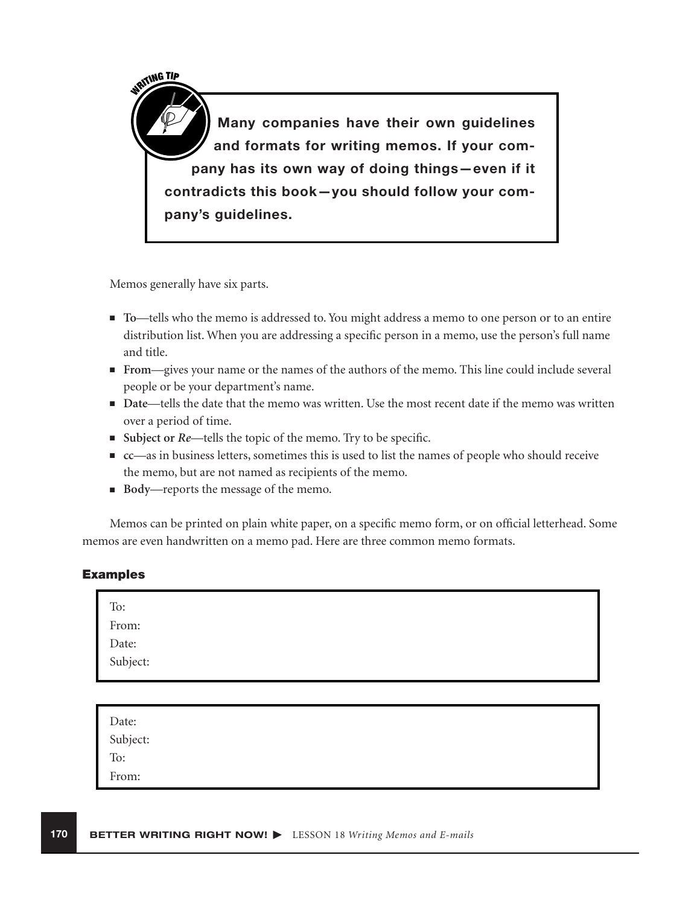**WRITING TIP**

**Many companies have their own guidelines and formats for writing memos. If your company has its own way of doing things—even if it contradicts this book—you should follow your company's guidelines.**

Memos generally have six parts.

- **To**—tells who the memo is addressed to. You might address a memo to one person or to an entire distribution list. When you are addressing a specific person in a memo, use the person's full name and title.
- **From**—gives your name or the names of the authors of the memo. This line could include several people or be your department's name.
- **Date**—tells the date that the memo was written. Use the most recent date if the memo was written over a period of time.
- **Subject or *Re***—tells the topic of the memo. Try to be specific.
- **cc**—as in business letters, sometimes this is used to list the names of people who should receive the memo, but are not named as recipients of the memo.
- **Body**—reports the message of the memo.

Memos can be printed on plain white paper, on a specific memo form, or on official letterhead. Some memos are even handwritten on a memo pad. Here are three common memo formats.

### Examples

```
To:
From:
Date:
Subject:
```

```
Date:
Subject:
To:
From:
```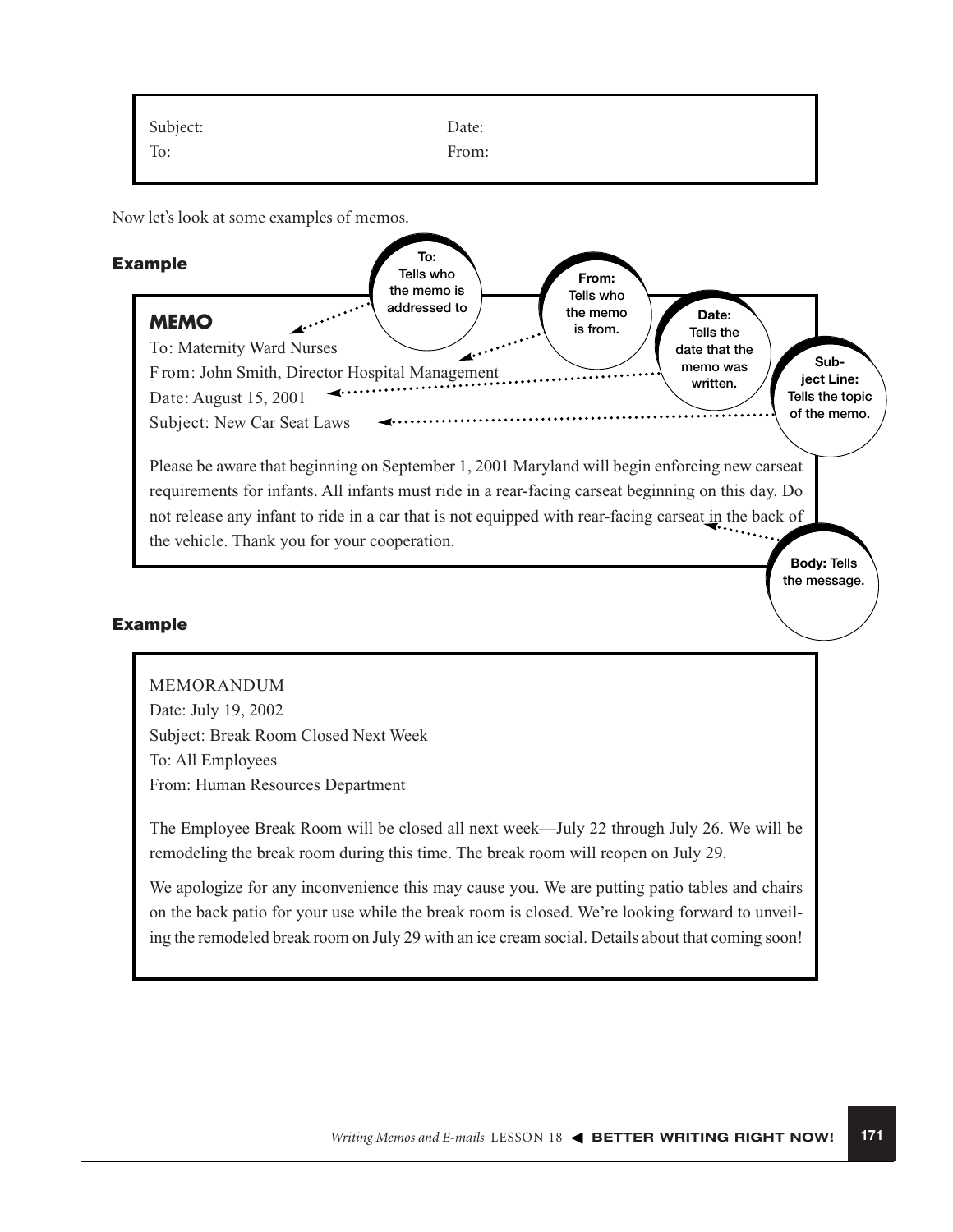| Subject: | Date: |
|---|---|
| To: | From: |

Now let's look at some examples of memos.

### Example

> **MEMO**
>
> To: Maternity Ward Nurses
> From: John Smith, Director Hospital Management
> Date: August 15, 2001
> Subject: New Car Seat Laws
>
> Please be aware that beginning on September 1, 2001 Maryland will begin enforcing new carseat requirements for infants. All infants must ride in a rear-facing carseat beginning on this day. Do not release any infant to ride in a car that is not equipped with rear-facing carseat in the back of the vehicle. Thank you for your cooperation.

**To:** Tells who the memo is addressed to

**From:** Tells who the memo is from.

**Date:** Tells the date that the memo was written.

**Subject Line:** Tells the topic of the memo.

**Body:** Tells the message.

### Example

> MEMORANDUM
>
> Date: July 19, 2002
> Subject: Break Room Closed Next Week
> To: All Employees
> From: Human Resources Department
>
> The Employee Break Room will be closed all next week—July 22 through July 26. We will be remodeling the break room during this time. The break room will reopen on July 29.
>
> We apologize for any inconvenience this may cause you. We are putting patio tables and chairs on the back patio for your use while the break room is closed. We're looking forward to unveiling the remodeled break room on July 29 with an ice cream social. Details about that coming soon!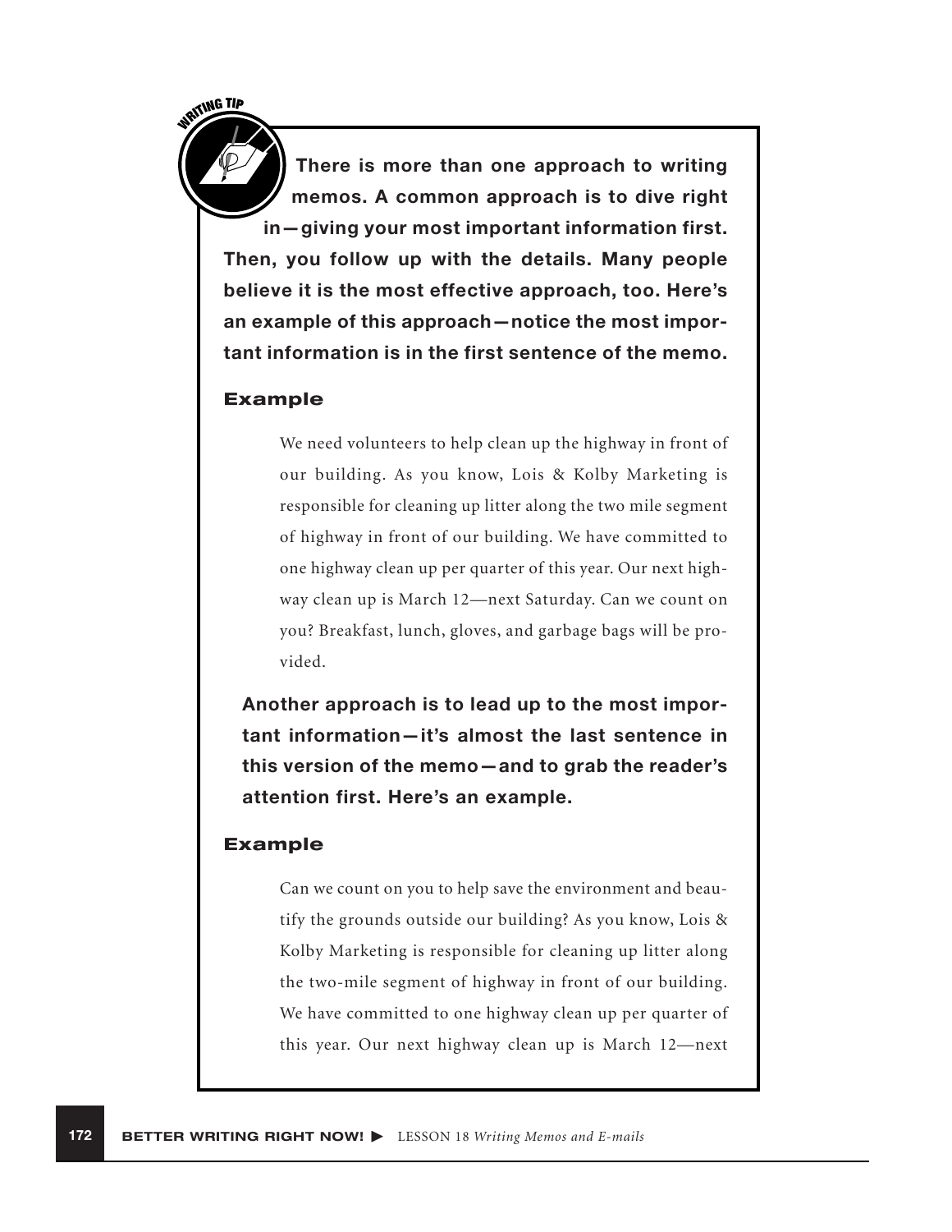WRITING TIP

**There is more than one approach to writing memos. A common approach is to dive right in—giving your most important information first. Then, you follow up with the details. Many people believe it is the most effective approach, too. Here's an example of this approach—notice the most important information is in the first sentence of the memo.**

### Example

> We need volunteers to help clean up the highway in front of our building. As you know, Lois & Kolby Marketing is responsible for cleaning up litter along the two mile segment of highway in front of our building. We have committed to one highway clean up per quarter of this year. Our next highway clean up is March 12—next Saturday. Can we count on you? Breakfast, lunch, gloves, and garbage bags will be provided.

**Another approach is to lead up to the most important information—it's almost the last sentence in this version of the memo—and to grab the reader's attention first. Here's an example.**

### Example

> Can we count on you to help save the environment and beautify the grounds outside our building? As you know, Lois & Kolby Marketing is responsible for cleaning up litter along the two-mile segment of highway in front of our building. We have committed to one highway clean up per quarter of this year. Our next highway clean up is March 12—next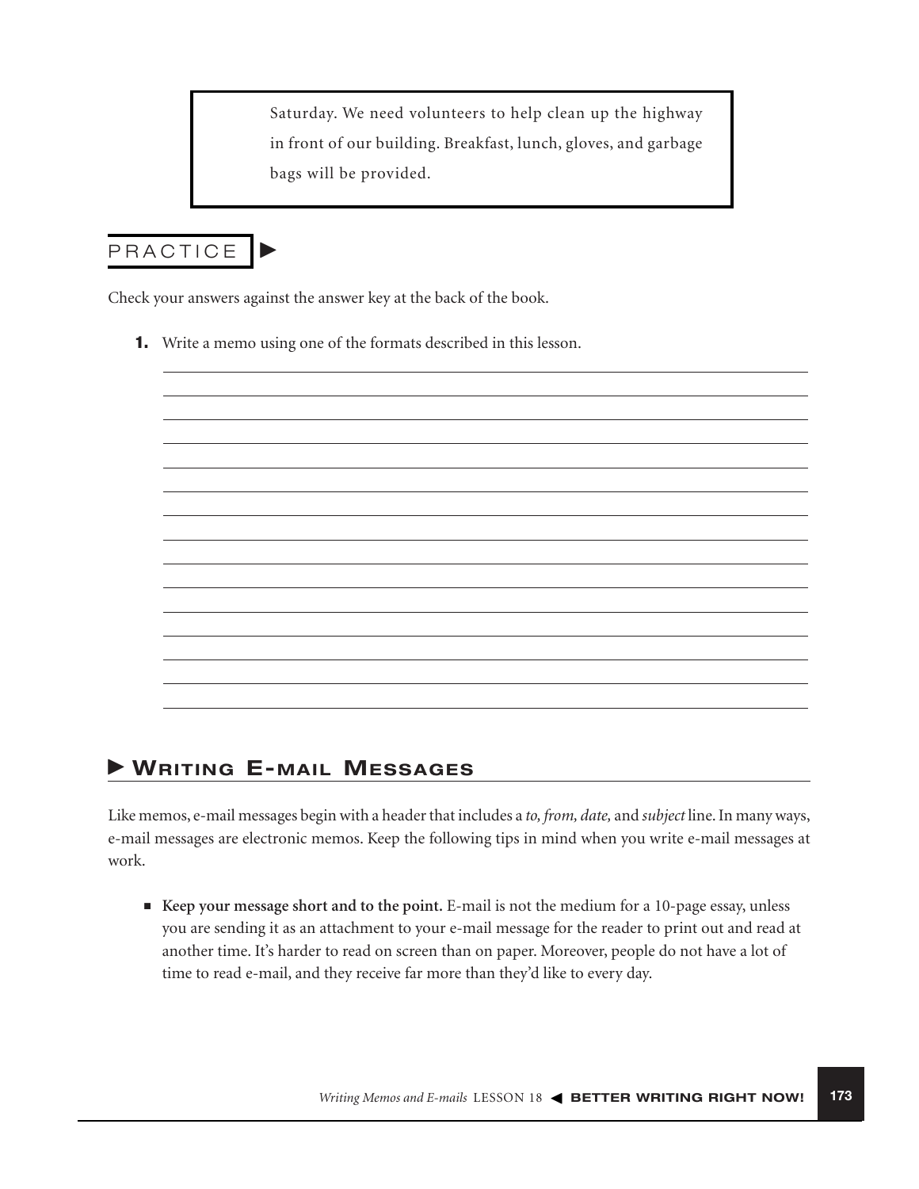> Saturday. We need volunteers to help clean up the highway in front of our building. Breakfast, lunch, gloves, and garbage bags will be provided.

## PRACTICE ►

Check your answers against the answer key at the back of the book.

**1.** Write a memo using one of the formats described in this lesson.

______________________________________________________________________

______________________________________________________________________

______________________________________________________________________

______________________________________________________________________

______________________________________________________________________

______________________________________________________________________

______________________________________________________________________

______________________________________________________________________

______________________________________________________________________

______________________________________________________________________

______________________________________________________________________

______________________________________________________________________

______________________________________________________________________

______________________________________________________________________

______________________________________________________________________

## ► Writing E-mail Messages

Like memos, e-mail messages begin with a header that includes a *to, from, date,* and *subject* line. In many ways, e-mail messages are electronic memos. Keep the following tips in mind when you write e-mail messages at work.

- **Keep your message short and to the point.** E-mail is not the medium for a 10-page essay, unless you are sending it as an attachment to your e-mail message for the reader to print out and read at another time. It's harder to read on screen than on paper. Moreover, people do not have a lot of time to read e-mail, and they receive far more than they'd like to every day.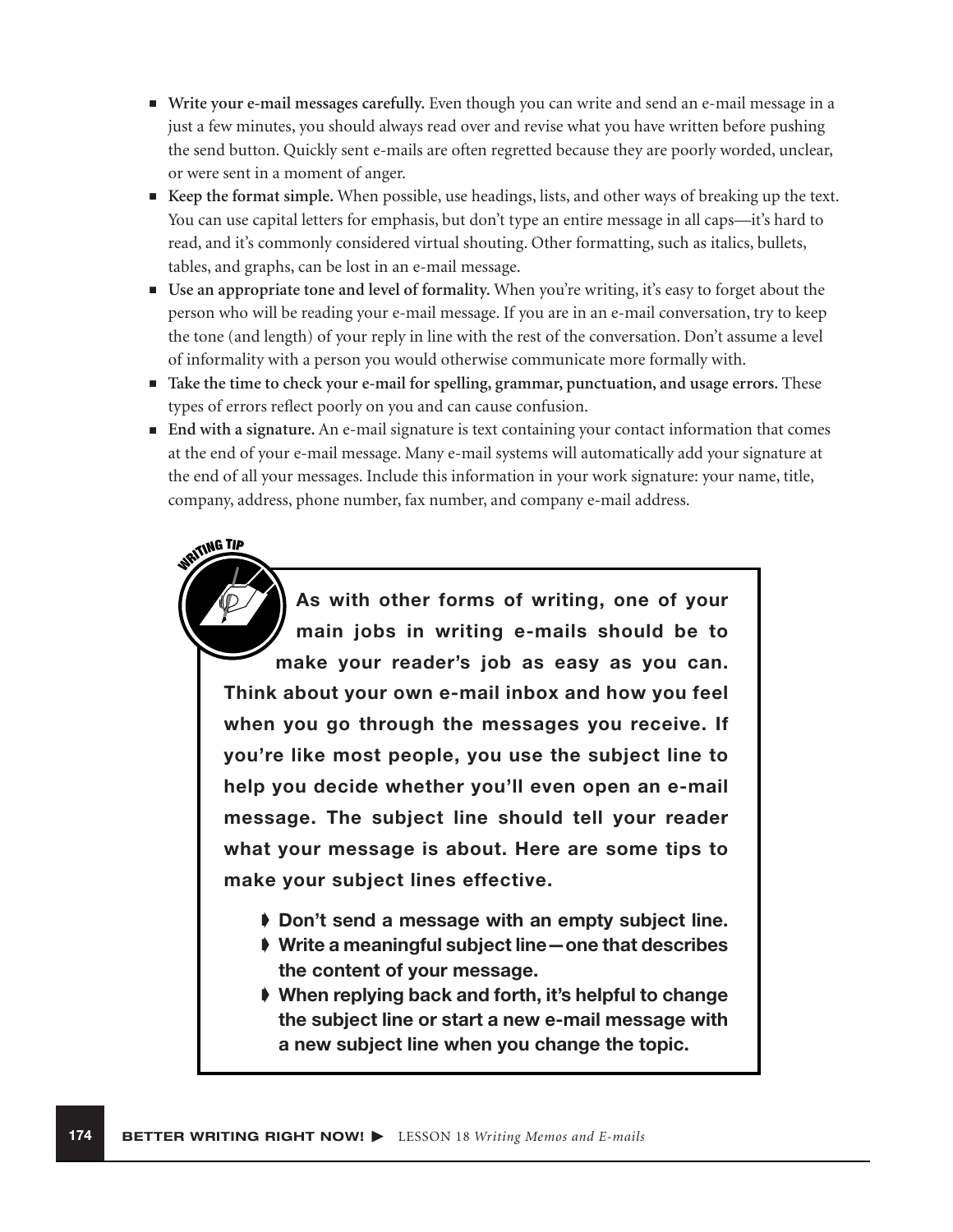- **Write your e-mail messages carefully.** Even though you can write and send an e-mail message in a just a few minutes, you should always read over and revise what you have written before pushing the send button. Quickly sent e-mails are often regretted because they are poorly worded, unclear, or were sent in a moment of anger.
- **Keep the format simple.** When possible, use headings, lists, and other ways of breaking up the text. You can use capital letters for emphasis, but don't type an entire message in all caps—it's hard to read, and it's commonly considered virtual shouting. Other formatting, such as italics, bullets, tables, and graphs, can be lost in an e-mail message.
- **Use an appropriate tone and level of formality.** When you're writing, it's easy to forget about the person who will be reading your e-mail message. If you are in an e-mail conversation, try to keep the tone (and length) of your reply in line with the rest of the conversation. Don't assume a level of informality with a person you would otherwise communicate more formally with.
- **Take the time to check your e-mail for spelling, grammar, punctuation, and usage errors.** These types of errors reflect poorly on you and can cause confusion.
- **End with a signature.** An e-mail signature is text containing your contact information that comes at the end of your e-mail message. Many e-mail systems will automatically add your signature at the end of all your messages. Include this information in your work signature: your name, title, company, address, phone number, fax number, and company e-mail address.

**WRITING TIP**

**As with other forms of writing, one of your main jobs in writing e-mails should be to make your reader's job as easy as you can. Think about your own e-mail inbox and how you feel when you go through the messages you receive. If you're like most people, you use the subject line to help you decide whether you'll even open an e-mail message. The subject line should tell your reader what your message is about. Here are some tips to make your subject lines effective.**

- **Don't send a message with an empty subject line.**
- **Write a meaningful subject line—one that describes the content of your message.**
- **When replying back and forth, it's helpful to change the subject line or start a new e-mail message with a new subject line when you change the topic.**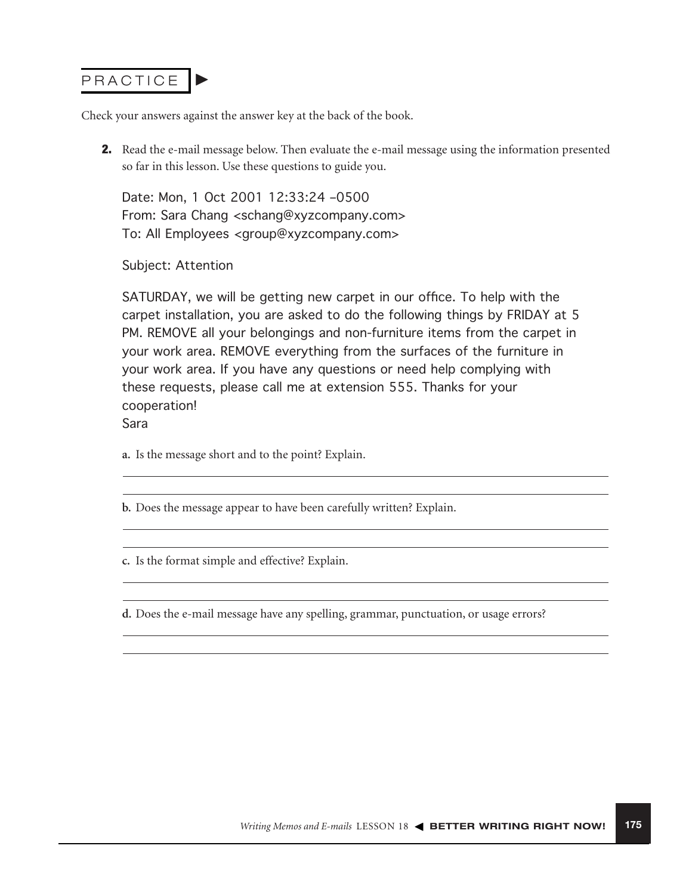## PRACTICE ►

Check your answers against the answer key at the back of the book.

**2.** Read the e-mail message below. Then evaluate the e-mail message using the information presented so far in this lesson. Use these questions to guide you.

Date: Mon, 1 Oct 2001 12:33:24 –0500
From: Sara Chang <schang@xyzcompany.com>
To: All Employees <group@xyzcompany.com>

Subject: Attention

SATURDAY, we will be getting new carpet in our office. To help with the carpet installation, you are asked to do the following things by FRIDAY at 5 PM. REMOVE all your belongings and non-furniture items from the carpet in your work area. REMOVE everything from the surfaces of the furniture in your work area. If you have any questions or need help complying with these requests, please call me at extension 555. Thanks for your cooperation!
Sara

**a.** Is the message short and to the point? Explain.

______________________________________________________________________

______________________________________________________________________

**b.** Does the message appear to have been carefully written? Explain.

______________________________________________________________________

______________________________________________________________________

**c.** Is the format simple and effective? Explain.

______________________________________________________________________

______________________________________________________________________

**d.** Does the e-mail message have any spelling, grammar, punctuation, or usage errors?

______________________________________________________________________

______________________________________________________________________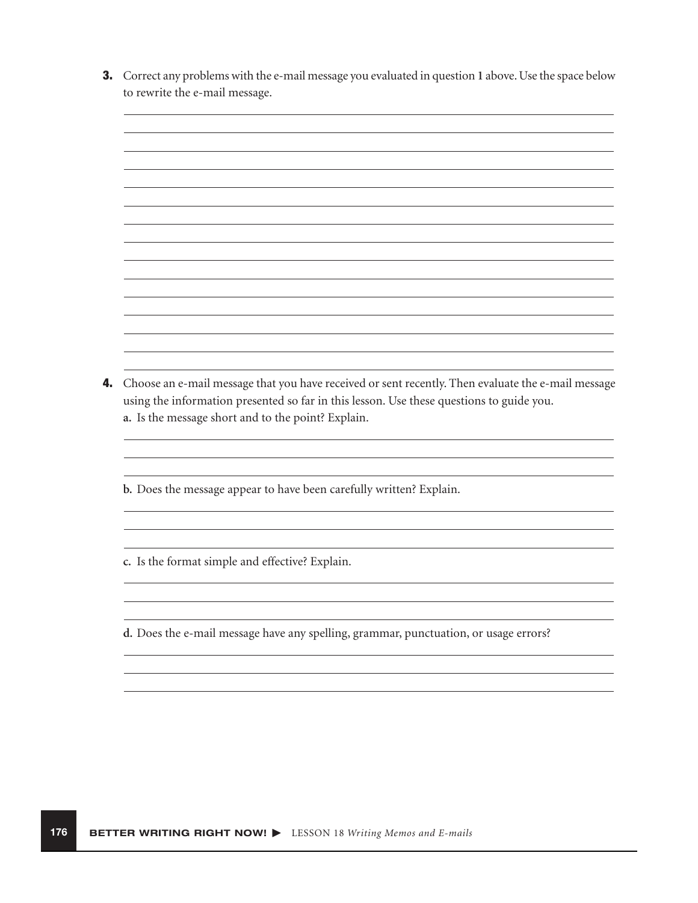**3.** Correct any problems with the e-mail message you evaluated in question **1** above. Use the space below to rewrite the e-mail message.

**4.** Choose an e-mail message that you have received or sent recently. Then evaluate the e-mail message using the information presented so far in this lesson. Use these questions to guide you.

**a.** Is the message short and to the point? Explain.

**b.** Does the message appear to have been carefully written? Explain.

**c.** Is the format simple and effective? Explain.

**d.** Does the e-mail message have any spelling, grammar, punctuation, or usage errors?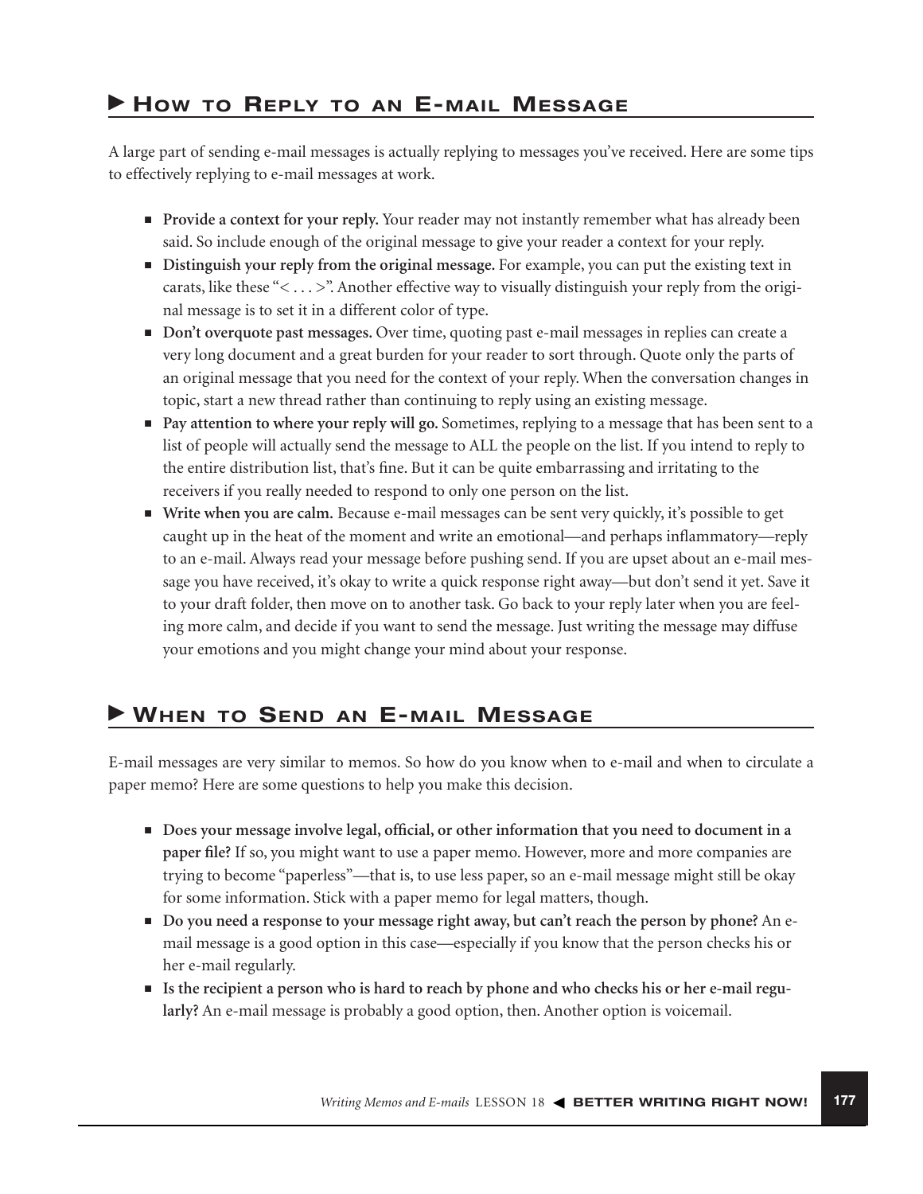## ▶ How to Reply to an E-mail Message

A large part of sending e-mail messages is actually replying to messages you've received. Here are some tips to effectively replying to e-mail messages at work.

- **Provide a context for your reply.** Your reader may not instantly remember what has already been said. So include enough of the original message to give your reader a context for your reply.
- **Distinguish your reply from the original message.** For example, you can put the existing text in carats, like these "< . . . >". Another effective way to visually distinguish your reply from the original message is to set it in a different color of type.
- **Don't overquote past messages.** Over time, quoting past e-mail messages in replies can create a very long document and a great burden for your reader to sort through. Quote only the parts of an original message that you need for the context of your reply. When the conversation changes in topic, start a new thread rather than continuing to reply using an existing message.
- **Pay attention to where your reply will go.** Sometimes, replying to a message that has been sent to a list of people will actually send the message to ALL the people on the list. If you intend to reply to the entire distribution list, that's fine. But it can be quite embarrassing and irritating to the receivers if you really needed to respond to only one person on the list.
- **Write when you are calm.** Because e-mail messages can be sent very quickly, it's possible to get caught up in the heat of the moment and write an emotional—and perhaps inflammatory—reply to an e-mail. Always read your message before pushing send. If you are upset about an e-mail message you have received, it's okay to write a quick response right away—but don't send it yet. Save it to your draft folder, then move on to another task. Go back to your reply later when you are feeling more calm, and decide if you want to send the message. Just writing the message may diffuse your emotions and you might change your mind about your response.

## ▶ When to Send an E-mail Message

E-mail messages are very similar to memos. So how do you know when to e-mail and when to circulate a paper memo? Here are some questions to help you make this decision.

- **Does your message involve legal, official, or other information that you need to document in a paper file?** If so, you might want to use a paper memo. However, more and more companies are trying to become "paperless"—that is, to use less paper, so an e-mail message might still be okay for some information. Stick with a paper memo for legal matters, though.
- **Do you need a response to your message right away, but can't reach the person by phone?** An e-mail message is a good option in this case—especially if you know that the person checks his or her e-mail regularly.
- **Is the recipient a person who is hard to reach by phone and who checks his or her e-mail regularly?** An e-mail message is probably a good option, then. Another option is voicemail.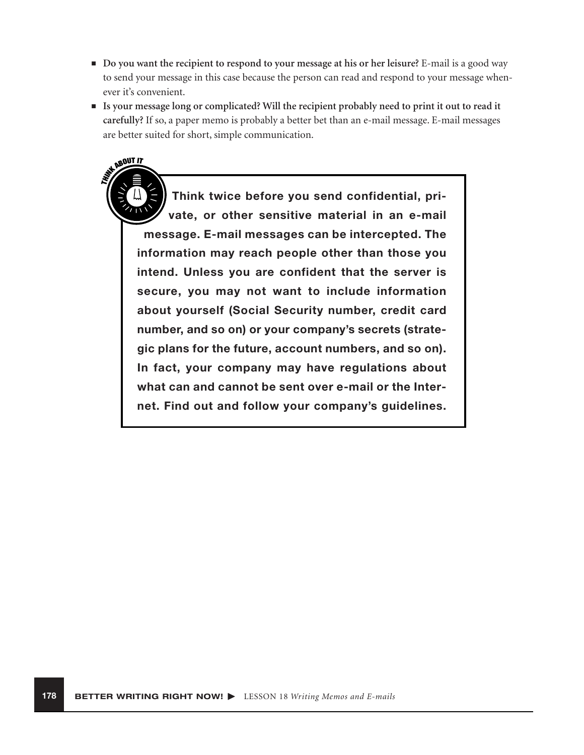- **Do you want the recipient to respond to your message at his or her leisure?** E-mail is a good way to send your message in this case because the person can read and respond to your message whenever it's convenient.
- **Is your message long or complicated? Will the recipient probably need to print it out to read it carefully?** If so, a paper memo is probably a better bet than an e-mail message. E-mail messages are better suited for short, simple communication.

THINK ABOUT IT

**Think twice before you send confidential, private, or other sensitive material in an e-mail message. E-mail messages can be intercepted. The information may reach people other than those you intend. Unless you are confident that the server is secure, you may not want to include information about yourself (Social Security number, credit card number, and so on) or your company's secrets (strategic plans for the future, account numbers, and so on). In fact, your company may have regulations about what can and cannot be sent over e-mail or the Internet. Find out and follow your company's guidelines.**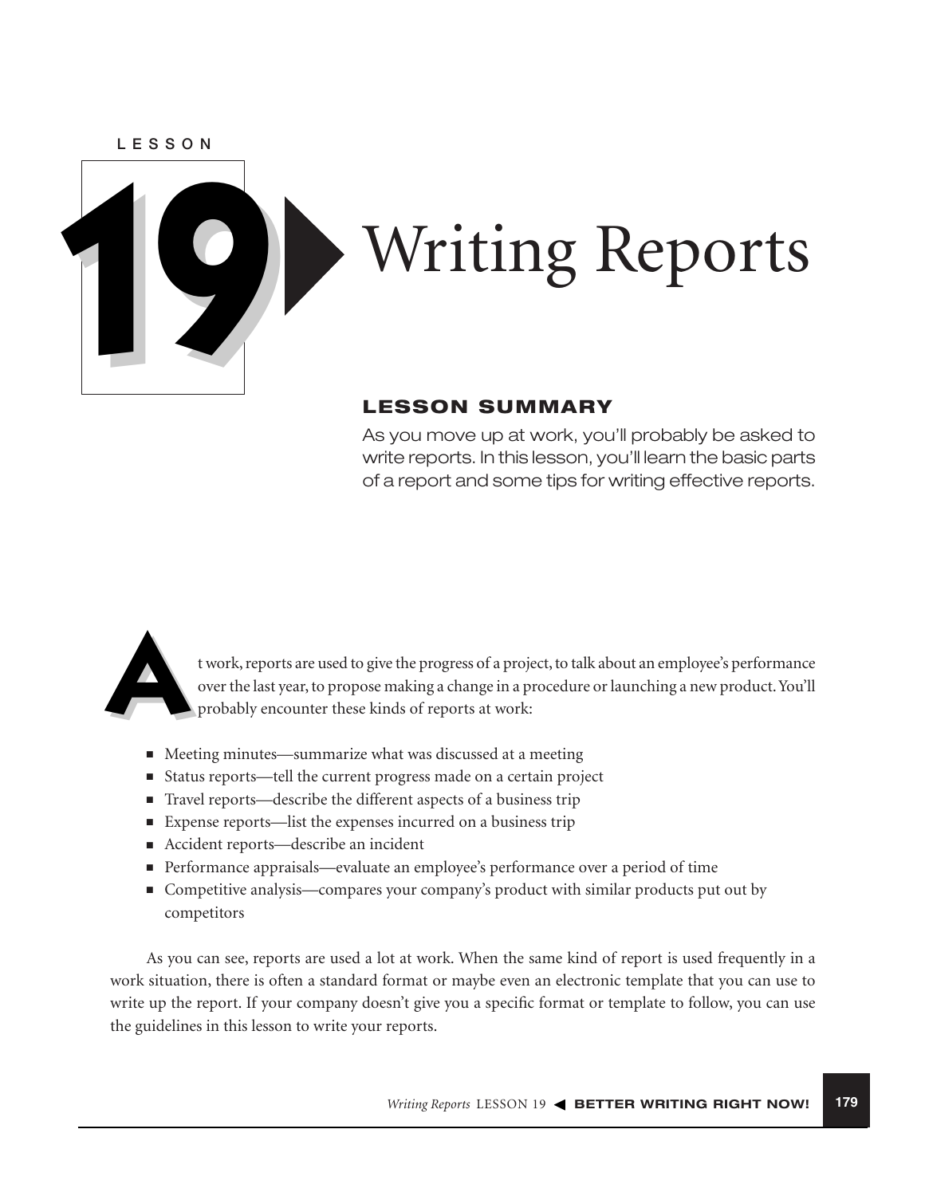LESSON

# 19 Writing Reports

## LESSON SUMMARY

As you move up at work, you'll probably be asked to write reports. In this lesson, you'll learn the basic parts of a report and some tips for writing effective reports.

At work, reports are used to give the progress of a project, to talk about an employee's performance over the last year, to propose making a change in a procedure or launching a new product. You'll probably encounter these kinds of reports at work:

- Meeting minutes—summarize what was discussed at a meeting
- Status reports—tell the current progress made on a certain project
- Travel reports—describe the different aspects of a business trip
- Expense reports—list the expenses incurred on a business trip
- Accident reports—describe an incident
- Performance appraisals—evaluate an employee's performance over a period of time
- Competitive analysis—compares your company's product with similar products put out by competitors

As you can see, reports are used a lot at work. When the same kind of report is used frequently in a work situation, there is often a standard format or maybe even an electronic template that you can use to write up the report. If your company doesn't give you a specific format or template to follow, you can use the guidelines in this lesson to write your reports.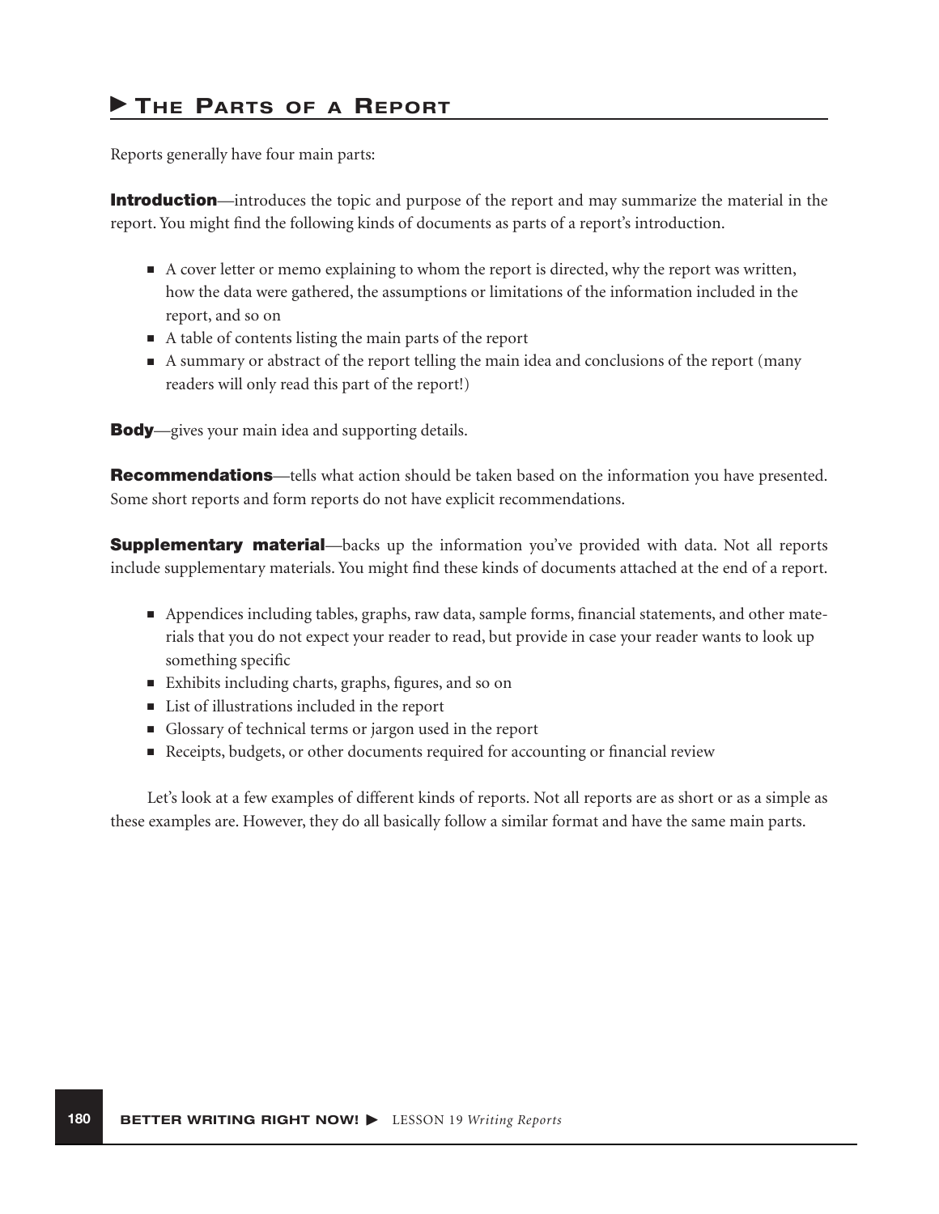## ▶ The Parts of a Report

Reports generally have four main parts:

**Introduction**—introduces the topic and purpose of the report and may summarize the material in the report. You might find the following kinds of documents as parts of a report's introduction.

- A cover letter or memo explaining to whom the report is directed, why the report was written, how the data were gathered, the assumptions or limitations of the information included in the report, and so on
- A table of contents listing the main parts of the report
- A summary or abstract of the report telling the main idea and conclusions of the report (many readers will only read this part of the report!)

**Body**—gives your main idea and supporting details.

**Recommendations**—tells what action should be taken based on the information you have presented. Some short reports and form reports do not have explicit recommendations.

**Supplementary material**—backs up the information you've provided with data. Not all reports include supplementary materials. You might find these kinds of documents attached at the end of a report.

- Appendices including tables, graphs, raw data, sample forms, financial statements, and other materials that you do not expect your reader to read, but provide in case your reader wants to look up something specific
- Exhibits including charts, graphs, figures, and so on
- List of illustrations included in the report
- Glossary of technical terms or jargon used in the report
- Receipts, budgets, or other documents required for accounting or financial review

Let's look at a few examples of different kinds of reports. Not all reports are as short or as a simple as these examples are. However, they do all basically follow a similar format and have the same main parts.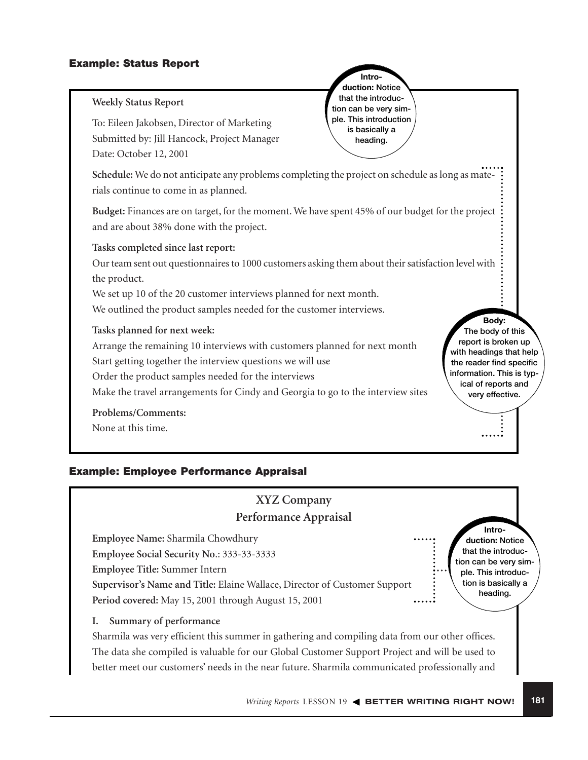#### Example: Status Report

**Weekly Status Report**

To: Eileen Jakobsen, Director of Marketing
Submitted by: Jill Hancock, Project Manager
Date: October 12, 2001

> **Introduction:** Notice that the introduction can be very simple. This introduction is basically a heading.

**Schedule:** We do not anticipate any problems completing the project on schedule as long as materials continue to come in as planned.

**Budget:** Finances are on target, for the moment. We have spent 45% of our budget for the project and are about 38% done with the project.

**Tasks completed since last report:**
Our team sent out questionnaires to 1000 customers asking them about their satisfaction level with the product.
We set up 10 of the 20 customer interviews planned for next month.
We outlined the product samples needed for the customer interviews.

**Tasks planned for next week:**
Arrange the remaining 10 interviews with customers planned for next month
Start getting together the interview questions we will use
Order the product samples needed for the interviews
Make the travel arrangements for Cindy and Georgia to go to the interview sites

**Problems/Comments:**
None at this time.

> **Body:** The body of this report is broken up with headings that help the reader find specific information. This is typical of reports and very effective.

#### Example: Employee Performance Appraisal

**XYZ Company**
**Performance Appraisal**

**Employee Name:** Sharmila Chowdhury
**Employee Social Security No.**: 333-33-3333
**Employee Title:** Summer Intern
**Supervisor's Name and Title:** Elaine Wallace, Director of Customer Support
**Period covered:** May 15, 2001 through August 15, 2001

> **Introduction:** Notice that the introduction can be very simple. This introduction is basically a heading.

**I. Summary of performance**
Sharmila was very efficient this summer in gathering and compiling data from our other offices. The data she compiled is valuable for our Global Customer Support Project and will be used to better meet our customers' needs in the near future. Sharmila communicated professionally and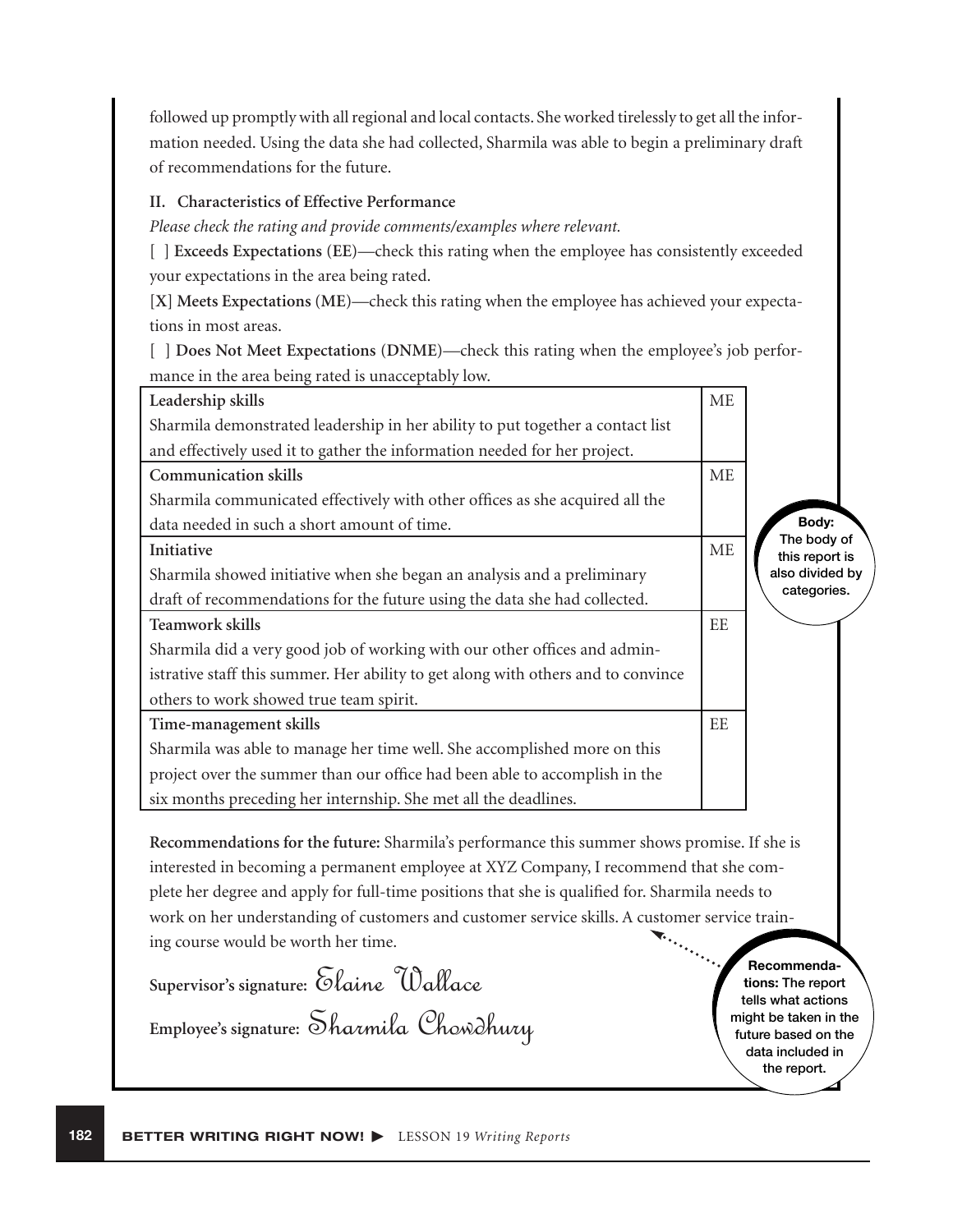followed up promptly with all regional and local contacts. She worked tirelessly to get all the information needed. Using the data she had collected, Sharmila was able to begin a preliminary draft of recommendations for the future.

**II. Characteristics of Effective Performance**

*Please check the rating and provide comments/examples where relevant.*

[ ] **Exceeds Expectations (EE)**—check this rating when the employee has consistently exceeded your expectations in the area being rated.

[X] **Meets Expectations (ME)**—check this rating when the employee has achieved your expectations in most areas.

[ ] **Does Not Meet Expectations (DNME)**—check this rating when the employee's job performance in the area being rated is unacceptably low.

| | |
|---|---|
| **Leadership skills**<br>Sharmila demonstrated leadership in her ability to put together a contact list and effectively used it to gather the information needed for her project. | ME |
| **Communication skills**<br>Sharmila communicated effectively with other offices as she acquired all the data needed in such a short amount of time. | ME |
| **Initiative**<br>Sharmila showed initiative when she began an analysis and a preliminary draft of recommendations for the future using the data she had collected. | ME |
| **Teamwork skills**<br>Sharmila did a very good job of working with our other offices and administrative staff this summer. Her ability to get along with others and to convince others to work showed true team spirit. | EE |
| **Time-management skills**<br>Sharmila was able to manage her time well. She accomplished more on this project over the summer than our office had been able to accomplish in the six months preceding her internship. She met all the deadlines. | EE |

**Body:** The body of this report is also divided by categories.

**Recommendations for the future:** Sharmila's performance this summer shows promise. If she is interested in becoming a permanent employee at XYZ Company, I recommend that she complete her degree and apply for full-time positions that she is qualified for. Sharmila needs to work on her understanding of customers and customer service skills. A customer service training course would be worth her time.

**Supervisor's signature:** Elaine Wallace

**Employee's signature:** Sharmila Chowdhury

**Recommendations:** The report tells what actions might be taken in the future based on the data included in the report.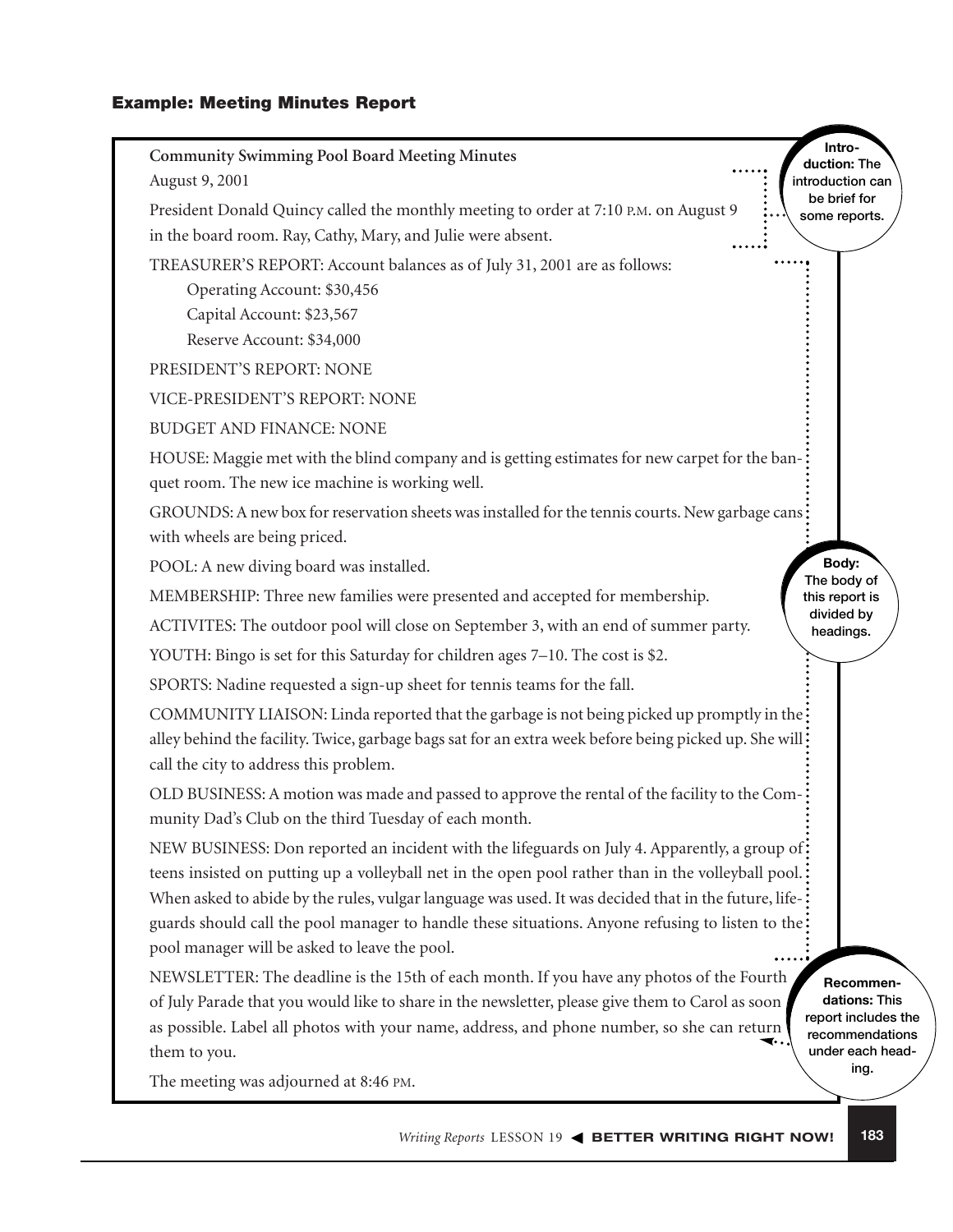### Example: Meeting Minutes Report

**Community Swimming Pool Board Meeting Minutes**

August 9, 2001

President Donald Quincy called the monthly meeting to order at 7:10 P.M. on August 9 in the board room. Ray, Cathy, Mary, and Julie were absent.

TREASURER'S REPORT: Account balances as of July 31, 2001 are as follows:

Operating Account: $30,456

Capital Account: $23,567

Reserve Account: $34,000

PRESIDENT'S REPORT: NONE

VICE-PRESIDENT'S REPORT: NONE

BUDGET AND FINANCE: NONE

HOUSE: Maggie met with the blind company and is getting estimates for new carpet for the banquet room. The new ice machine is working well.

GROUNDS: A new box for reservation sheets was installed for the tennis courts. New garbage cans with wheels are being priced.

POOL: A new diving board was installed.

MEMBERSHIP: Three new families were presented and accepted for membership.

ACTIVITES: The outdoor pool will close on September 3, with an end of summer party.

YOUTH: Bingo is set for this Saturday for children ages 7–10. The cost is $2.

SPORTS: Nadine requested a sign-up sheet for tennis teams for the fall.

COMMUNITY LIAISON: Linda reported that the garbage is not being picked up promptly in the alley behind the facility. Twice, garbage bags sat for an extra week before being picked up. She will call the city to address this problem.

OLD BUSINESS: A motion was made and passed to approve the rental of the facility to the Community Dad's Club on the third Tuesday of each month.

NEW BUSINESS: Don reported an incident with the lifeguards on July 4. Apparently, a group of teens insisted on putting up a volleyball net in the open pool rather than in the volleyball pool. When asked to abide by the rules, vulgar language was used. It was decided that in the future, lifeguards should call the pool manager to handle these situations. Anyone refusing to listen to the pool manager will be asked to leave the pool.

NEWSLETTER: The deadline is the 15th of each month. If you have any photos of the Fourth of July Parade that you would like to share in the newsletter, please give them to Carol as soon as possible. Label all photos with your name, address, and phone number, so she can return them to you.

The meeting was adjourned at 8:46 PM.

**Introduction:** The introduction can be brief for some reports.

**Body:** The body of this report is divided by headings.

**Recommendations:** This report includes the recommendations under each heading.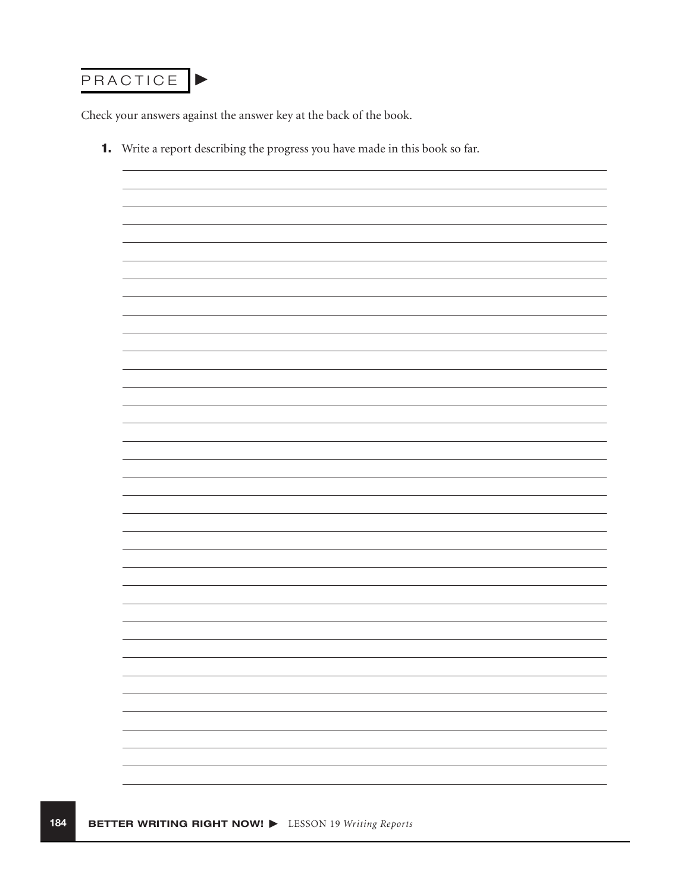## PRACTICE ▶

Check your answers against the answer key at the back of the book.

1. Write a report describing the progress you have made in this book so far.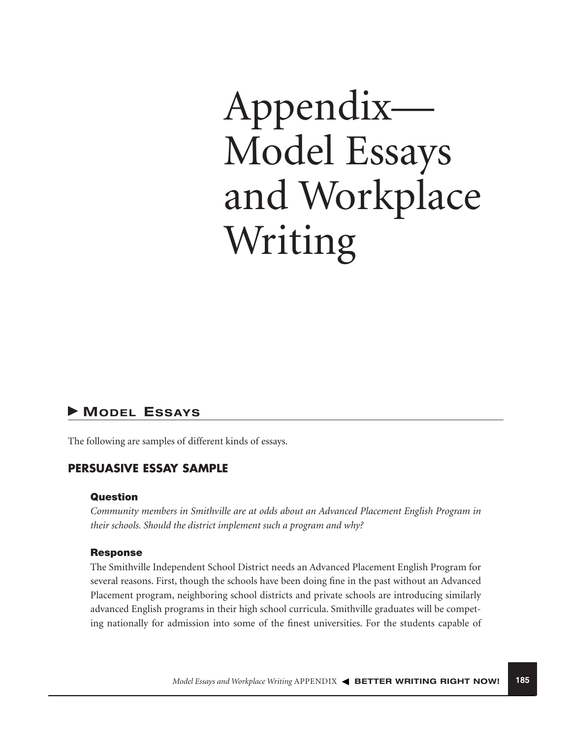# Appendix—Model Essays and Workplace Writing

## Model Essays

The following are samples of different kinds of essays.

### PERSUASIVE ESSAY SAMPLE

#### Question

*Community members in Smithville are at odds about an Advanced Placement English Program in their schools. Should the district implement such a program and why?*

#### Response

The Smithville Independent School District needs an Advanced Placement English Program for several reasons. First, though the schools have been doing fine in the past without an Advanced Placement program, neighboring school districts and private schools are introducing similarly advanced English programs in their high school curricula. Smithville graduates will be competing nationally for admission into some of the finest universities. For the students capable of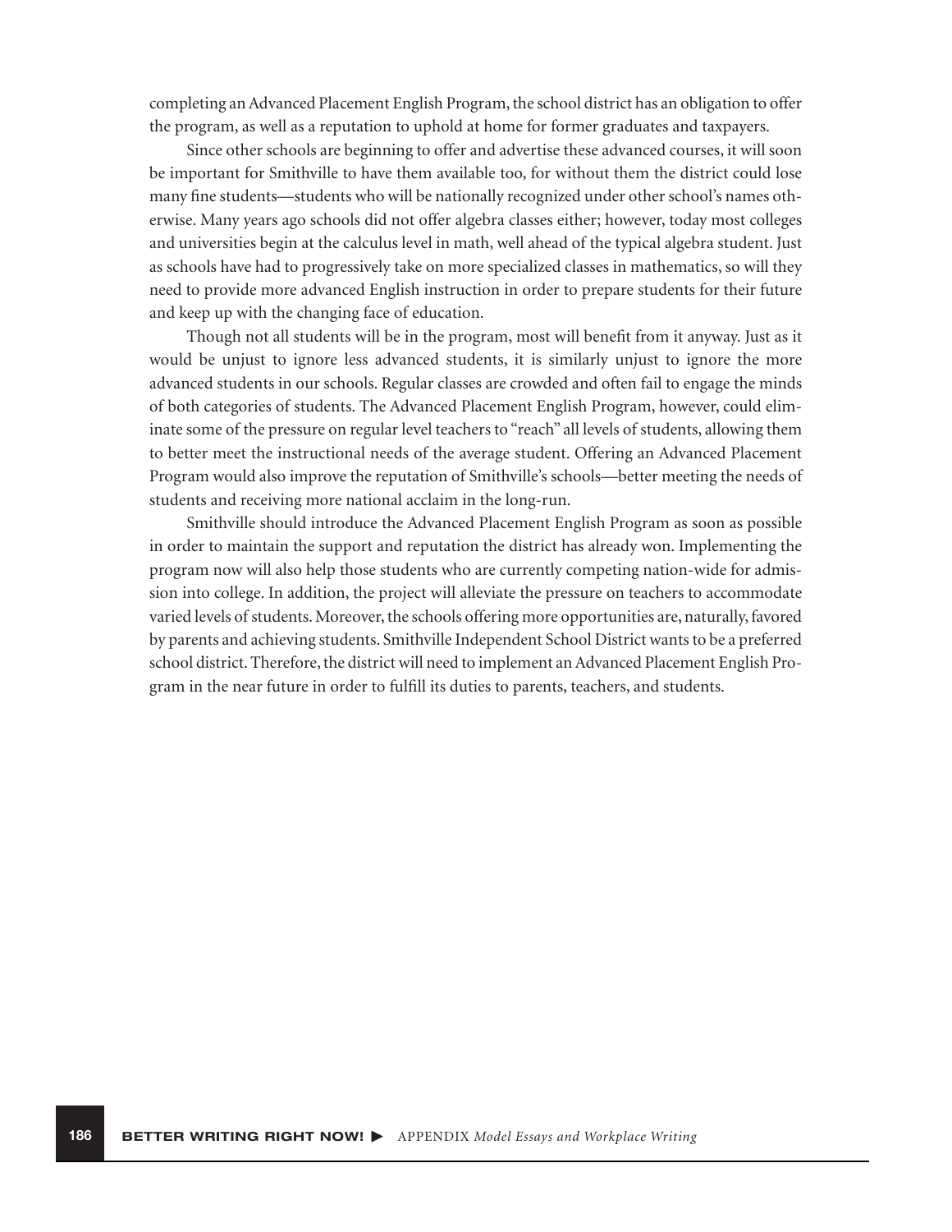completing an Advanced Placement English Program, the school district has an obligation to offer the program, as well as a reputation to uphold at home for former graduates and taxpayers.

Since other schools are beginning to offer and advertise these advanced courses, it will soon be important for Smithville to have them available too, for without them the district could lose many fine students—students who will be nationally recognized under other school's names otherwise. Many years ago schools did not offer algebra classes either; however, today most colleges and universities begin at the calculus level in math, well ahead of the typical algebra student. Just as schools have had to progressively take on more specialized classes in mathematics, so will they need to provide more advanced English instruction in order to prepare students for their future and keep up with the changing face of education.

Though not all students will be in the program, most will benefit from it anyway. Just as it would be unjust to ignore less advanced students, it is similarly unjust to ignore the more advanced students in our schools. Regular classes are crowded and often fail to engage the minds of both categories of students. The Advanced Placement English Program, however, could eliminate some of the pressure on regular level teachers to "reach" all levels of students, allowing them to better meet the instructional needs of the average student. Offering an Advanced Placement Program would also improve the reputation of Smithville's schools—better meeting the needs of students and receiving more national acclaim in the long-run.

Smithville should introduce the Advanced Placement English Program as soon as possible in order to maintain the support and reputation the district has already won. Implementing the program now will also help those students who are currently competing nation-wide for admission into college. In addition, the project will alleviate the pressure on teachers to accommodate varied levels of students. Moreover, the schools offering more opportunities are, naturally, favored by parents and achieving students. Smithville Independent School District wants to be a preferred school district. Therefore, the district will need to implement an Advanced Placement English Program in the near future in order to fulfill its duties to parents, teachers, and students.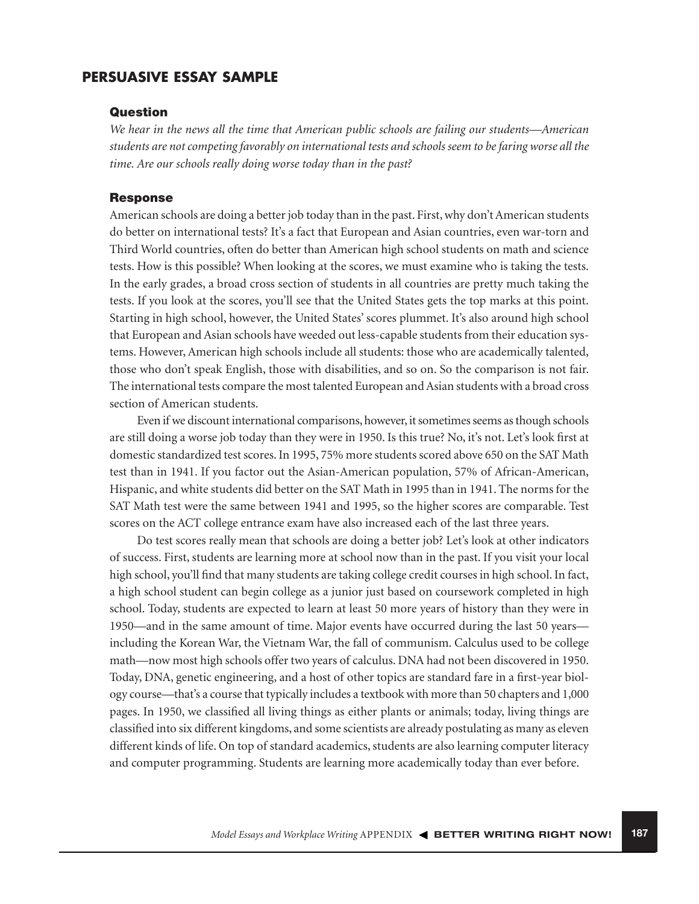## PERSUASIVE ESSAY SAMPLE

### Question

*We hear in the news all the time that American public schools are failing our students—American students are not competing favorably on international tests and schools seem to be faring worse all the time. Are our schools really doing worse today than in the past?*

### Response

American schools are doing a better job today than in the past. First, why don't American students do better on international tests? It's a fact that European and Asian countries, even war-torn and Third World countries, often do better than American high school students on math and science tests. How is this possible? When looking at the scores, we must examine who is taking the tests. In the early grades, a broad cross section of students in all countries are pretty much taking the tests. If you look at the scores, you'll see that the United States gets the top marks at this point. Starting in high school, however, the United States' scores plummet. It's also around high school that European and Asian schools have weeded out less-capable students from their education systems. However, American high schools include all students: those who are academically talented, those who don't speak English, those with disabilities, and so on. So the comparison is not fair. The international tests compare the most talented European and Asian students with a broad cross section of American students.

Even if we discount international comparisons, however, it sometimes seems as though schools are still doing a worse job today than they were in 1950. Is this true? No, it's not. Let's look first at domestic standardized test scores. In 1995, 75% more students scored above 650 on the SAT Math test than in 1941. If you factor out the Asian-American population, 57% of African-American, Hispanic, and white students did better on the SAT Math in 1995 than in 1941. The norms for the SAT Math test were the same between 1941 and 1995, so the higher scores are comparable. Test scores on the ACT college entrance exam have also increased each of the last three years.

Do test scores really mean that schools are doing a better job? Let's look at other indicators of success. First, students are learning more at school now than in the past. If you visit your local high school, you'll find that many students are taking college credit courses in high school. In fact, a high school student can begin college as a junior just based on coursework completed in high school. Today, students are expected to learn at least 50 more years of history than they were in 1950—and in the same amount of time. Major events have occurred during the last 50 years—including the Korean War, the Vietnam War, the fall of communism. Calculus used to be college math—now most high schools offer two years of calculus. DNA had not been discovered in 1950. Today, DNA, genetic engineering, and a host of other topics are standard fare in a first-year biology course—that's a course that typically includes a textbook with more than 50 chapters and 1,000 pages. In 1950, we classified all living things as either plants or animals; today, living things are classified into six different kingdoms, and some scientists are already postulating as many as eleven different kinds of life. On top of standard academics, students are also learning computer literacy and computer programming. Students are learning more academically today than ever before.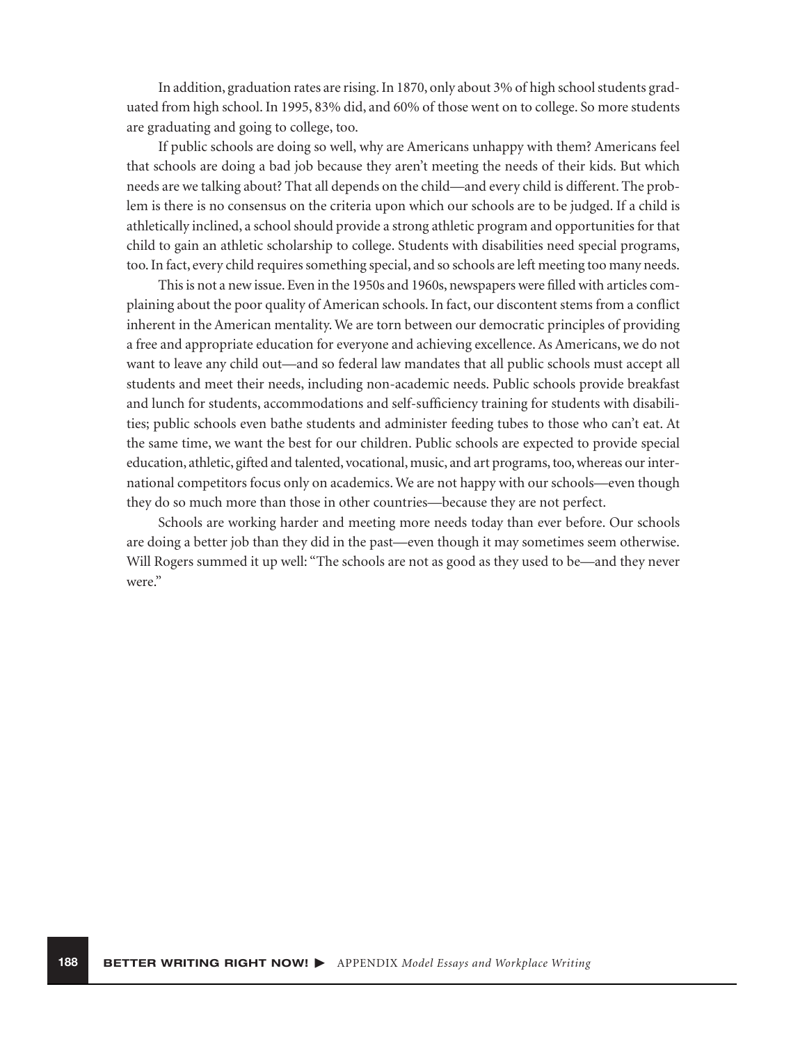In addition, graduation rates are rising. In 1870, only about 3% of high school students graduated from high school. In 1995, 83% did, and 60% of those went on to college. So more students are graduating and going to college, too.

If public schools are doing so well, why are Americans unhappy with them? Americans feel that schools are doing a bad job because they aren't meeting the needs of their kids. But which needs are we talking about? That all depends on the child—and every child is different. The problem is there is no consensus on the criteria upon which our schools are to be judged. If a child is athletically inclined, a school should provide a strong athletic program and opportunities for that child to gain an athletic scholarship to college. Students with disabilities need special programs, too. In fact, every child requires something special, and so schools are left meeting too many needs.

This is not a new issue. Even in the 1950s and 1960s, newspapers were filled with articles complaining about the poor quality of American schools. In fact, our discontent stems from a conflict inherent in the American mentality. We are torn between our democratic principles of providing a free and appropriate education for everyone and achieving excellence. As Americans, we do not want to leave any child out—and so federal law mandates that all public schools must accept all students and meet their needs, including non-academic needs. Public schools provide breakfast and lunch for students, accommodations and self-sufficiency training for students with disabilities; public schools even bathe students and administer feeding tubes to those who can't eat. At the same time, we want the best for our children. Public schools are expected to provide special education, athletic, gifted and talented, vocational, music, and art programs, too, whereas our international competitors focus only on academics. We are not happy with our schools—even though they do so much more than those in other countries—because they are not perfect.

Schools are working harder and meeting more needs today than ever before. Our schools are doing a better job than they did in the past—even though it may sometimes seem otherwise. Will Rogers summed it up well: "The schools are not as good as they used to be—and they never were."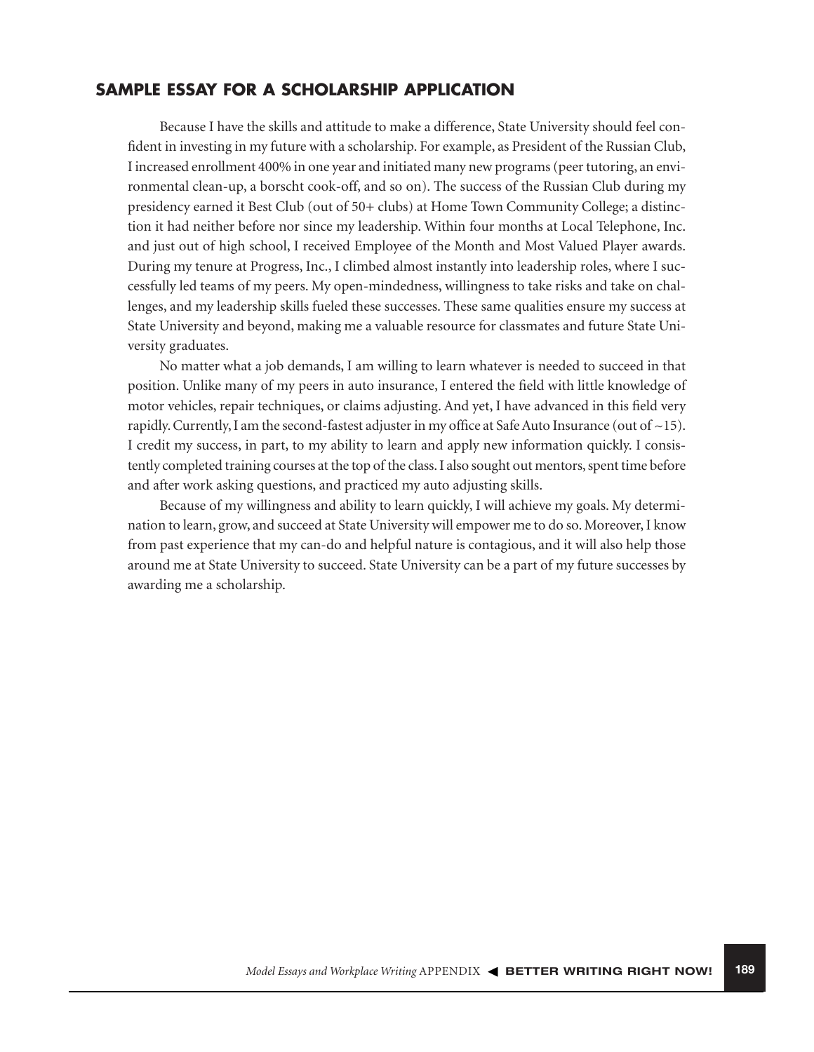## SAMPLE ESSAY FOR A SCHOLARSHIP APPLICATION

Because I have the skills and attitude to make a difference, State University should feel confident in investing in my future with a scholarship. For example, as President of the Russian Club, I increased enrollment 400% in one year and initiated many new programs (peer tutoring, an environmental clean-up, a borscht cook-off, and so on). The success of the Russian Club during my presidency earned it Best Club (out of 50+ clubs) at Home Town Community College; a distinction it had neither before nor since my leadership. Within four months at Local Telephone, Inc. and just out of high school, I received Employee of the Month and Most Valued Player awards. During my tenure at Progress, Inc., I climbed almost instantly into leadership roles, where I successfully led teams of my peers. My open-mindedness, willingness to take risks and take on challenges, and my leadership skills fueled these successes. These same qualities ensure my success at State University and beyond, making me a valuable resource for classmates and future State University graduates.

No matter what a job demands, I am willing to learn whatever is needed to succeed in that position. Unlike many of my peers in auto insurance, I entered the field with little knowledge of motor vehicles, repair techniques, or claims adjusting. And yet, I have advanced in this field very rapidly. Currently, I am the second-fastest adjuster in my office at Safe Auto Insurance (out of ~15). I credit my success, in part, to my ability to learn and apply new information quickly. I consistently completed training courses at the top of the class. I also sought out mentors, spent time before and after work asking questions, and practiced my auto adjusting skills.

Because of my willingness and ability to learn quickly, I will achieve my goals. My determination to learn, grow, and succeed at State University will empower me to do so. Moreover, I know from past experience that my can-do and helpful nature is contagious, and it will also help those around me at State University to succeed. State University can be a part of my future successes by awarding me a scholarship.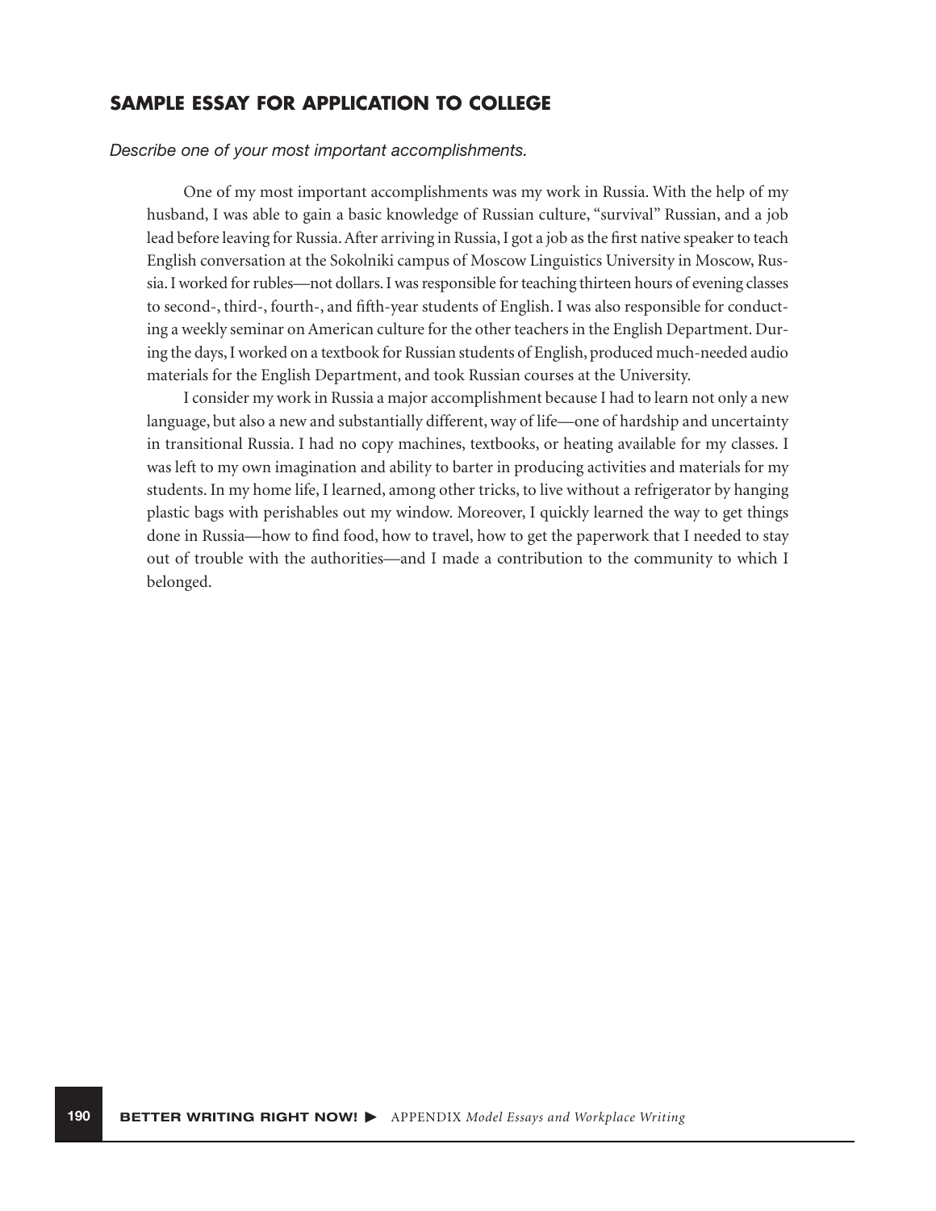## SAMPLE ESSAY FOR APPLICATION TO COLLEGE

*Describe one of your most important accomplishments.*

One of my most important accomplishments was my work in Russia. With the help of my husband, I was able to gain a basic knowledge of Russian culture, "survival" Russian, and a job lead before leaving for Russia. After arriving in Russia, I got a job as the first native speaker to teach English conversation at the Sokolniki campus of Moscow Linguistics University in Moscow, Russia. I worked for rubles—not dollars. I was responsible for teaching thirteen hours of evening classes to second-, third-, fourth-, and fifth-year students of English. I was also responsible for conducting a weekly seminar on American culture for the other teachers in the English Department. During the days, I worked on a textbook for Russian students of English, produced much-needed audio materials for the English Department, and took Russian courses at the University.

I consider my work in Russia a major accomplishment because I had to learn not only a new language, but also a new and substantially different, way of life—one of hardship and uncertainty in transitional Russia. I had no copy machines, textbooks, or heating available for my classes. I was left to my own imagination and ability to barter in producing activities and materials for my students. In my home life, I learned, among other tricks, to live without a refrigerator by hanging plastic bags with perishables out my window. Moreover, I quickly learned the way to get things done in Russia—how to find food, how to travel, how to get the paperwork that I needed to stay out of trouble with the authorities—and I made a contribution to the community to which I belonged.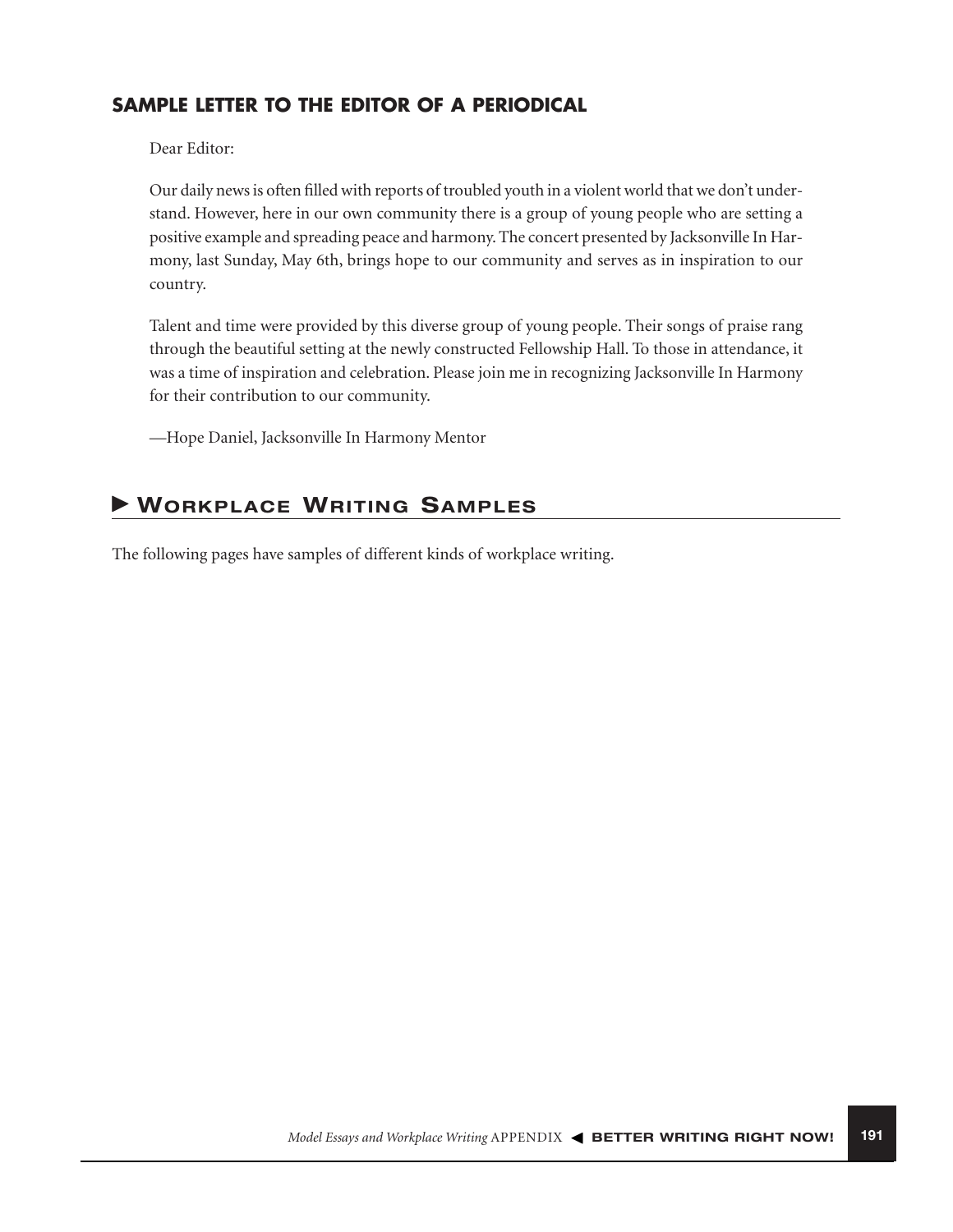### SAMPLE LETTER TO THE EDITOR OF A PERIODICAL

Dear Editor:

Our daily news is often filled with reports of troubled youth in a violent world that we don't understand. However, here in our own community there is a group of young people who are setting a positive example and spreading peace and harmony. The concert presented by Jacksonville In Harmony, last Sunday, May 6th, brings hope to our community and serves as in inspiration to our country.

Talent and time were provided by this diverse group of young people. Their songs of praise rang through the beautiful setting at the newly constructed Fellowship Hall. To those in attendance, it was a time of inspiration and celebration. Please join me in recognizing Jacksonville In Harmony for their contribution to our community.

—Hope Daniel, Jacksonville In Harmony Mentor

## ► Workplace Writing Samples

The following pages have samples of different kinds of workplace writing.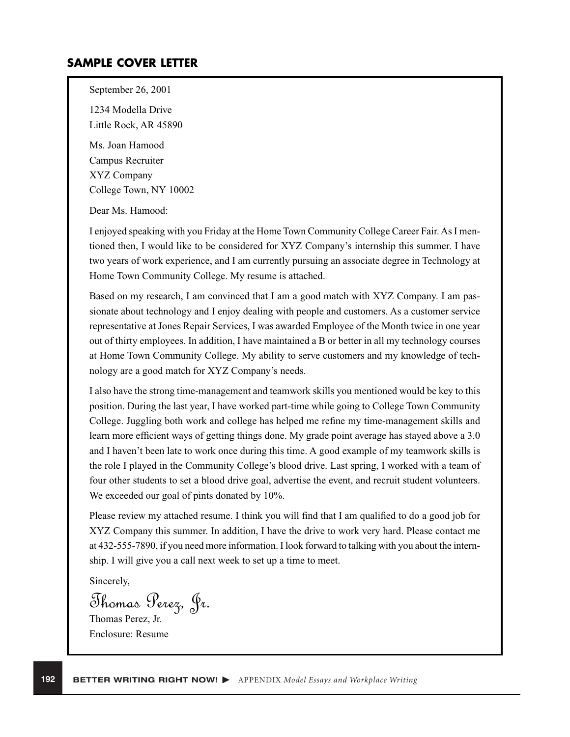## SAMPLE COVER LETTER

September 26, 2001

1234 Modella Drive
Little Rock, AR 45890

Ms. Joan Hamood
Campus Recruiter
XYZ Company
College Town, NY 10002

Dear Ms. Hamood:

I enjoyed speaking with you Friday at the Home Town Community College Career Fair. As I mentioned then, I would like to be considered for XYZ Company's internship this summer. I have two years of work experience, and I am currently pursuing an associate degree in Technology at Home Town Community College. My resume is attached.

Based on my research, I am convinced that I am a good match with XYZ Company. I am passionate about technology and I enjoy dealing with people and customers. As a customer service representative at Jones Repair Services, I was awarded Employee of the Month twice in one year out of thirty employees. In addition, I have maintained a B or better in all my technology courses at Home Town Community College. My ability to serve customers and my knowledge of technology are a good match for XYZ Company's needs.

I also have the strong time-management and teamwork skills you mentioned would be key to this position. During the last year, I have worked part-time while going to College Town Community College. Juggling both work and college has helped me refine my time-management skills and learn more efficient ways of getting things done. My grade point average has stayed above a 3.0 and I haven't been late to work once during this time. A good example of my teamwork skills is the role I played in the Community College's blood drive. Last spring, I worked with a team of four other students to set a blood drive goal, advertise the event, and recruit student volunteers. We exceeded our goal of pints donated by 10%.

Please review my attached resume. I think you will find that I am qualified to do a good job for XYZ Company this summer. In addition, I have the drive to work very hard. Please contact me at 432-555-7890, if you need more information. I look forward to talking with you about the internship. I will give you a call next week to set up a time to meet.

Sincerely,

*Thomas Perez, Jr.*

Thomas Perez, Jr.

Enclosure: Resume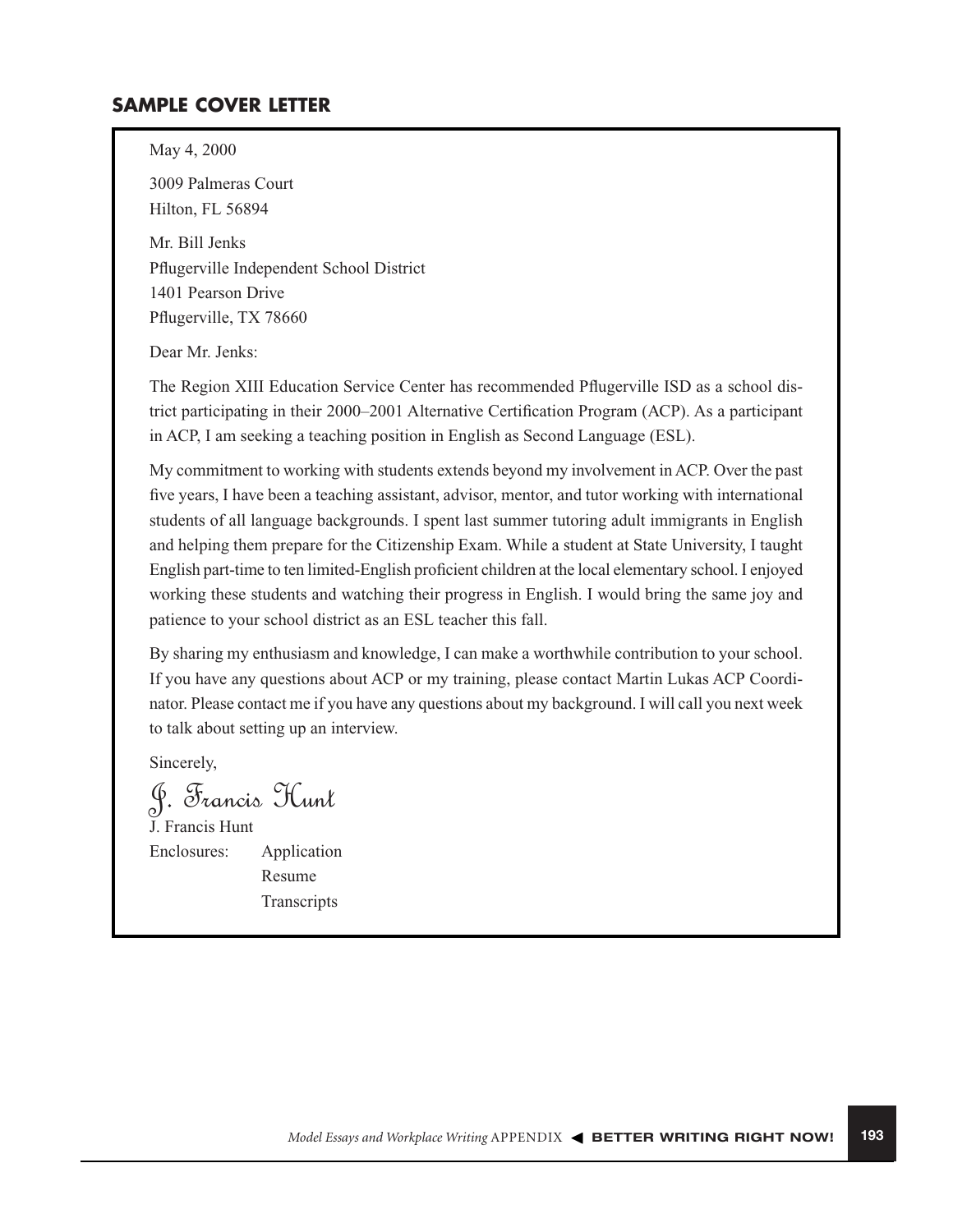## SAMPLE COVER LETTER

May 4, 2000

3009 Palmeras Court
Hilton, FL 56894

Mr. Bill Jenks
Pflugerville Independent School District
1401 Pearson Drive
Pflugerville, TX 78660

Dear Mr. Jenks:

The Region XIII Education Service Center has recommended Pflugerville ISD as a school district participating in their 2000–2001 Alternative Certification Program (ACP). As a participant in ACP, I am seeking a teaching position in English as Second Language (ESL).

My commitment to working with students extends beyond my involvement in ACP. Over the past five years, I have been a teaching assistant, advisor, mentor, and tutor working with international students of all language backgrounds. I spent last summer tutoring adult immigrants in English and helping them prepare for the Citizenship Exam. While a student at State University, I taught English part-time to ten limited-English proficient children at the local elementary school. I enjoyed working these students and watching their progress in English. I would bring the same joy and patience to your school district as an ESL teacher this fall.

By sharing my enthusiasm and knowledge, I can make a worthwhile contribution to your school. If you have any questions about ACP or my training, please contact Martin Lukas ACP Coordinator. Please contact me if you have any questions about my background. I will call you next week to talk about setting up an interview.

Sincerely,

*J. Francis Hunt*

J. Francis Hunt

Enclosures: Application
Resume
Transcripts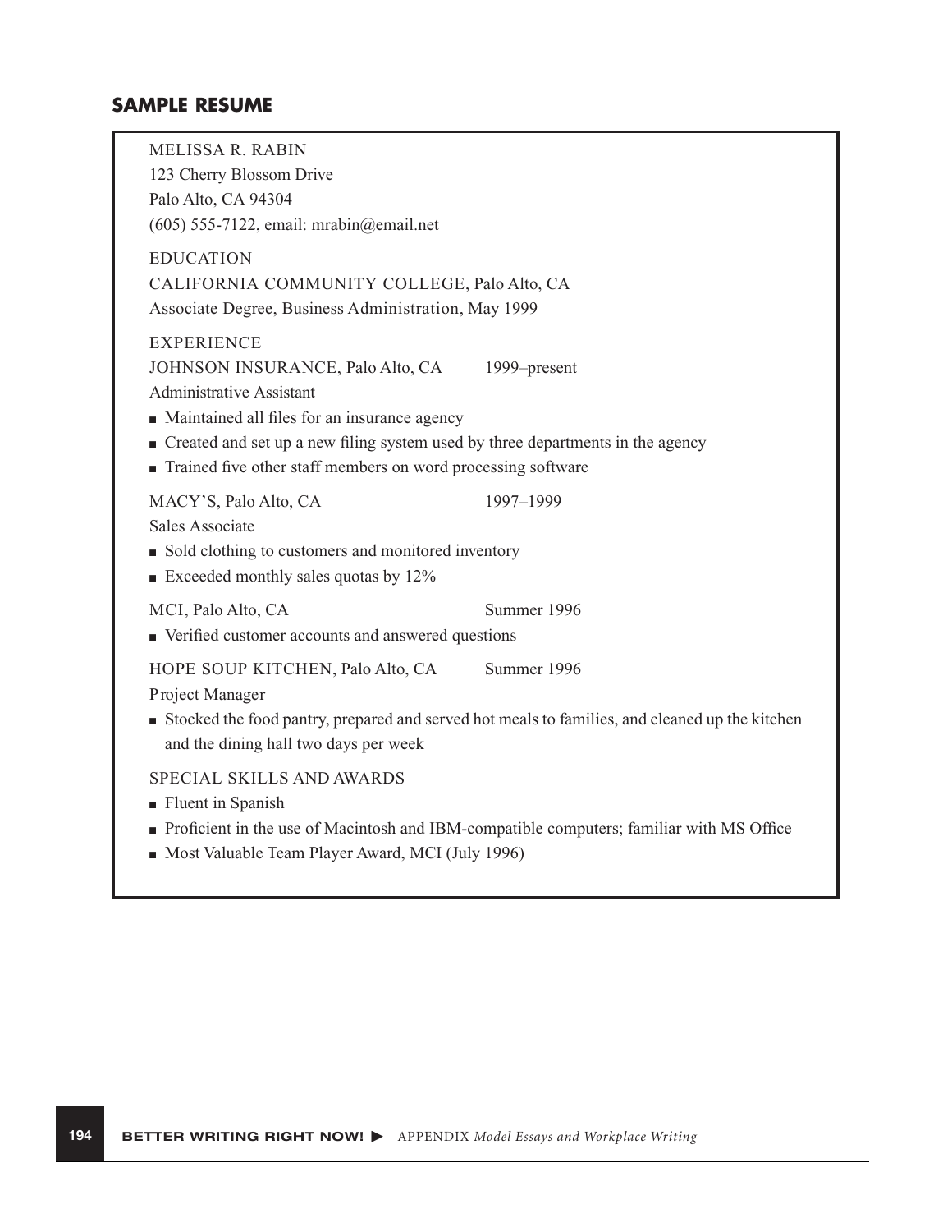## SAMPLE RESUME

MELISSA R. RABIN
123 Cherry Blossom Drive
Palo Alto, CA 94304
(605) 555-7122, email: mrabin@email.net

EDUCATION
CALIFORNIA COMMUNITY COLLEGE, Palo Alto, CA
Associate Degree, Business Administration, May 1999

EXPERIENCE
JOHNSON INSURANCE, Palo Alto, CA 1999–present
Administrative Assistant

- Maintained all files for an insurance agency
- Created and set up a new filing system used by three departments in the agency
- Trained five other staff members on word processing software

MACY'S, Palo Alto, CA 1997–1999
Sales Associate

- Sold clothing to customers and monitored inventory
- Exceeded monthly sales quotas by 12%

MCI, Palo Alto, CA Summer 1996

- Verified customer accounts and answered questions

HOPE SOUP KITCHEN, Palo Alto, CA Summer 1996
Project Manager

- Stocked the food pantry, prepared and served hot meals to families, and cleaned up the kitchen and the dining hall two days per week

SPECIAL SKILLS AND AWARDS

- Fluent in Spanish
- Proficient in the use of Macintosh and IBM-compatible computers; familiar with MS Office
- Most Valuable Team Player Award, MCI (July 1996)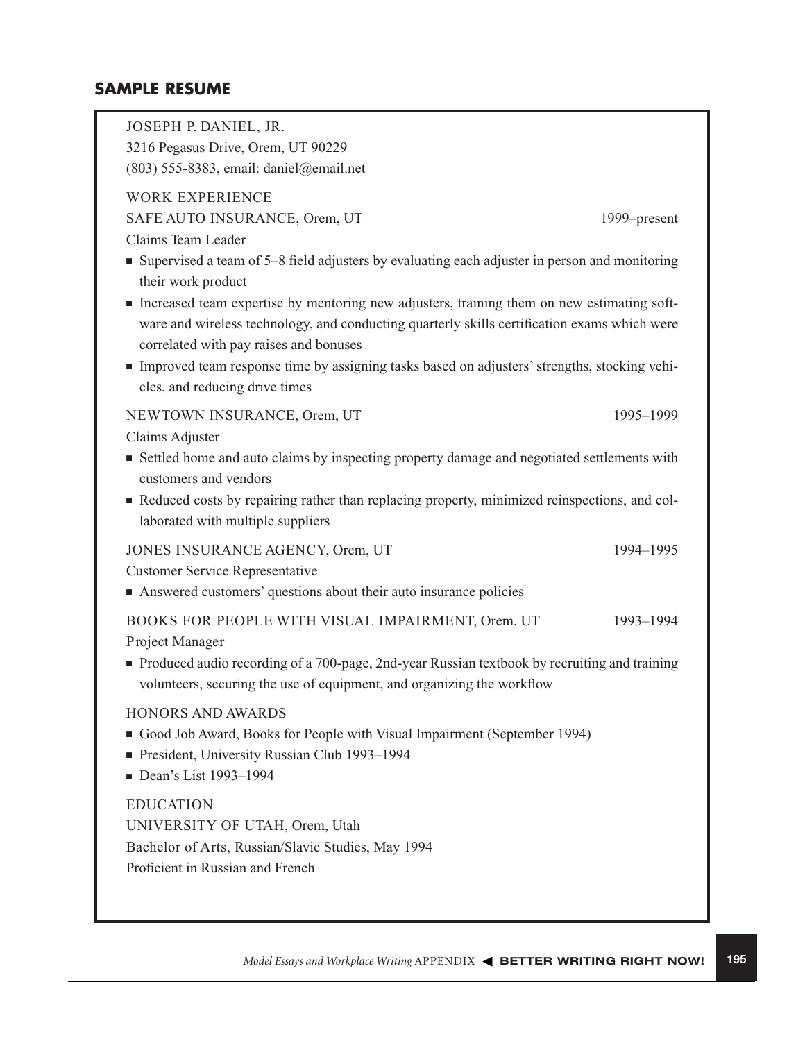## SAMPLE RESUME

JOSEPH P. DANIEL, JR.
3216 Pegasus Drive, Orem, UT 90229
(803) 555-8383, email: daniel@email.net

WORK EXPERIENCE

SAFE AUTO INSURANCE, Orem, UT 1999–present
Claims Team Leader

- Supervised a team of 5–8 field adjusters by evaluating each adjuster in person and monitoring their work product
- Increased team expertise by mentoring new adjusters, training them on new estimating software and wireless technology, and conducting quarterly skills certification exams which were correlated with pay raises and bonuses
- Improved team response time by assigning tasks based on adjusters' strengths, stocking vehicles, and reducing drive times

NEWTOWN INSURANCE, Orem, UT 1995–1999
Claims Adjuster

- Settled home and auto claims by inspecting property damage and negotiated settlements with customers and vendors
- Reduced costs by repairing rather than replacing property, minimized reinspections, and collaborated with multiple suppliers

JONES INSURANCE AGENCY, Orem, UT 1994–1995
Customer Service Representative

- Answered customers' questions about their auto insurance policies

BOOKS FOR PEOPLE WITH VISUAL IMPAIRMENT, Orem, UT 1993–1994
Project Manager

- Produced audio recording of a 700-page, 2nd-year Russian textbook by recruiting and training volunteers, securing the use of equipment, and organizing the workflow

HONORS AND AWARDS

- Good Job Award, Books for People with Visual Impairment (September 1994)
- President, University Russian Club 1993–1994
- Dean's List 1993–1994

EDUCATION

UNIVERSITY OF UTAH, Orem, Utah
Bachelor of Arts, Russian/Slavic Studies, May 1994
Proficient in Russian and French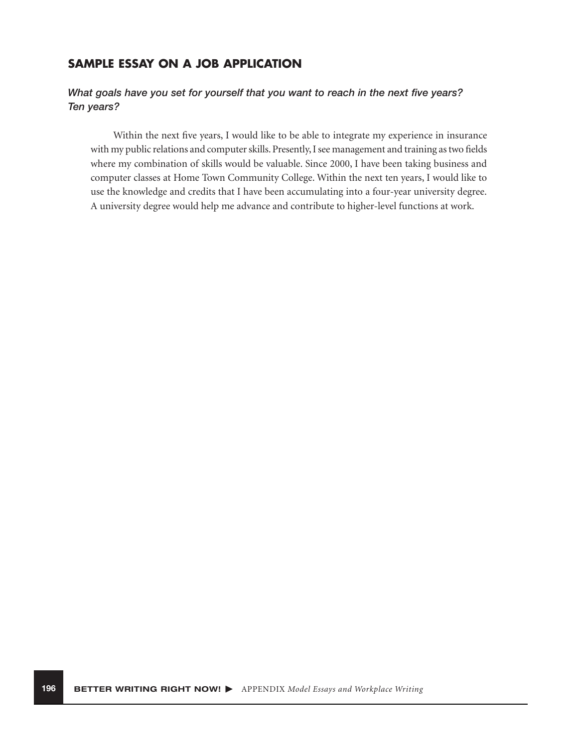## SAMPLE ESSAY ON A JOB APPLICATION

*What goals have you set for yourself that you want to reach in the next five years? Ten years?*

Within the next five years, I would like to be able to integrate my experience in insurance with my public relations and computer skills. Presently, I see management and training as two fields where my combination of skills would be valuable. Since 2000, I have been taking business and computer classes at Home Town Community College. Within the next ten years, I would like to use the knowledge and credits that I have been accumulating into a four-year university degree. A university degree would help me advance and contribute to higher-level functions at work.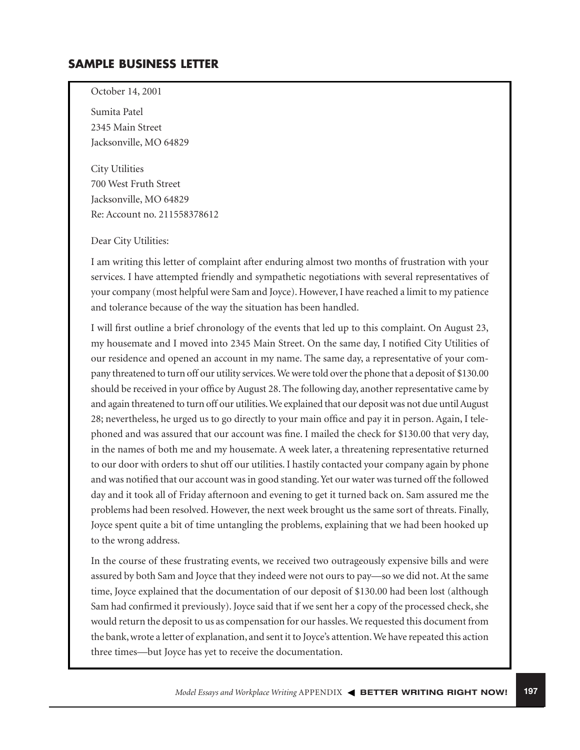## SAMPLE BUSINESS LETTER

October 14, 2001

Sumita Patel
2345 Main Street
Jacksonville, MO 64829

City Utilities
700 West Fruth Street
Jacksonville, MO 64829
Re: Account no. 211558378612

Dear City Utilities:

I am writing this letter of complaint after enduring almost two months of frustration with your services. I have attempted friendly and sympathetic negotiations with several representatives of your company (most helpful were Sam and Joyce). However, I have reached a limit to my patience and tolerance because of the way the situation has been handled.

I will first outline a brief chronology of the events that led up to this complaint. On August 23, my housemate and I moved into 2345 Main Street. On the same day, I notified City Utilities of our residence and opened an account in my name. The same day, a representative of your company threatened to turn off our utility services. We were told over the phone that a deposit of $130.00 should be received in your office by August 28. The following day, another representative came by and again threatened to turn off our utilities. We explained that our deposit was not due until August 28; nevertheless, he urged us to go directly to your main office and pay it in person. Again, I telephoned and was assured that our account was fine. I mailed the check for $130.00 that very day, in the names of both me and my housemate. A week later, a threatening representative returned to our door with orders to shut off our utilities. I hastily contacted your company again by phone and was notified that our account was in good standing. Yet our water was turned off the followed day and it took all of Friday afternoon and evening to get it turned back on. Sam assured me the problems had been resolved. However, the next week brought us the same sort of threats. Finally, Joyce spent quite a bit of time untangling the problems, explaining that we had been hooked up to the wrong address.

In the course of these frustrating events, we received two outrageously expensive bills and were assured by both Sam and Joyce that they indeed were not ours to pay—so we did not. At the same time, Joyce explained that the documentation of our deposit of $130.00 had been lost (although Sam had confirmed it previously). Joyce said that if we sent her a copy of the processed check, she would return the deposit to us as compensation for our hassles. We requested this document from the bank, wrote a letter of explanation, and sent it to Joyce's attention. We have repeated this action three times—but Joyce has yet to receive the documentation.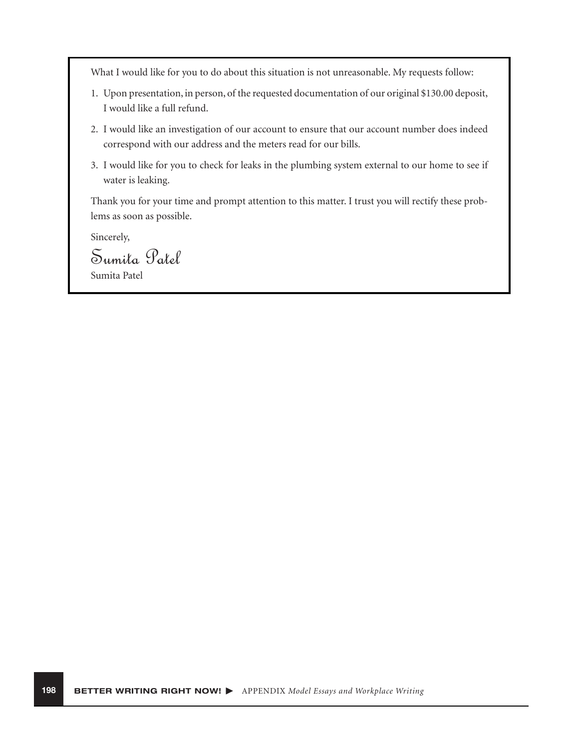What I would like for you to do about this situation is not unreasonable. My requests follow:

1. Upon presentation, in person, of the requested documentation of our original $130.00 deposit, I would like a full refund.
2. I would like an investigation of our account to ensure that our account number does indeed correspond with our address and the meters read for our bills.
3. I would like for you to check for leaks in the plumbing system external to our home to see if water is leaking.

Thank you for your time and prompt attention to this matter. I trust you will rectify these problems as soon as possible.

Sincerely,

*Sumita Patel*

Sumita Patel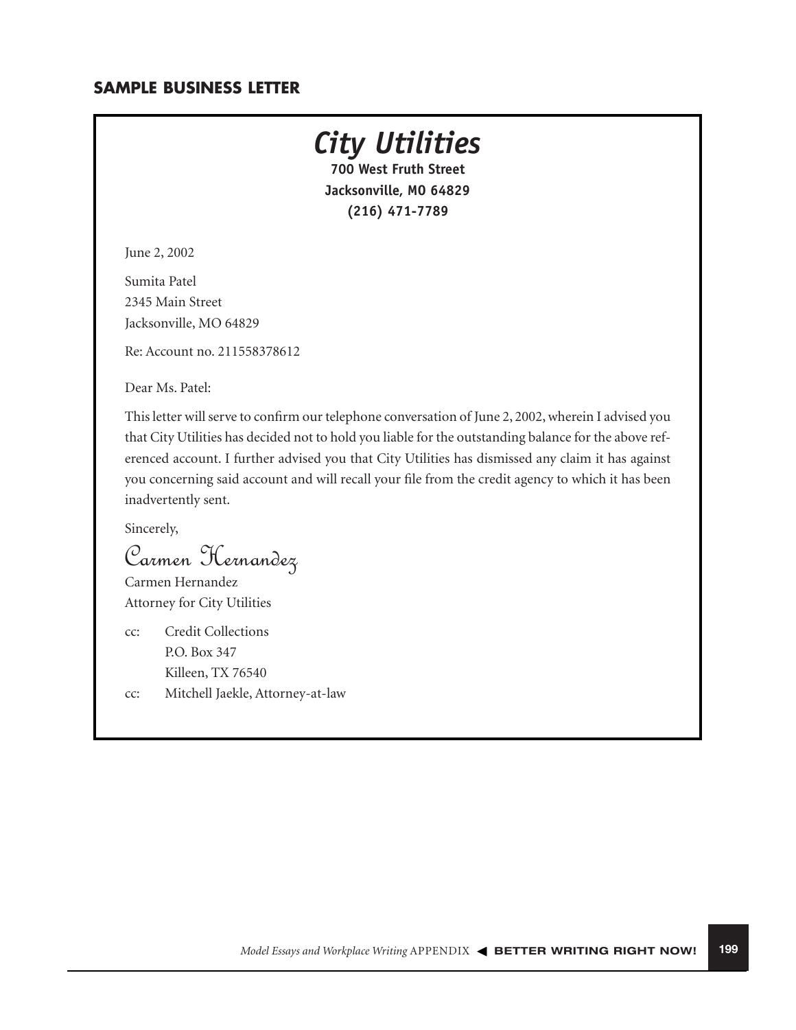## SAMPLE BUSINESS LETTER

# *City Utilities*

**700 West Fruth Street**
**Jacksonville, MO 64829**
**(216) 471-7789**

June 2, 2002

Sumita Patel
2345 Main Street
Jacksonville, MO 64829

Re: Account no. 211558378612

Dear Ms. Patel:

This letter will serve to confirm our telephone conversation of June 2, 2002, wherein I advised you that City Utilities has decided not to hold you liable for the outstanding balance for the above referenced account. I further advised you that City Utilities has dismissed any claim it has against you concerning said account and will recall your file from the credit agency to which it has been inadvertently sent.

Sincerely,

*Carmen Hernandez*
Carmen Hernandez
Attorney for City Utilities

cc: Credit Collections
P.O. Box 347
Killeen, TX 76540

cc: Mitchell Jaekle, Attorney-at-law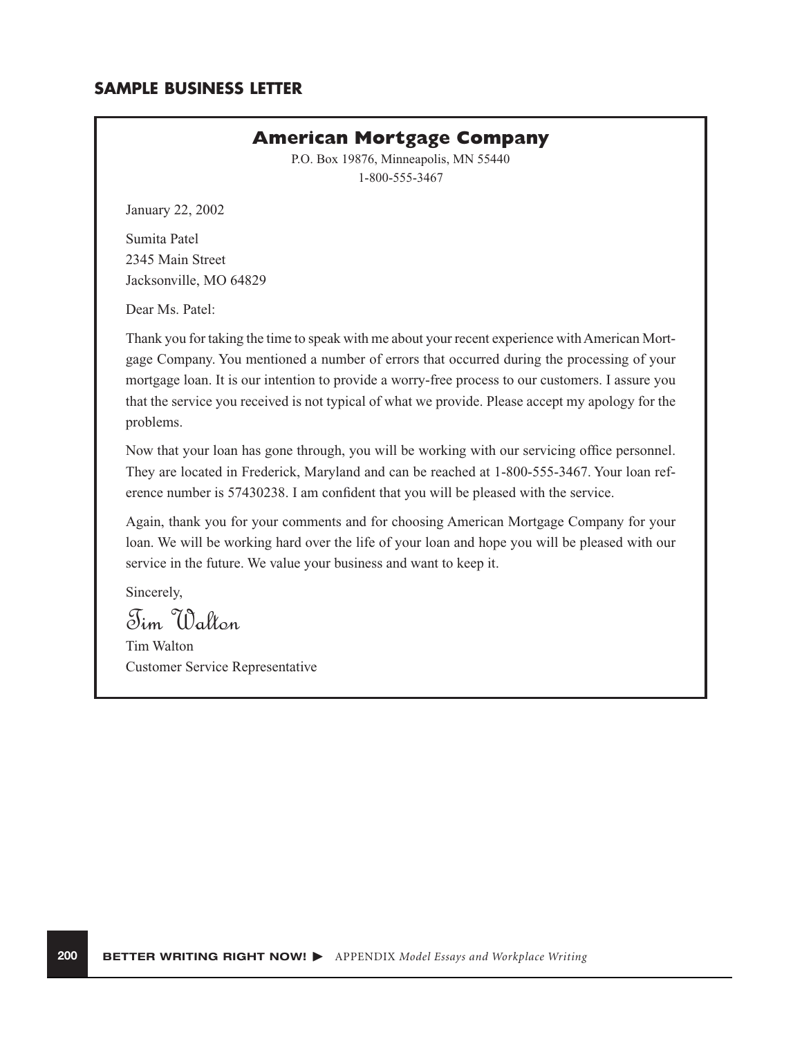## SAMPLE BUSINESS LETTER

**American Mortgage Company**

P.O. Box 19876, Minneapolis, MN 55440
1-800-555-3467

January 22, 2002

Sumita Patel
2345 Main Street
Jacksonville, MO 64829

Dear Ms. Patel:

Thank you for taking the time to speak with me about your recent experience with American Mortgage Company. You mentioned a number of errors that occurred during the processing of your mortgage loan. It is our intention to provide a worry-free process to our customers. I assure you that the service you received is not typical of what we provide. Please accept my apology for the problems.

Now that your loan has gone through, you will be working with our servicing office personnel. They are located in Frederick, Maryland and can be reached at 1-800-555-3467. Your loan reference number is 57430238. I am confident that you will be pleased with the service.

Again, thank you for your comments and for choosing American Mortgage Company for your loan. We will be working hard over the life of your loan and hope you will be pleased with our service in the future. We value your business and want to keep it.

Sincerely,

*Tim Walton*

Tim Walton
Customer Service Representative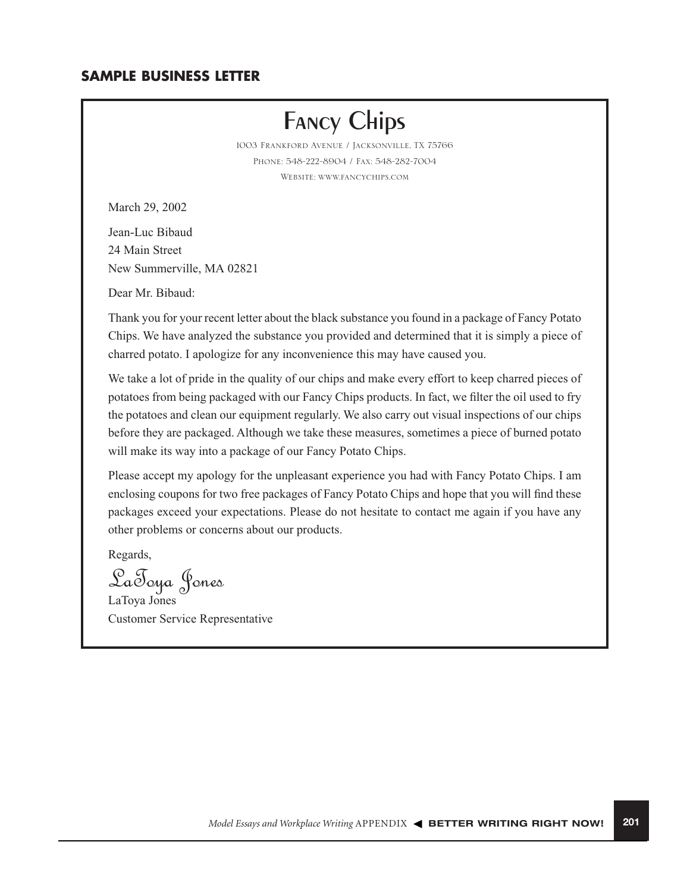## SAMPLE BUSINESS LETTER

# Fancy Chips

1003 Frankford Avenue / Jacksonville, TX 75766

Phone: 548-222-8904 / Fax: 548-282-7004

Website: www.fancychips.com

March 29, 2002

Jean-Luc Bibaud
24 Main Street
New Summerville, MA 02821

Dear Mr. Bibaud:

Thank you for your recent letter about the black substance you found in a package of Fancy Potato Chips. We have analyzed the substance you provided and determined that it is simply a piece of charred potato. I apologize for any inconvenience this may have caused you.

We take a lot of pride in the quality of our chips and make every effort to keep charred pieces of potatoes from being packaged with our Fancy Chips products. In fact, we filter the oil used to fry the potatoes and clean our equipment regularly. We also carry out visual inspections of our chips before they are packaged. Although we take these measures, sometimes a piece of burned potato will make its way into a package of our Fancy Potato Chips.

Please accept my apology for the unpleasant experience you had with Fancy Potato Chips. I am enclosing coupons for two free packages of Fancy Potato Chips and hope that you will find these packages exceed your expectations. Please do not hesitate to contact me again if you have any other problems or concerns about our products.

Regards,

*LaToya Jones*

LaToya Jones
Customer Service Representative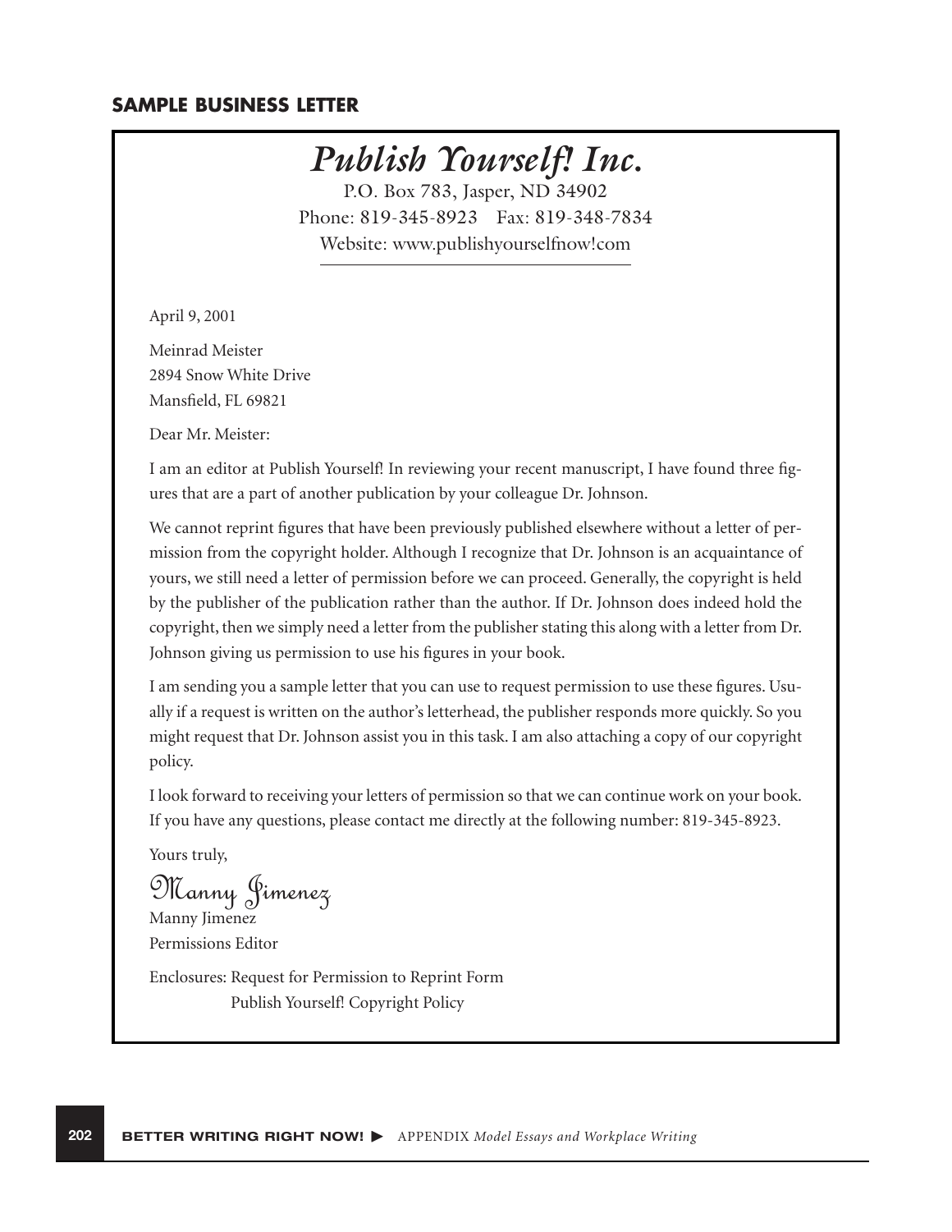## SAMPLE BUSINESS LETTER

# *Publish Yourself! Inc.*

P.O. Box 783, Jasper, ND 34902
Phone: 819-345-8923 Fax: 819-348-7834
Website: www.publishyourselfnow!com

April 9, 2001

Meinrad Meister
2894 Snow White Drive
Mansfield, FL 69821

Dear Mr. Meister:

I am an editor at Publish Yourself! In reviewing your recent manuscript, I have found three figures that are a part of another publication by your colleague Dr. Johnson.

We cannot reprint figures that have been previously published elsewhere without a letter of permission from the copyright holder. Although I recognize that Dr. Johnson is an acquaintance of yours, we still need a letter of permission before we can proceed. Generally, the copyright is held by the publisher of the publication rather than the author. If Dr. Johnson does indeed hold the copyright, then we simply need a letter from the publisher stating this along with a letter from Dr. Johnson giving us permission to use his figures in your book.

I am sending you a sample letter that you can use to request permission to use these figures. Usually if a request is written on the author's letterhead, the publisher responds more quickly. So you might request that Dr. Johnson assist you in this task. I am also attaching a copy of our copyright policy.

I look forward to receiving your letters of permission so that we can continue work on your book. If you have any questions, please contact me directly at the following number: 819-345-8923.

Yours truly,

*Manny Jimenez*

Manny Jimenez
Permissions Editor

Enclosures: Request for Permission to Reprint Form
Publish Yourself! Copyright Policy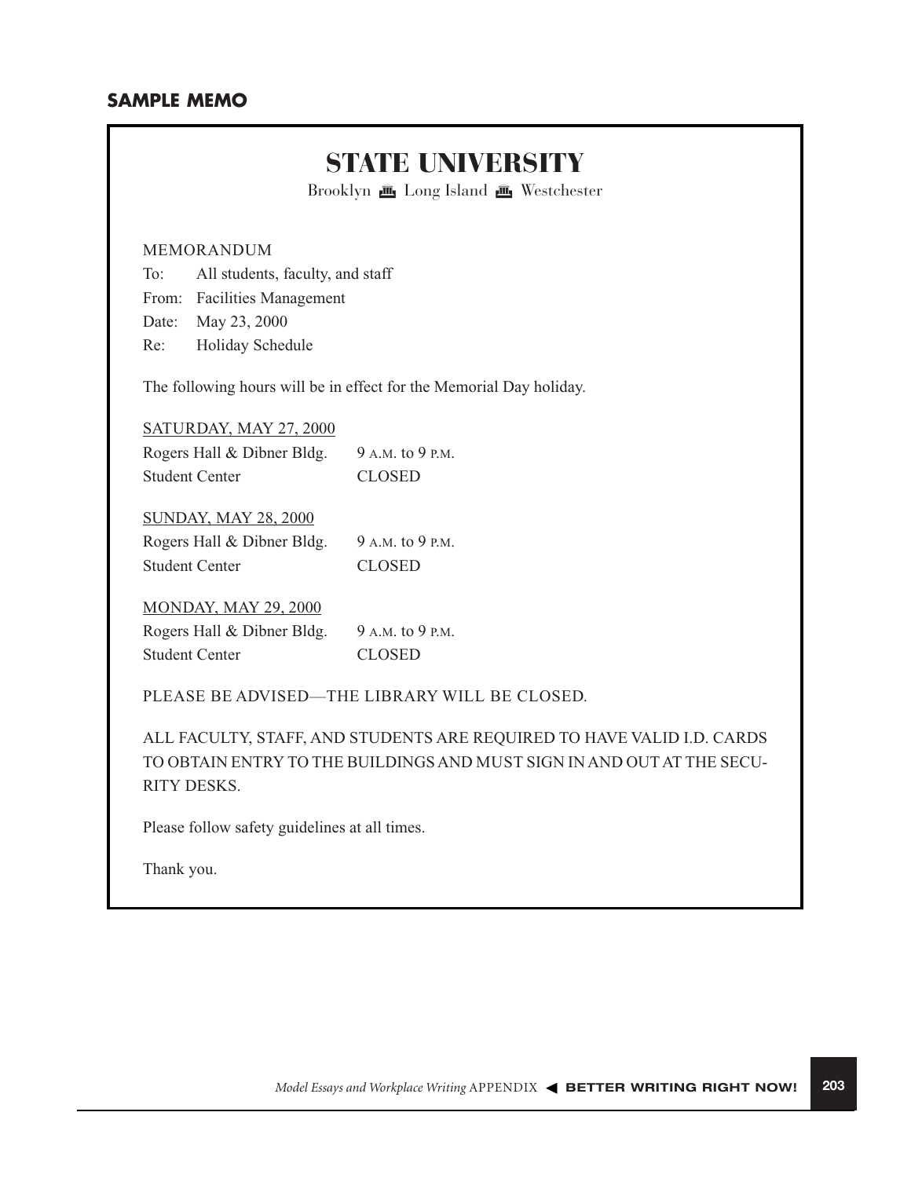## SAMPLE MEMO

# STATE UNIVERSITY

Brooklyn ⌂ Long Island ⌂ Westchester

MEMORANDUM

To: All students, faculty, and staff

From: Facilities Management

Date: May 23, 2000

Re: Holiday Schedule

The following hours will be in effect for the Memorial Day holiday.

<u>SATURDAY, MAY 27, 2000</u>

| | |
|---|---|
| Rogers Hall & Dibner Bldg. | 9 A.M. to 9 P.M. |
| Student Center | CLOSED |

<u>SUNDAY, MAY 28, 2000</u>

| | |
|---|---|
| Rogers Hall & Dibner Bldg. | 9 A.M. to 9 P.M. |
| Student Center | CLOSED |

<u>MONDAY, MAY 29, 2000</u>

| | |
|---|---|
| Rogers Hall & Dibner Bldg. | 9 A.M. to 9 P.M. |
| Student Center | CLOSED |

PLEASE BE ADVISED—THE LIBRARY WILL BE CLOSED.

ALL FACULTY, STAFF, AND STUDENTS ARE REQUIRED TO HAVE VALID I.D. CARDS TO OBTAIN ENTRY TO THE BUILDINGS AND MUST SIGN IN AND OUT AT THE SECURITY DESKS.

Please follow safety guidelines at all times.

Thank you.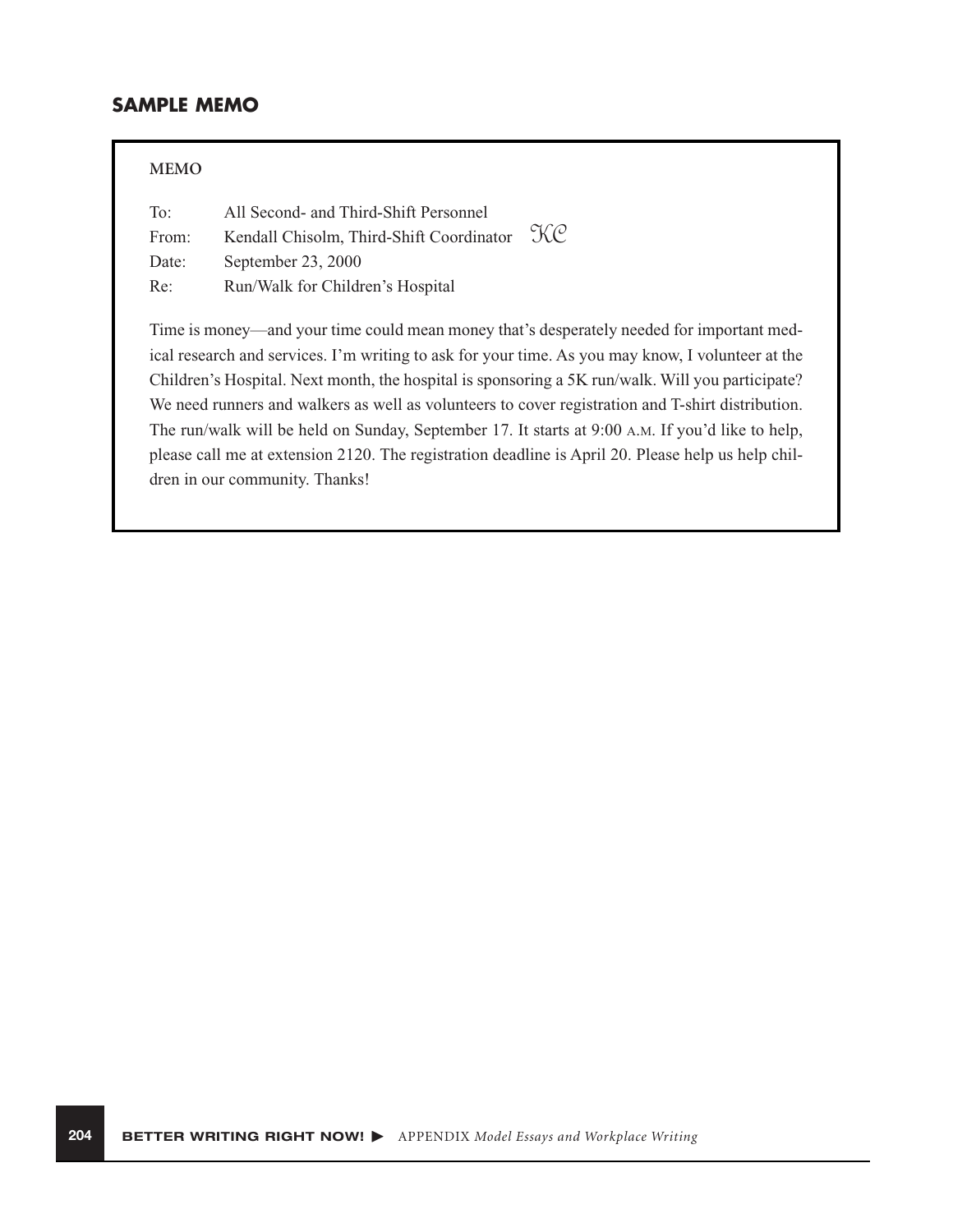## SAMPLE MEMO

**MEMO**

To: All Second- and Third-Shift Personnel
From: Kendall Chisolm, Third-Shift Coordinator *KC*
Date: September 23, 2000
Re: Run/Walk for Children's Hospital

Time is money—and your time could mean money that's desperately needed for important medical research and services. I'm writing to ask for your time. As you may know, I volunteer at the Children's Hospital. Next month, the hospital is sponsoring a 5K run/walk. Will you participate? We need runners and walkers as well as volunteers to cover registration and T-shirt distribution. The run/walk will be held on Sunday, September 17. It starts at 9:00 A.M. If you'd like to help, please call me at extension 2120. The registration deadline is April 20. Please help us help children in our community. Thanks!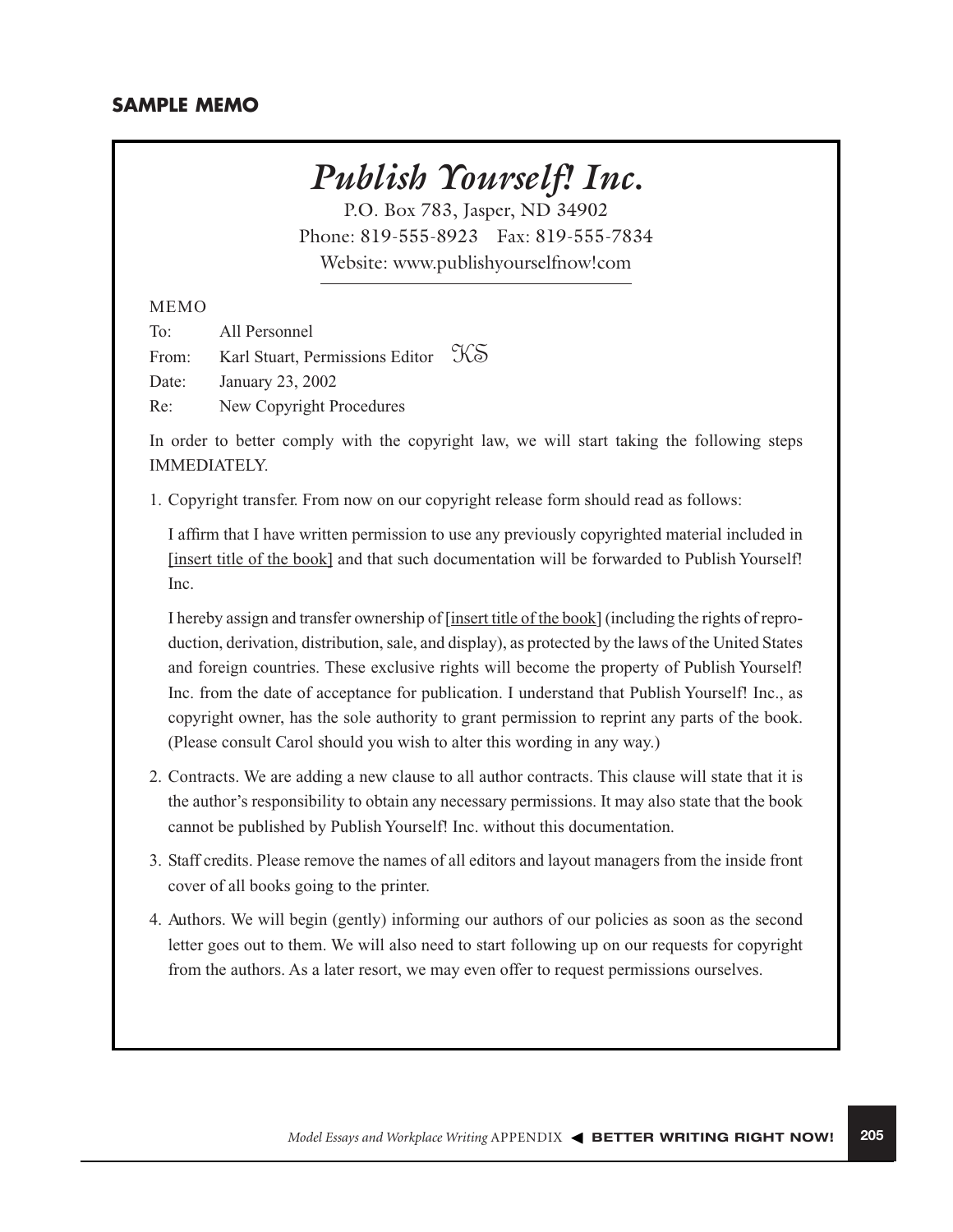## SAMPLE MEMO

# *Publish Yourself! Inc.*

P.O. Box 783, Jasper, ND 34902
Phone: 819-555-8923 Fax: 819-555-7834
Website: www.publishyourselfnow!com

---

MEMO

To: All Personnel
From: Karl Stuart, Permissions Editor KS
Date: January 23, 2002
Re: New Copyright Procedures

In order to better comply with the copyright law, we will start taking the following steps IMMEDIATELY.

1. Copyright transfer. From now on our copyright release form should read as follows:

   I affirm that I have written permission to use any previously copyrighted material included in [insert title of the book] and that such documentation will be forwarded to Publish Yourself! Inc.

   I hereby assign and transfer ownership of [insert title of the book] (including the rights of reproduction, derivation, distribution, sale, and display), as protected by the laws of the United States and foreign countries. These exclusive rights will become the property of Publish Yourself! Inc. from the date of acceptance for publication. I understand that Publish Yourself! Inc., as copyright owner, has the sole authority to grant permission to reprint any parts of the book. (Please consult Carol should you wish to alter this wording in any way.)

2. Contracts. We are adding a new clause to all author contracts. This clause will state that it is the author's responsibility to obtain any necessary permissions. It may also state that the book cannot be published by Publish Yourself! Inc. without this documentation.

3. Staff credits. Please remove the names of all editors and layout managers from the inside front cover of all books going to the printer.

4. Authors. We will begin (gently) informing our authors of our policies as soon as the second letter goes out to them. We will also need to start following up on our requests for copyright from the authors. As a later resort, we may even offer to request permissions ourselves.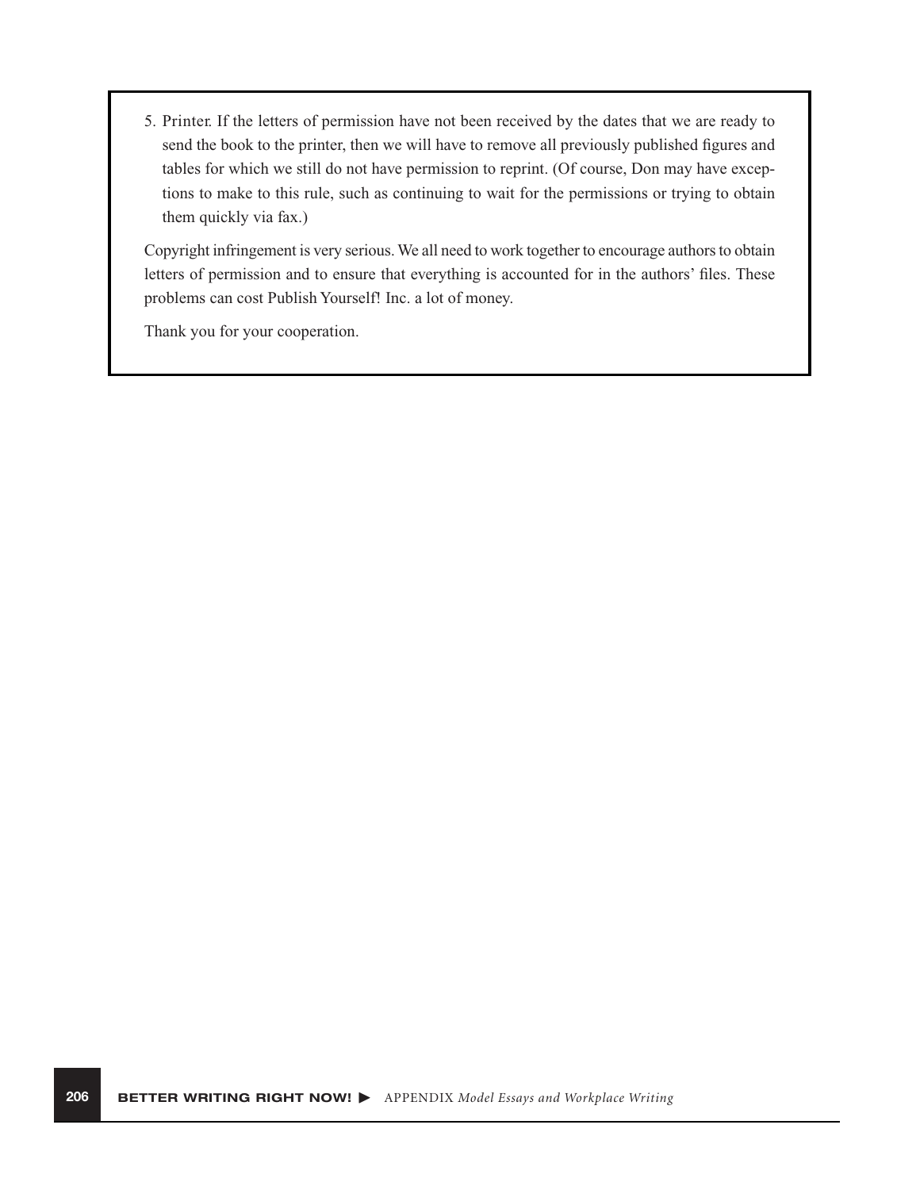5. Printer. If the letters of permission have not been received by the dates that we are ready to send the book to the printer, then we will have to remove all previously published figures and tables for which we still do not have permission to reprint. (Of course, Don may have exceptions to make to this rule, such as continuing to wait for the permissions or trying to obtain them quickly via fax.)

Copyright infringement is very serious. We all need to work together to encourage authors to obtain letters of permission and to ensure that everything is accounted for in the authors' files. These problems can cost Publish Yourself! Inc. a lot of money.

Thank you for your cooperation.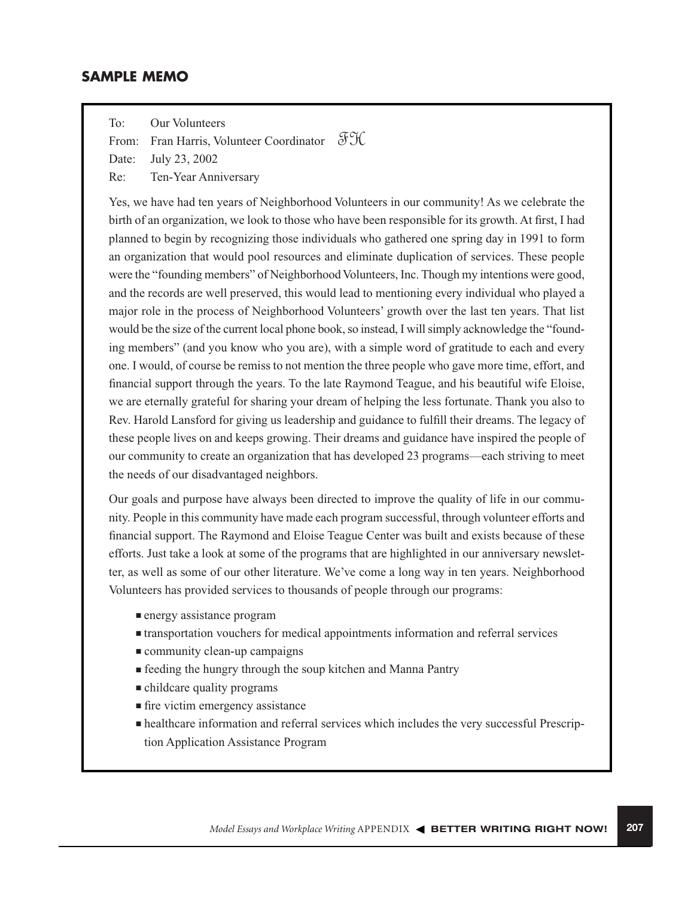## SAMPLE MEMO

To: Our Volunteers
From: Fran Harris, Volunteer Coordinator FH
Date: July 23, 2002
Re: Ten-Year Anniversary

Yes, we have had ten years of Neighborhood Volunteers in our community! As we celebrate the birth of an organization, we look to those who have been responsible for its growth. At first, I had planned to begin by recognizing those individuals who gathered one spring day in 1991 to form an organization that would pool resources and eliminate duplication of services. These people were the "founding members" of Neighborhood Volunteers, Inc. Though my intentions were good, and the records are well preserved, this would lead to mentioning every individual who played a major role in the process of Neighborhood Volunteers' growth over the last ten years. That list would be the size of the current local phone book, so instead, I will simply acknowledge the "founding members" (and you know who you are), with a simple word of gratitude to each and every one. I would, of course be remiss to not mention the three people who gave more time, effort, and financial support through the years. To the late Raymond Teague, and his beautiful wife Eloise, we are eternally grateful for sharing your dream of helping the less fortunate. Thank you also to Rev. Harold Lansford for giving us leadership and guidance to fulfill their dreams. The legacy of these people lives on and keeps growing. Their dreams and guidance have inspired the people of our community to create an organization that has developed 23 programs—each striving to meet the needs of our disadvantaged neighbors.

Our goals and purpose have always been directed to improve the quality of life in our community. People in this community have made each program successful, through volunteer efforts and financial support. The Raymond and Eloise Teague Center was built and exists because of these efforts. Just take a look at some of the programs that are highlighted in our anniversary newsletter, as well as some of our other literature. We've come a long way in ten years. Neighborhood Volunteers has provided services to thousands of people through our programs:

- energy assistance program
- transportation vouchers for medical appointments information and referral services
- community clean-up campaigns
- feeding the hungry through the soup kitchen and Manna Pantry
- childcare quality programs
- fire victim emergency assistance
- healthcare information and referral services which includes the very successful Prescription Application Assistance Program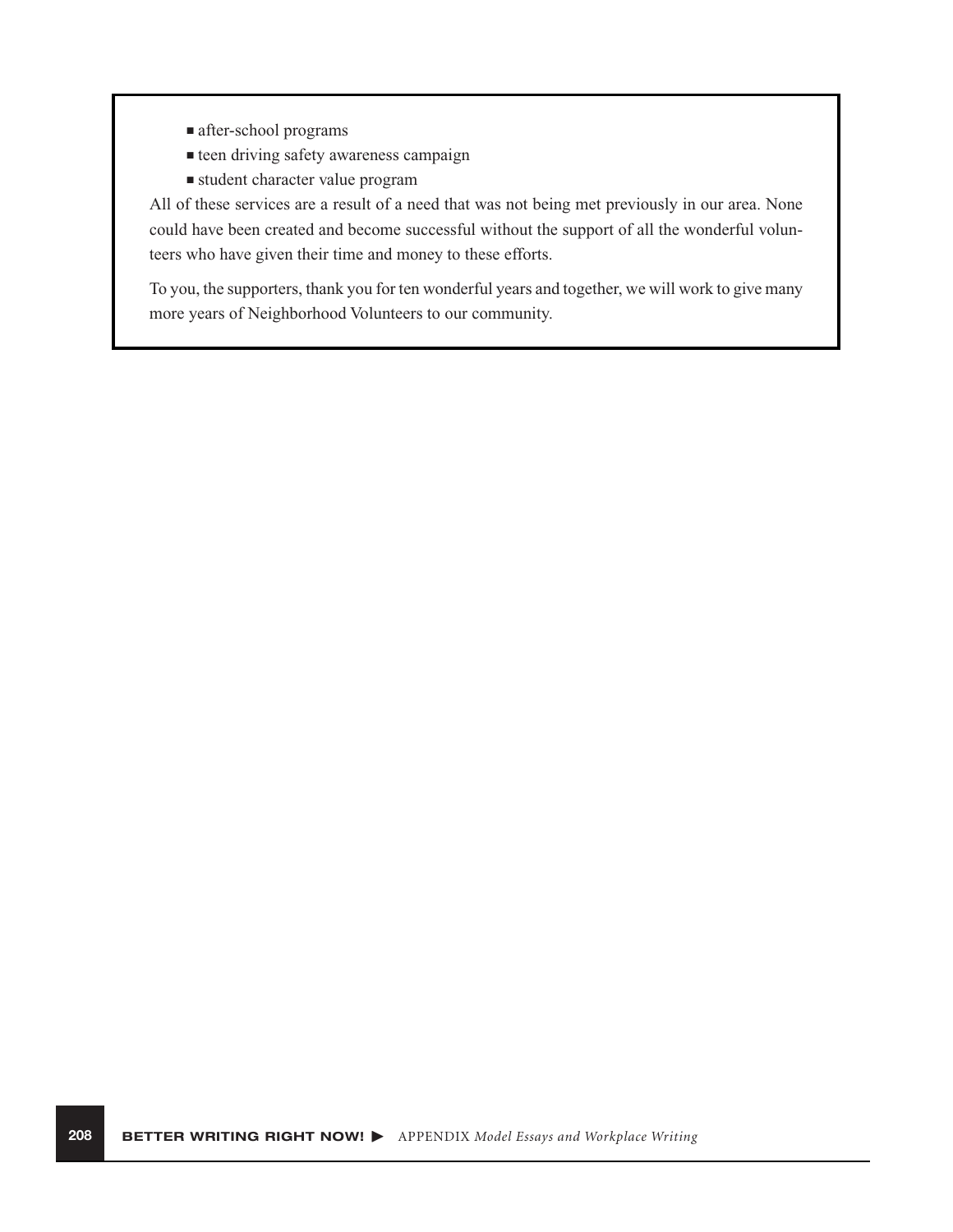- after-school programs
- teen driving safety awareness campaign
- student character value program

All of these services are a result of a need that was not being met previously in our area. None could have been created and become successful without the support of all the wonderful volunteers who have given their time and money to these efforts.

To you, the supporters, thank you for ten wonderful years and together, we will work to give many more years of Neighborhood Volunteers to our community.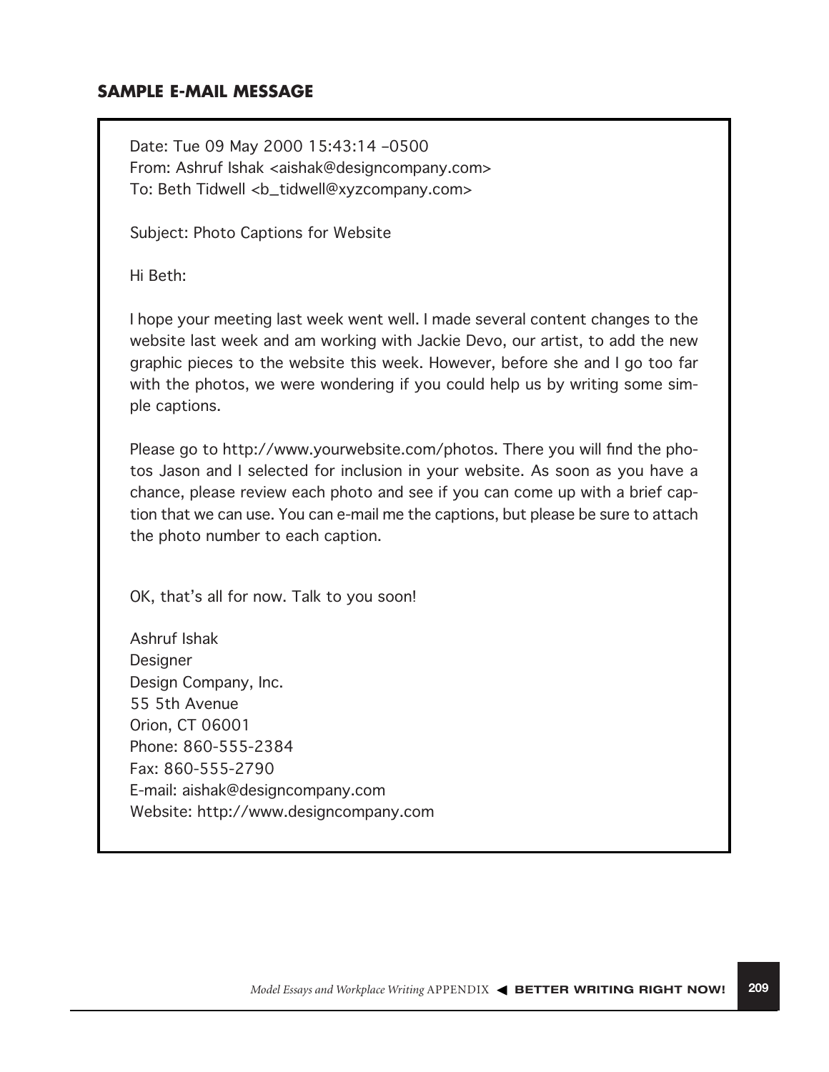## SAMPLE E-MAIL MESSAGE

Date: Tue 09 May 2000 15:43:14 –0500
From: Ashruf Ishak <aishak@designcompany.com>
To: Beth Tidwell <b_tidwell@xyzcompany.com>

Subject: Photo Captions for Website

Hi Beth:

I hope your meeting last week went well. I made several content changes to the website last week and am working with Jackie Devo, our artist, to add the new graphic pieces to the website this week. However, before she and I go too far with the photos, we were wondering if you could help us by writing some simple captions.

Please go to http://www.yourwebsite.com/photos. There you will find the photos Jason and I selected for inclusion in your website. As soon as you have a chance, please review each photo and see if you can come up with a brief caption that we can use. You can e-mail me the captions, but please be sure to attach the photo number to each caption.

OK, that's all for now. Talk to you soon!

Ashruf Ishak
Designer
Design Company, Inc.
55 5th Avenue
Orion, CT 06001
Phone: 860-555-2384
Fax: 860-555-2790
E-mail: aishak@designcompany.com
Website: http://www.designcompany.com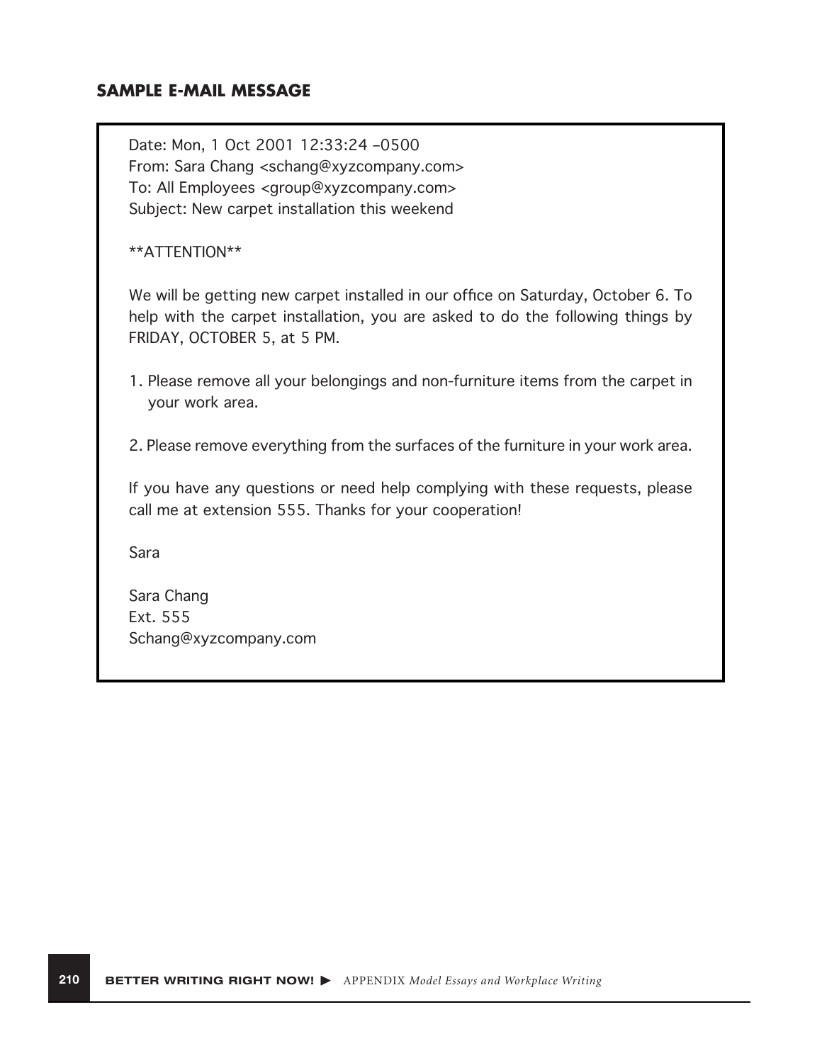## SAMPLE E-MAIL MESSAGE

Date: Mon, 1 Oct 2001 12:33:24 –0500
From: Sara Chang <schang@xyzcompany.com>
To: All Employees <group@xyzcompany.com>
Subject: New carpet installation this weekend

**ATTENTION**

We will be getting new carpet installed in our office on Saturday, October 6. To help with the carpet installation, you are asked to do the following things by FRIDAY, OCTOBER 5, at 5 PM.

1. Please remove all your belongings and non-furniture items from the carpet in your work area.

2. Please remove everything from the surfaces of the furniture in your work area.

If you have any questions or need help complying with these requests, please call me at extension 555. Thanks for your cooperation!

Sara

Sara Chang
Ext. 555
Schang@xyzcompany.com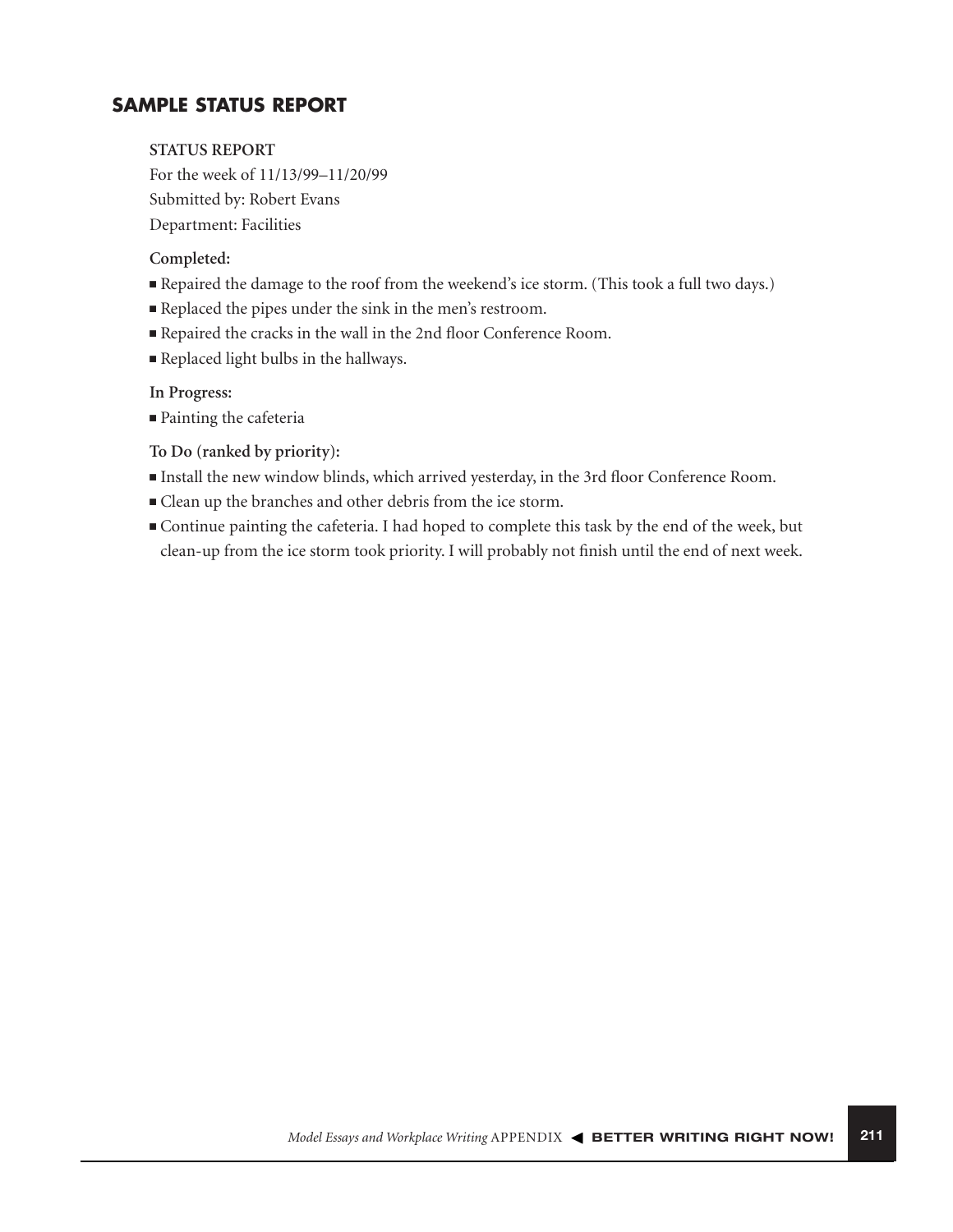## SAMPLE STATUS REPORT

**STATUS REPORT**

For the week of 11/13/99–11/20/99

Submitted by: Robert Evans

Department: Facilities

**Completed:**

- Repaired the damage to the roof from the weekend's ice storm. (This took a full two days.)
- Replaced the pipes under the sink in the men's restroom.
- Repaired the cracks in the wall in the 2nd floor Conference Room.
- Replaced light bulbs in the hallways.

**In Progress:**

- Painting the cafeteria

**To Do (ranked by priority):**

- Install the new window blinds, which arrived yesterday, in the 3rd floor Conference Room.
- Clean up the branches and other debris from the ice storm.
- Continue painting the cafeteria. I had hoped to complete this task by the end of the week, but clean-up from the ice storm took priority. I will probably not finish until the end of next week.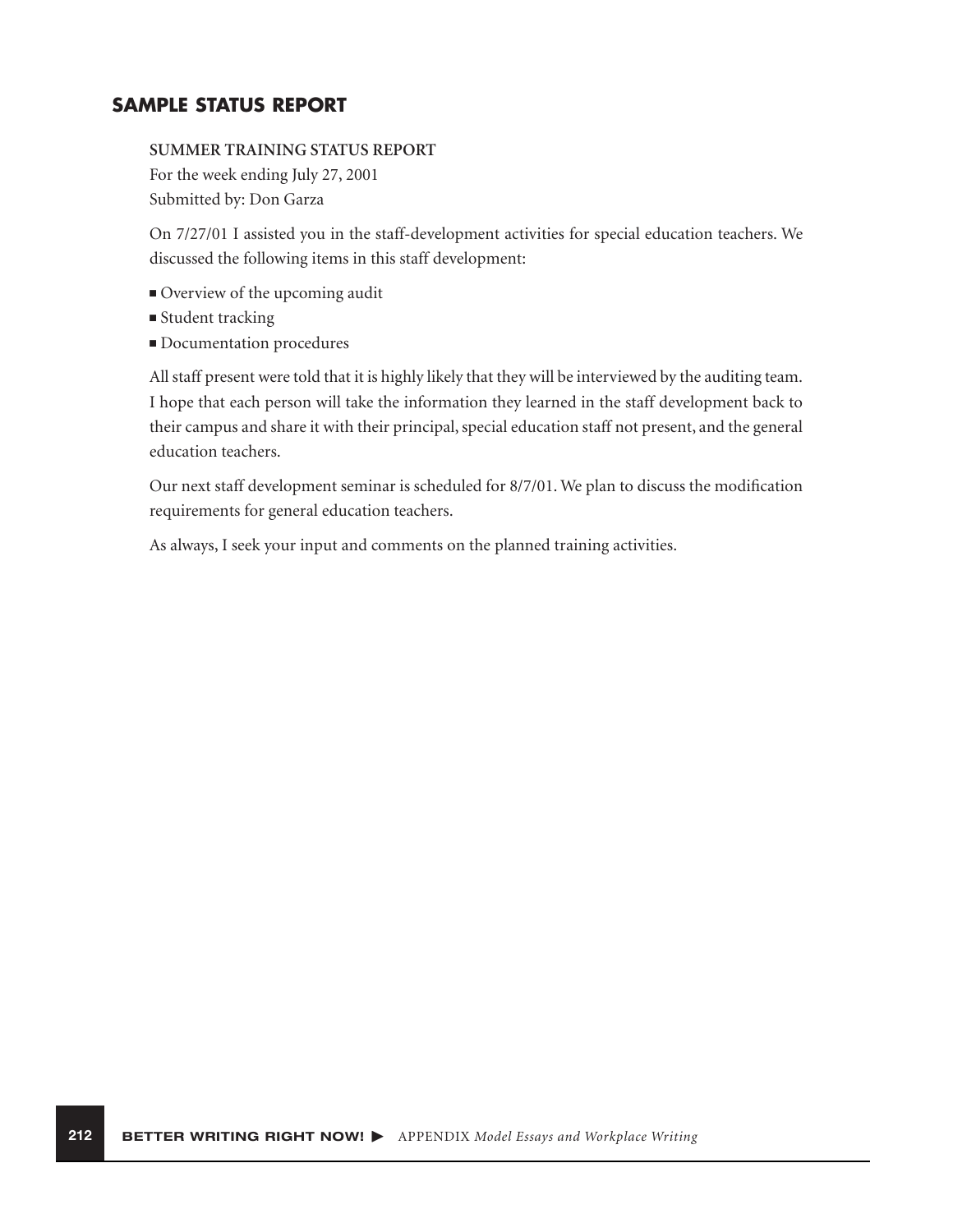## SAMPLE STATUS REPORT

**SUMMER TRAINING STATUS REPORT**

For the week ending July 27, 2001

Submitted by: Don Garza

On 7/27/01 I assisted you in the staff-development activities for special education teachers. We discussed the following items in this staff development:

- Overview of the upcoming audit
- Student tracking
- Documentation procedures

All staff present were told that it is highly likely that they will be interviewed by the auditing team. I hope that each person will take the information they learned in the staff development back to their campus and share it with their principal, special education staff not present, and the general education teachers.

Our next staff development seminar is scheduled for 8/7/01. We plan to discuss the modification requirements for general education teachers.

As always, I seek your input and comments on the planned training activities.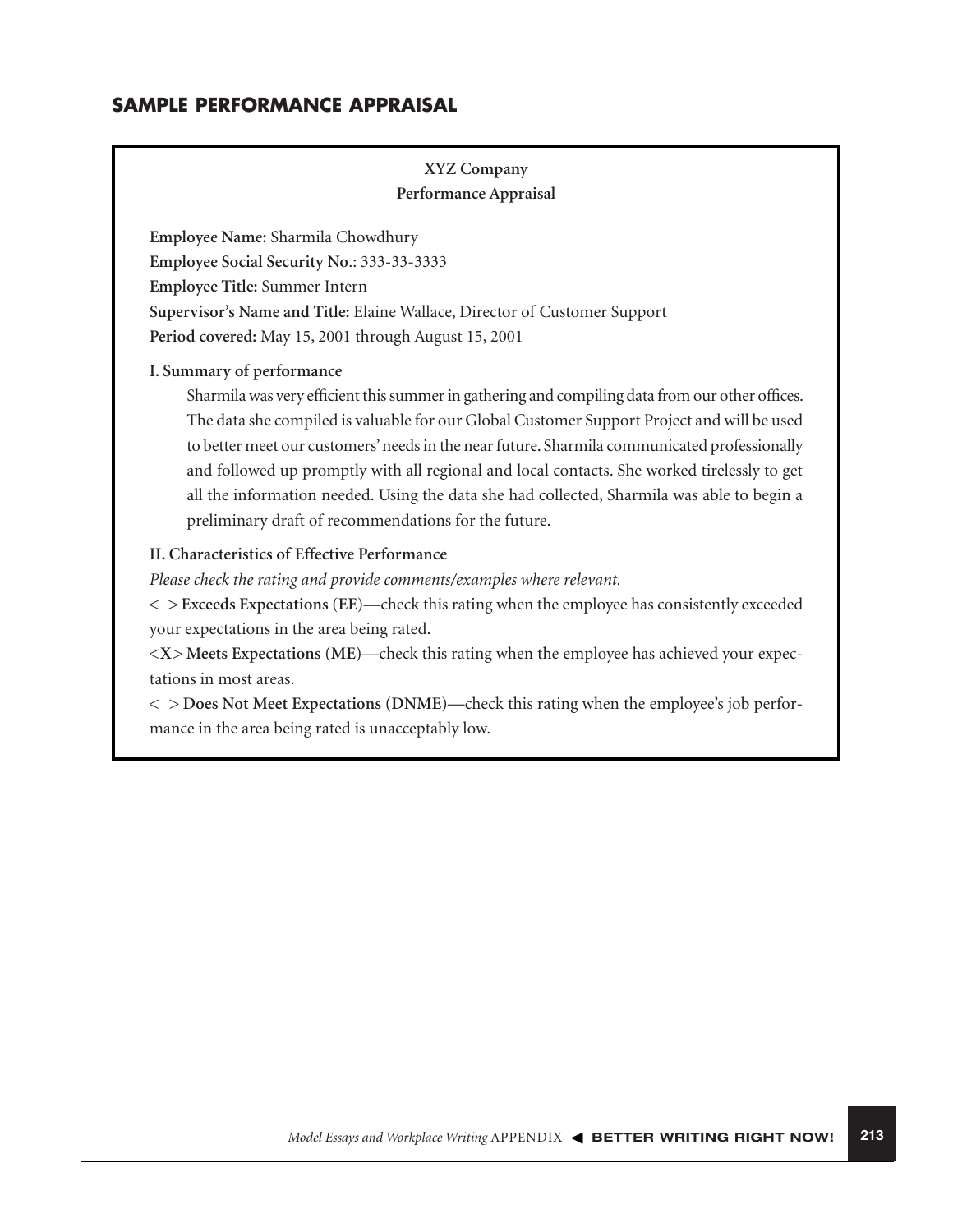## SAMPLE PERFORMANCE APPRAISAL

**XYZ Company**
**Performance Appraisal**

**Employee Name:** Sharmila Chowdhury
**Employee Social Security No.**: 333-33-3333
**Employee Title:** Summer Intern
**Supervisor's Name and Title:** Elaine Wallace, Director of Customer Support
**Period covered:** May 15, 2001 through August 15, 2001

**I. Summary of performance**

Sharmila was very efficient this summer in gathering and compiling data from our other offices. The data she compiled is valuable for our Global Customer Support Project and will be used to better meet our customers' needs in the near future. Sharmila communicated professionally and followed up promptly with all regional and local contacts. She worked tirelessly to get all the information needed. Using the data she had collected, Sharmila was able to begin a preliminary draft of recommendations for the future.

**II. Characteristics of Effective Performance**

*Please check the rating and provide comments/examples where relevant.*

< > **Exceeds Expectations** (**EE**)—check this rating when the employee has consistently exceeded your expectations in the area being rated.

<X> **Meets Expectations** (**ME**)—check this rating when the employee has achieved your expectations in most areas.

< > **Does Not Meet Expectations** (**DNME**)—check this rating when the employee's job performance in the area being rated is unacceptably low.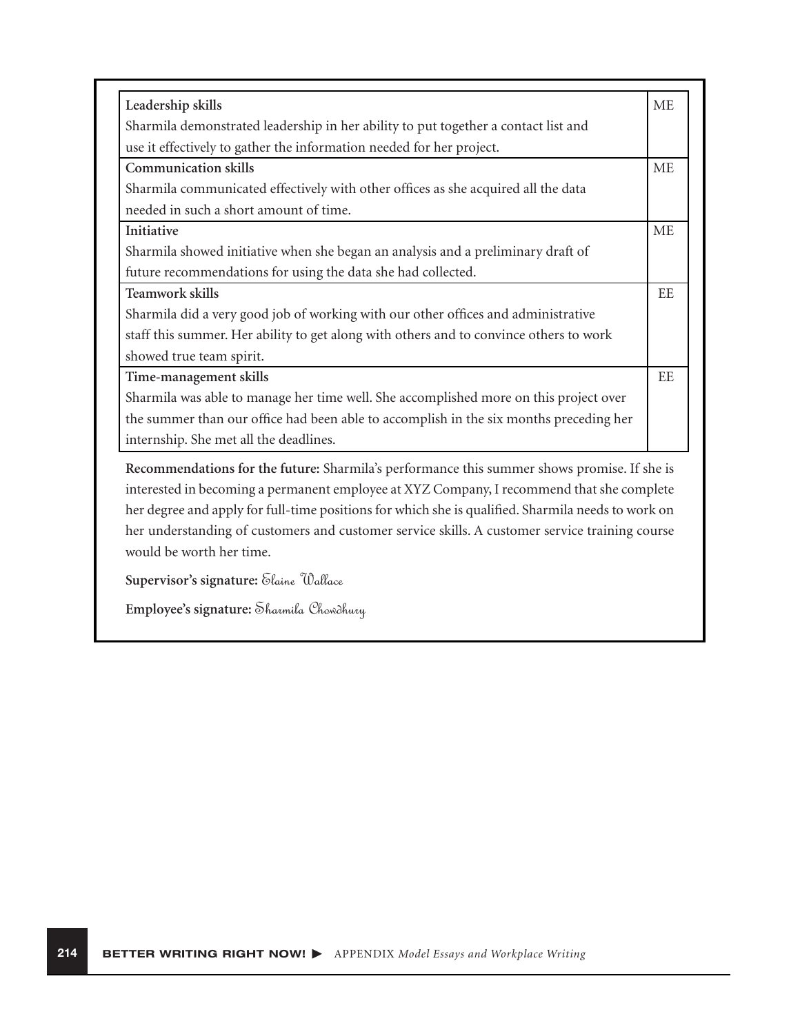| | |
|---|---|
| **Leadership skills**<br>Sharmila demonstrated leadership in her ability to put together a contact list and use it effectively to gather the information needed for her project. | ME |
| **Communication skills**<br>Sharmila communicated effectively with other offices as she acquired all the data needed in such a short amount of time. | ME |
| **Initiative**<br>Sharmila showed initiative when she began an analysis and a preliminary draft of future recommendations for using the data she had collected. | ME |
| **Teamwork skills**<br>Sharmila did a very good job of working with our other offices and administrative staff this summer. Her ability to get along with others and to convince others to work showed true team spirit. | EE |
| **Time-management skills**<br>Sharmila was able to manage her time well. She accomplished more on this project over the summer than our office had been able to accomplish in the six months preceding her internship. She met all the deadlines. | EE |

**Recommendations for the future:** Sharmila's performance this summer shows promise. If she is interested in becoming a permanent employee at XYZ Company, I recommend that she complete her degree and apply for full-time positions for which she is qualified. Sharmila needs to work on her understanding of customers and customer service skills. A customer service training course would be worth her time.

**Supervisor's signature:** *Elaine Wallace*

**Employee's signature:** *Sharmila Chowdhury*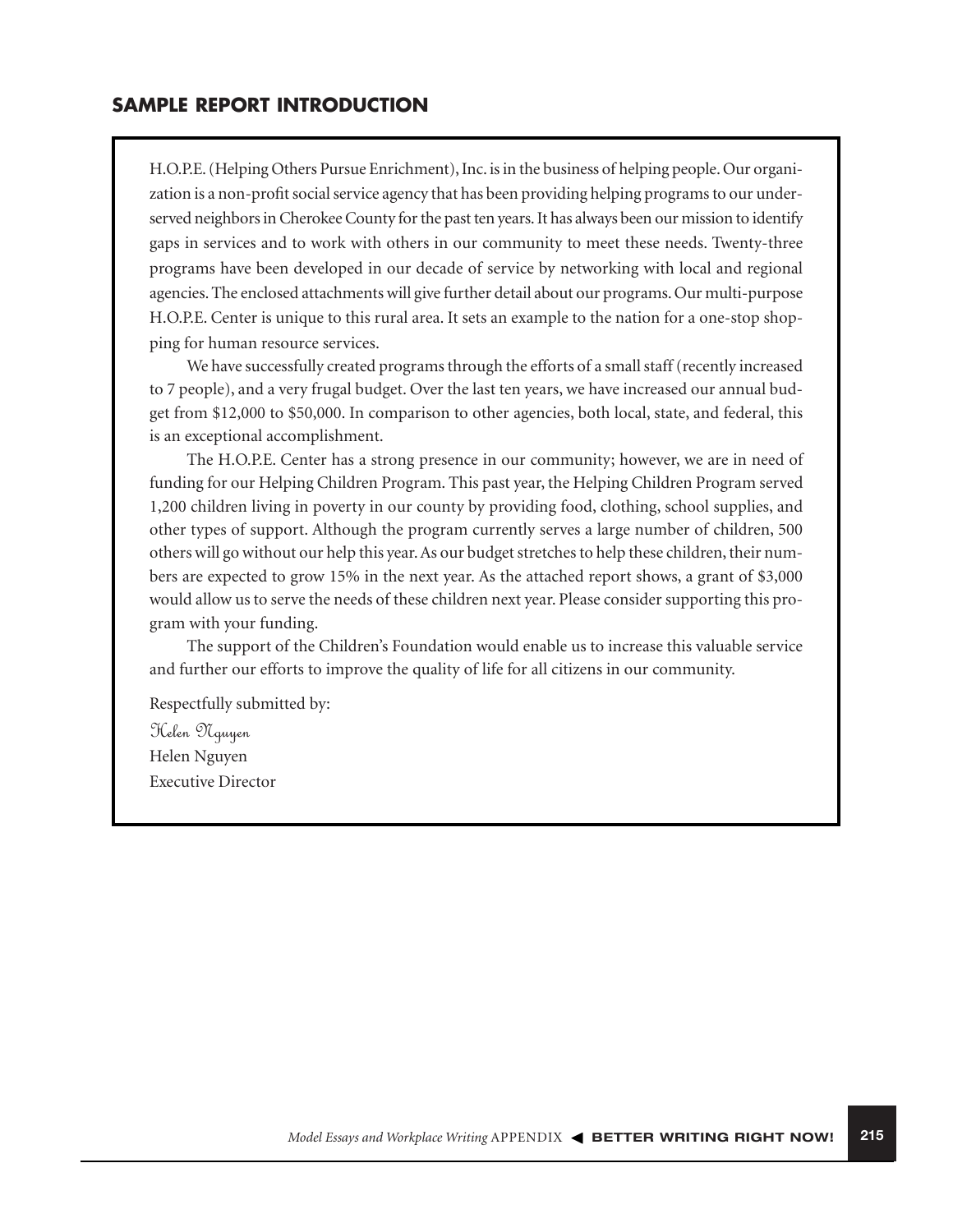## SAMPLE REPORT INTRODUCTION

H.O.P.E. (Helping Others Pursue Enrichment), Inc. is in the business of helping people. Our organization is a non-profit social service agency that has been providing helping programs to our underserved neighbors in Cherokee County for the past ten years. It has always been our mission to identify gaps in services and to work with others in our community to meet these needs. Twenty-three programs have been developed in our decade of service by networking with local and regional agencies. The enclosed attachments will give further detail about our programs. Our multi-purpose H.O.P.E. Center is unique to this rural area. It sets an example to the nation for a one-stop shopping for human resource services.

We have successfully created programs through the efforts of a small staff (recently increased to 7 people), and a very frugal budget. Over the last ten years, we have increased our annual budget from $12,000 to $50,000. In comparison to other agencies, both local, state, and federal, this is an exceptional accomplishment.

The H.O.P.E. Center has a strong presence in our community; however, we are in need of funding for our Helping Children Program. This past year, the Helping Children Program served 1,200 children living in poverty in our county by providing food, clothing, school supplies, and other types of support. Although the program currently serves a large number of children, 500 others will go without our help this year. As our budget stretches to help these children, their numbers are expected to grow 15% in the next year. As the attached report shows, a grant of $3,000 would allow us to serve the needs of these children next year. Please consider supporting this program with your funding.

The support of the Children's Foundation would enable us to increase this valuable service and further our efforts to improve the quality of life for all citizens in our community.

Respectfully submitted by:

*Helen Nguyen*

Helen Nguyen

Executive Director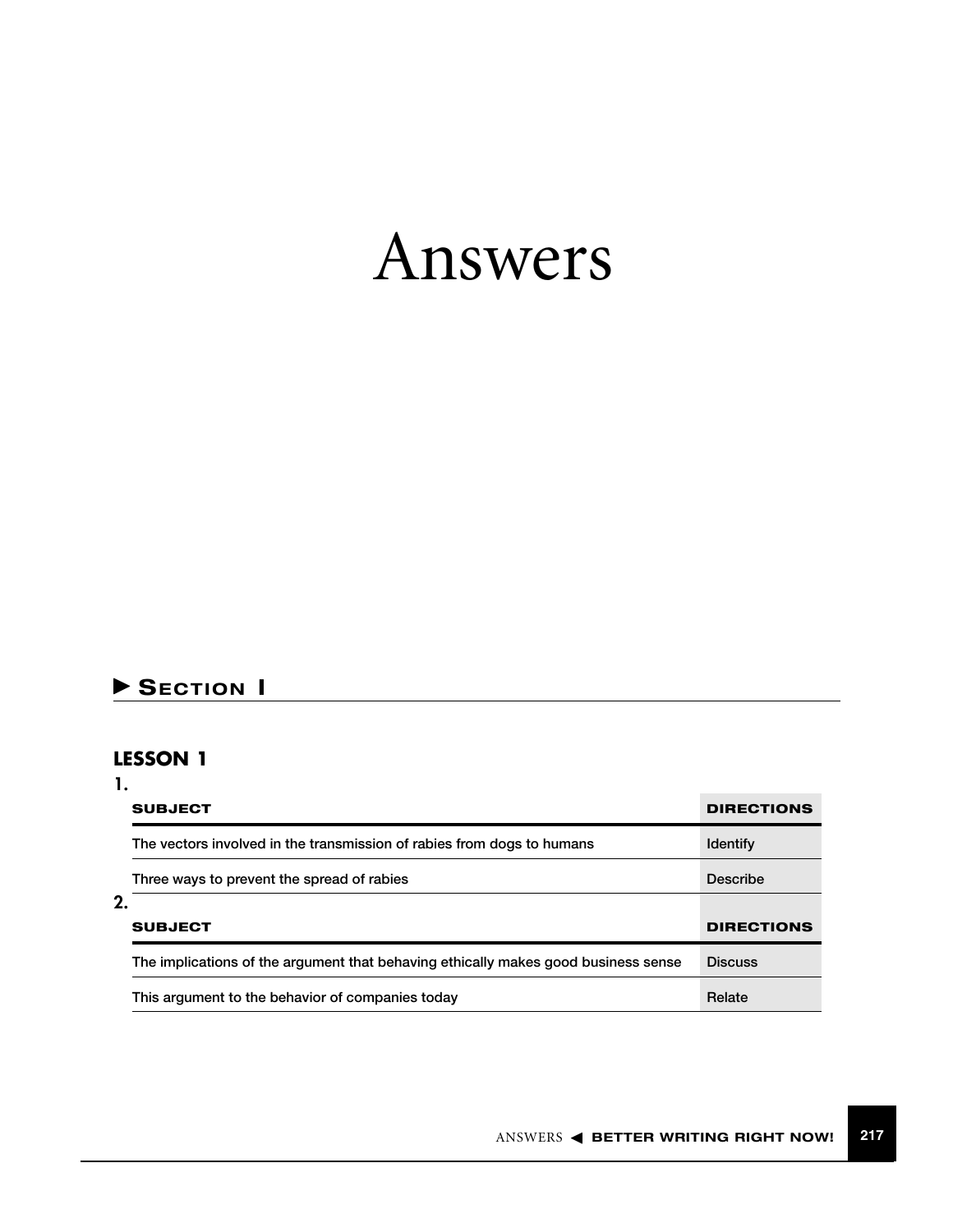# Answers

## ► Section I

### LESSON 1

**1.**

| SUBJECT | DIRECTIONS |
|---|---|
| The vectors involved in the transmission of rabies from dogs to humans | Identify |
| Three ways to prevent the spread of rabies | Describe |

**2.**

| SUBJECT | DIRECTIONS |
|---|---|
| The implications of the argument that behaving ethically makes good business sense | Discuss |
| This argument to the behavior of companies today | Relate |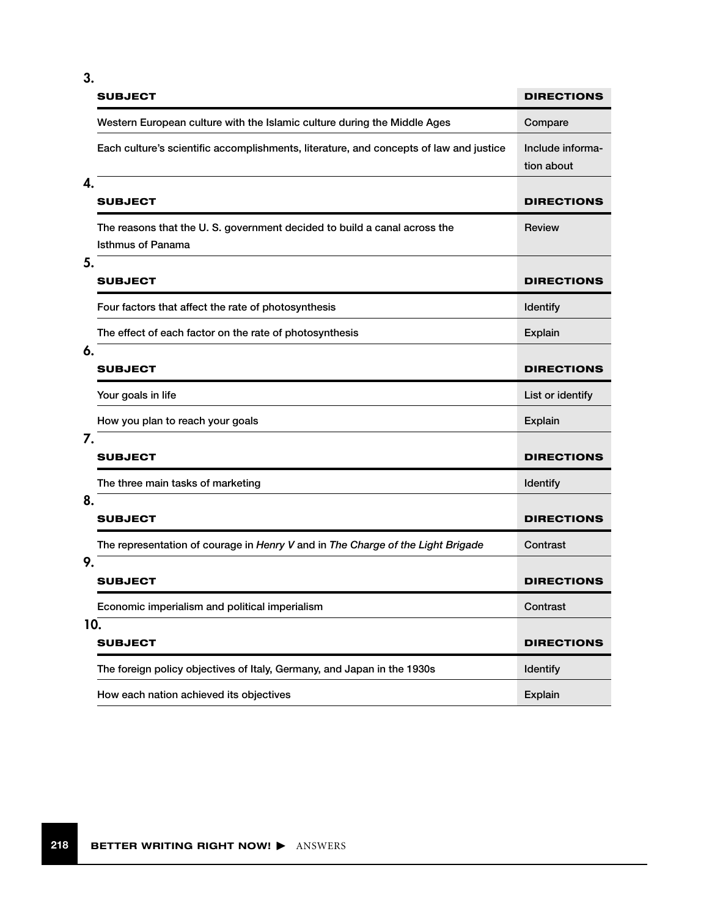3.

| SUBJECT | DIRECTIONS |
|---|---|
| Western European culture with the Islamic culture during the Middle Ages | Compare |
| Each culture's scientific accomplishments, literature, and concepts of law and justice | Include information about |

4.

| SUBJECT | DIRECTIONS |
|---|---|
| The reasons that the U. S. government decided to build a canal across the Isthmus of Panama | Review |

5.

| SUBJECT | DIRECTIONS |
|---|---|
| Four factors that affect the rate of photosynthesis | Identify |
| The effect of each factor on the rate of photosynthesis | Explain |

6.

| SUBJECT | DIRECTIONS |
|---|---|
| Your goals in life | List or identify |
| How you plan to reach your goals | Explain |

7.

| SUBJECT | DIRECTIONS |
|---|---|
| The three main tasks of marketing | Identify |

8.

| SUBJECT | DIRECTIONS |
|---|---|
| The representation of courage in *Henry V* and in *The Charge of the Light Brigade* | Contrast |

9.

| SUBJECT | DIRECTIONS |
|---|---|
| Economic imperialism and political imperialism | Contrast |

10.

| SUBJECT | DIRECTIONS |
|---|---|
| The foreign policy objectives of Italy, Germany, and Japan in the 1930s | Identify |
| How each nation achieved its objectives | Explain |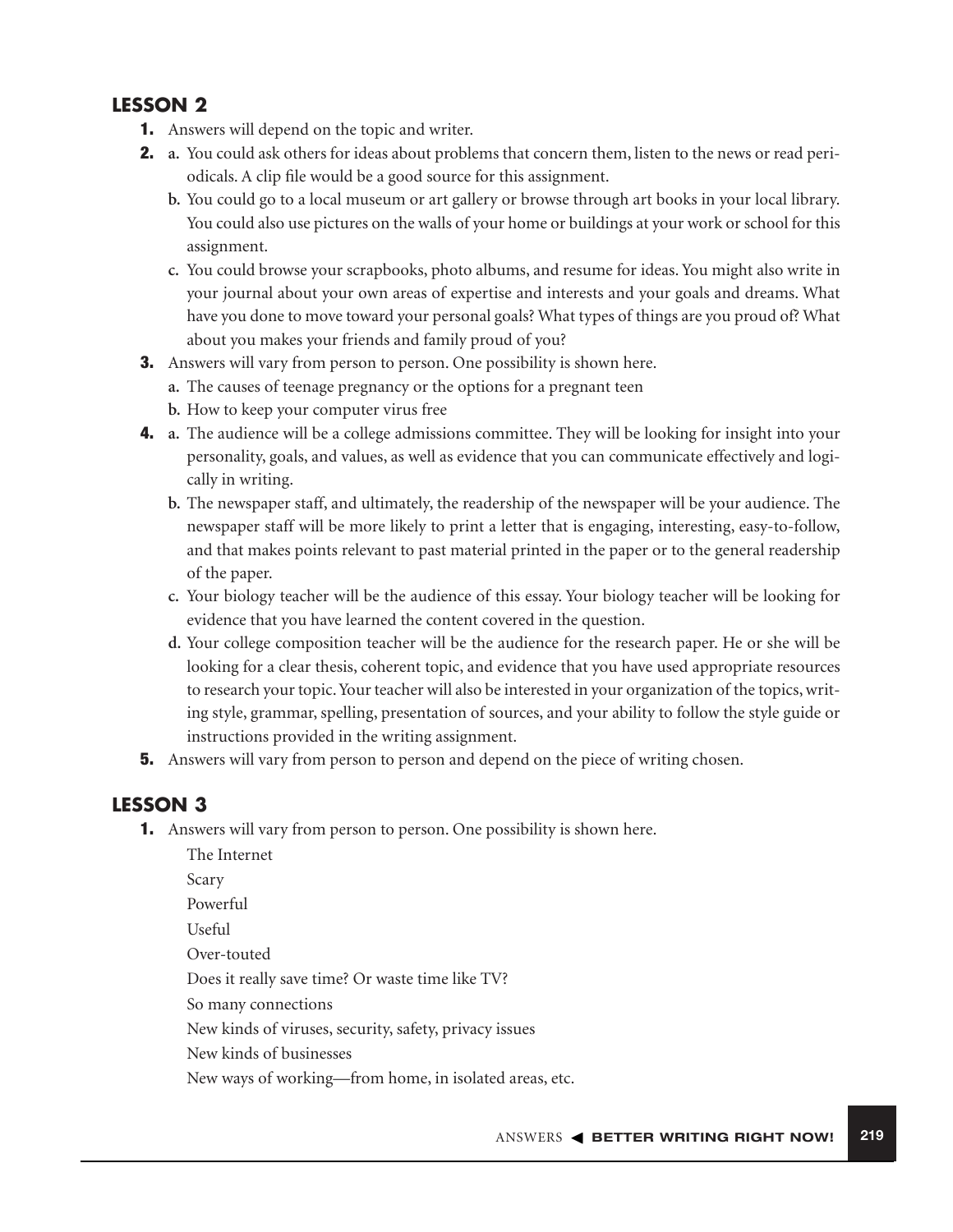## LESSON 2

1. Answers will depend on the topic and writer.
2. a. You could ask others for ideas about problems that concern them, listen to the news or read periodicals. A clip file would be a good source for this assignment.

   b. You could go to a local museum or art gallery or browse through art books in your local library. You could also use pictures on the walls of your home or buildings at your work or school for this assignment.

   c. You could browse your scrapbooks, photo albums, and resume for ideas. You might also write in your journal about your own areas of expertise and interests and your goals and dreams. What have you done to move toward your personal goals? What types of things are you proud of? What about you makes your friends and family proud of you?
3. Answers will vary from person to person. One possibility is shown here.

   a. The causes of teenage pregnancy or the options for a pregnant teen

   b. How to keep your computer virus free
4. a. The audience will be a college admissions committee. They will be looking for insight into your personality, goals, and values, as well as evidence that you can communicate effectively and logically in writing.

   b. The newspaper staff, and ultimately, the readership of the newspaper will be your audience. The newspaper staff will be more likely to print a letter that is engaging, interesting, easy-to-follow, and that makes points relevant to past material printed in the paper or to the general readership of the paper.

   c. Your biology teacher will be the audience of this essay. Your biology teacher will be looking for evidence that you have learned the content covered in the question.

   d. Your college composition teacher will be the audience for the research paper. He or she will be looking for a clear thesis, coherent topic, and evidence that you have used appropriate resources to research your topic. Your teacher will also be interested in your organization of the topics, writing style, grammar, spelling, presentation of sources, and your ability to follow the style guide or instructions provided in the writing assignment.
5. Answers will vary from person to person and depend on the piece of writing chosen.

## LESSON 3

1. Answers will vary from person to person. One possibility is shown here.

   The Internet
   Scary
   Powerful
   Useful
   Over-touted
   Does it really save time? Or waste time like TV?
   So many connections
   New kinds of viruses, security, safety, privacy issues
   New kinds of businesses
   New ways of working—from home, in isolated areas, etc.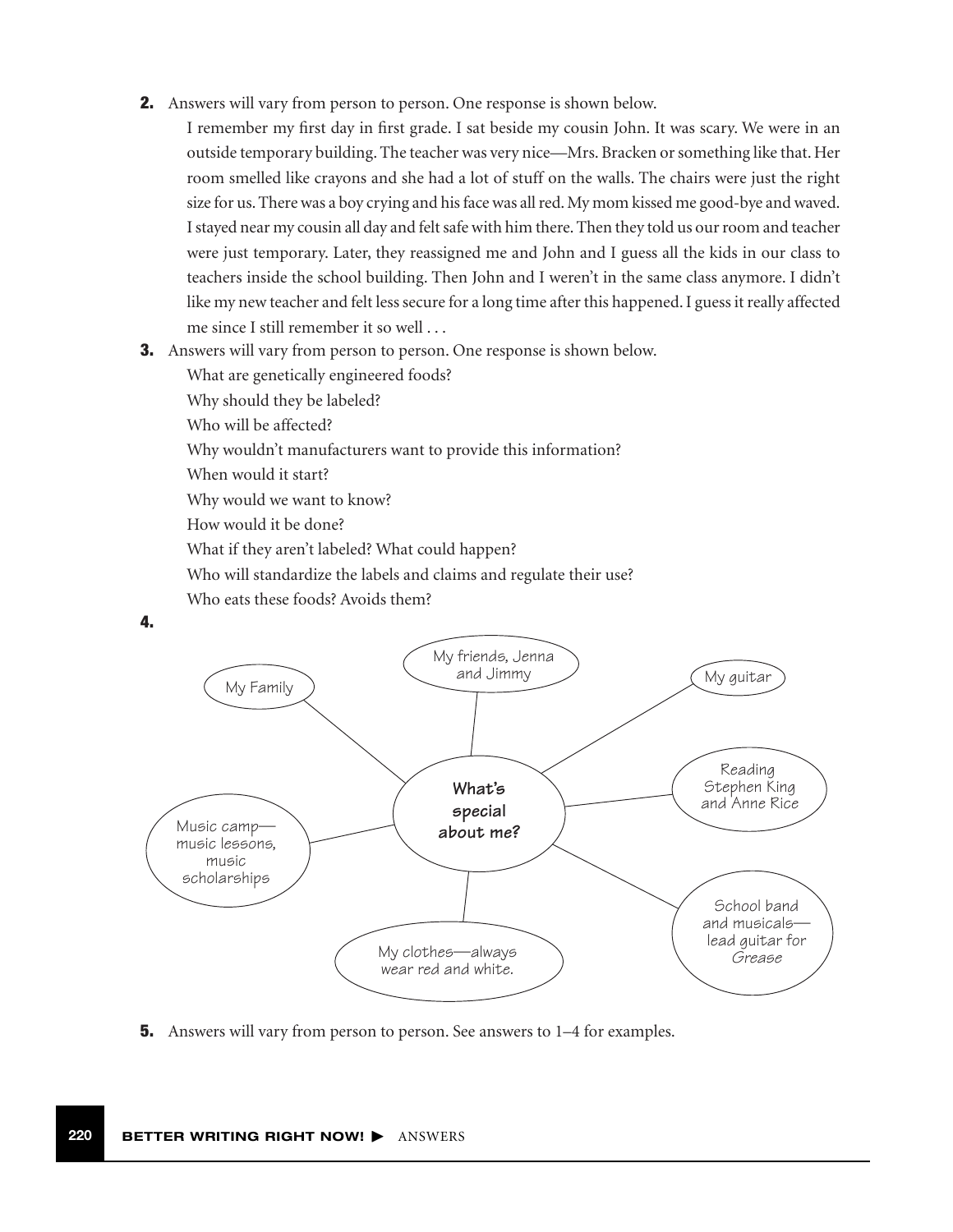**2.** Answers will vary from person to person. One response is shown below.

I remember my first day in first grade. I sat beside my cousin John. It was scary. We were in an outside temporary building. The teacher was very nice—Mrs. Bracken or something like that. Her room smelled like crayons and she had a lot of stuff on the walls. The chairs were just the right size for us. There was a boy crying and his face was all red. My mom kissed me good-bye and waved. I stayed near my cousin all day and felt safe with him there. Then they told us our room and teacher were just temporary. Later, they reassigned me and John and I guess all the kids in our class to teachers inside the school building. Then John and I weren't in the same class anymore. I didn't like my new teacher and felt less secure for a long time after this happened. I guess it really affected me since I still remember it so well . . .

**3.** Answers will vary from person to person. One response is shown below.

What are genetically engineered foods?
Why should they be labeled?
Who will be affected?
Why wouldn't manufacturers want to provide this information?
When would it start?
Why would we want to know?
How would it be done?
What if they aren't labeled? What could happen?
Who will standardize the labels and claims and regulate their use?
Who eats these foods? Avoids them?

**4.**

What's special about me?

My Family

My friends, Jenna and Jimmy

My guitar

Reading Stephen King and Anne Rice

School band and musicals—lead guitar for *Grease*

My clothes—always wear red and white.

Music camp—music lessons, music scholarships

**5.** Answers will vary from person to person. See answers to 1–4 for examples.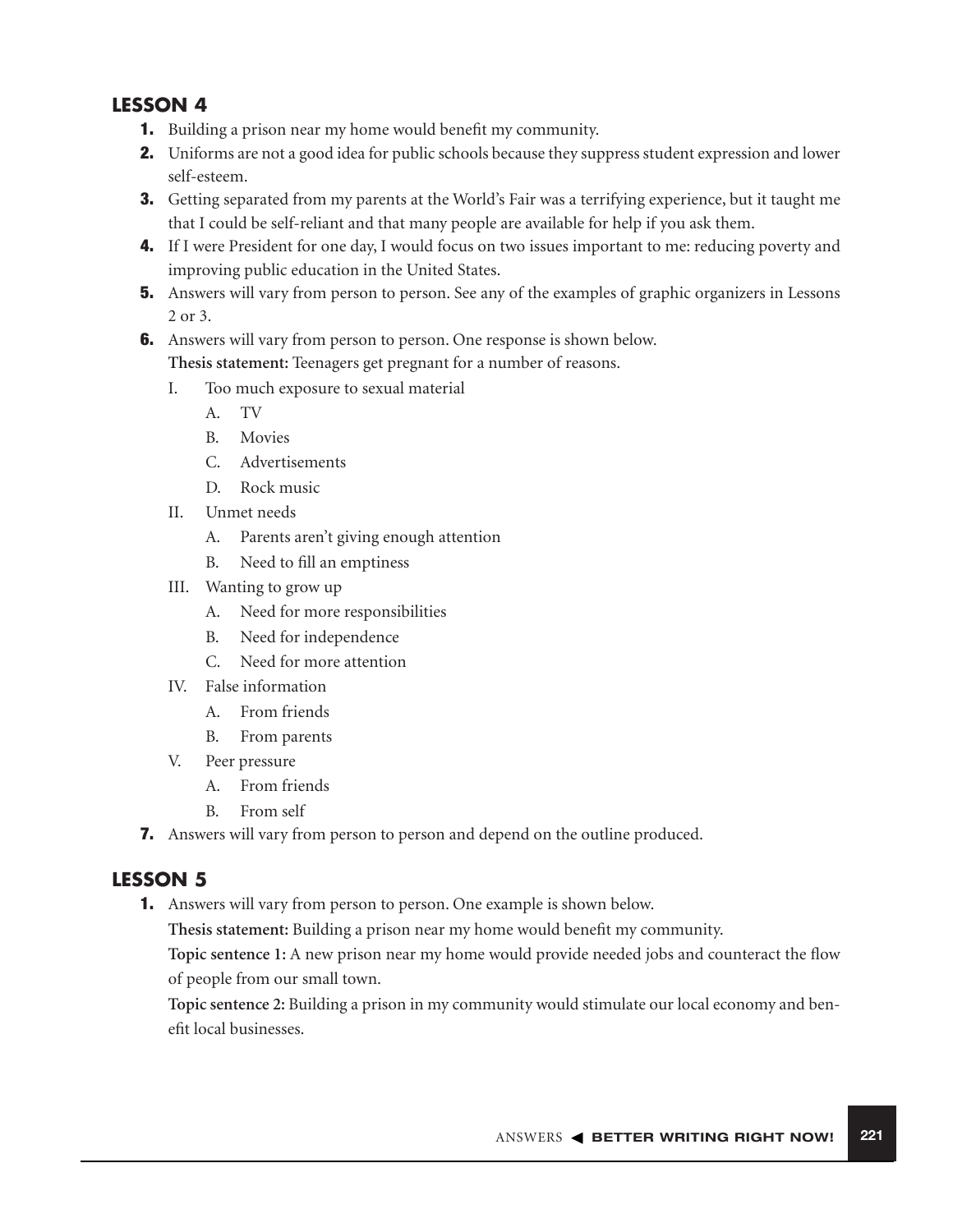## LESSON 4

1. Building a prison near my home would benefit my community.
2. Uniforms are not a good idea for public schools because they suppress student expression and lower self-esteem.
3. Getting separated from my parents at the World's Fair was a terrifying experience, but it taught me that I could be self-reliant and that many people are available for help if you ask them.
4. If I were President for one day, I would focus on two issues important to me: reducing poverty and improving public education in the United States.
5. Answers will vary from person to person. See any of the examples of graphic organizers in Lessons 2 or 3.
6. Answers will vary from person to person. One response is shown below.

   **Thesis statement:** Teenagers get pregnant for a number of reasons.

   I. Too much exposure to sexual material
      - A. TV
      - B. Movies
      - C. Advertisements
      - D. Rock music

   II. Unmet needs
      - A. Parents aren't giving enough attention
      - B. Need to fill an emptiness

   III. Wanting to grow up
      - A. Need for more responsibilities
      - B. Need for independence
      - C. Need for more attention

   IV. False information
      - A. From friends
      - B. From parents

   V. Peer pressure
      - A. From friends
      - B. From self

7. Answers will vary from person to person and depend on the outline produced.

## LESSON 5

1. Answers will vary from person to person. One example is shown below.

   **Thesis statement:** Building a prison near my home would benefit my community.

   **Topic sentence 1:** A new prison near my home would provide needed jobs and counteract the flow of people from our small town.

   **Topic sentence 2:** Building a prison in my community would stimulate our local economy and benefit local businesses.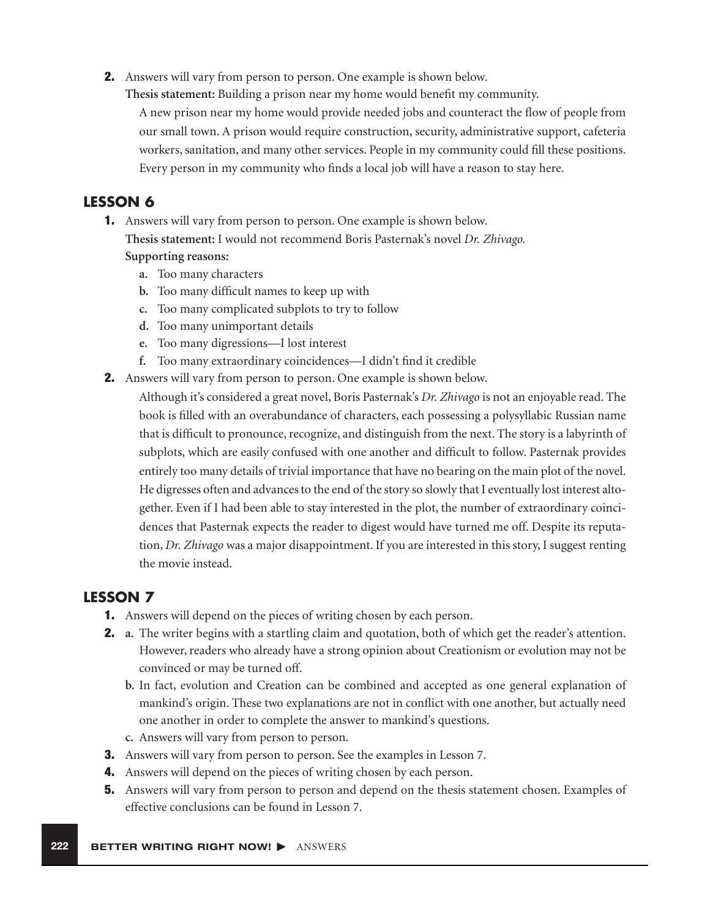**2.** Answers will vary from person to person. One example is shown below.

**Thesis statement:** Building a prison near my home would benefit my community.

A new prison near my home would provide needed jobs and counteract the flow of people from our small town. A prison would require construction, security, administrative support, cafeteria workers, sanitation, and many other services. People in my community could fill these positions. Every person in my community who finds a local job will have a reason to stay here.

## LESSON 6

**1.** Answers will vary from person to person. One example is shown below.

**Thesis statement:** I would not recommend Boris Pasternak's novel *Dr. Zhivago.*

**Supporting reasons:**

- **a.** Too many characters
- **b.** Too many difficult names to keep up with
- **c.** Too many complicated subplots to try to follow
- **d.** Too many unimportant details
- **e.** Too many digressions—I lost interest
- **f.** Too many extraordinary coincidences—I didn't find it credible

**2.** Answers will vary from person to person. One example is shown below.

Although it's considered a great novel, Boris Pasternak's *Dr. Zhivago* is not an enjoyable read. The book is filled with an overabundance of characters, each possessing a polysyllabic Russian name that is difficult to pronounce, recognize, and distinguish from the next. The story is a labyrinth of subplots, which are easily confused with one another and difficult to follow. Pasternak provides entirely too many details of trivial importance that have no bearing on the main plot of the novel. He digresses often and advances to the end of the story so slowly that I eventually lost interest altogether. Even if I had been able to stay interested in the plot, the number of extraordinary coincidences that Pasternak expects the reader to digest would have turned me off. Despite its reputation, *Dr. Zhivago* was a major disappointment. If you are interested in this story, I suggest renting the movie instead.

## LESSON 7

**1.** Answers will depend on the pieces of writing chosen by each person.

**2.**
- **a.** The writer begins with a startling claim and quotation, both of which get the reader's attention. However, readers who already have a strong opinion about Creationism or evolution may not be convinced or may be turned off.
- **b.** In fact, evolution and Creation can be combined and accepted as one general explanation of mankind's origin. These two explanations are not in conflict with one another, but actually need one another in order to complete the answer to mankind's questions.
- **c.** Answers will vary from person to person.

**3.** Answers will vary from person to person. See the examples in Lesson 7.

**4.** Answers will depend on the pieces of writing chosen by each person.

**5.** Answers will vary from person to person and depend on the thesis statement chosen. Examples of effective conclusions can be found in Lesson 7.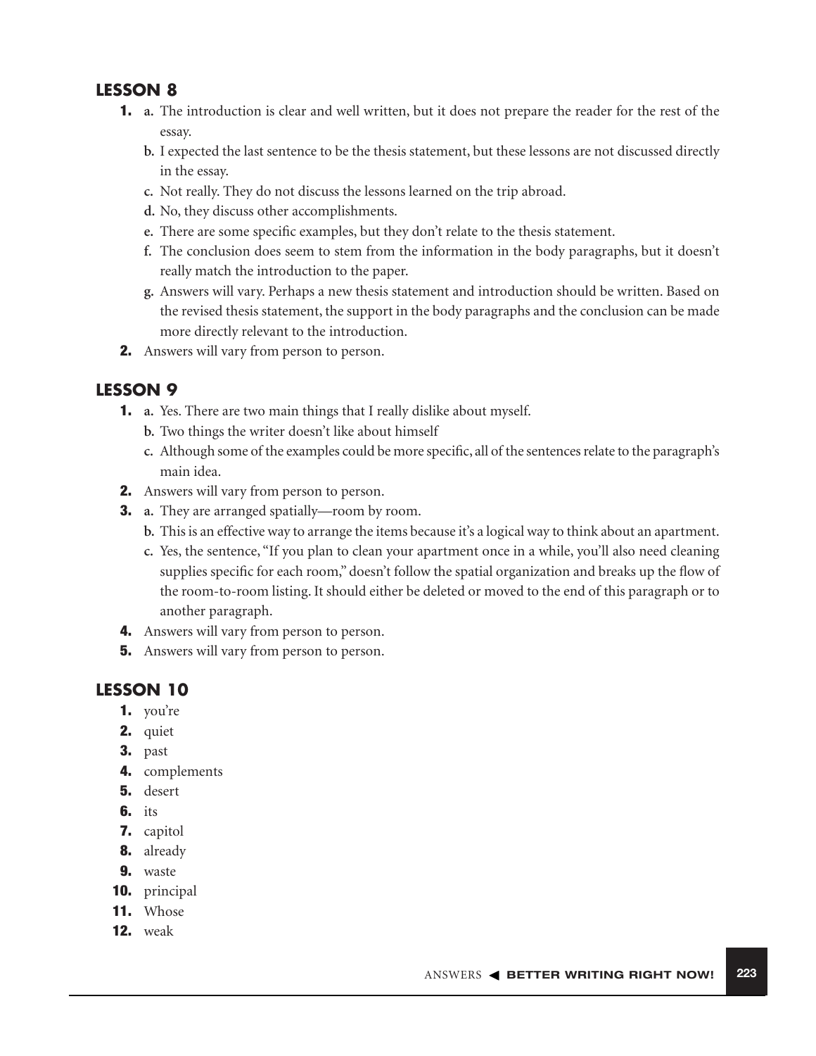## LESSON 8

1. a. The introduction is clear and well written, but it does not prepare the reader for the rest of the essay.
   b. I expected the last sentence to be the thesis statement, but these lessons are not discussed directly in the essay.
   c. Not really. They do not discuss the lessons learned on the trip abroad.
   d. No, they discuss other accomplishments.
   e. There are some specific examples, but they don't relate to the thesis statement.
   f. The conclusion does seem to stem from the information in the body paragraphs, but it doesn't really match the introduction to the paper.
   g. Answers will vary. Perhaps a new thesis statement and introduction should be written. Based on the revised thesis statement, the support in the body paragraphs and the conclusion can be made more directly relevant to the introduction.
2. Answers will vary from person to person.

## LESSON 9

1. a. Yes. There are two main things that I really dislike about myself.
   b. Two things the writer doesn't like about himself
   c. Although some of the examples could be more specific, all of the sentences relate to the paragraph's main idea.
2. Answers will vary from person to person.
3. a. They are arranged spatially—room by room.
   b. This is an effective way to arrange the items because it's a logical way to think about an apartment.
   c. Yes, the sentence, "If you plan to clean your apartment once in a while, you'll also need cleaning supplies specific for each room," doesn't follow the spatial organization and breaks up the flow of the room-to-room listing. It should either be deleted or moved to the end of this paragraph or to another paragraph.
4. Answers will vary from person to person.
5. Answers will vary from person to person.

## LESSON 10

1. you're
2. quiet
3. past
4. complements
5. desert
6. its
7. capitol
8. already
9. waste
10. principal
11. Whose
12. weak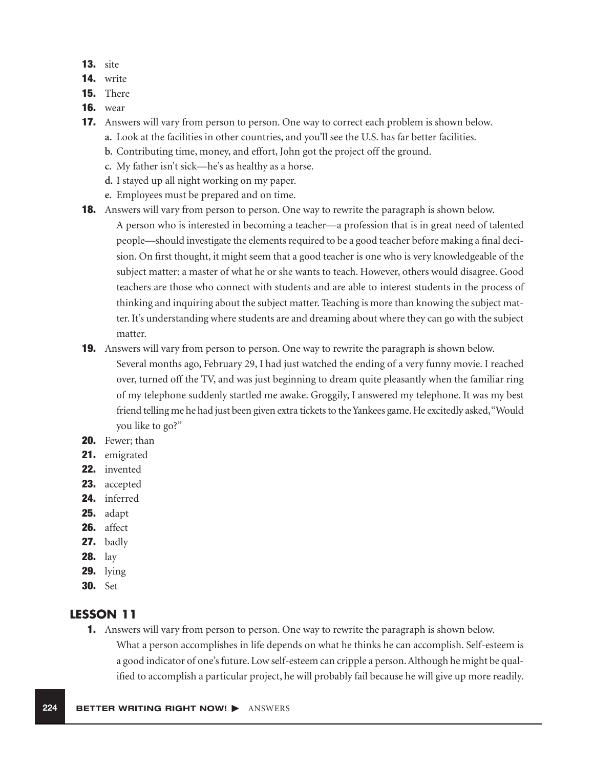**13.** site

**14.** write

**15.** There

**16.** wear

**17.** Answers will vary from person to person. One way to correct each problem is shown below.

  **a.** Look at the facilities in other countries, and you'll see the U.S. has far better facilities.

  **b.** Contributing time, money, and effort, John got the project off the ground.

  **c.** My father isn't sick—he's as healthy as a horse.

  **d.** I stayed up all night working on my paper.

  **e.** Employees must be prepared and on time.

**18.** Answers will vary from person to person. One way to rewrite the paragraph is shown below.

A person who is interested in becoming a teacher—a profession that is in great need of talented people—should investigate the elements required to be a good teacher before making a final decision. On first thought, it might seem that a good teacher is one who is very knowledgeable of the subject matter: a master of what he or she wants to teach. However, others would disagree. Good teachers are those who connect with students and are able to interest students in the process of thinking and inquiring about the subject matter. Teaching is more than knowing the subject matter. It's understanding where students are and dreaming about where they can go with the subject matter.

**19.** Answers will vary from person to person. One way to rewrite the paragraph is shown below.

Several months ago, February 29, I had just watched the ending of a very funny movie. I reached over, turned off the TV, and was just beginning to dream quite pleasantly when the familiar ring of my telephone suddenly startled me awake. Groggily, I answered my telephone. It was my best friend telling me he had just been given extra tickets to the Yankees game. He excitedly asked, "Would you like to go?"

**20.** Fewer; than

**21.** emigrated

**22.** invented

**23.** accepted

**24.** inferred

**25.** adapt

**26.** affect

**27.** badly

**28.** lay

**29.** lying

**30.** Set

## LESSON 11

**1.** Answers will vary from person to person. One way to rewrite the paragraph is shown below.

What a person accomplishes in life depends on what he thinks he can accomplish. Self-esteem is a good indicator of one's future. Low self-esteem can cripple a person. Although he might be qualified to accomplish a particular project, he will probably fail because he will give up more readily.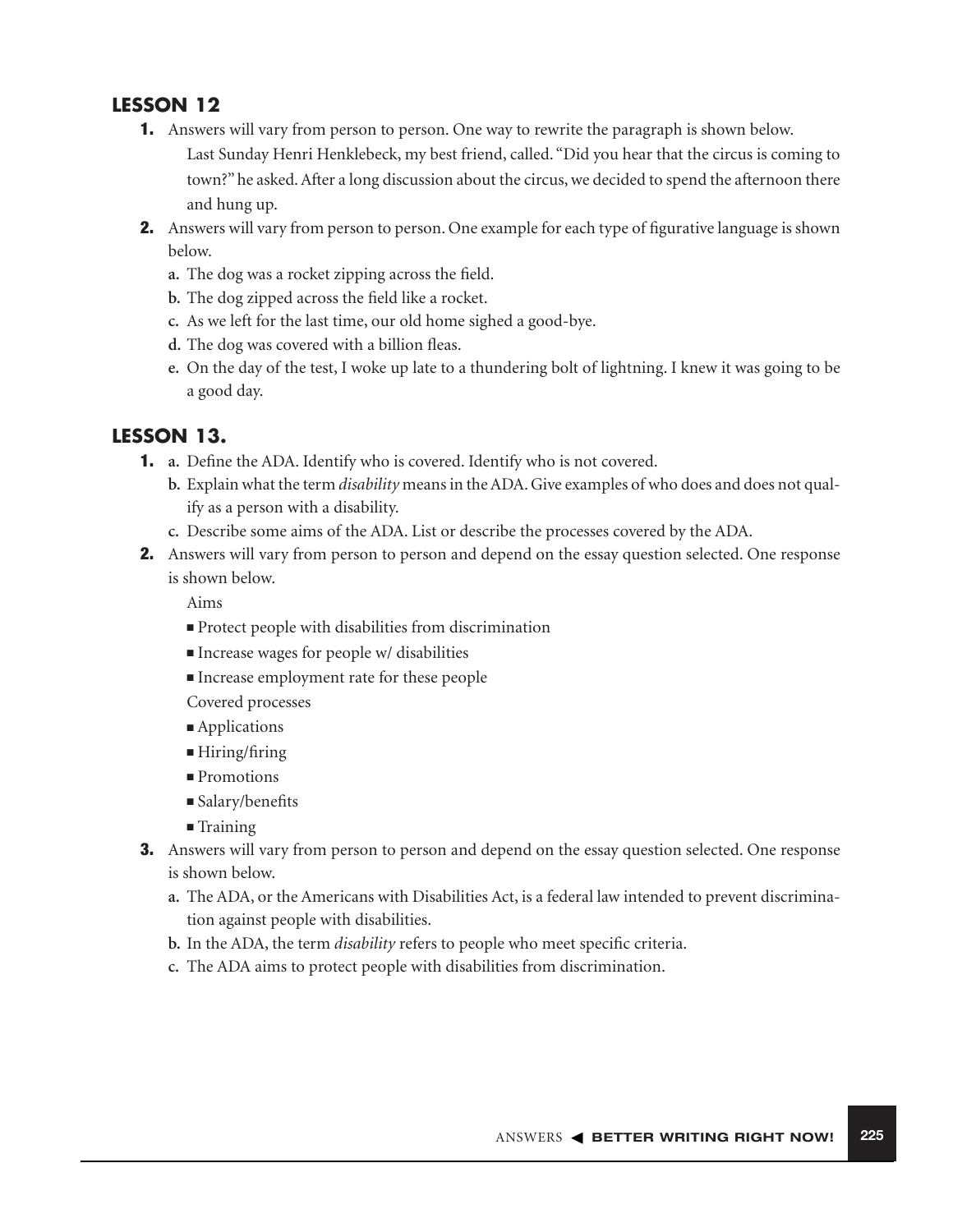## LESSON 12

**1.** Answers will vary from person to person. One way to rewrite the paragraph is shown below.

Last Sunday Henri Henklebeck, my best friend, called. "Did you hear that the circus is coming to town?" he asked. After a long discussion about the circus, we decided to spend the afternoon there and hung up.

**2.** Answers will vary from person to person. One example for each type of figurative language is shown below.

- **a.** The dog was a rocket zipping across the field.
- **b.** The dog zipped across the field like a rocket.
- **c.** As we left for the last time, our old home sighed a good-bye.
- **d.** The dog was covered with a billion fleas.
- **e.** On the day of the test, I woke up late to a thundering bolt of lightning. I knew it was going to be a good day.

## LESSON 13.

**1.**
- **a.** Define the ADA. Identify who is covered. Identify who is not covered.
- **b.** Explain what the term *disability* means in the ADA. Give examples of who does and does not qualify as a person with a disability.
- **c.** Describe some aims of the ADA. List or describe the processes covered by the ADA.

**2.** Answers will vary from person to person and depend on the essay question selected. One response is shown below.

Aims

- Protect people with disabilities from discrimination
- Increase wages for people w/ disabilities
- Increase employment rate for these people

Covered processes

- Applications
- Hiring/firing
- Promotions
- Salary/benefits
- Training

**3.** Answers will vary from person to person and depend on the essay question selected. One response is shown below.

- **a.** The ADA, or the Americans with Disabilities Act, is a federal law intended to prevent discrimination against people with disabilities.
- **b.** In the ADA, the term *disability* refers to people who meet specific criteria.
- **c.** The ADA aims to protect people with disabilities from discrimination.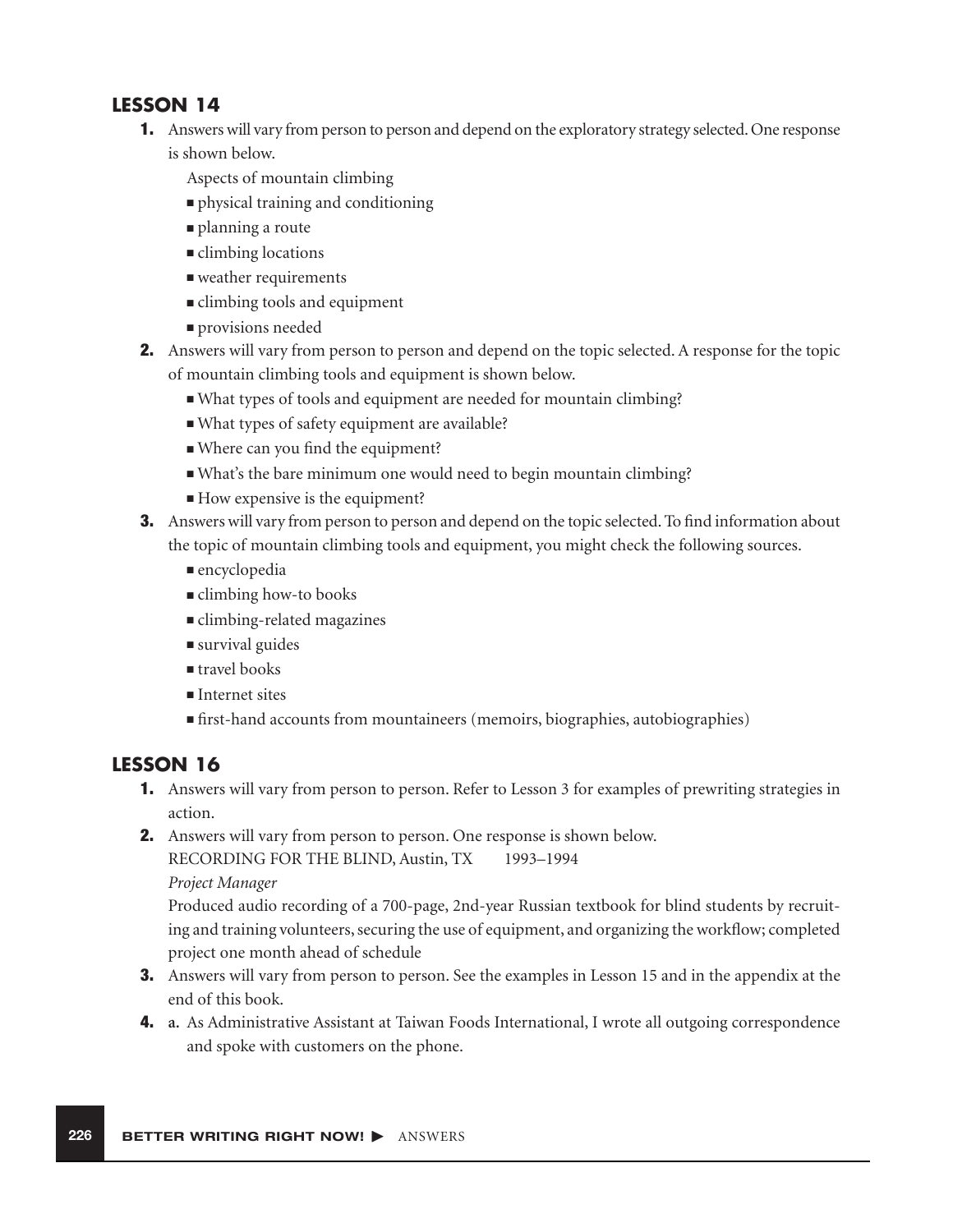## LESSON 14

1. Answers will vary from person to person and depend on the exploratory strategy selected. One response is shown below.

   Aspects of mountain climbing

   - physical training and conditioning
   - planning a route
   - climbing locations
   - weather requirements
   - climbing tools and equipment
   - provisions needed

2. Answers will vary from person to person and depend on the topic selected. A response for the topic of mountain climbing tools and equipment is shown below.

   - What types of tools and equipment are needed for mountain climbing?
   - What types of safety equipment are available?
   - Where can you find the equipment?
   - What's the bare minimum one would need to begin mountain climbing?
   - How expensive is the equipment?

3. Answers will vary from person to person and depend on the topic selected. To find information about the topic of mountain climbing tools and equipment, you might check the following sources.

   - encyclopedia
   - climbing how-to books
   - climbing-related magazines
   - survival guides
   - travel books
   - Internet sites
   - first-hand accounts from mountaineers (memoirs, biographies, autobiographies)

## LESSON 16

1. Answers will vary from person to person. Refer to Lesson 3 for examples of prewriting strategies in action.

2. Answers will vary from person to person. One response is shown below.

   RECORDING FOR THE BLIND, Austin, TX 1993–1994

   *Project Manager*

   Produced audio recording of a 700-page, 2nd-year Russian textbook for blind students by recruiting and training volunteers, securing the use of equipment, and organizing the workflow; completed project one month ahead of schedule

3. Answers will vary from person to person. See the examples in Lesson 15 and in the appendix at the end of this book.

4. a. As Administrative Assistant at Taiwan Foods International, I wrote all outgoing correspondence and spoke with customers on the phone.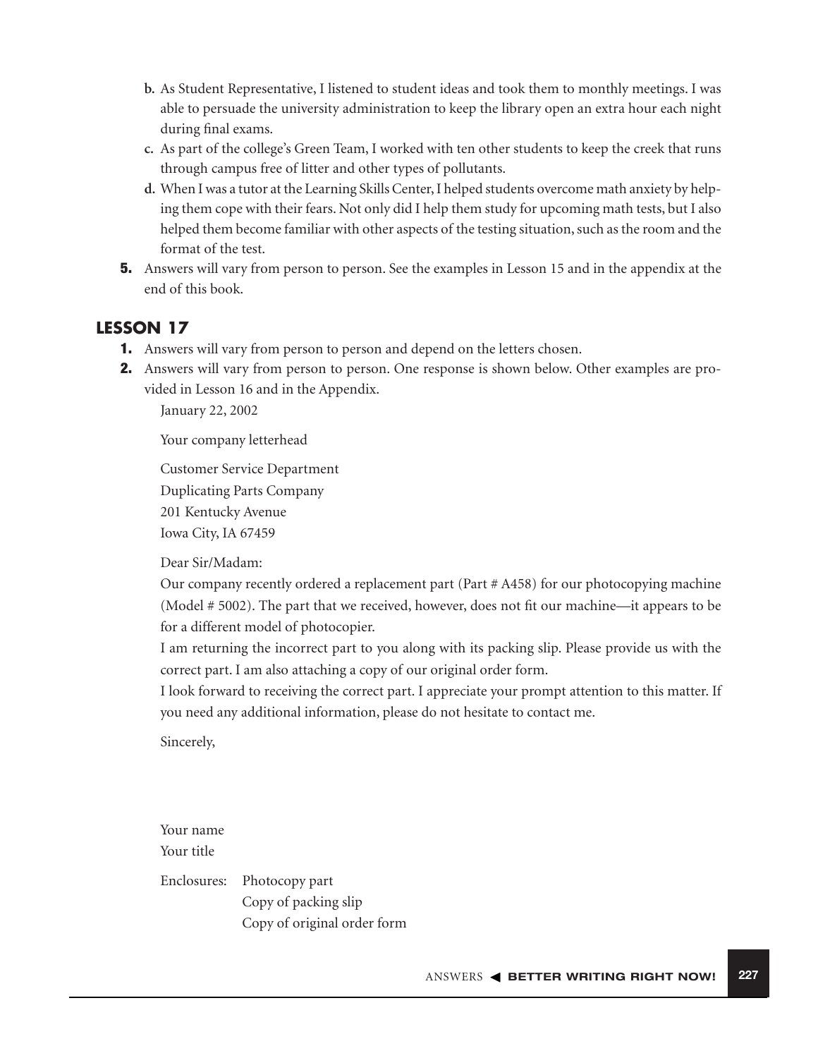b. As Student Representative, I listened to student ideas and took them to monthly meetings. I was able to persuade the university administration to keep the library open an extra hour each night during final exams.

c. As part of the college's Green Team, I worked with ten other students to keep the creek that runs through campus free of litter and other types of pollutants.

d. When I was a tutor at the Learning Skills Center, I helped students overcome math anxiety by helping them cope with their fears. Not only did I help them study for upcoming math tests, but I also helped them become familiar with other aspects of the testing situation, such as the room and the format of the test.

**5.** Answers will vary from person to person. See the examples in Lesson 15 and in the appendix at the end of this book.

## LESSON 17

**1.** Answers will vary from person to person and depend on the letters chosen.

**2.** Answers will vary from person to person. One response is shown below. Other examples are provided in Lesson 16 and in the Appendix.

January 22, 2002

Your company letterhead

Customer Service Department
Duplicating Parts Company
201 Kentucky Avenue
Iowa City, IA 67459

Dear Sir/Madam:

Our company recently ordered a replacement part (Part # A458) for our photocopying machine (Model # 5002). The part that we received, however, does not fit our machine—it appears to be for a different model of photocopier.

I am returning the incorrect part to you along with its packing slip. Please provide us with the correct part. I am also attaching a copy of our original order form.

I look forward to receiving the correct part. I appreciate your prompt attention to this matter. If you need any additional information, please do not hesitate to contact me.

Sincerely,

Your name
Your title

Enclosures: Photocopy part
Copy of packing slip
Copy of original order form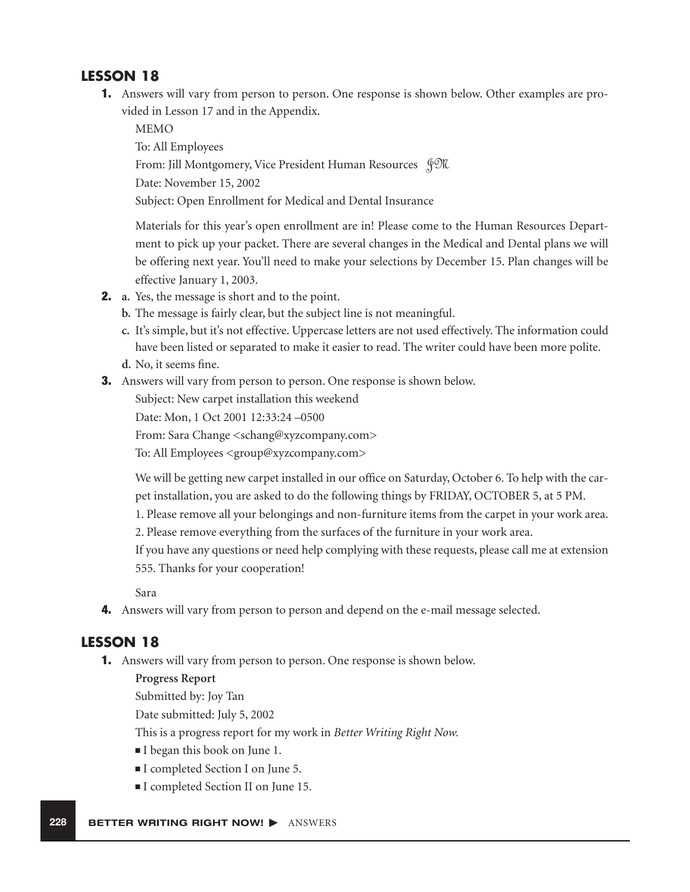## LESSON 18

**1.** Answers will vary from person to person. One response is shown below. Other examples are provided in Lesson 17 and in the Appendix.

MEMO

To: All Employees

From: Jill Montgomery, Vice President Human Resources JM

Date: November 15, 2002

Subject: Open Enrollment for Medical and Dental Insurance

Materials for this year's open enrollment are in! Please come to the Human Resources Department to pick up your packet. There are several changes in the Medical and Dental plans we will be offering next year. You'll need to make your selections by December 15. Plan changes will be effective January 1, 2003.

**2.** **a.** Yes, the message is short and to the point.

**b.** The message is fairly clear, but the subject line is not meaningful.

**c.** It's simple, but it's not effective. Uppercase letters are not used effectively. The information could have been listed or separated to make it easier to read. The writer could have been more polite.

**d.** No, it seems fine.

**3.** Answers will vary from person to person. One response is shown below.

Subject: New carpet installation this weekend

Date: Mon, 1 Oct 2001 12:33:24 –0500

From: Sara Change <schang@xyzcompany.com>

To: All Employees <group@xyzcompany.com>

We will be getting new carpet installed in our office on Saturday, October 6. To help with the carpet installation, you are asked to do the following things by FRIDAY, OCTOBER 5, at 5 PM.

1. Please remove all your belongings and non-furniture items from the carpet in your work area.
2. Please remove everything from the surfaces of the furniture in your work area.

If you have any questions or need help complying with these requests, please call me at extension 555. Thanks for your cooperation!

Sara

**4.** Answers will vary from person to person and depend on the e-mail message selected.

## LESSON 18

**1.** Answers will vary from person to person. One response is shown below.

**Progress Report**

Submitted by: Joy Tan

Date submitted: July 5, 2002

This is a progress report for my work in *Better Writing Right Now.*

- I began this book on June 1.
- I completed Section I on June 5.
- I completed Section II on June 15.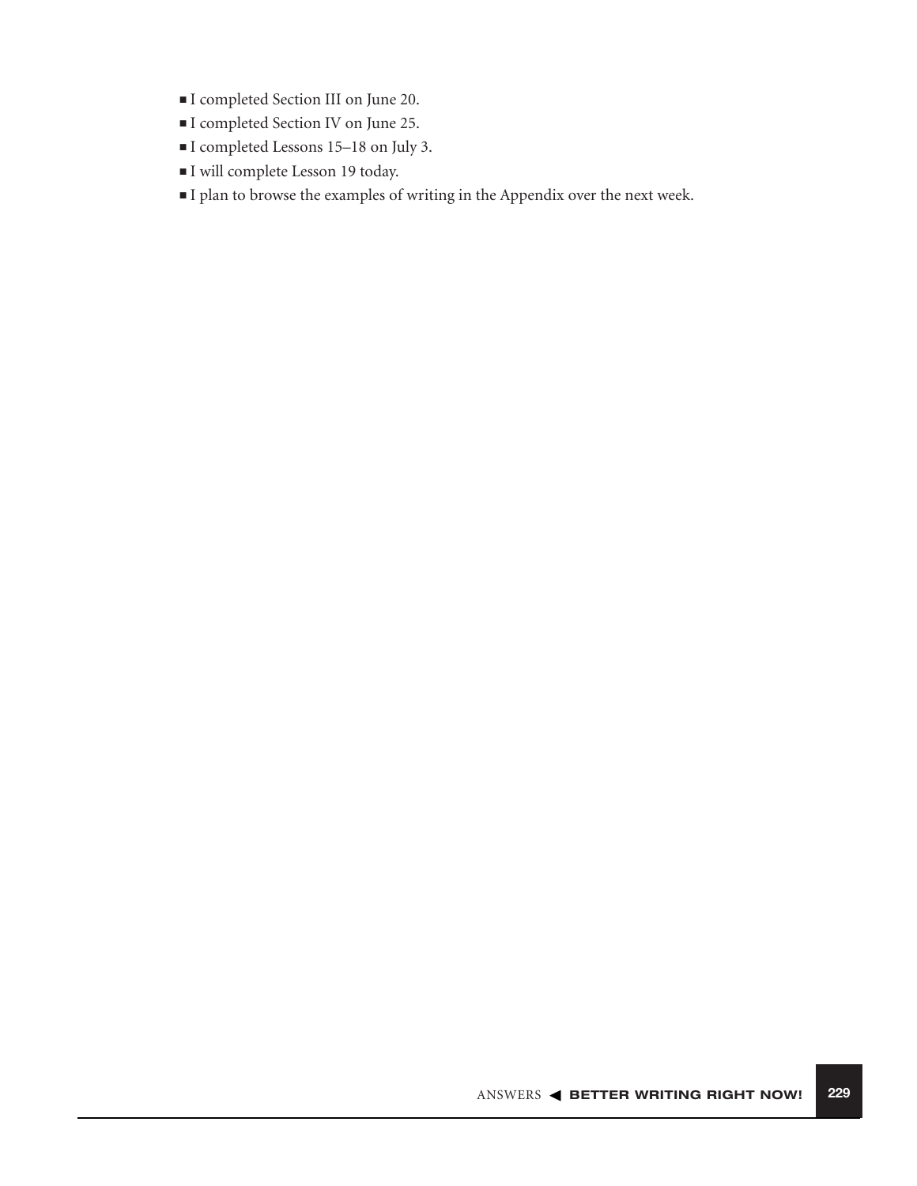- I completed Section III on June 20.
- I completed Section IV on June 25.
- I completed Lessons 15–18 on July 3.
- I will complete Lesson 19 today.
- I plan to browse the examples of writing in the Appendix over the next week.